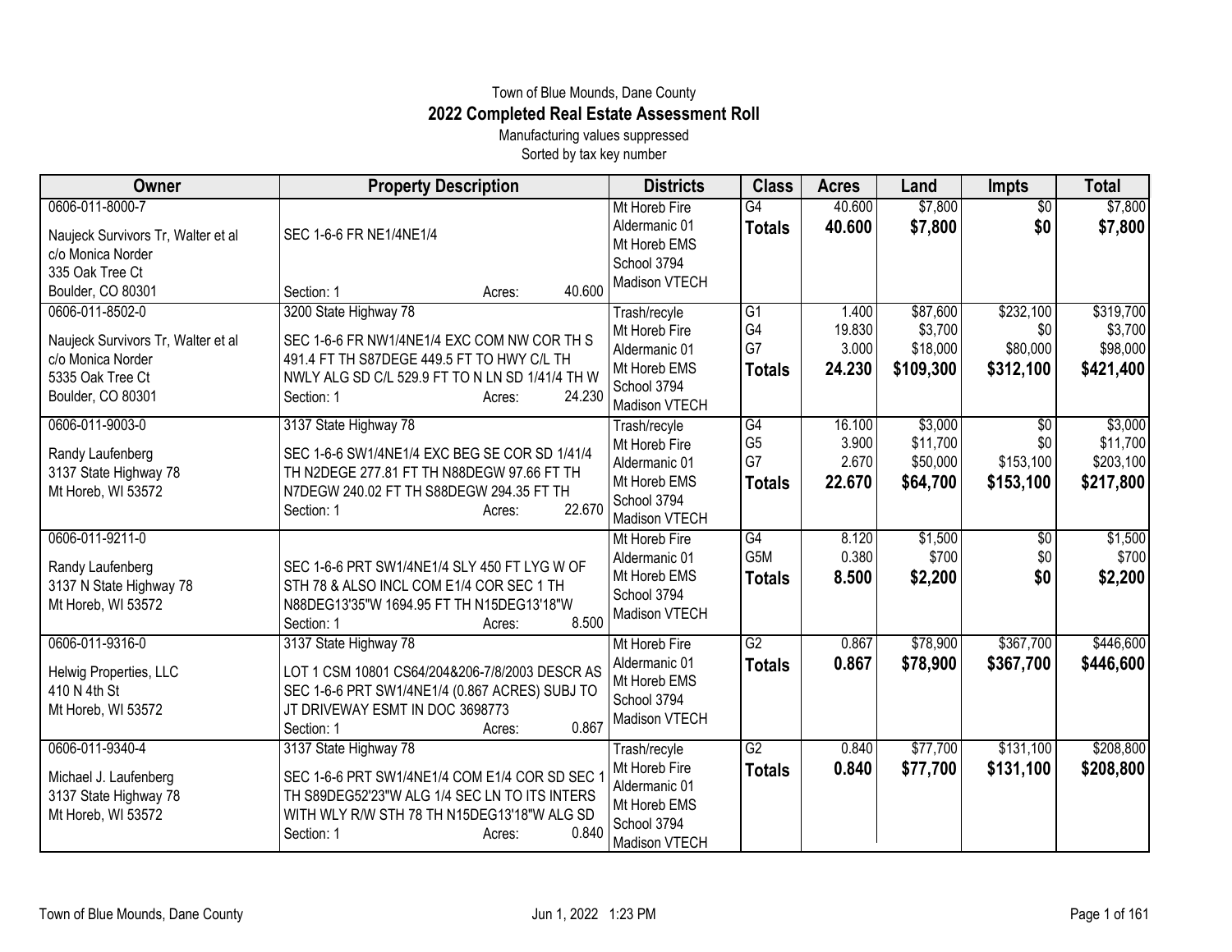Town of Blue Mounds, Dane County

# 2022 Completed Real Estate Assessment Roll

Manufacturing values suppressed
Sorted by tax key number

| Owner | Property Description | Districts | Class | Acres | Land | Impts | Total |
|---|---|---|---|---|---|---|---|
| 0606-011-8000-7<br>Naujeck Survivors Tr, Walter et al<br>c/o Monica Norder<br>335 Oak Tree Ct<br>Boulder, CO 80301 | SEC 1-6-6 FR NE1/4NE1/4<br>Section: 1 Acres: 40.600 | Mt Horeb Fire<br>Aldermanic 01<br>Mt Horeb EMS<br>School 3794<br>Madison VTECH | G4<br>**Totals** | 40.600<br>**40.600** | $7,800<br>**$7,800** | $0<br>**$0** | $7,800<br>**$7,800** |
| 0606-011-8502-0<br>Naujeck Survivors Tr, Walter et al<br>c/o Monica Norder<br>5335 Oak Tree Ct<br>Boulder, CO 80301 | 3200 State Highway 78<br>SEC 1-6-6 FR NW1/4NE1/4 EXC COM NW COR TH S 491.4 FT TH S87DEGE 449.5 FT TO HWY C/L TH NWLY ALG SD C/L 529.9 FT TO N LN SD 1/41/4 TH W<br>Section: 1 Acres: 24.230 | Trash/recyle<br>Mt Horeb Fire<br>Aldermanic 01<br>Mt Horeb EMS<br>School 3794<br>Madison VTECH | G1<br>G4<br>G7<br>**Totals** | 1.400<br>19.830<br>3.000<br>**24.230** | $87,600<br>$3,700<br>$18,000<br>**$109,300** | $232,100<br>$0<br>$80,000<br>**$312,100** | $319,700<br>$3,700<br>$98,000<br>**$421,400** |
| 0606-011-9003-0<br>Randy Laufenberg<br>3137 State Highway 78<br>Mt Horeb, WI 53572 | 3137 State Highway 78<br>SEC 1-6-6 SW1/4NE1/4 EXC BEG SE COR SD 1/41/4 TH N2DEGE 277.81 FT TH N88DEGW 97.66 FT TH N7DEGW 240.02 FT TH S88DEGW 294.35 FT TH<br>Section: 1 Acres: 22.670 | Trash/recyle<br>Mt Horeb Fire<br>Aldermanic 01<br>Mt Horeb EMS<br>School 3794<br>Madison VTECH | G4<br>G5<br>G7<br>**Totals** | 16.100<br>3.900<br>2.670<br>**22.670** | $3,000<br>$11,700<br>$50,000<br>**$64,700** | $0<br>$0<br>$153,100<br>**$153,100** | $3,000<br>$11,700<br>$203,100<br>**$217,800** |
| 0606-011-9211-0<br>Randy Laufenberg<br>3137 N State Highway 78<br>Mt Horeb, WI 53572 | SEC 1-6-6 PRT SW1/4NE1/4 SLY 450 FT LYG W OF STH 78 & ALSO INCL COM E1/4 COR SEC 1 TH N88DEG13'35"W 1694.95 FT TH N15DEG13'18"W<br>Section: 1 Acres: 8.500 | Mt Horeb Fire<br>Aldermanic 01<br>Mt Horeb EMS<br>School 3794<br>Madison VTECH | G4<br>G5M<br>**Totals** | 8.120<br>0.380<br>**8.500** | $1,500<br>$700<br>**$2,200** | $0<br>$0<br>**$0** | $1,500<br>$700<br>**$2,200** |
| 0606-011-9316-0<br>Helwig Properties, LLC<br>410 N 4th St<br>Mt Horeb, WI 53572 | 3137 State Highway 78<br>LOT 1 CSM 10801 CS64/204&206-7/8/2003 DESCR AS SEC 1-6-6 PRT SW1/4NE1/4 (0.867 ACRES) SUBJ TO JT DRIVEWAY ESMT IN DOC 3698773<br>Section: 1 Acres: 0.867 | Mt Horeb Fire<br>Aldermanic 01<br>Mt Horeb EMS<br>School 3794<br>Madison VTECH | G2<br>**Totals** | 0.867<br>**0.867** | $78,900<br>**$78,900** | $367,700<br>**$367,700** | $446,600<br>**$446,600** |
| 0606-011-9340-4<br>Michael J. Laufenberg<br>3137 State Highway 78<br>Mt Horeb, WI 53572 | 3137 State Highway 78<br>SEC 1-6-6 PRT SW1/4NE1/4 COM E1/4 COR SD SEC 1 TH S89DEG52'23"W ALG 1/4 SEC LN TO ITS INTERS WITH WLY R/W STH 78 TH N15DEG13'18"W ALG SD<br>Section: 1 Acres: 0.840 | Trash/recyle<br>Mt Horeb Fire<br>Aldermanic 01<br>Mt Horeb EMS<br>School 3794<br>Madison VTECH | G2<br>**Totals** | 0.840<br>**0.840** | $77,700<br>**$77,700** | $131,100<br>**$131,100** | $208,800<br>**$208,800** |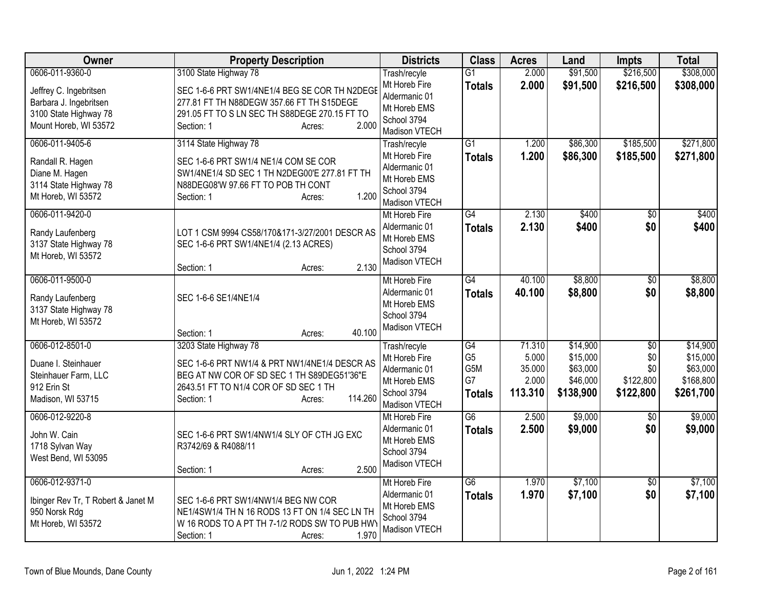| Owner | Property Description | Districts | Class | Acres | Land | Impts | Total |
|---|---|---|---|---|---|---|---|
| 0606-011-9360-0<br>Jeffrey C. Ingebritsen<br>Barbara J. Ingebritsen<br>3100 State Highway 78<br>Mount Horeb, WI 53572 | 3100 State Highway 78<br>SEC 1-6-6 PRT SW1/4NE1/4 BEG SE COR TH N2DEGE 277.81 FT TH N88DEGW 357.66 FT TH S15DEGE 291.05 FT TO S LN SEC TH S88DEGE 270.15 FT TO<br>Section: 1 Acres: 2.000 | Trash/recycle<br>Mt Horeb Fire<br>Aldermanic 01<br>Mt Horeb EMS<br>School 3794<br>Madison VTECH | G1<br>**Totals** | 2.000<br>**2.000** | $91,500<br>**$91,500** | $216,500<br>**$216,500** | $308,000<br>**$308,000** |
| 0606-011-9405-6<br>Randall R. Hagen<br>Diane M. Hagen<br>3114 State Highway 78<br>Mt Horeb, WI 53572 | 3114 State Highway 78<br>SEC 1-6-6 PRT SW1/4 NE1/4 COM SE COR SW1/4NE1/4 SD SEC 1 TH N2DEG00'E 277.81 FT TH N88DEG08'W 97.66 FT TO POB TH CONT<br>Section: 1 Acres: 1.200 | Trash/recycle<br>Mt Horeb Fire<br>Aldermanic 01<br>Mt Horeb EMS<br>School 3794<br>Madison VTECH | G1<br>**Totals** | 1.200<br>**1.200** | $86,300<br>**$86,300** | $185,500<br>**$185,500** | $271,800<br>**$271,800** |
| 0606-011-9420-0<br>Randy Laufenberg<br>3137 State Highway 78<br>Mt Horeb, WI 53572 | LOT 1 CSM 9994 CS58/170&171-3/27/2001 DESCR AS SEC 1-6-6 PRT SW1/4NE1/4 (2.13 ACRES)<br>Section: 1 Acres: 2.130 | Mt Horeb Fire<br>Aldermanic 01<br>Mt Horeb EMS<br>School 3794<br>Madison VTECH | G4<br>**Totals** | 2.130<br>**2.130** | $400<br>**$400** | $0<br>**$0** | $400<br>**$400** |
| 0606-011-9500-0<br>Randy Laufenberg<br>3137 State Highway 78<br>Mt Horeb, WI 53572 | SEC 1-6-6 SE1/4NE1/4<br>Section: 1 Acres: 40.100 | Mt Horeb Fire<br>Aldermanic 01<br>Mt Horeb EMS<br>School 3794<br>Madison VTECH | G4<br>**Totals** | 40.100<br>**40.100** | $8,800<br>**$8,800** | $0<br>**$0** | $8,800<br>**$8,800** |
| 0606-012-8501-0<br>Duane I. Steinhauer<br>Steinhauer Farm, LLC<br>912 Erin St<br>Madison, WI 53715 | 3203 State Highway 78<br>SEC 1-6-6 PRT NW1/4 & PRT NW1/4NE1/4 DESCR AS BEG AT NW COR OF SD SEC 1 TH S89DEG51'36"E 2643.51 FT TO N1/4 COR OF SD SEC 1 TH<br>Section: 1 Acres: 114.260 | Trash/recycle<br>Mt Horeb Fire<br>Aldermanic 01<br>Mt Horeb EMS<br>School 3794<br>Madison VTECH | G4<br>G5<br>G5M<br>G7<br>**Totals** | 71.310<br>5.000<br>35.000<br>2.000<br>**113.310** | $14,900<br>$15,000<br>$63,000<br>$46,000<br>**$138,900** | $0<br>$0<br>$0<br>$122,800<br>**$122,800** | $14,900<br>$15,000<br>$63,000<br>$168,800<br>**$261,700** |
| 0606-012-9220-8<br>John W. Cain<br>1718 Sylvan Way<br>West Bend, WI 53095 | SEC 1-6-6 PRT SW1/4NW1/4 SLY OF CTH JG EXC R3742/69 & R4088/11<br>Section: 1 Acres: 2.500 | Mt Horeb Fire<br>Aldermanic 01<br>Mt Horeb EMS<br>School 3794<br>Madison VTECH | G6<br>**Totals** | 2.500<br>**2.500** | $9,000<br>**$9,000** | $0<br>**$0** | $9,000<br>**$9,000** |
| 0606-012-9371-0<br>Ibinger Rev Tr, T Robert & Janet M<br>950 Norsk Rdg<br>Mt Horeb, WI 53572 | SEC 1-6-6 PRT SW1/4NW1/4 BEG NW COR NE1/4SW1/4 TH N 16 RODS 13 FT ON 1/4 SEC LN TH W 16 RODS TO A PT TH 7-1/2 RODS SW TO PUB HWY<br>Section: 1 Acres: 1.970 | Mt Horeb Fire<br>Aldermanic 01<br>Mt Horeb EMS<br>School 3794<br>Madison VTECH | G6<br>**Totals** | 1.970<br>**1.970** | $7,100<br>**$7,100** | $0<br>**$0** | $7,100<br>**$7,100** |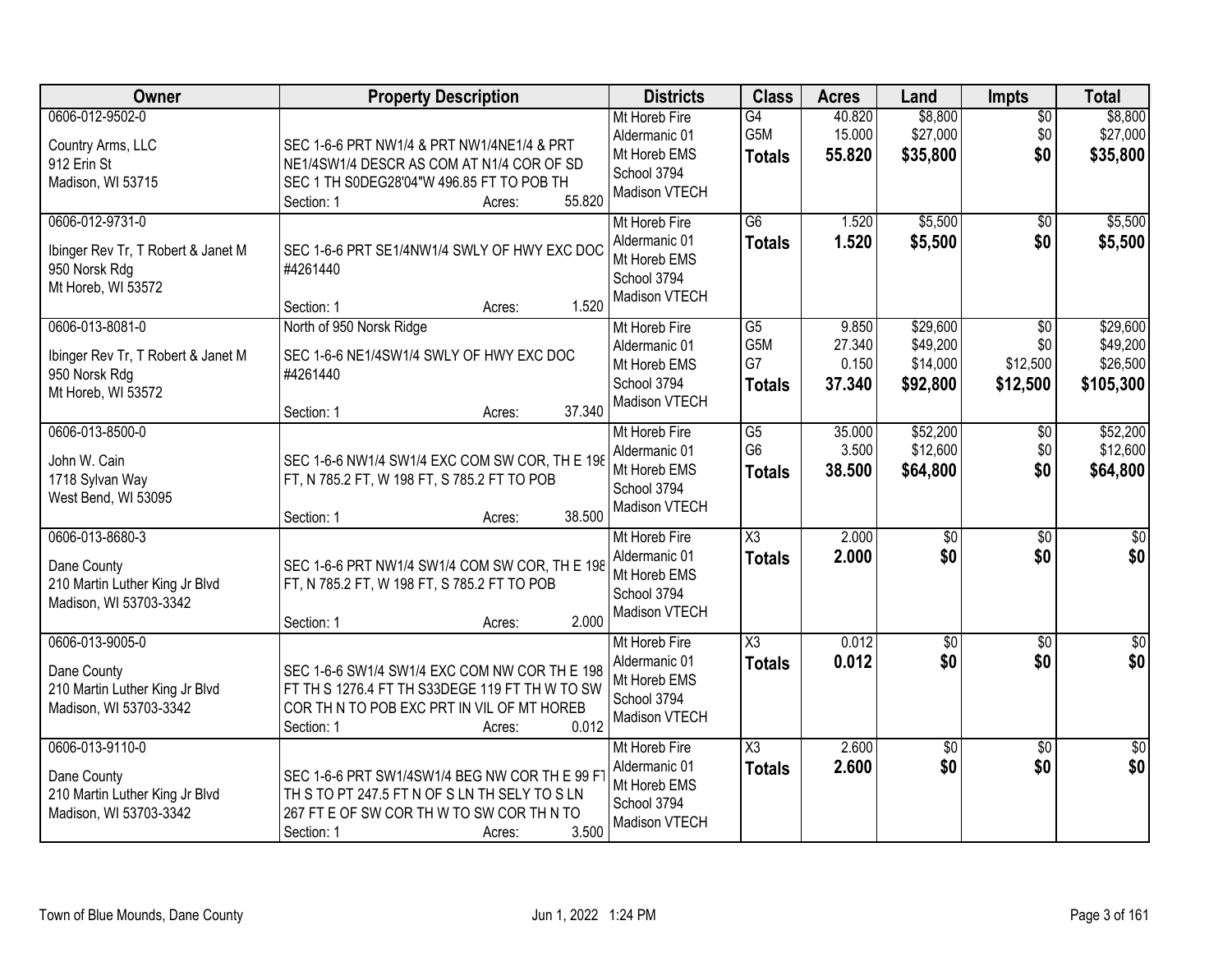| Owner | Property Description | Districts | Class | Acres | Land | Impts | Total |
|---|---|---|---|---|---|---|---|
| 0606-012-9502-0<br>Country Arms, LLC<br>912 Erin St<br>Madison, WI 53715 | SEC 1-6-6 PRT NW1/4 & PRT NW1/4NE1/4 & PRT NE1/4SW1/4 DESCR AS COM AT N1/4 COR OF SD SEC 1 TH S0DEG28'04"W 496.85 FT TO POB TH<br>Section: 1 Acres: 55.820 | Mt Horeb Fire<br>Aldermanic 01<br>Mt Horeb EMS<br>School 3794<br>Madison VTECH | G4<br>G5M<br>**Totals** | 40.820<br>15.000<br>**55.820** | $8,800<br>$27,000<br>**$35,800** | $0<br>$0<br>**$0** | $8,800<br>$27,000<br>**$35,800** |
| 0606-012-9731-0<br>Ibinger Rev Tr, T Robert & Janet M<br>950 Norsk Rdg<br>Mt Horeb, WI 53572 | SEC 1-6-6 PRT SE1/4NW1/4 SWLY OF HWY EXC DOC #4261440<br>Section: 1 Acres: 1.520 | Mt Horeb Fire<br>Aldermanic 01<br>Mt Horeb EMS<br>School 3794<br>Madison VTECH | G6<br>**Totals** | 1.520<br>**1.520** | $5,500<br>**$5,500** | $0<br>**$0** | $5,500<br>**$5,500** |
| 0606-013-8081-0<br>Ibinger Rev Tr, T Robert & Janet M<br>950 Norsk Rdg<br>Mt Horeb, WI 53572 | North of 950 Norsk Ridge<br>SEC 1-6-6 NE1/4SW1/4 SWLY OF HWY EXC DOC #4261440<br>Section: 1 Acres: 37.340 | Mt Horeb Fire<br>Aldermanic 01<br>Mt Horeb EMS<br>School 3794<br>Madison VTECH | G5<br>G5M<br>G7<br>**Totals** | 9.850<br>27.340<br>0.150<br>**37.340** | $29,600<br>$49,200<br>$14,000<br>**$92,800** | $0<br>$0<br>$12,500<br>**$12,500** | $29,600<br>$49,200<br>$26,500<br>**$105,300** |
| 0606-013-8500-0<br>John W. Cain<br>1718 Sylvan Way<br>West Bend, WI 53095 | SEC 1-6-6 NW1/4 SW1/4 EXC COM SW COR, TH E 198 FT, N 785.2 FT, W 198 FT, S 785.2 FT TO POB<br>Section: 1 Acres: 38.500 | Mt Horeb Fire<br>Aldermanic 01<br>Mt Horeb EMS<br>School 3794<br>Madison VTECH | G5<br>G6<br>**Totals** | 35.000<br>3.500<br>**38.500** | $52,200<br>$12,600<br>**$64,800** | $0<br>$0<br>**$0** | $52,200<br>$12,600<br>**$64,800** |
| 0606-013-8680-3<br>Dane County<br>210 Martin Luther King Jr Blvd<br>Madison, WI 53703-3342 | SEC 1-6-6 PRT NW1/4 SW1/4 COM SW COR, TH E 198 FT, N 785.2 FT, W 198 FT, S 785.2 FT TO POB<br>Section: 1 Acres: 2.000 | Mt Horeb Fire<br>Aldermanic 01<br>Mt Horeb EMS<br>School 3794<br>Madison VTECH | X3<br>**Totals** | 2.000<br>**2.000** | $0<br>**$0** | $0<br>**$0** | $0<br>**$0** |
| 0606-013-9005-0<br>Dane County<br>210 Martin Luther King Jr Blvd<br>Madison, WI 53703-3342 | SEC 1-6-6 SW1/4 SW1/4 EXC COM NW COR TH E 198 FT TH S 1276.4 FT TH S33DEGE 119 FT TH W TO SW COR TH N TO POB EXC PRT IN VIL OF MT HOREB<br>Section: 1 Acres: 0.012 | Mt Horeb Fire<br>Aldermanic 01<br>Mt Horeb EMS<br>School 3794<br>Madison VTECH | X3<br>**Totals** | 0.012<br>**0.012** | $0<br>**$0** | $0<br>**$0** | $0<br>**$0** |
| 0606-013-9110-0<br>Dane County<br>210 Martin Luther King Jr Blvd<br>Madison, WI 53703-3342 | SEC 1-6-6 PRT SW1/4SW1/4 BEG NW COR TH E 99 FT TH S TO PT 247.5 FT N OF S LN TH SELY TO S LN 267 FT E OF SW COR TH W TO SW COR TH N TO<br>Section: 1 Acres: 3.500 | Mt Horeb Fire<br>Aldermanic 01<br>Mt Horeb EMS<br>School 3794<br>Madison VTECH | X3<br>**Totals** | 2.600<br>**2.600** | $0<br>**$0** | $0<br>**$0** | $0<br>**$0** |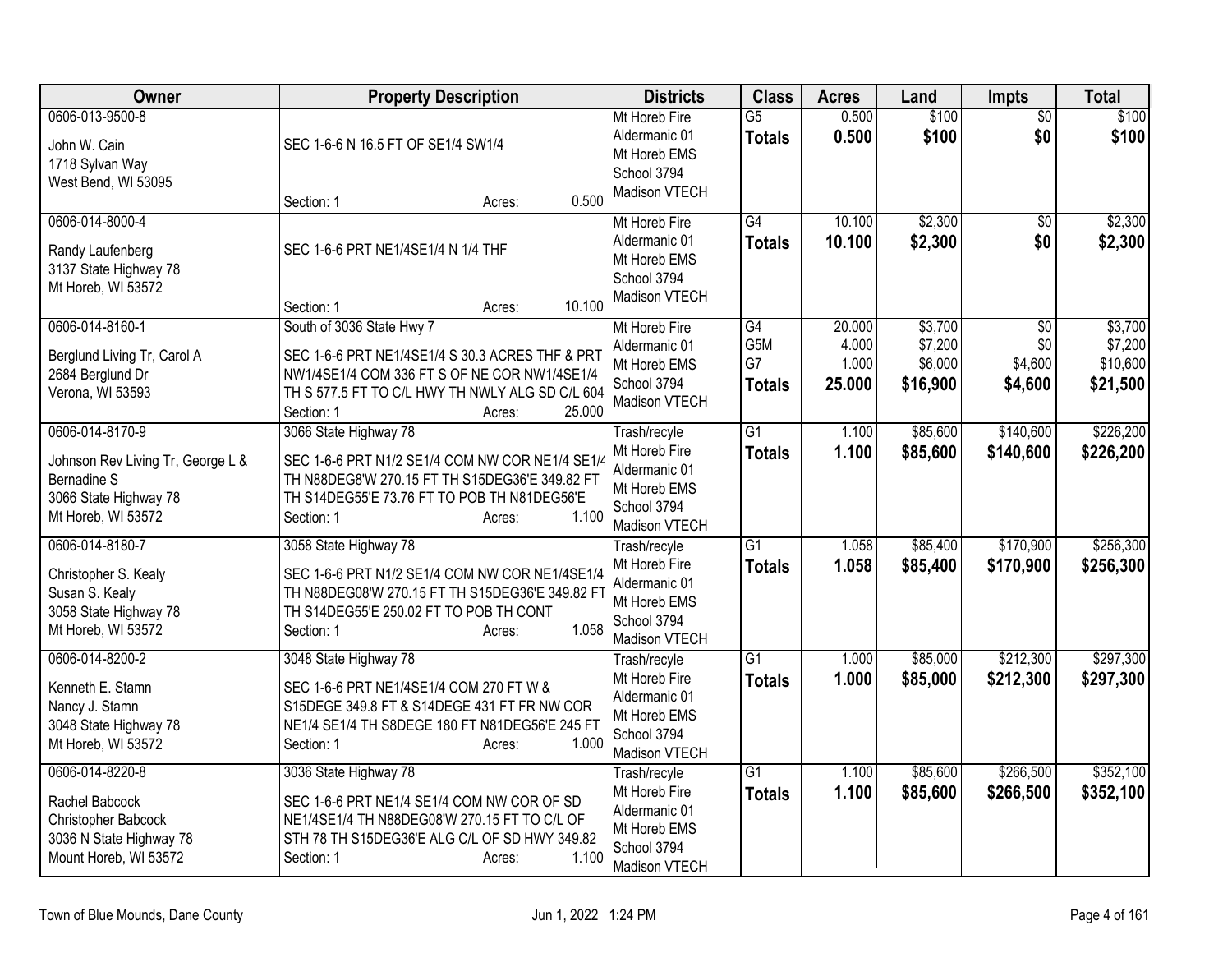| Owner | Property Description | Districts | Class | Acres | Land | Impts | Total |
|---|---|---|---|---|---|---|---|
| 0606-013-9500-8<br><br>John W. Cain<br>1718 Sylvan Way<br>West Bend, WI 53095 | SEC 1-6-6 N 16.5 FT OF SE1/4 SW1/4<br><br>Section: 1 Acres: 0.500 | Mt Horeb Fire<br>Aldermanic 01<br>Mt Horeb EMS<br>School 3794<br>Madison VTECH | G5<br>**Totals** | 0.500<br>**0.500** | $100<br>**$100** | $0<br>**$0** | $100<br>**$100** |
| 0606-014-8000-4<br><br>Randy Laufenberg<br>3137 State Highway 78<br>Mt Horeb, WI 53572 | SEC 1-6-6 PRT NE1/4SE1/4 N 1/4 THF<br><br>Section: 1 Acres: 10.100 | Mt Horeb Fire<br>Aldermanic 01<br>Mt Horeb EMS<br>School 3794<br>Madison VTECH | G4<br>**Totals** | 10.100<br>**10.100** | $2,300<br>**$2,300** | $0<br>**$0** | $2,300<br>**$2,300** |
| 0606-014-8160-1<br><br>Berglund Living Tr, Carol A<br>2684 Berglund Dr<br>Verona, WI 53593 | South of 3036 State Hwy 7<br><br>SEC 1-6-6 PRT NE1/4SE1/4 S 30.3 ACRES THF & PRT NW1/4SE1/4 COM 336 FT S OF NE COR NW1/4SE1/4 TH S 577.5 FT TO C/L HWY TH NWLY ALG SD C/L 604<br>Section: 1 Acres: 25.000 | Mt Horeb Fire<br>Aldermanic 01<br>Mt Horeb EMS<br>School 3794<br>Madison VTECH | G4<br>G5M<br>G7<br>**Totals** | 20.000<br>4.000<br>1.000<br>**25.000** | $3,700<br>$7,200<br>$6,000<br>**$16,900** | $0<br>$0<br>$4,600<br>**$4,600** | $3,700<br>$7,200<br>$10,600<br>**$21,500** |
| 0606-014-8170-9<br><br>Johnson Rev Living Tr, George L & Bernadine S<br>3066 State Highway 78<br>Mt Horeb, WI 53572 | 3066 State Highway 78<br><br>SEC 1-6-6 PRT N1/2 SE1/4 COM NW COR NE1/4 SE1/4 TH N88DEG8'W 270.15 FT TH S15DEG36'E 349.82 FT TH S14DEG55'E 73.76 FT TO POB TH N81DEG56'E<br>Section: 1 Acres: 1.100 | Trash/recyle<br>Mt Horeb Fire<br>Aldermanic 01<br>Mt Horeb EMS<br>School 3794<br>Madison VTECH | G1<br>**Totals** | 1.100<br>**1.100** | $85,600<br>**$85,600** | $140,600<br>**$140,600** | $226,200<br>**$226,200** |
| 0606-014-8180-7<br><br>Christopher S. Kealy<br>Susan S. Kealy<br>3058 State Highway 78<br>Mt Horeb, WI 53572 | 3058 State Highway 78<br><br>SEC 1-6-6 PRT N1/2 SE1/4 COM NW COR NE1/4SE1/4 TH N88DEG08'W 270.15 FT TH S15DEG36'E 349.82 FT TH S14DEG55'E 250.02 FT TO POB TH CONT<br>Section: 1 Acres: 1.058 | Trash/recyle<br>Mt Horeb Fire<br>Aldermanic 01<br>Mt Horeb EMS<br>School 3794<br>Madison VTECH | G1<br>**Totals** | 1.058<br>**1.058** | $85,400<br>**$85,400** | $170,900<br>**$170,900** | $256,300<br>**$256,300** |
| 0606-014-8200-2<br><br>Kenneth E. Stamn<br>Nancy J. Stamn<br>3048 State Highway 78<br>Mt Horeb, WI 53572 | 3048 State Highway 78<br><br>SEC 1-6-6 PRT NE1/4SE1/4 COM 270 FT W & S15DEGE 349.8 FT & S14DEGE 431 FT FR NW COR NE1/4 SE1/4 TH S8DEGE 180 FT N81DEG56'E 245 FT<br>Section: 1 Acres: 1.000 | Trash/recyle<br>Mt Horeb Fire<br>Aldermanic 01<br>Mt Horeb EMS<br>School 3794<br>Madison VTECH | G1<br>**Totals** | 1.000<br>**1.000** | $85,000<br>**$85,000** | $212,300<br>**$212,300** | $297,300<br>**$297,300** |
| 0606-014-8220-8<br><br>Rachel Babcock<br>Christopher Babcock<br>3036 N State Highway 78<br>Mount Horeb, WI 53572 | 3036 State Highway 78<br><br>SEC 1-6-6 PRT NE1/4 SE1/4 COM NW COR OF SD NE1/4SE1/4 TH N88DEG08'W 270.15 FT TO C/L OF STH 78 TH S15DEG36'E ALG C/L OF SD HWY 349.82<br>Section: 1 Acres: 1.100 | Trash/recyle<br>Mt Horeb Fire<br>Aldermanic 01<br>Mt Horeb EMS<br>School 3794<br>Madison VTECH | G1<br>**Totals** | 1.100<br>**1.100** | $85,600<br>**$85,600** | $266,500<br>**$266,500** | $352,100<br>**$352,100** |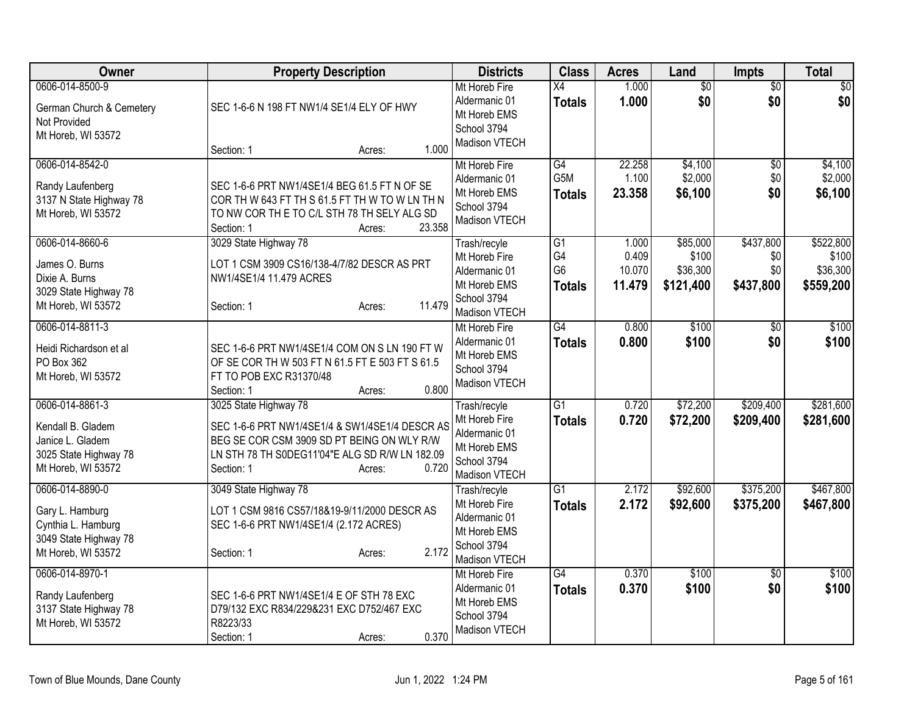| Owner | Property Description | Districts | Class | Acres | Land | Impts | Total |
|---|---|---|---|---|---|---|---|
| 0606-014-8500-9<br>German Church & Cemetery<br>Not Provided<br>Mt Horeb, WI 53572 | SEC 1-6-6 N 198 FT NW1/4 SE1/4 ELY OF HWY<br>Section: 1 Acres: 1.000 | Mt Horeb Fire<br>Aldermanic 01<br>Mt Horeb EMS<br>School 3794<br>Madison VTECH | X4<br>**Totals** | 1.000<br>**1.000** | $0<br>**$0** | $0<br>**$0** | $0<br>**$0** |
| 0606-014-8542-0<br>Randy Laufenberg<br>3137 N State Highway 78<br>Mt Horeb, WI 53572 | SEC 1-6-6 PRT NW1/4SE1/4 BEG 61.5 FT N OF SE COR TH W 643 FT TH S 61.5 FT TH W TO W LN TH N TO NW COR TH E TO C/L STH 78 TH SELY ALG SD<br>Section: 1 Acres: 23.358 | Mt Horeb Fire<br>Aldermanic 01<br>Mt Horeb EMS<br>School 3794<br>Madison VTECH | G4<br>G5M<br>**Totals** | 22.258<br>1.100<br>**23.358** | $4,100<br>$2,000<br>**$6,100** | $0<br>$0<br>**$0** | $4,100<br>$2,000<br>**$6,100** |
| 0606-014-8660-6<br>James O. Burns<br>Dixie A. Burns<br>3029 State Highway 78<br>Mt Horeb, WI 53572 | 3029 State Highway 78<br>LOT 1 CSM 3909 CS16/138-4/7/82 DESCR AS PRT NW1/4SE1/4 11.479 ACRES<br>Section: 1 Acres: 11.479 | Trash/recyle<br>Mt Horeb Fire<br>Aldermanic 01<br>Mt Horeb EMS<br>School 3794<br>Madison VTECH | G1<br>G4<br>G6<br>**Totals** | 1.000<br>0.409<br>10.070<br>**11.479** | $85,000<br>$100<br>$36,300<br>**$121,400** | $437,800<br>$0<br>$0<br>**$437,800** | $522,800<br>$100<br>$36,300<br>**$559,200** |
| 0606-014-8811-3<br>Heidi Richardson et al<br>PO Box 362<br>Mt Horeb, WI 53572 | SEC 1-6-6 PRT NW1/4SE1/4 COM ON S LN 190 FT W OF SE COR TH W 503 FT N 61.5 FT E 503 FT S 61.5 FT TO POB EXC R31370/48<br>Section: 1 Acres: 0.800 | Mt Horeb Fire<br>Aldermanic 01<br>Mt Horeb EMS<br>School 3794<br>Madison VTECH | G4<br>**Totals** | 0.800<br>**0.800** | $100<br>**$100** | $0<br>**$0** | $100<br>**$100** |
| 0606-014-8861-3<br>Kendall B. Gladem<br>Janice L. Gladem<br>3025 State Highway 78<br>Mt Horeb, WI 53572 | 3025 State Highway 78<br>SEC 1-6-6 PRT NW1/4SE1/4 & SW1/4SE1/4 DESCR AS BEG SE COR CSM 3909 SD PT BEING ON WLY R/W LN STH 78 TH S0DEG11'04"E ALG SD R/W LN 182.09<br>Section: 1 Acres: 0.720 | Trash/recyle<br>Mt Horeb Fire<br>Aldermanic 01<br>Mt Horeb EMS<br>School 3794<br>Madison VTECH | G1<br>**Totals** | 0.720<br>**0.720** | $72,200<br>**$72,200** | $209,400<br>**$209,400** | $281,600<br>**$281,600** |
| 0606-014-8890-0<br>Gary L. Hamburg<br>Cynthia L. Hamburg<br>3049 State Highway 78<br>Mt Horeb, WI 53572 | 3049 State Highway 78<br>LOT 1 CSM 9816 CS57/18&19-9/11/2000 DESCR AS SEC 1-6-6 PRT NW1/4SE1/4 (2.172 ACRES)<br>Section: 1 Acres: 2.172 | Trash/recyle<br>Mt Horeb Fire<br>Aldermanic 01<br>Mt Horeb EMS<br>School 3794<br>Madison VTECH | G1<br>**Totals** | 2.172<br>**2.172** | $92,600<br>**$92,600** | $375,200<br>**$375,200** | $467,800<br>**$467,800** |
| 0606-014-8970-1<br>Randy Laufenberg<br>3137 State Highway 78<br>Mt Horeb, WI 53572 | SEC 1-6-6 PRT NW1/4SE1/4 E OF STH 78 EXC D79/132 EXC R834/229&231 EXC D752/467 EXC R8223/33<br>Section: 1 Acres: 0.370 | Mt Horeb Fire<br>Aldermanic 01<br>Mt Horeb EMS<br>School 3794<br>Madison VTECH | G4<br>**Totals** | 0.370<br>**0.370** | $100<br>**$100** | $0<br>**$0** | $100<br>**$100** |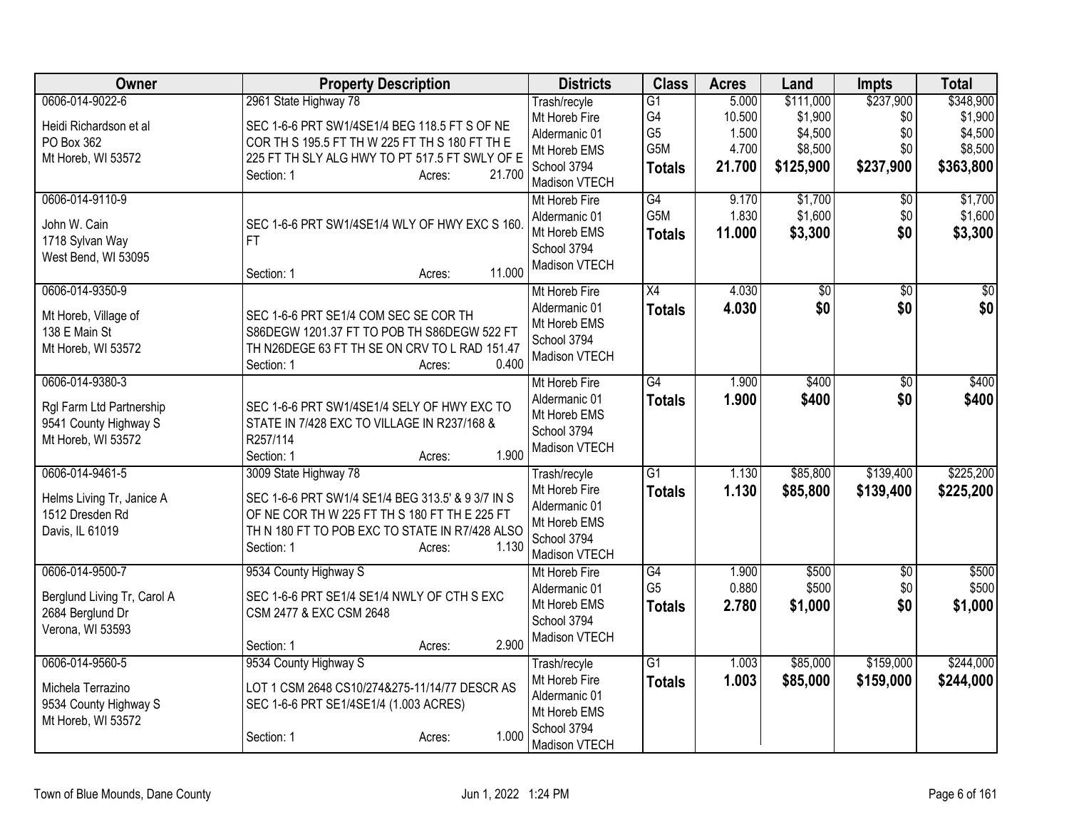| Owner | Property Description | Districts | Class | Acres | Land | Impts | Total |
|---|---|---|---|---|---|---|---|
| 0606-014-9022-6<br>Heidi Richardson et al<br>PO Box 362<br>Mt Horeb, WI 53572 | 2961 State Highway 78<br>SEC 1-6-6 PRT SW1/4SE1/4 BEG 118.5 FT S OF NE COR TH S 195.5 FT TH W 225 FT TH S 180 FT TH E 225 FT TH SLY ALG HWY TO PT 517.5 FT SWLY OF E<br>Section: 1 Acres: 21.700 | Trash/recycle<br>Mt Horeb Fire<br>Aldermanic 01<br>Mt Horeb EMS<br>School 3794<br>Madison VTECH | G1<br>G4<br>G5<br>G5M<br>**Totals** | 5.000<br>10.500<br>1.500<br>4.700<br>**21.700** | $111,000<br>$1,900<br>$4,500<br>$8,500<br>**$125,900** | $237,900<br>$0<br>$0<br>$0<br>**$237,900** | $348,900<br>$1,900<br>$4,500<br>$8,500<br>**$363,800** |
| 0606-014-9110-9<br>John W. Cain<br>1718 Sylvan Way<br>West Bend, WI 53095 | SEC 1-6-6 PRT SW1/4SE1/4 WLY OF HWY EXC S 160. FT<br>Section: 1 Acres: 11.000 | Mt Horeb Fire<br>Aldermanic 01<br>Mt Horeb EMS<br>School 3794<br>Madison VTECH | G4<br>G5M<br>**Totals** | 9.170<br>1.830<br>**11.000** | $1,700<br>$1,600<br>**$3,300** | $0<br>$0<br>**$0** | $1,700<br>$1,600<br>**$3,300** |
| 0606-014-9350-9<br>Mt Horeb, Village of<br>138 E Main St<br>Mt Horeb, WI 53572 | SEC 1-6-6 PRT SE1/4 COM SEC SE COR TH S86DEGW 1201.37 FT TO POB TH S86DEGW 522 FT TH N26DEGE 63 FT TH SE ON CRV TO L RAD 151.47<br>Section: 1 Acres: 0.400 | Mt Horeb Fire<br>Aldermanic 01<br>Mt Horeb EMS<br>School 3794<br>Madison VTECH | X4<br>**Totals** | 4.030<br>**4.030** | $0<br>**$0** | $0<br>**$0** | $0<br>**$0** |
| 0606-014-9380-3<br>Rgl Farm Ltd Partnership<br>9541 County Highway S<br>Mt Horeb, WI 53572 | SEC 1-6-6 PRT SW1/4SE1/4 SELY OF HWY EXC TO STATE IN 7/428 EXC TO VILLAGE IN R237/168 & R257/114<br>Section: 1 Acres: 1.900 | Mt Horeb Fire<br>Aldermanic 01<br>Mt Horeb EMS<br>School 3794<br>Madison VTECH | G4<br>**Totals** | 1.900<br>**1.900** | $400<br>**$400** | $0<br>**$0** | $400<br>**$400** |
| 0606-014-9461-5<br>Helms Living Tr, Janice A<br>1512 Dresden Rd<br>Davis, IL 61019 | 3009 State Highway 78<br>SEC 1-6-6 PRT SW1/4 SE1/4 BEG 313.5' & 9 3/7 IN S OF NE COR TH W 225 FT TH S 180 FT TH E 225 FT TH N 180 FT TO POB EXC TO STATE IN R7/428 ALSO<br>Section: 1 Acres: 1.130 | Trash/recycle<br>Mt Horeb Fire<br>Aldermanic 01<br>Mt Horeb EMS<br>School 3794<br>Madison VTECH | G1<br>**Totals** | 1.130<br>**1.130** | $85,800<br>**$85,800** | $139,400<br>**$139,400** | $225,200<br>**$225,200** |
| 0606-014-9500-7<br>Berglund Living Tr, Carol A<br>2684 Berglund Dr<br>Verona, WI 53593 | 9534 County Highway S<br>SEC 1-6-6 PRT SE1/4 SE1/4 NWLY OF CTH S EXC CSM 2477 & EXC CSM 2648<br>Section: 1 Acres: 2.900 | Mt Horeb Fire<br>Aldermanic 01<br>Mt Horeb EMS<br>School 3794<br>Madison VTECH | G4<br>G5<br>**Totals** | 1.900<br>0.880<br>**2.780** | $500<br>$500<br>**$1,000** | $0<br>$0<br>**$0** | $500<br>$500<br>**$1,000** |
| 0606-014-9560-5<br>Michela Terrazino<br>9534 County Highway S<br>Mt Horeb, WI 53572 | 9534 County Highway S<br>LOT 1 CSM 2648 CS10/274&275-11/14/77 DESCR AS SEC 1-6-6 PRT SE1/4SE1/4 (1.003 ACRES)<br>Section: 1 Acres: 1.000 | Trash/recycle<br>Mt Horeb Fire<br>Aldermanic 01<br>Mt Horeb EMS<br>School 3794<br>Madison VTECH | G1<br>**Totals** | 1.003<br>**1.003** | $85,000<br>**$85,000** | $159,000<br>**$159,000** | $244,000<br>**$244,000** |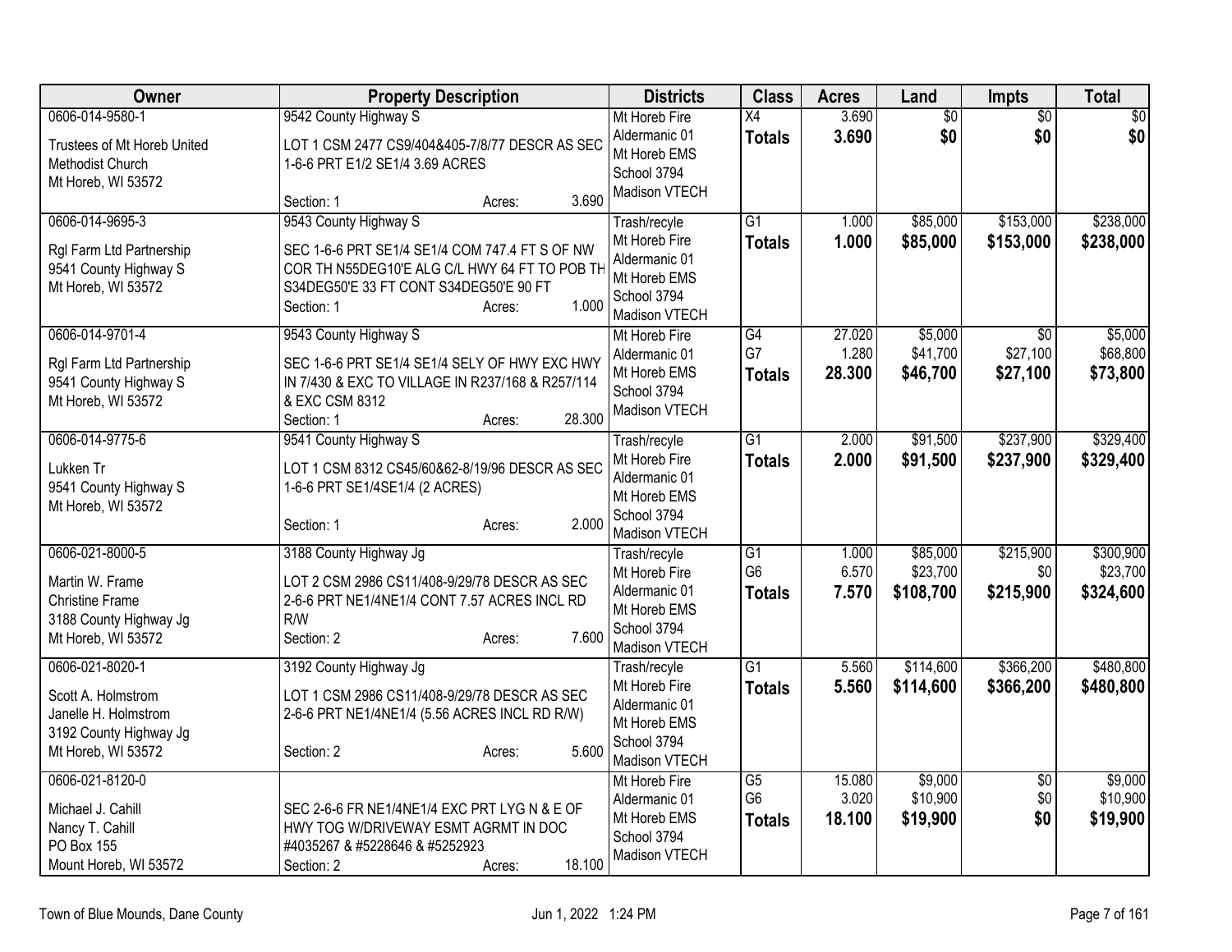| Owner | Property Description | Districts | Class | Acres | Land | Impts | Total |
|---|---|---|---|---|---|---|---|
| 0606-014-9580-1<br>Trustees of Mt Horeb United Methodist Church<br>Mt Horeb, WI 53572 | 9542 County Highway S<br>LOT 1 CSM 2477 CS9/404&405-7/8/77 DESCR AS SEC 1-6-6 PRT E1/2 SE1/4 3.69 ACRES<br>Section: 1 Acres: 3.690 | Mt Horeb Fire<br>Aldermanic 01<br>Mt Horeb EMS<br>School 3794<br>Madison VTECH | X4<br>**Totals** | 3.690<br>**3.690** | $0<br>**$0** | $0<br>**$0** | $0<br>**$0** |
| 0606-014-9695-3<br>Rgl Farm Ltd Partnership<br>9541 County Highway S<br>Mt Horeb, WI 53572 | 9543 County Highway S<br>SEC 1-6-6 PRT SE1/4 SE1/4 COM 747.4 FT S OF NW COR TH N55DEG10'E ALG C/L HWY 64 FT TO POB TH S34DEG50'E 33 FT CONT S34DEG50'E 90 FT<br>Section: 1 Acres: 1.000 | Trash/recyle<br>Mt Horeb Fire<br>Aldermanic 01<br>Mt Horeb EMS<br>School 3794<br>Madison VTECH | G1<br>**Totals** | 1.000<br>**1.000** | $85,000<br>**$85,000** | $153,000<br>**$153,000** | $238,000<br>**$238,000** |
| 0606-014-9701-4<br>Rgl Farm Ltd Partnership<br>9541 County Highway S<br>Mt Horeb, WI 53572 | 9543 County Highway S<br>SEC 1-6-6 PRT SE1/4 SE1/4 SELY OF HWY EXC HWY IN 7/430 & EXC TO VILLAGE IN R237/168 & R257/114 & EXC CSM 8312<br>Section: 1 Acres: 28.300 | Mt Horeb Fire<br>Aldermanic 01<br>Mt Horeb EMS<br>School 3794<br>Madison VTECH | G4<br>G7<br>**Totals** | 27.020<br>1.280<br>**28.300** | $5,000<br>$41,700<br>**$46,700** | $0<br>$27,100<br>**$27,100** | $5,000<br>$68,800<br>**$73,800** |
| 0606-014-9775-6<br>Lukken Tr<br>9541 County Highway S<br>Mt Horeb, WI 53572 | 9541 County Highway S<br>LOT 1 CSM 8312 CS45/60&62-8/19/96 DESCR AS SEC 1-6-6 PRT SE1/4SE1/4 (2 ACRES)<br>Section: 1 Acres: 2.000 | Trash/recyle<br>Mt Horeb Fire<br>Aldermanic 01<br>Mt Horeb EMS<br>School 3794<br>Madison VTECH | G1<br>**Totals** | 2.000<br>**2.000** | $91,500<br>**$91,500** | $237,900<br>**$237,900** | $329,400<br>**$329,400** |
| 0606-021-8000-5<br>Martin W. Frame<br>Christine Frame<br>3188 County Highway Jg<br>Mt Horeb, WI 53572 | 3188 County Highway Jg<br>LOT 2 CSM 2986 CS11/408-9/29/78 DESCR AS SEC 2-6-6 PRT NE1/4NE1/4 CONT 7.57 ACRES INCL RD R/W<br>Section: 2 Acres: 7.600 | Trash/recyle<br>Mt Horeb Fire<br>Aldermanic 01<br>Mt Horeb EMS<br>School 3794<br>Madison VTECH | G1<br>G6<br>**Totals** | 1.000<br>6.570<br>**7.570** | $85,000<br>$23,700<br>**$108,700** | $215,900<br>$0<br>**$215,900** | $300,900<br>$23,700<br>**$324,600** |
| 0606-021-8020-1<br>Scott A. Holmstrom<br>Janelle H. Holmstrom<br>3192 County Highway Jg<br>Mt Horeb, WI 53572 | 3192 County Highway Jg<br>LOT 1 CSM 2986 CS11/408-9/29/78 DESCR AS SEC 2-6-6 PRT NE1/4NE1/4 (5.56 ACRES INCL RD R/W)<br>Section: 2 Acres: 5.600 | Trash/recyle<br>Mt Horeb Fire<br>Aldermanic 01<br>Mt Horeb EMS<br>School 3794<br>Madison VTECH | G1<br>**Totals** | 5.560<br>**5.560** | $114,600<br>**$114,600** | $366,200<br>**$366,200** | $480,800<br>**$480,800** |
| 0606-021-8120-0<br>Michael J. Cahill<br>Nancy T. Cahill<br>PO Box 155<br>Mount Horeb, WI 53572 | SEC 2-6-6 FR NE1/4NE1/4 EXC PRT LYG N & E OF HWY TOG W/DRIVEWAY ESMT AGRMT IN DOC #4035267 & #5228646 & #5252923<br>Section: 2 Acres: 18.100 | Mt Horeb Fire<br>Aldermanic 01<br>Mt Horeb EMS<br>School 3794<br>Madison VTECH | G5<br>G6<br>**Totals** | 15.080<br>3.020<br>**18.100** | $9,000<br>$10,900<br>**$19,900** | $0<br>$0<br>**$0** | $9,000<br>$10,900<br>**$19,900** |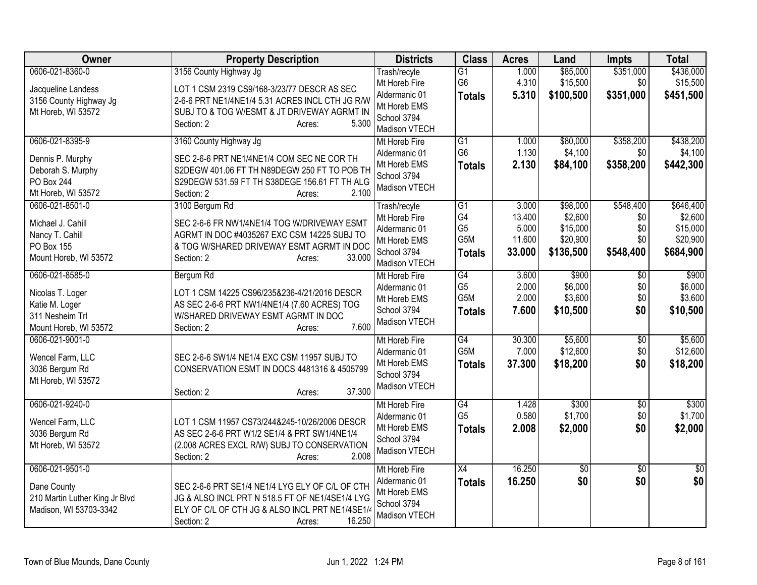| Owner | Property Description | Districts | Class | Acres | Land | Impts | Total |
|---|---|---|---|---|---|---|---|
| 0606-021-8360-0<br><br>Jacqueline Landess<br>3156 County Highway Jg<br>Mt Horeb, WI 53572 | 3156 County Highway Jg<br><br>LOT 1 CSM 2319 CS9/168-3/23/77 DESCR AS SEC 2-6-6 PRT NE1/4NE1/4 5.31 ACRES INCL CTH JG R/W SUBJ TO & TOG W/ESMT & JT DRIVEWAY AGRMT IN<br>Section: 2 Acres: 5.300 | Trash/recyle<br>Mt Horeb Fire<br>Aldermanic 01<br>Mt Horeb EMS<br>School 3794<br>Madison VTECH | G1<br>G6<br>**Totals** | 1.000<br>4.310<br>**5.310** | \$85,000<br>\$15,500<br>**\$100,500** | \$351,000<br>\$0<br>**\$351,000** | \$436,000<br>\$15,500<br>**\$451,500** |
| 0606-021-8395-9<br><br>Dennis P. Murphy<br>Deborah S. Murphy<br>PO Box 244<br>Mt Horeb, WI 53572 | 3160 County Highway Jg<br><br>SEC 2-6-6 PRT NE1/4NE1/4 COM SEC NE COR TH S2DEGW 401.06 FT TH N89DEGW 250 FT TO POB TH S29DEGW 531.59 FT TH S38DEGE 156.61 FT TH ALG<br>Section: 2 Acres: 2.100 | Mt Horeb Fire<br>Aldermanic 01<br>Mt Horeb EMS<br>School 3794<br>Madison VTECH | G1<br>G6<br>**Totals** | 1.000<br>1.130<br>**2.130** | \$80,000<br>\$4,100<br>**\$84,100** | \$358,200<br>\$0<br>**\$358,200** | \$438,200<br>\$4,100<br>**\$442,300** |
| 0606-021-8501-0<br><br>Michael J. Cahill<br>Nancy T. Cahill<br>PO Box 155<br>Mount Horeb, WI 53572 | 3100 Bergum Rd<br><br>SEC 2-6-6 FR NW1/4NE1/4 TOG W/DRIVEWAY ESMT AGRMT IN DOC #4035267 EXC CSM 14225 SUBJ TO & TOG W/SHARED DRIVEWAY ESMT AGRMT IN DOC<br>Section: 2 Acres: 33.000 | Trash/recyle<br>Mt Horeb Fire<br>Aldermanic 01<br>Mt Horeb EMS<br>School 3794<br>Madison VTECH | G1<br>G4<br>G5<br>G5M<br>**Totals** | 3.000<br>13.400<br>5.000<br>11.600<br>**33.000** | \$98,000<br>\$2,600<br>\$15,000<br>\$20,900<br>**\$136,500** | \$548,400<br>\$0<br>\$0<br>\$0<br>**\$548,400** | \$646,400<br>\$2,600<br>\$15,000<br>\$20,900<br>**\$684,900** |
| 0606-021-8585-0<br><br>Nicolas T. Loger<br>Katie M. Loger<br>311 Nesheim Trl<br>Mount Horeb, WI 53572 | Bergum Rd<br><br>LOT 1 CSM 14225 CS96/235&236-4/21/2016 DESCR AS SEC 2-6-6 PRT NW1/4NE1/4 (7.60 ACRES) TOG W/SHARED DRIVEWAY ESMT AGRMT IN DOC<br>Section: 2 Acres: 7.600 | Mt Horeb Fire<br>Aldermanic 01<br>Mt Horeb EMS<br>School 3794<br>Madison VTECH | G4<br>G5<br>G5M<br>**Totals** | 3.600<br>2.000<br>2.000<br>**7.600** | \$900<br>\$6,000<br>\$3,600<br>**\$10,500** | \$0<br>\$0<br>\$0<br>**\$0** | \$900<br>\$6,000<br>\$3,600<br>**\$10,500** |
| 0606-021-9001-0<br><br>Wencel Farm, LLC<br>3036 Bergum Rd<br>Mt Horeb, WI 53572 | SEC 2-6-6 SW1/4 NE1/4 EXC CSM 11957 SUBJ TO CONSERVATION ESMT IN DOCS 4481316 & 4505799<br>Section: 2 Acres: 37.300 | Mt Horeb Fire<br>Aldermanic 01<br>Mt Horeb EMS<br>School 3794<br>Madison VTECH | G4<br>G5M<br>**Totals** | 30.300<br>7.000<br>**37.300** | \$5,600<br>\$12,600<br>**\$18,200** | \$0<br>\$0<br>**\$0** | \$5,600<br>\$12,600<br>**\$18,200** |
| 0606-021-9240-0<br><br>Wencel Farm, LLC<br>3036 Bergum Rd<br>Mt Horeb, WI 53572 | LOT 1 CSM 11957 CS73/244&245-10/26/2006 DESCR AS SEC 2-6-6 PRT W1/2 SE1/4 & PRT SW1/4NE1/4 (2.008 ACRES EXCL R/W) SUBJ TO CONSERVATION<br>Section: 2 Acres: 2.008 | Mt Horeb Fire<br>Aldermanic 01<br>Mt Horeb EMS<br>School 3794<br>Madison VTECH | G4<br>G5<br>**Totals** | 1.428<br>0.580<br>**2.008** | \$300<br>\$1,700<br>**\$2,000** | \$0<br>\$0<br>**\$0** | \$300<br>\$1,700<br>**\$2,000** |
| 0606-021-9501-0<br><br>Dane County<br>210 Martin Luther King Jr Blvd<br>Madison, WI 53703-3342 | SEC 2-6-6 PRT SE1/4 NE1/4 LYG ELY OF C/L OF CTH JG & ALSO INCL PRT N 518.5 FT OF NE1/4SE1/4 LYG ELY OF C/L OF CTH JG & ALSO INCL PRT NE1/4SE1/4<br>Section: 2 Acres: 16.250 | Mt Horeb Fire<br>Aldermanic 01<br>Mt Horeb EMS<br>School 3794<br>Madison VTECH | X4<br>**Totals** | 16.250<br>**16.250** | \$0<br>**\$0** | \$0<br>**\$0** | \$0<br>**\$0** |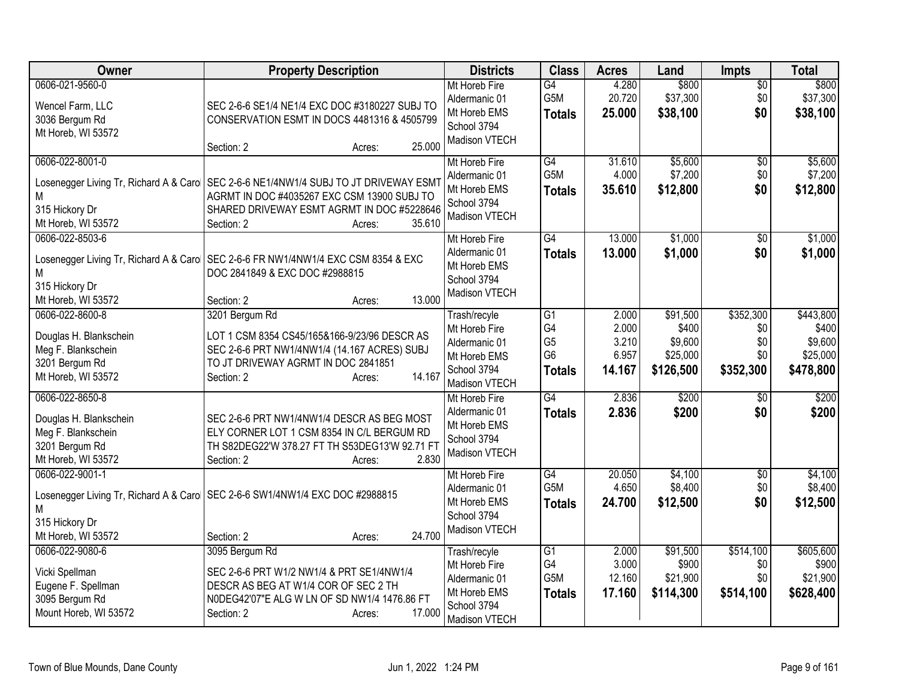| Owner | Property Description | Districts | Class | Acres | Land | Impts | Total |
|---|---|---|---|---|---|---|---|
| 0606-021-9560-0<br>Wencel Farm, LLC<br>3036 Bergum Rd<br>Mt Horeb, WI 53572 | SEC 2-6-6 SE1/4 NE1/4 EXC DOC #3180227 SUBJ TO CONSERVATION ESMT IN DOCS 4481316 & 4505799<br>Section: 2 Acres: 25.000 | Mt Horeb Fire<br>Aldermanic 01<br>Mt Horeb EMS<br>School 3794<br>Madison VTECH | G4<br>G5M<br>**Totals** | 4.280<br>20.720<br>**25.000** | $800<br>$37,300<br>**$38,100** | $0<br>$0<br>**$0** | $800<br>$37,300<br>**$38,100** |
| 0606-022-8001-0<br>Losenegger Living Tr, Richard A & Carol M<br>315 Hickory Dr<br>Mt Horeb, WI 53572 | SEC 2-6-6 NE1/4NW1/4 SUBJ TO JT DRIVEWAY ESMT AGRMT IN DOC #4035267 EXC CSM 13900 SUBJ TO SHARED DRIVEWAY ESMT AGRMT IN DOC #5228646<br>Section: 2 Acres: 35.610 | Mt Horeb Fire<br>Aldermanic 01<br>Mt Horeb EMS<br>School 3794<br>Madison VTECH | G4<br>G5M<br>**Totals** | 31.610<br>4.000<br>**35.610** | $5,600<br>$7,200<br>**$12,800** | $0<br>$0<br>**$0** | $5,600<br>$7,200<br>**$12,800** |
| 0606-022-8503-6<br>Losenegger Living Tr, Richard A & Carol M<br>315 Hickory Dr<br>Mt Horeb, WI 53572 | SEC 2-6-6 FR NW1/4NW1/4 EXC CSM 8354 & EXC DOC 2841849 & EXC DOC #2988815<br>Section: 2 Acres: 13.000 | Mt Horeb Fire<br>Aldermanic 01<br>Mt Horeb EMS<br>School 3794<br>Madison VTECH | G4<br>**Totals** | 13.000<br>**13.000** | $1,000<br>**$1,000** | $0<br>**$0** | $1,000<br>**$1,000** |
| 0606-022-8600-8<br>Douglas H. Blankschein<br>Meg F. Blankschein<br>3201 Bergum Rd<br>Mt Horeb, WI 53572 | 3201 Bergum Rd<br>LOT 1 CSM 8354 CS45/165&166-9/23/96 DESCR AS SEC 2-6-6 PRT NW1/4NW1/4 (14.167 ACRES) SUBJ TO JT DRIVEWAY AGRMT IN DOC 2841851<br>Section: 2 Acres: 14.167 | Trash/recyle<br>Mt Horeb Fire<br>Aldermanic 01<br>Mt Horeb EMS<br>School 3794<br>Madison VTECH | G1<br>G4<br>G5<br>G6<br>**Totals** | 2.000<br>2.000<br>3.210<br>6.957<br>**14.167** | $91,500<br>$400<br>$9,600<br>$25,000<br>**$126,500** | $352,300<br>$0<br>$0<br>$0<br>**$352,300** | $443,800<br>$400<br>$9,600<br>$25,000<br>**$478,800** |
| 0606-022-8650-8<br>Douglas H. Blankschein<br>Meg F. Blankschein<br>3201 Bergum Rd<br>Mt Horeb, WI 53572 | SEC 2-6-6 PRT NW1/4NW1/4 DESCR AS BEG MOST ELY CORNER LOT 1 CSM 8354 IN C/L BERGUM RD TH S82DEG22'W 378.27 FT TH S53DEG13'W 92.71 FT<br>Section: 2 Acres: 2.830 | Mt Horeb Fire<br>Aldermanic 01<br>Mt Horeb EMS<br>School 3794<br>Madison VTECH | G4<br>**Totals** | 2.836<br>**2.836** | $200<br>**$200** | $0<br>**$0** | $200<br>**$200** |
| 0606-022-9001-1<br>Losenegger Living Tr, Richard A & Carol M<br>315 Hickory Dr<br>Mt Horeb, WI 53572 | SEC 2-6-6 SW1/4NW1/4 EXC DOC #2988815<br>Section: 2 Acres: 24.700 | Mt Horeb Fire<br>Aldermanic 01<br>Mt Horeb EMS<br>School 3794<br>Madison VTECH | G4<br>G5M<br>**Totals** | 20.050<br>4.650<br>**24.700** | $4,100<br>$8,400<br>**$12,500** | $0<br>$0<br>**$0** | $4,100<br>$8,400<br>**$12,500** |
| 0606-022-9080-6<br>Vicki Spellman<br>Eugene F. Spellman<br>3095 Bergum Rd<br>Mount Horeb, WI 53572 | 3095 Bergum Rd<br>SEC 2-6-6 PRT W1/2 NW1/4 & PRT SE1/4NW1/4 DESCR AS BEG AT W1/4 COR OF SEC 2 TH N0DEG42'07"E ALG W LN OF SD NW1/4 1476.86 FT<br>Section: 2 Acres: 17.000 | Trash/recyle<br>Mt Horeb Fire<br>Aldermanic 01<br>Mt Horeb EMS<br>School 3794<br>Madison VTECH | G1<br>G4<br>G5M<br>**Totals** | 2.000<br>3.000<br>12.160<br>**17.160** | $91,500<br>$900<br>$21,900<br>**$114,300** | $514,100<br>$0<br>$0<br>**$514,100** | $605,600<br>$900<br>$21,900<br>**$628,400** |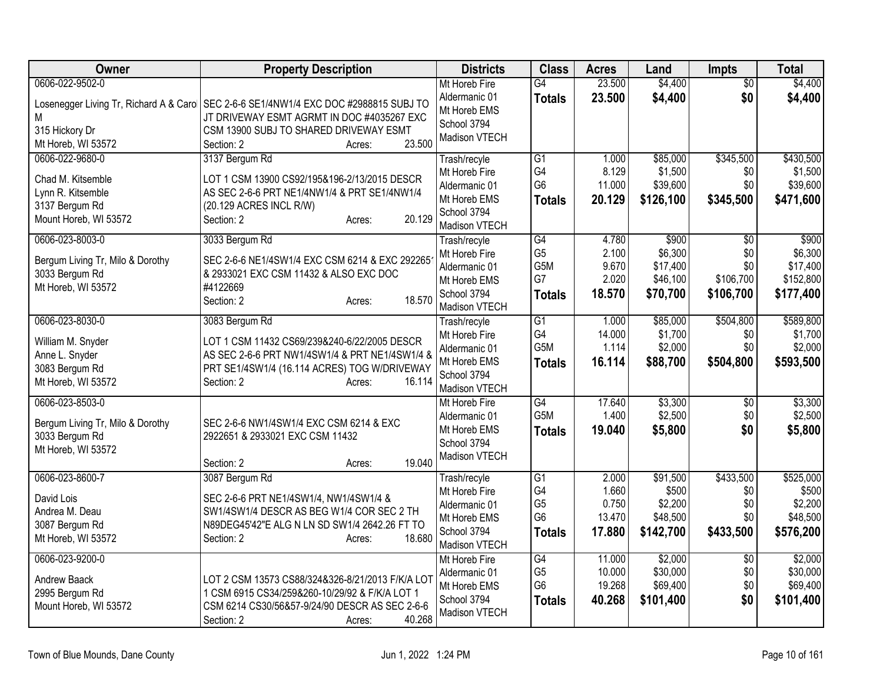| Owner | Property Description | Districts | Class | Acres | Land | Impts | Total |
|---|---|---|---|---|---|---|---|
| 0606-022-9502-0<br>Losenegger Living Tr, Richard A & Carol M<br>315 Hickory Dr<br>Mt Horeb, WI 53572 | SEC 2-6-6 SE1/4NW1/4 EXC DOC #2988815 SUBJ TO JT DRIVEWAY ESMT AGRMT IN DOC #4035267 EXC CSM 13900 SUBJ TO SHARED DRIVEWAY ESMT<br>Section: 2 Acres: 23.500 | Mt Horeb Fire<br>Aldermanic 01<br>Mt Horeb EMS<br>School 3794<br>Madison VTECH | G4<br>**Totals** | 23.500<br>**23.500** | $4,400<br>**$4,400** | $0<br>**$0** | $4,400<br>**$4,400** |
| 0606-022-9680-0<br>Chad M. Kitsemble<br>Lynn R. Kitsemble<br>3137 Bergum Rd<br>Mount Horeb, WI 53572 | 3137 Bergum Rd<br>LOT 1 CSM 13900 CS92/195&196-2/13/2015 DESCR AS SEC 2-6-6 PRT NE1/4NW1/4 & PRT SE1/4NW1/4 (20.129 ACRES INCL R/W)<br>Section: 2 Acres: 20.129 | Trash/recyle<br>Mt Horeb Fire<br>Aldermanic 01<br>Mt Horeb EMS<br>School 3794<br>Madison VTECH | G1<br>G4<br>G6<br>**Totals** | 1.000<br>8.129<br>11.000<br>**20.129** | $85,000<br>$1,500<br>$39,600<br>**$126,100** | $345,500<br>$0<br>$0<br>**$345,500** | $430,500<br>$1,500<br>$39,600<br>**$471,600** |
| 0606-023-8003-0<br>Bergum Living Tr, Milo & Dorothy<br>3033 Bergum Rd<br>Mt Horeb, WI 53572 | 3033 Bergum Rd<br>SEC 2-6-6 NE1/4SW1/4 EXC CSM 6214 & EXC 2922651 & 2933021 EXC CSM 11432 & ALSO EXC DOC #4122669<br>Section: 2 Acres: 18.570 | Trash/recyle<br>Mt Horeb Fire<br>Aldermanic 01<br>Mt Horeb EMS<br>School 3794<br>Madison VTECH | G4<br>G5<br>G5M<br>G7<br>**Totals** | 4.780<br>2.100<br>9.670<br>2.020<br>**18.570** | $900<br>$6,300<br>$17,400<br>$46,100<br>**$70,700** | $0<br>$0<br>$0<br>$106,700<br>**$106,700** | $900<br>$6,300<br>$17,400<br>$152,800<br>**$177,400** |
| 0606-023-8030-0<br>William M. Snyder<br>Anne L. Snyder<br>3083 Bergum Rd<br>Mt Horeb, WI 53572 | 3083 Bergum Rd<br>LOT 1 CSM 11432 CS69/239&240-6/22/2005 DESCR AS SEC 2-6-6 PRT NW1/4SW1/4 & PRT NE1/4SW1/4 & PRT SE1/4SW1/4 (16.114 ACRES) TOG W/DRIVEWAY<br>Section: 2 Acres: 16.114 | Trash/recyle<br>Mt Horeb Fire<br>Aldermanic 01<br>Mt Horeb EMS<br>School 3794<br>Madison VTECH | G1<br>G4<br>G5M<br>**Totals** | 1.000<br>14.000<br>1.114<br>**16.114** | $85,000<br>$1,700<br>$2,000<br>**$88,700** | $504,800<br>$0<br>$0<br>**$504,800** | $589,800<br>$1,700<br>$2,000<br>**$593,500** |
| 0606-023-8503-0<br>Bergum Living Tr, Milo & Dorothy<br>3033 Bergum Rd<br>Mt Horeb, WI 53572 | SEC 2-6-6 NW1/4SW1/4 EXC CSM 6214 & EXC 2922651 & 2933021 EXC CSM 11432<br>Section: 2 Acres: 19.040 | Mt Horeb Fire<br>Aldermanic 01<br>Mt Horeb EMS<br>School 3794<br>Madison VTECH | G4<br>G5M<br>**Totals** | 17.640<br>1.400<br>**19.040** | $3,300<br>$2,500<br>**$5,800** | $0<br>$0<br>**$0** | $3,300<br>$2,500<br>**$5,800** |
| 0606-023-8600-7<br>David Lois<br>Andrea M. Deau<br>3087 Bergum Rd<br>Mt Horeb, WI 53572 | 3087 Bergum Rd<br>SEC 2-6-6 PRT NE1/4SW1/4, NW1/4SW1/4 & SW1/4SW1/4 DESCR AS BEG W1/4 COR SEC 2 TH N89DEG45'42"E ALG N LN SD SW1/4 2642.26 FT TO<br>Section: 2 Acres: 18.680 | Trash/recyle<br>Mt Horeb Fire<br>Aldermanic 01<br>Mt Horeb EMS<br>School 3794<br>Madison VTECH | G1<br>G4<br>G5<br>G6<br>**Totals** | 2.000<br>1.660<br>0.750<br>13.470<br>**17.880** | $91,500<br>$500<br>$2,200<br>$48,500<br>**$142,700** | $433,500<br>$0<br>$0<br>$0<br>**$433,500** | $525,000<br>$500<br>$2,200<br>$48,500<br>**$576,200** |
| 0606-023-9200-0<br>Andrew Baack<br>2995 Bergum Rd<br>Mount Horeb, WI 53572 | LOT 2 CSM 13573 CS88/324&326-8/21/2013 F/K/A LOT 1 CSM 6915 CS34/259&260-10/29/92 & F/K/A LOT 1 CSM 6214 CS30/56&57-9/24/90 DESCR AS SEC 2-6-6<br>Section: 2 Acres: 40.268 | Mt Horeb Fire<br>Aldermanic 01<br>Mt Horeb EMS<br>School 3794<br>Madison VTECH | G4<br>G5<br>G6<br>**Totals** | 11.000<br>10.000<br>19.268<br>**40.268** | $2,000<br>$30,000<br>$69,400<br>**$101,400** | $0<br>$0<br>$0<br>**$0** | $2,000<br>$30,000<br>$69,400<br>**$101,400** |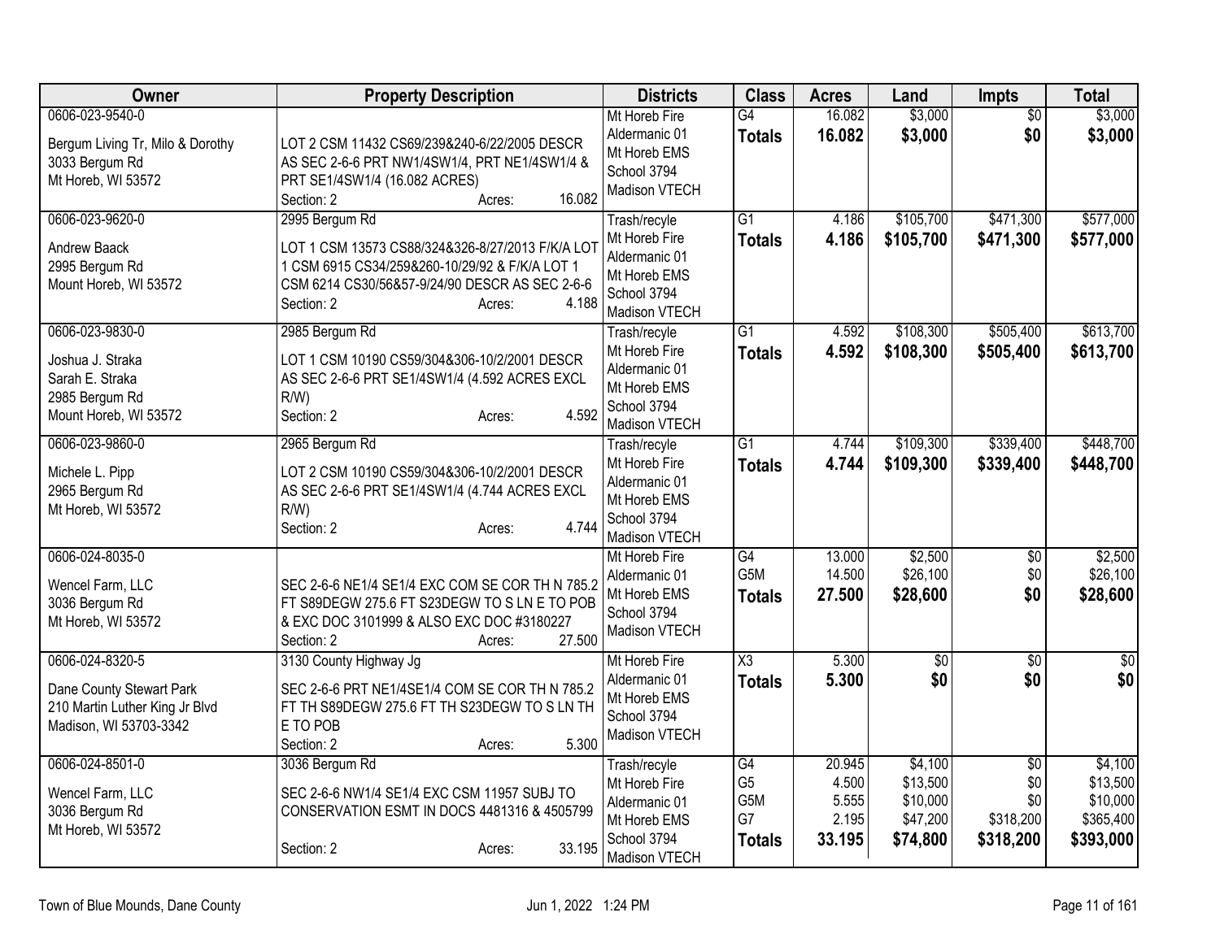| Owner | Property Description | Districts | Class | Acres | Land | Impts | Total |
|---|---|---|---|---|---|---|---|
| 0606-023-9540-0<br>Bergum Living Tr, Milo & Dorothy<br>3033 Bergum Rd<br>Mt Horeb, WI 53572 | LOT 2 CSM 11432 CS69/239&240-6/22/2005 DESCR AS SEC 2-6-6 PRT NW1/4SW1/4, PRT NE1/4SW1/4 & PRT SE1/4SW1/4 (16.082 ACRES)<br>Section: 2 Acres: 16.082 | Mt Horeb Fire<br>Aldermanic 01<br>Mt Horeb EMS<br>School 3794<br>Madison VTECH | G4<br>**Totals** | 16.082<br>**16.082** | $3,000<br>**$3,000** | $0<br>**$0** | $3,000<br>**$3,000** |
| 0606-023-9620-0<br>Andrew Baack<br>2995 Bergum Rd<br>Mount Horeb, WI 53572 | 2995 Bergum Rd<br>LOT 1 CSM 13573 CS88/324&326-8/27/2013 F/K/A LOT 1 CSM 6915 CS34/259&260-10/29/92 & F/K/A LOT 1 CSM 6214 CS30/56&57-9/24/90 DESCR AS SEC 2-6-6<br>Section: 2 Acres: 4.188 | Trash/recyle<br>Mt Horeb Fire<br>Aldermanic 01<br>Mt Horeb EMS<br>School 3794<br>Madison VTECH | G1<br>**Totals** | 4.186<br>**4.186** | $105,700<br>**$105,700** | $471,300<br>**$471,300** | $577,000<br>**$577,000** |
| 0606-023-9830-0<br>Joshua J. Straka<br>Sarah E. Straka<br>2985 Bergum Rd<br>Mount Horeb, WI 53572 | 2985 Bergum Rd<br>LOT 1 CSM 10190 CS59/304&306-10/2/2001 DESCR AS SEC 2-6-6 PRT SE1/4SW1/4 (4.592 ACRES EXCL R/W)<br>Section: 2 Acres: 4.592 | Trash/recyle<br>Mt Horeb Fire<br>Aldermanic 01<br>Mt Horeb EMS<br>School 3794<br>Madison VTECH | G1<br>**Totals** | 4.592<br>**4.592** | $108,300<br>**$108,300** | $505,400<br>**$505,400** | $613,700<br>**$613,700** |
| 0606-023-9860-0<br>Michele L. Pipp<br>2965 Bergum Rd<br>Mt Horeb, WI 53572 | 2965 Bergum Rd<br>LOT 2 CSM 10190 CS59/304&306-10/2/2001 DESCR AS SEC 2-6-6 PRT SE1/4SW1/4 (4.744 ACRES EXCL R/W)<br>Section: 2 Acres: 4.744 | Trash/recyle<br>Mt Horeb Fire<br>Aldermanic 01<br>Mt Horeb EMS<br>School 3794<br>Madison VTECH | G1<br>**Totals** | 4.744<br>**4.744** | $109,300<br>**$109,300** | $339,400<br>**$339,400** | $448,700<br>**$448,700** |
| 0606-024-8035-0<br>Wencel Farm, LLC<br>3036 Bergum Rd<br>Mt Horeb, WI 53572 | SEC 2-6-6 NE1/4 SE1/4 EXC COM SE COR TH N 785.2 FT S89DEGW 275.6 FT S23DEGW TO S LN E TO POB & EXC DOC 3101999 & ALSO EXC DOC #3180227<br>Section: 2 Acres: 27.500 | Mt Horeb Fire<br>Aldermanic 01<br>Mt Horeb EMS<br>School 3794<br>Madison VTECH | G4<br>G5M<br>**Totals** | 13.000<br>14.500<br>**27.500** | $2,500<br>$26,100<br>**$28,600** | $0<br>$0<br>**$0** | $2,500<br>$26,100<br>**$28,600** |
| 0606-024-8320-5<br>Dane County Stewart Park<br>210 Martin Luther King Jr Blvd<br>Madison, WI 53703-3342 | 3130 County Highway Jg<br>SEC 2-6-6 PRT NE1/4SE1/4 COM SE COR TH N 785.2 FT TH S89DEGW 275.6 FT TH S23DEGW TO S LN TH E TO POB<br>Section: 2 Acres: 5.300 | Mt Horeb Fire<br>Aldermanic 01<br>Mt Horeb EMS<br>School 3794<br>Madison VTECH | X3<br>**Totals** | 5.300<br>**5.300** | $0<br>**$0** | $0<br>**$0** | $0<br>**$0** |
| 0606-024-8501-0<br>Wencel Farm, LLC<br>3036 Bergum Rd<br>Mt Horeb, WI 53572 | 3036 Bergum Rd<br>SEC 2-6-6 NW1/4 SE1/4 EXC CSM 11957 SUBJ TO CONSERVATION ESMT IN DOCS 4481316 & 4505799<br>Section: 2 Acres: 33.195 | Trash/recyle<br>Mt Horeb Fire<br>Aldermanic 01<br>Mt Horeb EMS<br>School 3794<br>Madison VTECH | G4<br>G5<br>G5M<br>G7<br>**Totals** | 20.945<br>4.500<br>5.555<br>2.195<br>**33.195** | $4,100<br>$13,500<br>$10,000<br>$47,200<br>**$74,800** | $0<br>$0<br>$0<br>$318,200<br>**$318,200** | $4,100<br>$13,500<br>$10,000<br>$365,400<br>**$393,000** |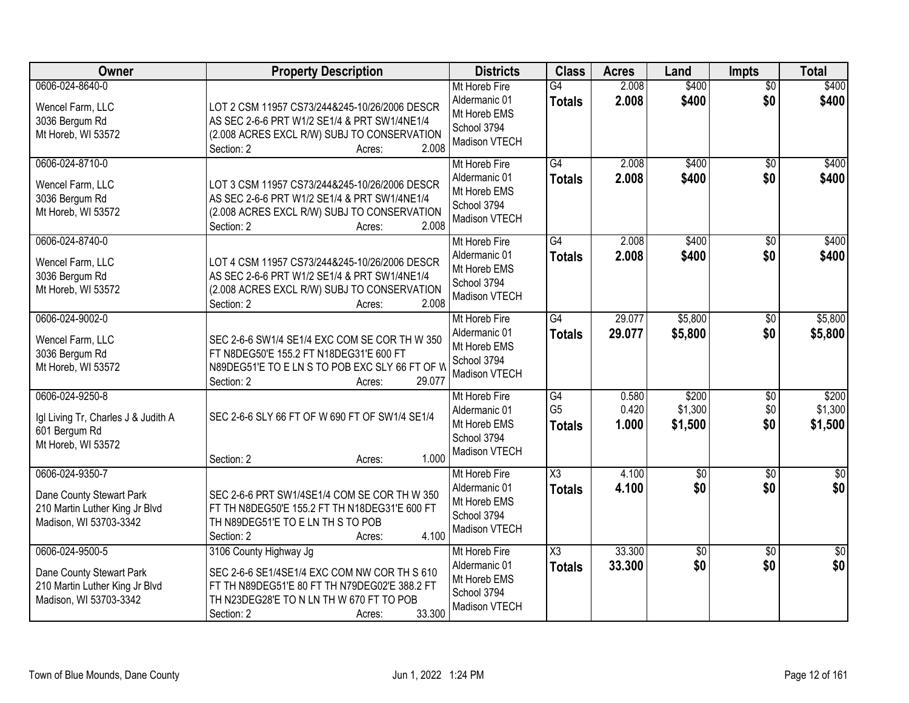| Owner | Property Description | Districts | Class | Acres | Land | Impts | Total |
|---|---|---|---|---|---|---|---|
| 0606-024-8640-0<br>Wencel Farm, LLC<br>3036 Bergum Rd<br>Mt Horeb, WI 53572 | LOT 2 CSM 11957 CS73/244&245-10/26/2006 DESCR AS SEC 2-6-6 PRT W1/2 SE1/4 & PRT SW1/4NE1/4 (2.008 ACRES EXCL R/W) SUBJ TO CONSERVATION<br>Section: 2 Acres: 2.008 | Mt Horeb Fire<br>Aldermanic 01<br>Mt Horeb EMS<br>School 3794<br>Madison VTECH | G4<br>**Totals** | 2.008<br>**2.008** | $400<br>**$400** | $0<br>**$0** | $400<br>**$400** |
| 0606-024-8710-0<br>Wencel Farm, LLC<br>3036 Bergum Rd<br>Mt Horeb, WI 53572 | LOT 3 CSM 11957 CS73/244&245-10/26/2006 DESCR AS SEC 2-6-6 PRT W1/2 SE1/4 & PRT SW1/4NE1/4 (2.008 ACRES EXCL R/W) SUBJ TO CONSERVATION<br>Section: 2 Acres: 2.008 | Mt Horeb Fire<br>Aldermanic 01<br>Mt Horeb EMS<br>School 3794<br>Madison VTECH | G4<br>**Totals** | 2.008<br>**2.008** | $400<br>**$400** | $0<br>**$0** | $400<br>**$400** |
| 0606-024-8740-0<br>Wencel Farm, LLC<br>3036 Bergum Rd<br>Mt Horeb, WI 53572 | LOT 4 CSM 11957 CS73/244&245-10/26/2006 DESCR AS SEC 2-6-6 PRT W1/2 SE1/4 & PRT SW1/4NE1/4 (2.008 ACRES EXCL R/W) SUBJ TO CONSERVATION<br>Section: 2 Acres: 2.008 | Mt Horeb Fire<br>Aldermanic 01<br>Mt Horeb EMS<br>School 3794<br>Madison VTECH | G4<br>**Totals** | 2.008<br>**2.008** | $400<br>**$400** | $0<br>**$0** | $400<br>**$400** |
| 0606-024-9002-0<br>Wencel Farm, LLC<br>3036 Bergum Rd<br>Mt Horeb, WI 53572 | SEC 2-6-6 SW1/4 SE1/4 EXC COM SE COR TH W 350 FT N8DEG50'E 155.2 FT N18DEG31'E 600 FT N89DEG51'E TO E LN S TO POB EXC SLY 66 FT OF W<br>Section: 2 Acres: 29.077 | Mt Horeb Fire<br>Aldermanic 01<br>Mt Horeb EMS<br>School 3794<br>Madison VTECH | G4<br>**Totals** | 29.077<br>**29.077** | $5,800<br>**$5,800** | $0<br>**$0** | $5,800<br>**$5,800** |
| 0606-024-9250-8<br>Igl Living Tr, Charles J & Judith A<br>601 Bergum Rd<br>Mt Horeb, WI 53572 | SEC 2-6-6 SLY 66 FT OF W 690 FT OF SW1/4 SE1/4<br>Section: 2 Acres: 1.000 | Mt Horeb Fire<br>Aldermanic 01<br>Mt Horeb EMS<br>School 3794<br>Madison VTECH | G4<br>G5<br>**Totals** | 0.580<br>0.420<br>**1.000** | $200<br>$1,300<br>**$1,500** | $0<br>$0<br>**$0** | $200<br>$1,300<br>**$1,500** |
| 0606-024-9350-7<br>Dane County Stewart Park<br>210 Martin Luther King Jr Blvd<br>Madison, WI 53703-3342 | SEC 2-6-6 PRT SW1/4SE1/4 COM SE COR TH W 350 FT TH N8DEG50'E 155.2 FT TH N18DEG31'E 600 FT TH N89DEG51'E TO E LN TH S TO POB<br>Section: 2 Acres: 4.100 | Mt Horeb Fire<br>Aldermanic 01<br>Mt Horeb EMS<br>School 3794<br>Madison VTECH | X3<br>**Totals** | 4.100<br>**4.100** | $0<br>**$0** | $0<br>**$0** | $0<br>**$0** |
| 0606-024-9500-5<br>Dane County Stewart Park<br>210 Martin Luther King Jr Blvd<br>Madison, WI 53703-3342 | 3106 County Highway Jg<br>SEC 2-6-6 SE1/4SE1/4 EXC COM NW COR TH S 610 FT TH N89DEG51'E 80 FT TH N79DEG02'E 388.2 FT TH N23DEG28'E TO N LN TH W 670 FT TO POB<br>Section: 2 Acres: 33.300 | Mt Horeb Fire<br>Aldermanic 01<br>Mt Horeb EMS<br>School 3794<br>Madison VTECH | X3<br>**Totals** | 33.300<br>**33.300** | $0<br>**$0** | $0<br>**$0** | $0<br>**$0** |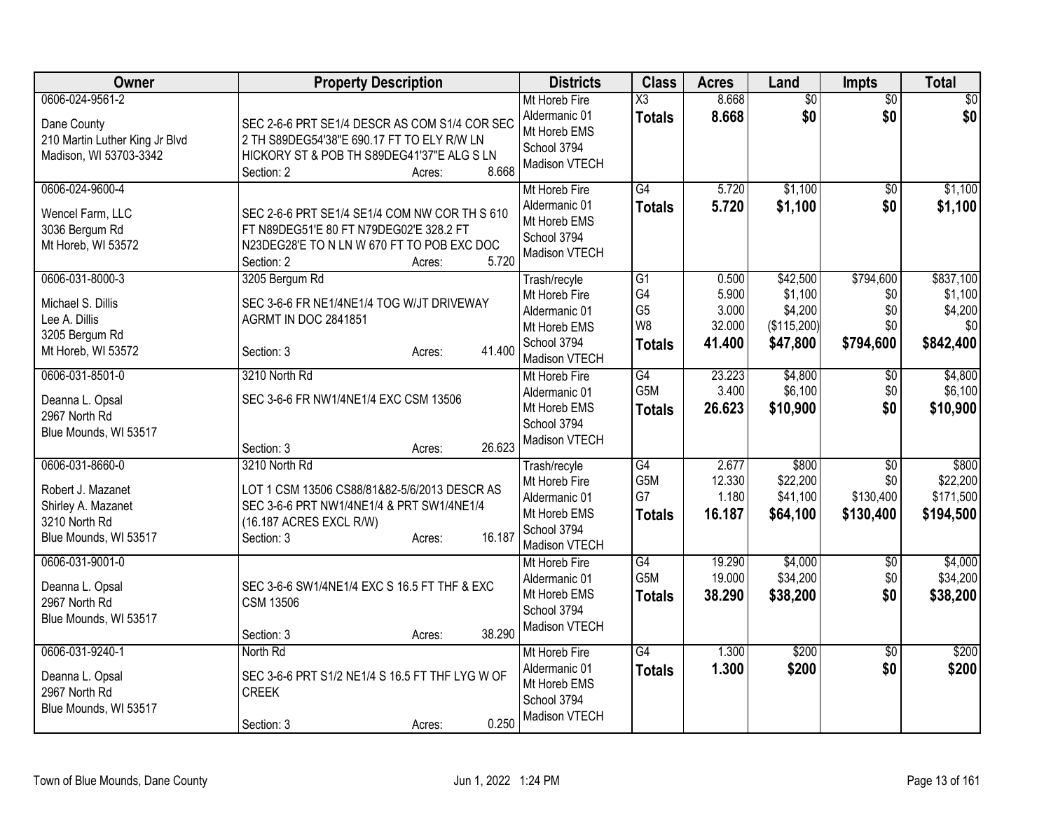| Owner | Property Description | Districts | Class | Acres | Land | Impts | Total |
|---|---|---|---|---|---|---|---|
| 0606-024-9561-2<br>Dane County<br>210 Martin Luther King Jr Blvd<br>Madison, WI 53703-3342 | SEC 2-6-6 PRT SE1/4 DESCR AS COM S1/4 COR SEC 2 TH S89DEG54'38"E 690.17 FT TO ELY R/W LN HICKORY ST & POB TH S89DEG41'37"E ALG S LN<br>Section: 2 Acres: 8.668 | Mt Horeb Fire<br>Aldermanic 01<br>Mt Horeb EMS<br>School 3794<br>Madison VTECH | X3<br>**Totals** | 8.668<br>**8.668** | $0<br>**$0** | $0<br>**$0** | $0<br>**$0** |
| 0606-024-9600-4<br>Wencel Farm, LLC<br>3036 Bergum Rd<br>Mt Horeb, WI 53572 | SEC 2-6-6 PRT SE1/4 SE1/4 COM NW COR TH S 610 FT N89DEG51'E 80 FT N79DEG02'E 328.2 FT N23DEG28'E TO N LN W 670 FT TO POB EXC DOC<br>Section: 2 Acres: 5.720 | Mt Horeb Fire<br>Aldermanic 01<br>Mt Horeb EMS<br>School 3794<br>Madison VTECH | G4<br>**Totals** | 5.720<br>**5.720** | $1,100<br>**$1,100** | $0<br>**$0** | $1,100<br>**$1,100** |
| 0606-031-8000-3<br>Michael S. Dillis<br>Lee A. Dillis<br>3205 Bergum Rd<br>Mt Horeb, WI 53572 | 3205 Bergum Rd<br>SEC 3-6-6 FR NE1/4NE1/4 TOG W/JT DRIVEWAY AGRMT IN DOC 2841851<br>Section: 3 Acres: 41.400 | Trash/recyle<br>Mt Horeb Fire<br>Aldermanic 01<br>Mt Horeb EMS<br>School 3794<br>Madison VTECH | G1<br>G4<br>G5<br>W8<br>**Totals** | 0.500<br>5.900<br>3.000<br>32.000<br>**41.400** | $42,500<br>$1,100<br>$4,200<br>($115,200)<br>**$47,800** | $794,600<br>$0<br>$0<br>$0<br>**$794,600** | $837,100<br>$1,100<br>$4,200<br>$0<br>**$842,400** |
| 0606-031-8501-0<br>Deanna L. Opsal<br>2967 North Rd<br>Blue Mounds, WI 53517 | 3210 North Rd<br>SEC 3-6-6 FR NW1/4NE1/4 EXC CSM 13506<br>Section: 3 Acres: 26.623 | Mt Horeb Fire<br>Aldermanic 01<br>Mt Horeb EMS<br>School 3794<br>Madison VTECH | G4<br>G5M<br>**Totals** | 23.223<br>3.400<br>**26.623** | $4,800<br>$6,100<br>**$10,900** | $0<br>$0<br>**$0** | $4,800<br>$6,100<br>**$10,900** |
| 0606-031-8660-0<br>Robert J. Mazanet<br>Shirley A. Mazanet<br>3210 North Rd<br>Blue Mounds, WI 53517 | 3210 North Rd<br>LOT 1 CSM 13506 CS88/81&82-5/6/2013 DESCR AS SEC 3-6-6 PRT NW1/4NE1/4 & PRT SW1/4NE1/4 (16.187 ACRES EXCL R/W)<br>Section: 3 Acres: 16.187 | Trash/recyle<br>Mt Horeb Fire<br>Aldermanic 01<br>Mt Horeb EMS<br>School 3794<br>Madison VTECH | G4<br>G5M<br>G7<br>**Totals** | 2.677<br>12.330<br>1.180<br>**16.187** | $800<br>$22,200<br>$41,100<br>**$64,100** | $0<br>$0<br>$130,400<br>**$130,400** | $800<br>$22,200<br>$171,500<br>**$194,500** |
| 0606-031-9001-0<br>Deanna L. Opsal<br>2967 North Rd<br>Blue Mounds, WI 53517 | SEC 3-6-6 SW1/4NE1/4 EXC S 16.5 FT THF & EXC CSM 13506<br>Section: 3 Acres: 38.290 | Mt Horeb Fire<br>Aldermanic 01<br>Mt Horeb EMS<br>School 3794<br>Madison VTECH | G4<br>G5M<br>**Totals** | 19.290<br>19.000<br>**38.290** | $4,000<br>$34,200<br>**$38,200** | $0<br>$0<br>**$0** | $4,000<br>$34,200<br>**$38,200** |
| 0606-031-9240-1<br>Deanna L. Opsal<br>2967 North Rd<br>Blue Mounds, WI 53517 | North Rd<br>SEC 3-6-6 PRT S1/2 NE1/4 S 16.5 FT THF LYG W OF CREEK<br>Section: 3 Acres: 0.250 | Mt Horeb Fire<br>Aldermanic 01<br>Mt Horeb EMS<br>School 3794<br>Madison VTECH | G4<br>**Totals** | 1.300<br>**1.300** | $200<br>**$200** | $0<br>**$0** | $200<br>**$200** |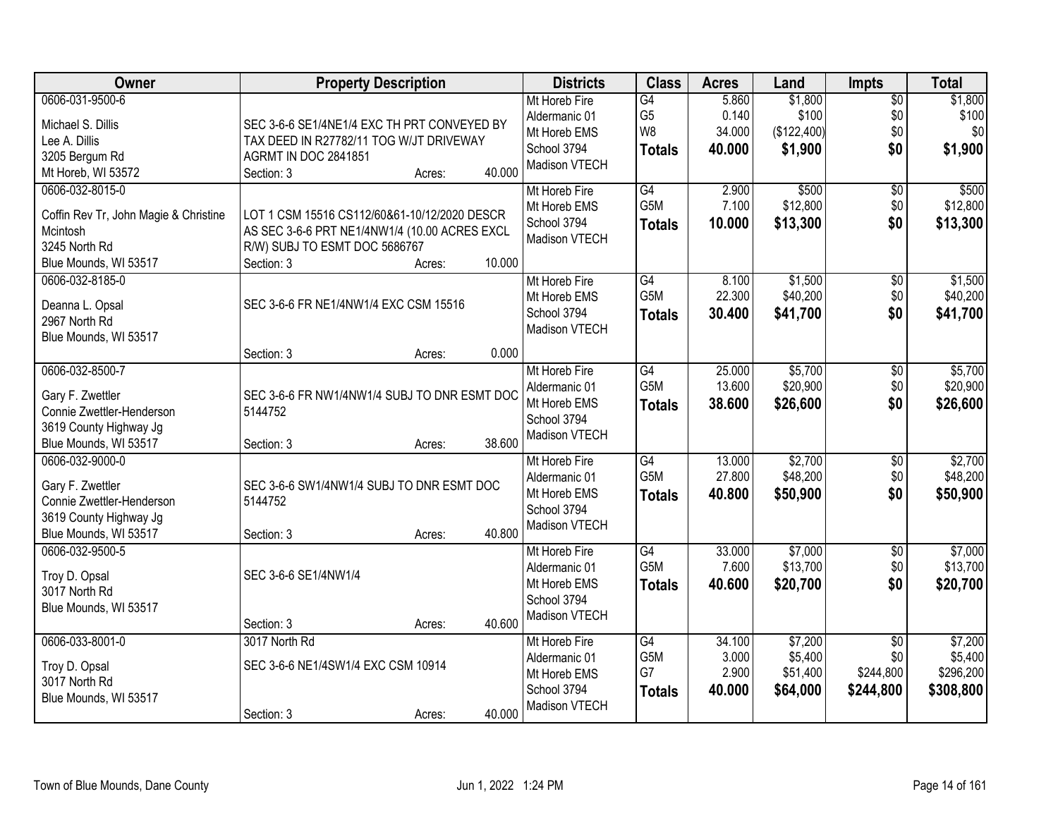| Owner | Property Description | Districts | Class | Acres | Land | Impts | Total |
|---|---|---|---|---|---|---|---|
| 0606-031-9500-6<br><br>Michael S. Dillis<br>Lee A. Dillis<br>3205 Bergum Rd<br>Mt Horeb, WI 53572 | SEC 3-6-6 SE1/4NE1/4 EXC TH PRT CONVEYED BY TAX DEED IN R27782/11 TOG W/JT DRIVEWAY AGRMT IN DOC 2841851<br>Section: 3 Acres: 40.000 | Mt Horeb Fire<br>Aldermanic 01<br>Mt Horeb EMS<br>School 3794<br>Madison VTECH | G4<br>G5<br>W8<br>**Totals** | 5.860<br>0.140<br>34.000<br>**40.000** | $1,800<br>$100<br>($122,400)<br>**$1,900** | $0<br>$0<br>$0<br>**$0** | $1,800<br>$100<br>$0<br>**$1,900** |
| 0606-032-8015-0<br><br>Coffin Rev Tr, John Magie & Christine Mcintosh<br>3245 North Rd<br>Blue Mounds, WI 53517 | LOT 1 CSM 15516 CS112/60&61-10/12/2020 DESCR AS SEC 3-6-6 PRT NE1/4NW1/4 (10.00 ACRES EXCL R/W) SUBJ TO ESMT DOC 5686767<br>Section: 3 Acres: 10.000 | Mt Horeb Fire<br>Mt Horeb EMS<br>School 3794<br>Madison VTECH | G4<br>G5M<br>**Totals** | 2.900<br>7.100<br>**10.000** | $500<br>$12,800<br>**$13,300** | $0<br>$0<br>**$0** | $500<br>$12,800<br>**$13,300** |
| 0606-032-8185-0<br><br>Deanna L. Opsal<br>2967 North Rd<br>Blue Mounds, WI 53517 | SEC 3-6-6 FR NE1/4NW1/4 EXC CSM 15516<br>Section: 3 Acres: 0.000 | Mt Horeb Fire<br>Mt Horeb EMS<br>School 3794<br>Madison VTECH | G4<br>G5M<br>**Totals** | 8.100<br>22.300<br>**30.400** | $1,500<br>$40,200<br>**$41,700** | $0<br>$0<br>**$0** | $1,500<br>$40,200<br>**$41,700** |
| 0606-032-8500-7<br><br>Gary F. Zwettler<br>Connie Zwettler-Henderson<br>3619 County Highway Jg<br>Blue Mounds, WI 53517 | SEC 3-6-6 FR NW1/4NW1/4 SUBJ TO DNR ESMT DOC 5144752<br>Section: 3 Acres: 38.600 | Mt Horeb Fire<br>Aldermanic 01<br>Mt Horeb EMS<br>School 3794<br>Madison VTECH | G4<br>G5M<br>**Totals** | 25.000<br>13.600<br>**38.600** | $5,700<br>$20,900<br>**$26,600** | $0<br>$0<br>**$0** | $5,700<br>$20,900<br>**$26,600** |
| 0606-032-9000-0<br><br>Gary F. Zwettler<br>Connie Zwettler-Henderson<br>3619 County Highway Jg<br>Blue Mounds, WI 53517 | SEC 3-6-6 SW1/4NW1/4 SUBJ TO DNR ESMT DOC 5144752<br>Section: 3 Acres: 40.800 | Mt Horeb Fire<br>Aldermanic 01<br>Mt Horeb EMS<br>School 3794<br>Madison VTECH | G4<br>G5M<br>**Totals** | 13.000<br>27.800<br>**40.800** | $2,700<br>$48,200<br>**$50,900** | $0<br>$0<br>**$0** | $2,700<br>$48,200<br>**$50,900** |
| 0606-032-9500-5<br><br>Troy D. Opsal<br>3017 North Rd<br>Blue Mounds, WI 53517 | SEC 3-6-6 SE1/4NW1/4<br>Section: 3 Acres: 40.600 | Mt Horeb Fire<br>Aldermanic 01<br>Mt Horeb EMS<br>School 3794<br>Madison VTECH | G4<br>G5M<br>**Totals** | 33.000<br>7.600<br>**40.600** | $7,000<br>$13,700<br>**$20,700** | $0<br>$0<br>**$0** | $7,000<br>$13,700<br>**$20,700** |
| 0606-033-8001-0<br><br>Troy D. Opsal<br>3017 North Rd<br>Blue Mounds, WI 53517 | 3017 North Rd<br>SEC 3-6-6 NE1/4SW1/4 EXC CSM 10914<br>Section: 3 Acres: 40.000 | Mt Horeb Fire<br>Aldermanic 01<br>Mt Horeb EMS<br>School 3794<br>Madison VTECH | G4<br>G5M<br>G7<br>**Totals** | 34.100<br>3.000<br>2.900<br>**40.000** | $7,200<br>$5,400<br>$51,400<br>**$64,000** | $0<br>$0<br>$244,800<br>**$244,800** | $7,200<br>$5,400<br>$296,200<br>**$308,800** |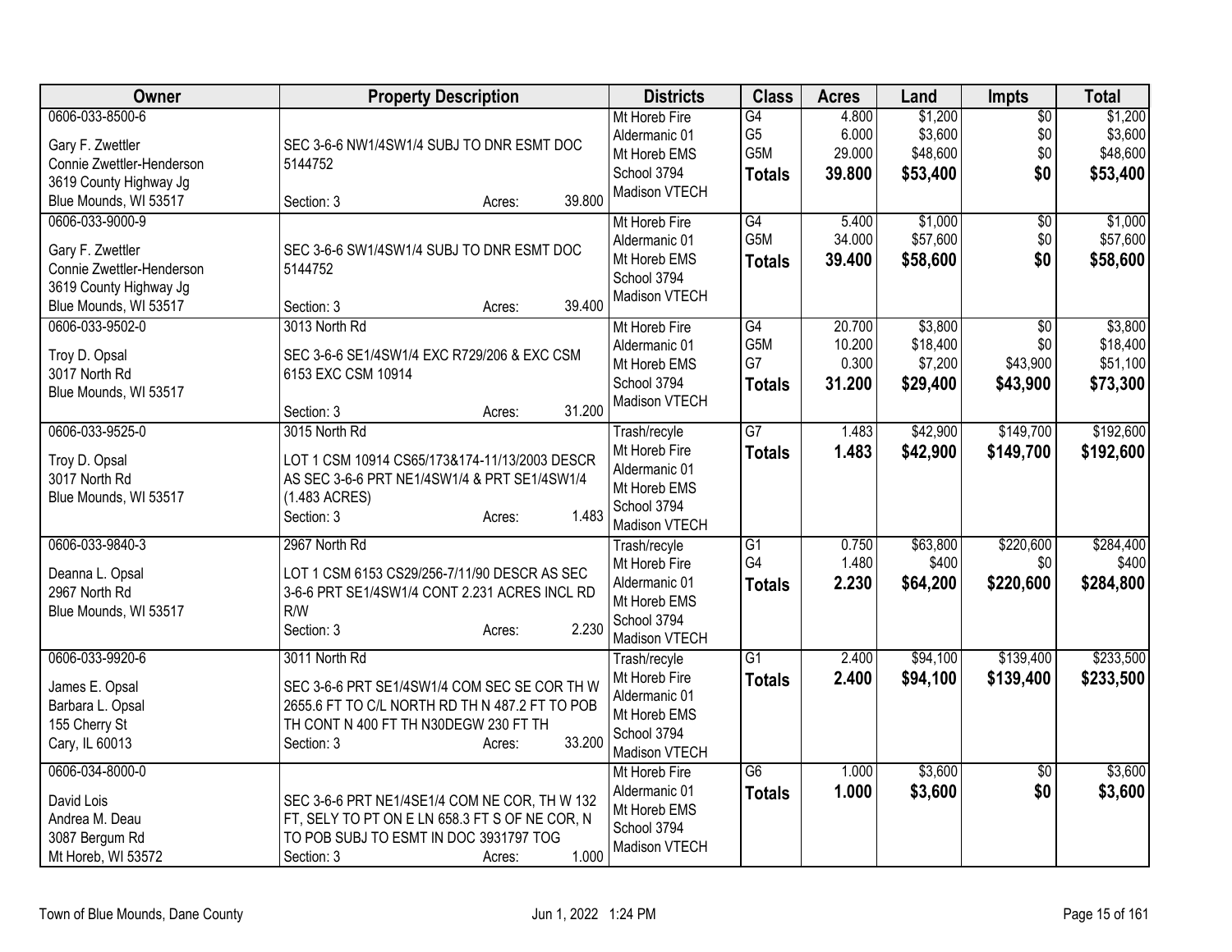| Owner | Property Description | Districts | Class | Acres | Land | Impts | Total |
|---|---|---|---|---|---|---|---|
| 0606-033-8500-6<br><br>Gary F. Zwettler<br>Connie Zwettler-Henderson<br>3619 County Highway Jg<br>Blue Mounds, WI 53517 | SEC 3-6-6 NW1/4SW1/4 SUBJ TO DNR ESMT DOC 5144752<br><br>Section: 3 Acres: 39.800 | Mt Horeb Fire<br>Aldermanic 01<br>Mt Horeb EMS<br>School 3794<br>Madison VTECH | G4<br>G5<br>G5M<br>**Totals** | 4.800<br>6.000<br>29.000<br>**39.800** | $1,200<br>$3,600<br>$48,600<br>**$53,400** | $0<br>$0<br>$0<br>**$0** | $1,200<br>$3,600<br>$48,600<br>**$53,400** |
| 0606-033-9000-9<br><br>Gary F. Zwettler<br>Connie Zwettler-Henderson<br>3619 County Highway Jg<br>Blue Mounds, WI 53517 | SEC 3-6-6 SW1/4SW1/4 SUBJ TO DNR ESMT DOC 5144752<br><br>Section: 3 Acres: 39.400 | Mt Horeb Fire<br>Aldermanic 01<br>Mt Horeb EMS<br>School 3794<br>Madison VTECH | G4<br>G5M<br>**Totals** | 5.400<br>34.000<br>**39.400** | $1,000<br>$57,600<br>**$58,600** | $0<br>$0<br>**$0** | $1,000<br>$57,600<br>**$58,600** |
| 0606-033-9502-0<br><br>Troy D. Opsal<br>3017 North Rd<br>Blue Mounds, WI 53517 | 3013 North Rd<br>SEC 3-6-6 SE1/4SW1/4 EXC R729/206 & EXC CSM 6153 EXC CSM 10914<br><br>Section: 3 Acres: 31.200 | Mt Horeb Fire<br>Aldermanic 01<br>Mt Horeb EMS<br>School 3794<br>Madison VTECH | G4<br>G5M<br>G7<br>**Totals** | 20.700<br>10.200<br>0.300<br>**31.200** | $3,800<br>$18,400<br>$7,200<br>**$29,400** | $0<br>$0<br>$43,900<br>**$43,900** | $3,800<br>$18,400<br>$51,100<br>**$73,300** |
| 0606-033-9525-0<br><br>Troy D. Opsal<br>3017 North Rd<br>Blue Mounds, WI 53517 | 3015 North Rd<br>LOT 1 CSM 10914 CS65/173&174-11/13/2003 DESCR AS SEC 3-6-6 PRT NE1/4SW1/4 & PRT SE1/4SW1/4 (1.483 ACRES)<br>Section: 3 Acres: 1.483 | Trash/recyle<br>Mt Horeb Fire<br>Aldermanic 01<br>Mt Horeb EMS<br>School 3794<br>Madison VTECH | G7<br>**Totals** | 1.483<br>**1.483** | $42,900<br>**$42,900** | $149,700<br>**$149,700** | $192,600<br>**$192,600** |
| 0606-033-9840-3<br><br>Deanna L. Opsal<br>2967 North Rd<br>Blue Mounds, WI 53517 | 2967 North Rd<br>LOT 1 CSM 6153 CS29/256-7/11/90 DESCR AS SEC 3-6-6 PRT SE1/4SW1/4 CONT 2.231 ACRES INCL RD R/W<br>Section: 3 Acres: 2.230 | Trash/recyle<br>Mt Horeb Fire<br>Aldermanic 01<br>Mt Horeb EMS<br>School 3794<br>Madison VTECH | G1<br>G4<br>**Totals** | 0.750<br>1.480<br>**2.230** | $63,800<br>$400<br>**$64,200** | $220,600<br>$0<br>**$220,600** | $284,400<br>$400<br>**$284,800** |
| 0606-033-9920-6<br><br>James E. Opsal<br>Barbara L. Opsal<br>155 Cherry St<br>Cary, IL 60013 | 3011 North Rd<br>SEC 3-6-6 PRT SE1/4SW1/4 COM SEC SE COR TH W 2655.6 FT TO C/L NORTH RD TH N 487.2 FT TO POB TH CONT N 400 FT TH N30DEGW 230 FT TH<br>Section: 3 Acres: 33.200 | Trash/recyle<br>Mt Horeb Fire<br>Aldermanic 01<br>Mt Horeb EMS<br>School 3794<br>Madison VTECH | G1<br>**Totals** | 2.400<br>**2.400** | $94,100<br>**$94,100** | $139,400<br>**$139,400** | $233,500<br>**$233,500** |
| 0606-034-8000-0<br><br>David Lois<br>Andrea M. Deau<br>3087 Bergum Rd<br>Mt Horeb, WI 53572 | SEC 3-6-6 PRT NE1/4SE1/4 COM NE COR, TH W 132 FT, SELY TO PT ON E LN 658.3 FT S OF NE COR, N TO POB SUBJ TO ESMT IN DOC 3931797 TOG<br>Section: 3 Acres: 1.000 | Mt Horeb Fire<br>Aldermanic 01<br>Mt Horeb EMS<br>School 3794<br>Madison VTECH | G6<br>**Totals** | 1.000<br>**1.000** | $3,600<br>**$3,600** | $0<br>**$0** | $3,600<br>**$3,600** |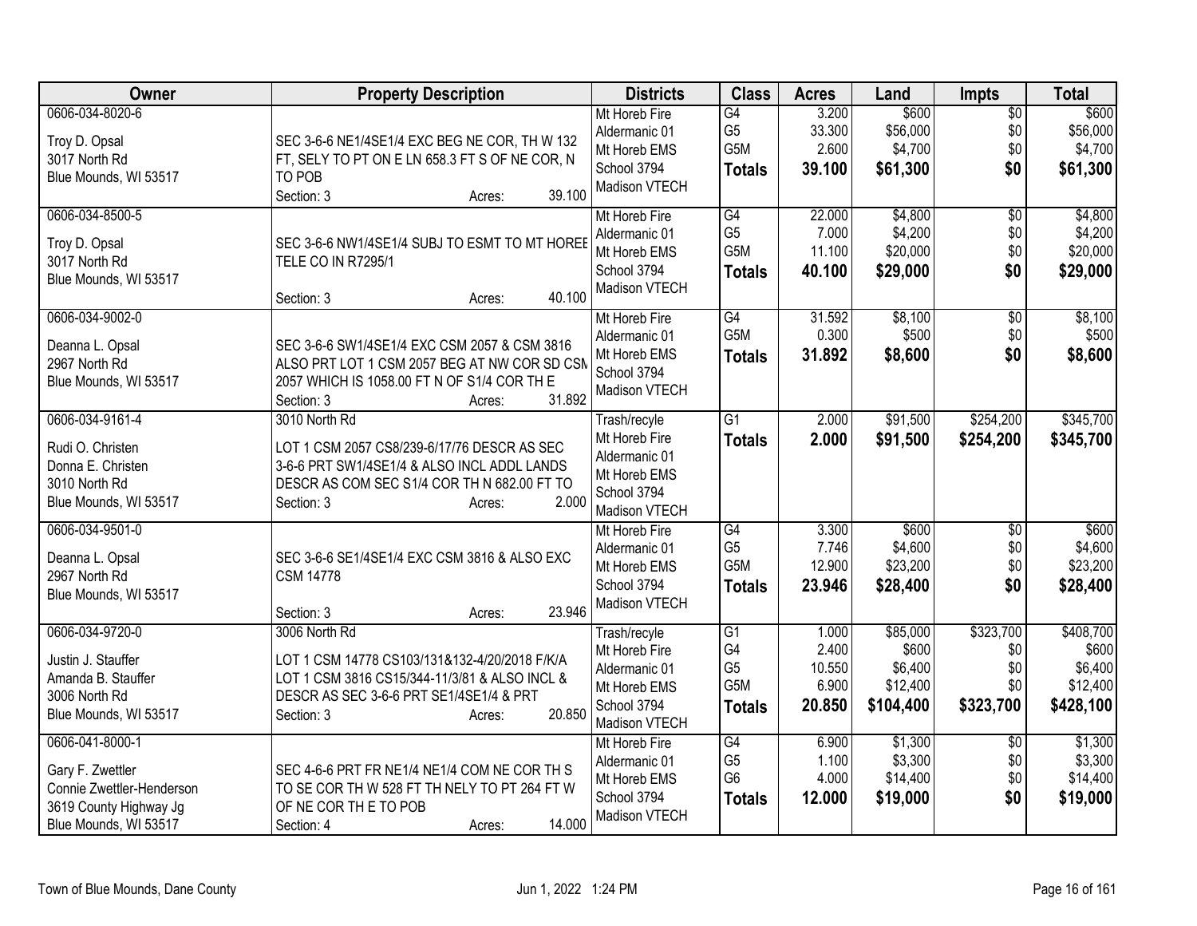| Owner | Property Description | Districts | Class | Acres | Land | Impts | Total |
|---|---|---|---|---|---|---|---|
| 0606-034-8020-6<br><br>Troy D. Opsal<br>3017 North Rd<br>Blue Mounds, WI 53517 | SEC 3-6-6 NE1/4SE1/4 EXC BEG NE COR, TH W 132 FT, SELY TO PT ON E LN 658.3 FT S OF NE COR, N TO POB<br>Section: 3 Acres: 39.100 | Mt Horeb Fire<br>Aldermanic 01<br>Mt Horeb EMS<br>School 3794<br>Madison VTECH | G4<br>G5<br>G5M<br>**Totals** | 3.200<br>33.300<br>2.600<br>**39.100** | \$600<br>\$56,000<br>\$4,700<br>**\$61,300** | \$0<br>\$0<br>\$0<br>**\$0** | \$600<br>\$56,000<br>\$4,700<br>**\$61,300** |
| 0606-034-8500-5<br><br>Troy D. Opsal<br>3017 North Rd<br>Blue Mounds, WI 53517 | SEC 3-6-6 NW1/4SE1/4 SUBJ TO ESMT TO MT HOREE TELE CO IN R7295/1<br>Section: 3 Acres: 40.100 | Mt Horeb Fire<br>Aldermanic 01<br>Mt Horeb EMS<br>School 3794<br>Madison VTECH | G4<br>G5<br>G5M<br>**Totals** | 22.000<br>7.000<br>11.100<br>**40.100** | \$4,800<br>\$4,200<br>\$20,000<br>**\$29,000** | \$0<br>\$0<br>\$0<br>**\$0** | \$4,800<br>\$4,200<br>\$20,000<br>**\$29,000** |
| 0606-034-9002-0<br><br>Deanna L. Opsal<br>2967 North Rd<br>Blue Mounds, WI 53517 | SEC 3-6-6 SW1/4SE1/4 EXC CSM 2057 & CSM 3816 ALSO PRT LOT 1 CSM 2057 BEG AT NW COR SD CSM 2057 WHICH IS 1058.00 FT N OF S1/4 COR TH E<br>Section: 3 Acres: 31.892 | Mt Horeb Fire<br>Aldermanic 01<br>Mt Horeb EMS<br>School 3794<br>Madison VTECH | G4<br>G5M<br>**Totals** | 31.592<br>0.300<br>**31.892** | \$8,100<br>\$500<br>**\$8,600** | \$0<br>\$0<br>**\$0** | \$8,100<br>\$500<br>**\$8,600** |
| 0606-034-9161-4<br><br>Rudi O. Christen<br>Donna E. Christen<br>3010 North Rd<br>Blue Mounds, WI 53517 | 3010 North Rd<br>LOT 1 CSM 2057 CS8/239-6/17/76 DESCR AS SEC 3-6-6 PRT SW1/4SE1/4 & ALSO INCL ADDL LANDS DESCR AS COM SEC S1/4 COR TH N 682.00 FT TO<br>Section: 3 Acres: 2.000 | Trash/recyle<br>Mt Horeb Fire<br>Aldermanic 01<br>Mt Horeb EMS<br>School 3794<br>Madison VTECH | G1<br>**Totals** | 2.000<br>**2.000** | \$91,500<br>**\$91,500** | \$254,200<br>**\$254,200** | \$345,700<br>**\$345,700** |
| 0606-034-9501-0<br><br>Deanna L. Opsal<br>2967 North Rd<br>Blue Mounds, WI 53517 | SEC 3-6-6 SE1/4SE1/4 EXC CSM 3816 & ALSO EXC CSM 14778<br>Section: 3 Acres: 23.946 | Mt Horeb Fire<br>Aldermanic 01<br>Mt Horeb EMS<br>School 3794<br>Madison VTECH | G4<br>G5<br>G5M<br>**Totals** | 3.300<br>7.746<br>12.900<br>**23.946** | \$600<br>\$4,600<br>\$23,200<br>**\$28,400** | \$0<br>\$0<br>\$0<br>**\$0** | \$600<br>\$4,600<br>\$23,200<br>**\$28,400** |
| 0606-034-9720-0<br><br>Justin J. Stauffer<br>Amanda B. Stauffer<br>3006 North Rd<br>Blue Mounds, WI 53517 | 3006 North Rd<br>LOT 1 CSM 14778 CS103/131&132-4/20/2018 F/K/A LOT 1 CSM 3816 CS15/344-11/3/81 & ALSO INCL & DESCR AS SEC 3-6-6 PRT SE1/4SE1/4 & PRT<br>Section: 3 Acres: 20.850 | Trash/recyle<br>Mt Horeb Fire<br>Aldermanic 01<br>Mt Horeb EMS<br>School 3794<br>Madison VTECH | G1<br>G4<br>G5<br>G5M<br>**Totals** | 1.000<br>2.400<br>10.550<br>6.900<br>**20.850** | \$85,000<br>\$600<br>\$6,400<br>\$12,400<br>**\$104,400** | \$323,700<br>\$0<br>\$0<br>\$0<br>**\$323,700** | \$408,700<br>\$600<br>\$6,400<br>\$12,400<br>**\$428,100** |
| 0606-041-8000-1<br><br>Gary F. Zwettler<br>Connie Zwettler-Henderson<br>3619 County Highway Jg<br>Blue Mounds, WI 53517 | SEC 4-6-6 PRT FR NE1/4 NE1/4 COM NE COR TH S TO SE COR TH W 528 FT TH NELY TO PT 264 FT W OF NE COR TH E TO POB<br>Section: 4 Acres: 14.000 | Mt Horeb Fire<br>Aldermanic 01<br>Mt Horeb EMS<br>School 3794<br>Madison VTECH | G4<br>G5<br>G6<br>**Totals** | 6.900<br>1.100<br>4.000<br>**12.000** | \$1,300<br>\$3,300<br>\$14,400<br>**\$19,000** | \$0<br>\$0<br>\$0<br>**\$0** | \$1,300<br>\$3,300<br>\$14,400<br>**\$19,000** |

Town of Blue Mounds, Dane County — Jun 1, 2022 1:24 PM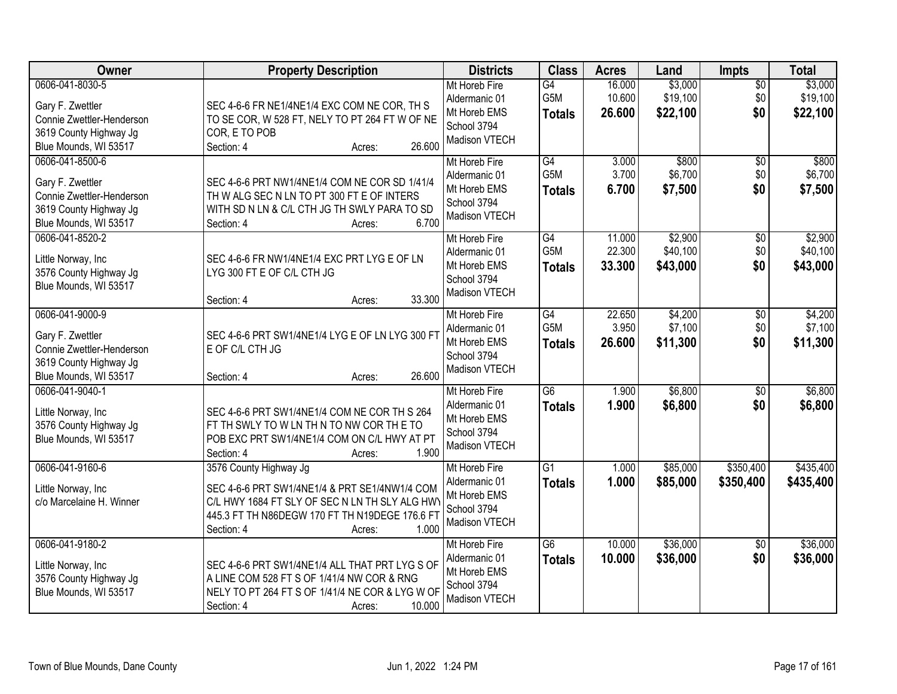| Owner | Property Description | Districts | Class | Acres | Land | Impts | Total |
|---|---|---|---|---|---|---|---|
| 0606-041-8030-5<br><br>Gary F. Zwettler<br>Connie Zwettler-Henderson<br>3619 County Highway Jg<br>Blue Mounds, WI 53517 | SEC 4-6-6 FR NE1/4NE1/4 EXC COM NE COR, TH S TO SE COR, W 528 FT, NELY TO PT 264 FT W OF NE COR, E TO POB<br>Section: 4 Acres: 26.600 | Mt Horeb Fire<br>Aldermanic 01<br>Mt Horeb EMS<br>School 3794<br>Madison VTECH | G4<br>G5M<br>**Totals** | 16.000<br>10.600<br>**26.600** | $3,000<br>$19,100<br>**$22,100** | $0<br>$0<br>**$0** | $3,000<br>$19,100<br>**$22,100** |
| 0606-041-8500-6<br><br>Gary F. Zwettler<br>Connie Zwettler-Henderson<br>3619 County Highway Jg<br>Blue Mounds, WI 53517 | SEC 4-6-6 PRT NW1/4NE1/4 COM NE COR SD 1/41/4 TH W ALG SEC N LN TO PT 300 FT E OF INTERS WITH SD N LN & C/L CTH JG TH SWLY PARA TO SD<br>Section: 4 Acres: 6.700 | Mt Horeb Fire<br>Aldermanic 01<br>Mt Horeb EMS<br>School 3794<br>Madison VTECH | G4<br>G5M<br>**Totals** | 3.000<br>3.700<br>**6.700** | $800<br>$6,700<br>**$7,500** | $0<br>$0<br>**$0** | $800<br>$6,700<br>**$7,500** |
| 0606-041-8520-2<br><br>Little Norway, Inc<br>3576 County Highway Jg<br>Blue Mounds, WI 53517 | SEC 4-6-6 FR NW1/4NE1/4 EXC PRT LYG E OF LN LYG 300 FT E OF C/L CTH JG<br>Section: 4 Acres: 33.300 | Mt Horeb Fire<br>Aldermanic 01<br>Mt Horeb EMS<br>School 3794<br>Madison VTECH | G4<br>G5M<br>**Totals** | 11.000<br>22.300<br>**33.300** | $2,900<br>$40,100<br>**$43,000** | $0<br>$0<br>**$0** | $2,900<br>$40,100<br>**$43,000** |
| 0606-041-9000-9<br><br>Gary F. Zwettler<br>Connie Zwettler-Henderson<br>3619 County Highway Jg<br>Blue Mounds, WI 53517 | SEC 4-6-6 PRT SW1/4NE1/4 LYG E OF LN LYG 300 FT E OF C/L CTH JG<br>Section: 4 Acres: 26.600 | Mt Horeb Fire<br>Aldermanic 01<br>Mt Horeb EMS<br>School 3794<br>Madison VTECH | G4<br>G5M<br>**Totals** | 22.650<br>3.950<br>**26.600** | $4,200<br>$7,100<br>**$11,300** | $0<br>$0<br>**$0** | $4,200<br>$7,100<br>**$11,300** |
| 0606-041-9040-1<br><br>Little Norway, Inc<br>3576 County Highway Jg<br>Blue Mounds, WI 53517 | SEC 4-6-6 PRT SW1/4NE1/4 COM NE COR TH S 264 FT TH SWLY TO W LN TH N TO NW COR TH E TO POB EXC PRT SW1/4NE1/4 COM ON C/L HWY AT PT<br>Section: 4 Acres: 1.900 | Mt Horeb Fire<br>Aldermanic 01<br>Mt Horeb EMS<br>School 3794<br>Madison VTECH | G6<br>**Totals** | 1.900<br>**1.900** | $6,800<br>**$6,800** | $0<br>**$0** | $6,800<br>**$6,800** |
| 0606-041-9160-6<br><br>Little Norway, Inc<br>c/o Marcelaine H. Winner | 3576 County Highway Jg<br><br>SEC 4-6-6 PRT SW1/4NE1/4 & PRT SE1/4NW1/4 COM C/L HWY 1684 FT SLY OF SEC N LN TH SLY ALG HWY 445.3 FT TH N86DEGW 170 FT TH N19DEGE 176.6 FT<br>Section: 4 Acres: 1.000 | Mt Horeb Fire<br>Aldermanic 01<br>Mt Horeb EMS<br>School 3794<br>Madison VTECH | G1<br>**Totals** | 1.000<br>**1.000** | $85,000<br>**$85,000** | $350,400<br>**$350,400** | $435,400<br>**$435,400** |
| 0606-041-9180-2<br><br>Little Norway, Inc<br>3576 County Highway Jg<br>Blue Mounds, WI 53517 | SEC 4-6-6 PRT SW1/4NE1/4 ALL THAT PRT LYG S OF A LINE COM 528 FT S OF 1/41/4 NW COR & RNG NELY TO PT 264 FT S OF 1/41/4 NE COR & LYG W OF<br>Section: 4 Acres: 10.000 | Mt Horeb Fire<br>Aldermanic 01<br>Mt Horeb EMS<br>School 3794<br>Madison VTECH | G6<br>**Totals** | 10.000<br>**10.000** | $36,000<br>**$36,000** | $0<br>**$0** | $36,000<br>**$36,000** |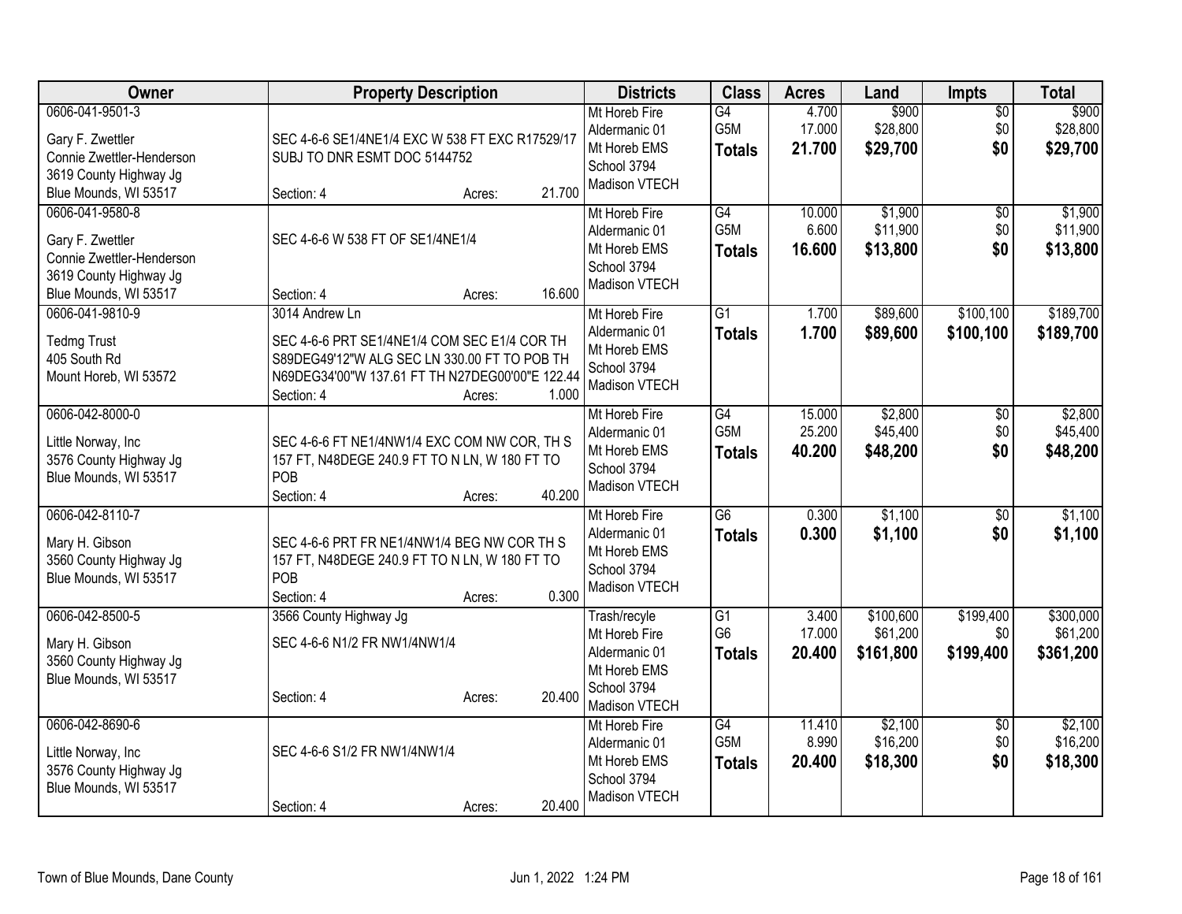| Owner | Property Description | Districts | Class | Acres | Land | Impts | Total |
|---|---|---|---|---|---|---|---|
| 0606-041-9501-3<br><br>Gary F. Zwettler<br>Connie Zwettler-Henderson<br>3619 County Highway Jg<br>Blue Mounds, WI 53517 | SEC 4-6-6 SE1/4NE1/4 EXC W 538 FT EXC R17529/17 SUBJ TO DNR ESMT DOC 5144752<br><br>Section: 4 Acres: 21.700 | Mt Horeb Fire<br>Aldermanic 01<br>Mt Horeb EMS<br>School 3794<br>Madison VTECH | G4<br>G5M<br>**Totals** | 4.700<br>17.000<br>**21.700** | $900<br>$28,800<br>**$29,700** | $0<br>$0<br>**$0** | $900<br>$28,800<br>**$29,700** |
| 0606-041-9580-8<br><br>Gary F. Zwettler<br>Connie Zwettler-Henderson<br>3619 County Highway Jg<br>Blue Mounds, WI 53517 | SEC 4-6-6 W 538 FT OF SE1/4NE1/4<br><br>Section: 4 Acres: 16.600 | Mt Horeb Fire<br>Aldermanic 01<br>Mt Horeb EMS<br>School 3794<br>Madison VTECH | G4<br>G5M<br>**Totals** | 10.000<br>6.600<br>**16.600** | $1,900<br>$11,900<br>**$13,800** | $0<br>$0<br>**$0** | $1,900<br>$11,900<br>**$13,800** |
| 0606-041-9810-9<br><br>Tedmg Trust<br>405 South Rd<br>Mount Horeb, WI 53572 | 3014 Andrew Ln<br><br>SEC 4-6-6 PRT SE1/4NE1/4 COM SEC E1/4 COR TH S89DEG49'12"W ALG SEC LN 330.00 FT TO POB TH N69DEG34'00"W 137.61 FT TH N27DEG00'00"E 122.44<br>Section: 4 Acres: 1.000 | Mt Horeb Fire<br>Aldermanic 01<br>Mt Horeb EMS<br>School 3794<br>Madison VTECH | G1<br>**Totals** | 1.700<br>**1.700** | $89,600<br>**$89,600** | $100,100<br>**$100,100** | $189,700<br>**$189,700** |
| 0606-042-8000-0<br><br>Little Norway, Inc<br>3576 County Highway Jg<br>Blue Mounds, WI 53517 | SEC 4-6-6 FT NE1/4NW1/4 EXC COM NW COR, TH S 157 FT, N48DEGE 240.9 FT TO N LN, W 180 FT TO POB<br>Section: 4 Acres: 40.200 | Mt Horeb Fire<br>Aldermanic 01<br>Mt Horeb EMS<br>School 3794<br>Madison VTECH | G4<br>G5M<br>**Totals** | 15.000<br>25.200<br>**40.200** | $2,800<br>$45,400<br>**$48,200** | $0<br>$0<br>**$0** | $2,800<br>$45,400<br>**$48,200** |
| 0606-042-8110-7<br><br>Mary H. Gibson<br>3560 County Highway Jg<br>Blue Mounds, WI 53517 | SEC 4-6-6 PRT FR NE1/4NW1/4 BEG NW COR TH S 157 FT, N48DEGE 240.9 FT TO N LN, W 180 FT TO POB<br>Section: 4 Acres: 0.300 | Mt Horeb Fire<br>Aldermanic 01<br>Mt Horeb EMS<br>School 3794<br>Madison VTECH | G6<br>**Totals** | 0.300<br>**0.300** | $1,100<br>**$1,100** | $0<br>**$0** | $1,100<br>**$1,100** |
| 0606-042-8500-5<br><br>Mary H. Gibson<br>3560 County Highway Jg<br>Blue Mounds, WI 53517 | 3566 County Highway Jg<br><br>SEC 4-6-6 N1/2 FR NW1/4NW1/4<br><br>Section: 4 Acres: 20.400 | Trash/recyle<br>Mt Horeb Fire<br>Aldermanic 01<br>Mt Horeb EMS<br>School 3794<br>Madison VTECH | G1<br>G6<br>**Totals** | 3.400<br>17.000<br>**20.400** | $100,600<br>$61,200<br>**$161,800** | $199,400<br>$0<br>**$199,400** | $300,000<br>$61,200<br>**$361,200** |
| 0606-042-8690-6<br><br>Little Norway, Inc<br>3576 County Highway Jg<br>Blue Mounds, WI 53517 | SEC 4-6-6 S1/2 FR NW1/4NW1/4<br><br>Section: 4 Acres: 20.400 | Mt Horeb Fire<br>Aldermanic 01<br>Mt Horeb EMS<br>School 3794<br>Madison VTECH | G4<br>G5M<br>**Totals** | 11.410<br>8.990<br>**20.400** | $2,100<br>$16,200<br>**$18,300** | $0<br>$0<br>**$0** | $2,100<br>$16,200<br>**$18,300** |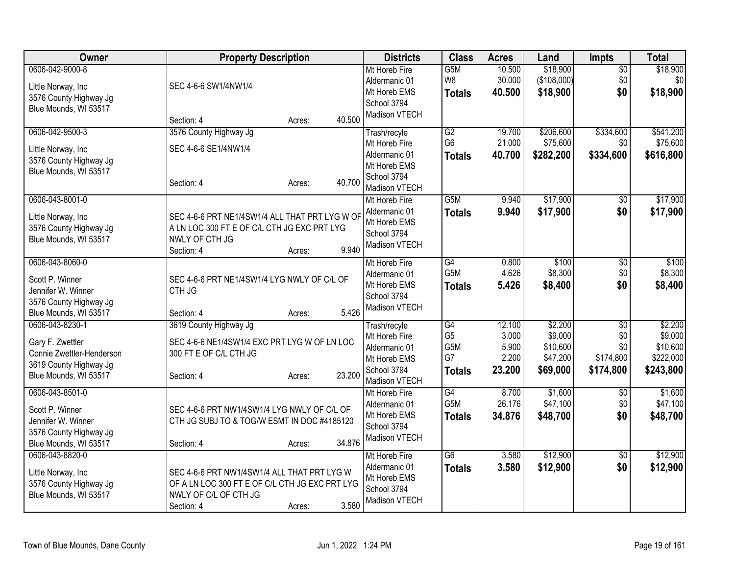| Owner | Property Description | Districts | Class | Acres | Land | Impts | Total |
|---|---|---|---|---|---|---|---|
| 0606-042-9000-8<br>Little Norway, Inc<br>3576 County Highway Jg<br>Blue Mounds, WI 53517 | SEC 4-6-6 SW1/4NW1/4<br>Section: 4 Acres: 40.500 | Mt Horeb Fire<br>Aldermanic 01<br>Mt Horeb EMS<br>School 3794<br>Madison VTECH | G5M<br>W8<br>**Totals** | 10.500<br>30.000<br>**40.500** | $18,900<br>($108,000)<br>**$18,900** | $0<br>$0<br>**$0** | $18,900<br>$0<br>**$18,900** |
| 0606-042-9500-3<br>Little Norway, Inc<br>3576 County Highway Jg<br>Blue Mounds, WI 53517 | 3576 County Highway Jg<br>SEC 4-6-6 SE1/4NW1/4<br>Section: 4 Acres: 40.700 | Trash/recyle<br>Mt Horeb Fire<br>Aldermanic 01<br>Mt Horeb EMS<br>School 3794<br>Madison VTECH | G2<br>G6<br>**Totals** | 19.700<br>21.000<br>**40.700** | $206,600<br>$75,600<br>**$282,200** | $334,600<br>$0<br>**$334,600** | $541,200<br>$75,600<br>**$616,800** |
| 0606-043-8001-0<br>Little Norway, Inc<br>3576 County Highway Jg<br>Blue Mounds, WI 53517 | SEC 4-6-6 PRT NE1/4SW1/4 ALL THAT PRT LYG W OF A LN LOC 300 FT E OF C/L CTH JG EXC PRT LYG NWLY OF CTH JG<br>Section: 4 Acres: 9.940 | Mt Horeb Fire<br>Aldermanic 01<br>Mt Horeb EMS<br>School 3794<br>Madison VTECH | G5M<br>**Totals** | 9.940<br>**9.940** | $17,900<br>**$17,900** | $0<br>**$0** | $17,900<br>**$17,900** |
| 0606-043-8060-0<br>Scott P. Winner<br>Jennifer W. Winner<br>3576 County Highway Jg<br>Blue Mounds, WI 53517 | SEC 4-6-6 PRT NE1/4SW1/4 LYG NWLY OF C/L OF CTH JG<br>Section: 4 Acres: 5.426 | Mt Horeb Fire<br>Aldermanic 01<br>Mt Horeb EMS<br>School 3794<br>Madison VTECH | G4<br>G5M<br>**Totals** | 0.800<br>4.626<br>**5.426** | $100<br>$8,300<br>**$8,400** | $0<br>$0<br>**$0** | $100<br>$8,300<br>**$8,400** |
| 0606-043-8230-1<br>Gary F. Zwettler<br>Connie Zwettler-Henderson<br>3619 County Highway Jg<br>Blue Mounds, WI 53517 | 3619 County Highway Jg<br>SEC 4-6-6 NE1/4SW1/4 EXC PRT LYG W OF LN LOC 300 FT E OF C/L CTH JG<br>Section: 4 Acres: 23.200 | Trash/recyle<br>Mt Horeb Fire<br>Aldermanic 01<br>Mt Horeb EMS<br>School 3794<br>Madison VTECH | G4<br>G5<br>G5M<br>G7<br>**Totals** | 12.100<br>3.000<br>5.900<br>2.200<br>**23.200** | $2,200<br>$9,000<br>$10,600<br>$47,200<br>**$69,000** | $0<br>$0<br>$0<br>$174,800<br>**$174,800** | $2,200<br>$9,000<br>$10,600<br>$222,000<br>**$243,800** |
| 0606-043-8501-0<br>Scott P. Winner<br>Jennifer W. Winner<br>3576 County Highway Jg<br>Blue Mounds, WI 53517 | SEC 4-6-6 PRT NW1/4SW1/4 LYG NWLY OF C/L OF CTH JG SUBJ TO & TOG/W ESMT IN DOC #4185120<br>Section: 4 Acres: 34.876 | Mt Horeb Fire<br>Aldermanic 01<br>Mt Horeb EMS<br>School 3794<br>Madison VTECH | G4<br>G5M<br>**Totals** | 8.700<br>26.176<br>**34.876** | $1,600<br>$47,100<br>**$48,700** | $0<br>$0<br>**$0** | $1,600<br>$47,100<br>**$48,700** |
| 0606-043-8820-0<br>Little Norway, Inc<br>3576 County Highway Jg<br>Blue Mounds, WI 53517 | SEC 4-6-6 PRT NW1/4SW1/4 ALL THAT PRT LYG W OF A LN LOC 300 FT E OF C/L CTH JG EXC PRT LYG NWLY OF C/L OF CTH JG<br>Section: 4 Acres: 3.580 | Mt Horeb Fire<br>Aldermanic 01<br>Mt Horeb EMS<br>School 3794<br>Madison VTECH | G6<br>**Totals** | 3.580<br>**3.580** | $12,900<br>**$12,900** | $0<br>**$0** | $12,900<br>**$12,900** |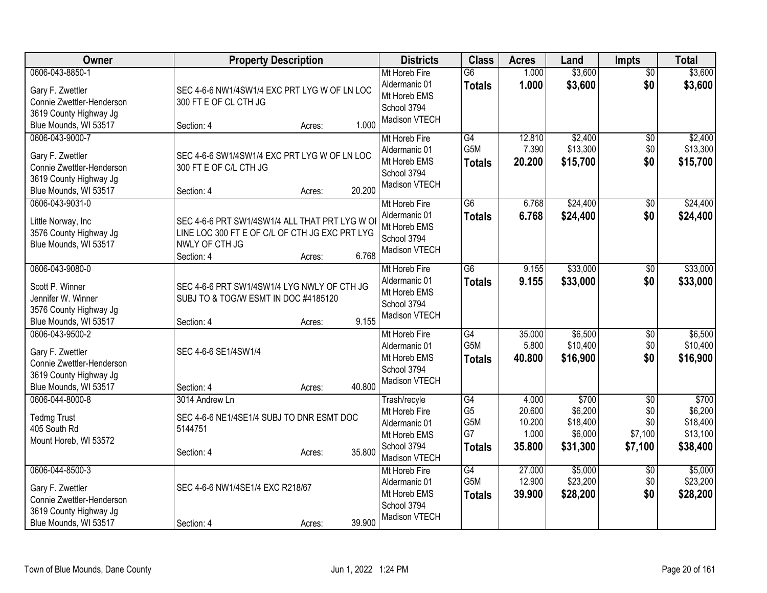| Owner | Property Description | Districts | Class | Acres | Land | Impts | Total |
|---|---|---|---|---|---|---|---|
| 0606-043-8850-1<br>Gary F. Zwettler<br>Connie Zwettler-Henderson<br>3619 County Highway Jg<br>Blue Mounds, WI 53517 | SEC 4-6-6 NW1/4SW1/4 EXC PRT LYG W OF LN LOC 300 FT E OF CL CTH JG<br>Section: 4 Acres: 1.000 | Mt Horeb Fire<br>Aldermanic 01<br>Mt Horeb EMS<br>School 3794<br>Madison VTECH | G6<br>**Totals** | 1.000<br>**1.000** | $3,600<br>**$3,600** | $0<br>**$0** | $3,600<br>**$3,600** |
| 0606-043-9000-7<br>Gary F. Zwettler<br>Connie Zwettler-Henderson<br>3619 County Highway Jg<br>Blue Mounds, WI 53517 | SEC 4-6-6 SW1/4SW1/4 EXC PRT LYG W OF LN LOC 300 FT E OF C/L CTH JG<br>Section: 4 Acres: 20.200 | Mt Horeb Fire<br>Aldermanic 01<br>Mt Horeb EMS<br>School 3794<br>Madison VTECH | G4<br>G5M<br>**Totals** | 12.810<br>7.390<br>**20.200** | $2,400<br>$13,300<br>**$15,700** | $0<br>$0<br>**$0** | $2,400<br>$13,300<br>**$15,700** |
| 0606-043-9031-0<br>Little Norway, Inc<br>3576 County Highway Jg<br>Blue Mounds, WI 53517 | SEC 4-6-6 PRT SW1/4SW1/4 ALL THAT PRT LYG W OF LINE LOC 300 FT E OF C/L OF CTH JG EXC PRT LYG NWLY OF CTH JG<br>Section: 4 Acres: 6.768 | Mt Horeb Fire<br>Aldermanic 01<br>Mt Horeb EMS<br>School 3794<br>Madison VTECH | G6<br>**Totals** | 6.768<br>**6.768** | $24,400<br>**$24,400** | $0<br>**$0** | $24,400<br>**$24,400** |
| 0606-043-9080-0<br>Scott P. Winner<br>Jennifer W. Winner<br>3576 County Highway Jg<br>Blue Mounds, WI 53517 | SEC 4-6-6 PRT SW1/4SW1/4 LYG NWLY OF CTH JG SUBJ TO & TOG/W ESMT IN DOC #4185120<br>Section: 4 Acres: 9.155 | Mt Horeb Fire<br>Aldermanic 01<br>Mt Horeb EMS<br>School 3794<br>Madison VTECH | G6<br>**Totals** | 9.155<br>**9.155** | $33,000<br>**$33,000** | $0<br>**$0** | $33,000<br>**$33,000** |
| 0606-043-9500-2<br>Gary F. Zwettler<br>Connie Zwettler-Henderson<br>3619 County Highway Jg<br>Blue Mounds, WI 53517 | SEC 4-6-6 SE1/4SW1/4<br>Section: 4 Acres: 40.800 | Mt Horeb Fire<br>Aldermanic 01<br>Mt Horeb EMS<br>School 3794<br>Madison VTECH | G4<br>G5M<br>**Totals** | 35.000<br>5.800<br>**40.800** | $6,500<br>$10,400<br>**$16,900** | $0<br>$0<br>**$0** | $6,500<br>$10,400<br>**$16,900** |
| 0606-044-8000-8<br>Tedmg Trust<br>405 South Rd<br>Mount Horeb, WI 53572 | 3014 Andrew Ln<br>SEC 4-6-6 NE1/4SE1/4 SUBJ TO DNR ESMT DOC 5144751<br>Section: 4 Acres: 35.800 | Trash/recyle<br>Mt Horeb Fire<br>Aldermanic 01<br>Mt Horeb EMS<br>School 3794<br>Madison VTECH | G4<br>G5<br>G5M<br>G7<br>**Totals** | 4.000<br>20.600<br>10.200<br>1.000<br>**35.800** | $700<br>$6,200<br>$18,400<br>$6,000<br>**$31,300** | $0<br>$0<br>$0<br>$7,100<br>**$7,100** | $700<br>$6,200<br>$18,400<br>$13,100<br>**$38,400** |
| 0606-044-8500-3<br>Gary F. Zwettler<br>Connie Zwettler-Henderson<br>3619 County Highway Jg<br>Blue Mounds, WI 53517 | SEC 4-6-6 NW1/4SE1/4 EXC R218/67<br>Section: 4 Acres: 39.900 | Mt Horeb Fire<br>Aldermanic 01<br>Mt Horeb EMS<br>School 3794<br>Madison VTECH | G4<br>G5M<br>**Totals** | 27.000<br>12.900<br>**39.900** | $5,000<br>$23,200<br>**$28,200** | $0<br>$0<br>**$0** | $5,000<br>$23,200<br>**$28,200** |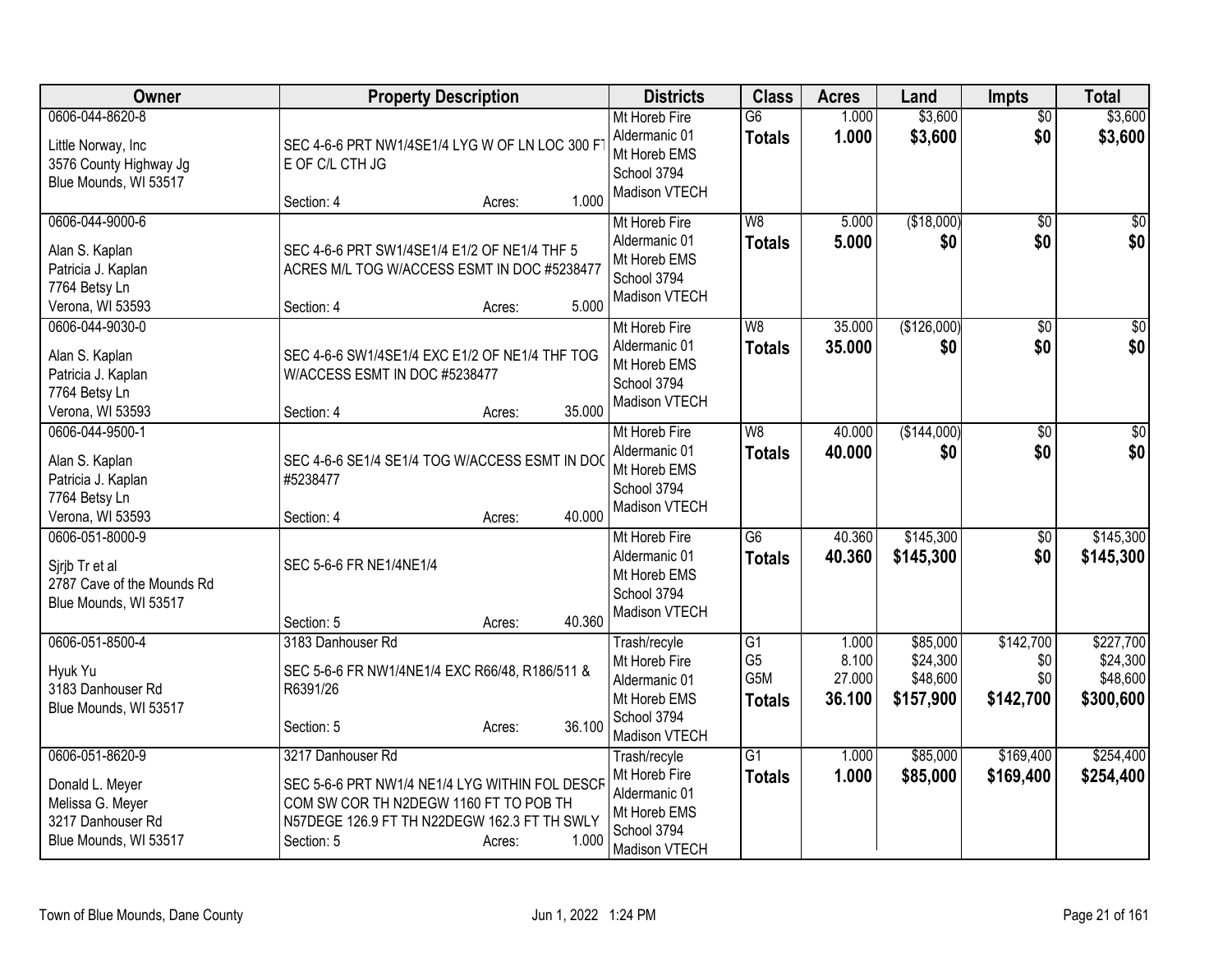| Owner | Property Description | Districts | Class | Acres | Land | Impts | Total |
|---|---|---|---|---|---|---|---|
| 0606-044-8620-8<br><br>Little Norway, Inc<br>3576 County Highway Jg<br>Blue Mounds, WI 53517 | SEC 4-6-6 PRT NW1/4SE1/4 LYG W OF LN LOC 300 FT E OF C/L CTH JG<br><br>Section: 4 Acres: 1.000 | Mt Horeb Fire<br>Aldermanic 01<br>Mt Horeb EMS<br>School 3794<br>Madison VTECH | G6<br>**Totals** | 1.000<br>**1.000** | $3,600<br>**$3,600** | $0<br>**$0** | $3,600<br>**$3,600** |
| 0606-044-9000-6<br><br>Alan S. Kaplan<br>Patricia J. Kaplan<br>7764 Betsy Ln<br>Verona, WI 53593 | SEC 4-6-6 PRT SW1/4SE1/4 E1/2 OF NE1/4 THF 5 ACRES M/L TOG W/ACCESS ESMT IN DOC #5238477<br><br>Section: 4 Acres: 5.000 | Mt Horeb Fire<br>Aldermanic 01<br>Mt Horeb EMS<br>School 3794<br>Madison VTECH | W8<br>**Totals** | 5.000<br>**5.000** | ($18,000)<br>**$0** | $0<br>**$0** | $0<br>**$0** |
| 0606-044-9030-0<br><br>Alan S. Kaplan<br>Patricia J. Kaplan<br>7764 Betsy Ln<br>Verona, WI 53593 | SEC 4-6-6 SW1/4SE1/4 EXC E1/2 OF NE1/4 THF TOG W/ACCESS ESMT IN DOC #5238477<br><br>Section: 4 Acres: 35.000 | Mt Horeb Fire<br>Aldermanic 01<br>Mt Horeb EMS<br>School 3794<br>Madison VTECH | W8<br>**Totals** | 35.000<br>**35.000** | ($126,000)<br>**$0** | $0<br>**$0** | $0<br>**$0** |
| 0606-044-9500-1<br><br>Alan S. Kaplan<br>Patricia J. Kaplan<br>7764 Betsy Ln<br>Verona, WI 53593 | SEC 4-6-6 SE1/4 SE1/4 TOG W/ACCESS ESMT IN DOC #5238477<br><br>Section: 4 Acres: 40.000 | Mt Horeb Fire<br>Aldermanic 01<br>Mt Horeb EMS<br>School 3794<br>Madison VTECH | W8<br>**Totals** | 40.000<br>**40.000** | ($144,000)<br>**$0** | $0<br>**$0** | $0<br>**$0** |
| 0606-051-8000-9<br><br>Sjrjb Tr et al<br>2787 Cave of the Mounds Rd<br>Blue Mounds, WI 53517 | SEC 5-6-6 FR NE1/4NE1/4<br><br>Section: 5 Acres: 40.360 | Mt Horeb Fire<br>Aldermanic 01<br>Mt Horeb EMS<br>School 3794<br>Madison VTECH | G6<br>**Totals** | 40.360<br>**40.360** | $145,300<br>**$145,300** | $0<br>**$0** | $145,300<br>**$145,300** |
| 0606-051-8500-4<br><br>Hyuk Yu<br>3183 Danhouser Rd<br>Blue Mounds, WI 53517 | 3183 Danhouser Rd<br><br>SEC 5-6-6 FR NW1/4NE1/4 EXC R66/48, R186/511 & R6391/26<br><br>Section: 5 Acres: 36.100 | Trash/recyle<br>Mt Horeb Fire<br>Aldermanic 01<br>Mt Horeb EMS<br>School 3794<br>Madison VTECH | G1<br>G5<br>G5M<br>**Totals** | 1.000<br>8.100<br>27.000<br>**36.100** | $85,000<br>$24,300<br>$48,600<br>**$157,900** | $142,700<br>$0<br>$0<br>**$142,700** | $227,700<br>$24,300<br>$48,600<br>**$300,600** |
| 0606-051-8620-9<br><br>Donald L. Meyer<br>Melissa G. Meyer<br>3217 Danhouser Rd<br>Blue Mounds, WI 53517 | 3217 Danhouser Rd<br><br>SEC 5-6-6 PRT NW1/4 NE1/4 LYG WITHIN FOL DESCR COM SW COR TH N2DEGW 1160 FT TO POB TH N57DEGE 126.9 FT TH N22DEGW 162.3 FT TH SWLY<br>Section: 5 Acres: 1.000 | Trash/recyle<br>Mt Horeb Fire<br>Aldermanic 01<br>Mt Horeb EMS<br>School 3794<br>Madison VTECH | G1<br>**Totals** | 1.000<br>**1.000** | $85,000<br>**$85,000** | $169,400<br>**$169,400** | $254,400<br>**$254,400** |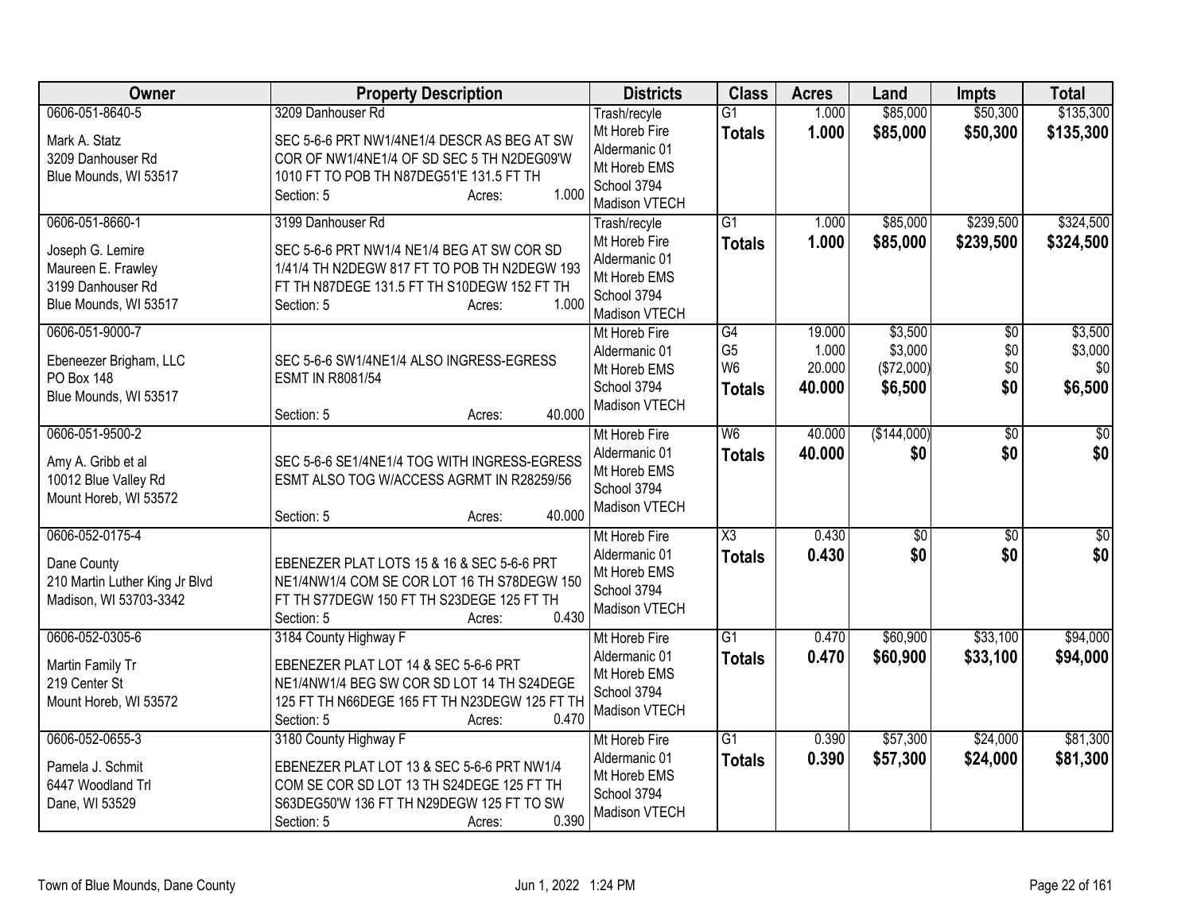| Owner | Property Description | Districts | Class | Acres | Land | Impts | Total |
|---|---|---|---|---|---|---|---|
| 0606-051-8640-5<br>Mark A. Statz<br>3209 Danhouser Rd<br>Blue Mounds, WI 53517 | 3209 Danhouser Rd<br>SEC 5-6-6 PRT NW1/4NE1/4 DESCR AS BEG AT SW COR OF NW1/4NE1/4 OF SD SEC 5 TH N2DEG09'W 1010 FT TO POB TH N87DEG51'E 131.5 FT TH<br>Section: 5 Acres: 1.000 | Trash/recyle<br>Mt Horeb Fire<br>Aldermanic 01<br>Mt Horeb EMS<br>School 3794<br>Madison VTECH | G1<br>**Totals** | 1.000<br>**1.000** | $85,000<br>**$85,000** | $50,300<br>**$50,300** | $135,300<br>**$135,300** |
| 0606-051-8660-1<br>Joseph G. Lemire<br>Maureen E. Frawley<br>3199 Danhouser Rd<br>Blue Mounds, WI 53517 | 3199 Danhouser Rd<br>SEC 5-6-6 PRT NW1/4 NE1/4 BEG AT SW COR SD 1/41/4 TH N2DEGW 817 FT TO POB TH N2DEGW 193 FT TH N87DEGE 131.5 FT TH S10DEGW 152 FT TH<br>Section: 5 Acres: 1.000 | Trash/recyle<br>Mt Horeb Fire<br>Aldermanic 01<br>Mt Horeb EMS<br>School 3794<br>Madison VTECH | G1<br>**Totals** | 1.000<br>**1.000** | $85,000<br>**$85,000** | $239,500<br>**$239,500** | $324,500<br>**$324,500** |
| 0606-051-9000-7<br>Ebeneezer Brigham, LLC<br>PO Box 148<br>Blue Mounds, WI 53517 | SEC 5-6-6 SW1/4NE1/4 ALSO INGRESS-EGRESS ESMT IN R8081/54<br>Section: 5 Acres: 40.000 | Mt Horeb Fire<br>Aldermanic 01<br>Mt Horeb EMS<br>School 3794<br>Madison VTECH | G4<br>G5<br>W6<br>**Totals** | 19.000<br>1.000<br>20.000<br>**40.000** | $3,500<br>$3,000<br>($72,000)<br>**$6,500** | $0<br>$0<br>$0<br>**$0** | $3,500<br>$3,000<br>$0<br>**$6,500** |
| 0606-051-9500-2<br>Amy A. Gribb et al<br>10012 Blue Valley Rd<br>Mount Horeb, WI 53572 | SEC 5-6-6 SE1/4NE1/4 TOG WITH INGRESS-EGRESS ESMT ALSO TOG W/ACCESS AGRMT IN R28259/56<br>Section: 5 Acres: 40.000 | Mt Horeb Fire<br>Aldermanic 01<br>Mt Horeb EMS<br>School 3794<br>Madison VTECH | W6<br>**Totals** | 40.000<br>**40.000** | ($144,000)<br>**$0** | $0<br>**$0** | $0<br>**$0** |
| 0606-052-0175-4<br>Dane County<br>210 Martin Luther King Jr Blvd<br>Madison, WI 53703-3342 | EBENEZER PLAT LOTS 15 & 16 & SEC 5-6-6 PRT NE1/4NW1/4 COM SE COR LOT 16 TH S78DEGW 150 FT TH S77DEGW 150 FT TH S23DEGE 125 FT TH<br>Section: 5 Acres: 0.430 | Mt Horeb Fire<br>Aldermanic 01<br>Mt Horeb EMS<br>School 3794<br>Madison VTECH | X3<br>**Totals** | 0.430<br>**0.430** | $0<br>**$0** | $0<br>**$0** | $0<br>**$0** |
| 0606-052-0305-6<br>Martin Family Tr<br>219 Center St<br>Mount Horeb, WI 53572 | 3184 County Highway F<br>EBENEZER PLAT LOT 14 & SEC 5-6-6 PRT NE1/4NW1/4 BEG SW COR SD LOT 14 TH S24DEGE 125 FT TH N66DEGE 165 FT TH N23DEGW 125 FT TH<br>Section: 5 Acres: 0.470 | Mt Horeb Fire<br>Aldermanic 01<br>Mt Horeb EMS<br>School 3794<br>Madison VTECH | G1<br>**Totals** | 0.470<br>**0.470** | $60,900<br>**$60,900** | $33,100<br>**$33,100** | $94,000<br>**$94,000** |
| 0606-052-0655-3<br>Pamela J. Schmit<br>6447 Woodland Trl<br>Dane, WI 53529 | 3180 County Highway F<br>EBENEZER PLAT LOT 13 & SEC 5-6-6 PRT NW1/4 COM SE COR SD LOT 13 TH S24DEGE 125 FT TH S63DEG50'W 136 FT TH N29DEGW 125 FT TO SW<br>Section: 5 Acres: 0.390 | Mt Horeb Fire<br>Aldermanic 01<br>Mt Horeb EMS<br>School 3794<br>Madison VTECH | G1<br>**Totals** | 0.390<br>**0.390** | $57,300<br>**$57,300** | $24,000<br>**$24,000** | $81,300<br>**$81,300** |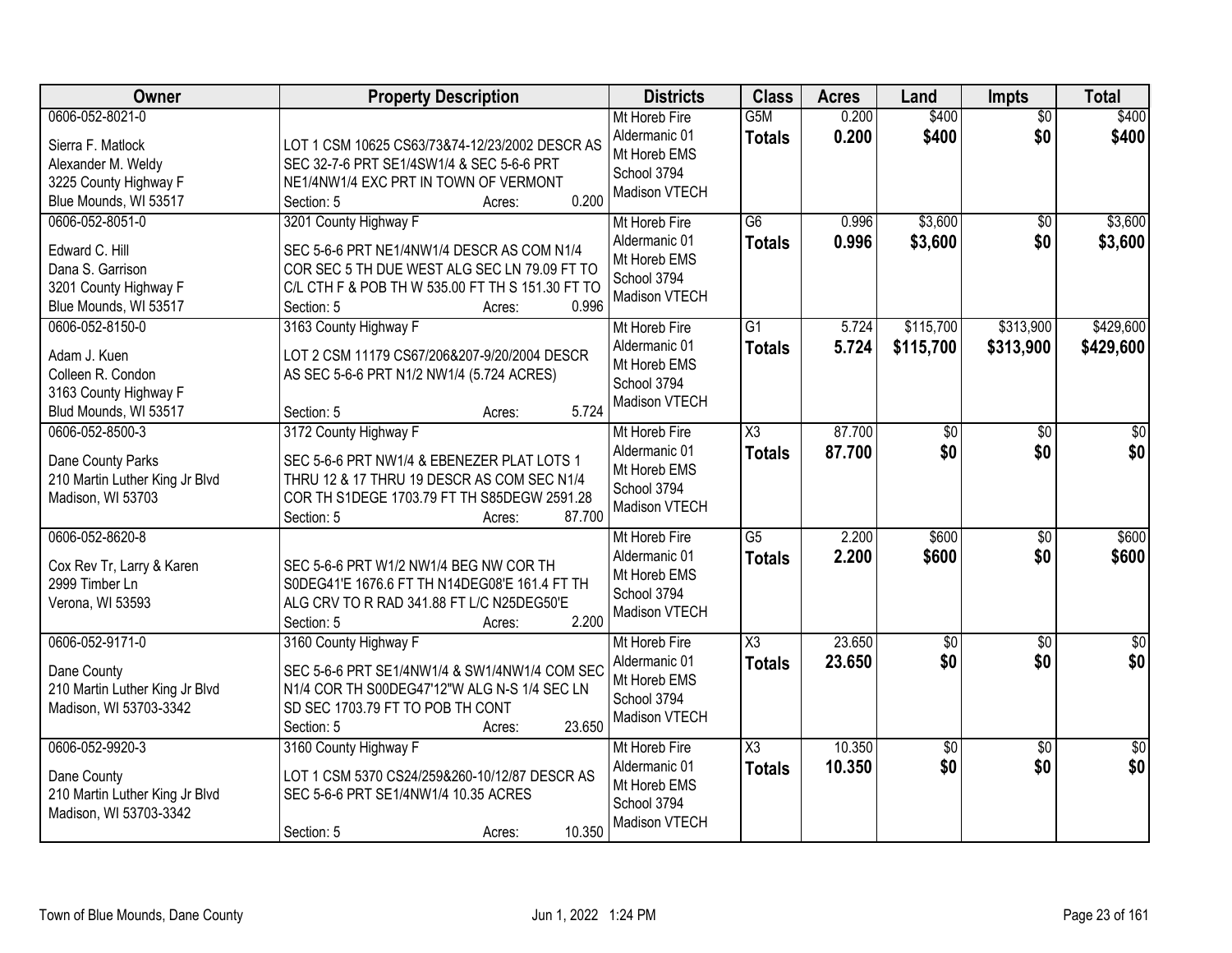| Owner | Property Description | Districts | Class | Acres | Land | Impts | Total |
|---|---|---|---|---|---|---|---|
| 0606-052-8021-0<br><br>Sierra F. Matlock<br>Alexander M. Weldy<br>3225 County Highway F<br>Blue Mounds, WI 53517 | LOT 1 CSM 10625 CS63/73&74-12/23/2002 DESCR AS SEC 32-7-6 PRT SE1/4SW1/4 & SEC 5-6-6 PRT NE1/4NW1/4 EXC PRT IN TOWN OF VERMONT<br>Section: 5 Acres: 0.200 | Mt Horeb Fire<br>Aldermanic 01<br>Mt Horeb EMS<br>School 3794<br>Madison VTECH | G5M<br>**Totals** | 0.200<br>**0.200** | \$400<br>**\$400** | \$0<br>**\$0** | \$400<br>**\$400** |
| 0606-052-8051-0<br><br>Edward C. Hill<br>Dana S. Garrison<br>3201 County Highway F<br>Blue Mounds, WI 53517 | 3201 County Highway F<br>SEC 5-6-6 PRT NE1/4NW1/4 DESCR AS COM N1/4 COR SEC 5 TH DUE WEST ALG SEC LN 79.09 FT TO C/L CTH F & POB TH W 535.00 FT TH S 151.30 FT TO<br>Section: 5 Acres: 0.996 | Mt Horeb Fire<br>Aldermanic 01<br>Mt Horeb EMS<br>School 3794<br>Madison VTECH | G6<br>**Totals** | 0.996<br>**0.996** | \$3,600<br>**\$3,600** | \$0<br>**\$0** | \$3,600<br>**\$3,600** |
| 0606-052-8150-0<br><br>Adam J. Kuen<br>Colleen R. Condon<br>3163 County Highway F<br>Blud Mounds, WI 53517 | 3163 County Highway F<br>LOT 2 CSM 11179 CS67/206&207-9/20/2004 DESCR AS SEC 5-6-6 PRT N1/2 NW1/4 (5.724 ACRES)<br>Section: 5 Acres: 5.724 | Mt Horeb Fire<br>Aldermanic 01<br>Mt Horeb EMS<br>School 3794<br>Madison VTECH | G1<br>**Totals** | 5.724<br>**5.724** | \$115,700<br>**\$115,700** | \$313,900<br>**\$313,900** | \$429,600<br>**\$429,600** |
| 0606-052-8500-3<br><br>Dane County Parks<br>210 Martin Luther King Jr Blvd<br>Madison, WI 53703 | 3172 County Highway F<br>SEC 5-6-6 PRT NW1/4 & EBENEZER PLAT LOTS 1 THRU 12 & 17 THRU 19 DESCR AS COM SEC N1/4 COR TH S1DEGE 1703.79 FT TH S85DEGW 2591.28<br>Section: 5 Acres: 87.700 | Mt Horeb Fire<br>Aldermanic 01<br>Mt Horeb EMS<br>School 3794<br>Madison VTECH | X3<br>**Totals** | 87.700<br>**87.700** | \$0<br>**\$0** | \$0<br>**\$0** | \$0<br>**\$0** |
| 0606-052-8620-8<br><br>Cox Rev Tr, Larry & Karen<br>2999 Timber Ln<br>Verona, WI 53593 | SEC 5-6-6 PRT W1/2 NW1/4 BEG NW COR TH S0DEG41'E 1676.6 FT TH N14DEG08'E 161.4 FT TH ALG CRV TO R RAD 341.88 FT L/C N25DEG50'E<br>Section: 5 Acres: 2.200 | Mt Horeb Fire<br>Aldermanic 01<br>Mt Horeb EMS<br>School 3794<br>Madison VTECH | G5<br>**Totals** | 2.200<br>**2.200** | \$600<br>**\$600** | \$0<br>**\$0** | \$600<br>**\$600** |
| 0606-052-9171-0<br><br>Dane County<br>210 Martin Luther King Jr Blvd<br>Madison, WI 53703-3342 | 3160 County Highway F<br>SEC 5-6-6 PRT SE1/4NW1/4 & SW1/4NW1/4 COM SEC N1/4 COR TH S00DEG47'12"W ALG N-S 1/4 SEC LN SD SEC 1703.79 FT TO POB TH CONT<br>Section: 5 Acres: 23.650 | Mt Horeb Fire<br>Aldermanic 01<br>Mt Horeb EMS<br>School 3794<br>Madison VTECH | X3<br>**Totals** | 23.650<br>**23.650** | \$0<br>**\$0** | \$0<br>**\$0** | \$0<br>**\$0** |
| 0606-052-9920-3<br><br>Dane County<br>210 Martin Luther King Jr Blvd<br>Madison, WI 53703-3342 | 3160 County Highway F<br>LOT 1 CSM 5370 CS24/259&260-10/12/87 DESCR AS SEC 5-6-6 PRT SE1/4NW1/4 10.35 ACRES<br>Section: 5 Acres: 10.350 | Mt Horeb Fire<br>Aldermanic 01<br>Mt Horeb EMS<br>School 3794<br>Madison VTECH | X3<br>**Totals** | 10.350<br>**10.350** | \$0<br>**\$0** | \$0<br>**\$0** | \$0<br>**\$0** |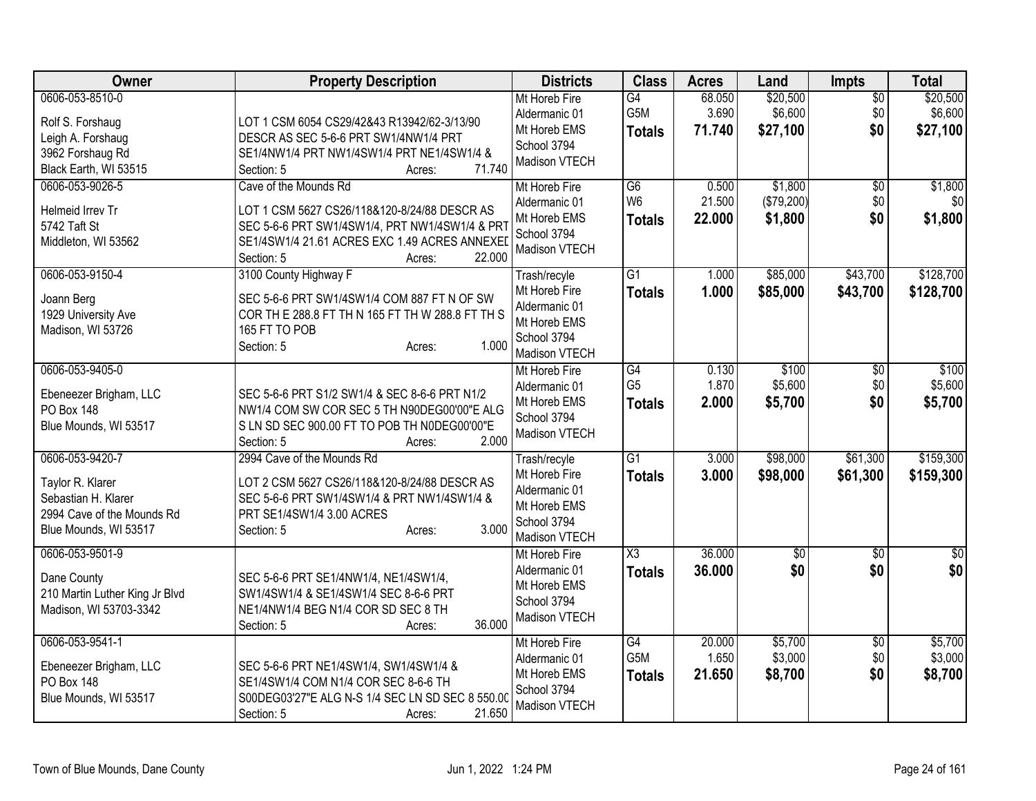| Owner | Property Description | Districts | Class | Acres | Land | Impts | Total |
|---|---|---|---|---|---|---|---|
| 0606-053-8510-0<br><br>Rolf S. Forshaug<br>Leigh A. Forshaug<br>3962 Forshaug Rd<br>Black Earth, WI 53515 | LOT 1 CSM 6054 CS29/42&43 R13942/62-3/13/90 DESCR AS SEC 5-6-6 PRT SW1/4NW1/4 PRT SE1/4NW1/4 PRT NW1/4SW1/4 PRT NE1/4SW1/4 &<br>Section: 5 Acres: 71.740 | Mt Horeb Fire<br>Aldermanic 01<br>Mt Horeb EMS<br>School 3794<br>Madison VTECH | G4<br>G5M<br>**Totals** | 68.050<br>3.690<br>**71.740** | \$20,500<br>\$6,600<br>**\$27,100** | \$0<br>\$0<br>**\$0** | \$20,500<br>\$6,600<br>**\$27,100** |
| 0606-053-9026-5<br><br>Helmeid Irrev Tr<br>5742 Taft St<br>Middleton, WI 53562 | Cave of the Mounds Rd<br><br>LOT 1 CSM 5627 CS26/118&120-8/24/88 DESCR AS SEC 5-6-6 PRT SW1/4SW1/4, PRT NW1/4SW1/4 & PRT SE1/4SW1/4 21.61 ACRES EXC 1.49 ACRES ANNEXED<br>Section: 5 Acres: 22.000 | Mt Horeb Fire<br>Aldermanic 01<br>Mt Horeb EMS<br>School 3794<br>Madison VTECH | G6<br>W6<br>**Totals** | 0.500<br>21.500<br>**22.000** | \$1,800<br>(\$79,200)<br>**\$1,800** | \$0<br>\$0<br>**\$0** | \$1,800<br>\$0<br>**\$1,800** |
| 0606-053-9150-4<br><br>Joann Berg<br>1929 University Ave<br>Madison, WI 53726 | 3100 County Highway F<br><br>SEC 5-6-6 PRT SW1/4SW1/4 COM 887 FT N OF SW COR TH E 288.8 FT TH N 165 FT TH W 288.8 FT TH S 165 FT TO POB<br>Section: 5 Acres: 1.000 | Trash/recyle<br>Mt Horeb Fire<br>Aldermanic 01<br>Mt Horeb EMS<br>School 3794<br>Madison VTECH | G1<br>**Totals** | 1.000<br>**1.000** | \$85,000<br>**\$85,000** | \$43,700<br>**\$43,700** | \$128,700<br>**\$128,700** |
| 0606-053-9405-0<br><br>Ebeneezer Brigham, LLC<br>PO Box 148<br>Blue Mounds, WI 53517 | SEC 5-6-6 PRT S1/2 SW1/4 & SEC 8-6-6 PRT N1/2 NW1/4 COM SW COR SEC 5 TH N90DEG00'00"E ALG S LN SD SEC 900.00 FT TO POB TH N0DEG00'00"E<br>Section: 5 Acres: 2.000 | Mt Horeb Fire<br>Aldermanic 01<br>Mt Horeb EMS<br>School 3794<br>Madison VTECH | G4<br>G5<br>**Totals** | 0.130<br>1.870<br>**2.000** | \$100<br>\$5,600<br>**\$5,700** | \$0<br>\$0<br>**\$0** | \$100<br>\$5,600<br>**\$5,700** |
| 0606-053-9420-7<br><br>Taylor R. Klarer<br>Sebastian H. Klarer<br>2994 Cave of the Mounds Rd<br>Blue Mounds, WI 53517 | 2994 Cave of the Mounds Rd<br><br>LOT 2 CSM 5627 CS26/118&120-8/24/88 DESCR AS SEC 5-6-6 PRT SW1/4SW1/4 & PRT NW1/4SW1/4 & PRT SE1/4SW1/4 3.00 ACRES<br>Section: 5 Acres: 3.000 | Trash/recyle<br>Mt Horeb Fire<br>Aldermanic 01<br>Mt Horeb EMS<br>School 3794<br>Madison VTECH | G1<br>**Totals** | 3.000<br>**3.000** | \$98,000<br>**\$98,000** | \$61,300<br>**\$61,300** | \$159,300<br>**\$159,300** |
| 0606-053-9501-9<br><br>Dane County<br>210 Martin Luther King Jr Blvd<br>Madison, WI 53703-3342 | SEC 5-6-6 PRT SE1/4NW1/4, NE1/4SW1/4, SW1/4SW1/4 & SE1/4SW1/4 SEC 8-6-6 PRT NE1/4NW1/4 BEG N1/4 COR SD SEC 8 TH<br>Section: 5 Acres: 36.000 | Mt Horeb Fire<br>Aldermanic 01<br>Mt Horeb EMS<br>School 3794<br>Madison VTECH | X3<br>**Totals** | 36.000<br>**36.000** | \$0<br>**\$0** | \$0<br>**\$0** | \$0<br>**\$0** |
| 0606-053-9541-1<br><br>Ebeneezer Brigham, LLC<br>PO Box 148<br>Blue Mounds, WI 53517 | SEC 5-6-6 PRT NE1/4SW1/4, SW1/4SW1/4 & SE1/4SW1/4 COM N1/4 COR SEC 8-6-6 TH S00DEG03'27"E ALG N-S 1/4 SEC LN SD SEC 8 550.00<br>Section: 5 Acres: 21.650 | Mt Horeb Fire<br>Aldermanic 01<br>Mt Horeb EMS<br>School 3794<br>Madison VTECH | G4<br>G5M<br>**Totals** | 20.000<br>1.650<br>**21.650** | \$5,700<br>\$3,000<br>**\$8,700** | \$0<br>\$0<br>**\$0** | \$5,700<br>\$3,000<br>**\$8,700** |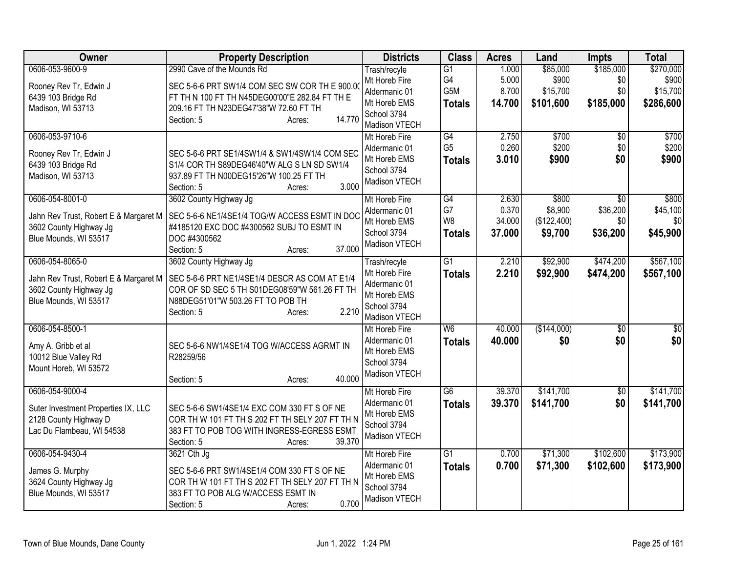| Owner | Property Description | Districts | Class | Acres | Land | Impts | Total |
|---|---|---|---|---|---|---|---|
| 0606-053-9600-9<br><br>Rooney Rev Tr, Edwin J<br>6439 103 Bridge Rd<br>Madison, WI 53713 | 2990 Cave of the Mounds Rd<br><br>SEC 5-6-6 PRT SW1/4 COM SEC SW COR TH E 900.00 FT TH N 100 FT TH N45DEG00'00"E 282.84 FT TH E 209.16 FT TH N23DEG47'38"W 72.60 FT TH<br>Section: 5 Acres: 14.770 | Trash/recycle<br>Mt Horeb Fire<br>Aldermanic 01<br>Mt Horeb EMS<br>School 3794<br>Madison VTECH | G1<br>G4<br>G5M<br>**Totals** | 1.000<br>5.000<br>8.700<br>**14.700** | $85,000<br>$900<br>$15,700<br>**$101,600** | $185,000<br>$0<br>$0<br>**$185,000** | $270,000<br>$900<br>$15,700<br>**$286,600** |
| 0606-053-9710-6<br><br>Rooney Rev Tr, Edwin J<br>6439 103 Bridge Rd<br>Madison, WI 53713 | SEC 5-6-6 PRT SE1/4SW1/4 & SW1/4SW1/4 COM SEC S1/4 COR TH S89DEG46'40"W ALG S LN SD SW1/4 937.89 FT TH N00DEG15'26"W 100.25 FT TH<br>Section: 5 Acres: 3.000 | Mt Horeb Fire<br>Aldermanic 01<br>Mt Horeb EMS<br>School 3794<br>Madison VTECH | G4<br>G5<br>**Totals** | 2.750<br>0.260<br>**3.010** | $700<br>$200<br>**$900** | $0<br>$0<br>**$0** | $700<br>$200<br>**$900** |
| 0606-054-8001-0<br><br>Jahn Rev Trust, Robert E & Margaret M<br>3602 County Highway Jg<br>Blue Mounds, WI 53517 | 3602 County Highway Jg<br><br>SEC 5-6-6 NE1/4SE1/4 TOG/W ACCESS ESMT IN DOC #4185120 EXC DOC #4300562 SUBJ TO ESMT IN DOC #4300562<br>Section: 5 Acres: 37.000 | Mt Horeb Fire<br>Aldermanic 01<br>Mt Horeb EMS<br>School 3794<br>Madison VTECH | G4<br>G7<br>W8<br>**Totals** | 2.630<br>0.370<br>34.000<br>**37.000** | $800<br>$8,900<br>($122,400)<br>**$9,700** | $0<br>$36,200<br>$0<br>**$36,200** | $800<br>$45,100<br>$0<br>**$45,900** |
| 0606-054-8065-0<br><br>Jahn Rev Trust, Robert E & Margaret M<br>3602 County Highway Jg<br>Blue Mounds, WI 53517 | 3602 County Highway Jg<br><br>SEC 5-6-6 PRT NE1/4SE1/4 DESCR AS COM AT E1/4 COR OF SD SEC 5 TH S01DEG08'59"W 561.26 FT TH N88DEG51'01"W 503.26 FT TO POB TH<br>Section: 5 Acres: 2.210 | Trash/recycle<br>Mt Horeb Fire<br>Aldermanic 01<br>Mt Horeb EMS<br>School 3794<br>Madison VTECH | G1<br>**Totals** | 2.210<br>**2.210** | $92,900<br>**$92,900** | $474,200<br>**$474,200** | $567,100<br>**$567,100** |
| 0606-054-8500-1<br><br>Amy A. Gribb et al<br>10012 Blue Valley Rd<br>Mount Horeb, WI 53572 | SEC 5-6-6 NW1/4SE1/4 TOG W/ACCESS AGRMT IN R28259/56<br><br>Section: 5 Acres: 40.000 | Mt Horeb Fire<br>Aldermanic 01<br>Mt Horeb EMS<br>School 3794<br>Madison VTECH | W6<br>**Totals** | 40.000<br>**40.000** | ($144,000)<br>**$0** | $0<br>**$0** | $0<br>**$0** |
| 0606-054-9000-4<br><br>Suter Investment Properties IX, LLC<br>2128 County Highway D<br>Lac Du Flambeau, WI 54538 | SEC 5-6-6 SW1/4SE1/4 EXC COM 330 FT S OF NE COR TH W 101 FT TH S 202 FT TH SELY 207 FT TH N 383 FT TO POB TOG WITH INGRESS-EGRESS ESMT<br>Section: 5 Acres: 39.370 | Mt Horeb Fire<br>Aldermanic 01<br>Mt Horeb EMS<br>School 3794<br>Madison VTECH | G6<br>**Totals** | 39.370<br>**39.370** | $141,700<br>**$141,700** | $0<br>**$0** | $141,700<br>**$141,700** |
| 0606-054-9430-4<br><br>James G. Murphy<br>3624 County Highway Jg<br>Blue Mounds, WI 53517 | 3621 Cth Jg<br><br>SEC 5-6-6 PRT SW1/4SE1/4 COM 330 FT S OF NE COR TH W 101 FT TH S 202 FT TH SELY 207 FT TH N 383 FT TO POB ALG W/ACCESS ESMT IN<br>Section: 5 Acres: 0.700 | Mt Horeb Fire<br>Aldermanic 01<br>Mt Horeb EMS<br>School 3794<br>Madison VTECH | G1<br>**Totals** | 0.700<br>**0.700** | $71,300<br>**$71,300** | $102,600<br>**$102,600** | $173,900<br>**$173,900** |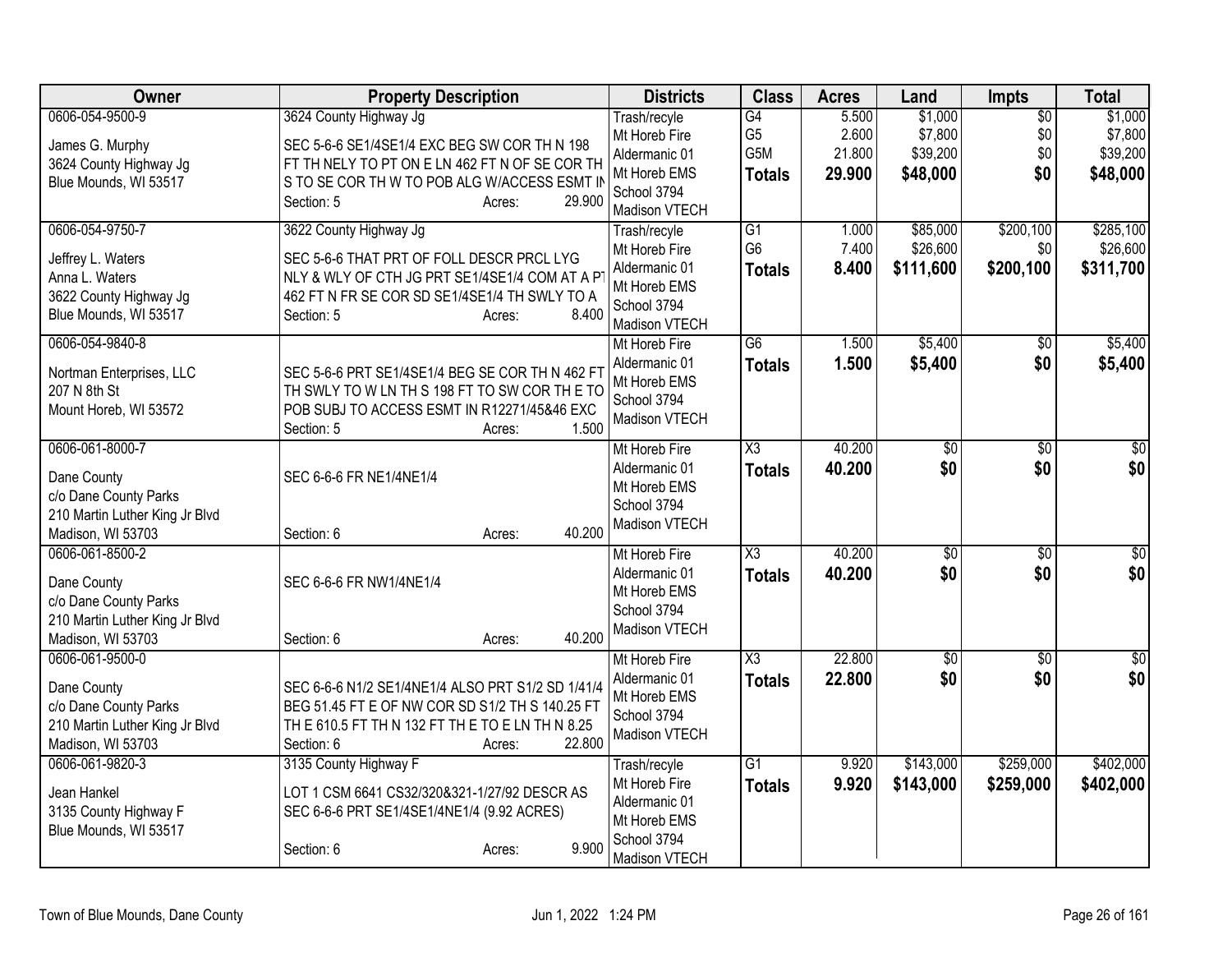| Owner | Property Description | Districts | Class | Acres | Land | Impts | Total |
|---|---|---|---|---|---|---|---|
| 0606-054-9500-9<br>James G. Murphy<br>3624 County Highway Jg<br>Blue Mounds, WI 53517 | 3624 County Highway Jg<br>SEC 5-6-6 SE1/4SE1/4 EXC BEG SW COR TH N 198 FT TH NELY TO PT ON E LN 462 FT N OF SE COR TH S TO SE COR TH W TO POB ALG W/ACCESS ESMT IN<br>Section: 5 Acres: 29.900 | Trash/recyle<br>Mt Horeb Fire<br>Aldermanic 01<br>Mt Horeb EMS<br>School 3794<br>Madison VTECH | G4<br>G5<br>G5M<br>**Totals** | 5.500<br>2.600<br>21.800<br>**29.900** | $1,000<br>$7,800<br>$39,200<br>**$48,000** | $0<br>$0<br>$0<br>**$0** | $1,000<br>$7,800<br>$39,200<br>**$48,000** |
| 0606-054-9750-7<br>Jeffrey L. Waters<br>Anna L. Waters<br>3622 County Highway Jg<br>Blue Mounds, WI 53517 | 3622 County Highway Jg<br>SEC 5-6-6 THAT PRT OF FOLL DESCR PRCL LYG NLY & WLY OF CTH JG PRT SE1/4SE1/4 COM AT A PT 462 FT N FR SE COR SD SE1/4SE1/4 TH SWLY TO A<br>Section: 5 Acres: 8.400 | Trash/recyle<br>Mt Horeb Fire<br>Aldermanic 01<br>Mt Horeb EMS<br>School 3794<br>Madison VTECH | G1<br>G6<br>**Totals** | 1.000<br>7.400<br>**8.400** | $85,000<br>$26,600<br>**$111,600** | $200,100<br>$0<br>**$200,100** | $285,100<br>$26,600<br>**$311,700** |
| 0606-054-9840-8<br>Nortman Enterprises, LLC<br>207 N 8th St<br>Mount Horeb, WI 53572 | SEC 5-6-6 PRT SE1/4SE1/4 BEG SE COR TH N 462 FT TH SWLY TO W LN TH S 198 FT TO SW COR TH E TO POB SUBJ TO ACCESS ESMT IN R12271/45&46 EXC<br>Section: 5 Acres: 1.500 | Mt Horeb Fire<br>Aldermanic 01<br>Mt Horeb EMS<br>School 3794<br>Madison VTECH | G6<br>**Totals** | 1.500<br>**1.500** | $5,400<br>**$5,400** | $0<br>**$0** | $5,400<br>**$5,400** |
| 0606-061-8000-7<br>Dane County<br>c/o Dane County Parks<br>210 Martin Luther King Jr Blvd<br>Madison, WI 53703 | SEC 6-6-6 FR NE1/4NE1/4<br>Section: 6 Acres: 40.200 | Mt Horeb Fire<br>Aldermanic 01<br>Mt Horeb EMS<br>School 3794<br>Madison VTECH | X3<br>**Totals** | 40.200<br>**40.200** | $0<br>**$0** | $0<br>**$0** | $0<br>**$0** |
| 0606-061-8500-2<br>Dane County<br>c/o Dane County Parks<br>210 Martin Luther King Jr Blvd<br>Madison, WI 53703 | SEC 6-6-6 FR NW1/4NE1/4<br>Section: 6 Acres: 40.200 | Mt Horeb Fire<br>Aldermanic 01<br>Mt Horeb EMS<br>School 3794<br>Madison VTECH | X3<br>**Totals** | 40.200<br>**40.200** | $0<br>**$0** | $0<br>**$0** | $0<br>**$0** |
| 0606-061-9500-0<br>Dane County<br>c/o Dane County Parks<br>210 Martin Luther King Jr Blvd<br>Madison, WI 53703 | SEC 6-6-6 N1/2 SE1/4NE1/4 ALSO PRT S1/2 SD 1/41/4 BEG 51.45 FT E OF NW COR SD S1/2 TH S 140.25 FT TH E 610.5 FT TH N 132 FT TH E TO E LN TH N 8.25<br>Section: 6 Acres: 22.800 | Mt Horeb Fire<br>Aldermanic 01<br>Mt Horeb EMS<br>School 3794<br>Madison VTECH | X3<br>**Totals** | 22.800<br>**22.800** | $0<br>**$0** | $0<br>**$0** | $0<br>**$0** |
| 0606-061-9820-3<br>Jean Hankel<br>3135 County Highway F<br>Blue Mounds, WI 53517 | 3135 County Highway F<br>LOT 1 CSM 6641 CS32/320&321-1/27/92 DESCR AS SEC 6-6-6 PRT SE1/4SE1/4NE1/4 (9.92 ACRES)<br>Section: 6 Acres: 9.900 | Trash/recyle<br>Mt Horeb Fire<br>Aldermanic 01<br>Mt Horeb EMS<br>School 3794<br>Madison VTECH | G1<br>**Totals** | 9.920<br>**9.920** | $143,000<br>**$143,000** | $259,000<br>**$259,000** | $402,000<br>**$402,000** |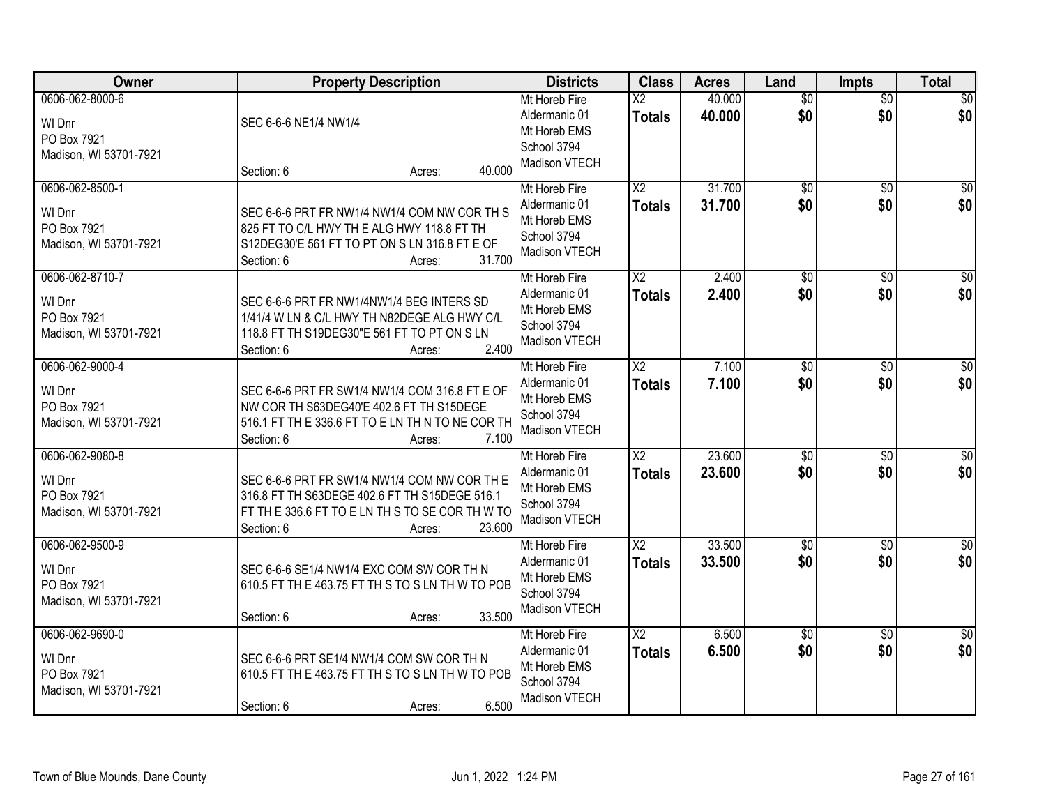| Owner | Property Description | Districts | Class | Acres | Land | Impts | Total |
|---|---|---|---|---|---|---|---|
| 0606-062-8000-6<br>WI Dnr<br>PO Box 7921<br>Madison, WI 53701-7921 | SEC 6-6-6 NE1/4 NW1/4<br>Section: 6 Acres: 40.000 | Mt Horeb Fire<br>Aldermanic 01<br>Mt Horeb EMS<br>School 3794<br>Madison VTECH | X2<br>**Totals** | 40.000<br>**40.000** | $0<br>**$0** | $0<br>**$0** | $0<br>**$0** |
| 0606-062-8500-1<br>WI Dnr<br>PO Box 7921<br>Madison, WI 53701-7921 | SEC 6-6-6 PRT FR NW1/4 NW1/4 COM NW COR TH S 825 FT TO C/L HWY TH E ALG HWY 118.8 FT TH S12DEG30'E 561 FT TO PT ON S LN 316.8 FT E OF<br>Section: 6 Acres: 31.700 | Mt Horeb Fire<br>Aldermanic 01<br>Mt Horeb EMS<br>School 3794<br>Madison VTECH | X2<br>**Totals** | 31.700<br>**31.700** | $0<br>**$0** | $0<br>**$0** | $0<br>**$0** |
| 0606-062-8710-7<br>WI Dnr<br>PO Box 7921<br>Madison, WI 53701-7921 | SEC 6-6-6 PRT FR NW1/4NW1/4 BEG INTERS SD 1/41/4 W LN & C/L HWY TH N82DEGE ALG HWY C/L 118.8 FT TH S19DEG30"E 561 FT TO PT ON S LN<br>Section: 6 Acres: 2.400 | Mt Horeb Fire<br>Aldermanic 01<br>Mt Horeb EMS<br>School 3794<br>Madison VTECH | X2<br>**Totals** | 2.400<br>**2.400** | $0<br>**$0** | $0<br>**$0** | $0<br>**$0** |
| 0606-062-9000-4<br>WI Dnr<br>PO Box 7921<br>Madison, WI 53701-7921 | SEC 6-6-6 PRT FR SW1/4 NW1/4 COM 316.8 FT E OF NW COR TH S63DEG40'E 402.6 FT TH S15DEGE 516.1 FT TH E 336.6 FT TO E LN TH N TO NE COR TH<br>Section: 6 Acres: 7.100 | Mt Horeb Fire<br>Aldermanic 01<br>Mt Horeb EMS<br>School 3794<br>Madison VTECH | X2<br>**Totals** | 7.100<br>**7.100** | $0<br>**$0** | $0<br>**$0** | $0<br>**$0** |
| 0606-062-9080-8<br>WI Dnr<br>PO Box 7921<br>Madison, WI 53701-7921 | SEC 6-6-6 PRT FR SW1/4 NW1/4 COM NW COR TH E 316.8 FT TH S63DEGE 402.6 FT TH S15DEGE 516.1 FT TH E 336.6 FT TO E LN TH S TO SE COR TH W TO<br>Section: 6 Acres: 23.600 | Mt Horeb Fire<br>Aldermanic 01<br>Mt Horeb EMS<br>School 3794<br>Madison VTECH | X2<br>**Totals** | 23.600<br>**23.600** | $0<br>**$0** | $0<br>**$0** | $0<br>**$0** |
| 0606-062-9500-9<br>WI Dnr<br>PO Box 7921<br>Madison, WI 53701-7921 | SEC 6-6-6 SE1/4 NW1/4 EXC COM SW COR TH N 610.5 FT TH E 463.75 FT TH S TO S LN TH W TO POB<br>Section: 6 Acres: 33.500 | Mt Horeb Fire<br>Aldermanic 01<br>Mt Horeb EMS<br>School 3794<br>Madison VTECH | X2<br>**Totals** | 33.500<br>**33.500** | $0<br>**$0** | $0<br>**$0** | $0<br>**$0** |
| 0606-062-9690-0<br>WI Dnr<br>PO Box 7921<br>Madison, WI 53701-7921 | SEC 6-6-6 PRT SE1/4 NW1/4 COM SW COR TH N 610.5 FT TH E 463.75 FT TH S TO S LN TH W TO POB<br>Section: 6 Acres: 6.500 | Mt Horeb Fire<br>Aldermanic 01<br>Mt Horeb EMS<br>School 3794<br>Madison VTECH | X2<br>**Totals** | 6.500<br>**6.500** | $0<br>**$0** | $0<br>**$0** | $0<br>**$0** |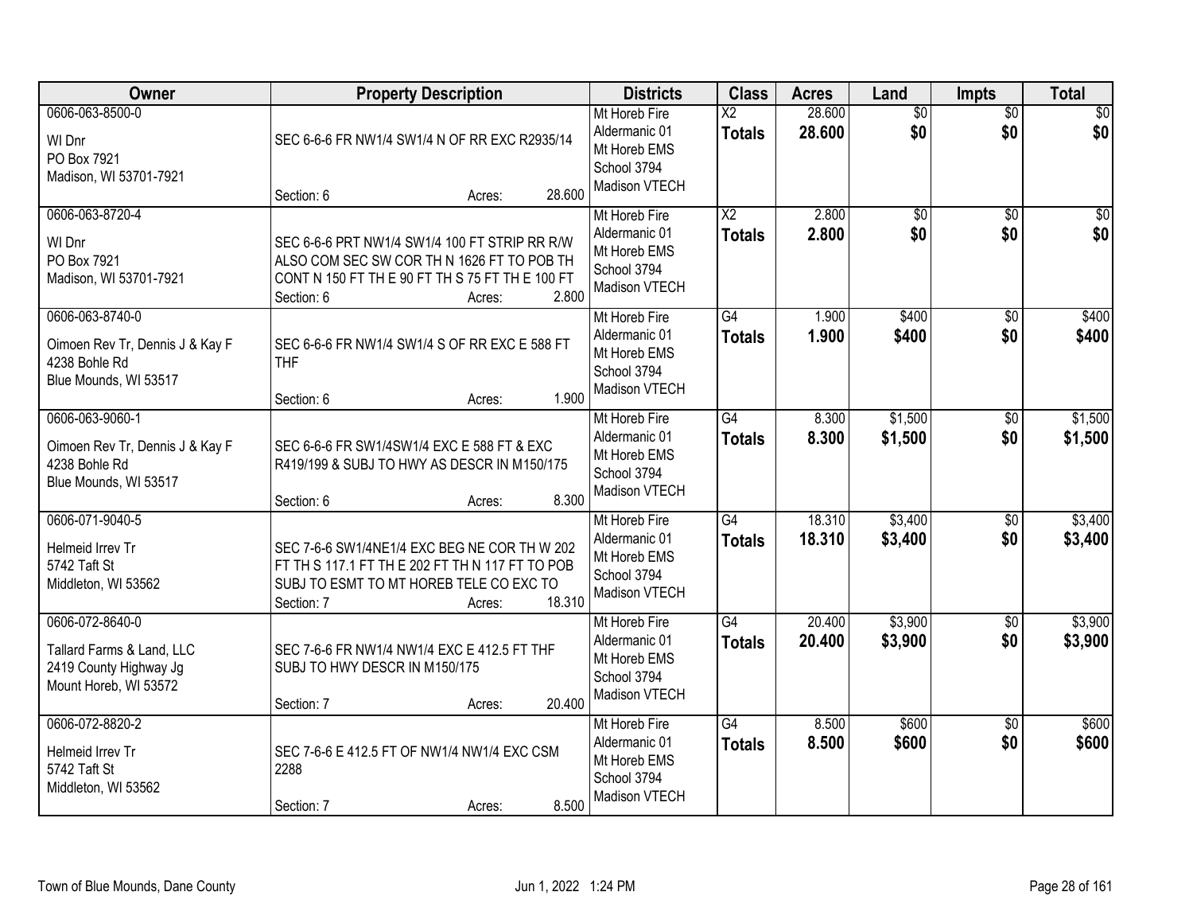| Owner | Property Description | Districts | Class | Acres | Land | Impts | Total |
|---|---|---|---|---|---|---|---|
| 0606-063-8500-0<br>WI Dnr<br>PO Box 7921<br>Madison, WI 53701-7921 | SEC 6-6-6 FR NW1/4 SW1/4 N OF RR EXC R2935/14<br>Section: 6 Acres: 28.600 | Mt Horeb Fire<br>Aldermanic 01<br>Mt Horeb EMS<br>School 3794<br>Madison VTECH | X2<br>**Totals** | 28.600<br>**28.600** | $0<br>**$0** | $0<br>**$0** | $0<br>**$0** |
| 0606-063-8720-4<br>WI Dnr<br>PO Box 7921<br>Madison, WI 53701-7921 | SEC 6-6-6 PRT NW1/4 SW1/4 100 FT STRIP RR R/W ALSO COM SEC SW COR TH N 1626 FT TO POB TH CONT N 150 FT TH E 90 FT TH S 75 FT TH E 100 FT<br>Section: 6 Acres: 2.800 | Mt Horeb Fire<br>Aldermanic 01<br>Mt Horeb EMS<br>School 3794<br>Madison VTECH | X2<br>**Totals** | 2.800<br>**2.800** | $0<br>**$0** | $0<br>**$0** | $0<br>**$0** |
| 0606-063-8740-0<br>Oimoen Rev Tr, Dennis J & Kay F<br>4238 Bohle Rd<br>Blue Mounds, WI 53517 | SEC 6-6-6 FR NW1/4 SW1/4 S OF RR EXC E 588 FT THF<br>Section: 6 Acres: 1.900 | Mt Horeb Fire<br>Aldermanic 01<br>Mt Horeb EMS<br>School 3794<br>Madison VTECH | G4<br>**Totals** | 1.900<br>**1.900** | $400<br>**$400** | $0<br>**$0** | $400<br>**$400** |
| 0606-063-9060-1<br>Oimoen Rev Tr, Dennis J & Kay F<br>4238 Bohle Rd<br>Blue Mounds, WI 53517 | SEC 6-6-6 FR SW1/4SW1/4 EXC E 588 FT & EXC R419/199 & SUBJ TO HWY AS DESCR IN M150/175<br>Section: 6 Acres: 8.300 | Mt Horeb Fire<br>Aldermanic 01<br>Mt Horeb EMS<br>School 3794<br>Madison VTECH | G4<br>**Totals** | 8.300<br>**8.300** | $1,500<br>**$1,500** | $0<br>**$0** | $1,500<br>**$1,500** |
| 0606-071-9040-5<br>Helmeid Irrev Tr<br>5742 Taft St<br>Middleton, WI 53562 | SEC 7-6-6 SW1/4NE1/4 EXC BEG NE COR TH W 202 FT TH S 117.1 FT TH E 202 FT TH N 117 FT TO POB SUBJ TO ESMT TO MT HOREB TELE CO EXC TO<br>Section: 7 Acres: 18.310 | Mt Horeb Fire<br>Aldermanic 01<br>Mt Horeb EMS<br>School 3794<br>Madison VTECH | G4<br>**Totals** | 18.310<br>**18.310** | $3,400<br>**$3,400** | $0<br>**$0** | $3,400<br>**$3,400** |
| 0606-072-8640-0<br>Tallard Farms & Land, LLC<br>2419 County Highway Jg<br>Mount Horeb, WI 53572 | SEC 7-6-6 FR NW1/4 NW1/4 EXC E 412.5 FT THF SUBJ TO HWY DESCR IN M150/175<br>Section: 7 Acres: 20.400 | Mt Horeb Fire<br>Aldermanic 01<br>Mt Horeb EMS<br>School 3794<br>Madison VTECH | G4<br>**Totals** | 20.400<br>**20.400** | $3,900<br>**$3,900** | $0<br>**$0** | $3,900<br>**$3,900** |
| 0606-072-8820-2<br>Helmeid Irrev Tr<br>5742 Taft St<br>Middleton, WI 53562 | SEC 7-6-6 E 412.5 FT OF NW1/4 NW1/4 EXC CSM 2288<br>Section: 7 Acres: 8.500 | Mt Horeb Fire<br>Aldermanic 01<br>Mt Horeb EMS<br>School 3794<br>Madison VTECH | G4<br>**Totals** | 8.500<br>**8.500** | $600<br>**$600** | $0<br>**$0** | $600<br>**$600** |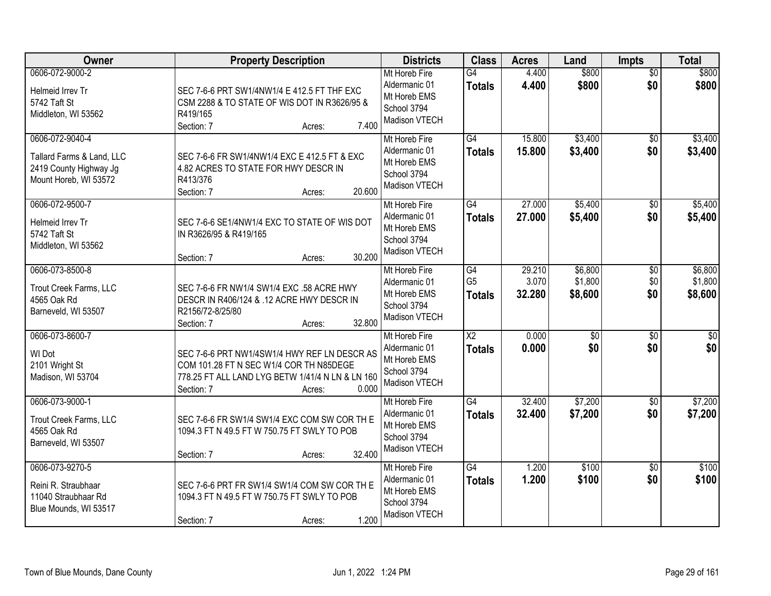| Owner | Property Description | Districts | Class | Acres | Land | Impts | Total |
|---|---|---|---|---|---|---|---|
| 0606-072-9000-2<br>Helmeid Irrev Tr<br>5742 Taft St<br>Middleton, WI 53562 | SEC 7-6-6 PRT SW1/4NW1/4 E 412.5 FT THF EXC CSM 2288 & TO STATE OF WIS DOT IN R3626/95 & R419/165<br>Section: 7 Acres: 7.400 | Mt Horeb Fire<br>Aldermanic 01<br>Mt Horeb EMS<br>School 3794<br>Madison VTECH | G4<br>**Totals** | 4.400<br>**4.400** | $800<br>**$800** | $0<br>**$0** | $800<br>**$800** |
| 0606-072-9040-4<br>Tallard Farms & Land, LLC<br>2419 County Highway Jg<br>Mount Horeb, WI 53572 | SEC 7-6-6 FR SW1/4NW1/4 EXC E 412.5 FT & EXC 4.82 ACRES TO STATE FOR HWY DESCR IN R413/376<br>Section: 7 Acres: 20.600 | Mt Horeb Fire<br>Aldermanic 01<br>Mt Horeb EMS<br>School 3794<br>Madison VTECH | G4<br>**Totals** | 15.800<br>**15.800** | $3,400<br>**$3,400** | $0<br>**$0** | $3,400<br>**$3,400** |
| 0606-072-9500-7<br>Helmeid Irrev Tr<br>5742 Taft St<br>Middleton, WI 53562 | SEC 7-6-6 SE1/4NW1/4 EXC TO STATE OF WIS DOT IN R3626/95 & R419/165<br>Section: 7 Acres: 30.200 | Mt Horeb Fire<br>Aldermanic 01<br>Mt Horeb EMS<br>School 3794<br>Madison VTECH | G4<br>**Totals** | 27.000<br>**27.000** | $5,400<br>**$5,400** | $0<br>**$0** | $5,400<br>**$5,400** |
| 0606-073-8500-8<br>Trout Creek Farms, LLC<br>4565 Oak Rd<br>Barneveld, WI 53507 | SEC 7-6-6 FR NW1/4 SW1/4 EXC .58 ACRE HWY DESCR IN R406/124 & .12 ACRE HWY DESCR IN R2156/72-8/25/80<br>Section: 7 Acres: 32.800 | Mt Horeb Fire<br>Aldermanic 01<br>Mt Horeb EMS<br>School 3794<br>Madison VTECH | G4<br>G5<br>**Totals** | 29.210<br>3.070<br>**32.280** | $6,800<br>$1,800<br>**$8,600** | $0<br>$0<br>**$0** | $6,800<br>$1,800<br>**$8,600** |
| 0606-073-8600-7<br>WI Dot<br>2101 Wright St<br>Madison, WI 53704 | SEC 7-6-6 PRT NW1/4SW1/4 HWY REF LN DESCR AS COM 101.28 FT N SEC W1/4 COR TH N85DEGE 778.25 FT ALL LAND LYG BETW 1/41/4 N LN & LN 160<br>Section: 7 Acres: 0.000 | Mt Horeb Fire<br>Aldermanic 01<br>Mt Horeb EMS<br>School 3794<br>Madison VTECH | X2<br>**Totals** | 0.000<br>**0.000** | $0<br>**$0** | $0<br>**$0** | $0<br>**$0** |
| 0606-073-9000-1<br>Trout Creek Farms, LLC<br>4565 Oak Rd<br>Barneveld, WI 53507 | SEC 7-6-6 FR SW1/4 SW1/4 EXC COM SW COR TH E 1094.3 FT N 49.5 FT W 750.75 FT SWLY TO POB<br>Section: 7 Acres: 32.400 | Mt Horeb Fire<br>Aldermanic 01<br>Mt Horeb EMS<br>School 3794<br>Madison VTECH | G4<br>**Totals** | 32.400<br>**32.400** | $7,200<br>**$7,200** | $0<br>**$0** | $7,200<br>**$7,200** |
| 0606-073-9270-5<br>Reini R. Straubhaar<br>11040 Straubhaar Rd<br>Blue Mounds, WI 53517 | SEC 7-6-6 PRT FR SW1/4 SW1/4 COM SW COR TH E 1094.3 FT N 49.5 FT W 750.75 FT SWLY TO POB<br>Section: 7 Acres: 1.200 | Mt Horeb Fire<br>Aldermanic 01<br>Mt Horeb EMS<br>School 3794<br>Madison VTECH | G4<br>**Totals** | 1.200<br>**1.200** | $100<br>**$100** | $0<br>**$0** | $100<br>**$100** |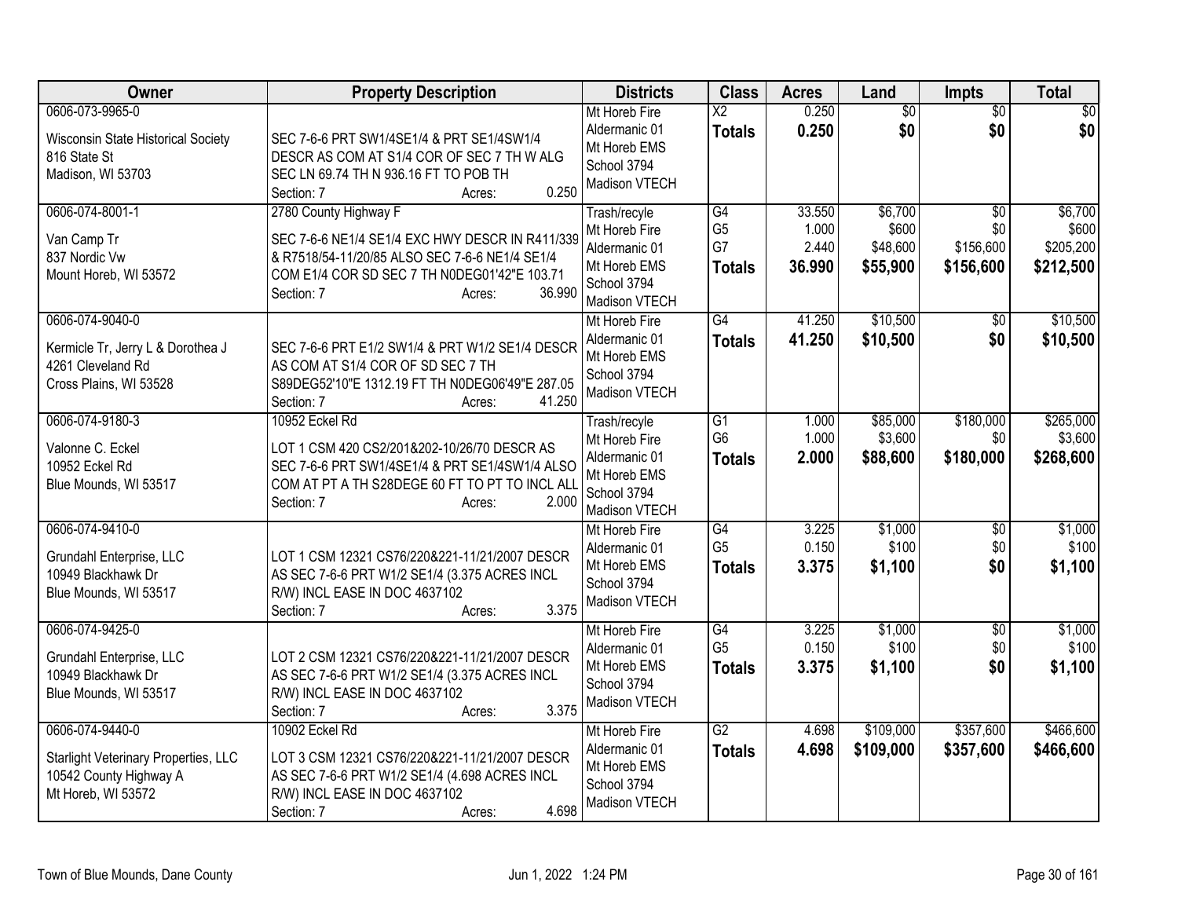| Owner | Property Description | Districts | Class | Acres | Land | Impts | Total |
|---|---|---|---|---|---|---|---|
| 0606-073-9965-0<br><br>Wisconsin State Historical Society<br>816 State St<br>Madison, WI 53703 | SEC 7-6-6 PRT SW1/4SE1/4 & PRT SE1/4SW1/4 DESCR AS COM AT S1/4 COR OF SEC 7 TH W ALG SEC LN 69.74 TH N 936.16 FT TO POB TH<br>Section: 7 Acres: 0.250 | Mt Horeb Fire<br>Aldermanic 01<br>Mt Horeb EMS<br>School 3794<br>Madison VTECH | X2<br>**Totals** | 0.250<br>**0.250** | $0<br>**$0** | $0<br>**$0** | $0<br>**$0** |
| 0606-074-8001-1<br><br>Van Camp Tr<br>837 Nordic Vw<br>Mount Horeb, WI 53572 | 2780 County Highway F<br>SEC 7-6-6 NE1/4 SE1/4 EXC HWY DESCR IN R411/339 & R7518/54-11/20/85 ALSO SEC 7-6-6 NE1/4 SE1/4 COM E1/4 COR SD SEC 7 TH N0DEG01'42"E 103.71<br>Section: 7 Acres: 36.990 | Trash/recyle<br>Mt Horeb Fire<br>Aldermanic 01<br>Mt Horeb EMS<br>School 3794<br>Madison VTECH | G4<br>G5<br>G7<br>**Totals** | 33.550<br>1.000<br>2.440<br>**36.990** | $6,700<br>$600<br>$48,600<br>**$55,900** | $0<br>$0<br>$156,600<br>**$156,600** | $6,700<br>$600<br>$205,200<br>**$212,500** |
| 0606-074-9040-0<br><br>Kermicle Tr, Jerry L & Dorothea J<br>4261 Cleveland Rd<br>Cross Plains, WI 53528 | SEC 7-6-6 PRT E1/2 SW1/4 & PRT W1/2 SE1/4 DESCR AS COM AT S1/4 COR OF SD SEC 7 TH S89DEG52'10"E 1312.19 FT TH N0DEG06'49"E 287.05<br>Section: 7 Acres: 41.250 | Mt Horeb Fire<br>Aldermanic 01<br>Mt Horeb EMS<br>School 3794<br>Madison VTECH | G4<br>**Totals** | 41.250<br>**41.250** | $10,500<br>**$10,500** | $0<br>**$0** | $10,500<br>**$10,500** |
| 0606-074-9180-3<br><br>Valonne C. Eckel<br>10952 Eckel Rd<br>Blue Mounds, WI 53517 | 10952 Eckel Rd<br>LOT 1 CSM 420 CS2/201&202-10/26/70 DESCR AS SEC 7-6-6 PRT SW1/4SE1/4 & PRT SE1/4SW1/4 ALSO COM AT PT A TH S28DEGE 60 FT TO PT TO INCL ALL<br>Section: 7 Acres: 2.000 | Trash/recyle<br>Mt Horeb Fire<br>Aldermanic 01<br>Mt Horeb EMS<br>School 3794<br>Madison VTECH | G1<br>G6<br>**Totals** | 1.000<br>1.000<br>**2.000** | $85,000<br>$3,600<br>**$88,600** | $180,000<br>$0<br>**$180,000** | $265,000<br>$3,600<br>**$268,600** |
| 0606-074-9410-0<br><br>Grundahl Enterprise, LLC<br>10949 Blackhawk Dr<br>Blue Mounds, WI 53517 | LOT 1 CSM 12321 CS76/220&221-11/21/2007 DESCR AS SEC 7-6-6 PRT W1/2 SE1/4 (3.375 ACRES INCL R/W) INCL EASE IN DOC 4637102<br>Section: 7 Acres: 3.375 | Mt Horeb Fire<br>Aldermanic 01<br>Mt Horeb EMS<br>School 3794<br>Madison VTECH | G4<br>G5<br>**Totals** | 3.225<br>0.150<br>**3.375** | $1,000<br>$100<br>**$1,100** | $0<br>$0<br>**$0** | $1,000<br>$100<br>**$1,100** |
| 0606-074-9425-0<br><br>Grundahl Enterprise, LLC<br>10949 Blackhawk Dr<br>Blue Mounds, WI 53517 | LOT 2 CSM 12321 CS76/220&221-11/21/2007 DESCR AS SEC 7-6-6 PRT W1/2 SE1/4 (3.375 ACRES INCL R/W) INCL EASE IN DOC 4637102<br>Section: 7 Acres: 3.375 | Mt Horeb Fire<br>Aldermanic 01<br>Mt Horeb EMS<br>School 3794<br>Madison VTECH | G4<br>G5<br>**Totals** | 3.225<br>0.150<br>**3.375** | $1,000<br>$100<br>**$1,100** | $0<br>$0<br>**$0** | $1,000<br>$100<br>**$1,100** |
| 0606-074-9440-0<br><br>Starlight Veterinary Properties, LLC<br>10542 County Highway A<br>Mt Horeb, WI 53572 | 10902 Eckel Rd<br>LOT 3 CSM 12321 CS76/220&221-11/21/2007 DESCR AS SEC 7-6-6 PRT W1/2 SE1/4 (4.698 ACRES INCL R/W) INCL EASE IN DOC 4637102<br>Section: 7 Acres: 4.698 | Mt Horeb Fire<br>Aldermanic 01<br>Mt Horeb EMS<br>School 3794<br>Madison VTECH | G2<br>**Totals** | 4.698<br>**4.698** | $109,000<br>**$109,000** | $357,600<br>**$357,600** | $466,600<br>**$466,600** |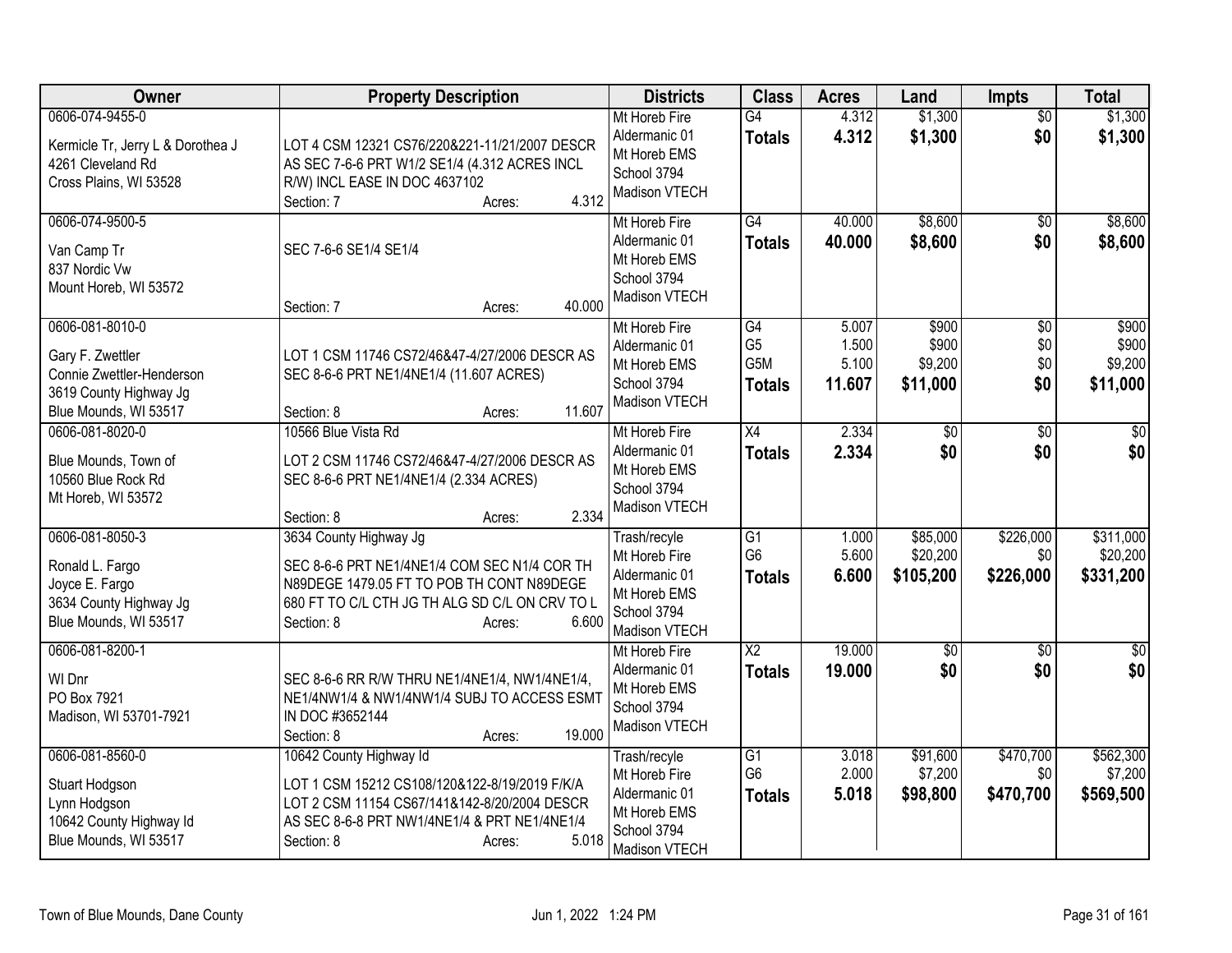| Owner | Property Description | Districts | Class | Acres | Land | Impts | Total |
|---|---|---|---|---|---|---|---|
| 0606-074-9455-0<br><br>Kermicle Tr, Jerry L & Dorothea J<br>4261 Cleveland Rd<br>Cross Plains, WI 53528 | LOT 4 CSM 12321 CS76/220&221-11/21/2007 DESCR AS SEC 7-6-6 PRT W1/2 SE1/4 (4.312 ACRES INCL R/W) INCL EASE IN DOC 4637102<br>Section: 7 Acres: 4.312 | Mt Horeb Fire<br>Aldermanic 01<br>Mt Horeb EMS<br>School 3794<br>Madison VTECH | G4<br>**Totals** | 4.312<br>**4.312** | $1,300<br>**$1,300** | $0<br>**$0** | $1,300<br>**$1,300** |
| 0606-074-9500-5<br><br>Van Camp Tr<br>837 Nordic Vw<br>Mount Horeb, WI 53572 | SEC 7-6-6 SE1/4 SE1/4<br>Section: 7 Acres: 40.000 | Mt Horeb Fire<br>Aldermanic 01<br>Mt Horeb EMS<br>School 3794<br>Madison VTECH | G4<br>**Totals** | 40.000<br>**40.000** | $8,600<br>**$8,600** | $0<br>**$0** | $8,600<br>**$8,600** |
| 0606-081-8010-0<br><br>Gary F. Zwettler<br>Connie Zwettler-Henderson<br>3619 County Highway Jg<br>Blue Mounds, WI 53517 | LOT 1 CSM 11746 CS72/46&47-4/27/2006 DESCR AS SEC 8-6-6 PRT NE1/4NE1/4 (11.607 ACRES)<br>Section: 8 Acres: 11.607 | Mt Horeb Fire<br>Aldermanic 01<br>Mt Horeb EMS<br>School 3794<br>Madison VTECH | G4<br>G5<br>G5M<br>**Totals** | 5.007<br>1.500<br>5.100<br>**11.607** | $900<br>$900<br>$9,200<br>**$11,000** | $0<br>$0<br>$0<br>**$0** | $900<br>$900<br>$9,200<br>**$11,000** |
| 0606-081-8020-0<br><br>Blue Mounds, Town of<br>10560 Blue Rock Rd<br>Mt Horeb, WI 53572 | 10566 Blue Vista Rd<br>LOT 2 CSM 11746 CS72/46&47-4/27/2006 DESCR AS SEC 8-6-6 PRT NE1/4NE1/4 (2.334 ACRES)<br>Section: 8 Acres: 2.334 | Mt Horeb Fire<br>Aldermanic 01<br>Mt Horeb EMS<br>School 3794<br>Madison VTECH | X4<br>**Totals** | 2.334<br>**2.334** | $0<br>**$0** | $0<br>**$0** | $0<br>**$0** |
| 0606-081-8050-3<br><br>Ronald L. Fargo<br>Joyce E. Fargo<br>3634 County Highway Jg<br>Blue Mounds, WI 53517 | 3634 County Highway Jg<br>SEC 8-6-6 PRT NE1/4NE1/4 COM SEC N1/4 COR TH N89DEGE 1479.05 FT TO POB TH CONT N89DEGE 680 FT TO C/L CTH JG TH ALG SD C/L ON CRV TO L<br>Section: 8 Acres: 6.600 | Trash/recyle<br>Mt Horeb Fire<br>Aldermanic 01<br>Mt Horeb EMS<br>School 3794<br>Madison VTECH | G1<br>G6<br>**Totals** | 1.000<br>5.600<br>**6.600** | $85,000<br>$20,200<br>**$105,200** | $226,000<br>$0<br>**$226,000** | $311,000<br>$20,200<br>**$331,200** |
| 0606-081-8200-1<br><br>WI Dnr<br>PO Box 7921<br>Madison, WI 53701-7921 | SEC 8-6-6 RR R/W THRU NE1/4NE1/4, NW1/4NE1/4, NE1/4NW1/4 & NW1/4NW1/4 SUBJ TO ACCESS ESMT IN DOC #3652144<br>Section: 8 Acres: 19.000 | Mt Horeb Fire<br>Aldermanic 01<br>Mt Horeb EMS<br>School 3794<br>Madison VTECH | X2<br>**Totals** | 19.000<br>**19.000** | $0<br>**$0** | $0<br>**$0** | $0<br>**$0** |
| 0606-081-8560-0<br><br>Stuart Hodgson<br>Lynn Hodgson<br>10642 County Highway Id<br>Blue Mounds, WI 53517 | 10642 County Highway Id<br>LOT 1 CSM 15212 CS108/120&122-8/19/2019 F/K/A LOT 2 CSM 11154 CS67/141&142-8/20/2004 DESCR AS SEC 8-6-8 PRT NW1/4NE1/4 & PRT NE1/4NE1/4<br>Section: 8 Acres: 5.018 | Trash/recyle<br>Mt Horeb Fire<br>Aldermanic 01<br>Mt Horeb EMS<br>School 3794<br>Madison VTECH | G1<br>G6<br>**Totals** | 3.018<br>2.000<br>**5.018** | $91,600<br>$7,200<br>**$98,800** | $470,700<br>$0<br>**$470,700** | $562,300<br>$7,200<br>**$569,500** |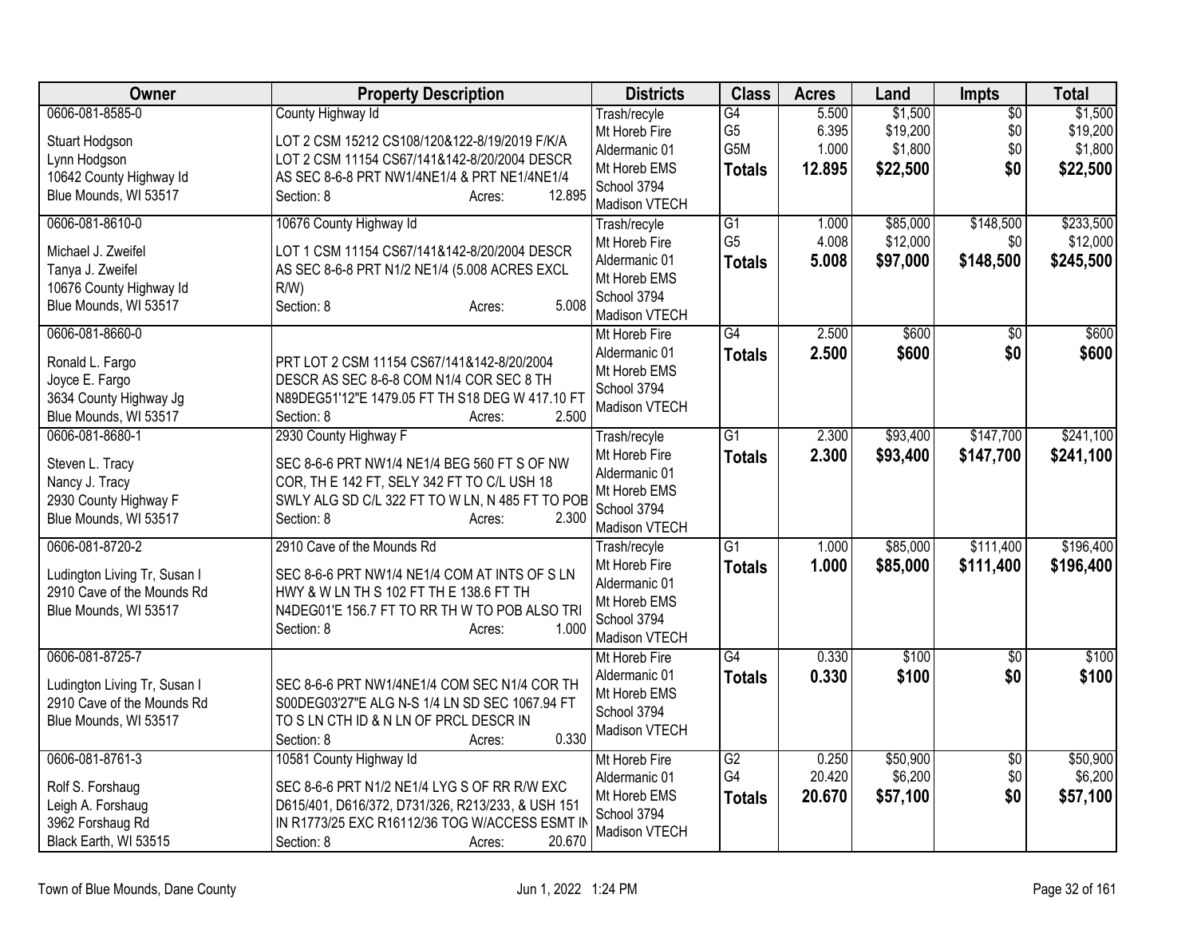| Owner | Property Description | Districts | Class | Acres | Land | Impts | Total |
|---|---|---|---|---|---|---|---|
| 0606-081-8585-0<br>Stuart Hodgson<br>Lynn Hodgson<br>10642 County Highway Id<br>Blue Mounds, WI 53517 | County Highway Id<br>LOT 2 CSM 15212 CS108/120&122-8/19/2019 F/K/A LOT 2 CSM 11154 CS67/141&142-8/20/2004 DESCR AS SEC 8-6-8 PRT NW1/4NE1/4 & PRT NE1/4NE1/4<br>Section: 8 Acres: 12.895 | Trash/recyle<br>Mt Horeb Fire<br>Aldermanic 01<br>Mt Horeb EMS<br>School 3794<br>Madison VTECH | G4<br>G5<br>G5M<br>**Totals** | 5.500<br>6.395<br>1.000<br>**12.895** | $1,500<br>$19,200<br>$1,800<br>**$22,500** | $0<br>$0<br>$0<br>**$0** | $1,500<br>$19,200<br>$1,800<br>**$22,500** |
| 0606-081-8610-0<br>Michael J. Zweifel<br>Tanya J. Zweifel<br>10676 County Highway Id<br>Blue Mounds, WI 53517 | 10676 County Highway Id<br>LOT 1 CSM 11154 CS67/141&142-8/20/2004 DESCR AS SEC 8-6-8 PRT N1/2 NE1/4 (5.008 ACRES EXCL R/W)<br>Section: 8 Acres: 5.008 | Trash/recyle<br>Mt Horeb Fire<br>Aldermanic 01<br>Mt Horeb EMS<br>School 3794<br>Madison VTECH | G1<br>G5<br>**Totals** | 1.000<br>4.008<br>**5.008** | $85,000<br>$12,000<br>**$97,000** | $148,500<br>$0<br>**$148,500** | $233,500<br>$12,000<br>**$245,500** |
| 0606-081-8660-0<br>Ronald L. Fargo<br>Joyce E. Fargo<br>3634 County Highway Jg<br>Blue Mounds, WI 53517 | PRT LOT 2 CSM 11154 CS67/141&142-8/20/2004 DESCR AS SEC 8-6-8 COM N1/4 COR SEC 8 TH N89DEG51'12"E 1479.05 FT TH S18 DEG W 417.10 FT<br>Section: 8 Acres: 2.500 | Mt Horeb Fire<br>Aldermanic 01<br>Mt Horeb EMS<br>School 3794<br>Madison VTECH | G4<br>**Totals** | 2.500<br>**2.500** | $600<br>**$600** | $0<br>**$0** | $600<br>**$600** |
| 0606-081-8680-1<br>Steven L. Tracy<br>Nancy J. Tracy<br>2930 County Highway F<br>Blue Mounds, WI 53517 | 2930 County Highway F<br>SEC 8-6-6 PRT NW1/4 NE1/4 BEG 560 FT S OF NW COR, TH E 142 FT, SELY 342 FT TO C/L USH 18 SWLY ALG SD C/L 322 FT TO W LN, N 485 FT TO POB<br>Section: 8 Acres: 2.300 | Trash/recyle<br>Mt Horeb Fire<br>Aldermanic 01<br>Mt Horeb EMS<br>School 3794<br>Madison VTECH | G1<br>**Totals** | 2.300<br>**2.300** | $93,400<br>**$93,400** | $147,700<br>**$147,700** | $241,100<br>**$241,100** |
| 0606-081-8720-2<br>Ludington Living Tr, Susan I<br>2910 Cave of the Mounds Rd<br>Blue Mounds, WI 53517 | 2910 Cave of the Mounds Rd<br>SEC 8-6-6 PRT NW1/4 NE1/4 COM AT INTS OF S LN HWY & W LN TH S 102 FT TH E 138.6 FT TH N4DEG01'E 156.7 FT TO RR TH W TO POB ALSO TRI<br>Section: 8 Acres: 1.000 | Trash/recyle<br>Mt Horeb Fire<br>Aldermanic 01<br>Mt Horeb EMS<br>School 3794<br>Madison VTECH | G1<br>**Totals** | 1.000<br>**1.000** | $85,000<br>**$85,000** | $111,400<br>**$111,400** | $196,400<br>**$196,400** |
| 0606-081-8725-7<br>Ludington Living Tr, Susan I<br>2910 Cave of the Mounds Rd<br>Blue Mounds, WI 53517 | SEC 8-6-6 PRT NW1/4NE1/4 COM SEC N1/4 COR TH S00DEG03'27"E ALG N-S 1/4 LN SD SEC 1067.94 FT TO S LN CTH ID & N LN OF PRCL DESCR IN<br>Section: 8 Acres: 0.330 | Mt Horeb Fire<br>Aldermanic 01<br>Mt Horeb EMS<br>School 3794<br>Madison VTECH | G4<br>**Totals** | 0.330<br>**0.330** | $100<br>**$100** | $0<br>**$0** | $100<br>**$100** |
| 0606-081-8761-3<br>Rolf S. Forshaug<br>Leigh A. Forshaug<br>3962 Forshaug Rd<br>Black Earth, WI 53515 | 10581 County Highway Id<br>SEC 8-6-6 PRT N1/2 NE1/4 LYG S OF RR R/W EXC D615/401, D616/372, D731/326, R213/233, & USH 151 IN R1773/25 EXC R16112/36 TOG W/ACCESS ESMT IN<br>Section: 8 Acres: 20.670 | Mt Horeb Fire<br>Aldermanic 01<br>Mt Horeb EMS<br>School 3794<br>Madison VTECH | G2<br>G4<br>**Totals** | 0.250<br>20.420<br>**20.670** | $50,900<br>$6,200<br>**$57,100** | $0<br>$0<br>**$0** | $50,900<br>$6,200<br>**$57,100** |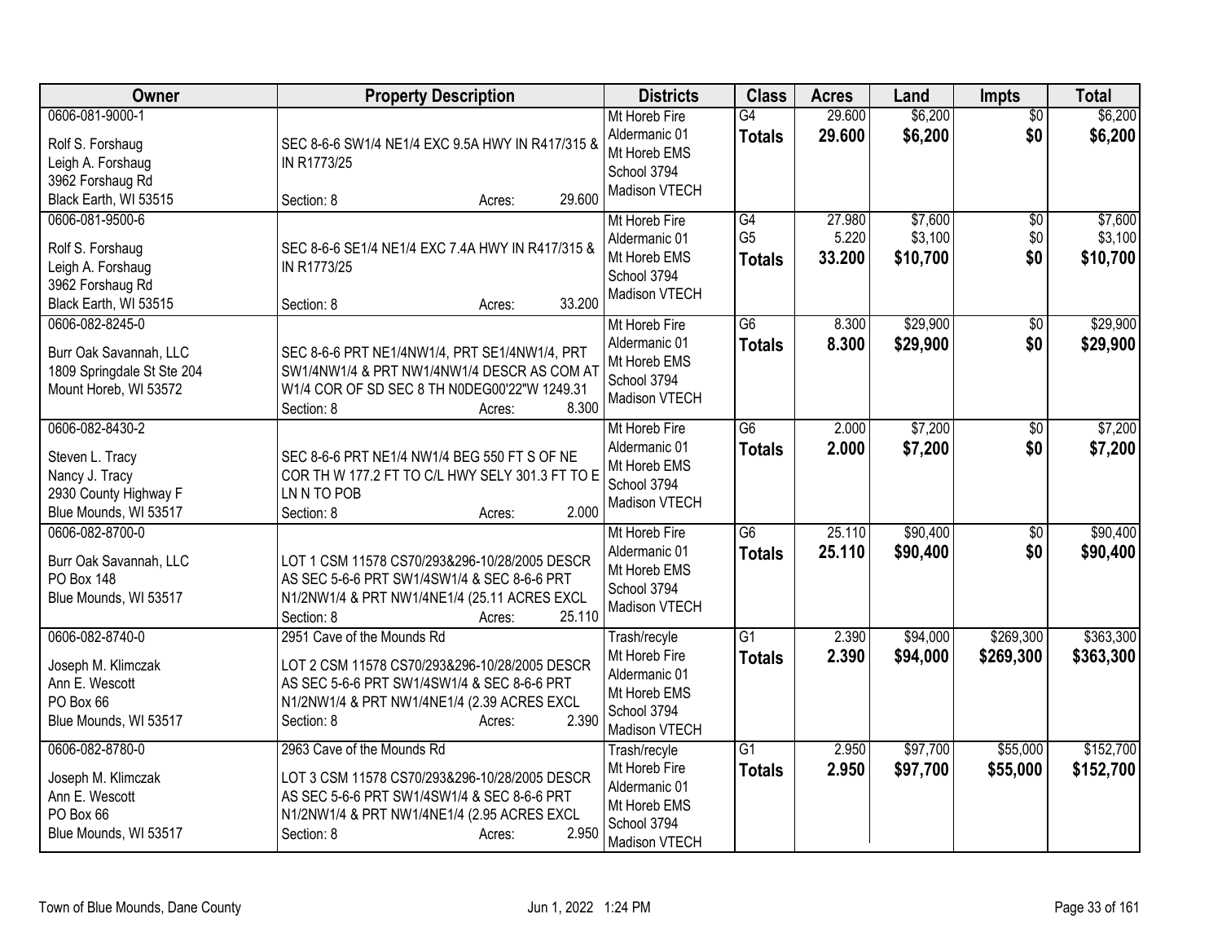| Owner | Property Description | Districts | Class | Acres | Land | Impts | Total |
|---|---|---|---|---|---|---|---|
| 0606-081-9000-1<br><br>Rolf S. Forshaug<br>Leigh A. Forshaug<br>3962 Forshaug Rd<br>Black Earth, WI 53515 | SEC 8-6-6 SW1/4 NE1/4 EXC 9.5A HWY IN R417/315 & IN R1773/25<br>Section: 8 Acres: 29.600 | Mt Horeb Fire<br>Aldermanic 01<br>Mt Horeb EMS<br>School 3794<br>Madison VTECH | G4<br>**Totals** | 29.600<br>**29.600** | $6,200<br>**$6,200** | $0<br>**$0** | $6,200<br>**$6,200** |
| 0606-081-9500-6<br><br>Rolf S. Forshaug<br>Leigh A. Forshaug<br>3962 Forshaug Rd<br>Black Earth, WI 53515 | SEC 8-6-6 SE1/4 NE1/4 EXC 7.4A HWY IN R417/315 & IN R1773/25<br>Section: 8 Acres: 33.200 | Mt Horeb Fire<br>Aldermanic 01<br>Mt Horeb EMS<br>School 3794<br>Madison VTECH | G4<br>G5<br>**Totals** | 27.980<br>5.220<br>**33.200** | $7,600<br>$3,100<br>**$10,700** | $0<br>$0<br>**$0** | $7,600<br>$3,100<br>**$10,700** |
| 0606-082-8245-0<br><br>Burr Oak Savannah, LLC<br>1809 Springdale St Ste 204<br>Mount Horeb, WI 53572 | SEC 8-6-6 PRT NE1/4NW1/4, PRT SE1/4NW1/4, PRT SW1/4NW1/4 & PRT NW1/4NW1/4 DESCR AS COM AT W1/4 COR OF SD SEC 8 TH N0DEG00'22"W 1249.31<br>Section: 8 Acres: 8.300 | Mt Horeb Fire<br>Aldermanic 01<br>Mt Horeb EMS<br>School 3794<br>Madison VTECH | G6<br>**Totals** | 8.300<br>**8.300** | $29,900<br>**$29,900** | $0<br>**$0** | $29,900<br>**$29,900** |
| 0606-082-8430-2<br><br>Steven L. Tracy<br>Nancy J. Tracy<br>2930 County Highway F<br>Blue Mounds, WI 53517 | SEC 8-6-6 PRT NE1/4 NW1/4 BEG 550 FT S OF NE COR TH W 177.2 FT TO C/L HWY SELY 301.3 FT TO E LN N TO POB<br>Section: 8 Acres: 2.000 | Mt Horeb Fire<br>Aldermanic 01<br>Mt Horeb EMS<br>School 3794<br>Madison VTECH | G6<br>**Totals** | 2.000<br>**2.000** | $7,200<br>**$7,200** | $0<br>**$0** | $7,200<br>**$7,200** |
| 0606-082-8700-0<br><br>Burr Oak Savannah, LLC<br>PO Box 148<br>Blue Mounds, WI 53517 | LOT 1 CSM 11578 CS70/293&296-10/28/2005 DESCR AS SEC 5-6-6 PRT SW1/4SW1/4 & SEC 8-6-6 PRT N1/2NW1/4 & PRT NW1/4NE1/4 (25.11 ACRES EXCL<br>Section: 8 Acres: 25.110 | Mt Horeb Fire<br>Aldermanic 01<br>Mt Horeb EMS<br>School 3794<br>Madison VTECH | G6<br>**Totals** | 25.110<br>**25.110** | $90,400<br>**$90,400** | $0<br>**$0** | $90,400<br>**$90,400** |
| 0606-082-8740-0<br><br>Joseph M. Klimczak<br>Ann E. Wescott<br>PO Box 66<br>Blue Mounds, WI 53517 | 2951 Cave of the Mounds Rd<br><br>LOT 2 CSM 11578 CS70/293&296-10/28/2005 DESCR AS SEC 5-6-6 PRT SW1/4SW1/4 & SEC 8-6-6 PRT N1/2NW1/4 & PRT NW1/4NE1/4 (2.39 ACRES EXCL<br>Section: 8 Acres: 2.390 | Trash/recyle<br>Mt Horeb Fire<br>Aldermanic 01<br>Mt Horeb EMS<br>School 3794<br>Madison VTECH | G1<br>**Totals** | 2.390<br>**2.390** | $94,000<br>**$94,000** | $269,300<br>**$269,300** | $363,300<br>**$363,300** |
| 0606-082-8780-0<br><br>Joseph M. Klimczak<br>Ann E. Wescott<br>PO Box 66<br>Blue Mounds, WI 53517 | 2963 Cave of the Mounds Rd<br><br>LOT 3 CSM 11578 CS70/293&296-10/28/2005 DESCR AS SEC 5-6-6 PRT SW1/4SW1/4 & SEC 8-6-6 PRT N1/2NW1/4 & PRT NW1/4NE1/4 (2.95 ACRES EXCL<br>Section: 8 Acres: 2.950 | Trash/recyle<br>Mt Horeb Fire<br>Aldermanic 01<br>Mt Horeb EMS<br>School 3794<br>Madison VTECH | G1<br>**Totals** | 2.950<br>**2.950** | $97,700<br>**$97,700** | $55,000<br>**$55,000** | $152,700<br>**$152,700** |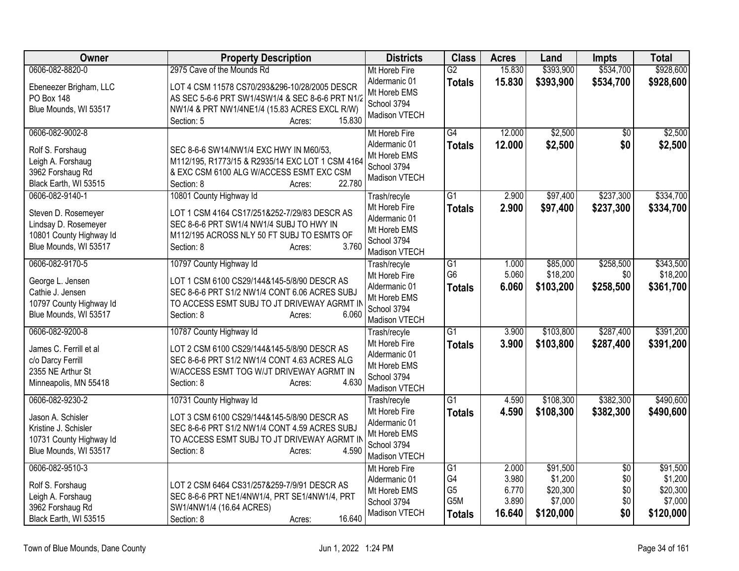| Owner | Property Description | Districts | Class | Acres | Land | Impts | Total |
|---|---|---|---|---|---|---|---|
| 0606-082-8820-0<br>Ebeneezer Brigham, LLC<br>PO Box 148<br>Blue Mounds, WI 53517 | 2975 Cave of the Mounds Rd<br>LOT 4 CSM 11578 CS70/293&296-10/28/2005 DESCR AS SEC 5-6-6 PRT SW1/4SW1/4 & SEC 8-6-6 PRT N1/2 NW1/4 & PRT NW1/4NE1/4 (15.83 ACRES EXCL R/W)<br>Section: 5 Acres: 15.830 | Mt Horeb Fire<br>Aldermanic 01<br>Mt Horeb EMS<br>School 3794<br>Madison VTECH | G2<br>**Totals** | 15.830<br>**15.830** | $393,900<br>**$393,900** | $534,700<br>**$534,700** | $928,600<br>**$928,600** |
| 0606-082-9002-8<br>Rolf S. Forshaug<br>Leigh A. Forshaug<br>3962 Forshaug Rd<br>Black Earth, WI 53515 | SEC 8-6-6 SW14/NW1/4 EXC HWY IN M60/53, M112/195, R1773/15 & R2935/14 EXC LOT 1 CSM 4164 & EXC CSM 6100 ALG W/ACCESS ESMT EXC CSM<br>Section: 8 Acres: 22.780 | Mt Horeb Fire<br>Aldermanic 01<br>Mt Horeb EMS<br>School 3794<br>Madison VTECH | G4<br>**Totals** | 12.000<br>**12.000** | $2,500<br>**$2,500** | $0<br>**$0** | $2,500<br>**$2,500** |
| 0606-082-9140-1<br>Steven D. Rosemeyer<br>Lindsay D. Rosemeyer<br>10801 County Highway Id<br>Blue Mounds, WI 53517 | 10801 County Highway Id<br>LOT 1 CSM 4164 CS17/251&252-7/29/83 DESCR AS SEC 8-6-6 PRT SW1/4 NW1/4 SUBJ TO HWY IN M112/195 ACROSS NLY 50 FT SUBJ TO ESMTS OF<br>Section: 8 Acres: 3.760 | Trash/recyle<br>Mt Horeb Fire<br>Aldermanic 01<br>Mt Horeb EMS<br>School 3794<br>Madison VTECH | G1<br>**Totals** | 2.900<br>**2.900** | $97,400<br>**$97,400** | $237,300<br>**$237,300** | $334,700<br>**$334,700** |
| 0606-082-9170-5<br>George L. Jensen<br>Cathie J. Jensen<br>10797 County Highway Id<br>Blue Mounds, WI 53517 | 10797 County Highway Id<br>LOT 1 CSM 6100 CS29/144&145-5/8/90 DESCR AS SEC 8-6-6 PRT S1/2 NW1/4 CONT 6.06 ACRES SUBJ TO ACCESS ESMT SUBJ TO JT DRIVEWAY AGRMT IN<br>Section: 8 Acres: 6.060 | Trash/recyle<br>Mt Horeb Fire<br>Aldermanic 01<br>Mt Horeb EMS<br>School 3794<br>Madison VTECH | G1<br>G6<br>**Totals** | 1.000<br>5.060<br>**6.060** | $85,000<br>$18,200<br>**$103,200** | $258,500<br>$0<br>**$258,500** | $343,500<br>$18,200<br>**$361,700** |
| 0606-082-9200-8<br>James C. Ferrill et al<br>c/o Darcy Ferrill<br>2355 NE Arthur St<br>Minneapolis, MN 55418 | 10787 County Highway Id<br>LOT 2 CSM 6100 CS29/144&145-5/8/90 DESCR AS SEC 8-6-6 PRT S1/2 NW1/4 CONT 4.63 ACRES ALG W/ACCESS ESMT TOG W/JT DRIVEWAY AGRMT IN<br>Section: 8 Acres: 4.630 | Trash/recyle<br>Mt Horeb Fire<br>Aldermanic 01<br>Mt Horeb EMS<br>School 3794<br>Madison VTECH | G1<br>**Totals** | 3.900<br>**3.900** | $103,800<br>**$103,800** | $287,400<br>**$287,400** | $391,200<br>**$391,200** |
| 0606-082-9230-2<br>Jason A. Schisler<br>Kristine J. Schisler<br>10731 County Highway Id<br>Blue Mounds, WI 53517 | 10731 County Highway Id<br>LOT 3 CSM 6100 CS29/144&145-5/8/90 DESCR AS SEC 8-6-6 PRT S1/2 NW1/4 CONT 4.59 ACRES SUBJ TO ACCESS ESMT SUBJ TO JT DRIVEWAY AGRMT IN<br>Section: 8 Acres: 4.590 | Trash/recyle<br>Mt Horeb Fire<br>Aldermanic 01<br>Mt Horeb EMS<br>School 3794<br>Madison VTECH | G1<br>**Totals** | 4.590<br>**4.590** | $108,300<br>**$108,300** | $382,300<br>**$382,300** | $490,600<br>**$490,600** |
| 0606-082-9510-3<br>Rolf S. Forshaug<br>Leigh A. Forshaug<br>3962 Forshaug Rd<br>Black Earth, WI 53515 | LOT 2 CSM 6464 CS31/257&259-7/9/91 DESCR AS SEC 8-6-6 PRT NE1/4NW1/4, PRT SE1/4NW1/4, PRT SW1/4NW1/4 (16.64 ACRES)<br>Section: 8 Acres: 16.640 | Mt Horeb Fire<br>Aldermanic 01<br>Mt Horeb EMS<br>School 3794<br>Madison VTECH | G1<br>G4<br>G5<br>G5M<br>**Totals** | 2.000<br>3.980<br>6.770<br>3.890<br>**16.640** | $91,500<br>$1,200<br>$20,300<br>$7,000<br>**$120,000** | $0<br>$0<br>$0<br>$0<br>**$0** | $91,500<br>$1,200<br>$20,300<br>$7,000<br>**$120,000** |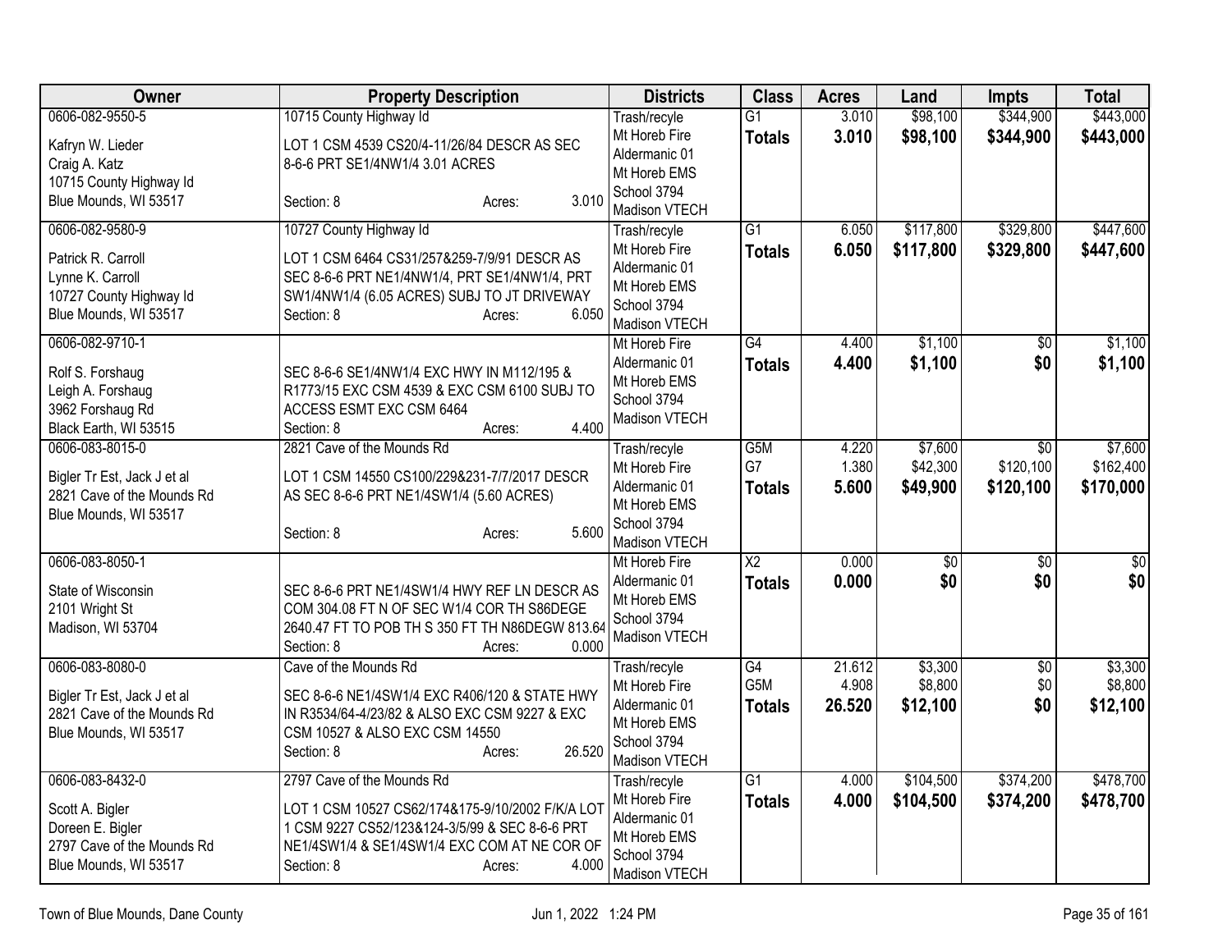| Owner | Property Description | Districts | Class | Acres | Land | Impts | Total |
|---|---|---|---|---|---|---|---|
| 0606-082-9550-5<br><br>Kafryn W. Lieder<br>Craig A. Katz<br>10715 County Highway Id<br>Blue Mounds, WI 53517 | 10715 County Highway Id<br><br>LOT 1 CSM 4539 CS20/4-11/26/84 DESCR AS SEC 8-6-6 PRT SE1/4NW1/4 3.01 ACRES<br><br>Section: 8 Acres: 3.010 | Trash/recyle<br>Mt Horeb Fire<br>Aldermanic 01<br>Mt Horeb EMS<br>School 3794<br>Madison VTECH | G1<br>**Totals** | 3.010<br>**3.010** | $98,100<br>**$98,100** | $344,900<br>**$344,900** | $443,000<br>**$443,000** |
| 0606-082-9580-9<br><br>Patrick R. Carroll<br>Lynne K. Carroll<br>10727 County Highway Id<br>Blue Mounds, WI 53517 | 10727 County Highway Id<br><br>LOT 1 CSM 6464 CS31/257&259-7/9/91 DESCR AS SEC 8-6-6 PRT NE1/4NW1/4, PRT SE1/4NW1/4, PRT SW1/4NW1/4 (6.05 ACRES) SUBJ TO JT DRIVEWAY<br>Section: 8 Acres: 6.050 | Trash/recyle<br>Mt Horeb Fire<br>Aldermanic 01<br>Mt Horeb EMS<br>School 3794<br>Madison VTECH | G1<br>**Totals** | 6.050<br>**6.050** | $117,800<br>**$117,800** | $329,800<br>**$329,800** | $447,600<br>**$447,600** |
| 0606-082-9710-1<br><br>Rolf S. Forshaug<br>Leigh A. Forshaug<br>3962 Forshaug Rd<br>Black Earth, WI 53515 | SEC 8-6-6 SE1/4NW1/4 EXC HWY IN M112/195 & R1773/15 EXC CSM 4539 & EXC CSM 6100 SUBJ TO ACCESS ESMT EXC CSM 6464<br>Section: 8 Acres: 4.400 | Mt Horeb Fire<br>Aldermanic 01<br>Mt Horeb EMS<br>School 3794<br>Madison VTECH | G4<br>**Totals** | 4.400<br>**4.400** | $1,100<br>**$1,100** | $0<br>**$0** | $1,100<br>**$1,100** |
| 0606-083-8015-0<br><br>Bigler Tr Est, Jack J et al<br>2821 Cave of the Mounds Rd<br>Blue Mounds, WI 53517 | 2821 Cave of the Mounds Rd<br><br>LOT 1 CSM 14550 CS100/229&231-7/7/2017 DESCR AS SEC 8-6-6 PRT NE1/4SW1/4 (5.60 ACRES)<br><br>Section: 8 Acres: 5.600 | Trash/recyle<br>Mt Horeb Fire<br>Aldermanic 01<br>Mt Horeb EMS<br>School 3794<br>Madison VTECH | G5M<br>G7<br>**Totals** | 4.220<br>1.380<br>**5.600** | $7,600<br>$42,300<br>**$49,900** | $0<br>$120,100<br>**$120,100** | $7,600<br>$162,400<br>**$170,000** |
| 0606-083-8050-1<br><br>State of Wisconsin<br>2101 Wright St<br>Madison, WI 53704 | SEC 8-6-6 PRT NE1/4SW1/4 HWY REF LN DESCR AS COM 304.08 FT N OF SEC W1/4 COR TH S86DEGE 2640.47 FT TO POB TH S 350 FT TH N86DEGW 813.64<br>Section: 8 Acres: 0.000 | Mt Horeb Fire<br>Aldermanic 01<br>Mt Horeb EMS<br>School 3794<br>Madison VTECH | X2<br>**Totals** | 0.000<br>**0.000** | $0<br>**$0** | $0<br>**$0** | $0<br>**$0** |
| 0606-083-8080-0<br><br>Bigler Tr Est, Jack J et al<br>2821 Cave of the Mounds Rd<br>Blue Mounds, WI 53517 | Cave of the Mounds Rd<br><br>SEC 8-6-6 NE1/4SW1/4 EXC R406/120 & STATE HWY IN R3534/64-4/23/82 & ALSO EXC CSM 9227 & EXC CSM 10527 & ALSO EXC CSM 14550<br>Section: 8 Acres: 26.520 | Trash/recyle<br>Mt Horeb Fire<br>Aldermanic 01<br>Mt Horeb EMS<br>School 3794<br>Madison VTECH | G4<br>G5M<br>**Totals** | 21.612<br>4.908<br>**26.520** | $3,300<br>$8,800<br>**$12,100** | $0<br>$0<br>**$0** | $3,300<br>$8,800<br>**$12,100** |
| 0606-083-8432-0<br><br>Scott A. Bigler<br>Doreen E. Bigler<br>2797 Cave of the Mounds Rd<br>Blue Mounds, WI 53517 | 2797 Cave of the Mounds Rd<br><br>LOT 1 CSM 10527 CS62/174&175-9/10/2002 F/K/A LOT 1 CSM 9227 CS52/123&124-3/5/99 & SEC 8-6-6 PRT NE1/4SW1/4 & SE1/4SW1/4 EXC COM AT NE COR OF<br>Section: 8 Acres: 4.000 | Trash/recyle<br>Mt Horeb Fire<br>Aldermanic 01<br>Mt Horeb EMS<br>School 3794<br>Madison VTECH | G1<br>**Totals** | 4.000<br>**4.000** | $104,500<br>**$104,500** | $374,200<br>**$374,200** | $478,700<br>**$478,700** |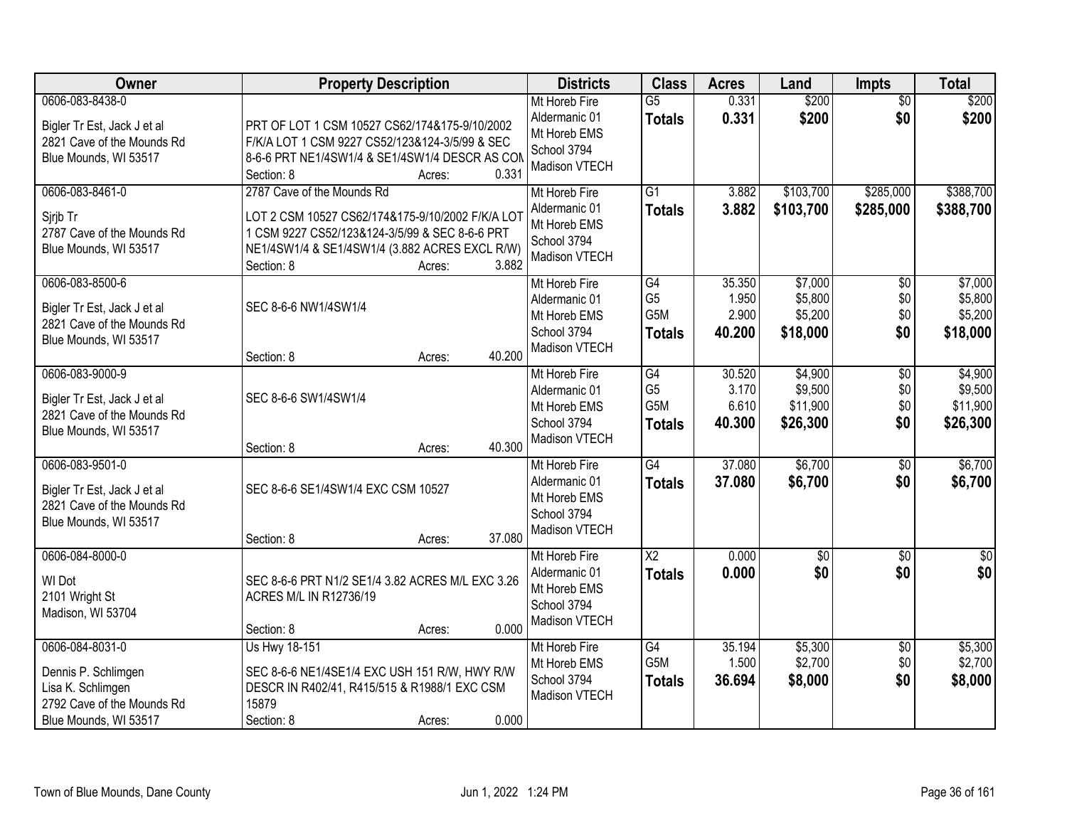| Owner | Property Description | Districts | Class | Acres | Land | Impts | Total |
|---|---|---|---|---|---|---|---|
| 0606-083-8438-0<br>Bigler Tr Est, Jack J et al<br>2821 Cave of the Mounds Rd<br>Blue Mounds, WI 53517 | PRT OF LOT 1 CSM 10527 CS62/174&175-9/10/2002 F/K/A LOT 1 CSM 9227 CS52/123&124-3/5/99 & SEC 8-6-6 PRT NE1/4SW1/4 & SE1/4SW1/4 DESCR AS COM<br>Section: 8 Acres: 0.331 | Mt Horeb Fire<br>Aldermanic 01<br>Mt Horeb EMS<br>School 3794<br>Madison VTECH | G5<br>**Totals** | 0.331<br>**0.331** | $200<br>**$200** | $0<br>**$0** | $200<br>**$200** |
| 0606-083-8461-0<br>Sjrjb Tr<br>2787 Cave of the Mounds Rd<br>Blue Mounds, WI 53517 | 2787 Cave of the Mounds Rd<br>LOT 2 CSM 10527 CS62/174&175-9/10/2002 F/K/A LOT 1 CSM 9227 CS52/123&124-3/5/99 & SEC 8-6-6 PRT NE1/4SW1/4 & SE1/4SW1/4 (3.882 ACRES EXCL R/W)<br>Section: 8 Acres: 3.882 | Mt Horeb Fire<br>Aldermanic 01<br>Mt Horeb EMS<br>School 3794<br>Madison VTECH | G1<br>**Totals** | 3.882<br>**3.882** | $103,700<br>**$103,700** | $285,000<br>**$285,000** | $388,700<br>**$388,700** |
| 0606-083-8500-6<br>Bigler Tr Est, Jack J et al<br>2821 Cave of the Mounds Rd<br>Blue Mounds, WI 53517 | SEC 8-6-6 NW1/4SW1/4<br>Section: 8 Acres: 40.200 | Mt Horeb Fire<br>Aldermanic 01<br>Mt Horeb EMS<br>School 3794<br>Madison VTECH | G4<br>G5<br>G5M<br>**Totals** | 35.350<br>1.950<br>2.900<br>**40.200** | $7,000<br>$5,800<br>$5,200<br>**$18,000** | $0<br>$0<br>$0<br>**$0** | $7,000<br>$5,800<br>$5,200<br>**$18,000** |
| 0606-083-9000-9<br>Bigler Tr Est, Jack J et al<br>2821 Cave of the Mounds Rd<br>Blue Mounds, WI 53517 | SEC 8-6-6 SW1/4SW1/4<br>Section: 8 Acres: 40.300 | Mt Horeb Fire<br>Aldermanic 01<br>Mt Horeb EMS<br>School 3794<br>Madison VTECH | G4<br>G5<br>G5M<br>**Totals** | 30.520<br>3.170<br>6.610<br>**40.300** | $4,900<br>$9,500<br>$11,900<br>**$26,300** | $0<br>$0<br>$0<br>**$0** | $4,900<br>$9,500<br>$11,900<br>**$26,300** |
| 0606-083-9501-0<br>Bigler Tr Est, Jack J et al<br>2821 Cave of the Mounds Rd<br>Blue Mounds, WI 53517 | SEC 8-6-6 SE1/4SW1/4 EXC CSM 10527<br>Section: 8 Acres: 37.080 | Mt Horeb Fire<br>Aldermanic 01<br>Mt Horeb EMS<br>School 3794<br>Madison VTECH | G4<br>**Totals** | 37.080<br>**37.080** | $6,700<br>**$6,700** | $0<br>**$0** | $6,700<br>**$6,700** |
| 0606-084-8000-0<br>Wl Dot<br>2101 Wright St<br>Madison, WI 53704 | SEC 8-6-6 PRT N1/2 SE1/4 3.82 ACRES M/L EXC 3.26 ACRES M/L IN R12736/19<br>Section: 8 Acres: 0.000 | Mt Horeb Fire<br>Aldermanic 01<br>Mt Horeb EMS<br>School 3794<br>Madison VTECH | X2<br>**Totals** | 0.000<br>**0.000** | $0<br>**$0** | $0<br>**$0** | $0<br>**$0** |
| 0606-084-8031-0<br>Dennis P. Schlimgen<br>Lisa K. Schlimgen<br>2792 Cave of the Mounds Rd<br>Blue Mounds, WI 53517 | Us Hwy 18-151<br>SEC 8-6-6 NE1/4SE1/4 EXC USH 151 R/W, HWY R/W DESCR IN R402/41, R415/515 & R1988/1 EXC CSM 15879<br>Section: 8 Acres: 0.000 | Mt Horeb Fire<br>Mt Horeb EMS<br>School 3794<br>Madison VTECH | G4<br>G5M<br>**Totals** | 35.194<br>1.500<br>**36.694** | $5,300<br>$2,700<br>**$8,000** | $0<br>$0<br>**$0** | $5,300<br>$2,700<br>**$8,000** |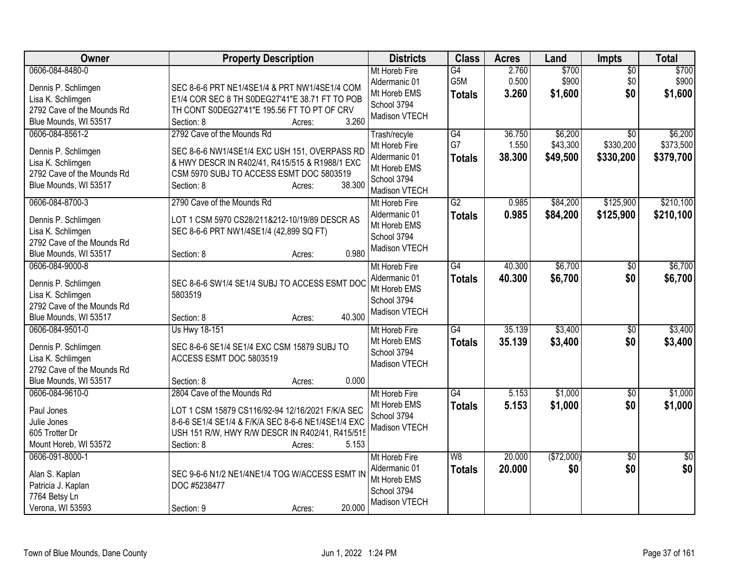| Owner | Property Description | Districts | Class | Acres | Land | Impts | Total |
|---|---|---|---|---|---|---|---|
| 0606-084-8480-0<br>Dennis P. Schlimgen<br>Lisa K. Schlimgen<br>2792 Cave of the Mounds Rd<br>Blue Mounds, WI 53517 | SEC 8-6-6 PRT NE1/4SE1/4 & PRT NW1/4SE1/4 COM E1/4 COR SEC 8 TH S0DEG27'41"E 38.71 FT TO POB TH CONT S0DEG27'41"E 195.56 FT TO PT OF CRV<br>Section: 8 Acres: 3.260 | Mt Horeb Fire<br>Aldermanic 01<br>Mt Horeb EMS<br>School 3794<br>Madison VTECH | G4<br>G5M<br>**Totals** | 2.760<br>0.500<br>**3.260** | \$700<br>\$900<br>**\$1,600** | \$0<br>\$0<br>**\$0** | \$700<br>\$900<br>**\$1,600** |
| 0606-084-8561-2<br>Dennis P. Schlimgen<br>Lisa K. Schlimgen<br>2792 Cave of the Mounds Rd<br>Blue Mounds, WI 53517 | 2792 Cave of the Mounds Rd<br>SEC 8-6-6 NW1/4SE1/4 EXC USH 151, OVERPASS RD & HWY DESCR IN R402/41, R415/515 & R1988/1 EXC CSM 5970 SUBJ TO ACCESS ESMT DOC 5803519<br>Section: 8 Acres: 38.300 | Trash/recyle<br>Mt Horeb Fire<br>Aldermanic 01<br>Mt Horeb EMS<br>School 3794<br>Madison VTECH | G4<br>G7<br>**Totals** | 36.750<br>1.550<br>**38.300** | \$6,200<br>\$43,300<br>**\$49,500** | \$0<br>\$330,200<br>**\$330,200** | \$6,200<br>\$373,500<br>**\$379,700** |
| 0606-084-8700-3<br>Dennis P. Schlimgen<br>Lisa K. Schlimgen<br>2792 Cave of the Mounds Rd<br>Blue Mounds, WI 53517 | 2790 Cave of the Mounds Rd<br>LOT 1 CSM 5970 CS28/211&212-10/19/89 DESCR AS SEC 8-6-6 PRT NW1/4SE1/4 (42,899 SQ FT)<br>Section: 8 Acres: 0.980 | Mt Horeb Fire<br>Aldermanic 01<br>Mt Horeb EMS<br>School 3794<br>Madison VTECH | G2<br>**Totals** | 0.985<br>**0.985** | \$84,200<br>**\$84,200** | \$125,900<br>**\$125,900** | \$210,100<br>**\$210,100** |
| 0606-084-9000-8<br>Dennis P. Schlimgen<br>Lisa K. Schlimgen<br>2792 Cave of the Mounds Rd<br>Blue Mounds, WI 53517 | SEC 8-6-6 SW1/4 SE1/4 SUBJ TO ACCESS ESMT DOC 5803519<br>Section: 8 Acres: 40.300 | Mt Horeb Fire<br>Aldermanic 01<br>Mt Horeb EMS<br>School 3794<br>Madison VTECH | G4<br>**Totals** | 40.300<br>**40.300** | \$6,700<br>**\$6,700** | \$0<br>**\$0** | \$6,700<br>**\$6,700** |
| 0606-084-9501-0<br>Dennis P. Schlimgen<br>Lisa K. Schlimgen<br>2792 Cave of the Mounds Rd<br>Blue Mounds, WI 53517 | Us Hwy 18-151<br>SEC 8-6-6 SE1/4 SE1/4 EXC CSM 15879 SUBJ TO ACCESS ESMT DOC 5803519<br>Section: 8 Acres: 0.000 | Mt Horeb Fire<br>Mt Horeb EMS<br>School 3794<br>Madison VTECH | G4<br>**Totals** | 35.139<br>**35.139** | \$3,400<br>**\$3,400** | \$0<br>**\$0** | \$3,400<br>**\$3,400** |
| 0606-084-9610-0<br>Paul Jones<br>Julie Jones<br>605 Trotter Dr<br>Mount Horeb, WI 53572 | 2804 Cave of the Mounds Rd<br>LOT 1 CSM 15879 CS116/92-94 12/16/2021 F/K/A SEC 8-6-6 SE1/4 SE1/4 & F/K/A SEC 8-6-6 NE1/4SE1/4 EXC USH 151 R/W, HWY R/W DESCR IN R402/41, R415/515<br>Section: 8 Acres: 5.153 | Mt Horeb Fire<br>Mt Horeb EMS<br>School 3794<br>Madison VTECH | G4<br>**Totals** | 5.153<br>**5.153** | \$1,000<br>**\$1,000** | \$0<br>**\$0** | \$1,000<br>**\$1,000** |
| 0606-091-8000-1<br>Alan S. Kaplan<br>Patricia J. Kaplan<br>7764 Betsy Ln<br>Verona, WI 53593 | SEC 9-6-6 N1/2 NE1/4NE1/4 TOG W/ACCESS ESMT IN DOC #5238477<br>Section: 9 Acres: 20.000 | Mt Horeb Fire<br>Aldermanic 01<br>Mt Horeb EMS<br>School 3794<br>Madison VTECH | W8<br>**Totals** | 20.000<br>**20.000** | (\$72,000)<br>**\$0** | \$0<br>**\$0** | \$0<br>**\$0** |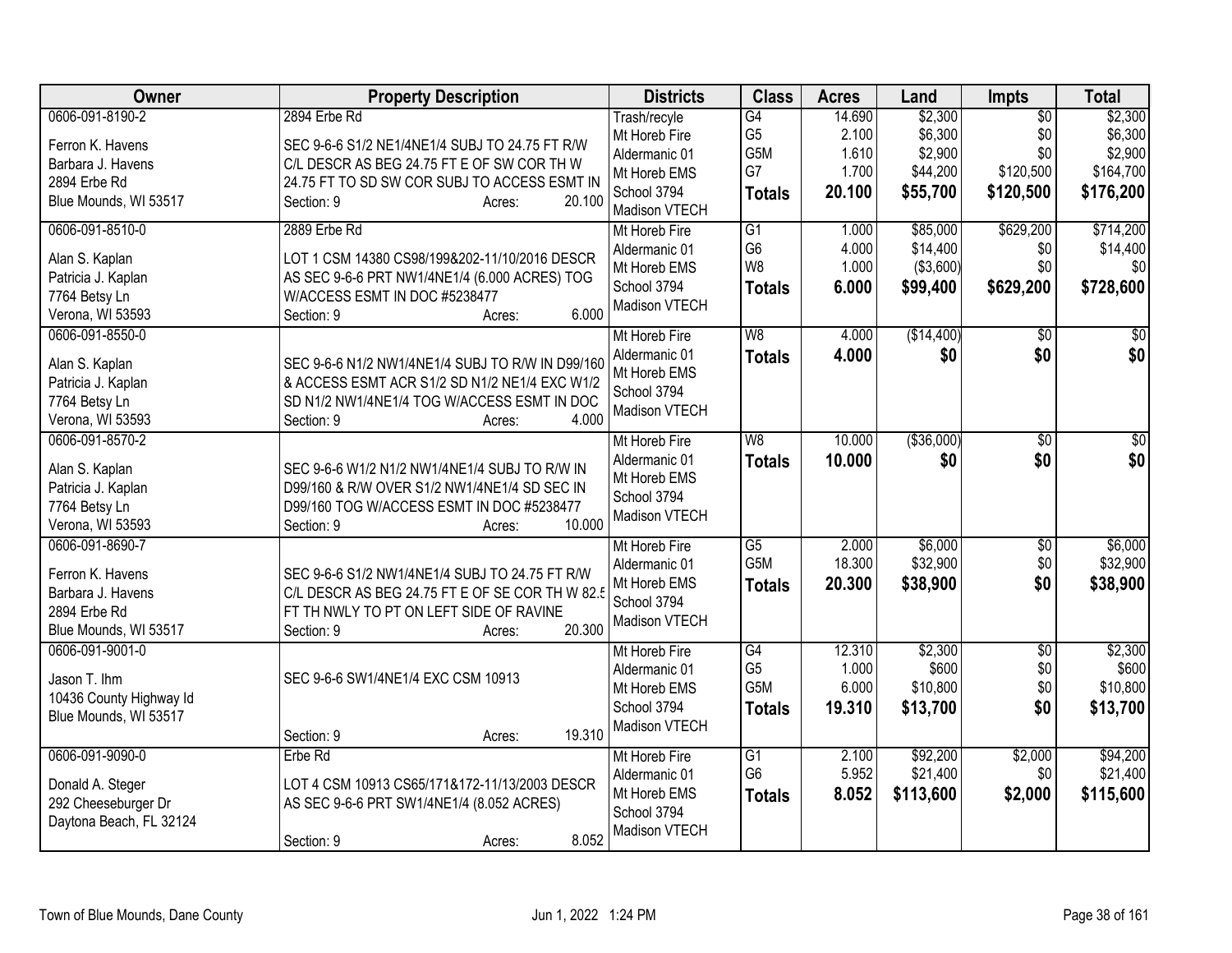| Owner | Property Description | Districts | Class | Acres | Land | Impts | Total |
|---|---|---|---|---|---|---|---|
| 0606-091-8190-2<br>Ferron K. Havens<br>Barbara J. Havens<br>2894 Erbe Rd<br>Blue Mounds, WI 53517 | 2894 Erbe Rd<br>SEC 9-6-6 S1/2 NE1/4NE1/4 SUBJ TO 24.75 FT R/W C/L DESCR AS BEG 24.75 FT E OF SW COR TH W 24.75 FT TO SD SW COR SUBJ TO ACCESS ESMT IN<br>Section: 9 Acres: 20.100 | Trash/recyle<br>Mt Horeb Fire<br>Aldermanic 01<br>Mt Horeb EMS<br>School 3794<br>Madison VTECH | G4<br>G5<br>G5M<br>G7<br>**Totals** | 14.690<br>2.100<br>1.610<br>1.700<br>**20.100** | $2,300<br>$6,300<br>$2,900<br>$44,200<br>**$55,700** | $0<br>$0<br>$0<br>$120,500<br>**$120,500** | $2,300<br>$6,300<br>$2,900<br>$164,700<br>**$176,200** |
| 0606-091-8510-0<br>Alan S. Kaplan<br>Patricia J. Kaplan<br>7764 Betsy Ln<br>Verona, WI 53593 | 2889 Erbe Rd<br>LOT 1 CSM 14380 CS98/199&202-11/10/2016 DESCR AS SEC 9-6-6 PRT NW1/4NE1/4 (6.000 ACRES) TOG W/ACCESS ESMT IN DOC #5238477<br>Section: 9 Acres: 6.000 | Mt Horeb Fire<br>Aldermanic 01<br>Mt Horeb EMS<br>School 3794<br>Madison VTECH | G1<br>G6<br>W8<br>**Totals** | 1.000<br>4.000<br>1.000<br>**6.000** | $85,000<br>$14,400<br>($3,600)<br>**$99,400** | $629,200<br>$0<br>$0<br>**$629,200** | $714,200<br>$14,400<br>$0<br>**$728,600** |
| 0606-091-8550-0<br>Alan S. Kaplan<br>Patricia J. Kaplan<br>7764 Betsy Ln<br>Verona, WI 53593 | SEC 9-6-6 N1/2 NW1/4NE1/4 SUBJ TO R/W IN D99/160 & ACCESS ESMT ACR S1/2 SD N1/2 NE1/4 EXC W1/2 SD N1/2 NW1/4NE1/4 TOG W/ACCESS ESMT IN DOC<br>Section: 9 Acres: 4.000 | Mt Horeb Fire<br>Aldermanic 01<br>Mt Horeb EMS<br>School 3794<br>Madison VTECH | W8<br>**Totals** | 4.000<br>**4.000** | ($14,400)<br>**$0** | $0<br>**$0** | $0<br>**$0** |
| 0606-091-8570-2<br>Alan S. Kaplan<br>Patricia J. Kaplan<br>7764 Betsy Ln<br>Verona, WI 53593 | SEC 9-6-6 W1/2 N1/2 NW1/4NE1/4 SUBJ TO R/W IN D99/160 & R/W OVER S1/2 NW1/4NE1/4 SD SEC IN D99/160 TOG W/ACCESS ESMT IN DOC #5238477<br>Section: 9 Acres: 10.000 | Mt Horeb Fire<br>Aldermanic 01<br>Mt Horeb EMS<br>School 3794<br>Madison VTECH | W8<br>**Totals** | 10.000<br>**10.000** | ($36,000)<br>**$0** | $0<br>**$0** | $0<br>**$0** |
| 0606-091-8690-7<br>Ferron K. Havens<br>Barbara J. Havens<br>2894 Erbe Rd<br>Blue Mounds, WI 53517 | SEC 9-6-6 S1/2 NW1/4NE1/4 SUBJ TO 24.75 FT R/W C/L DESCR AS BEG 24.75 FT E OF SE COR TH W 82.5 FT TH NWLY TO PT ON LEFT SIDE OF RAVINE<br>Section: 9 Acres: 20.300 | Mt Horeb Fire<br>Aldermanic 01<br>Mt Horeb EMS<br>School 3794<br>Madison VTECH | G5<br>G5M<br>**Totals** | 2.000<br>18.300<br>**20.300** | $6,000<br>$32,900<br>**$38,900** | $0<br>$0<br>**$0** | $6,000<br>$32,900<br>**$38,900** |
| 0606-091-9001-0<br>Jason T. Ihm<br>10436 County Highway Id<br>Blue Mounds, WI 53517 | SEC 9-6-6 SW1/4NE1/4 EXC CSM 10913<br>Section: 9 Acres: 19.310 | Mt Horeb Fire<br>Aldermanic 01<br>Mt Horeb EMS<br>School 3794<br>Madison VTECH | G4<br>G5<br>G5M<br>**Totals** | 12.310<br>1.000<br>6.000<br>**19.310** | $2,300<br>$600<br>$10,800<br>**$13,700** | $0<br>$0<br>$0<br>**$0** | $2,300<br>$600<br>$10,800<br>**$13,700** |
| 0606-091-9090-0<br>Donald A. Steger<br>292 Cheeseburger Dr<br>Daytona Beach, FL 32124 | Erbe Rd<br>LOT 4 CSM 10913 CS65/171&172-11/13/2003 DESCR AS SEC 9-6-6 PRT SW1/4NE1/4 (8.052 ACRES)<br>Section: 9 Acres: 8.052 | Mt Horeb Fire<br>Aldermanic 01<br>Mt Horeb EMS<br>School 3794<br>Madison VTECH | G1<br>G6<br>**Totals** | 2.100<br>5.952<br>**8.052** | $92,200<br>$21,400<br>**$113,600** | $2,000<br>$0<br>**$2,000** | $94,200<br>$21,400<br>**$115,600** |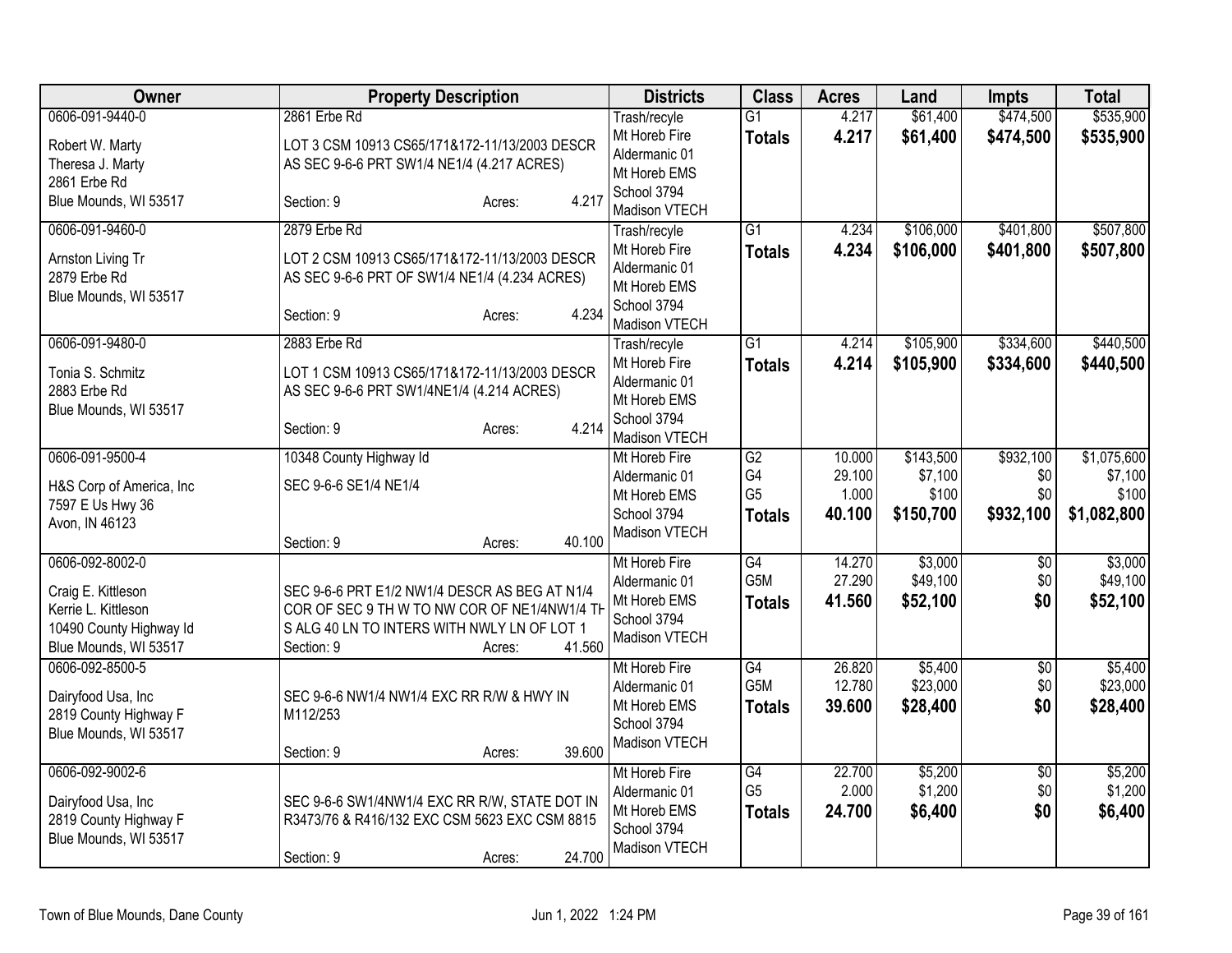| Owner | Property Description | Districts | Class | Acres | Land | Impts | Total |
|---|---|---|---|---|---|---|---|
| 0606-091-9440-0<br>Robert W. Marty<br>Theresa J. Marty<br>2861 Erbe Rd<br>Blue Mounds, WI 53517 | 2861 Erbe Rd<br>LOT 3 CSM 10913 CS65/171&172-11/13/2003 DESCR AS SEC 9-6-6 PRT SW1/4 NE1/4 (4.217 ACRES)<br>Section: 9 Acres: 4.217 | Trash/recyle<br>Mt Horeb Fire<br>Aldermanic 01<br>Mt Horeb EMS<br>School 3794<br>Madison VTECH | G1<br>**Totals** | 4.217<br>**4.217** | $61,400<br>**$61,400** | $474,500<br>**$474,500** | $535,900<br>**$535,900** |
| 0606-091-9460-0<br>Arnston Living Tr<br>2879 Erbe Rd<br>Blue Mounds, WI 53517 | 2879 Erbe Rd<br>LOT 2 CSM 10913 CS65/171&172-11/13/2003 DESCR AS SEC 9-6-6 PRT OF SW1/4 NE1/4 (4.234 ACRES)<br>Section: 9 Acres: 4.234 | Trash/recyle<br>Mt Horeb Fire<br>Aldermanic 01<br>Mt Horeb EMS<br>School 3794<br>Madison VTECH | G1<br>**Totals** | 4.234<br>**4.234** | $106,000<br>**$106,000** | $401,800<br>**$401,800** | $507,800<br>**$507,800** |
| 0606-091-9480-0<br>Tonia S. Schmitz<br>2883 Erbe Rd<br>Blue Mounds, WI 53517 | 2883 Erbe Rd<br>LOT 1 CSM 10913 CS65/171&172-11/13/2003 DESCR AS SEC 9-6-6 PRT SW1/4NE1/4 (4.214 ACRES)<br>Section: 9 Acres: 4.214 | Trash/recyle<br>Mt Horeb Fire<br>Aldermanic 01<br>Mt Horeb EMS<br>School 3794<br>Madison VTECH | G1<br>**Totals** | 4.214<br>**4.214** | $105,900<br>**$105,900** | $334,600<br>**$334,600** | $440,500<br>**$440,500** |
| 0606-091-9500-4<br>H&S Corp of America, Inc<br>7597 E Us Hwy 36<br>Avon, IN 46123 | 10348 County Highway Id<br>SEC 9-6-6 SE1/4 NE1/4<br>Section: 9 Acres: 40.100 | Mt Horeb Fire<br>Aldermanic 01<br>Mt Horeb EMS<br>School 3794<br>Madison VTECH | G2<br>G4<br>G5<br>**Totals** | 10.000<br>29.100<br>1.000<br>**40.100** | $143,500<br>$7,100<br>$100<br>**$150,700** | $932,100<br>$0<br>$0<br>**$932,100** | $1,075,600<br>$7,100<br>$100<br>**$1,082,800** |
| 0606-092-8002-0<br>Craig E. Kittleson<br>Kerrie L. Kittleson<br>10490 County Highway Id<br>Blue Mounds, WI 53517 | SEC 9-6-6 PRT E1/2 NW1/4 DESCR AS BEG AT N1/4 COR OF SEC 9 TH W TO NW COR OF NE1/4NW1/4 TH S ALG 40 LN TO INTERS WITH NWLY LN OF LOT 1<br>Section: 9 Acres: 41.560 | Mt Horeb Fire<br>Aldermanic 01<br>Mt Horeb EMS<br>School 3794<br>Madison VTECH | G4<br>G5M<br>**Totals** | 14.270<br>27.290<br>**41.560** | $3,000<br>$49,100<br>**$52,100** | $0<br>$0<br>**$0** | $3,000<br>$49,100<br>**$52,100** |
| 0606-092-8500-5<br>Dairyfood Usa, Inc<br>2819 County Highway F<br>Blue Mounds, WI 53517 | SEC 9-6-6 NW1/4 NW1/4 EXC RR R/W & HWY IN M112/253<br>Section: 9 Acres: 39.600 | Mt Horeb Fire<br>Aldermanic 01<br>Mt Horeb EMS<br>School 3794<br>Madison VTECH | G4<br>G5M<br>**Totals** | 26.820<br>12.780<br>**39.600** | $5,400<br>$23,000<br>**$28,400** | $0<br>$0<br>**$0** | $5,400<br>$23,000<br>**$28,400** |
| 0606-092-9002-6<br>Dairyfood Usa, Inc<br>2819 County Highway F<br>Blue Mounds, WI 53517 | SEC 9-6-6 SW1/4NW1/4 EXC RR R/W, STATE DOT IN R3473/76 & R416/132 EXC CSM 5623 EXC CSM 8815<br>Section: 9 Acres: 24.700 | Mt Horeb Fire<br>Aldermanic 01<br>Mt Horeb EMS<br>School 3794<br>Madison VTECH | G4<br>G5<br>**Totals** | 22.700<br>2.000<br>**24.700** | $5,200<br>$1,200<br>**$6,400** | $0<br>$0<br>**$0** | $5,200<br>$1,200<br>**$6,400** |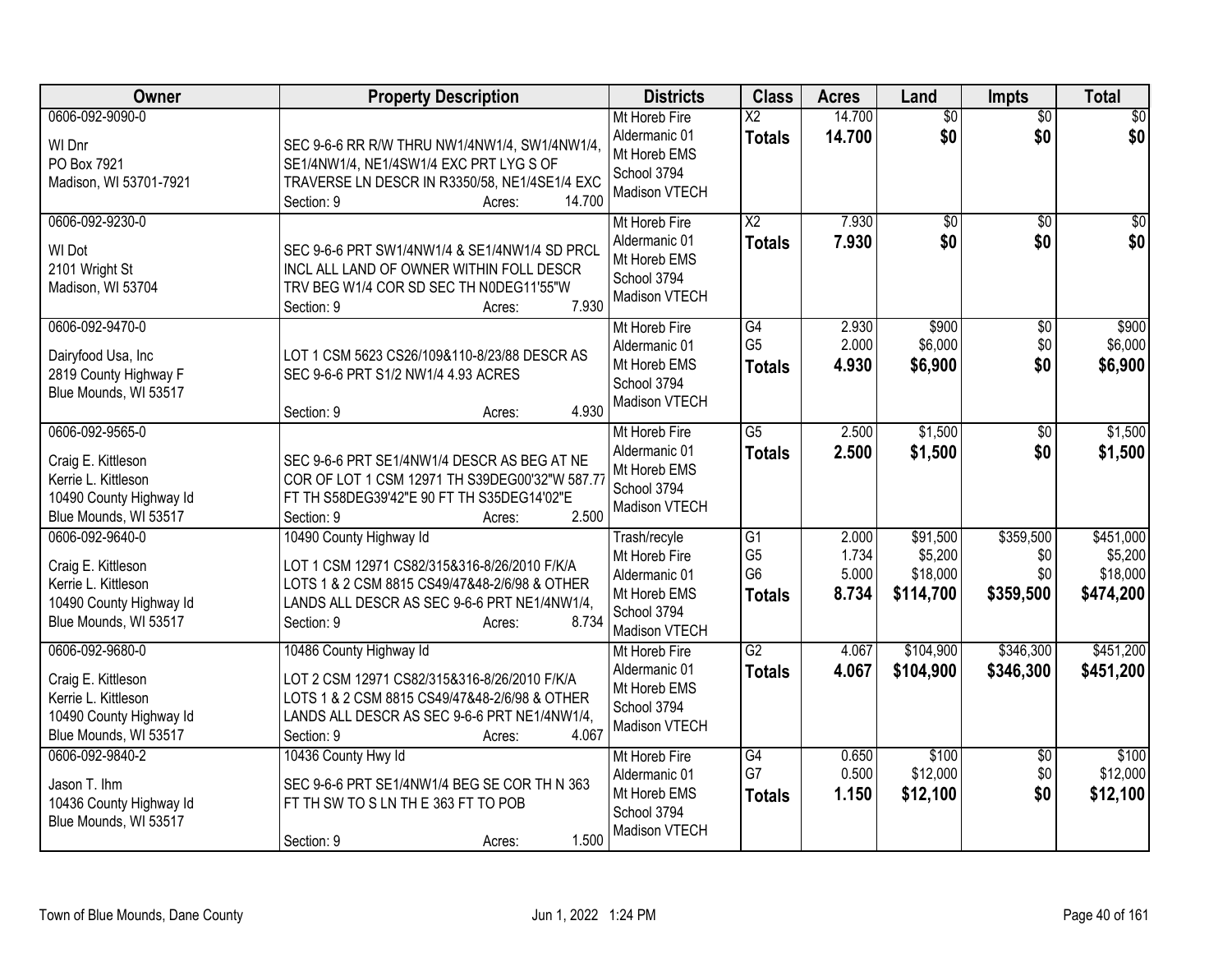| Owner | Property Description | Districts | Class | Acres | Land | Impts | Total |
|---|---|---|---|---|---|---|---|
| 0606-092-9090-0<br><br>WI Dnr<br>PO Box 7921<br>Madison, WI 53701-7921 | SEC 9-6-6 RR R/W THRU NW1/4NW1/4, SW1/4NW1/4, SE1/4NW1/4, NE1/4SW1/4 EXC PRT LYG S OF TRAVERSE LN DESCR IN R3350/58, NE1/4SE1/4 EXC<br>Section: 9 Acres: 14.700 | Mt Horeb Fire<br>Aldermanic 01<br>Mt Horeb EMS<br>School 3794<br>Madison VTECH | X2<br>**Totals** | 14.700<br>**14.700** | $0<br>**$0** | $0<br>**$0** | $0<br>**$0** |
| 0606-092-9230-0<br><br>WI Dot<br>2101 Wright St<br>Madison, WI 53704 | SEC 9-6-6 PRT SW1/4NW1/4 & SE1/4NW1/4 SD PRCL INCL ALL LAND OF OWNER WITHIN FOLL DESCR TRV BEG W1/4 COR SD SEC TH N0DEG11'55"W<br>Section: 9 Acres: 7.930 | Mt Horeb Fire<br>Aldermanic 01<br>Mt Horeb EMS<br>School 3794<br>Madison VTECH | X2<br>**Totals** | 7.930<br>**7.930** | $0<br>**$0** | $0<br>**$0** | $0<br>**$0** |
| 0606-092-9470-0<br><br>Dairyfood Usa, Inc<br>2819 County Highway F<br>Blue Mounds, WI 53517 | LOT 1 CSM 5623 CS26/109&110-8/23/88 DESCR AS SEC 9-6-6 PRT S1/2 NW1/4 4.93 ACRES<br><br>Section: 9 Acres: 4.930 | Mt Horeb Fire<br>Aldermanic 01<br>Mt Horeb EMS<br>School 3794<br>Madison VTECH | G4<br>G5<br>**Totals** | 2.930<br>2.000<br>**4.930** | $900<br>$6,000<br>**$6,900** | $0<br>$0<br>**$0** | $900<br>$6,000<br>**$6,900** |
| 0606-092-9565-0<br><br>Craig E. Kittleson<br>Kerrie L. Kittleson<br>10490 County Highway Id<br>Blue Mounds, WI 53517 | SEC 9-6-6 PRT SE1/4NW1/4 DESCR AS BEG AT NE COR OF LOT 1 CSM 12971 TH S39DEG00'32"W 587.77 FT TH S58DEG39'42"E 90 FT TH S35DEG14'02"E<br>Section: 9 Acres: 2.500 | Mt Horeb Fire<br>Aldermanic 01<br>Mt Horeb EMS<br>School 3794<br>Madison VTECH | G5<br>**Totals** | 2.500<br>**2.500** | $1,500<br>**$1,500** | $0<br>**$0** | $1,500<br>**$1,500** |
| 0606-092-9640-0<br><br>Craig E. Kittleson<br>Kerrie L. Kittleson<br>10490 County Highway Id<br>Blue Mounds, WI 53517 | 10490 County Highway Id<br>LOT 1 CSM 12971 CS82/315&316-8/26/2010 F/K/A LOTS 1 & 2 CSM 8815 CS49/47&48-2/6/98 & OTHER LANDS ALL DESCR AS SEC 9-6-6 PRT NE1/4NW1/4,<br>Section: 9 Acres: 8.734 | Trash/recyle<br>Mt Horeb Fire<br>Aldermanic 01<br>Mt Horeb EMS<br>School 3794<br>Madison VTECH | G1<br>G5<br>G6<br>**Totals** | 2.000<br>1.734<br>5.000<br>**8.734** | $91,500<br>$5,200<br>$18,000<br>**$114,700** | $359,500<br>$0<br>$0<br>**$359,500** | $451,000<br>$5,200<br>$18,000<br>**$474,200** |
| 0606-092-9680-0<br><br>Craig E. Kittleson<br>Kerrie L. Kittleson<br>10490 County Highway Id<br>Blue Mounds, WI 53517 | 10486 County Highway Id<br>LOT 2 CSM 12971 CS82/315&316-8/26/2010 F/K/A LOTS 1 & 2 CSM 8815 CS49/47&48-2/6/98 & OTHER LANDS ALL DESCR AS SEC 9-6-6 PRT NE1/4NW1/4,<br>Section: 9 Acres: 4.067 | Mt Horeb Fire<br>Aldermanic 01<br>Mt Horeb EMS<br>School 3794<br>Madison VTECH | G2<br>**Totals** | 4.067<br>**4.067** | $104,900<br>**$104,900** | $346,300<br>**$346,300** | $451,200<br>**$451,200** |
| 0606-092-9840-2<br><br>Jason T. Ihm<br>10436 County Highway Id<br>Blue Mounds, WI 53517 | 10436 County Hwy Id<br>SEC 9-6-6 PRT SE1/4NW1/4 BEG SE COR TH N 363 FT TH SW TO S LN TH E 363 FT TO POB<br><br>Section: 9 Acres: 1.500 | Mt Horeb Fire<br>Aldermanic 01<br>Mt Horeb EMS<br>School 3794<br>Madison VTECH | G4<br>G7<br>**Totals** | 0.650<br>0.500<br>**1.150** | $100<br>$12,000<br>**$12,100** | $0<br>$0<br>**$0** | $100<br>$12,000<br>**$12,100** |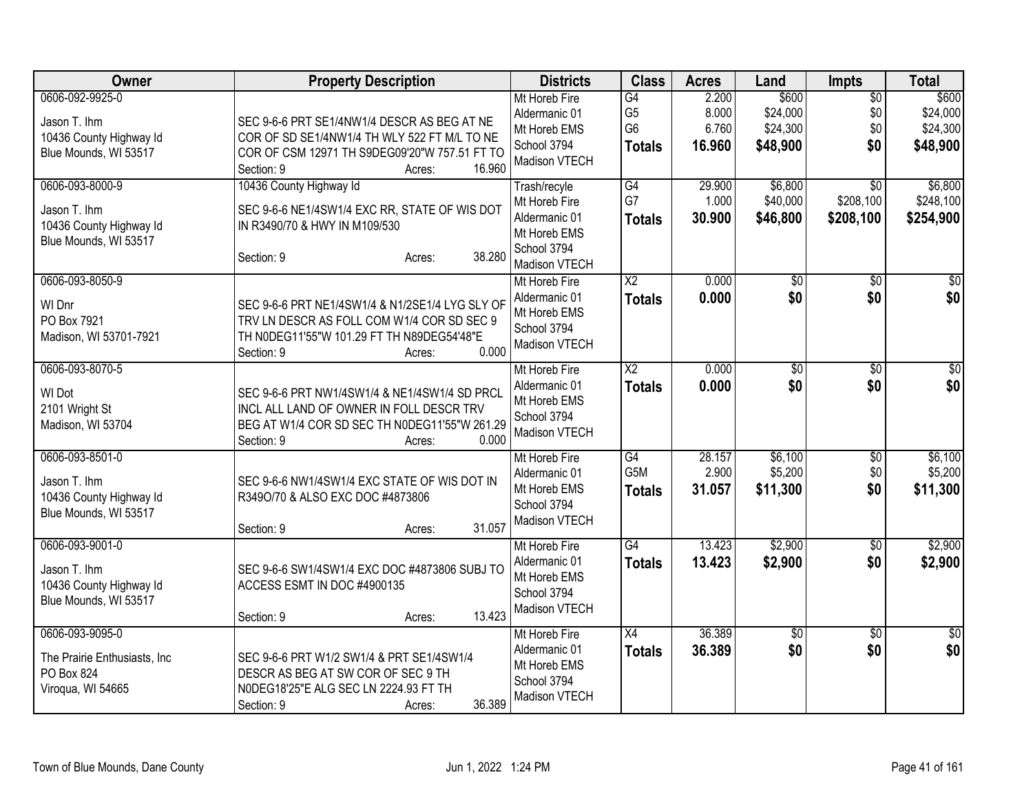| Owner | Property Description | Districts | Class | Acres | Land | Impts | Total |
|---|---|---|---|---|---|---|---|
| 0606-092-9925-0<br><br>Jason T. Ihm<br>10436 County Highway Id<br>Blue Mounds, WI 53517 | SEC 9-6-6 PRT SE1/4NW1/4 DESCR AS BEG AT NE COR OF SD SE1/4NW1/4 TH WLY 522 FT M/L TO NE COR OF CSM 12971 TH S9DEG09'20"W 757.51 FT TO<br>Section: 9 Acres: 16.960 | Mt Horeb Fire<br>Aldermanic 01<br>Mt Horeb EMS<br>School 3794<br>Madison VTECH | G4<br>G5<br>G6<br>**Totals** | 2.200<br>8.000<br>6.760<br>**16.960** | $600<br>$24,000<br>$24,300<br>**$48,900** | $0<br>$0<br>$0<br>**$0** | $600<br>$24,000<br>$24,300<br>**$48,900** |
| 0606-093-8000-9<br><br>Jason T. Ihm<br>10436 County Highway Id<br>Blue Mounds, WI 53517 | 10436 County Highway Id<br>SEC 9-6-6 NE1/4SW1/4 EXC RR, STATE OF WIS DOT IN R3490/70 & HWY IN M109/530<br>Section: 9 Acres: 38.280 | Trash/recyle<br>Mt Horeb Fire<br>Aldermanic 01<br>Mt Horeb EMS<br>School 3794<br>Madison VTECH | G4<br>G7<br>**Totals** | 29.900<br>1.000<br>**30.900** | $6,800<br>$40,000<br>**$46,800** | $0<br>$208,100<br>**$208,100** | $6,800<br>$248,100<br>**$254,900** |
| 0606-093-8050-9<br><br>WI Dnr<br>PO Box 7921<br>Madison, WI 53701-7921 | SEC 9-6-6 PRT NE1/4SW1/4 & N1/2SE1/4 LYG SLY OF TRV LN DESCR AS FOLL COM W1/4 COR SD SEC 9 TH N0DEG11'55"W 101.29 FT TH N89DEG54'48"E<br>Section: 9 Acres: 0.000 | Mt Horeb Fire<br>Aldermanic 01<br>Mt Horeb EMS<br>School 3794<br>Madison VTECH | X2<br>**Totals** | 0.000<br>**0.000** | $0<br>**$0** | $0<br>**$0** | $0<br>**$0** |
| 0606-093-8070-5<br><br>WI Dot<br>2101 Wright St<br>Madison, WI 53704 | SEC 9-6-6 PRT NW1/4SW1/4 & NE1/4SW1/4 SD PRCL INCL ALL LAND OF OWNER IN FOLL DESCR TRV BEG AT W1/4 COR SD SEC TH N0DEG11'55"W 261.29<br>Section: 9 Acres: 0.000 | Mt Horeb Fire<br>Aldermanic 01<br>Mt Horeb EMS<br>School 3794<br>Madison VTECH | X2<br>**Totals** | 0.000<br>**0.000** | $0<br>**$0** | $0<br>**$0** | $0<br>**$0** |
| 0606-093-8501-0<br><br>Jason T. Ihm<br>10436 County Highway Id<br>Blue Mounds, WI 53517 | SEC 9-6-6 NW1/4SW1/4 EXC STATE OF WIS DOT IN R349O/70 & ALSO EXC DOC #4873806<br>Section: 9 Acres: 31.057 | Mt Horeb Fire<br>Aldermanic 01<br>Mt Horeb EMS<br>School 3794<br>Madison VTECH | G4<br>G5M<br>**Totals** | 28.157<br>2.900<br>**31.057** | $6,100<br>$5,200<br>**$11,300** | $0<br>$0<br>**$0** | $6,100<br>$5,200<br>**$11,300** |
| 0606-093-9001-0<br><br>Jason T. Ihm<br>10436 County Highway Id<br>Blue Mounds, WI 53517 | SEC 9-6-6 SW1/4SW1/4 EXC DOC #4873806 SUBJ TO ACCESS ESMT IN DOC #4900135<br>Section: 9 Acres: 13.423 | Mt Horeb Fire<br>Aldermanic 01<br>Mt Horeb EMS<br>School 3794<br>Madison VTECH | G4<br>**Totals** | 13.423<br>**13.423** | $2,900<br>**$2,900** | $0<br>**$0** | $2,900<br>**$2,900** |
| 0606-093-9095-0<br><br>The Prairie Enthusiasts, Inc<br>PO Box 824<br>Viroqua, WI 54665 | SEC 9-6-6 PRT W1/2 SW1/4 & PRT SE1/4SW1/4 DESCR AS BEG AT SW COR OF SEC 9 TH N0DEG18'25"E ALG SEC LN 2224.93 FT TH<br>Section: 9 Acres: 36.389 | Mt Horeb Fire<br>Aldermanic 01<br>Mt Horeb EMS<br>School 3794<br>Madison VTECH | X4<br>**Totals** | 36.389<br>**36.389** | $0<br>**$0** | $0<br>**$0** | $0<br>**$0** |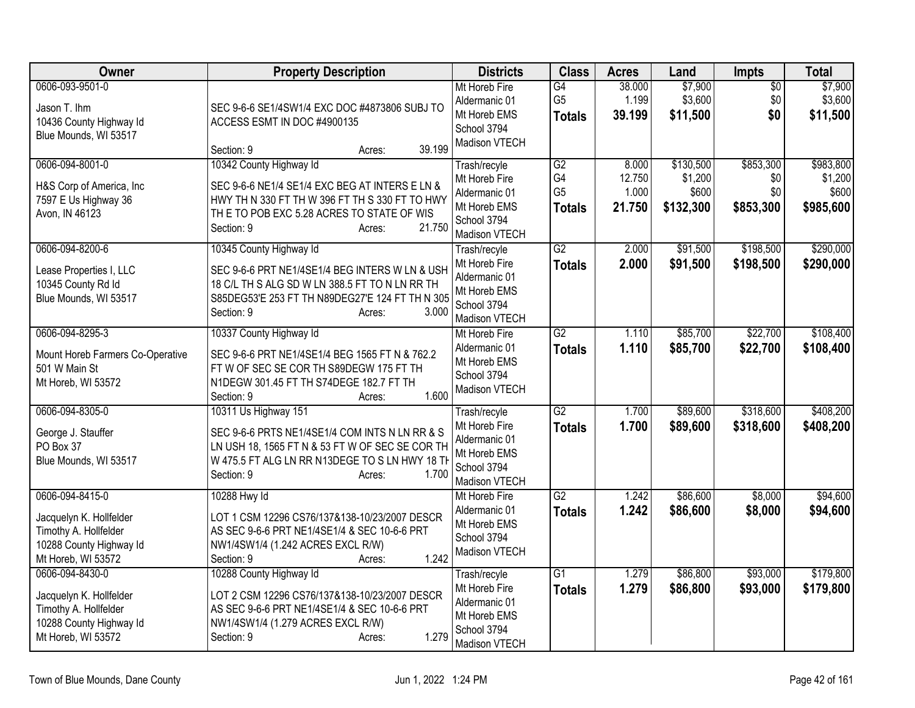| Owner | Property Description | Districts | Class | Acres | Land | Impts | Total |
|---|---|---|---|---|---|---|---|
| 0606-093-9501-0<br>Jason T. Ihm<br>10436 County Highway Id<br>Blue Mounds, WI 53517 | SEC 9-6-6 SE1/4SW1/4 EXC DOC #4873806 SUBJ TO ACCESS ESMT IN DOC #4900135<br>Section: 9 Acres: 39.199 | Mt Horeb Fire<br>Aldermanic 01<br>Mt Horeb EMS<br>School 3794<br>Madison VTECH | G4<br>G5<br>**Totals** | 38.000<br>1.199<br>**39.199** | $7,900<br>$3,600<br>**$11,500** | $0<br>$0<br>**$0** | $7,900<br>$3,600<br>**$11,500** |
| 0606-094-8001-0<br>H&S Corp of America, Inc<br>7597 E Us Highway 36<br>Avon, IN 46123 | 10342 County Highway Id<br>SEC 9-6-6 NE1/4 SE1/4 EXC BEG AT INTERS E LN & HWY TH N 330 FT TH W 396 FT TH S 330 FT TO HWY TH E TO POB EXC 5.28 ACRES TO STATE OF WIS<br>Section: 9 Acres: 21.750 | Trash/recyle<br>Mt Horeb Fire<br>Aldermanic 01<br>Mt Horeb EMS<br>School 3794<br>Madison VTECH | G2<br>G4<br>G5<br>**Totals** | 8.000<br>12.750<br>1.000<br>**21.750** | $130,500<br>$1,200<br>$600<br>**$132,300** | $853,300<br>$0<br>$0<br>**$853,300** | $983,800<br>$1,200<br>$600<br>**$985,600** |
| 0606-094-8200-6<br>Lease Properties I, LLC<br>10345 County Rd Id<br>Blue Mounds, WI 53517 | 10345 County Highway Id<br>SEC 9-6-6 PRT NE1/4SE1/4 BEG INTERS W LN & USH 18 C/L TH S ALG SD W LN 388.5 FT TO N LN RR TH S85DEG53'E 253 FT TH N89DEG27'E 124 FT TH N 305<br>Section: 9 Acres: 3.000 | Trash/recyle<br>Mt Horeb Fire<br>Aldermanic 01<br>Mt Horeb EMS<br>School 3794<br>Madison VTECH | G2<br>**Totals** | 2.000<br>**2.000** | $91,500<br>**$91,500** | $198,500<br>**$198,500** | $290,000<br>**$290,000** |
| 0606-094-8295-3<br>Mount Horeb Farmers Co-Operative<br>501 W Main St<br>Mt Horeb, WI 53572 | 10337 County Highway Id<br>SEC 9-6-6 PRT NE1/4SE1/4 BEG 1565 FT N & 762.2 FT W OF SEC SE COR TH S89DEGW 175 FT TH N1DEGW 301.45 FT TH S74DEGE 182.7 FT TH<br>Section: 9 Acres: 1.600 | Mt Horeb Fire<br>Aldermanic 01<br>Mt Horeb EMS<br>School 3794<br>Madison VTECH | G2<br>**Totals** | 1.110<br>**1.110** | $85,700<br>**$85,700** | $22,700<br>**$22,700** | $108,400<br>**$108,400** |
| 0606-094-8305-0<br>George J. Stauffer<br>PO Box 37<br>Blue Mounds, WI 53517 | 10311 Us Highway 151<br>SEC 9-6-6 PRTS NE1/4SE1/4 COM INTS N LN RR & S LN USH 18, 1565 FT N & 53 FT W OF SEC SE COR TH W 475.5 FT ALG LN RR N13DEGE TO S LN HWY 18 TH<br>Section: 9 Acres: 1.700 | Trash/recyle<br>Mt Horeb Fire<br>Aldermanic 01<br>Mt Horeb EMS<br>School 3794<br>Madison VTECH | G2<br>**Totals** | 1.700<br>**1.700** | $89,600<br>**$89,600** | $318,600<br>**$318,600** | $408,200<br>**$408,200** |
| 0606-094-8415-0<br>Jacquelyn K. Hollfelder<br>Timothy A. Hollfelder<br>10288 County Highway Id<br>Mt Horeb, WI 53572 | 10288 Hwy Id<br>LOT 1 CSM 12296 CS76/137&138-10/23/2007 DESCR AS SEC 9-6-6 PRT NE1/4SE1/4 & SEC 10-6-6 PRT NW1/4SW1/4 (1.242 ACRES EXCL R/W)<br>Section: 9 Acres: 1.242 | Mt Horeb Fire<br>Aldermanic 01<br>Mt Horeb EMS<br>School 3794<br>Madison VTECH | G2<br>**Totals** | 1.242<br>**1.242** | $86,600<br>**$86,600** | $8,000<br>**$8,000** | $94,600<br>**$94,600** |
| 0606-094-8430-0<br>Jacquelyn K. Hollfelder<br>Timothy A. Hollfelder<br>10288 County Highway Id<br>Mt Horeb, WI 53572 | 10288 County Highway Id<br>LOT 2 CSM 12296 CS76/137&138-10/23/2007 DESCR AS SEC 9-6-6 PRT NE1/4SE1/4 & SEC 10-6-6 PRT NW1/4SW1/4 (1.279 ACRES EXCL R/W)<br>Section: 9 Acres: 1.279 | Trash/recyle<br>Mt Horeb Fire<br>Aldermanic 01<br>Mt Horeb EMS<br>School 3794<br>Madison VTECH | G1<br>**Totals** | 1.279<br>**1.279** | $86,800<br>**$86,800** | $93,000<br>**$93,000** | $179,800<br>**$179,800** |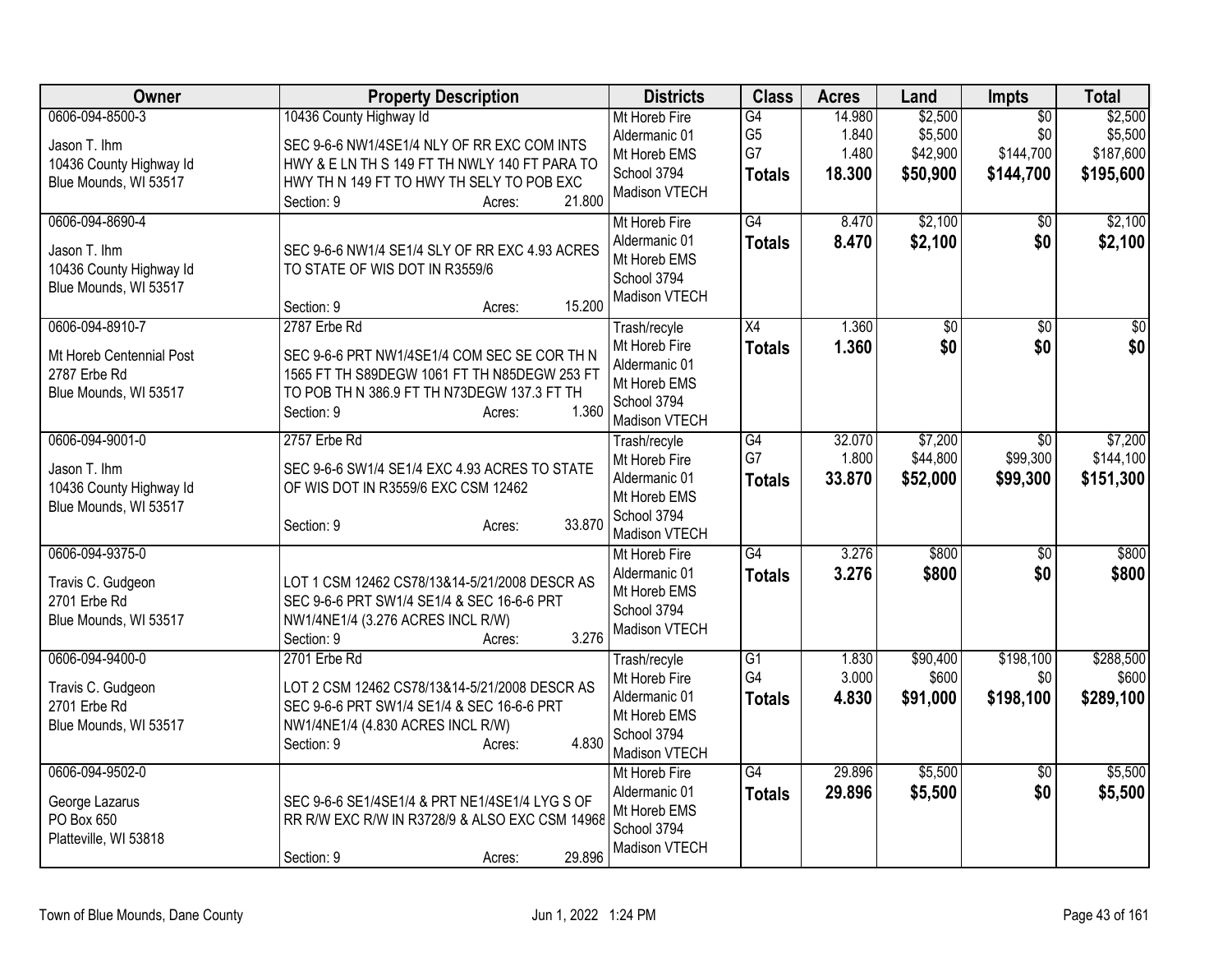| Owner | Property Description | Districts | Class | Acres | Land | Impts | Total |
|---|---|---|---|---|---|---|---|
| 0606-094-8500-3<br><br>Jason T. Ihm<br>10436 County Highway Id<br>Blue Mounds, WI 53517 | 10436 County Highway Id<br><br>SEC 9-6-6 NW1/4SE1/4 NLY OF RR EXC COM INTS HWY & E LN TH S 149 FT TH NWLY 140 FT PARA TO HWY TH N 149 FT TO HWY TH SELY TO POB EXC<br>Section: 9 Acres: 21.800 | Mt Horeb Fire<br>Aldermanic 01<br>Mt Horeb EMS<br>School 3794<br>Madison VTECH | G4<br>G5<br>G7<br>**Totals** | 14.980<br>1.840<br>1.480<br>**18.300** | $2,500<br>$5,500<br>$42,900<br>**$50,900** | $0<br>$0<br>$144,700<br>**$144,700** | $2,500<br>$5,500<br>$187,600<br>**$195,600** |
| 0606-094-8690-4<br><br>Jason T. Ihm<br>10436 County Highway Id<br>Blue Mounds, WI 53517 | SEC 9-6-6 NW1/4 SE1/4 SLY OF RR EXC 4.93 ACRES TO STATE OF WIS DOT IN R3559/6<br>Section: 9 Acres: 15.200 | Mt Horeb Fire<br>Aldermanic 01<br>Mt Horeb EMS<br>School 3794<br>Madison VTECH | G4<br>**Totals** | 8.470<br>**8.470** | $2,100<br>**$2,100** | $0<br>**$0** | $2,100<br>**$2,100** |
| 0606-094-8910-7<br><br>Mt Horeb Centennial Post<br>2787 Erbe Rd<br>Blue Mounds, WI 53517 | 2787 Erbe Rd<br><br>SEC 9-6-6 PRT NW1/4SE1/4 COM SEC SE COR TH N 1565 FT TH S89DEGW 1061 FT TH N85DEGW 253 FT TO POB TH N 386.9 FT TH N73DEGW 137.3 FT TH<br>Section: 9 Acres: 1.360 | Trash/recyle<br>Mt Horeb Fire<br>Aldermanic 01<br>Mt Horeb EMS<br>School 3794<br>Madison VTECH | X4<br>**Totals** | 1.360<br>**1.360** | $0<br>**$0** | $0<br>**$0** | $0<br>**$0** |
| 0606-094-9001-0<br><br>Jason T. Ihm<br>10436 County Highway Id<br>Blue Mounds, WI 53517 | 2757 Erbe Rd<br><br>SEC 9-6-6 SW1/4 SE1/4 EXC 4.93 ACRES TO STATE OF WIS DOT IN R3559/6 EXC CSM 12462<br>Section: 9 Acres: 33.870 | Trash/recyle<br>Mt Horeb Fire<br>Aldermanic 01<br>Mt Horeb EMS<br>School 3794<br>Madison VTECH | G4<br>G7<br>**Totals** | 32.070<br>1.800<br>**33.870** | $7,200<br>$44,800<br>**$52,000** | $0<br>$99,300<br>**$99,300** | $7,200<br>$144,100<br>**$151,300** |
| 0606-094-9375-0<br><br>Travis C. Gudgeon<br>2701 Erbe Rd<br>Blue Mounds, WI 53517 | LOT 1 CSM 12462 CS78/13&14-5/21/2008 DESCR AS SEC 9-6-6 PRT SW1/4 SE1/4 & SEC 16-6-6 PRT NW1/4NE1/4 (3.276 ACRES INCL R/W)<br>Section: 9 Acres: 3.276 | Mt Horeb Fire<br>Aldermanic 01<br>Mt Horeb EMS<br>School 3794<br>Madison VTECH | G4<br>**Totals** | 3.276<br>**3.276** | $800<br>**$800** | $0<br>**$0** | $800<br>**$800** |
| 0606-094-9400-0<br><br>Travis C. Gudgeon<br>2701 Erbe Rd<br>Blue Mounds, WI 53517 | 2701 Erbe Rd<br><br>LOT 2 CSM 12462 CS78/13&14-5/21/2008 DESCR AS SEC 9-6-6 PRT SW1/4 SE1/4 & SEC 16-6-6 PRT NW1/4NE1/4 (4.830 ACRES INCL R/W)<br>Section: 9 Acres: 4.830 | Trash/recyle<br>Mt Horeb Fire<br>Aldermanic 01<br>Mt Horeb EMS<br>School 3794<br>Madison VTECH | G1<br>G4<br>**Totals** | 1.830<br>3.000<br>**4.830** | $90,400<br>$600<br>**$91,000** | $198,100<br>$0<br>**$198,100** | $288,500<br>$600<br>**$289,100** |
| 0606-094-9502-0<br><br>George Lazarus<br>PO Box 650<br>Platteville, WI 53818 | SEC 9-6-6 SE1/4SE1/4 & PRT NE1/4SE1/4 LYG S OF RR R/W EXC R/W IN R3728/9 & ALSO EXC CSM 14968<br>Section: 9 Acres: 29.896 | Mt Horeb Fire<br>Aldermanic 01<br>Mt Horeb EMS<br>School 3794<br>Madison VTECH | G4<br>**Totals** | 29.896<br>**29.896** | $5,500<br>**$5,500** | $0<br>**$0** | $5,500<br>**$5,500** |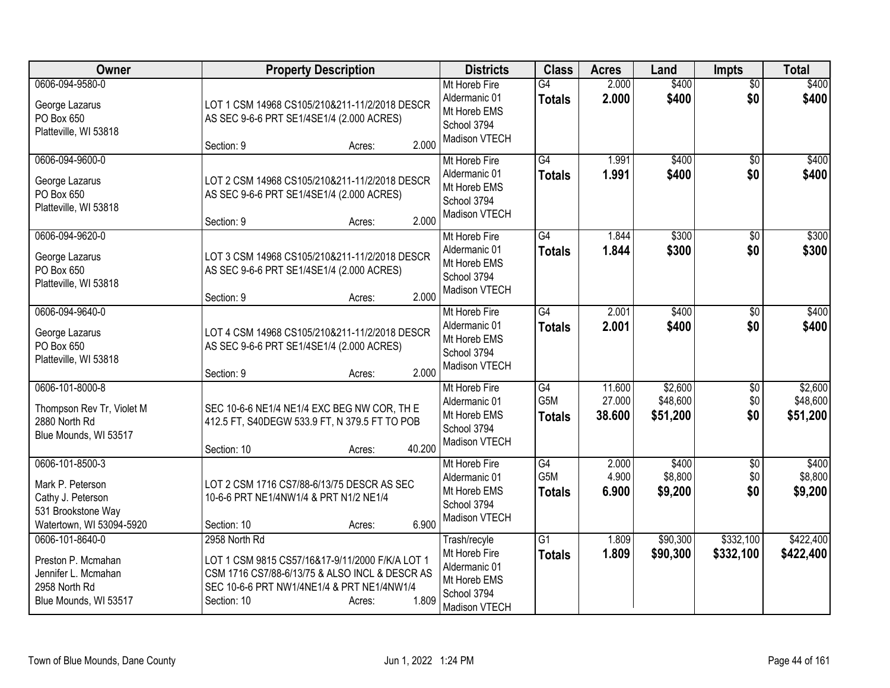| Owner | Property Description | Districts | Class | Acres | Land | Impts | Total |
|---|---|---|---|---|---|---|---|
| 0606-094-9580-0<br>George Lazarus<br>PO Box 650<br>Platteville, WI 53818 | LOT 1 CSM 14968 CS105/210&211-11/2/2018 DESCR AS SEC 9-6-6 PRT SE1/4SE1/4 (2.000 ACRES)<br>Section: 9 Acres: 2.000 | Mt Horeb Fire<br>Aldermanic 01<br>Mt Horeb EMS<br>School 3794<br>Madison VTECH | G4<br>**Totals** | 2.000<br>**2.000** | $400<br>**$400** | $0<br>**$0** | $400<br>**$400** |
| 0606-094-9600-0<br>George Lazarus<br>PO Box 650<br>Platteville, WI 53818 | LOT 2 CSM 14968 CS105/210&211-11/2/2018 DESCR AS SEC 9-6-6 PRT SE1/4SE1/4 (2.000 ACRES)<br>Section: 9 Acres: 2.000 | Mt Horeb Fire<br>Aldermanic 01<br>Mt Horeb EMS<br>School 3794<br>Madison VTECH | G4<br>**Totals** | 1.991<br>**1.991** | $400<br>**$400** | $0<br>**$0** | $400<br>**$400** |
| 0606-094-9620-0<br>George Lazarus<br>PO Box 650<br>Platteville, WI 53818 | LOT 3 CSM 14968 CS105/210&211-11/2/2018 DESCR AS SEC 9-6-6 PRT SE1/4SE1/4 (2.000 ACRES)<br>Section: 9 Acres: 2.000 | Mt Horeb Fire<br>Aldermanic 01<br>Mt Horeb EMS<br>School 3794<br>Madison VTECH | G4<br>**Totals** | 1.844<br>**1.844** | $300<br>**$300** | $0<br>**$0** | $300<br>**$300** |
| 0606-094-9640-0<br>George Lazarus<br>PO Box 650<br>Platteville, WI 53818 | LOT 4 CSM 14968 CS105/210&211-11/2/2018 DESCR AS SEC 9-6-6 PRT SE1/4SE1/4 (2.000 ACRES)<br>Section: 9 Acres: 2.000 | Mt Horeb Fire<br>Aldermanic 01<br>Mt Horeb EMS<br>School 3794<br>Madison VTECH | G4<br>**Totals** | 2.001<br>**2.001** | $400<br>**$400** | $0<br>**$0** | $400<br>**$400** |
| 0606-101-8000-8<br>Thompson Rev Tr, Violet M<br>2880 North Rd<br>Blue Mounds, WI 53517 | SEC 10-6-6 NE1/4 NE1/4 EXC BEG NW COR, TH E 412.5 FT, S40DEGW 533.9 FT, N 379.5 FT TO POB<br>Section: 10 Acres: 40.200 | Mt Horeb Fire<br>Aldermanic 01<br>Mt Horeb EMS<br>School 3794<br>Madison VTECH | G4<br>G5M<br>**Totals** | 11.600<br>27.000<br>**38.600** | $2,600<br>$48,600<br>**$51,200** | $0<br>$0<br>**$0** | $2,600<br>$48,600<br>**$51,200** |
| 0606-101-8500-3<br>Mark P. Peterson<br>Cathy J. Peterson<br>531 Brookstone Way<br>Watertown, WI 53094-5920 | LOT 2 CSM 1716 CS7/88-6/13/75 DESCR AS SEC 10-6-6 PRT NE1/4NW1/4 & PRT N1/2 NE1/4<br>Section: 10 Acres: 6.900 | Mt Horeb Fire<br>Aldermanic 01<br>Mt Horeb EMS<br>School 3794<br>Madison VTECH | G4<br>G5M<br>**Totals** | 2.000<br>4.900<br>**6.900** | $400<br>$8,800<br>**$9,200** | $0<br>$0<br>**$0** | $400<br>$8,800<br>**$9,200** |
| 0606-101-8640-0<br>Preston P. Mcmahan<br>Jennifer L. Mcmahan<br>2958 North Rd<br>Blue Mounds, WI 53517 | 2958 North Rd<br>LOT 1 CSM 9815 CS57/16&17-9/11/2000 F/K/A LOT 1 CSM 1716 CS7/88-6/13/75 & ALSO INCL & DESCR AS SEC 10-6-6 PRT NW1/4NE1/4 & PRT NE1/4NW1/4<br>Section: 10 Acres: 1.809 | Trash/recyle<br>Mt Horeb Fire<br>Aldermanic 01<br>Mt Horeb EMS<br>School 3794<br>Madison VTECH | G1<br>**Totals** | 1.809<br>**1.809** | $90,300<br>**$90,300** | $332,100<br>**$332,100** | $422,400<br>**$422,400** |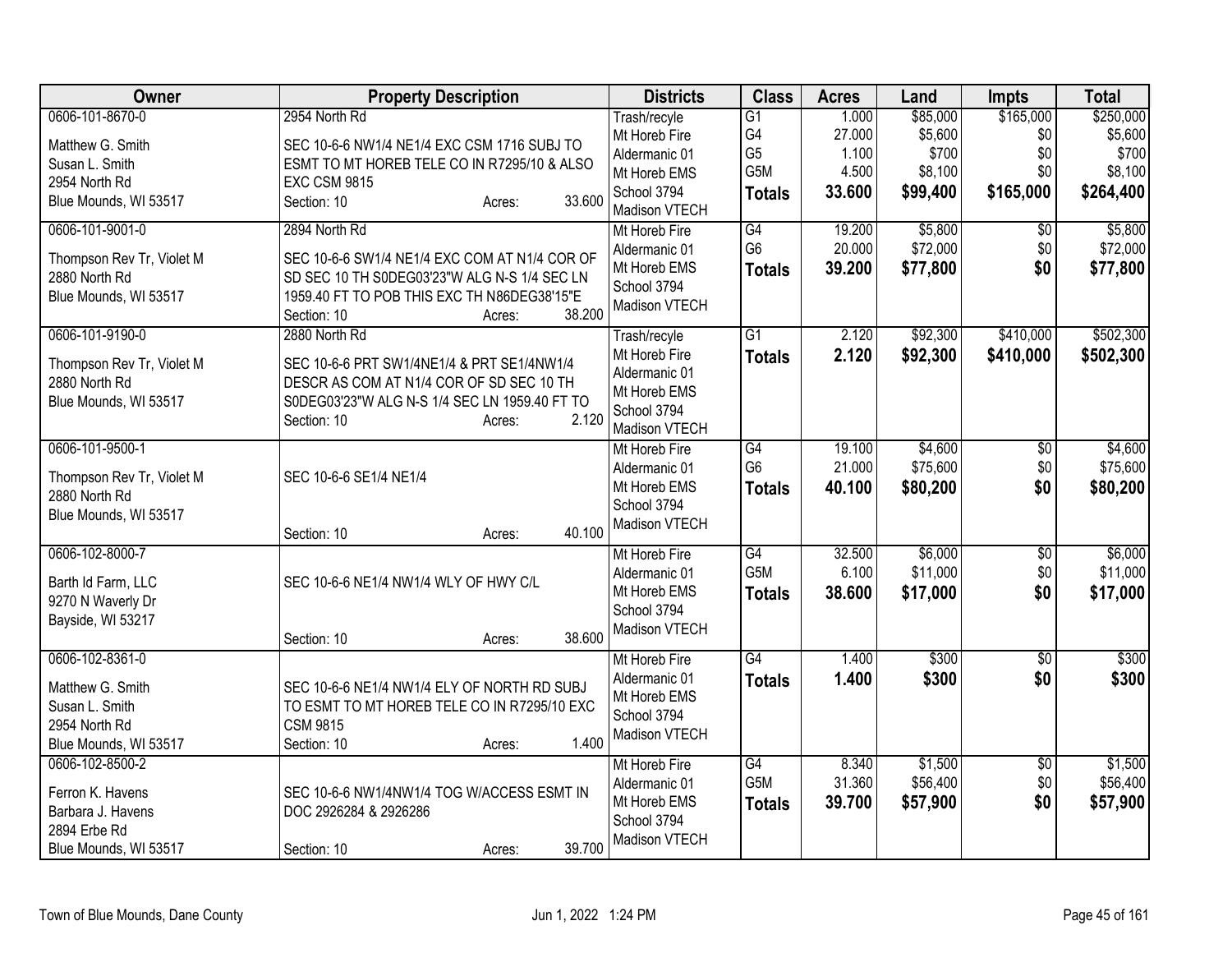| Owner | Property Description | Districts | Class | Acres | Land | Impts | Total |
|---|---|---|---|---|---|---|---|
| 0606-101-8670-0<br>Matthew G. Smith<br>Susan L. Smith<br>2954 North Rd<br>Blue Mounds, WI 53517 | 2954 North Rd<br>SEC 10-6-6 NW1/4 NE1/4 EXC CSM 1716 SUBJ TO ESMT TO MT HOREB TELE CO IN R7295/10 & ALSO EXC CSM 9815<br>Section: 10 Acres: 33.600 | Trash/recyle<br>Mt Horeb Fire<br>Aldermanic 01<br>Mt Horeb EMS<br>School 3794<br>Madison VTECH | G1<br>G4<br>G5<br>G5M<br>**Totals** | 1.000<br>27.000<br>1.100<br>4.500<br>**33.600** | $85,000<br>$5,600<br>$700<br>$8,100<br>**$99,400** | $165,000<br>$0<br>$0<br>$0<br>**$165,000** | $250,000<br>$5,600<br>$700<br>$8,100<br>**$264,400** |
| 0606-101-9001-0<br>Thompson Rev Tr, Violet M<br>2880 North Rd<br>Blue Mounds, WI 53517 | 2894 North Rd<br>SEC 10-6-6 SW1/4 NE1/4 EXC COM AT N1/4 COR OF SD SEC 10 TH S0DEG03'23"W ALG N-S 1/4 SEC LN 1959.40 FT TO POB THIS EXC TH N86DEG38'15"E<br>Section: 10 Acres: 38.200 | Mt Horeb Fire<br>Aldermanic 01<br>Mt Horeb EMS<br>School 3794<br>Madison VTECH | G4<br>G6<br>**Totals** | 19.200<br>20.000<br>**39.200** | $5,800<br>$72,000<br>**$77,800** | $0<br>$0<br>**$0** | $5,800<br>$72,000<br>**$77,800** |
| 0606-101-9190-0<br>Thompson Rev Tr, Violet M<br>2880 North Rd<br>Blue Mounds, WI 53517 | 2880 North Rd<br>SEC 10-6-6 PRT SW1/4NE1/4 & PRT SE1/4NW1/4 DESCR AS COM AT N1/4 COR OF SD SEC 10 TH S0DEG03'23"W ALG N-S 1/4 SEC LN 1959.40 FT TO<br>Section: 10 Acres: 2.120 | Trash/recyle<br>Mt Horeb Fire<br>Aldermanic 01<br>Mt Horeb EMS<br>School 3794<br>Madison VTECH | G1<br>**Totals** | 2.120<br>**2.120** | $92,300<br>**$92,300** | $410,000<br>**$410,000** | $502,300<br>**$502,300** |
| 0606-101-9500-1<br>Thompson Rev Tr, Violet M<br>2880 North Rd<br>Blue Mounds, WI 53517 | SEC 10-6-6 SE1/4 NE1/4<br>Section: 10 Acres: 40.100 | Mt Horeb Fire<br>Aldermanic 01<br>Mt Horeb EMS<br>School 3794<br>Madison VTECH | G4<br>G6<br>**Totals** | 19.100<br>21.000<br>**40.100** | $4,600<br>$75,600<br>**$80,200** | $0<br>$0<br>**$0** | $4,600<br>$75,600<br>**$80,200** |
| 0606-102-8000-7<br>Barth Id Farm, LLC<br>9270 N Waverly Dr<br>Bayside, WI 53217 | SEC 10-6-6 NE1/4 NW1/4 WLY OF HWY C/L<br>Section: 10 Acres: 38.600 | Mt Horeb Fire<br>Aldermanic 01<br>Mt Horeb EMS<br>School 3794<br>Madison VTECH | G4<br>G5M<br>**Totals** | 32.500<br>6.100<br>**38.600** | $6,000<br>$11,000<br>**$17,000** | $0<br>$0<br>**$0** | $6,000<br>$11,000<br>**$17,000** |
| 0606-102-8361-0<br>Matthew G. Smith<br>Susan L. Smith<br>2954 North Rd<br>Blue Mounds, WI 53517 | SEC 10-6-6 NE1/4 NW1/4 ELY OF NORTH RD SUBJ TO ESMT TO MT HOREB TELE CO IN R7295/10 EXC CSM 9815<br>Section: 10 Acres: 1.400 | Mt Horeb Fire<br>Aldermanic 01<br>Mt Horeb EMS<br>School 3794<br>Madison VTECH | G4<br>**Totals** | 1.400<br>**1.400** | $300<br>**$300** | $0<br>**$0** | $300<br>**$300** |
| 0606-102-8500-2<br>Ferron K. Havens<br>Barbara J. Havens<br>2894 Erbe Rd<br>Blue Mounds, WI 53517 | SEC 10-6-6 NW1/4NW1/4 TOG W/ACCESS ESMT IN DOC 2926284 & 2926286<br>Section: 10 Acres: 39.700 | Mt Horeb Fire<br>Aldermanic 01<br>Mt Horeb EMS<br>School 3794<br>Madison VTECH | G4<br>G5M<br>**Totals** | 8.340<br>31.360<br>**39.700** | $1,500<br>$56,400<br>**$57,900** | $0<br>$0<br>**$0** | $1,500<br>$56,400<br>**$57,900** |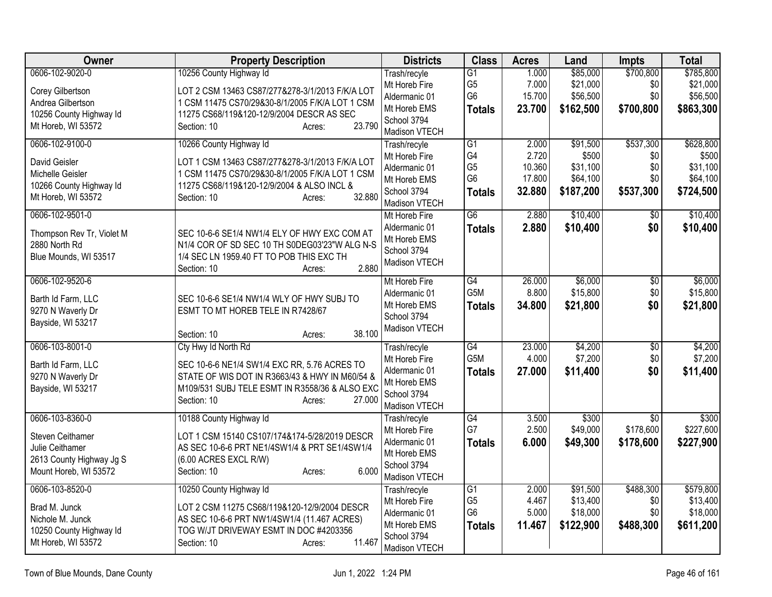| Owner | Property Description | Districts | Class | Acres | Land | Impts | Total |
|---|---|---|---|---|---|---|---|
| 0606-102-9020-0<br><br>Corey Gilbertson<br>Andrea Gilbertson<br>10256 County Highway Id<br>Mt Horeb, WI 53572 | 10256 County Highway Id<br><br>LOT 2 CSM 13463 CS87/277&278-3/1/2013 F/K/A LOT 1 CSM 11475 CS70/29&30-8/1/2005 F/K/A LOT 1 CSM 11275 CS68/119&120-12/9/2004 DESCR AS SEC<br>Section: 10 Acres: 23.790 | Trash/recycle<br>Mt Horeb Fire<br>Aldermanic 01<br>Mt Horeb EMS<br>School 3794<br>Madison VTECH | G1<br>G5<br>G6<br>**Totals** | 1.000<br>7.000<br>15.700<br>**23.700** | $85,000<br>$21,000<br>$56,500<br>**$162,500** | $700,800<br>$0<br>$0<br>**$700,800** | $785,800<br>$21,000<br>$56,500<br>**$863,300** |
| 0606-102-9100-0<br><br>David Geisler<br>Michelle Geisler<br>10266 County Highway Id<br>Mt Horeb, WI 53572 | 10266 County Highway Id<br><br>LOT 1 CSM 13463 CS87/277&278-3/1/2013 F/K/A LOT 1 CSM 11475 CS70/29&30-8/1/2005 F/K/A LOT 1 CSM 11275 CS68/119&120-12/9/2004 & ALSO INCL &<br>Section: 10 Acres: 32.880 | Trash/recycle<br>Mt Horeb Fire<br>Aldermanic 01<br>Mt Horeb EMS<br>School 3794<br>Madison VTECH | G1<br>G4<br>G5<br>G6<br>**Totals** | 2.000<br>2.720<br>10.360<br>17.800<br>**32.880** | $91,500<br>$500<br>$31,100<br>$64,100<br>**$187,200** | $537,300<br>$0<br>$0<br>$0<br>**$537,300** | $628,800<br>$500<br>$31,100<br>$64,100<br>**$724,500** |
| 0606-102-9501-0<br><br>Thompson Rev Tr, Violet M<br>2880 North Rd<br>Blue Mounds, WI 53517 | SEC 10-6-6 SE1/4 NW1/4 ELY OF HWY EXC COM AT N1/4 COR OF SD SEC 10 TH S0DEG03'23"W ALG N-S 1/4 SEC LN 1959.40 FT TO POB THIS EXC TH<br>Section: 10 Acres: 2.880 | Mt Horeb Fire<br>Aldermanic 01<br>Mt Horeb EMS<br>School 3794<br>Madison VTECH | G6<br>**Totals** | 2.880<br>**2.880** | $10,400<br>**$10,400** | $0<br>**$0** | $10,400<br>**$10,400** |
| 0606-102-9520-6<br><br>Barth Id Farm, LLC<br>9270 N Waverly Dr<br>Bayside, WI 53217 | SEC 10-6-6 SE1/4 NW1/4 WLY OF HWY SUBJ TO ESMT TO MT HOREB TELE IN R7428/67<br>Section: 10 Acres: 38.100 | Mt Horeb Fire<br>Aldermanic 01<br>Mt Horeb EMS<br>School 3794<br>Madison VTECH | G4<br>G5M<br>**Totals** | 26.000<br>8.800<br>**34.800** | $6,000<br>$15,800<br>**$21,800** | $0<br>$0<br>**$0** | $6,000<br>$15,800<br>**$21,800** |
| 0606-103-8001-0<br><br>Barth Id Farm, LLC<br>9270 N Waverly Dr<br>Bayside, WI 53217 | Cty Hwy Id North Rd<br><br>SEC 10-6-6 NE1/4 SW1/4 EXC RR, 5.76 ACRES TO STATE OF WIS DOT IN R3663/43 & HWY IN M60/54 & M109/531 SUBJ TELE ESMT IN R3558/36 & ALSO EXC<br>Section: 10 Acres: 27.000 | Trash/recycle<br>Mt Horeb Fire<br>Aldermanic 01<br>Mt Horeb EMS<br>School 3794<br>Madison VTECH | G4<br>G5M<br>**Totals** | 23.000<br>4.000<br>**27.000** | $4,200<br>$7,200<br>**$11,400** | $0<br>$0<br>**$0** | $4,200<br>$7,200<br>**$11,400** |
| 0606-103-8360-0<br><br>Steven Ceithamer<br>Julie Ceithamer<br>2613 County Highway Jg S<br>Mount Horeb, WI 53572 | 10188 County Highway Id<br><br>LOT 1 CSM 15140 CS107/174&174-5/28/2019 DESCR AS SEC 10-6-6 PRT NE1/4SW1/4 & PRT SE1/4SW1/4 (6.00 ACRES EXCL R/W)<br>Section: 10 Acres: 6.000 | Trash/recycle<br>Mt Horeb Fire<br>Aldermanic 01<br>Mt Horeb EMS<br>School 3794<br>Madison VTECH | G4<br>G7<br>**Totals** | 3.500<br>2.500<br>**6.000** | $300<br>$49,000<br>**$49,300** | $0<br>$178,600<br>**$178,600** | $300<br>$227,600<br>**$227,900** |
| 0606-103-8520-0<br><br>Brad M. Junck<br>Nichole M. Junck<br>10250 County Highway Id<br>Mt Horeb, WI 53572 | 10250 County Highway Id<br><br>LOT 2 CSM 11275 CS68/119&120-12/9/2004 DESCR AS SEC 10-6-6 PRT NW1/4SW1/4 (11.467 ACRES) TOG W/JT DRIVEWAY ESMT IN DOC #4203356<br>Section: 10 Acres: 11.467 | Trash/recycle<br>Mt Horeb Fire<br>Aldermanic 01<br>Mt Horeb EMS<br>School 3794<br>Madison VTECH | G1<br>G5<br>G6<br>**Totals** | 2.000<br>4.467<br>5.000<br>**11.467** | $91,500<br>$13,400<br>$18,000<br>**$122,900** | $488,300<br>$0<br>$0<br>**$488,300** | $579,800<br>$13,400<br>$18,000<br>**$611,200** |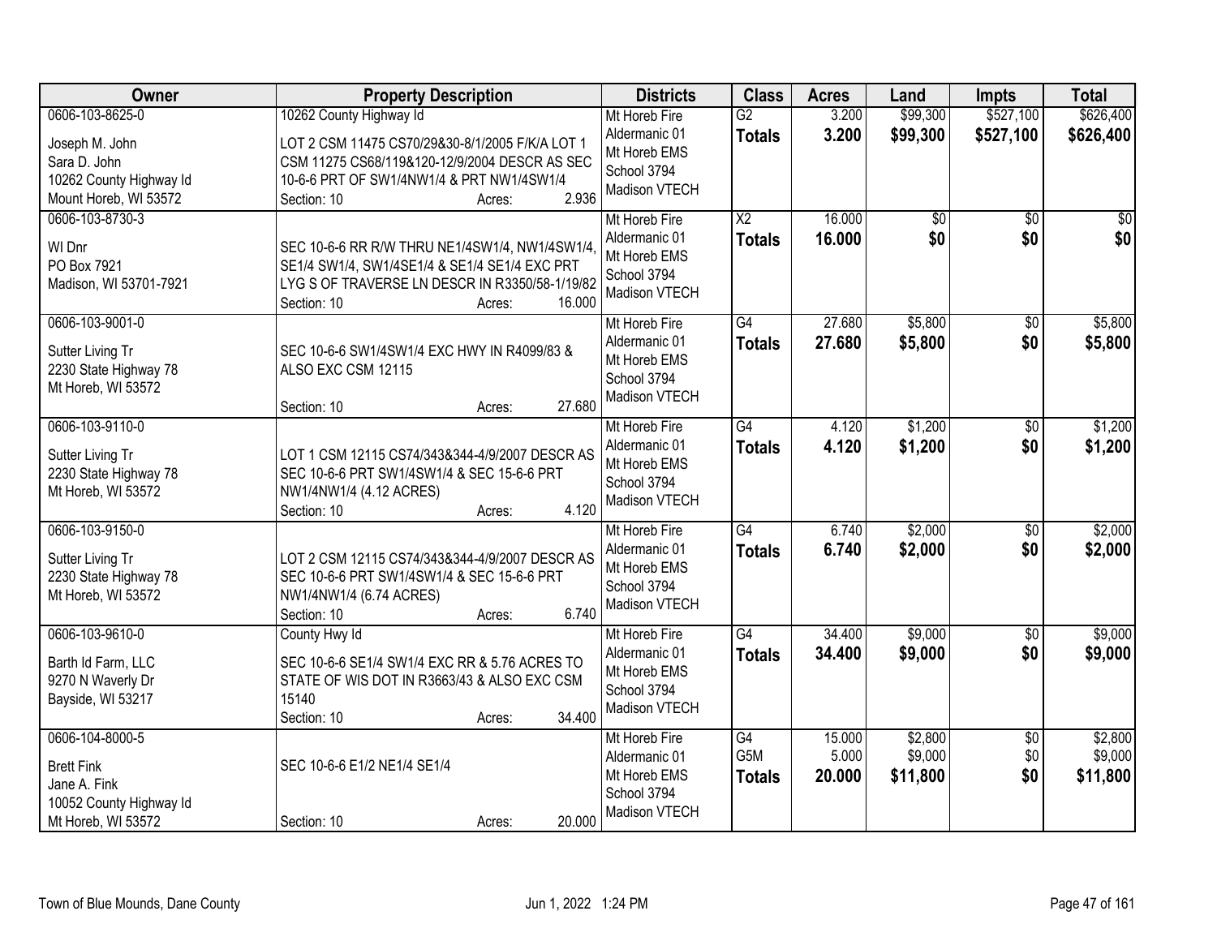| Owner | Property Description | Districts | Class | Acres | Land | Impts | Total |
|---|---|---|---|---|---|---|---|
| 0606-103-8625-0<br><br>Joseph M. John<br>Sara D. John<br>10262 County Highway Id<br>Mount Horeb, WI 53572 | 10262 County Highway Id<br><br>LOT 2 CSM 11475 CS70/29&30-8/1/2005 F/K/A LOT 1 CSM 11275 CS68/119&120-12/9/2004 DESCR AS SEC 10-6-6 PRT OF SW1/4NW1/4 & PRT NW1/4SW1/4<br>Section: 10 Acres: 2.936 | Mt Horeb Fire<br>Aldermanic 01<br>Mt Horeb EMS<br>School 3794<br>Madison VTECH | G2<br>**Totals** | 3.200<br>**3.200** | \$99,300<br>**\$99,300** | \$527,100<br>**\$527,100** | \$626,400<br>**\$626,400** |
| 0606-103-8730-3<br><br>WI Dnr<br>PO Box 7921<br>Madison, WI 53701-7921 | SEC 10-6-6 RR R/W THRU NE1/4SW1/4, NW1/4SW1/4, SE1/4 SW1/4, SW1/4SE1/4 & SE1/4 SE1/4 EXC PRT LYG S OF TRAVERSE LN DESCR IN R3350/58-1/19/82<br>Section: 10 Acres: 16.000 | Mt Horeb Fire<br>Aldermanic 01<br>Mt Horeb EMS<br>School 3794<br>Madison VTECH | X2<br>**Totals** | 16.000<br>**16.000** | \$0<br>**\$0** | \$0<br>**\$0** | \$0<br>**\$0** |
| 0606-103-9001-0<br><br>Sutter Living Tr<br>2230 State Highway 78<br>Mt Horeb, WI 53572 | SEC 10-6-6 SW1/4SW1/4 EXC HWY IN R4099/83 & ALSO EXC CSM 12115<br><br>Section: 10 Acres: 27.680 | Mt Horeb Fire<br>Aldermanic 01<br>Mt Horeb EMS<br>School 3794<br>Madison VTECH | G4<br>**Totals** | 27.680<br>**27.680** | \$5,800<br>**\$5,800** | \$0<br>**\$0** | \$5,800<br>**\$5,800** |
| 0606-103-9110-0<br><br>Sutter Living Tr<br>2230 State Highway 78<br>Mt Horeb, WI 53572 | LOT 1 CSM 12115 CS74/343&344-4/9/2007 DESCR AS SEC 10-6-6 PRT SW1/4SW1/4 & SEC 15-6-6 PRT NW1/4NW1/4 (4.12 ACRES)<br>Section: 10 Acres: 4.120 | Mt Horeb Fire<br>Aldermanic 01<br>Mt Horeb EMS<br>School 3794<br>Madison VTECH | G4<br>**Totals** | 4.120<br>**4.120** | \$1,200<br>**\$1,200** | \$0<br>**\$0** | \$1,200<br>**\$1,200** |
| 0606-103-9150-0<br><br>Sutter Living Tr<br>2230 State Highway 78<br>Mt Horeb, WI 53572 | LOT 2 CSM 12115 CS74/343&344-4/9/2007 DESCR AS SEC 10-6-6 PRT SW1/4SW1/4 & SEC 15-6-6 PRT NW1/4NW1/4 (6.74 ACRES)<br>Section: 10 Acres: 6.740 | Mt Horeb Fire<br>Aldermanic 01<br>Mt Horeb EMS<br>School 3794<br>Madison VTECH | G4<br>**Totals** | 6.740<br>**6.740** | \$2,000<br>**\$2,000** | \$0<br>**\$0** | \$2,000<br>**\$2,000** |
| 0606-103-9610-0<br><br>Barth Id Farm, LLC<br>9270 N Waverly Dr<br>Bayside, WI 53217 | County Hwy Id<br><br>SEC 10-6-6 SE1/4 SW1/4 EXC RR & 5.76 ACRES TO STATE OF WIS DOT IN R3663/43 & ALSO EXC CSM 15140<br>Section: 10 Acres: 34.400 | Mt Horeb Fire<br>Aldermanic 01<br>Mt Horeb EMS<br>School 3794<br>Madison VTECH | G4<br>**Totals** | 34.400<br>**34.400** | \$9,000<br>**\$9,000** | \$0<br>**\$0** | \$9,000<br>**\$9,000** |
| 0606-104-8000-5<br><br>Brett Fink<br>Jane A. Fink<br>10052 County Highway Id<br>Mt Horeb, WI 53572 | SEC 10-6-6 E1/2 NE1/4 SE1/4<br><br>Section: 10 Acres: 20.000 | Mt Horeb Fire<br>Aldermanic 01<br>Mt Horeb EMS<br>School 3794<br>Madison VTECH | G4<br>G5M<br>**Totals** | 15.000<br>5.000<br>**20.000** | \$2,800<br>\$9,000<br>**\$11,800** | \$0<br>\$0<br>**\$0** | \$2,800<br>\$9,000<br>**\$11,800** |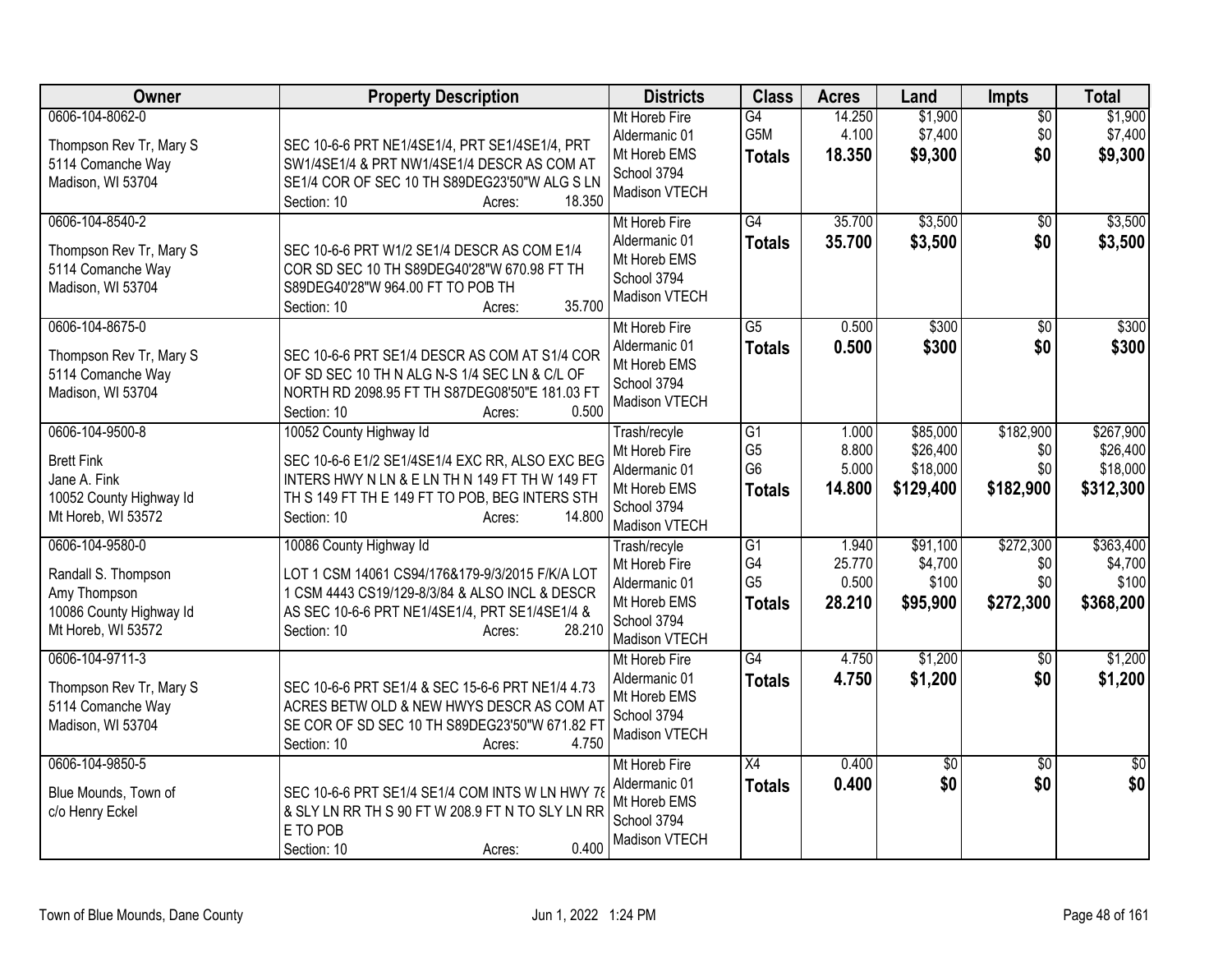| Owner | Property Description | Districts | Class | Acres | Land | Impts | Total |
|---|---|---|---|---|---|---|---|
| 0606-104-8062-0<br><br>Thompson Rev Tr, Mary S<br>5114 Comanche Way<br>Madison, WI 53704 | SEC 10-6-6 PRT NE1/4SE1/4, PRT SE1/4SE1/4, PRT SW1/4SE1/4 & PRT NW1/4SE1/4 DESCR AS COM AT SE1/4 COR OF SEC 10 TH S89DEG23'50"W ALG S LN<br>Section: 10 Acres: 18.350 | Mt Horeb Fire<br>Aldermanic 01<br>Mt Horeb EMS<br>School 3794<br>Madison VTECH | G4<br>G5M<br>**Totals** | 14.250<br>4.100<br>**18.350** | $1,900<br>$7,400<br>**$9,300** | $0<br>$0<br>**$0** | $1,900<br>$7,400<br>**$9,300** |
| 0606-104-8540-2<br><br>Thompson Rev Tr, Mary S<br>5114 Comanche Way<br>Madison, WI 53704 | SEC 10-6-6 PRT W1/2 SE1/4 DESCR AS COM E1/4 COR SD SEC 10 TH S89DEG40'28"W 670.98 FT TH S89DEG40'28"W 964.00 FT TO POB TH<br>Section: 10 Acres: 35.700 | Mt Horeb Fire<br>Aldermanic 01<br>Mt Horeb EMS<br>School 3794<br>Madison VTECH | G4<br>**Totals** | 35.700<br>**35.700** | $3,500<br>**$3,500** | $0<br>**$0** | $3,500<br>**$3,500** |
| 0606-104-8675-0<br><br>Thompson Rev Tr, Mary S<br>5114 Comanche Way<br>Madison, WI 53704 | SEC 10-6-6 PRT SE1/4 DESCR AS COM AT S1/4 COR OF SD SEC 10 TH N ALG N-S 1/4 SEC LN & C/L OF NORTH RD 2098.95 FT TH S87DEG08'50"E 181.03 FT<br>Section: 10 Acres: 0.500 | Mt Horeb Fire<br>Aldermanic 01<br>Mt Horeb EMS<br>School 3794<br>Madison VTECH | G5<br>**Totals** | 0.500<br>**0.500** | $300<br>**$300** | $0<br>**$0** | $300<br>**$300** |
| 0606-104-9500-8<br><br>Brett Fink<br>Jane A. Fink<br>10052 County Highway Id<br>Mt Horeb, WI 53572 | 10052 County Highway Id<br>SEC 10-6-6 E1/2 SE1/4SE1/4 EXC RR, ALSO EXC BEG INTERS HWY N LN & E LN TH N 149 FT TH W 149 FT TH S 149 FT TH E 149 FT TO POB, BEG INTERS STH<br>Section: 10 Acres: 14.800 | Trash/recyle<br>Mt Horeb Fire<br>Aldermanic 01<br>Mt Horeb EMS<br>School 3794<br>Madison VTECH | G1<br>G5<br>G6<br>**Totals** | 1.000<br>8.800<br>5.000<br>**14.800** | $85,000<br>$26,400<br>$18,000<br>**$129,400** | $182,900<br>$0<br>$0<br>**$182,900** | $267,900<br>$26,400<br>$18,000<br>**$312,300** |
| 0606-104-9580-0<br><br>Randall S. Thompson<br>Amy Thompson<br>10086 County Highway Id<br>Mt Horeb, WI 53572 | 10086 County Highway Id<br>LOT 1 CSM 14061 CS94/176&179-9/3/2015 F/K/A LOT 1 CSM 4443 CS19/129-8/3/84 & ALSO INCL & DESCR AS SEC 10-6-6 PRT NE1/4SE1/4, PRT SE1/4SE1/4 &<br>Section: 10 Acres: 28.210 | Trash/recyle<br>Mt Horeb Fire<br>Aldermanic 01<br>Mt Horeb EMS<br>School 3794<br>Madison VTECH | G1<br>G4<br>G5<br>**Totals** | 1.940<br>25.770<br>0.500<br>**28.210** | $91,100<br>$4,700<br>$100<br>**$95,900** | $272,300<br>$0<br>$0<br>**$272,300** | $363,400<br>$4,700<br>$100<br>**$368,200** |
| 0606-104-9711-3<br><br>Thompson Rev Tr, Mary S<br>5114 Comanche Way<br>Madison, WI 53704 | SEC 10-6-6 PRT SE1/4 & SEC 15-6-6 PRT NE1/4 4.73 ACRES BETW OLD & NEW HWYS DESCR AS COM AT SE COR OF SD SEC 10 TH S89DEG23'50"W 671.82 FT<br>Section: 10 Acres: 4.750 | Mt Horeb Fire<br>Aldermanic 01<br>Mt Horeb EMS<br>School 3794<br>Madison VTECH | G4<br>**Totals** | 4.750<br>**4.750** | $1,200<br>**$1,200** | $0<br>**$0** | $1,200<br>**$1,200** |
| 0606-104-9850-5<br><br>Blue Mounds, Town of<br>c/o Henry Eckel | SEC 10-6-6 PRT SE1/4 SE1/4 COM INTS W LN HWY 78 & SLY LN RR TH S 90 FT W 208.9 FT N TO SLY LN RR E TO POB<br>Section: 10 Acres: 0.400 | Mt Horeb Fire<br>Aldermanic 01<br>Mt Horeb EMS<br>School 3794<br>Madison VTECH | X4<br>**Totals** | 0.400<br>**0.400** | $0<br>**$0** | $0<br>**$0** | $0<br>**$0** |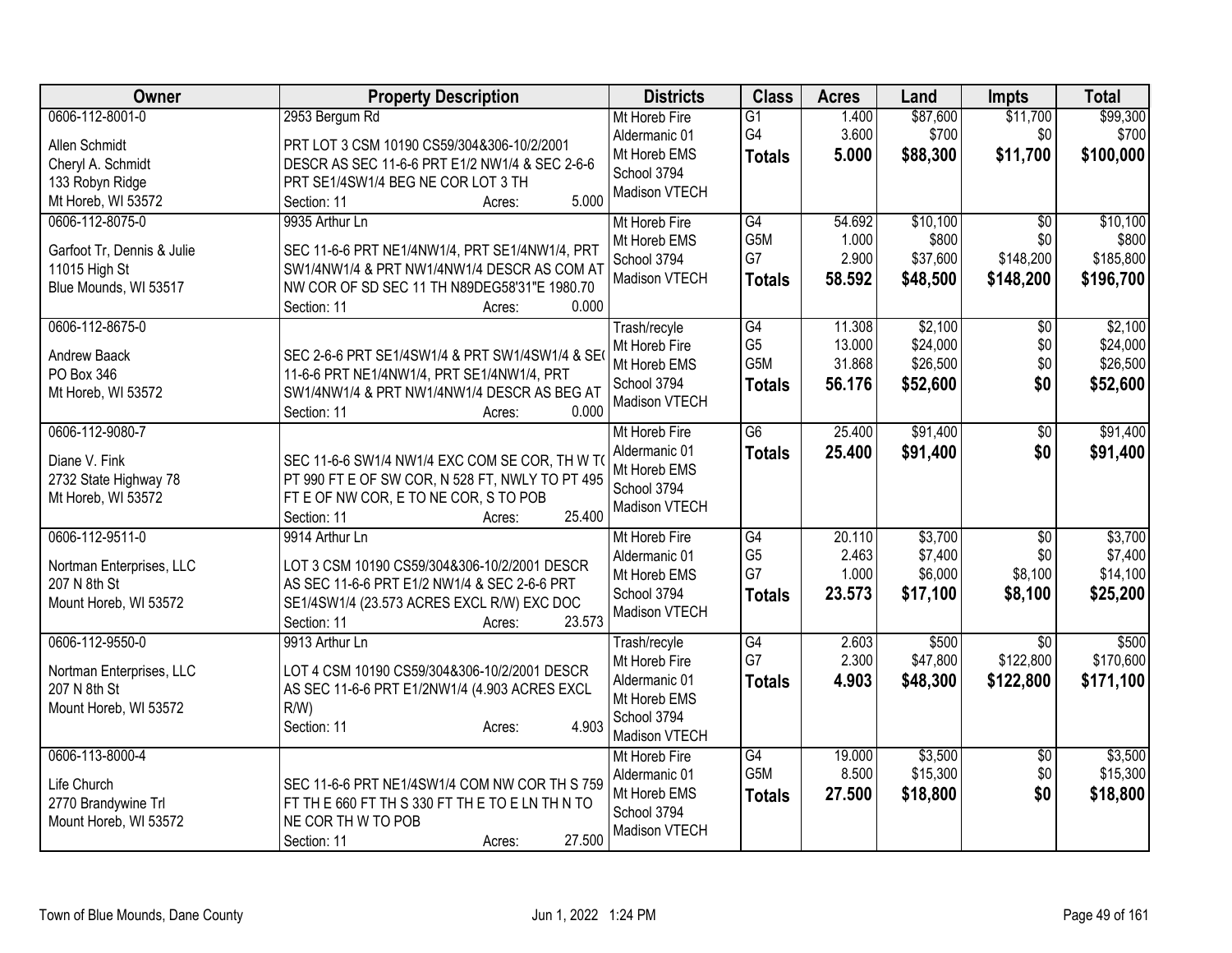| Owner | Property Description | Districts | Class | Acres | Land | Impts | Total |
|---|---|---|---|---|---|---|---|
| 0606-112-8001-0<br><br>Allen Schmidt<br>Cheryl A. Schmidt<br>133 Robyn Ridge<br>Mt Horeb, WI 53572 | 2953 Bergum Rd<br><br>PRT LOT 3 CSM 10190 CS59/304&306-10/2/2001 DESCR AS SEC 11-6-6 PRT E1/2 NW1/4 & SEC 2-6-6 PRT SE1/4SW1/4 BEG NE COR LOT 3 TH<br>Section: 11 Acres: 5.000 | Mt Horeb Fire<br>Aldermanic 01<br>Mt Horeb EMS<br>School 3794<br>Madison VTECH | G1<br>G4<br>**Totals** | 1.400<br>3.600<br>**5.000** | $87,600<br>$700<br>**$88,300** | $11,700<br>$0<br>**$11,700** | $99,300<br>$700<br>**$100,000** |
| 0606-112-8075-0<br><br>Garfoot Tr, Dennis & Julie<br>11015 High St<br>Blue Mounds, WI 53517 | 9935 Arthur Ln<br><br>SEC 11-6-6 PRT NE1/4NW1/4, PRT SE1/4NW1/4, PRT SW1/4NW1/4 & PRT NW1/4NW1/4 DESCR AS COM AT NW COR OF SD SEC 11 TH N89DEG58'31"E 1980.70<br>Section: 11 Acres: 0.000 | Mt Horeb Fire<br>Mt Horeb EMS<br>School 3794<br>Madison VTECH | G4<br>G5M<br>G7<br>**Totals** | 54.692<br>1.000<br>2.900<br>**58.592** | $10,100<br>$800<br>$37,600<br>**$48,500** | $0<br>$0<br>$148,200<br>**$148,200** | $10,100<br>$800<br>$185,800<br>**$196,700** |
| 0606-112-8675-0<br><br>Andrew Baack<br>PO Box 346<br>Mt Horeb, WI 53572 | <br><br>SEC 2-6-6 PRT SE1/4SW1/4 & PRT SW1/4SW1/4 & SE( 11-6-6 PRT NE1/4NW1/4, PRT SE1/4NW1/4, PRT SW1/4NW1/4 & PRT NW1/4NW1/4 DESCR AS BEG AT<br>Section: 11 Acres: 0.000 | Trash/recyle<br>Mt Horeb Fire<br>Mt Horeb EMS<br>School 3794<br>Madison VTECH | G4<br>G5<br>G5M<br>**Totals** | 11.308<br>13.000<br>31.868<br>**56.176** | $2,100<br>$24,000<br>$26,500<br>**$52,600** | $0<br>$0<br>$0<br>**$0** | $2,100<br>$24,000<br>$26,500<br>**$52,600** |
| 0606-112-9080-7<br><br>Diane V. Fink<br>2732 State Highway 78<br>Mt Horeb, WI 53572 | <br><br>SEC 11-6-6 SW1/4 NW1/4 EXC COM SE COR, TH W T( PT 990 FT E OF SW COR, N 528 FT, NWLY TO PT 495 FT E OF NW COR, E TO NE COR, S TO POB<br>Section: 11 Acres: 25.400 | Mt Horeb Fire<br>Aldermanic 01<br>Mt Horeb EMS<br>School 3794<br>Madison VTECH | G6<br>**Totals** | 25.400<br>**25.400** | $91,400<br>**$91,400** | $0<br>**$0** | $91,400<br>**$91,400** |
| 0606-112-9511-0<br><br>Nortman Enterprises, LLC<br>207 N 8th St<br>Mount Horeb, WI 53572 | 9914 Arthur Ln<br><br>LOT 3 CSM 10190 CS59/304&306-10/2/2001 DESCR AS SEC 11-6-6 PRT E1/2 NW1/4 & SEC 2-6-6 PRT SE1/4SW1/4 (23.573 ACRES EXCL R/W) EXC DOC<br>Section: 11 Acres: 23.573 | Mt Horeb Fire<br>Aldermanic 01<br>Mt Horeb EMS<br>School 3794<br>Madison VTECH | G4<br>G5<br>G7<br>**Totals** | 20.110<br>2.463<br>1.000<br>**23.573** | $3,700<br>$7,400<br>$6,000<br>**$17,100** | $0<br>$0<br>$8,100<br>**$8,100** | $3,700<br>$7,400<br>$14,100<br>**$25,200** |
| 0606-112-9550-0<br><br>Nortman Enterprises, LLC<br>207 N 8th St<br>Mount Horeb, WI 53572 | 9913 Arthur Ln<br><br>LOT 4 CSM 10190 CS59/304&306-10/2/2001 DESCR AS SEC 11-6-6 PRT E1/2NW1/4 (4.903 ACRES EXCL R/W)<br>Section: 11 Acres: 4.903 | Trash/recyle<br>Mt Horeb Fire<br>Aldermanic 01<br>Mt Horeb EMS<br>School 3794<br>Madison VTECH | G4<br>G7<br>**Totals** | 2.603<br>2.300<br>**4.903** | $500<br>$47,800<br>**$48,300** | $0<br>$122,800<br>**$122,800** | $500<br>$170,600<br>**$171,100** |
| 0606-113-8000-4<br><br>Life Church<br>2770 Brandywine Trl<br>Mount Horeb, WI 53572 | <br><br>SEC 11-6-6 PRT NE1/4SW1/4 COM NW COR TH S 759 FT TH E 660 FT TH S 330 FT TH E TO E LN TH N TO NE COR TH W TO POB<br>Section: 11 Acres: 27.500 | Mt Horeb Fire<br>Aldermanic 01<br>Mt Horeb EMS<br>School 3794<br>Madison VTECH | G4<br>G5M<br>**Totals** | 19.000<br>8.500<br>**27.500** | $3,500<br>$15,300<br>**$18,800** | $0<br>$0<br>**$0** | $3,500<br>$15,300<br>**$18,800** |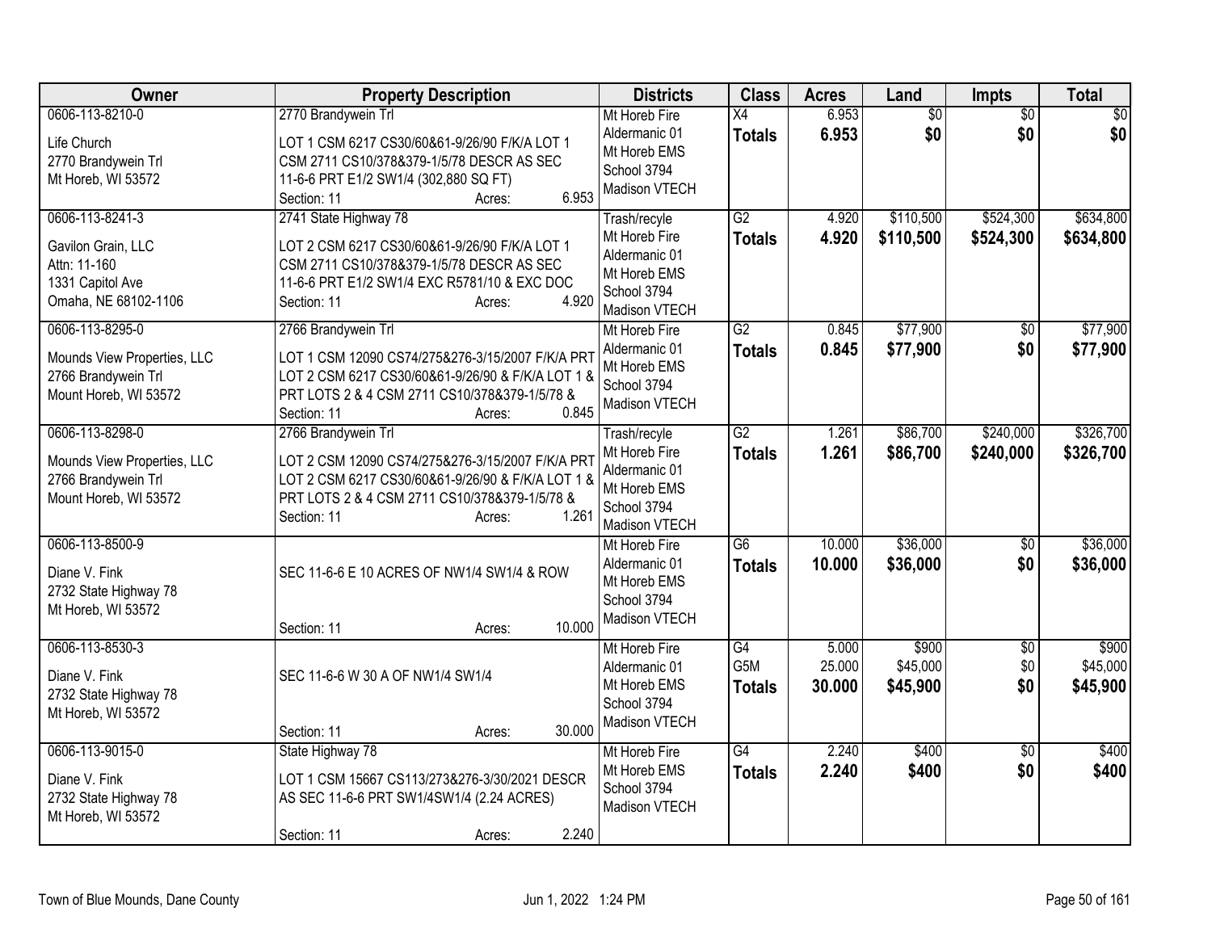| Owner | Property Description | Districts | Class | Acres | Land | Impts | Total |
|---|---|---|---|---|---|---|---|
| 0606-113-8210-0<br>Life Church<br>2770 Brandywein Trl<br>Mt Horeb, WI 53572 | 2770 Brandywein Trl<br>LOT 1 CSM 6217 CS30/60&61-9/26/90 F/K/A LOT 1 CSM 2711 CS10/378&379-1/5/78 DESCR AS SEC 11-6-6 PRT E1/2 SW1/4 (302,880 SQ FT)<br>Section: 11 Acres: 6.953 | Mt Horeb Fire<br>Aldermanic 01<br>Mt Horeb EMS<br>School 3794<br>Madison VTECH | X4<br>**Totals** | 6.953<br>**6.953** | $0<br>**$0** | $0<br>**$0** | $0<br>**$0** |
| 0606-113-8241-3<br>Gavilon Grain, LLC<br>Attn: 11-160<br>1331 Capitol Ave<br>Omaha, NE 68102-1106 | 2741 State Highway 78<br>LOT 2 CSM 6217 CS30/60&61-9/26/90 F/K/A LOT 1 CSM 2711 CS10/378&379-1/5/78 DESCR AS SEC 11-6-6 PRT E1/2 SW1/4 EXC R5781/10 & EXC DOC<br>Section: 11 Acres: 4.920 | Trash/recyle<br>Mt Horeb Fire<br>Aldermanic 01<br>Mt Horeb EMS<br>School 3794<br>Madison VTECH | G2<br>**Totals** | 4.920<br>**4.920** | $110,500<br>**$110,500** | $524,300<br>**$524,300** | $634,800<br>**$634,800** |
| 0606-113-8295-0<br>Mounds View Properties, LLC<br>2766 Brandywein Trl<br>Mount Horeb, WI 53572 | 2766 Brandywein Trl<br>LOT 1 CSM 12090 CS74/275&276-3/15/2007 F/K/A PRT LOT 2 CSM 6217 CS30/60&61-9/26/90 & F/K/A LOT 1 & PRT LOTS 2 & 4 CSM 2711 CS10/378&379-1/5/78 &<br>Section: 11 Acres: 0.845 | Mt Horeb Fire<br>Aldermanic 01<br>Mt Horeb EMS<br>School 3794<br>Madison VTECH | G2<br>**Totals** | 0.845<br>**0.845** | $77,900<br>**$77,900** | $0<br>**$0** | $77,900<br>**$77,900** |
| 0606-113-8298-0<br>Mounds View Properties, LLC<br>2766 Brandywein Trl<br>Mount Horeb, WI 53572 | 2766 Brandywein Trl<br>LOT 2 CSM 12090 CS74/275&276-3/15/2007 F/K/A PRT LOT 2 CSM 6217 CS30/60&61-9/26/90 & F/K/A LOT 1 & PRT LOTS 2 & 4 CSM 2711 CS10/378&379-1/5/78 &<br>Section: 11 Acres: 1.261 | Trash/recyle<br>Mt Horeb Fire<br>Aldermanic 01<br>Mt Horeb EMS<br>School 3794<br>Madison VTECH | G2<br>**Totals** | 1.261<br>**1.261** | $86,700<br>**$86,700** | $240,000<br>**$240,000** | $326,700<br>**$326,700** |
| 0606-113-8500-9<br>Diane V. Fink<br>2732 State Highway 78<br>Mt Horeb, WI 53572 | SEC 11-6-6 E 10 ACRES OF NW1/4 SW1/4 & ROW<br>Section: 11 Acres: 10.000 | Mt Horeb Fire<br>Aldermanic 01<br>Mt Horeb EMS<br>School 3794<br>Madison VTECH | G6<br>**Totals** | 10.000<br>**10.000** | $36,000<br>**$36,000** | $0<br>**$0** | $36,000<br>**$36,000** |
| 0606-113-8530-3<br>Diane V. Fink<br>2732 State Highway 78<br>Mt Horeb, WI 53572 | SEC 11-6-6 W 30 A OF NW1/4 SW1/4<br>Section: 11 Acres: 30.000 | Mt Horeb Fire<br>Aldermanic 01<br>Mt Horeb EMS<br>School 3794<br>Madison VTECH | G4<br>G5M<br>**Totals** | 5.000<br>25.000<br>**30.000** | $900<br>$45,000<br>**$45,900** | $0<br>$0<br>**$0** | $900<br>$45,000<br>**$45,900** |
| 0606-113-9015-0<br>Diane V. Fink<br>2732 State Highway 78<br>Mt Horeb, WI 53572 | State Highway 78<br>LOT 1 CSM 15667 CS113/273&276-3/30/2021 DESCR AS SEC 11-6-6 PRT SW1/4SW1/4 (2.24 ACRES)<br>Section: 11 Acres: 2.240 | Mt Horeb Fire<br>Mt Horeb EMS<br>School 3794<br>Madison VTECH | G4<br>**Totals** | 2.240<br>**2.240** | $400<br>**$400** | $0<br>**$0** | $400<br>**$400** |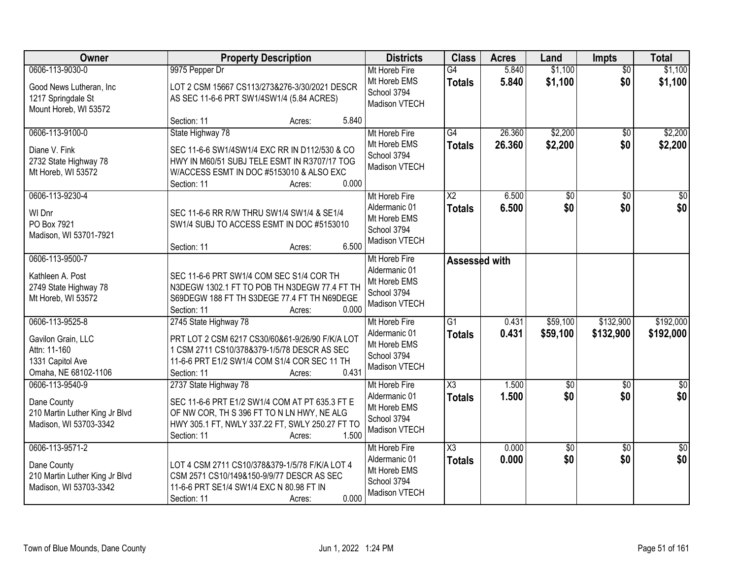| Owner | Property Description | Districts | Class | Acres | Land | Impts | Total |
|---|---|---|---|---|---|---|---|
| 0606-113-9030-0<br>Good News Lutheran, Inc<br>1217 Springdale St<br>Mount Horeb, WI 53572 | 9975 Pepper Dr<br>LOT 2 CSM 15667 CS113/273&276-3/30/2021 DESCR AS SEC 11-6-6 PRT SW1/4SW1/4 (5.84 ACRES)<br>Section: 11 Acres: 5.840 | Mt Horeb Fire<br>Mt Horeb EMS<br>School 3794<br>Madison VTECH | G4<br>**Totals** | 5.840<br>**5.840** | $1,100<br>**$1,100** | $0<br>**$0** | $1,100<br>**$1,100** |
| 0606-113-9100-0<br>Diane V. Fink<br>2732 State Highway 78<br>Mt Horeb, WI 53572 | State Highway 78<br>SEC 11-6-6 SW1/4SW1/4 EXC RR IN D112/530 & CO HWY IN M60/51 SUBJ TELE ESMT IN R3707/17 TOG W/ACCESS ESMT IN DOC #5153010 & ALSO EXC<br>Section: 11 Acres: 0.000 | Mt Horeb Fire<br>Mt Horeb EMS<br>School 3794<br>Madison VTECH | G4<br>**Totals** | 26.360<br>**26.360** | $2,200<br>**$2,200** | $0<br>**$0** | $2,200<br>**$2,200** |
| 0606-113-9230-4<br>WI Dnr<br>PO Box 7921<br>Madison, WI 53701-7921 | SEC 11-6-6 RR R/W THRU SW1/4 SW1/4 & SE1/4 SW1/4 SUBJ TO ACCESS ESMT IN DOC #5153010<br>Section: 11 Acres: 6.500 | Mt Horeb Fire<br>Aldermanic 01<br>Mt Horeb EMS<br>School 3794<br>Madison VTECH | X2<br>**Totals** | 6.500<br>**6.500** | $0<br>**$0** | $0<br>**$0** | $0<br>**$0** |
| 0606-113-9500-7<br>Kathleen A. Post<br>2749 State Highway 78<br>Mt Horeb, WI 53572 | SEC 11-6-6 PRT SW1/4 COM SEC S1/4 COR TH N3DEGW 1302.1 FT TO POB TH N3DEGW 77.4 FT TH S69DEGW 188 FT TH S3DEGE 77.4 FT TH N69DEGE<br>Section: 11 Acres: 0.000 | Mt Horeb Fire<br>Aldermanic 01<br>Mt Horeb EMS<br>School 3794<br>Madison VTECH | **Assessed with** | | | | |
| 0606-113-9525-8<br>Gavilon Grain, LLC<br>Attn: 11-160<br>1331 Capitol Ave<br>Omaha, NE 68102-1106 | 2745 State Highway 78<br>PRT LOT 2 CSM 6217 CS30/60&61-9/26/90 F/K/A LOT 1 CSM 2711 CS10/378&379-1/5/78 DESCR AS SEC 11-6-6 PRT E1/2 SW1/4 COM S1/4 COR SEC 11 TH<br>Section: 11 Acres: 0.431 | Mt Horeb Fire<br>Aldermanic 01<br>Mt Horeb EMS<br>School 3794<br>Madison VTECH | G1<br>**Totals** | 0.431<br>**0.431** | $59,100<br>**$59,100** | $132,900<br>**$132,900** | $192,000<br>**$192,000** |
| 0606-113-9540-9<br>Dane County<br>210 Martin Luther King Jr Blvd<br>Madison, WI 53703-3342 | 2737 State Highway 78<br>SEC 11-6-6 PRT E1/2 SW1/4 COM AT PT 635.3 FT E OF NW COR, TH S 396 FT TO N LN HWY, NE ALG HWY 305.1 FT, NWLY 337.22 FT, SWLY 250.27 FT TO<br>Section: 11 Acres: 1.500 | Mt Horeb Fire<br>Aldermanic 01<br>Mt Horeb EMS<br>School 3794<br>Madison VTECH | X3<br>**Totals** | 1.500<br>**1.500** | $0<br>**$0** | $0<br>**$0** | $0<br>**$0** |
| 0606-113-9571-2<br>Dane County<br>210 Martin Luther King Jr Blvd<br>Madison, WI 53703-3342 | LOT 4 CSM 2711 CS10/378&379-1/5/78 F/K/A LOT 4 CSM 2571 CS10/149&150-9/9/77 DESCR AS SEC 11-6-6 PRT SE1/4 SW1/4 EXC N 80.98 FT IN<br>Section: 11 Acres: 0.000 | Mt Horeb Fire<br>Aldermanic 01<br>Mt Horeb EMS<br>School 3794<br>Madison VTECH | X3<br>**Totals** | 0.000<br>**0.000** | $0<br>**$0** | $0<br>**$0** | $0<br>**$0** |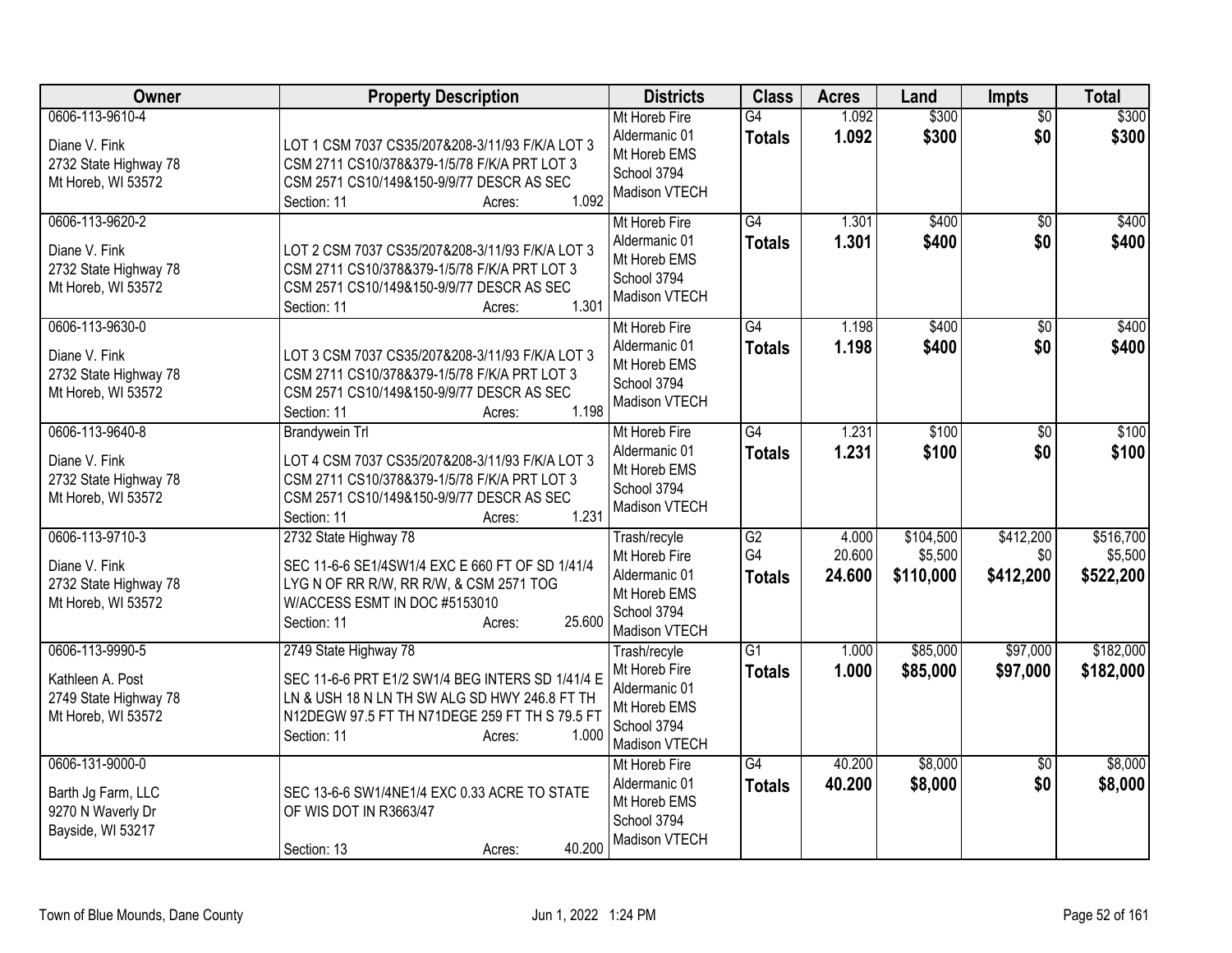| Owner | Property Description | Districts | Class | Acres | Land | Impts | Total |
|---|---|---|---|---|---|---|---|
| 0606-113-9610-4<br>Diane V. Fink<br>2732 State Highway 78<br>Mt Horeb, WI 53572 | LOT 1 CSM 7037 CS35/207&208-3/11/93 F/K/A LOT 3 CSM 2711 CS10/378&379-1/5/78 F/K/A PRT LOT 3 CSM 2571 CS10/149&150-9/9/77 DESCR AS SEC<br>Section: 11 Acres: 1.092 | Mt Horeb Fire<br>Aldermanic 01<br>Mt Horeb EMS<br>School 3794<br>Madison VTECH | G4<br>**Totals** | 1.092<br>**1.092** | $300<br>**$300** | $0<br>**$0** | $300<br>**$300** |
| 0606-113-9620-2<br>Diane V. Fink<br>2732 State Highway 78<br>Mt Horeb, WI 53572 | LOT 2 CSM 7037 CS35/207&208-3/11/93 F/K/A LOT 3 CSM 2711 CS10/378&379-1/5/78 F/K/A PRT LOT 3 CSM 2571 CS10/149&150-9/9/77 DESCR AS SEC<br>Section: 11 Acres: 1.301 | Mt Horeb Fire<br>Aldermanic 01<br>Mt Horeb EMS<br>School 3794<br>Madison VTECH | G4<br>**Totals** | 1.301<br>**1.301** | $400<br>**$400** | $0<br>**$0** | $400<br>**$400** |
| 0606-113-9630-0<br>Diane V. Fink<br>2732 State Highway 78<br>Mt Horeb, WI 53572 | LOT 3 CSM 7037 CS35/207&208-3/11/93 F/K/A LOT 3 CSM 2711 CS10/378&379-1/5/78 F/K/A PRT LOT 3 CSM 2571 CS10/149&150-9/9/77 DESCR AS SEC<br>Section: 11 Acres: 1.198 | Mt Horeb Fire<br>Aldermanic 01<br>Mt Horeb EMS<br>School 3794<br>Madison VTECH | G4<br>**Totals** | 1.198<br>**1.198** | $400<br>**$400** | $0<br>**$0** | $400<br>**$400** |
| 0606-113-9640-8<br>Diane V. Fink<br>2732 State Highway 78<br>Mt Horeb, WI 53572 | Brandywein Trl<br>LOT 4 CSM 7037 CS35/207&208-3/11/93 F/K/A LOT 3 CSM 2711 CS10/378&379-1/5/78 F/K/A PRT LOT 3 CSM 2571 CS10/149&150-9/9/77 DESCR AS SEC<br>Section: 11 Acres: 1.231 | Mt Horeb Fire<br>Aldermanic 01<br>Mt Horeb EMS<br>School 3794<br>Madison VTECH | G4<br>**Totals** | 1.231<br>**1.231** | $100<br>**$100** | $0<br>**$0** | $100<br>**$100** |
| 0606-113-9710-3<br>Diane V. Fink<br>2732 State Highway 78<br>Mt Horeb, WI 53572 | 2732 State Highway 78<br>SEC 11-6-6 SE1/4SW1/4 EXC E 660 FT OF SD 1/41/4 LYG N OF RR R/W, RR R/W, & CSM 2571 TOG W/ACCESS ESMT IN DOC #5153010<br>Section: 11 Acres: 25.600 | Trash/recyle<br>Mt Horeb Fire<br>Aldermanic 01<br>Mt Horeb EMS<br>School 3794<br>Madison VTECH | G2<br>G4<br>**Totals** | 4.000<br>20.600<br>**24.600** | $104,500<br>$5,500<br>**$110,000** | $412,200<br>$0<br>**$412,200** | $516,700<br>$5,500<br>**$522,200** |
| 0606-113-9990-5<br>Kathleen A. Post<br>2749 State Highway 78<br>Mt Horeb, WI 53572 | 2749 State Highway 78<br>SEC 11-6-6 PRT E1/2 SW1/4 BEG INTERS SD 1/41/4 E LN & USH 18 N LN TH SW ALG SD HWY 246.8 FT TH N12DEGW 97.5 FT TH N71DEGE 259 FT TH S 79.5 FT<br>Section: 11 Acres: 1.000 | Trash/recyle<br>Mt Horeb Fire<br>Aldermanic 01<br>Mt Horeb EMS<br>School 3794<br>Madison VTECH | G1<br>**Totals** | 1.000<br>**1.000** | $85,000<br>**$85,000** | $97,000<br>**$97,000** | $182,000<br>**$182,000** |
| 0606-131-9000-0<br>Barth Jg Farm, LLC<br>9270 N Waverly Dr<br>Bayside, WI 53217 | SEC 13-6-6 SW1/4NE1/4 EXC 0.33 ACRE TO STATE OF WIS DOT IN R3663/47<br>Section: 13 Acres: 40.200 | Mt Horeb Fire<br>Aldermanic 01<br>Mt Horeb EMS<br>School 3794<br>Madison VTECH | G4<br>**Totals** | 40.200<br>**40.200** | $8,000<br>**$8,000** | $0<br>**$0** | $8,000<br>**$8,000** |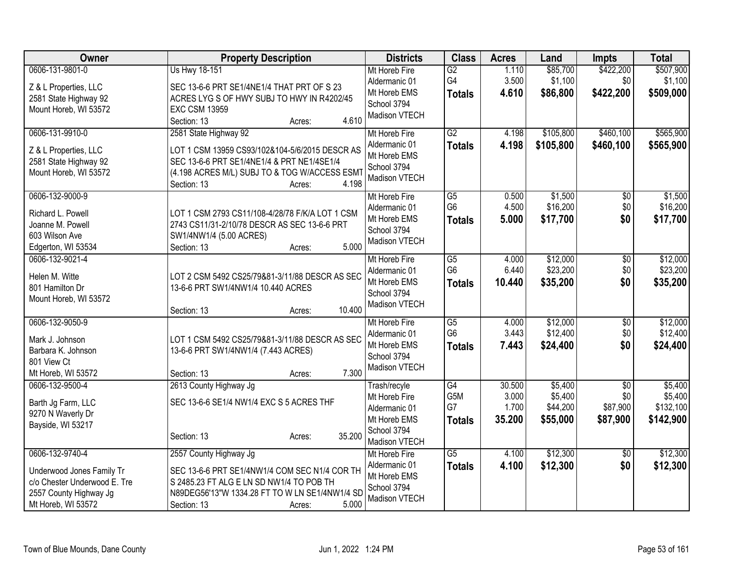| Owner | Property Description | Districts | Class | Acres | Land | Impts | Total |
|---|---|---|---|---|---|---|---|
| 0606-131-9801-0<br><br>Z & L Properties, LLC<br>2581 State Highway 92<br>Mount Horeb, WI 53572 | Us Hwy 18-151<br><br>SEC 13-6-6 PRT SE1/4NE1/4 THAT PRT OF S 23 ACRES LYG S OF HWY SUBJ TO HWY IN R4202/45 EXC CSM 13959<br>Section: 13 Acres: 4.610 | Mt Horeb Fire<br>Aldermanic 01<br>Mt Horeb EMS<br>School 3794<br>Madison VTECH | G2<br>G4<br>**Totals** | 1.110<br>3.500<br>**4.610** | $85,700<br>$1,100<br>**$86,800** | $422,200<br>$0<br>**$422,200** | $507,900<br>$1,100<br>**$509,000** |
| 0606-131-9910-0<br><br>Z & L Properties, LLC<br>2581 State Highway 92<br>Mount Horeb, WI 53572 | 2581 State Highway 92<br><br>LOT 1 CSM 13959 CS93/102&104-5/6/2015 DESCR AS SEC 13-6-6 PRT SE1/4NE1/4 & PRT NE1/4SE1/4 (4.198 ACRES M/L) SUBJ TO & TOG W/ACCESS ESMT<br>Section: 13 Acres: 4.198 | Mt Horeb Fire<br>Aldermanic 01<br>Mt Horeb EMS<br>School 3794<br>Madison VTECH | G2<br>**Totals** | 4.198<br>**4.198** | $105,800<br>**$105,800** | $460,100<br>**$460,100** | $565,900<br>**$565,900** |
| 0606-132-9000-9<br><br>Richard L. Powell<br>Joanne M. Powell<br>603 Wilson Ave<br>Edgerton, WI 53534 | LOT 1 CSM 2793 CS11/108-4/28/78 F/K/A LOT 1 CSM 2743 CS11/31-2/10/78 DESCR AS SEC 13-6-6 PRT SW1/4NW1/4 (5.00 ACRES)<br>Section: 13 Acres: 5.000 | Mt Horeb Fire<br>Aldermanic 01<br>Mt Horeb EMS<br>School 3794<br>Madison VTECH | G5<br>G6<br>**Totals** | 0.500<br>4.500<br>**5.000** | $1,500<br>$16,200<br>**$17,700** | $0<br>$0<br>**$0** | $1,500<br>$16,200<br>**$17,700** |
| 0606-132-9021-4<br><br>Helen M. Witte<br>801 Hamilton Dr<br>Mount Horeb, WI 53572 | LOT 2 CSM 5492 CS25/79&81-3/11/88 DESCR AS SEC 13-6-6 PRT SW1/4NW1/4 10.440 ACRES<br>Section: 13 Acres: 10.400 | Mt Horeb Fire<br>Aldermanic 01<br>Mt Horeb EMS<br>School 3794<br>Madison VTECH | G5<br>G6<br>**Totals** | 4.000<br>6.440<br>**10.440** | $12,000<br>$23,200<br>**$35,200** | $0<br>$0<br>**$0** | $12,000<br>$23,200<br>**$35,200** |
| 0606-132-9050-9<br><br>Mark J. Johnson<br>Barbara K. Johnson<br>801 View Ct<br>Mt Horeb, WI 53572 | LOT 1 CSM 5492 CS25/79&81-3/11/88 DESCR AS SEC 13-6-6 PRT SW1/4NW1/4 (7.443 ACRES)<br>Section: 13 Acres: 7.300 | Mt Horeb Fire<br>Aldermanic 01<br>Mt Horeb EMS<br>School 3794<br>Madison VTECH | G5<br>G6<br>**Totals** | 4.000<br>3.443<br>**7.443** | $12,000<br>$12,400<br>**$24,400** | $0<br>$0<br>**$0** | $12,000<br>$12,400<br>**$24,400** |
| 0606-132-9500-4<br><br>Barth Jg Farm, LLC<br>9270 N Waverly Dr<br>Bayside, WI 53217 | 2613 County Highway Jg<br><br>SEC 13-6-6 SE1/4 NW1/4 EXC S 5 ACRES THF<br>Section: 13 Acres: 35.200 | Trash/recyle<br>Mt Horeb Fire<br>Aldermanic 01<br>Mt Horeb EMS<br>School 3794<br>Madison VTECH | G4<br>G5M<br>G7<br>**Totals** | 30.500<br>3.000<br>1.700<br>**35.200** | $5,400<br>$5,400<br>$44,200<br>**$55,000** | $0<br>$0<br>$87,900<br>**$87,900** | $5,400<br>$5,400<br>$132,100<br>**$142,900** |
| 0606-132-9740-4<br><br>Underwood Jones Family Tr<br>c/o Chester Underwood E. Tre<br>2557 County Highway Jg<br>Mt Horeb, WI 53572 | 2557 County Highway Jg<br><br>SEC 13-6-6 PRT SE1/4NW1/4 COM SEC N1/4 COR TH S 2485.23 FT ALG E LN SD NW1/4 TO POB TH N89DEG56'13"W 1334.28 FT TO W LN SE1/4NW1/4 SD<br>Section: 13 Acres: 5.000 | Mt Horeb Fire<br>Aldermanic 01<br>Mt Horeb EMS<br>School 3794<br>Madison VTECH | G5<br>**Totals** | 4.100<br>**4.100** | $12,300<br>**$12,300** | $0<br>**$0** | $12,300<br>**$12,300** |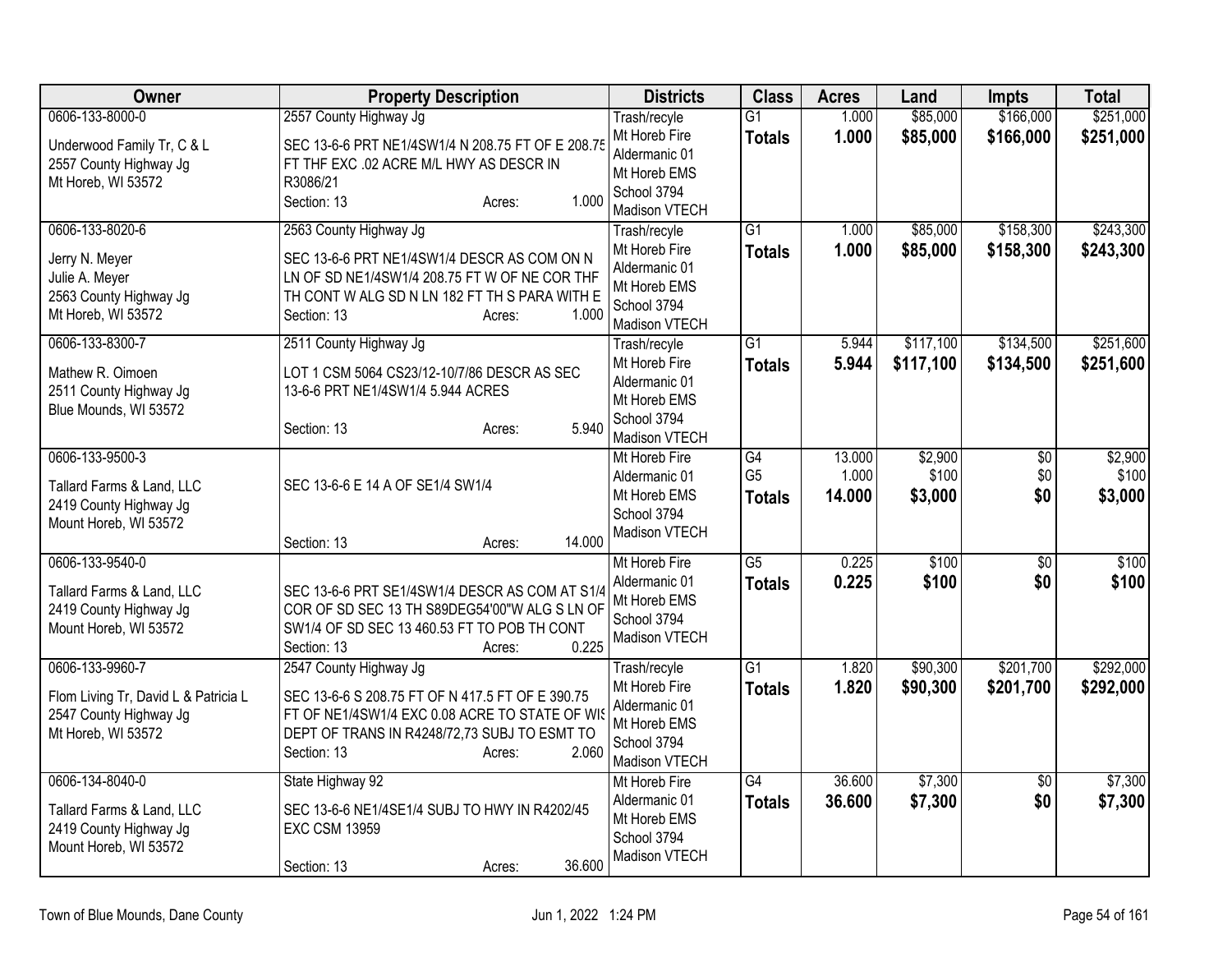| Owner | Property Description | Districts | Class | Acres | Land | Impts | Total |
|---|---|---|---|---|---|---|---|
| 0606-133-8000-0<br>Underwood Family Tr, C & L<br>2557 County Highway Jg<br>Mt Horeb, WI 53572 | 2557 County Highway Jg<br>SEC 13-6-6 PRT NE1/4SW1/4 N 208.75 FT OF E 208.75 FT THF EXC .02 ACRE M/L HWY AS DESCR IN R3086/21<br>Section: 13 Acres: 1.000 | Trash/recyle<br>Mt Horeb Fire<br>Aldermanic 01<br>Mt Horeb EMS<br>School 3794<br>Madison VTECH | G1<br>**Totals** | 1.000<br>**1.000** | $85,000<br>**$85,000** | $166,000<br>**$166,000** | $251,000<br>**$251,000** |
| 0606-133-8020-6<br>Jerry N. Meyer<br>Julie A. Meyer<br>2563 County Highway Jg<br>Mt Horeb, WI 53572 | 2563 County Highway Jg<br>SEC 13-6-6 PRT NE1/4SW1/4 DESCR AS COM ON N LN OF SD NE1/4SW1/4 208.75 FT W OF NE COR THF TH CONT W ALG SD N LN 182 FT TH S PARA WITH E<br>Section: 13 Acres: 1.000 | Trash/recyle<br>Mt Horeb Fire<br>Aldermanic 01<br>Mt Horeb EMS<br>School 3794<br>Madison VTECH | G1<br>**Totals** | 1.000<br>**1.000** | $85,000<br>**$85,000** | $158,300<br>**$158,300** | $243,300<br>**$243,300** |
| 0606-133-8300-7<br>Mathew R. Oimoen<br>2511 County Highway Jg<br>Blue Mounds, WI 53572 | 2511 County Highway Jg<br>LOT 1 CSM 5064 CS23/12-10/7/86 DESCR AS SEC 13-6-6 PRT NE1/4SW1/4 5.944 ACRES<br>Section: 13 Acres: 5.940 | Trash/recyle<br>Mt Horeb Fire<br>Aldermanic 01<br>Mt Horeb EMS<br>School 3794<br>Madison VTECH | G1<br>**Totals** | 5.944<br>**5.944** | $117,100<br>**$117,100** | $134,500<br>**$134,500** | $251,600<br>**$251,600** |
| 0606-133-9500-3<br>Tallard Farms & Land, LLC<br>2419 County Highway Jg<br>Mount Horeb, WI 53572 | SEC 13-6-6 E 14 A OF SE1/4 SW1/4<br>Section: 13 Acres: 14.000 | Mt Horeb Fire<br>Aldermanic 01<br>Mt Horeb EMS<br>School 3794<br>Madison VTECH | G4<br>G5<br>**Totals** | 13.000<br>1.000<br>**14.000** | $2,900<br>$100<br>**$3,000** | $0<br>$0<br>**$0** | $2,900<br>$100<br>**$3,000** |
| 0606-133-9540-0<br>Tallard Farms & Land, LLC<br>2419 County Highway Jg<br>Mount Horeb, WI 53572 | SEC 13-6-6 PRT SE1/4SW1/4 DESCR AS COM AT S1/4 COR OF SD SEC 13 TH S89DEG54'00"W ALG S LN OF SW1/4 OF SD SEC 13 460.53 FT TO POB TH CONT<br>Section: 13 Acres: 0.225 | Mt Horeb Fire<br>Aldermanic 01<br>Mt Horeb EMS<br>School 3794<br>Madison VTECH | G5<br>**Totals** | 0.225<br>**0.225** | $100<br>**$100** | $0<br>**$0** | $100<br>**$100** |
| 0606-133-9960-7<br>Flom Living Tr, David L & Patricia L<br>2547 County Highway Jg<br>Mt Horeb, WI 53572 | 2547 County Highway Jg<br>SEC 13-6-6 S 208.75 FT OF N 417.5 FT OF E 390.75 FT OF NE1/4SW1/4 EXC 0.08 ACRE TO STATE OF WIS DEPT OF TRANS IN R4248/72,73 SUBJ TO ESMT TO<br>Section: 13 Acres: 2.060 | Trash/recyle<br>Mt Horeb Fire<br>Aldermanic 01<br>Mt Horeb EMS<br>School 3794<br>Madison VTECH | G1<br>**Totals** | 1.820<br>**1.820** | $90,300<br>**$90,300** | $201,700<br>**$201,700** | $292,000<br>**$292,000** |
| 0606-134-8040-0<br>Tallard Farms & Land, LLC<br>2419 County Highway Jg<br>Mount Horeb, WI 53572 | State Highway 92<br>SEC 13-6-6 NE1/4SE1/4 SUBJ TO HWY IN R4202/45 EXC CSM 13959<br>Section: 13 Acres: 36.600 | Mt Horeb Fire<br>Aldermanic 01<br>Mt Horeb EMS<br>School 3794<br>Madison VTECH | G4<br>**Totals** | 36.600<br>**36.600** | $7,300<br>**$7,300** | $0<br>**$0** | $7,300<br>**$7,300** |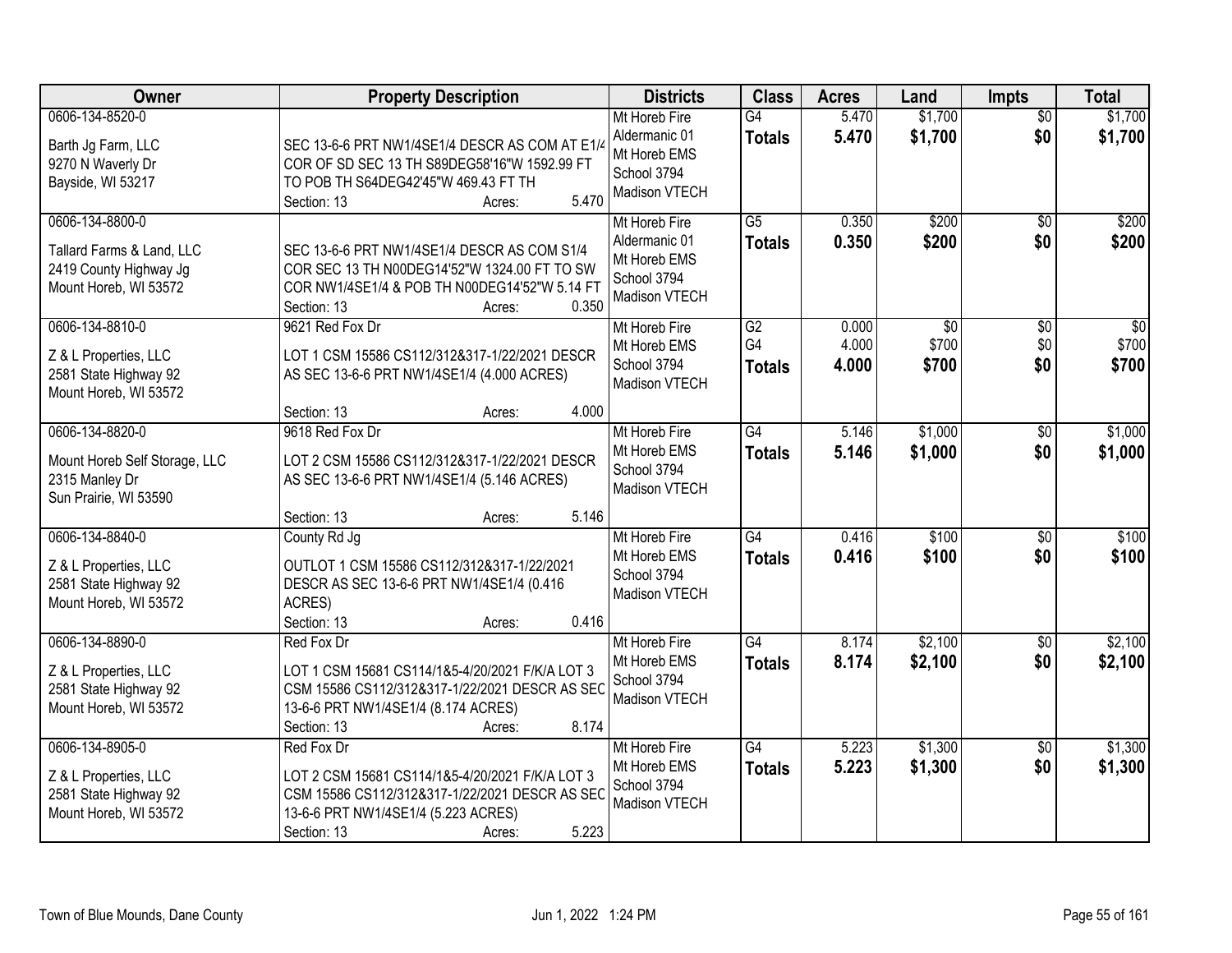| Owner | Property Description | Districts | Class | Acres | Land | Impts | Total |
|---|---|---|---|---|---|---|---|
| 0606-134-8520-0<br>Barth Jg Farm, LLC<br>9270 N Waverly Dr<br>Bayside, WI 53217 | SEC 13-6-6 PRT NW1/4SE1/4 DESCR AS COM AT E1/4 COR OF SD SEC 13 TH S89DEG58'16"W 1592.99 FT TO POB TH S64DEG42'45"W 469.43 FT TH<br>Section: 13 Acres: 5.470 | Mt Horeb Fire<br>Aldermanic 01<br>Mt Horeb EMS<br>School 3794<br>Madison VTECH | G4<br>**Totals** | 5.470<br>**5.470** | $1,700<br>**$1,700** | $0<br>**$0** | $1,700<br>**$1,700** |
| 0606-134-8800-0<br>Tallard Farms & Land, LLC<br>2419 County Highway Jg<br>Mount Horeb, WI 53572 | SEC 13-6-6 PRT NW1/4SE1/4 DESCR AS COM S1/4 COR SEC 13 TH N00DEG14'52"W 1324.00 FT TO SW COR NW1/4SE1/4 & POB TH N00DEG14'52"W 5.14 FT<br>Section: 13 Acres: 0.350 | Mt Horeb Fire<br>Aldermanic 01<br>Mt Horeb EMS<br>School 3794<br>Madison VTECH | G5<br>**Totals** | 0.350<br>**0.350** | $200<br>**$200** | $0<br>**$0** | $200<br>**$200** |
| 0606-134-8810-0<br>Z & L Properties, LLC<br>2581 State Highway 92<br>Mount Horeb, WI 53572 | 9621 Red Fox Dr<br>LOT 1 CSM 15586 CS112/312&317-1/22/2021 DESCR AS SEC 13-6-6 PRT NW1/4SE1/4 (4.000 ACRES)<br>Section: 13 Acres: 4.000 | Mt Horeb Fire<br>Mt Horeb EMS<br>School 3794<br>Madison VTECH | G2<br>G4<br>**Totals** | 0.000<br>4.000<br>**4.000** | $0<br>$700<br>**$700** | $0<br>$0<br>**$0** | $0<br>$700<br>**$700** |
| 0606-134-8820-0<br>Mount Horeb Self Storage, LLC<br>2315 Manley Dr<br>Sun Prairie, WI 53590 | 9618 Red Fox Dr<br>LOT 2 CSM 15586 CS112/312&317-1/22/2021 DESCR AS SEC 13-6-6 PRT NW1/4SE1/4 (5.146 ACRES)<br>Section: 13 Acres: 5.146 | Mt Horeb Fire<br>Mt Horeb EMS<br>School 3794<br>Madison VTECH | G4<br>**Totals** | 5.146<br>**5.146** | $1,000<br>**$1,000** | $0<br>**$0** | $1,000<br>**$1,000** |
| 0606-134-8840-0<br>Z & L Properties, LLC<br>2581 State Highway 92<br>Mount Horeb, WI 53572 | County Rd Jg<br>OUTLOT 1 CSM 15586 CS112/312&317-1/22/2021 DESCR AS SEC 13-6-6 PRT NW1/4SE1/4 (0.416 ACRES)<br>Section: 13 Acres: 0.416 | Mt Horeb Fire<br>Mt Horeb EMS<br>School 3794<br>Madison VTECH | G4<br>**Totals** | 0.416<br>**0.416** | $100<br>**$100** | $0<br>**$0** | $100<br>**$100** |
| 0606-134-8890-0<br>Z & L Properties, LLC<br>2581 State Highway 92<br>Mount Horeb, WI 53572 | Red Fox Dr<br>LOT 1 CSM 15681 CS114/1&5-4/20/2021 F/K/A LOT 3 CSM 15586 CS112/312&317-1/22/2021 DESCR AS SEC 13-6-6 PRT NW1/4SE1/4 (8.174 ACRES)<br>Section: 13 Acres: 8.174 | Mt Horeb Fire<br>Mt Horeb EMS<br>School 3794<br>Madison VTECH | G4<br>**Totals** | 8.174<br>**8.174** | $2,100<br>**$2,100** | $0<br>**$0** | $2,100<br>**$2,100** |
| 0606-134-8905-0<br>Z & L Properties, LLC<br>2581 State Highway 92<br>Mount Horeb, WI 53572 | Red Fox Dr<br>LOT 2 CSM 15681 CS114/1&5-4/20/2021 F/K/A LOT 3 CSM 15586 CS112/312&317-1/22/2021 DESCR AS SEC 13-6-6 PRT NW1/4SE1/4 (5.223 ACRES)<br>Section: 13 Acres: 5.223 | Mt Horeb Fire<br>Mt Horeb EMS<br>School 3794<br>Madison VTECH | G4<br>**Totals** | 5.223<br>**5.223** | $1,300<br>**$1,300** | $0<br>**$0** | $1,300<br>**$1,300** |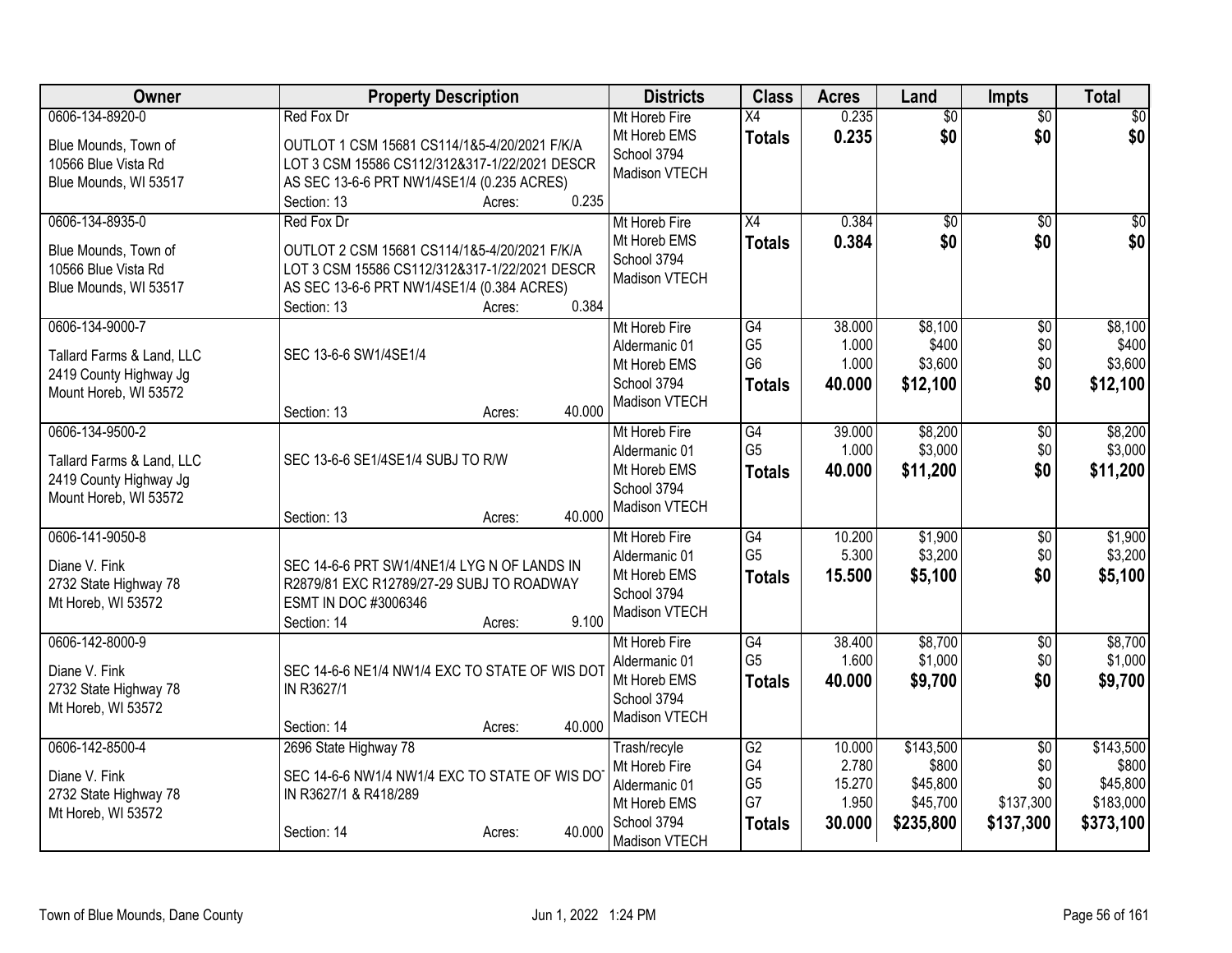| Owner | Property Description | Districts | Class | Acres | Land | Impts | Total |
|---|---|---|---|---|---|---|---|
| 0606-134-8920-0<br><br>Blue Mounds, Town of<br>10566 Blue Vista Rd<br>Blue Mounds, WI 53517 | Red Fox Dr<br><br>OUTLOT 1 CSM 15681 CS114/1&5-4/20/2021 F/K/A LOT 3 CSM 15586 CS112/312&317-1/22/2021 DESCR AS SEC 13-6-6 PRT NW1/4SE1/4 (0.235 ACRES)<br>Section: 13 Acres: 0.235 | Mt Horeb Fire<br>Mt Horeb EMS<br>School 3794<br>Madison VTECH | X4<br>**Totals** | 0.235<br>**0.235** | $0<br>**$0** | $0<br>**$0** | $0<br>**$0** |
| 0606-134-8935-0<br><br>Blue Mounds, Town of<br>10566 Blue Vista Rd<br>Blue Mounds, WI 53517 | Red Fox Dr<br><br>OUTLOT 2 CSM 15681 CS114/1&5-4/20/2021 F/K/A LOT 3 CSM 15586 CS112/312&317-1/22/2021 DESCR AS SEC 13-6-6 PRT NW1/4SE1/4 (0.384 ACRES)<br>Section: 13 Acres: 0.384 | Mt Horeb Fire<br>Mt Horeb EMS<br>School 3794<br>Madison VTECH | X4<br>**Totals** | 0.384<br>**0.384** | $0<br>**$0** | $0<br>**$0** | $0<br>**$0** |
| 0606-134-9000-7<br><br>Tallard Farms & Land, LLC<br>2419 County Highway Jg<br>Mount Horeb, WI 53572 | SEC 13-6-6 SW1/4SE1/4<br><br>Section: 13 Acres: 40.000 | Mt Horeb Fire<br>Aldermanic 01<br>Mt Horeb EMS<br>School 3794<br>Madison VTECH | G4<br>G5<br>G6<br>**Totals** | 38.000<br>1.000<br>1.000<br>**40.000** | $8,100<br>$400<br>$3,600<br>**$12,100** | $0<br>$0<br>$0<br>**$0** | $8,100<br>$400<br>$3,600<br>**$12,100** |
| 0606-134-9500-2<br><br>Tallard Farms & Land, LLC<br>2419 County Highway Jg<br>Mount Horeb, WI 53572 | SEC 13-6-6 SE1/4SE1/4 SUBJ TO R/W<br><br>Section: 13 Acres: 40.000 | Mt Horeb Fire<br>Aldermanic 01<br>Mt Horeb EMS<br>School 3794<br>Madison VTECH | G4<br>G5<br>**Totals** | 39.000<br>1.000<br>**40.000** | $8,200<br>$3,000<br>**$11,200** | $0<br>$0<br>**$0** | $8,200<br>$3,000<br>**$11,200** |
| 0606-141-9050-8<br><br>Diane V. Fink<br>2732 State Highway 78<br>Mt Horeb, WI 53572 | SEC 14-6-6 PRT SW1/4NE1/4 LYG N OF LANDS IN R2879/81 EXC R12789/27-29 SUBJ TO ROADWAY ESMT IN DOC #3006346<br>Section: 14 Acres: 9.100 | Mt Horeb Fire<br>Aldermanic 01<br>Mt Horeb EMS<br>School 3794<br>Madison VTECH | G4<br>G5<br>**Totals** | 10.200<br>5.300<br>**15.500** | $1,900<br>$3,200<br>**$5,100** | $0<br>$0<br>**$0** | $1,900<br>$3,200<br>**$5,100** |
| 0606-142-8000-9<br><br>Diane V. Fink<br>2732 State Highway 78<br>Mt Horeb, WI 53572 | SEC 14-6-6 NE1/4 NW1/4 EXC TO STATE OF WIS DOT IN R3627/1<br><br>Section: 14 Acres: 40.000 | Mt Horeb Fire<br>Aldermanic 01<br>Mt Horeb EMS<br>School 3794<br>Madison VTECH | G4<br>G5<br>**Totals** | 38.400<br>1.600<br>**40.000** | $8,700<br>$1,000<br>**$9,700** | $0<br>$0<br>**$0** | $8,700<br>$1,000<br>**$9,700** |
| 0606-142-8500-4<br><br>Diane V. Fink<br>2732 State Highway 78<br>Mt Horeb, WI 53572 | 2696 State Highway 78<br><br>SEC 14-6-6 NW1/4 NW1/4 EXC TO STATE OF WIS DOT IN R3627/1 & R418/289<br><br>Section: 14 Acres: 40.000 | Trash/recyle<br>Mt Horeb Fire<br>Aldermanic 01<br>Mt Horeb EMS<br>School 3794<br>Madison VTECH | G2<br>G4<br>G5<br>G7<br>**Totals** | 10.000<br>2.780<br>15.270<br>1.950<br>**30.000** | $143,500<br>$800<br>$45,800<br>$45,700<br>**$235,800** | $0<br>$0<br>$0<br>$137,300<br>**$137,300** | $143,500<br>$800<br>$45,800<br>$183,000<br>**$373,100** |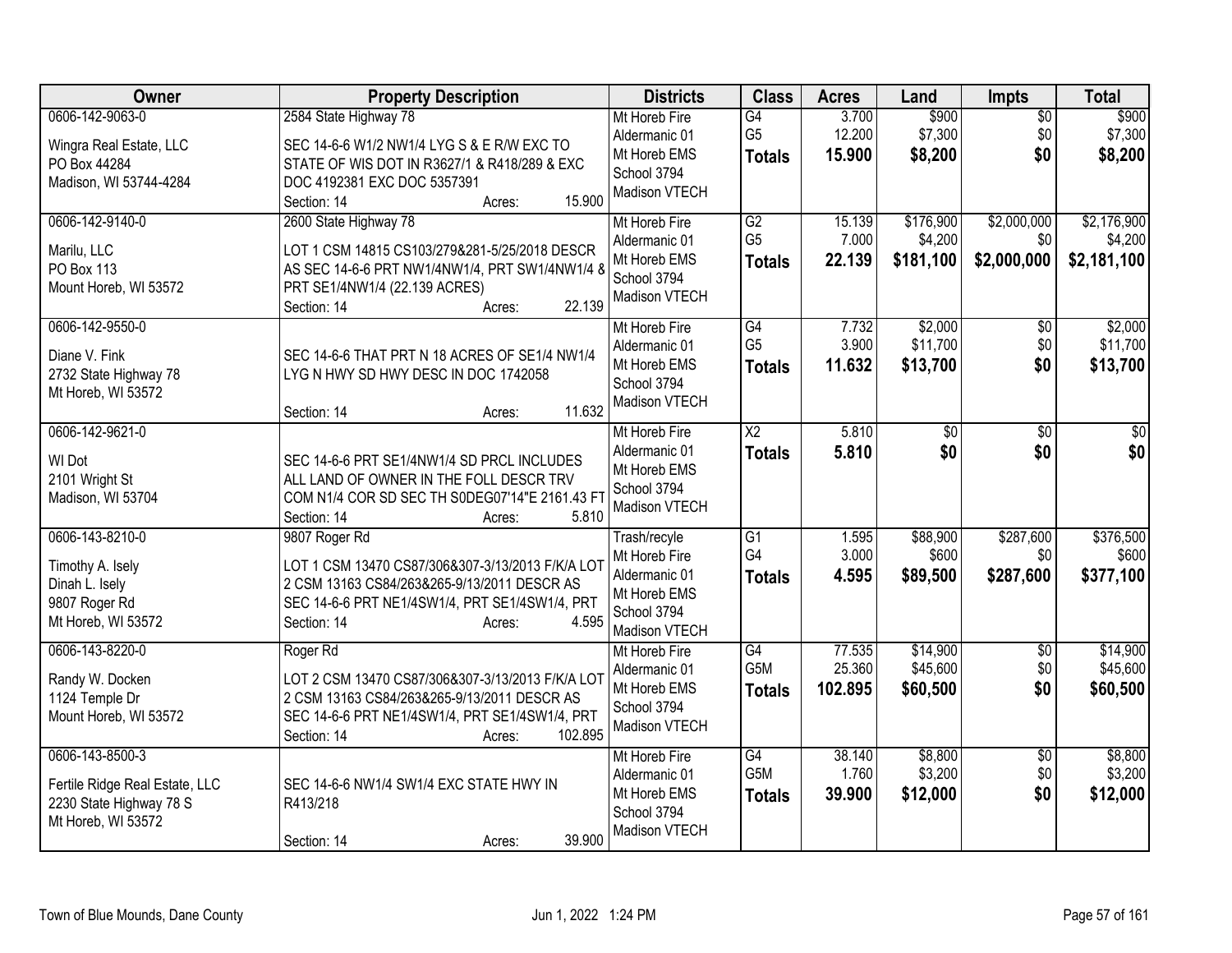| Owner | Property Description | Districts | Class | Acres | Land | Impts | Total |
|---|---|---|---|---|---|---|---|
| 0606-142-9063-0<br><br>Wingra Real Estate, LLC<br>PO Box 44284<br>Madison, WI 53744-4284 | 2584 State Highway 78<br><br>SEC 14-6-6 W1/2 NW1/4 LYG S & E R/W EXC TO STATE OF WIS DOT IN R3627/1 & R418/289 & EXC DOC 4192381 EXC DOC 5357391<br>Section: 14 Acres: 15.900 | Mt Horeb Fire<br>Aldermanic 01<br>Mt Horeb EMS<br>School 3794<br>Madison VTECH | G4<br>G5<br>**Totals** | 3.700<br>12.200<br>**15.900** | $900<br>$7,300<br>**$8,200** | $0<br>$0<br>**$0** | $900<br>$7,300<br>**$8,200** |
| 0606-142-9140-0<br><br>Marilu, LLC<br>PO Box 113<br>Mount Horeb, WI 53572 | 2600 State Highway 78<br><br>LOT 1 CSM 14815 CS103/279&281-5/25/2018 DESCR AS SEC 14-6-6 PRT NW1/4NW1/4, PRT SW1/4NW1/4 & PRT SE1/4NW1/4 (22.139 ACRES)<br>Section: 14 Acres: 22.139 | Mt Horeb Fire<br>Aldermanic 01<br>Mt Horeb EMS<br>School 3794<br>Madison VTECH | G2<br>G5<br>**Totals** | 15.139<br>7.000<br>**22.139** | $176,900<br>$4,200<br>**$181,100** | $2,000,000<br>$0<br>**$2,000,000** | $2,176,900<br>$4,200<br>**$2,181,100** |
| 0606-142-9550-0<br><br>Diane V. Fink<br>2732 State Highway 78<br>Mt Horeb, WI 53572 | SEC 14-6-6 THAT PRT N 18 ACRES OF SE1/4 NW1/4 LYG N HWY SD HWY DESC IN DOC 1742058<br>Section: 14 Acres: 11.632 | Mt Horeb Fire<br>Aldermanic 01<br>Mt Horeb EMS<br>School 3794<br>Madison VTECH | G4<br>G5<br>**Totals** | 7.732<br>3.900<br>**11.632** | $2,000<br>$11,700<br>**$13,700** | $0<br>$0<br>**$0** | $2,000<br>$11,700<br>**$13,700** |
| 0606-142-9621-0<br><br>WI Dot<br>2101 Wright St<br>Madison, WI 53704 | SEC 14-6-6 PRT SE1/4NW1/4 SD PRCL INCLUDES ALL LAND OF OWNER IN THE FOLL DESCR TRV COM N1/4 COR SD SEC TH S0DEG07'14"E 2161.43 FT<br>Section: 14 Acres: 5.810 | Mt Horeb Fire<br>Aldermanic 01<br>Mt Horeb EMS<br>School 3794<br>Madison VTECH | X2<br>**Totals** | 5.810<br>**5.810** | $0<br>**$0** | $0<br>**$0** | $0<br>**$0** |
| 0606-143-8210-0<br><br>Timothy A. Isely<br>Dinah L. Isely<br>9807 Roger Rd<br>Mt Horeb, WI 53572 | 9807 Roger Rd<br><br>LOT 1 CSM 13470 CS87/306&307-3/13/2013 F/K/A LOT 2 CSM 13163 CS84/263&265-9/13/2011 DESCR AS SEC 14-6-6 PRT NE1/4SW1/4, PRT SE1/4SW1/4, PRT<br>Section: 14 Acres: 4.595 | Trash/recyle<br>Mt Horeb Fire<br>Aldermanic 01<br>Mt Horeb EMS<br>School 3794<br>Madison VTECH | G1<br>G4<br>**Totals** | 1.595<br>3.000<br>**4.595** | $88,900<br>$600<br>**$89,500** | $287,600<br>$0<br>**$287,600** | $376,500<br>$600<br>**$377,100** |
| 0606-143-8220-0<br><br>Randy W. Docken<br>1124 Temple Dr<br>Mount Horeb, WI 53572 | Roger Rd<br><br>LOT 2 CSM 13470 CS87/306&307-3/13/2013 F/K/A LOT 2 CSM 13163 CS84/263&265-9/13/2011 DESCR AS SEC 14-6-6 PRT NE1/4SW1/4, PRT SE1/4SW1/4, PRT<br>Section: 14 Acres: 102.895 | Mt Horeb Fire<br>Aldermanic 01<br>Mt Horeb EMS<br>School 3794<br>Madison VTECH | G4<br>G5M<br>**Totals** | 77.535<br>25.360<br>**102.895** | $14,900<br>$45,600<br>**$60,500** | $0<br>$0<br>**$0** | $14,900<br>$45,600<br>**$60,500** |
| 0606-143-8500-3<br><br>Fertile Ridge Real Estate, LLC<br>2230 State Highway 78 S<br>Mt Horeb, WI 53572 | SEC 14-6-6 NW1/4 SW1/4 EXC STATE HWY IN R413/218<br>Section: 14 Acres: 39.900 | Mt Horeb Fire<br>Aldermanic 01<br>Mt Horeb EMS<br>School 3794<br>Madison VTECH | G4<br>G5M<br>**Totals** | 38.140<br>1.760<br>**39.900** | $8,800<br>$3,200<br>**$12,000** | $0<br>$0<br>**$0** | $8,800<br>$3,200<br>**$12,000** |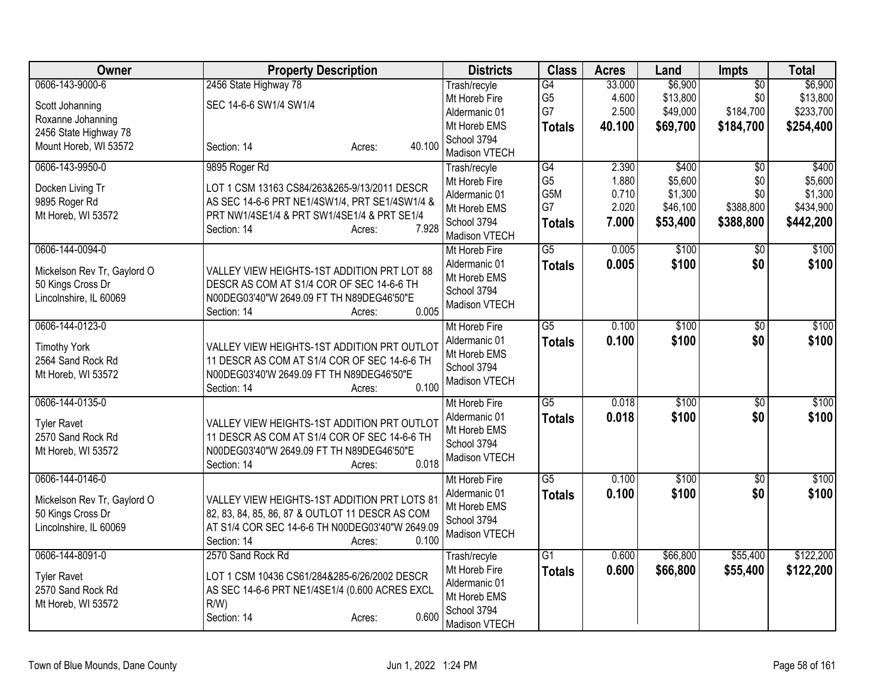| Owner | Property Description | Districts | Class | Acres | Land | Impts | Total |
|---|---|---|---|---|---|---|---|
| 0606-143-9000-6<br>Scott Johanning<br>Roxanne Johanning<br>2456 State Highway 78<br>Mount Horeb, WI 53572 | 2456 State Highway 78<br>SEC 14-6-6 SW1/4 SW1/4<br>Section: 14 Acres: 40.100 | Trash/recyle<br>Mt Horeb Fire<br>Aldermanic 01<br>Mt Horeb EMS<br>School 3794<br>Madison VTECH | G4<br>G5<br>G7<br>**Totals** | 33.000<br>4.600<br>2.500<br>**40.100** | $6,900<br>$13,800<br>$49,000<br>**$69,700** | $0<br>$0<br>$184,700<br>**$184,700** | $6,900<br>$13,800<br>$233,700<br>**$254,400** |
| 0606-143-9950-0<br>Docken Living Tr<br>9895 Roger Rd<br>Mt Horeb, WI 53572 | 9895 Roger Rd<br>LOT 1 CSM 13163 CS84/263&265-9/13/2011 DESCR AS SEC 14-6-6 PRT NE1/4SW1/4, PRT SE1/4SW1/4 & PRT NW1/4SE1/4 & PRT SW1/4SE1/4 & PRT SE1/4<br>Section: 14 Acres: 7.928 | Trash/recyle<br>Mt Horeb Fire<br>Aldermanic 01<br>Mt Horeb EMS<br>School 3794<br>Madison VTECH | G4<br>G5<br>G5M<br>G7<br>**Totals** | 2.390<br>1.880<br>0.710<br>2.020<br>**7.000** | $400<br>$5,600<br>$1,300<br>$46,100<br>**$53,400** | $0<br>$0<br>$0<br>$388,800<br>**$388,800** | $400<br>$5,600<br>$1,300<br>$434,900<br>**$442,200** |
| 0606-144-0094-0<br>Mickelson Rev Tr, Gaylord O<br>50 Kings Cross Dr<br>Lincolnshire, IL 60069 | VALLEY VIEW HEIGHTS-1ST ADDITION PRT LOT 88 DESCR AS COM AT S1/4 COR OF SEC 14-6-6 TH N00DEG03'40"W 2649.09 FT TH N89DEG46'50"E<br>Section: 14 Acres: 0.005 | Mt Horeb Fire<br>Aldermanic 01<br>Mt Horeb EMS<br>School 3794<br>Madison VTECH | G5<br>**Totals** | 0.005<br>**0.005** | $100<br>**$100** | $0<br>**$0** | $100<br>**$100** |
| 0606-144-0123-0<br>Timothy York<br>2564 Sand Rock Rd<br>Mt Horeb, WI 53572 | VALLEY VIEW HEIGHTS-1ST ADDITION PRT OUTLOT 11 DESCR AS COM AT S1/4 COR OF SEC 14-6-6 TH N00DEG03'40"W 2649.09 FT TH N89DEG46'50"E<br>Section: 14 Acres: 0.100 | Mt Horeb Fire<br>Aldermanic 01<br>Mt Horeb EMS<br>School 3794<br>Madison VTECH | G5<br>**Totals** | 0.100<br>**0.100** | $100<br>**$100** | $0<br>**$0** | $100<br>**$100** |
| 0606-144-0135-0<br>Tyler Ravet<br>2570 Sand Rock Rd<br>Mt Horeb, WI 53572 | VALLEY VIEW HEIGHTS-1ST ADDITION PRT OUTLOT 11 DESCR AS COM AT S1/4 COR OF SEC 14-6-6 TH N00DEG03'40"W 2649.09 FT TH N89DEG46'50"E<br>Section: 14 Acres: 0.018 | Mt Horeb Fire<br>Aldermanic 01<br>Mt Horeb EMS<br>School 3794<br>Madison VTECH | G5<br>**Totals** | 0.018<br>**0.018** | $100<br>**$100** | $0<br>**$0** | $100<br>**$100** |
| 0606-144-0146-0<br>Mickelson Rev Tr, Gaylord O<br>50 Kings Cross Dr<br>Lincolnshire, IL 60069 | VALLEY VIEW HEIGHTS-1ST ADDITION PRT LOTS 81, 82, 83, 84, 85, 86, 87 & OUTLOT 11 DESCR AS COM AT S1/4 COR SEC 14-6-6 TH N00DEG03'40"W 2649.09<br>Section: 14 Acres: 0.100 | Mt Horeb Fire<br>Aldermanic 01<br>Mt Horeb EMS<br>School 3794<br>Madison VTECH | G5<br>**Totals** | 0.100<br>**0.100** | $100<br>**$100** | $0<br>**$0** | $100<br>**$100** |
| 0606-144-8091-0<br>Tyler Ravet<br>2570 Sand Rock Rd<br>Mt Horeb, WI 53572 | 2570 Sand Rock Rd<br>LOT 1 CSM 10436 CS61/284&285-6/26/2002 DESCR AS SEC 14-6-6 PRT NE1/4SE1/4 (0.600 ACRES EXCL R/W)<br>Section: 14 Acres: 0.600 | Trash/recyle<br>Mt Horeb Fire<br>Aldermanic 01<br>Mt Horeb EMS<br>School 3794<br>Madison VTECH | G1<br>**Totals** | 0.600<br>**0.600** | $66,800<br>**$66,800** | $55,400<br>**$55,400** | $122,200<br>**$122,200** |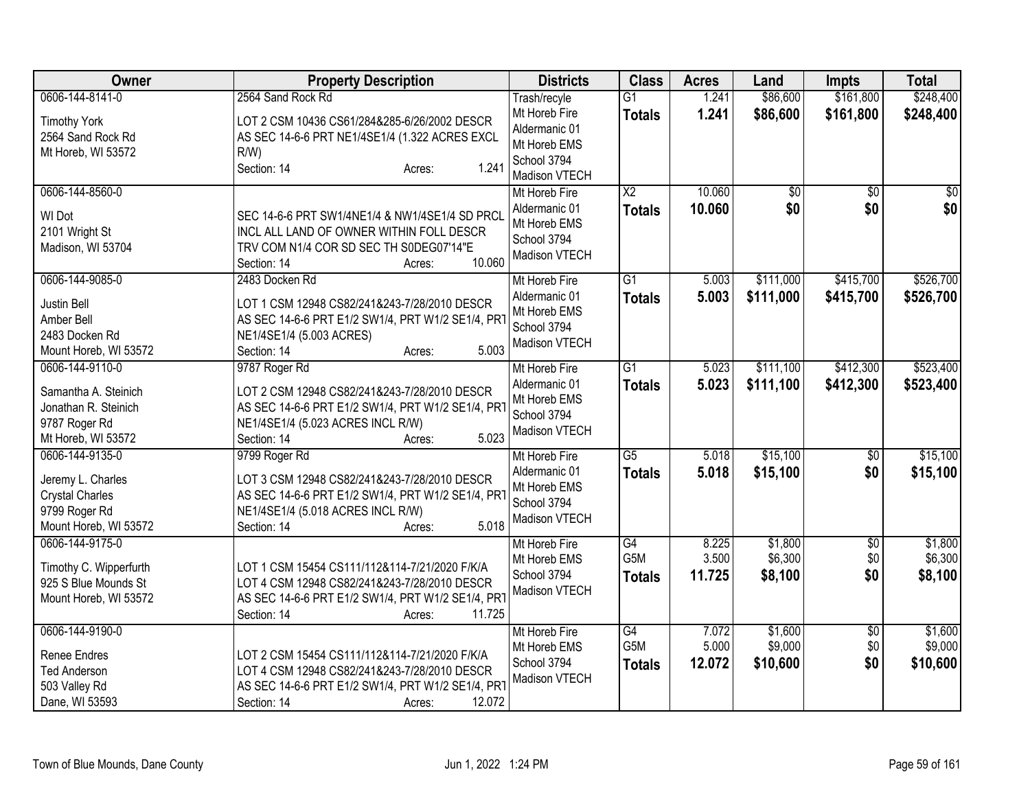| Owner | Property Description | Districts | Class | Acres | Land | Impts | Total |
|---|---|---|---|---|---|---|---|
| 0606-144-8141-0<br>Timothy York<br>2564 Sand Rock Rd<br>Mt Horeb, WI 53572 | 2564 Sand Rock Rd<br>LOT 2 CSM 10436 CS61/284&285-6/26/2002 DESCR AS SEC 14-6-6 PRT NE1/4SE1/4 (1.322 ACRES EXCL R/W)<br>Section: 14 Acres: 1.241 | Trash/recyle<br>Mt Horeb Fire<br>Aldermanic 01<br>Mt Horeb EMS<br>School 3794<br>Madison VTECH | G1<br>**Totals** | 1.241<br>**1.241** | \$86,600<br>**\$86,600** | \$161,800<br>**\$161,800** | \$248,400<br>**\$248,400** |
| 0606-144-8560-0<br>WI Dot<br>2101 Wright St<br>Madison, WI 53704 | SEC 14-6-6 PRT SW1/4NE1/4 & NW1/4SE1/4 SD PRCL INCL ALL LAND OF OWNER WITHIN FOLL DESCR TRV COM N1/4 COR SD SEC TH S0DEG07'14"E<br>Section: 14 Acres: 10.060 | Mt Horeb Fire<br>Aldermanic 01<br>Mt Horeb EMS<br>School 3794<br>Madison VTECH | X2<br>**Totals** | 10.060<br>**10.060** | \$0<br>**\$0** | \$0<br>**\$0** | \$0<br>**\$0** |
| 0606-144-9085-0<br>Justin Bell<br>Amber Bell<br>2483 Docken Rd<br>Mount Horeb, WI 53572 | 2483 Docken Rd<br>LOT 1 CSM 12948 CS82/241&243-7/28/2010 DESCR AS SEC 14-6-6 PRT E1/2 SW1/4, PRT W1/2 SE1/4, PRT NE1/4SE1/4 (5.003 ACRES)<br>Section: 14 Acres: 5.003 | Mt Horeb Fire<br>Aldermanic 01<br>Mt Horeb EMS<br>School 3794<br>Madison VTECH | G1<br>**Totals** | 5.003<br>**5.003** | \$111,000<br>**\$111,000** | \$415,700<br>**\$415,700** | \$526,700<br>**\$526,700** |
| 0606-144-9110-0<br>Samantha A. Steinich<br>Jonathan R. Steinich<br>9787 Roger Rd<br>Mt Horeb, WI 53572 | 9787 Roger Rd<br>LOT 2 CSM 12948 CS82/241&243-7/28/2010 DESCR AS SEC 14-6-6 PRT E1/2 SW1/4, PRT W1/2 SE1/4, PRT NE1/4SE1/4 (5.023 ACRES INCL R/W)<br>Section: 14 Acres: 5.023 | Mt Horeb Fire<br>Aldermanic 01<br>Mt Horeb EMS<br>School 3794<br>Madison VTECH | G1<br>**Totals** | 5.023<br>**5.023** | \$111,100<br>**\$111,100** | \$412,300<br>**\$412,300** | \$523,400<br>**\$523,400** |
| 0606-144-9135-0<br>Jeremy L. Charles<br>Crystal Charles<br>9799 Roger Rd<br>Mount Horeb, WI 53572 | 9799 Roger Rd<br>LOT 3 CSM 12948 CS82/241&243-7/28/2010 DESCR AS SEC 14-6-6 PRT E1/2 SW1/4, PRT W1/2 SE1/4, PRT NE1/4SE1/4 (5.018 ACRES INCL R/W)<br>Section: 14 Acres: 5.018 | Mt Horeb Fire<br>Aldermanic 01<br>Mt Horeb EMS<br>School 3794<br>Madison VTECH | G5<br>**Totals** | 5.018<br>**5.018** | \$15,100<br>**\$15,100** | \$0<br>**\$0** | \$15,100<br>**\$15,100** |
| 0606-144-9175-0<br>Timothy C. Wipperfurth<br>925 S Blue Mounds St<br>Mount Horeb, WI 53572 | LOT 1 CSM 15454 CS111/112&114-7/21/2020 F/K/A LOT 4 CSM 12948 CS82/241&243-7/28/2010 DESCR AS SEC 14-6-6 PRT E1/2 SW1/4, PRT W1/2 SE1/4, PRT<br>Section: 14 Acres: 11.725 | Mt Horeb Fire<br>Mt Horeb EMS<br>School 3794<br>Madison VTECH | G4<br>G5M<br>**Totals** | 8.225<br>3.500<br>**11.725** | \$1,800<br>\$6,300<br>**\$8,100** | \$0<br>\$0<br>**\$0** | \$1,800<br>\$6,300<br>**\$8,100** |
| 0606-144-9190-0<br>Renee Endres<br>Ted Anderson<br>503 Valley Rd<br>Dane, WI 53593 | LOT 2 CSM 15454 CS111/112&114-7/21/2020 F/K/A LOT 4 CSM 12948 CS82/241&243-7/28/2010 DESCR AS SEC 14-6-6 PRT E1/2 SW1/4, PRT W1/2 SE1/4, PRT<br>Section: 14 Acres: 12.072 | Mt Horeb Fire<br>Mt Horeb EMS<br>School 3794<br>Madison VTECH | G4<br>G5M<br>**Totals** | 7.072<br>5.000<br>**12.072** | \$1,600<br>\$9,000<br>**\$10,600** | \$0<br>\$0<br>**\$0** | \$1,600<br>\$9,000<br>**\$10,600** |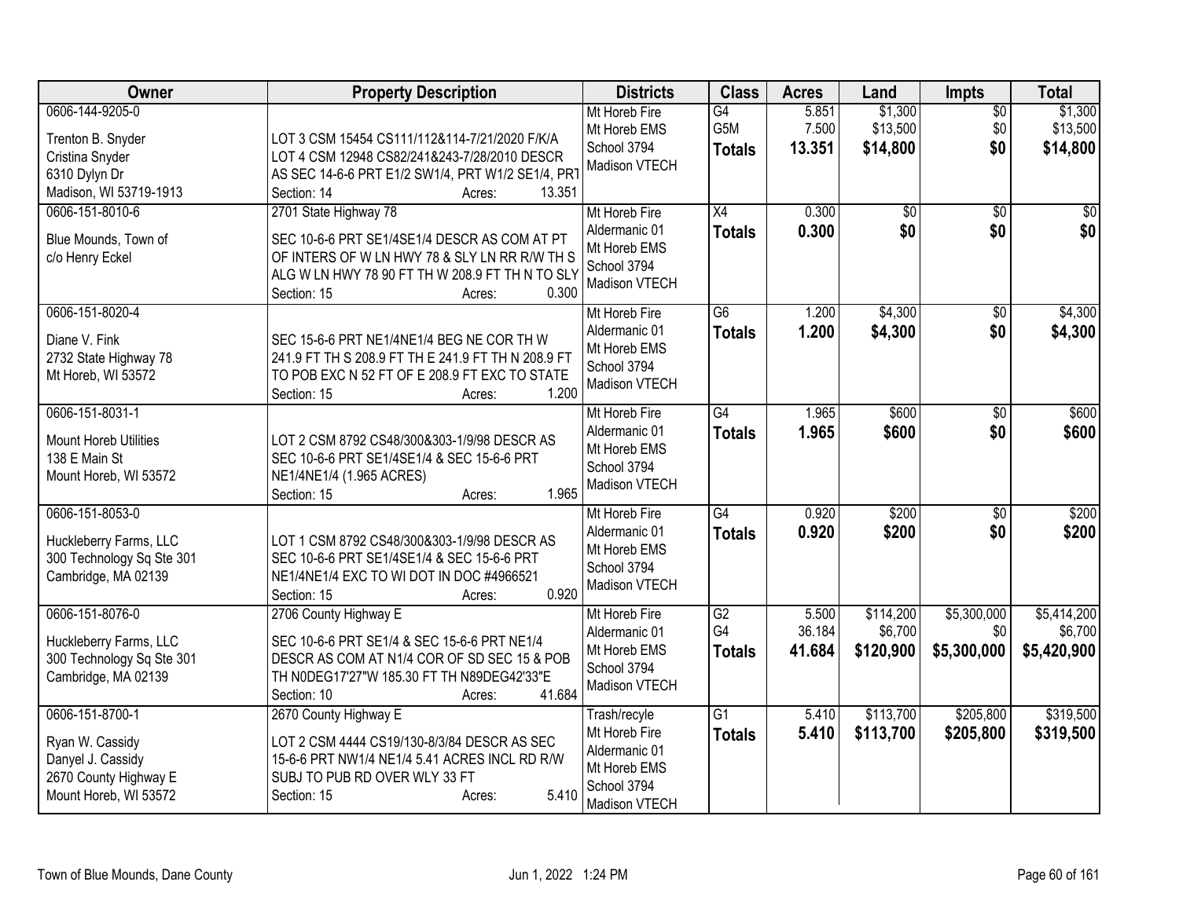| Owner | Property Description | Districts | Class | Acres | Land | Impts | Total |
|---|---|---|---|---|---|---|---|
| 0606-144-9205-0<br><br>Trenton B. Snyder<br>Cristina Snyder<br>6310 Dylyn Dr<br>Madison, WI 53719-1913 | LOT 3 CSM 15454 CS111/112&114-7/21/2020 F/K/A LOT 4 CSM 12948 CS82/241&243-7/28/2010 DESCR AS SEC 14-6-6 PRT E1/2 SW1/4, PRT W1/2 SE1/4, PRT<br>Section: 14 Acres: 13.351 | Mt Horeb Fire<br>Mt Horeb EMS<br>School 3794<br>Madison VTECH | G4<br>G5M<br>**Totals** | 5.851<br>7.500<br>**13.351** | $1,300<br>$13,500<br>**$14,800** | $0<br>$0<br>**$0** | $1,300<br>$13,500<br>**$14,800** |
| 0606-151-8010-6<br><br>Blue Mounds, Town of<br>c/o Henry Eckel | 2701 State Highway 78<br><br>SEC 10-6-6 PRT SE1/4SE1/4 DESCR AS COM AT PT OF INTERS OF W LN HWY 78 & SLY LN RR R/W TH S ALG W LN HWY 78 90 FT TH W 208.9 FT TH N TO SLY<br>Section: 15 Acres: 0.300 | Mt Horeb Fire<br>Aldermanic 01<br>Mt Horeb EMS<br>School 3794<br>Madison VTECH | X4<br>**Totals** | 0.300<br>**0.300** | $0<br>**$0** | $0<br>**$0** | $0<br>**$0** |
| 0606-151-8020-4<br><br>Diane V. Fink<br>2732 State Highway 78<br>Mt Horeb, WI 53572 | SEC 15-6-6 PRT NE1/4NE1/4 BEG NE COR TH W 241.9 FT TH S 208.9 FT TH E 241.9 FT TH N 208.9 FT TO POB EXC N 52 FT OF E 208.9 FT EXC TO STATE<br>Section: 15 Acres: 1.200 | Mt Horeb Fire<br>Aldermanic 01<br>Mt Horeb EMS<br>School 3794<br>Madison VTECH | G6<br>**Totals** | 1.200<br>**1.200** | $4,300<br>**$4,300** | $0<br>**$0** | $4,300<br>**$4,300** |
| 0606-151-8031-1<br><br>Mount Horeb Utilities<br>138 E Main St<br>Mount Horeb, WI 53572 | LOT 2 CSM 8792 CS48/300&303-1/9/98 DESCR AS SEC 10-6-6 PRT SE1/4SE1/4 & SEC 15-6-6 PRT NE1/4NE1/4 (1.965 ACRES)<br>Section: 15 Acres: 1.965 | Mt Horeb Fire<br>Aldermanic 01<br>Mt Horeb EMS<br>School 3794<br>Madison VTECH | G4<br>**Totals** | 1.965<br>**1.965** | $600<br>**$600** | $0<br>**$0** | $600<br>**$600** |
| 0606-151-8053-0<br><br>Huckleberry Farms, LLC<br>300 Technology Sq Ste 301<br>Cambridge, MA 02139 | LOT 1 CSM 8792 CS48/300&303-1/9/98 DESCR AS SEC 10-6-6 PRT SE1/4SE1/4 & SEC 15-6-6 PRT NE1/4NE1/4 EXC TO WI DOT IN DOC #4966521<br>Section: 15 Acres: 0.920 | Mt Horeb Fire<br>Aldermanic 01<br>Mt Horeb EMS<br>School 3794<br>Madison VTECH | G4<br>**Totals** | 0.920<br>**0.920** | $200<br>**$200** | $0<br>**$0** | $200<br>**$200** |
| 0606-151-8076-0<br><br>Huckleberry Farms, LLC<br>300 Technology Sq Ste 301<br>Cambridge, MA 02139 | 2706 County Highway E<br><br>SEC 10-6-6 PRT SE1/4 & SEC 15-6-6 PRT NE1/4 DESCR AS COM AT N1/4 COR OF SD SEC 15 & POB TH N0DEG17'27"W 185.30 FT TH N89DEG42'33"E<br>Section: 10 Acres: 41.684 | Mt Horeb Fire<br>Aldermanic 01<br>Mt Horeb EMS<br>School 3794<br>Madison VTECH | G2<br>G4<br>**Totals** | 5.500<br>36.184<br>**41.684** | $114,200<br>$6,700<br>**$120,900** | $5,300,000<br>$0<br>**$5,300,000** | $5,414,200<br>$6,700<br>**$5,420,900** |
| 0606-151-8700-1<br><br>Ryan W. Cassidy<br>Danyel J. Cassidy<br>2670 County Highway E<br>Mount Horeb, WI 53572 | 2670 County Highway E<br><br>LOT 2 CSM 4444 CS19/130-8/3/84 DESCR AS SEC 15-6-6 PRT NW1/4 NE1/4 5.41 ACRES INCL RD R/W SUBJ TO PUB RD OVER WLY 33 FT<br>Section: 15 Acres: 5.410 | Trash/recyle<br>Mt Horeb Fire<br>Aldermanic 01<br>Mt Horeb EMS<br>School 3794<br>Madison VTECH | G1<br>**Totals** | 5.410<br>**5.410** | $113,700<br>**$113,700** | $205,800<br>**$205,800** | $319,500<br>**$319,500** |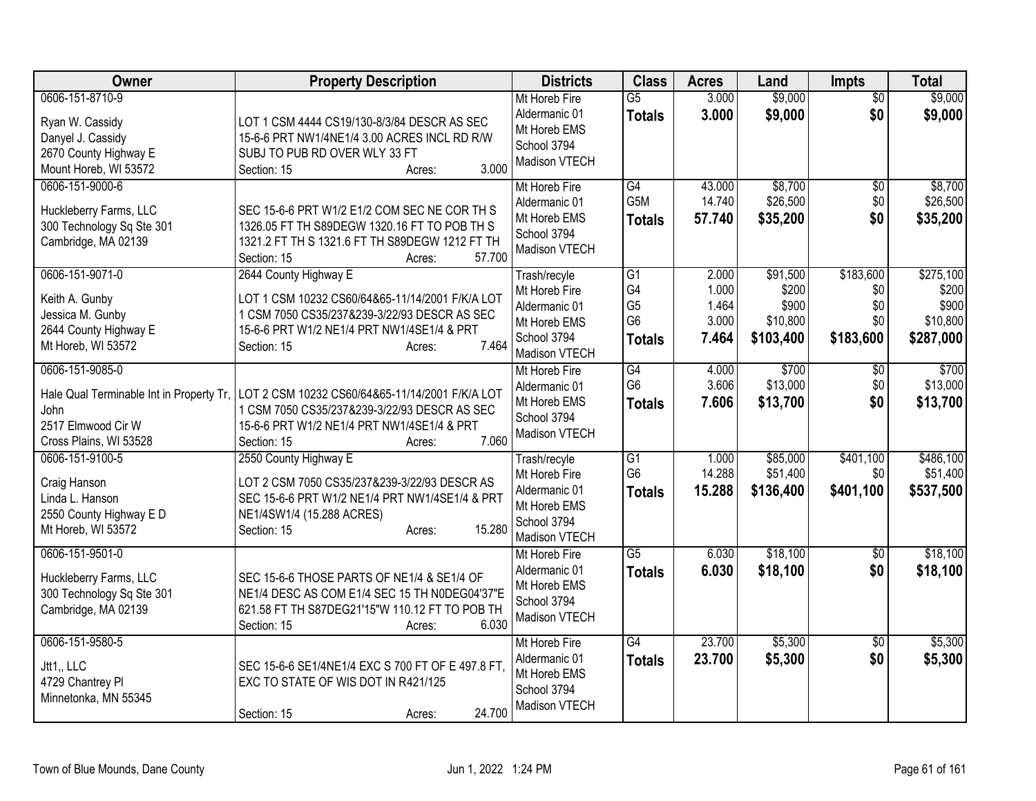| Owner | Property Description | Districts | Class | Acres | Land | Impts | Total |
|---|---|---|---|---|---|---|---|
| 0606-151-8710-9<br><br>Ryan W. Cassidy<br>Danyel J. Cassidy<br>2670 County Highway E<br>Mount Horeb, WI 53572 | LOT 1 CSM 4444 CS19/130-8/3/84 DESCR AS SEC 15-6-6 PRT NW1/4NE1/4 3.00 ACRES INCL RD R/W SUBJ TO PUB RD OVER WLY 33 FT<br>Section: 15 Acres: 3.000 | Mt Horeb Fire<br>Aldermanic 01<br>Mt Horeb EMS<br>School 3794<br>Madison VTECH | G5<br>**Totals** | 3.000<br>**3.000** | $9,000<br>**$9,000** | $0<br>**$0** | $9,000<br>**$9,000** |
| 0606-151-9000-6<br><br>Huckleberry Farms, LLC<br>300 Technology Sq Ste 301<br>Cambridge, MA 02139 | SEC 15-6-6 PRT W1/2 E1/2 COM SEC NE COR TH S 1326.05 FT TH S89DEGW 1320.16 FT TO POB TH S 1321.2 FT TH S 1321.6 FT TH S89DEGW 1212 FT TH<br>Section: 15 Acres: 57.700 | Mt Horeb Fire<br>Aldermanic 01<br>Mt Horeb EMS<br>School 3794<br>Madison VTECH | G4<br>G5M<br>**Totals** | 43.000<br>14.740<br>**57.740** | $8,700<br>$26,500<br>**$35,200** | $0<br>$0<br>**$0** | $8,700<br>$26,500<br>**$35,200** |
| 0606-151-9071-0<br>2644 County Highway E<br>Keith A. Gunby<br>Jessica M. Gunby<br>2644 County Highway E<br>Mt Horeb, WI 53572 | LOT 1 CSM 10232 CS60/64&65-11/14/2001 F/K/A LOT 1 CSM 7050 CS35/237&239-3/22/93 DESCR AS SEC 15-6-6 PRT W1/2 NE1/4 PRT NW1/4SE1/4 & PRT<br>Section: 15 Acres: 7.464 | Trash/recyle<br>Mt Horeb Fire<br>Aldermanic 01<br>Mt Horeb EMS<br>School 3794<br>Madison VTECH | G1<br>G4<br>G5<br>G6<br>**Totals** | 2.000<br>1.000<br>1.464<br>3.000<br>**7.464** | $91,500<br>$200<br>$900<br>$10,800<br>**$103,400** | $183,600<br>$0<br>$0<br>$0<br>**$183,600** | $275,100<br>$200<br>$900<br>$10,800<br>**$287,000** |
| 0606-151-9085-0<br><br>Hale Qual Terminable Int in Property Tr, John<br>2517 Elmwood Cir W<br>Cross Plains, WI 53528 | LOT 2 CSM 10232 CS60/64&65-11/14/2001 F/K/A LOT 1 CSM 7050 CS35/237&239-3/22/93 DESCR AS SEC 15-6-6 PRT W1/2 NE1/4 PRT NW1/4SE1/4 & PRT<br>Section: 15 Acres: 7.060 | Mt Horeb Fire<br>Aldermanic 01<br>Mt Horeb EMS<br>School 3794<br>Madison VTECH | G4<br>G6<br>**Totals** | 4.000<br>3.606<br>**7.606** | $700<br>$13,000<br>**$13,700** | $0<br>$0<br>**$0** | $700<br>$13,000<br>**$13,700** |
| 0606-151-9100-5<br>2550 County Highway E<br>Craig Hanson<br>Linda L. Hanson<br>2550 County Highway E D<br>Mt Horeb, WI 53572 | LOT 2 CSM 7050 CS35/237&239-3/22/93 DESCR AS SEC 15-6-6 PRT W1/2 NE1/4 PRT NW1/4SE1/4 & PRT NE1/4SW1/4 (15.288 ACRES)<br>Section: 15 Acres: 15.280 | Trash/recyle<br>Mt Horeb Fire<br>Aldermanic 01<br>Mt Horeb EMS<br>School 3794<br>Madison VTECH | G1<br>G6<br>**Totals** | 1.000<br>14.288<br>**15.288** | $85,000<br>$51,400<br>**$136,400** | $401,100<br>$0<br>**$401,100** | $486,100<br>$51,400<br>**$537,500** |
| 0606-151-9501-0<br><br>Huckleberry Farms, LLC<br>300 Technology Sq Ste 301<br>Cambridge, MA 02139 | SEC 15-6-6 THOSE PARTS OF NE1/4 & SE1/4 OF NE1/4 DESC AS COM E1/4 SEC 15 TH N0DEG04'37"E 621.58 FT TH S87DEG21'15"W 110.12 FT TO POB TH<br>Section: 15 Acres: 6.030 | Mt Horeb Fire<br>Aldermanic 01<br>Mt Horeb EMS<br>School 3794<br>Madison VTECH | G5<br>**Totals** | 6.030<br>**6.030** | $18,100<br>**$18,100** | $0<br>**$0** | $18,100<br>**$18,100** |
| 0606-151-9580-5<br><br>Jtt1,, LLC<br>4729 Chantrey Pl<br>Minnetonka, MN 55345 | SEC 15-6-6 SE1/4NE1/4 EXC S 700 FT OF E 497.8 FT, EXC TO STATE OF WIS DOT IN R421/125<br>Section: 15 Acres: 24.700 | Mt Horeb Fire<br>Aldermanic 01<br>Mt Horeb EMS<br>School 3794<br>Madison VTECH | G4<br>**Totals** | 23.700<br>**23.700** | $5,300<br>**$5,300** | $0<br>**$0** | $5,300<br>**$5,300** |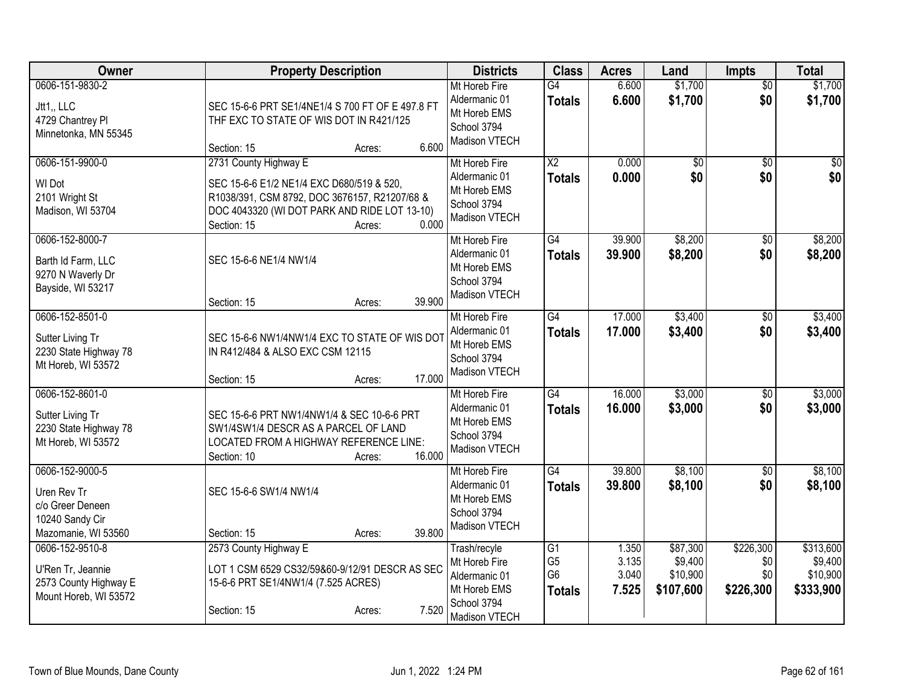| Owner | Property Description | Districts | Class | Acres | Land | Impts | Total |
|---|---|---|---|---|---|---|---|
| 0606-151-9830-2<br>Jtt1,, LLC<br>4729 Chantrey Pl<br>Minnetonka, MN 55345 | SEC 15-6-6 PRT SE1/4NE1/4 S 700 FT OF E 497.8 FT THF EXC TO STATE OF WIS DOT IN R421/125<br>Section: 15 Acres: 6.600 | Mt Horeb Fire<br>Aldermanic 01<br>Mt Horeb EMS<br>School 3794<br>Madison VTECH | G4<br>**Totals** | 6.600<br>**6.600** | $1,700<br>**$1,700** | $0<br>**$0** | $1,700<br>**$1,700** |
| 0606-151-9900-0<br>WI Dot<br>2101 Wright St<br>Madison, WI 53704 | 2731 County Highway E<br>SEC 15-6-6 E1/2 NE1/4 EXC D680/519 & 520, R1038/391, CSM 8792, DOC 3676157, R21207/68 & DOC 4043320 (WI DOT PARK AND RIDE LOT 13-10)<br>Section: 15 Acres: 0.000 | Mt Horeb Fire<br>Aldermanic 01<br>Mt Horeb EMS<br>School 3794<br>Madison VTECH | X2<br>**Totals** | 0.000<br>**0.000** | $0<br>**$0** | $0<br>**$0** | $0<br>**$0** |
| 0606-152-8000-7<br>Barth Id Farm, LLC<br>9270 N Waverly Dr<br>Bayside, WI 53217 | SEC 15-6-6 NE1/4 NW1/4<br>Section: 15 Acres: 39.900 | Mt Horeb Fire<br>Aldermanic 01<br>Mt Horeb EMS<br>School 3794<br>Madison VTECH | G4<br>**Totals** | 39.900<br>**39.900** | $8,200<br>**$8,200** | $0<br>**$0** | $8,200<br>**$8,200** |
| 0606-152-8501-0<br>Sutter Living Tr<br>2230 State Highway 78<br>Mt Horeb, WI 53572 | SEC 15-6-6 NW1/4NW1/4 EXC TO STATE OF WIS DOT IN R412/484 & ALSO EXC CSM 12115<br>Section: 15 Acres: 17.000 | Mt Horeb Fire<br>Aldermanic 01<br>Mt Horeb EMS<br>School 3794<br>Madison VTECH | G4<br>**Totals** | 17.000<br>**17.000** | $3,400<br>**$3,400** | $0<br>**$0** | $3,400<br>**$3,400** |
| 0606-152-8601-0<br>Sutter Living Tr<br>2230 State Highway 78<br>Mt Horeb, WI 53572 | SEC 15-6-6 PRT NW1/4NW1/4 & SEC 10-6-6 PRT SW1/4SW1/4 DESCR AS A PARCEL OF LAND LOCATED FROM A HIGHWAY REFERENCE LINE:<br>Section: 10 Acres: 16.000 | Mt Horeb Fire<br>Aldermanic 01<br>Mt Horeb EMS<br>School 3794<br>Madison VTECH | G4<br>**Totals** | 16.000<br>**16.000** | $3,000<br>**$3,000** | $0<br>**$0** | $3,000<br>**$3,000** |
| 0606-152-9000-5<br>Uren Rev Tr<br>c/o Greer Deneen<br>10240 Sandy Cir<br>Mazomanie, WI 53560 | SEC 15-6-6 SW1/4 NW1/4<br>Section: 15 Acres: 39.800 | Mt Horeb Fire<br>Aldermanic 01<br>Mt Horeb EMS<br>School 3794<br>Madison VTECH | G4<br>**Totals** | 39.800<br>**39.800** | $8,100<br>**$8,100** | $0<br>**$0** | $8,100<br>**$8,100** |
| 0606-152-9510-8<br>U'Ren Tr, Jeannie<br>2573 County Highway E<br>Mount Horeb, WI 53572 | 2573 County Highway E<br>LOT 1 CSM 6529 CS32/59&60-9/12/91 DESCR AS SEC 15-6-6 PRT SE1/4NW1/4 (7.525 ACRES)<br>Section: 15 Acres: 7.520 | Trash/recyle<br>Mt Horeb Fire<br>Aldermanic 01<br>Mt Horeb EMS<br>School 3794<br>Madison VTECH | G1<br>G5<br>G6<br>**Totals** | 1.350<br>3.135<br>3.040<br>**7.525** | $87,300<br>$9,400<br>$10,900<br>**$107,600** | $226,300<br>$0<br>$0<br>**$226,300** | $313,600<br>$9,400<br>$10,900<br>**$333,900** |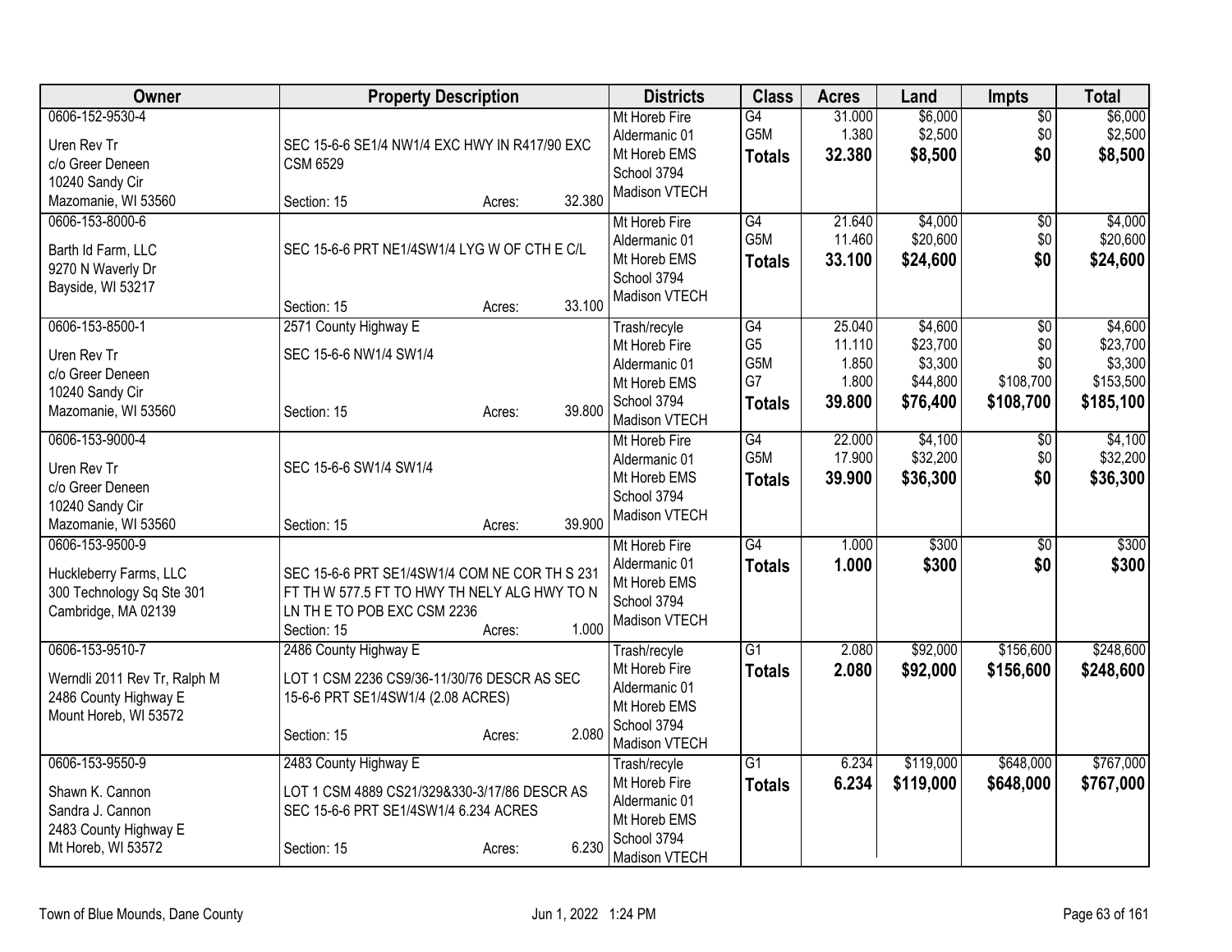| Owner | Property Description | Districts | Class | Acres | Land | Impts | Total |
|---|---|---|---|---|---|---|---|
| 0606-152-9530-4<br>Uren Rev Tr<br>c/o Greer Deneen<br>10240 Sandy Cir<br>Mazomanie, WI 53560 | SEC 15-6-6 SE1/4 NW1/4 EXC HWY IN R417/90 EXC CSM 6529<br>Section: 15 Acres: 32.380 | Mt Horeb Fire<br>Aldermanic 01<br>Mt Horeb EMS<br>School 3794<br>Madison VTECH | G4<br>G5M<br>**Totals** | 31.000<br>1.380<br>**32.380** | $6,000<br>$2,500<br>**$8,500** | $0<br>$0<br>**$0** | $6,000<br>$2,500<br>**$8,500** |
| 0606-153-8000-6<br>Barth Id Farm, LLC<br>9270 N Waverly Dr<br>Bayside, WI 53217 | SEC 15-6-6 PRT NE1/4SW1/4 LYG W OF CTH E C/L<br>Section: 15 Acres: 33.100 | Mt Horeb Fire<br>Aldermanic 01<br>Mt Horeb EMS<br>School 3794<br>Madison VTECH | G4<br>G5M<br>**Totals** | 21.640<br>11.460<br>**33.100** | $4,000<br>$20,600<br>**$24,600** | $0<br>$0<br>**$0** | $4,000<br>$20,600<br>**$24,600** |
| 0606-153-8500-1<br>Uren Rev Tr<br>c/o Greer Deneen<br>10240 Sandy Cir<br>Mazomanie, WI 53560 | 2571 County Highway E<br>SEC 15-6-6 NW1/4 SW1/4<br>Section: 15 Acres: 39.800 | Trash/recyle<br>Mt Horeb Fire<br>Aldermanic 01<br>Mt Horeb EMS<br>School 3794<br>Madison VTECH | G4<br>G5<br>G5M<br>G7<br>**Totals** | 25.040<br>11.110<br>1.850<br>1.800<br>**39.800** | $4,600<br>$23,700<br>$3,300<br>$44,800<br>**$76,400** | $0<br>$0<br>$0<br>$108,700<br>**$108,700** | $4,600<br>$23,700<br>$3,300<br>$153,500<br>**$185,100** |
| 0606-153-9000-4<br>Uren Rev Tr<br>c/o Greer Deneen<br>10240 Sandy Cir<br>Mazomanie, WI 53560 | SEC 15-6-6 SW1/4 SW1/4<br>Section: 15 Acres: 39.900 | Mt Horeb Fire<br>Aldermanic 01<br>Mt Horeb EMS<br>School 3794<br>Madison VTECH | G4<br>G5M<br>**Totals** | 22.000<br>17.900<br>**39.900** | $4,100<br>$32,200<br>**$36,300** | $0<br>$0<br>**$0** | $4,100<br>$32,200<br>**$36,300** |
| 0606-153-9500-9<br>Huckleberry Farms, LLC<br>300 Technology Sq Ste 301<br>Cambridge, MA 02139 | SEC 15-6-6 PRT SE1/4SW1/4 COM NE COR TH S 231 FT TH W 577.5 FT TO HWY TH NELY ALG HWY TO N LN TH E TO POB EXC CSM 2236<br>Section: 15 Acres: 1.000 | Mt Horeb Fire<br>Aldermanic 01<br>Mt Horeb EMS<br>School 3794<br>Madison VTECH | G4<br>**Totals** | 1.000<br>**1.000** | $300<br>**$300** | $0<br>**$0** | $300<br>**$300** |
| 0606-153-9510-7<br>Werndli 2011 Rev Tr, Ralph M<br>2486 County Highway E<br>Mount Horeb, WI 53572 | 2486 County Highway E<br>LOT 1 CSM 2236 CS9/36-11/30/76 DESCR AS SEC 15-6-6 PRT SE1/4SW1/4 (2.08 ACRES)<br>Section: 15 Acres: 2.080 | Trash/recyle<br>Mt Horeb Fire<br>Aldermanic 01<br>Mt Horeb EMS<br>School 3794<br>Madison VTECH | G1<br>**Totals** | 2.080<br>**2.080** | $92,000<br>**$92,000** | $156,600<br>**$156,600** | $248,600<br>**$248,600** |
| 0606-153-9550-9<br>Shawn K. Cannon<br>Sandra J. Cannon<br>2483 County Highway E<br>Mt Horeb, WI 53572 | 2483 County Highway E<br>LOT 1 CSM 4889 CS21/329&330-3/17/86 DESCR AS SEC 15-6-6 PRT SE1/4SW1/4 6.234 ACRES<br>Section: 15 Acres: 6.230 | Trash/recyle<br>Mt Horeb Fire<br>Aldermanic 01<br>Mt Horeb EMS<br>School 3794<br>Madison VTECH | G1<br>**Totals** | 6.234<br>**6.234** | $119,000<br>**$119,000** | $648,000<br>**$648,000** | $767,000<br>**$767,000** |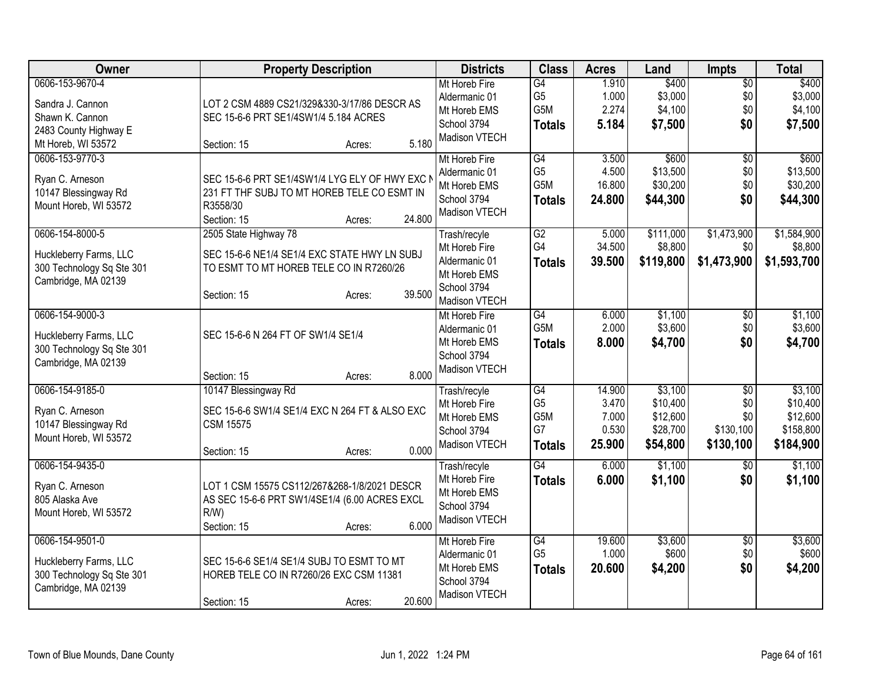| Owner | Property Description | Districts | Class | Acres | Land | Impts | Total |
|---|---|---|---|---|---|---|---|
| 0606-153-9670-4<br><br>Sandra J. Cannon<br>Shawn K. Cannon<br>2483 County Highway E<br>Mt Horeb, WI 53572 | LOT 2 CSM 4889 CS21/329&330-3/17/86 DESCR AS SEC 15-6-6 PRT SE1/4SW1/4 5.184 ACRES<br><br>Section: 15 Acres: 5.180 | Mt Horeb Fire<br>Aldermanic 01<br>Mt Horeb EMS<br>School 3794<br>Madison VTECH | G4<br>G5<br>G5M<br>**Totals** | 1.910<br>1.000<br>2.274<br>**5.184** | \$400<br>\$3,000<br>\$4,100<br>**\$7,500** | \$0<br>\$0<br>\$0<br>**\$0** | \$400<br>\$3,000<br>\$4,100<br>**\$7,500** |
| 0606-153-9770-3<br><br>Ryan C. Arneson<br>10147 Blessingway Rd<br>Mount Horeb, WI 53572 | SEC 15-6-6 PRT SE1/4SW1/4 LYG ELY OF HWY EXC N 231 FT THF SUBJ TO MT HOREB TELE CO ESMT IN R3558/30<br>Section: 15 Acres: 24.800 | Mt Horeb Fire<br>Aldermanic 01<br>Mt Horeb EMS<br>School 3794<br>Madison VTECH | G4<br>G5<br>G5M<br>**Totals** | 3.500<br>4.500<br>16.800<br>**24.800** | \$600<br>\$13,500<br>\$30,200<br>**\$44,300** | \$0<br>\$0<br>\$0<br>**\$0** | \$600<br>\$13,500<br>\$30,200<br>**\$44,300** |
| 0606-154-8000-5<br><br>Huckleberry Farms, LLC<br>300 Technology Sq Ste 301<br>Cambridge, MA 02139 | 2505 State Highway 78<br><br>SEC 15-6-6 NE1/4 SE1/4 EXC STATE HWY LN SUBJ TO ESMT TO MT HOREB TELE CO IN R7260/26<br><br>Section: 15 Acres: 39.500 | Trash/recyle<br>Mt Horeb Fire<br>Aldermanic 01<br>Mt Horeb EMS<br>School 3794<br>Madison VTECH | G2<br>G4<br>**Totals** | 5.000<br>34.500<br>**39.500** | \$111,000<br>\$8,800<br>**\$119,800** | \$1,473,900<br>\$0<br>**\$1,473,900** | \$1,584,900<br>\$8,800<br>**\$1,593,700** |
| 0606-154-9000-3<br><br>Huckleberry Farms, LLC<br>300 Technology Sq Ste 301<br>Cambridge, MA 02139 | SEC 15-6-6 N 264 FT OF SW1/4 SE1/4<br><br>Section: 15 Acres: 8.000 | Mt Horeb Fire<br>Aldermanic 01<br>Mt Horeb EMS<br>School 3794<br>Madison VTECH | G4<br>G5M<br>**Totals** | 6.000<br>2.000<br>**8.000** | \$1,100<br>\$3,600<br>**\$4,700** | \$0<br>\$0<br>**\$0** | \$1,100<br>\$3,600<br>**\$4,700** |
| 0606-154-9185-0<br><br>Ryan C. Arneson<br>10147 Blessingway Rd<br>Mount Horeb, WI 53572 | 10147 Blessingway Rd<br><br>SEC 15-6-6 SW1/4 SE1/4 EXC N 264 FT & ALSO EXC CSM 15575<br><br>Section: 15 Acres: 0.000 | Trash/recyle<br>Mt Horeb Fire<br>Mt Horeb EMS<br>School 3794<br>Madison VTECH | G4<br>G5<br>G5M<br>G7<br>**Totals** | 14.900<br>3.470<br>7.000<br>0.530<br>**25.900** | \$3,100<br>\$10,400<br>\$12,600<br>\$28,700<br>**\$54,800** | \$0<br>\$0<br>\$0<br>\$130,100<br>**\$130,100** | \$3,100<br>\$10,400<br>\$12,600<br>\$158,800<br>**\$184,900** |
| 0606-154-9435-0<br><br>Ryan C. Arneson<br>805 Alaska Ave<br>Mount Horeb, WI 53572 | LOT 1 CSM 15575 CS112/267&268-1/8/2021 DESCR AS SEC 15-6-6 PRT SW1/4SE1/4 (6.00 ACRES EXCL R/W)<br>Section: 15 Acres: 6.000 | Trash/recyle<br>Mt Horeb Fire<br>Mt Horeb EMS<br>School 3794<br>Madison VTECH | G4<br>**Totals** | 6.000<br>**6.000** | \$1,100<br>**\$1,100** | \$0<br>**\$0** | \$1,100<br>**\$1,100** |
| 0606-154-9501-0<br><br>Huckleberry Farms, LLC<br>300 Technology Sq Ste 301<br>Cambridge, MA 02139 | SEC 15-6-6 SE1/4 SE1/4 SUBJ TO ESMT TO MT HOREB TELE CO IN R7260/26 EXC CSM 11381<br><br>Section: 15 Acres: 20.600 | Mt Horeb Fire<br>Aldermanic 01<br>Mt Horeb EMS<br>School 3794<br>Madison VTECH | G4<br>G5<br>**Totals** | 19.600<br>1.000<br>**20.600** | \$3,600<br>\$600<br>**\$4,200** | \$0<br>\$0<br>**\$0** | \$3,600<br>\$600<br>**\$4,200** |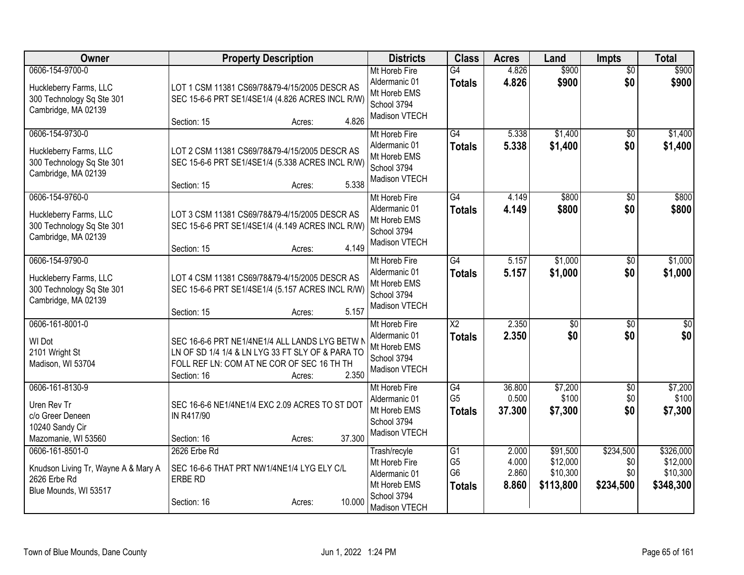| Owner | Property Description | Districts | Class | Acres | Land | Impts | Total |
|---|---|---|---|---|---|---|---|
| 0606-154-9700-0<br><br>Huckleberry Farms, LLC<br>300 Technology Sq Ste 301<br>Cambridge, MA 02139 | LOT 1 CSM 11381 CS69/78&79-4/15/2005 DESCR AS SEC 15-6-6 PRT SE1/4SE1/4 (4.826 ACRES INCL R/W)<br><br>Section: 15 Acres: 4.826 | Mt Horeb Fire<br>Aldermanic 01<br>Mt Horeb EMS<br>School 3794<br>Madison VTECH | G4<br>**Totals** | 4.826<br>**4.826** | $900<br>**$900** | $0<br>**$0** | $900<br>**$900** |
| 0606-154-9730-0<br><br>Huckleberry Farms, LLC<br>300 Technology Sq Ste 301<br>Cambridge, MA 02139 | LOT 2 CSM 11381 CS69/78&79-4/15/2005 DESCR AS SEC 15-6-6 PRT SE1/4SE1/4 (5.338 ACRES INCL R/W)<br><br>Section: 15 Acres: 5.338 | Mt Horeb Fire<br>Aldermanic 01<br>Mt Horeb EMS<br>School 3794<br>Madison VTECH | G4<br>**Totals** | 5.338<br>**5.338** | $1,400<br>**$1,400** | $0<br>**$0** | $1,400<br>**$1,400** |
| 0606-154-9760-0<br><br>Huckleberry Farms, LLC<br>300 Technology Sq Ste 301<br>Cambridge, MA 02139 | LOT 3 CSM 11381 CS69/78&79-4/15/2005 DESCR AS SEC 15-6-6 PRT SE1/4SE1/4 (4.149 ACRES INCL R/W)<br><br>Section: 15 Acres: 4.149 | Mt Horeb Fire<br>Aldermanic 01<br>Mt Horeb EMS<br>School 3794<br>Madison VTECH | G4<br>**Totals** | 4.149<br>**4.149** | $800<br>**$800** | $0<br>**$0** | $800<br>**$800** |
| 0606-154-9790-0<br><br>Huckleberry Farms, LLC<br>300 Technology Sq Ste 301<br>Cambridge, MA 02139 | LOT 4 CSM 11381 CS69/78&79-4/15/2005 DESCR AS SEC 15-6-6 PRT SE1/4SE1/4 (5.157 ACRES INCL R/W)<br><br>Section: 15 Acres: 5.157 | Mt Horeb Fire<br>Aldermanic 01<br>Mt Horeb EMS<br>School 3794<br>Madison VTECH | G4<br>**Totals** | 5.157<br>**5.157** | $1,000<br>**$1,000** | $0<br>**$0** | $1,000<br>**$1,000** |
| 0606-161-8001-0<br><br>WI Dot<br>2101 Wright St<br>Madison, WI 53704 | SEC 16-6-6 PRT NE1/4NE1/4 ALL LANDS LYG BETW N LN OF SD 1/4 1/4 & LN LYG 33 FT SLY OF & PARA TO FOLL REF LN: COM AT NE COR OF SEC 16 TH TH<br>Section: 16 Acres: 2.350 | Mt Horeb Fire<br>Aldermanic 01<br>Mt Horeb EMS<br>School 3794<br>Madison VTECH | X2<br>**Totals** | 2.350<br>**2.350** | $0<br>**$0** | $0<br>**$0** | $0<br>**$0** |
| 0606-161-8130-9<br><br>Uren Rev Tr<br>c/o Greer Deneen<br>10240 Sandy Cir<br>Mazomanie, WI 53560 | SEC 16-6-6 NE1/4NE1/4 EXC 2.09 ACRES TO ST DOT IN R417/90<br><br>Section: 16 Acres: 37.300 | Mt Horeb Fire<br>Aldermanic 01<br>Mt Horeb EMS<br>School 3794<br>Madison VTECH | G4<br>G5<br>**Totals** | 36.800<br>0.500<br>**37.300** | $7,200<br>$100<br>**$7,300** | $0<br>$0<br>**$0** | $7,200<br>$100<br>**$7,300** |
| 0606-161-8501-0<br><br>Knudson Living Tr, Wayne A & Mary A<br>2626 Erbe Rd<br>Blue Mounds, WI 53517 | 2626 Erbe Rd<br>SEC 16-6-6 THAT PRT NW1/4NE1/4 LYG ELY C/L ERBE RD<br><br>Section: 16 Acres: 10.000 | Trash/recyle<br>Mt Horeb Fire<br>Aldermanic 01<br>Mt Horeb EMS<br>School 3794<br>Madison VTECH | G1<br>G5<br>G6<br>**Totals** | 2.000<br>4.000<br>2.860<br>**8.860** | $91,500<br>$12,000<br>$10,300<br>**$113,800** | $234,500<br>$0<br>$0<br>**$234,500** | $326,000<br>$12,000<br>$10,300<br>**$348,300** |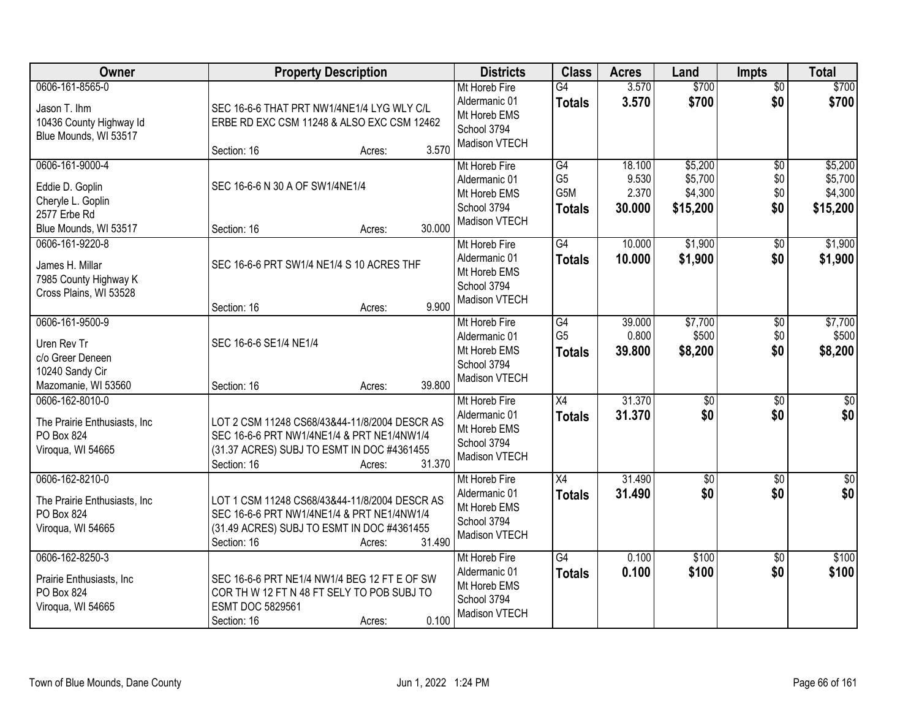| Owner | Property Description | Districts | Class | Acres | Land | Impts | Total |
|---|---|---|---|---|---|---|---|
| 0606-161-8565-0<br>Jason T. Ihm<br>10436 County Highway Id<br>Blue Mounds, WI 53517 | SEC 16-6-6 THAT PRT NW1/4NE1/4 LYG WLY C/L ERBE RD EXC CSM 11248 & ALSO EXC CSM 12462<br>Section: 16 Acres: 3.570 | Mt Horeb Fire<br>Aldermanic 01<br>Mt Horeb EMS<br>School 3794<br>Madison VTECH | G4<br>**Totals** | 3.570<br>**3.570** | $700<br>**$700** | $0<br>**$0** | $700<br>**$700** |
| 0606-161-9000-4<br>Eddie D. Goplin<br>Cheryle L. Goplin<br>2577 Erbe Rd<br>Blue Mounds, WI 53517 | SEC 16-6-6 N 30 A OF SW1/4NE1/4<br>Section: 16 Acres: 30.000 | Mt Horeb Fire<br>Aldermanic 01<br>Mt Horeb EMS<br>School 3794<br>Madison VTECH | G4<br>G5<br>G5M<br>**Totals** | 18.100<br>9.530<br>2.370<br>**30.000** | $5,200<br>$5,700<br>$4,300<br>**$15,200** | $0<br>$0<br>$0<br>**$0** | $5,200<br>$5,700<br>$4,300<br>**$15,200** |
| 0606-161-9220-8<br>James H. Millar<br>7985 County Highway K<br>Cross Plains, WI 53528 | SEC 16-6-6 PRT SW1/4 NE1/4 S 10 ACRES THF<br>Section: 16 Acres: 9.900 | Mt Horeb Fire<br>Aldermanic 01<br>Mt Horeb EMS<br>School 3794<br>Madison VTECH | G4<br>**Totals** | 10.000<br>**10.000** | $1,900<br>**$1,900** | $0<br>**$0** | $1,900<br>**$1,900** |
| 0606-161-9500-9<br>Uren Rev Tr<br>c/o Greer Deneen<br>10240 Sandy Cir<br>Mazomanie, WI 53560 | SEC 16-6-6 SE1/4 NE1/4<br>Section: 16 Acres: 39.800 | Mt Horeb Fire<br>Aldermanic 01<br>Mt Horeb EMS<br>School 3794<br>Madison VTECH | G4<br>G5<br>**Totals** | 39.000<br>0.800<br>**39.800** | $7,700<br>$500<br>**$8,200** | $0<br>$0<br>**$0** | $7,700<br>$500<br>**$8,200** |
| 0606-162-8010-0<br>The Prairie Enthusiasts, Inc<br>PO Box 824<br>Viroqua, WI 54665 | LOT 2 CSM 11248 CS68/43&44-11/8/2004 DESCR AS SEC 16-6-6 PRT NW1/4NE1/4 & PRT NE1/4NW1/4 (31.37 ACRES) SUBJ TO ESMT IN DOC #4361455<br>Section: 16 Acres: 31.370 | Mt Horeb Fire<br>Aldermanic 01<br>Mt Horeb EMS<br>School 3794<br>Madison VTECH | X4<br>**Totals** | 31.370<br>**31.370** | $0<br>**$0** | $0<br>**$0** | $0<br>**$0** |
| 0606-162-8210-0<br>The Prairie Enthusiasts, Inc<br>PO Box 824<br>Viroqua, WI 54665 | LOT 1 CSM 11248 CS68/43&44-11/8/2004 DESCR AS SEC 16-6-6 PRT NW1/4NE1/4 & PRT NE1/4NW1/4 (31.49 ACRES) SUBJ TO ESMT IN DOC #4361455<br>Section: 16 Acres: 31.490 | Mt Horeb Fire<br>Aldermanic 01<br>Mt Horeb EMS<br>School 3794<br>Madison VTECH | X4<br>**Totals** | 31.490<br>**31.490** | $0<br>**$0** | $0<br>**$0** | $0<br>**$0** |
| 0606-162-8250-3<br>Prairie Enthusiasts, Inc<br>PO Box 824<br>Viroqua, WI 54665 | SEC 16-6-6 PRT NE1/4 NW1/4 BEG 12 FT E OF SW COR TH W 12 FT N 48 FT SELY TO POB SUBJ TO ESMT DOC 5829561<br>Section: 16 Acres: 0.100 | Mt Horeb Fire<br>Aldermanic 01<br>Mt Horeb EMS<br>School 3794<br>Madison VTECH | G4<br>**Totals** | 0.100<br>**0.100** | $100<br>**$100** | $0<br>**$0** | $100<br>**$100** |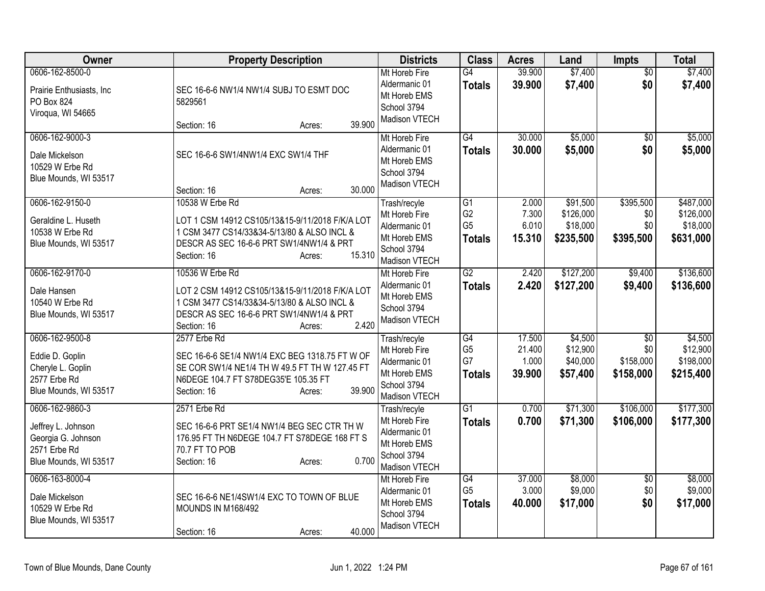| Owner | Property Description | Districts | Class | Acres | Land | Impts | Total |
|---|---|---|---|---|---|---|---|
| 0606-162-8500-0<br>Prairie Enthusiasts, Inc<br>PO Box 824<br>Viroqua, WI 54665 | SEC 16-6-6 NW1/4 NW1/4 SUBJ TO ESMT DOC 5829561<br>Section: 16 Acres: 39.900 | Mt Horeb Fire<br>Aldermanic 01<br>Mt Horeb EMS<br>School 3794<br>Madison VTECH | G4<br>**Totals** | 39.900<br>**39.900** | $7,400<br>**$7,400** | $0<br>**$0** | $7,400<br>**$7,400** |
| 0606-162-9000-3<br>Dale Mickelson<br>10529 W Erbe Rd<br>Blue Mounds, WI 53517 | SEC 16-6-6 SW1/4NW1/4 EXC SW1/4 THF<br>Section: 16 Acres: 30.000 | Mt Horeb Fire<br>Aldermanic 01<br>Mt Horeb EMS<br>School 3794<br>Madison VTECH | G4<br>**Totals** | 30.000<br>**30.000** | $5,000<br>**$5,000** | $0<br>**$0** | $5,000<br>**$5,000** |
| 0606-162-9150-0<br>Geraldine L. Huseth<br>10538 W Erbe Rd<br>Blue Mounds, WI 53517 | 10538 W Erbe Rd<br>LOT 1 CSM 14912 CS105/13&15-9/11/2018 F/K/A LOT 1 CSM 3477 CS14/33&34-5/13/80 & ALSO INCL & DESCR AS SEC 16-6-6 PRT SW1/4NW1/4 & PRT<br>Section: 16 Acres: 15.310 | Trash/recyle<br>Mt Horeb Fire<br>Aldermanic 01<br>Mt Horeb EMS<br>School 3794<br>Madison VTECH | G1<br>G2<br>G5<br>**Totals** | 2.000<br>7.300<br>6.010<br>**15.310** | $91,500<br>$126,000<br>$18,000<br>**$235,500** | $395,500<br>$0<br>$0<br>**$395,500** | $487,000<br>$126,000<br>$18,000<br>**$631,000** |
| 0606-162-9170-0<br>Dale Hansen<br>10540 W Erbe Rd<br>Blue Mounds, WI 53517 | 10536 W Erbe Rd<br>LOT 2 CSM 14912 CS105/13&15-9/11/2018 F/K/A LOT 1 CSM 3477 CS14/33&34-5/13/80 & ALSO INCL & DESCR AS SEC 16-6-6 PRT SW1/4NW1/4 & PRT<br>Section: 16 Acres: 2.420 | Mt Horeb Fire<br>Aldermanic 01<br>Mt Horeb EMS<br>School 3794<br>Madison VTECH | G2<br>**Totals** | 2.420<br>**2.420** | $127,200<br>**$127,200** | $9,400<br>**$9,400** | $136,600<br>**$136,600** |
| 0606-162-9500-8<br>Eddie D. Goplin<br>Cheryle L. Goplin<br>2577 Erbe Rd<br>Blue Mounds, WI 53517 | 2577 Erbe Rd<br>SEC 16-6-6 SE1/4 NW1/4 EXC BEG 1318.75 FT W OF SE COR SW1/4 NE1/4 TH W 49.5 FT TH W 127.45 FT N6DEGE 104.7 FT S78DEG35'E 105.35 FT<br>Section: 16 Acres: 39.900 | Trash/recyle<br>Mt Horeb Fire<br>Aldermanic 01<br>Mt Horeb EMS<br>School 3794<br>Madison VTECH | G4<br>G5<br>G7<br>**Totals** | 17.500<br>21.400<br>1.000<br>**39.900** | $4,500<br>$12,900<br>$40,000<br>**$57,400** | $0<br>$0<br>$158,000<br>**$158,000** | $4,500<br>$12,900<br>$198,000<br>**$215,400** |
| 0606-162-9860-3<br>Jeffrey L. Johnson<br>Georgia G. Johnson<br>2571 Erbe Rd<br>Blue Mounds, WI 53517 | 2571 Erbe Rd<br>SEC 16-6-6 PRT SE1/4 NW1/4 BEG SEC CTR TH W 176.95 FT TH N6DEGE 104.7 FT S78DEGE 168 FT S 70.7 FT TO POB<br>Section: 16 Acres: 0.700 | Trash/recyle<br>Mt Horeb Fire<br>Aldermanic 01<br>Mt Horeb EMS<br>School 3794<br>Madison VTECH | G1<br>**Totals** | 0.700<br>**0.700** | $71,300<br>**$71,300** | $106,000<br>**$106,000** | $177,300<br>**$177,300** |
| 0606-163-8000-4<br>Dale Mickelson<br>10529 W Erbe Rd<br>Blue Mounds, WI 53517 | SEC 16-6-6 NE1/4SW1/4 EXC TO TOWN OF BLUE MOUNDS IN M168/492<br>Section: 16 Acres: 40.000 | Mt Horeb Fire<br>Aldermanic 01<br>Mt Horeb EMS<br>School 3794<br>Madison VTECH | G4<br>G5<br>**Totals** | 37.000<br>3.000<br>**40.000** | $8,000<br>$9,000<br>**$17,000** | $0<br>$0<br>**$0** | $8,000<br>$9,000<br>**$17,000** |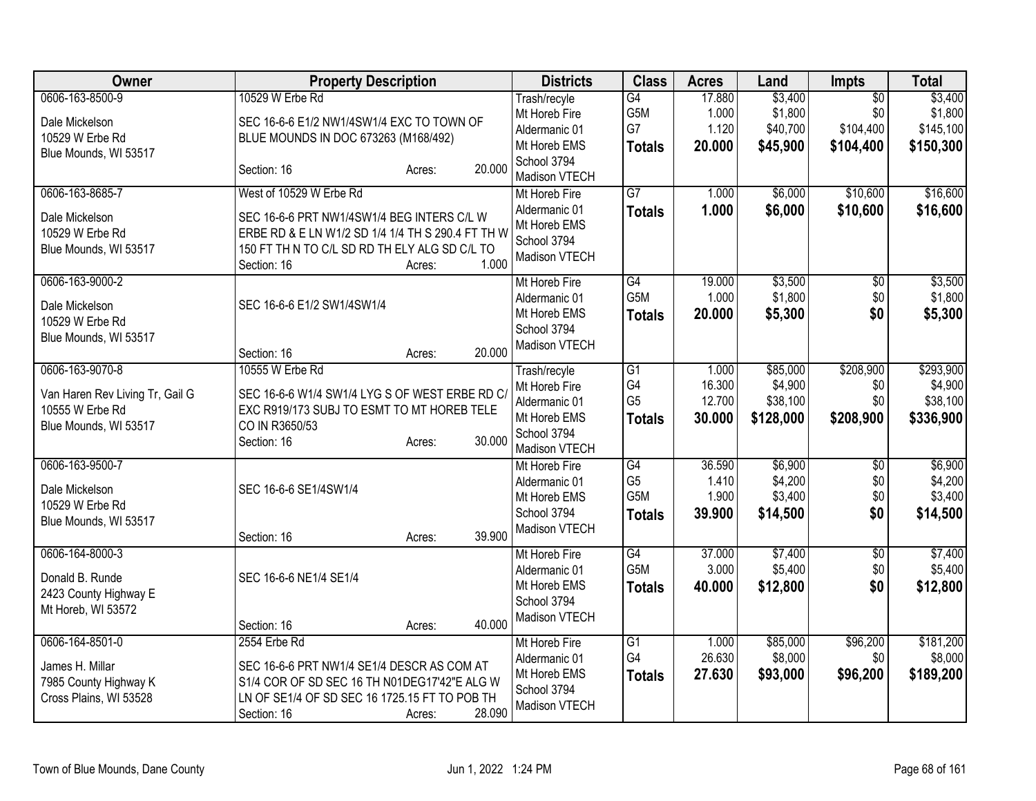| Owner | Property Description | Districts | Class | Acres | Land | Impts | Total |
|---|---|---|---|---|---|---|---|
| 0606-163-8500-9<br>Dale Mickelson<br>10529 W Erbe Rd<br>Blue Mounds, WI 53517 | 10529 W Erbe Rd<br>SEC 16-6-6 E1/2 NW1/4SW1/4 EXC TO TOWN OF BLUE MOUNDS IN DOC 673263 (M168/492)<br>Section: 16 Acres: 20.000 | Trash/recyle<br>Mt Horeb Fire<br>Aldermanic 01<br>Mt Horeb EMS<br>School 3794<br>Madison VTECH | G4<br>G5M<br>G7<br>**Totals** | 17.880<br>1.000<br>1.120<br>**20.000** | $3,400<br>$1,800<br>$40,700<br>**$45,900** | $0<br>$0<br>$104,400<br>**$104,400** | $3,400<br>$1,800<br>$145,100<br>**$150,300** |
| 0606-163-8685-7<br>Dale Mickelson<br>10529 W Erbe Rd<br>Blue Mounds, WI 53517 | West of 10529 W Erbe Rd<br>SEC 16-6-6 PRT NW1/4SW1/4 BEG INTERS C/L W ERBE RD & E LN W1/2 SD 1/4 1/4 TH S 290.4 FT TH W 150 FT TH N TO C/L SD RD TH ELY ALG SD C/L TO<br>Section: 16 Acres: 1.000 | Mt Horeb Fire<br>Aldermanic 01<br>Mt Horeb EMS<br>School 3794<br>Madison VTECH | G7<br>**Totals** | 1.000<br>**1.000** | $6,000<br>**$6,000** | $10,600<br>**$10,600** | $16,600<br>**$16,600** |
| 0606-163-9000-2<br>Dale Mickelson<br>10529 W Erbe Rd<br>Blue Mounds, WI 53517 | SEC 16-6-6 E1/2 SW1/4SW1/4<br>Section: 16 Acres: 20.000 | Mt Horeb Fire<br>Aldermanic 01<br>Mt Horeb EMS<br>School 3794<br>Madison VTECH | G4<br>G5M<br>**Totals** | 19.000<br>1.000<br>**20.000** | $3,500<br>$1,800<br>**$5,300** | $0<br>$0<br>**$0** | $3,500<br>$1,800<br>**$5,300** |
| 0606-163-9070-8<br>Van Haren Rev Living Tr, Gail G<br>10555 W Erbe Rd<br>Blue Mounds, WI 53517 | 10555 W Erbe Rd<br>SEC 16-6-6 W1/4 SW1/4 LYG S OF WEST ERBE RD C/ EXC R919/173 SUBJ TO ESMT TO MT HOREB TELE CO IN R3650/53<br>Section: 16 Acres: 30.000 | Trash/recyle<br>Mt Horeb Fire<br>Aldermanic 01<br>Mt Horeb EMS<br>School 3794<br>Madison VTECH | G1<br>G4<br>G5<br>**Totals** | 1.000<br>16.300<br>12.700<br>**30.000** | $85,000<br>$4,900<br>$38,100<br>**$128,000** | $208,900<br>$0<br>$0<br>**$208,900** | $293,900<br>$4,900<br>$38,100<br>**$336,900** |
| 0606-163-9500-7<br>Dale Mickelson<br>10529 W Erbe Rd<br>Blue Mounds, WI 53517 | SEC 16-6-6 SE1/4SW1/4<br>Section: 16 Acres: 39.900 | Mt Horeb Fire<br>Aldermanic 01<br>Mt Horeb EMS<br>School 3794<br>Madison VTECH | G4<br>G5<br>G5M<br>**Totals** | 36.590<br>1.410<br>1.900<br>**39.900** | $6,900<br>$4,200<br>$3,400<br>**$14,500** | $0<br>$0<br>$0<br>**$0** | $6,900<br>$4,200<br>$3,400<br>**$14,500** |
| 0606-164-8000-3<br>Donald B. Runde<br>2423 County Highway E<br>Mt Horeb, WI 53572 | SEC 16-6-6 NE1/4 SE1/4<br>Section: 16 Acres: 40.000 | Mt Horeb Fire<br>Aldermanic 01<br>Mt Horeb EMS<br>School 3794<br>Madison VTECH | G4<br>G5M<br>**Totals** | 37.000<br>3.000<br>**40.000** | $7,400<br>$5,400<br>**$12,800** | $0<br>$0<br>**$0** | $7,400<br>$5,400<br>**$12,800** |
| 0606-164-8501-0<br>James H. Millar<br>7985 County Highway K<br>Cross Plains, WI 53528 | 2554 Erbe Rd<br>SEC 16-6-6 PRT NW1/4 SE1/4 DESCR AS COM AT S1/4 COR OF SD SEC 16 TH N01DEG17'42"E ALG W LN OF SE1/4 OF SD SEC 16 1725.15 FT TO POB TH<br>Section: 16 Acres: 28.090 | Mt Horeb Fire<br>Aldermanic 01<br>Mt Horeb EMS<br>School 3794<br>Madison VTECH | G1<br>G4<br>**Totals** | 1.000<br>26.630<br>**27.630** | $85,000<br>$8,000<br>**$93,000** | $96,200<br>$0<br>**$96,200** | $181,200<br>$8,000<br>**$189,200** |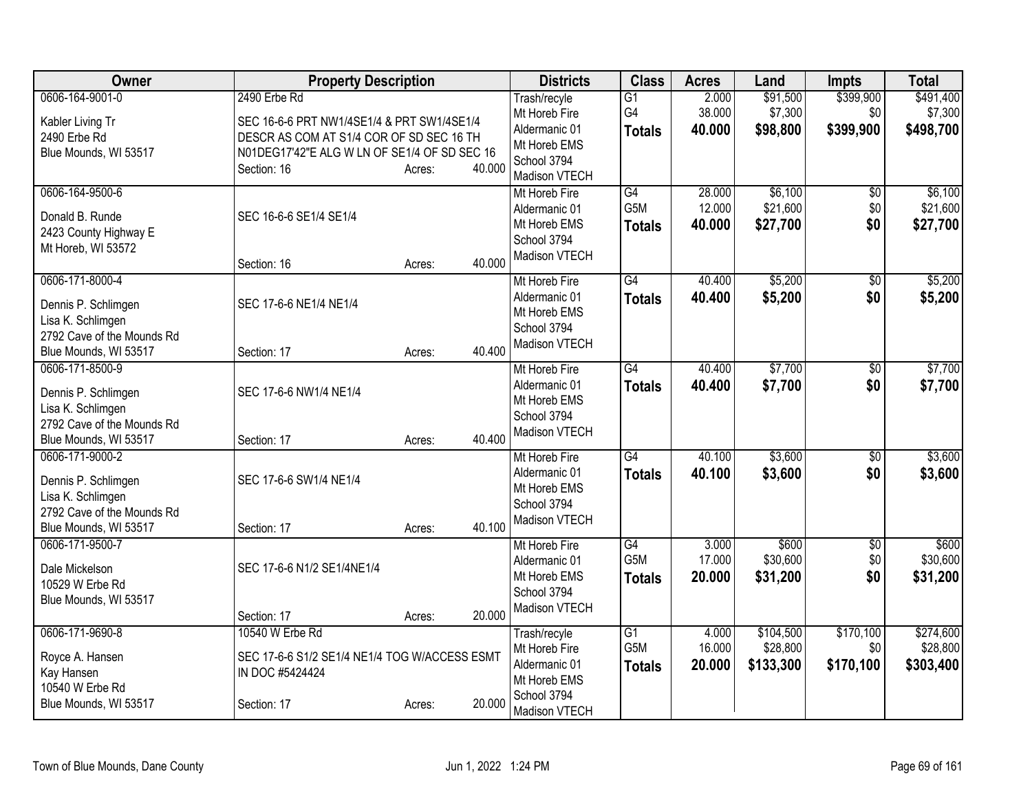| Owner | Property Description | Districts | Class | Acres | Land | Impts | Total |
|---|---|---|---|---|---|---|---|
| 0606-164-9001-0<br><br>Kabler Living Tr<br>2490 Erbe Rd<br>Blue Mounds, WI 53517 | 2490 Erbe Rd<br><br>SEC 16-6-6 PRT NW1/4SE1/4 & PRT SW1/4SE1/4 DESCR AS COM AT S1/4 COR OF SD SEC 16 TH N01DEG17'42"E ALG W LN OF SE1/4 OF SD SEC 16<br>Section: 16 Acres: 40.000 | Trash/recyle<br>Mt Horeb Fire<br>Aldermanic 01<br>Mt Horeb EMS<br>School 3794<br>Madison VTECH | G1<br>G4<br>**Totals** | 2.000<br>38.000<br>**40.000** | $91,500<br>$7,300<br>**$98,800** | $399,900<br>$0<br>**$399,900** | $491,400<br>$7,300<br>**$498,700** |
| 0606-164-9500-6<br><br>Donald B. Runde<br>2423 County Highway E<br>Mt Horeb, WI 53572 | SEC 16-6-6 SE1/4 SE1/4<br><br>Section: 16 Acres: 40.000 | Mt Horeb Fire<br>Aldermanic 01<br>Mt Horeb EMS<br>School 3794<br>Madison VTECH | G4<br>G5M<br>**Totals** | 28.000<br>12.000<br>**40.000** | $6,100<br>$21,600<br>**$27,700** | $0<br>$0<br>**$0** | $6,100<br>$21,600<br>**$27,700** |
| 0606-171-8000-4<br><br>Dennis P. Schlimgen<br>Lisa K. Schlimgen<br>2792 Cave of the Mounds Rd<br>Blue Mounds, WI 53517 | SEC 17-6-6 NE1/4 NE1/4<br><br>Section: 17 Acres: 40.400 | Mt Horeb Fire<br>Aldermanic 01<br>Mt Horeb EMS<br>School 3794<br>Madison VTECH | G4<br>**Totals** | 40.400<br>**40.400** | $5,200<br>**$5,200** | $0<br>**$0** | $5,200<br>**$5,200** |
| 0606-171-8500-9<br><br>Dennis P. Schlimgen<br>Lisa K. Schlimgen<br>2792 Cave of the Mounds Rd<br>Blue Mounds, WI 53517 | SEC 17-6-6 NW1/4 NE1/4<br><br>Section: 17 Acres: 40.400 | Mt Horeb Fire<br>Aldermanic 01<br>Mt Horeb EMS<br>School 3794<br>Madison VTECH | G4<br>**Totals** | 40.400<br>**40.400** | $7,700<br>**$7,700** | $0<br>**$0** | $7,700<br>**$7,700** |
| 0606-171-9000-2<br><br>Dennis P. Schlimgen<br>Lisa K. Schlimgen<br>2792 Cave of the Mounds Rd<br>Blue Mounds, WI 53517 | SEC 17-6-6 SW1/4 NE1/4<br><br>Section: 17 Acres: 40.100 | Mt Horeb Fire<br>Aldermanic 01<br>Mt Horeb EMS<br>School 3794<br>Madison VTECH | G4<br>**Totals** | 40.100<br>**40.100** | $3,600<br>**$3,600** | $0<br>**$0** | $3,600<br>**$3,600** |
| 0606-171-9500-7<br><br>Dale Mickelson<br>10529 W Erbe Rd<br>Blue Mounds, WI 53517 | SEC 17-6-6 N1/2 SE1/4NE1/4<br><br>Section: 17 Acres: 20.000 | Mt Horeb Fire<br>Aldermanic 01<br>Mt Horeb EMS<br>School 3794<br>Madison VTECH | G4<br>G5M<br>**Totals** | 3.000<br>17.000<br>**20.000** | $600<br>$30,600<br>**$31,200** | $0<br>$0<br>**$0** | $600<br>$30,600<br>**$31,200** |
| 0606-171-9690-8<br><br>Royce A. Hansen<br>Kay Hansen<br>10540 W Erbe Rd<br>Blue Mounds, WI 53517 | 10540 W Erbe Rd<br><br>SEC 17-6-6 S1/2 SE1/4 NE1/4 TOG W/ACCESS ESMT IN DOC #5424424<br>Section: 17 Acres: 20.000 | Trash/recyle<br>Mt Horeb Fire<br>Aldermanic 01<br>Mt Horeb EMS<br>School 3794<br>Madison VTECH | G1<br>G5M<br>**Totals** | 4.000<br>16.000<br>**20.000** | $104,500<br>$28,800<br>**$133,300** | $170,100<br>$0<br>**$170,100** | $274,600<br>$28,800<br>**$303,400** |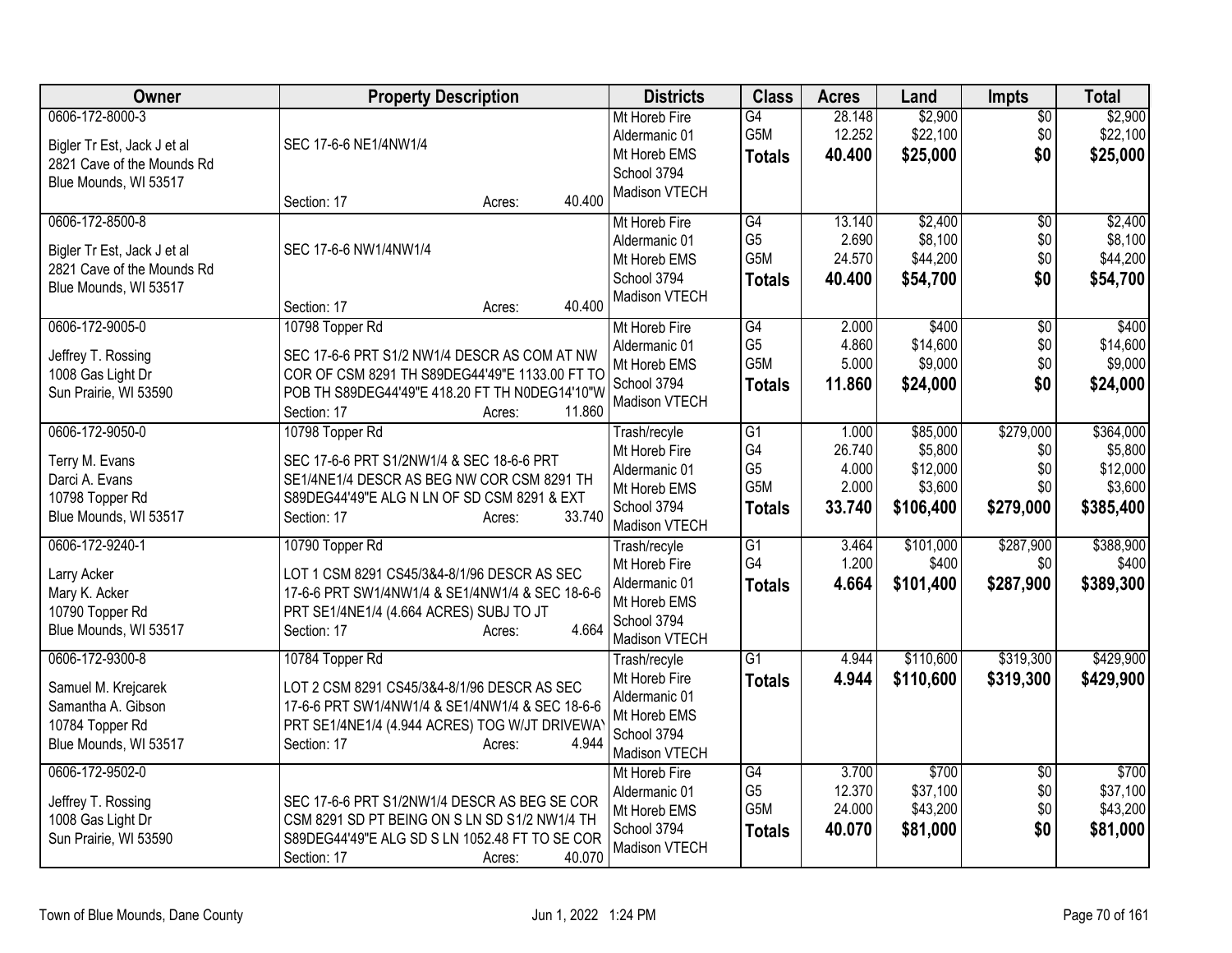| Owner | Property Description | Districts | Class | Acres | Land | Impts | Total |
|---|---|---|---|---|---|---|---|
| 0606-172-8000-3<br><br>Bigler Tr Est, Jack J et al<br>2821 Cave of the Mounds Rd<br>Blue Mounds, WI 53517 | SEC 17-6-6 NE1/4NW1/4<br><br>Section: 17 Acres: 40.400 | Mt Horeb Fire<br>Aldermanic 01<br>Mt Horeb EMS<br>School 3794<br>Madison VTECH | G4<br>G5M<br>**Totals** | 28.148<br>12.252<br>**40.400** | $2,900<br>$22,100<br>**$25,000** | $0<br>$0<br>**$0** | $2,900<br>$22,100<br>**$25,000** |
| 0606-172-8500-8<br><br>Bigler Tr Est, Jack J et al<br>2821 Cave of the Mounds Rd<br>Blue Mounds, WI 53517 | SEC 17-6-6 NW1/4NW1/4<br><br>Section: 17 Acres: 40.400 | Mt Horeb Fire<br>Aldermanic 01<br>Mt Horeb EMS<br>School 3794<br>Madison VTECH | G4<br>G5<br>G5M<br>**Totals** | 13.140<br>2.690<br>24.570<br>**40.400** | $2,400<br>$8,100<br>$44,200<br>**$54,700** | $0<br>$0<br>$0<br>**$0** | $2,400<br>$8,100<br>$44,200<br>**$54,700** |
| 0606-172-9005-0<br><br>Jeffrey T. Rossing<br>1008 Gas Light Dr<br>Sun Prairie, WI 53590 | 10798 Topper Rd<br><br>SEC 17-6-6 PRT S1/2 NW1/4 DESCR AS COM AT NW COR OF CSM 8291 TH S89DEG44'49"E 1133.00 FT TO POB TH S89DEG44'49"E 418.20 FT TH N0DEG14'10"W<br>Section: 17 Acres: 11.860 | Mt Horeb Fire<br>Aldermanic 01<br>Mt Horeb EMS<br>School 3794<br>Madison VTECH | G4<br>G5<br>G5M<br>**Totals** | 2.000<br>4.860<br>5.000<br>**11.860** | $400<br>$14,600<br>$9,000<br>**$24,000** | $0<br>$0<br>$0<br>**$0** | $400<br>$14,600<br>$9,000<br>**$24,000** |
| 0606-172-9050-0<br><br>Terry M. Evans<br>Darci A. Evans<br>10798 Topper Rd<br>Blue Mounds, WI 53517 | 10798 Topper Rd<br><br>SEC 17-6-6 PRT S1/2NW1/4 & SEC 18-6-6 PRT SE1/4NE1/4 DESCR AS BEG NW COR CSM 8291 TH S89DEG44'49"E ALG N LN OF SD CSM 8291 & EXT<br>Section: 17 Acres: 33.740 | Trash/recyle<br>Mt Horeb Fire<br>Aldermanic 01<br>Mt Horeb EMS<br>School 3794<br>Madison VTECH | G1<br>G4<br>G5<br>G5M<br>**Totals** | 1.000<br>26.740<br>4.000<br>2.000<br>**33.740** | $85,000<br>$5,800<br>$12,000<br>$3,600<br>**$106,400** | $279,000<br>$0<br>$0<br>$0<br>**$279,000** | $364,000<br>$5,800<br>$12,000<br>$3,600<br>**$385,400** |
| 0606-172-9240-1<br><br>Larry Acker<br>Mary K. Acker<br>10790 Topper Rd<br>Blue Mounds, WI 53517 | 10790 Topper Rd<br><br>LOT 1 CSM 8291 CS45/3&4-8/1/96 DESCR AS SEC 17-6-6 PRT SW1/4NW1/4 & SE1/4NW1/4 & SEC 18-6-6 PRT SE1/4NE1/4 (4.664 ACRES) SUBJ TO JT<br>Section: 17 Acres: 4.664 | Trash/recyle<br>Mt Horeb Fire<br>Aldermanic 01<br>Mt Horeb EMS<br>School 3794<br>Madison VTECH | G1<br>G4<br>**Totals** | 3.464<br>1.200<br>**4.664** | $101,000<br>$400<br>**$101,400** | $287,900<br>$0<br>**$287,900** | $388,900<br>$400<br>**$389,300** |
| 0606-172-9300-8<br><br>Samuel M. Krejcarek<br>Samantha A. Gibson<br>10784 Topper Rd<br>Blue Mounds, WI 53517 | 10784 Topper Rd<br><br>LOT 2 CSM 8291 CS45/3&4-8/1/96 DESCR AS SEC 17-6-6 PRT SW1/4NW1/4 & SE1/4NW1/4 & SEC 18-6-6 PRT SE1/4NE1/4 (4.944 ACRES) TOG W/JT DRIVEWAY<br>Section: 17 Acres: 4.944 | Trash/recyle<br>Mt Horeb Fire<br>Aldermanic 01<br>Mt Horeb EMS<br>School 3794<br>Madison VTECH | G1<br>**Totals** | 4.944<br>**4.944** | $110,600<br>**$110,600** | $319,300<br>**$319,300** | $429,900<br>**$429,900** |
| 0606-172-9502-0<br><br>Jeffrey T. Rossing<br>1008 Gas Light Dr<br>Sun Prairie, WI 53590 | SEC 17-6-6 PRT S1/2NW1/4 DESCR AS BEG SE COR CSM 8291 SD PT BEING ON S LN SD S1/2 NW1/4 TH S89DEG44'49"E ALG SD S LN 1052.48 FT TO SE COR<br>Section: 17 Acres: 40.070 | Mt Horeb Fire<br>Aldermanic 01<br>Mt Horeb EMS<br>School 3794<br>Madison VTECH | G4<br>G5<br>G5M<br>**Totals** | 3.700<br>12.370<br>24.000<br>**40.070** | $700<br>$37,100<br>$43,200<br>**$81,000** | $0<br>$0<br>$0<br>**$0** | $700<br>$37,100<br>$43,200<br>**$81,000** |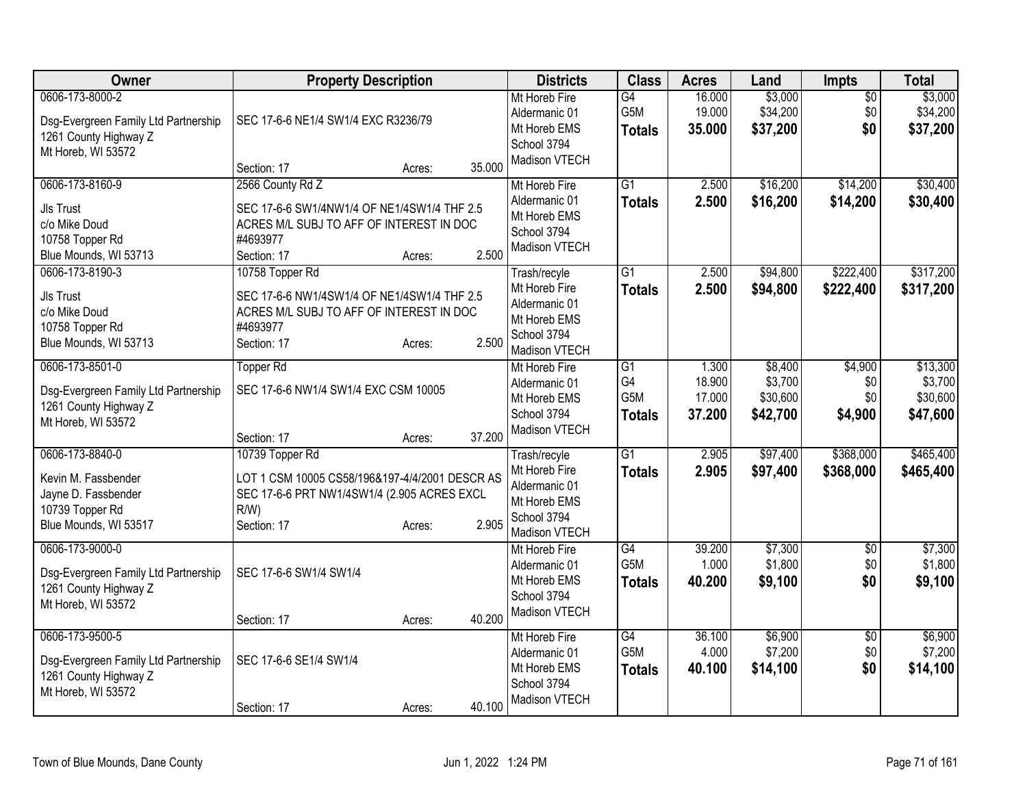| Owner | Property Description | Districts | Class | Acres | Land | Impts | Total |
|---|---|---|---|---|---|---|---|
| 0606-173-8000-2<br><br>Dsg-Evergreen Family Ltd Partnership<br>1261 County Highway Z<br>Mt Horeb, WI 53572 | SEC 17-6-6 NE1/4 SW1/4 EXC R3236/79<br><br>Section: 17 Acres: 35.000 | Mt Horeb Fire<br>Aldermanic 01<br>Mt Horeb EMS<br>School 3794<br>Madison VTECH | G4<br>G5M<br>**Totals** | 16.000<br>19.000<br>**35.000** | $3,000<br>$34,200<br>**$37,200** | $0<br>$0<br>**$0** | $3,000<br>$34,200<br>**$37,200** |
| 0606-173-8160-9<br><br>Jls Trust<br>c/o Mike Doud<br>10758 Topper Rd<br>Blue Mounds, WI 53713 | 2566 County Rd Z<br><br>SEC 17-6-6 SW1/4NW1/4 OF NE1/4SW1/4 THF 2.5 ACRES M/L SUBJ TO AFF OF INTEREST IN DOC #4693977<br>Section: 17 Acres: 2.500 | Mt Horeb Fire<br>Aldermanic 01<br>Mt Horeb EMS<br>School 3794<br>Madison VTECH | G1<br>**Totals** | 2.500<br>**2.500** | $16,200<br>**$16,200** | $14,200<br>**$14,200** | $30,400<br>**$30,400** |
| 0606-173-8190-3<br><br>Jls Trust<br>c/o Mike Doud<br>10758 Topper Rd<br>Blue Mounds, WI 53713 | 10758 Topper Rd<br><br>SEC 17-6-6 NW1/4SW1/4 OF NE1/4SW1/4 THF 2.5 ACRES M/L SUBJ TO AFF OF INTEREST IN DOC #4693977<br>Section: 17 Acres: 2.500 | Trash/recyle<br>Mt Horeb Fire<br>Aldermanic 01<br>Mt Horeb EMS<br>School 3794<br>Madison VTECH | G1<br>**Totals** | 2.500<br>**2.500** | $94,800<br>**$94,800** | $222,400<br>**$222,400** | $317,200<br>**$317,200** |
| 0606-173-8501-0<br><br>Dsg-Evergreen Family Ltd Partnership<br>1261 County Highway Z<br>Mt Horeb, WI 53572 | Topper Rd<br><br>SEC 17-6-6 NW1/4 SW1/4 EXC CSM 10005<br><br>Section: 17 Acres: 37.200 | Mt Horeb Fire<br>Aldermanic 01<br>Mt Horeb EMS<br>School 3794<br>Madison VTECH | G1<br>G4<br>G5M<br>**Totals** | 1.300<br>18.900<br>17.000<br>**37.200** | $8,400<br>$3,700<br>$30,600<br>**$42,700** | $4,900<br>$0<br>$0<br>**$4,900** | $13,300<br>$3,700<br>$30,600<br>**$47,600** |
| 0606-173-8840-0<br><br>Kevin M. Fassbender<br>Jayne D. Fassbender<br>10739 Topper Rd<br>Blue Mounds, WI 53517 | 10739 Topper Rd<br><br>LOT 1 CSM 10005 CS58/196&197-4/4/2001 DESCR AS SEC 17-6-6 PRT NW1/4SW1/4 (2.905 ACRES EXCL R/W)<br>Section: 17 Acres: 2.905 | Trash/recyle<br>Mt Horeb Fire<br>Aldermanic 01<br>Mt Horeb EMS<br>School 3794<br>Madison VTECH | G1<br>**Totals** | 2.905<br>**2.905** | $97,400<br>**$97,400** | $368,000<br>**$368,000** | $465,400<br>**$465,400** |
| 0606-173-9000-0<br><br>Dsg-Evergreen Family Ltd Partnership<br>1261 County Highway Z<br>Mt Horeb, WI 53572 | SEC 17-6-6 SW1/4 SW1/4<br><br>Section: 17 Acres: 40.200 | Mt Horeb Fire<br>Aldermanic 01<br>Mt Horeb EMS<br>School 3794<br>Madison VTECH | G4<br>G5M<br>**Totals** | 39.200<br>1.000<br>**40.200** | $7,300<br>$1,800<br>**$9,100** | $0<br>$0<br>**$0** | $7,300<br>$1,800<br>**$9,100** |
| 0606-173-9500-5<br><br>Dsg-Evergreen Family Ltd Partnership<br>1261 County Highway Z<br>Mt Horeb, WI 53572 | SEC 17-6-6 SE1/4 SW1/4<br><br>Section: 17 Acres: 40.100 | Mt Horeb Fire<br>Aldermanic 01<br>Mt Horeb EMS<br>School 3794<br>Madison VTECH | G4<br>G5M<br>**Totals** | 36.100<br>4.000<br>**40.100** | $6,900<br>$7,200<br>**$14,100** | $0<br>$0<br>**$0** | $6,900<br>$7,200<br>**$14,100** |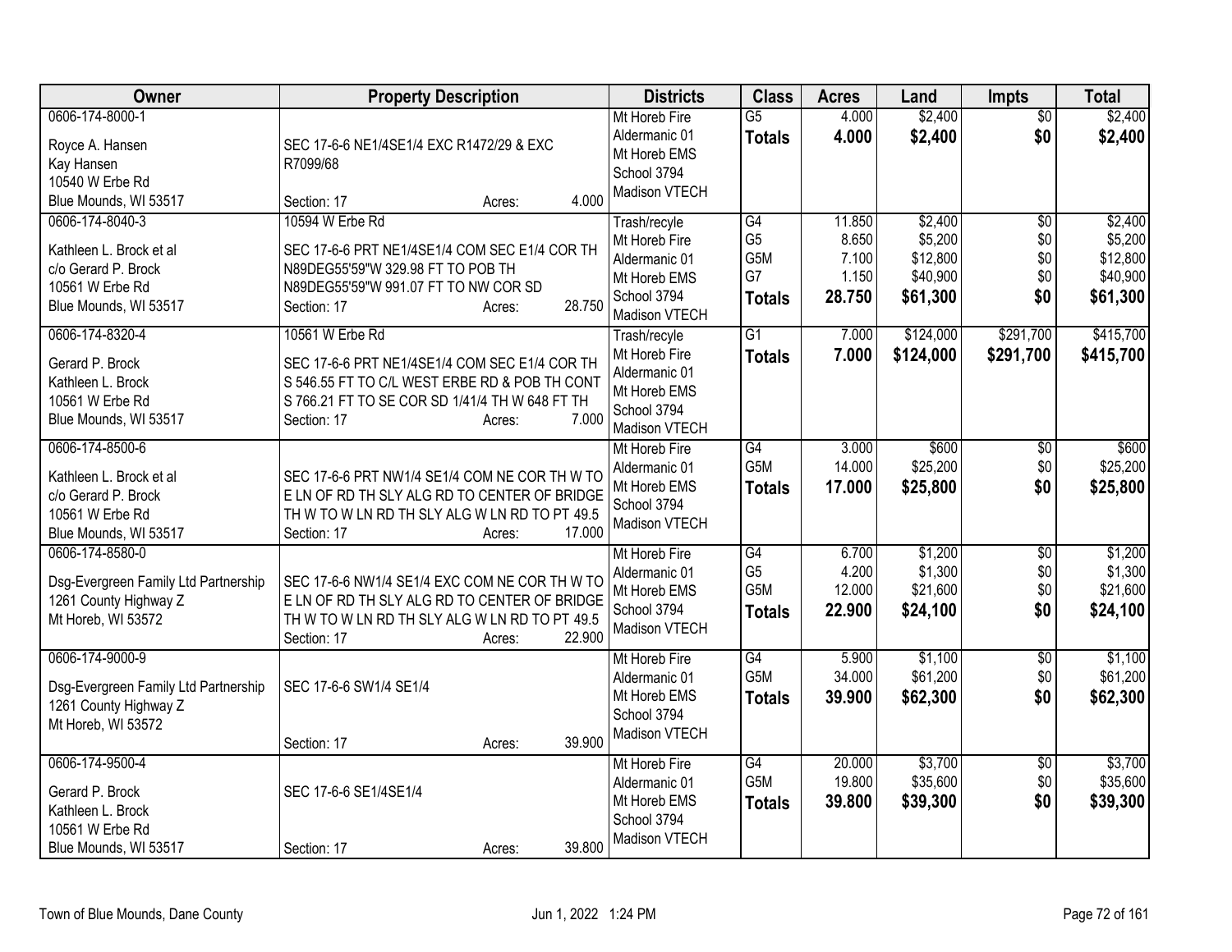| Owner | Property Description | Districts | Class | Acres | Land | Impts | Total |
|---|---|---|---|---|---|---|---|
| 0606-174-8000-1<br>Royce A. Hansen<br>Kay Hansen<br>10540 W Erbe Rd<br>Blue Mounds, WI 53517 | SEC 17-6-6 NE1/4SE1/4 EXC R1472/29 & EXC R7099/68<br>Section: 17 Acres: 4.000 | Mt Horeb Fire<br>Aldermanic 01<br>Mt Horeb EMS<br>School 3794<br>Madison VTECH | G5<br>**Totals** | 4.000<br>**4.000** | $2,400<br>**$2,400** | $0<br>**$0** | $2,400<br>**$2,400** |
| 0606-174-8040-3<br>Kathleen L. Brock et al<br>c/o Gerard P. Brock<br>10561 W Erbe Rd<br>Blue Mounds, WI 53517 | 10594 W Erbe Rd<br>SEC 17-6-6 PRT NE1/4SE1/4 COM SEC E1/4 COR TH N89DEG55'59"W 329.98 FT TO POB TH N89DEG55'59"W 991.07 FT TO NW COR SD<br>Section: 17 Acres: 28.750 | Trash/recyle<br>Mt Horeb Fire<br>Aldermanic 01<br>Mt Horeb EMS<br>School 3794<br>Madison VTECH | G4<br>G5<br>G5M<br>G7<br>**Totals** | 11.850<br>8.650<br>7.100<br>1.150<br>**28.750** | $2,400<br>$5,200<br>$12,800<br>$40,900<br>**$61,300** | $0<br>$0<br>$0<br>$0<br>**$0** | $2,400<br>$5,200<br>$12,800<br>$40,900<br>**$61,300** |
| 0606-174-8320-4<br>Gerard P. Brock<br>Kathleen L. Brock<br>10561 W Erbe Rd<br>Blue Mounds, WI 53517 | 10561 W Erbe Rd<br>SEC 17-6-6 PRT NE1/4SE1/4 COM SEC E1/4 COR TH S 546.55 FT TO C/L WEST ERBE RD & POB TH CONT S 766.21 FT TO SE COR SD 1/41/4 TH W 648 FT TH<br>Section: 17 Acres: 7.000 | Trash/recyle<br>Mt Horeb Fire<br>Aldermanic 01<br>Mt Horeb EMS<br>School 3794<br>Madison VTECH | G1<br>**Totals** | 7.000<br>**7.000** | $124,000<br>**$124,000** | $291,700<br>**$291,700** | $415,700<br>**$415,700** |
| 0606-174-8500-6<br>Kathleen L. Brock et al<br>c/o Gerard P. Brock<br>10561 W Erbe Rd<br>Blue Mounds, WI 53517 | SEC 17-6-6 PRT NW1/4 SE1/4 COM NE COR TH W TO E LN OF RD TH SLY ALG RD TO CENTER OF BRIDGE TH W TO W LN RD TH SLY ALG W LN RD TO PT 49.5<br>Section: 17 Acres: 17.000 | Mt Horeb Fire<br>Aldermanic 01<br>Mt Horeb EMS<br>School 3794<br>Madison VTECH | G4<br>G5M<br>**Totals** | 3.000<br>14.000<br>**17.000** | $600<br>$25,200<br>**$25,800** | $0<br>$0<br>**$0** | $600<br>$25,200<br>**$25,800** |
| 0606-174-8580-0<br>Dsg-Evergreen Family Ltd Partnership<br>1261 County Highway Z<br>Mt Horeb, WI 53572 | SEC 17-6-6 NW1/4 SE1/4 EXC COM NE COR TH W TO E LN OF RD TH SLY ALG RD TO CENTER OF BRIDGE TH W TO W LN RD TH SLY ALG W LN RD TO PT 49.5<br>Section: 17 Acres: 22.900 | Mt Horeb Fire<br>Aldermanic 01<br>Mt Horeb EMS<br>School 3794<br>Madison VTECH | G4<br>G5<br>G5M<br>**Totals** | 6.700<br>4.200<br>12.000<br>**22.900** | $1,200<br>$1,300<br>$21,600<br>**$24,100** | $0<br>$0<br>$0<br>**$0** | $1,200<br>$1,300<br>$21,600<br>**$24,100** |
| 0606-174-9000-9<br>Dsg-Evergreen Family Ltd Partnership<br>1261 County Highway Z<br>Mt Horeb, WI 53572 | SEC 17-6-6 SW1/4 SE1/4<br>Section: 17 Acres: 39.900 | Mt Horeb Fire<br>Aldermanic 01<br>Mt Horeb EMS<br>School 3794<br>Madison VTECH | G4<br>G5M<br>**Totals** | 5.900<br>34.000<br>**39.900** | $1,100<br>$61,200<br>**$62,300** | $0<br>$0<br>**$0** | $1,100<br>$61,200<br>**$62,300** |
| 0606-174-9500-4<br>Gerard P. Brock<br>Kathleen L. Brock<br>10561 W Erbe Rd<br>Blue Mounds, WI 53517 | SEC 17-6-6 SE1/4SE1/4<br>Section: 17 Acres: 39.800 | Mt Horeb Fire<br>Aldermanic 01<br>Mt Horeb EMS<br>School 3794<br>Madison VTECH | G4<br>G5M<br>**Totals** | 20.000<br>19.800<br>**39.800** | $3,700<br>$35,600<br>**$39,300** | $0<br>$0<br>**$0** | $3,700<br>$35,600<br>**$39,300** |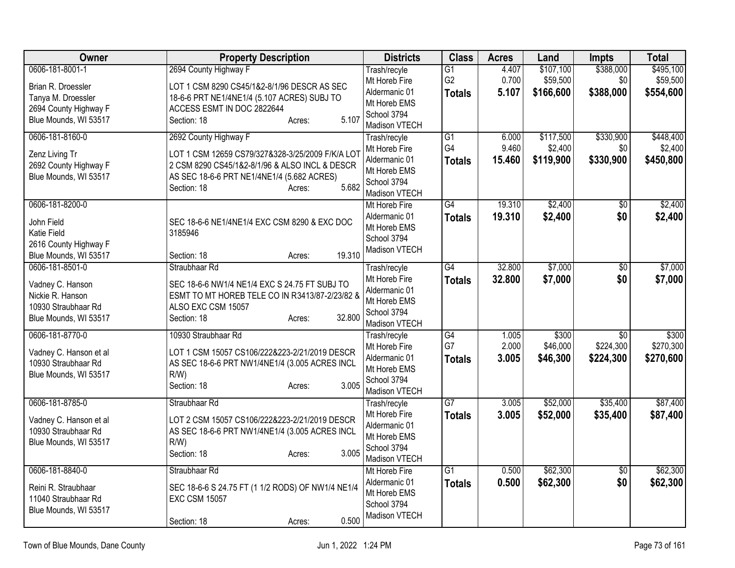| Owner | Property Description | Districts | Class | Acres | Land | Impts | Total |
|---|---|---|---|---|---|---|---|
| 0606-181-8001-1<br><br>Brian R. Droessler<br>Tanya M. Droessler<br>2694 County Highway F<br>Blue Mounds, WI 53517 | 2694 County Highway F<br><br>LOT 1 CSM 8290 CS45/1&2-8/1/96 DESCR AS SEC 18-6-6 PRT NE1/4NE1/4 (5.107 ACRES) SUBJ TO ACCESS ESMT IN DOC 2822644<br>Section: 18 Acres: 5.107 | Trash/recycle<br>Mt Horeb Fire<br>Aldermanic 01<br>Mt Horeb EMS<br>School 3794<br>Madison VTECH | G1<br>G2<br>**Totals** | 4.407<br>0.700<br>**5.107** | $107,100<br>$59,500<br>**$166,600** | $388,000<br>$0<br>**$388,000** | $495,100<br>$59,500<br>**$554,600** |
| 0606-181-8160-0<br><br>Zenz Living Tr<br>2692 County Highway F<br>Blue Mounds, WI 53517 | 2692 County Highway F<br><br>LOT 1 CSM 12659 CS79/327&328-3/25/2009 F/K/A LOT 2 CSM 8290 CS45/1&2-8/1/96 & ALSO INCL & DESCR AS SEC 18-6-6 PRT NE1/4NE1/4 (5.682 ACRES)<br>Section: 18 Acres: 5.682 | Trash/recycle<br>Mt Horeb Fire<br>Aldermanic 01<br>Mt Horeb EMS<br>School 3794<br>Madison VTECH | G1<br>G4<br>**Totals** | 6.000<br>9.460<br>**15.460** | $117,500<br>$2,400<br>**$119,900** | $330,900<br>$0<br>**$330,900** | $448,400<br>$2,400<br>**$450,800** |
| 0606-181-8200-0<br><br>John Field<br>Katie Field<br>2616 County Highway F<br>Blue Mounds, WI 53517 | SEC 18-6-6 NE1/4NE1/4 EXC CSM 8290 & EXC DOC 3185946<br>Section: 18 Acres: 19.310 | Mt Horeb Fire<br>Aldermanic 01<br>Mt Horeb EMS<br>School 3794<br>Madison VTECH | G4<br>**Totals** | 19.310<br>**19.310** | $2,400<br>**$2,400** | $0<br>**$0** | $2,400<br>**$2,400** |
| 0606-181-8501-0<br><br>Vadney C. Hanson<br>Nickie R. Hanson<br>10930 Straubhaar Rd<br>Blue Mounds, WI 53517 | Straubhaar Rd<br><br>SEC 18-6-6 NW1/4 NE1/4 EXC S 24.75 FT SUBJ TO ESMT TO MT HOREB TELE CO IN R3413/87-2/23/82 & ALSO EXC CSM 15057<br>Section: 18 Acres: 32.800 | Trash/recycle<br>Mt Horeb Fire<br>Aldermanic 01<br>Mt Horeb EMS<br>School 3794<br>Madison VTECH | G4<br>**Totals** | 32.800<br>**32.800** | $7,000<br>**$7,000** | $0<br>**$0** | $7,000<br>**$7,000** |
| 0606-181-8770-0<br><br>Vadney C. Hanson et al<br>10930 Straubhaar Rd<br>Blue Mounds, WI 53517 | 10930 Straubhaar Rd<br><br>LOT 1 CSM 15057 CS106/222&223-2/21/2019 DESCR AS SEC 18-6-6 PRT NW1/4NE1/4 (3.005 ACRES INCL R/W)<br>Section: 18 Acres: 3.005 | Trash/recycle<br>Mt Horeb Fire<br>Aldermanic 01<br>Mt Horeb EMS<br>School 3794<br>Madison VTECH | G4<br>G7<br>**Totals** | 1.005<br>2.000<br>**3.005** | $300<br>$46,000<br>**$46,300** | $0<br>$224,300<br>**$224,300** | $300<br>$270,300<br>**$270,600** |
| 0606-181-8785-0<br><br>Vadney C. Hanson et al<br>10930 Straubhaar Rd<br>Blue Mounds, WI 53517 | Straubhaar Rd<br><br>LOT 2 CSM 15057 CS106/222&223-2/21/2019 DESCR AS SEC 18-6-6 PRT NW1/4NE1/4 (3.005 ACRES INCL R/W)<br>Section: 18 Acres: 3.005 | Trash/recycle<br>Mt Horeb Fire<br>Aldermanic 01<br>Mt Horeb EMS<br>School 3794<br>Madison VTECH | G7<br>**Totals** | 3.005<br>**3.005** | $52,000<br>**$52,000** | $35,400<br>**$35,400** | $87,400<br>**$87,400** |
| 0606-181-8840-0<br><br>Reini R. Straubhaar<br>11040 Straubhaar Rd<br>Blue Mounds, WI 53517 | Straubhaar Rd<br><br>SEC 18-6-6 S 24.75 FT (1 1/2 RODS) OF NW1/4 NE1/4 EXC CSM 15057<br>Section: 18 Acres: 0.500 | Mt Horeb Fire<br>Aldermanic 01<br>Mt Horeb EMS<br>School 3794<br>Madison VTECH | G1<br>**Totals** | 0.500<br>**0.500** | $62,300<br>**$62,300** | $0<br>**$0** | $62,300<br>**$62,300** |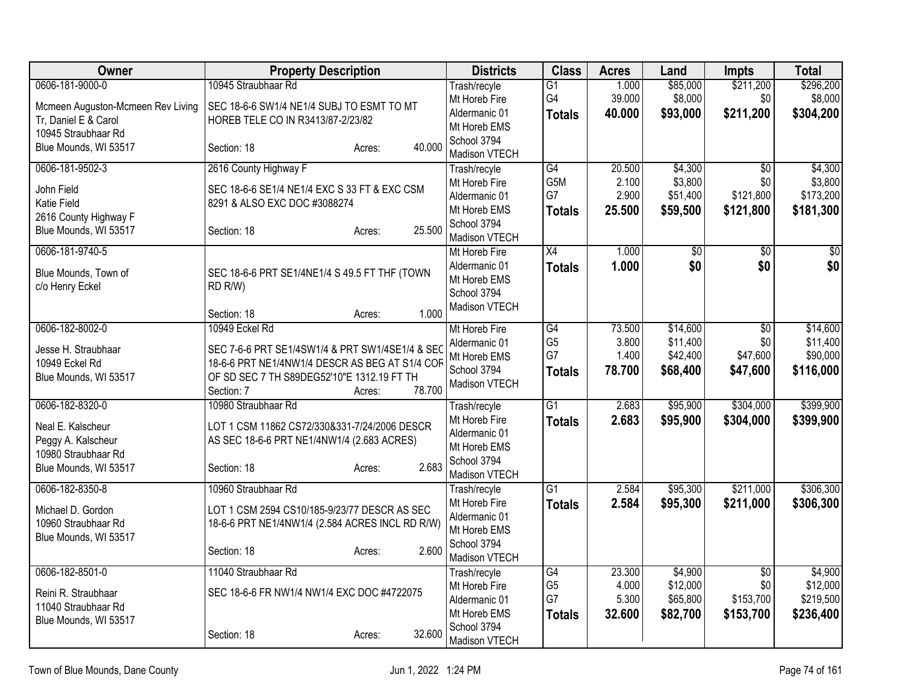| Owner | Property Description | Districts | Class | Acres | Land | Impts | Total |
|---|---|---|---|---|---|---|---|
| 0606-181-9000-0<br>Mcmeen Auguston-Mcmeen Rev Living Tr, Daniel E & Carol<br>10945 Straubhaar Rd<br>Blue Mounds, WI 53517 | 10945 Straubhaar Rd<br>SEC 18-6-6 SW1/4 NE1/4 SUBJ TO ESMT TO MT HOREB TELE CO IN R3413/87-2/23/82<br>Section: 18 Acres: 40.000 | Trash/recycle<br>Mt Horeb Fire<br>Aldermanic 01<br>Mt Horeb EMS<br>School 3794<br>Madison VTECH | G1<br>G4<br>**Totals** | 1.000<br>39.000<br>**40.000** | $85,000<br>$8,000<br>**$93,000** | $211,200<br>$0<br>**$211,200** | $296,200<br>$8,000<br>**$304,200** |
| 0606-181-9502-3<br>John Field<br>Katie Field<br>2616 County Highway F<br>Blue Mounds, WI 53517 | 2616 County Highway F<br>SEC 18-6-6 SE1/4 NE1/4 EXC S 33 FT & EXC CSM 8291 & ALSO EXC DOC #3088274<br>Section: 18 Acres: 25.500 | Trash/recycle<br>Mt Horeb Fire<br>Aldermanic 01<br>Mt Horeb EMS<br>School 3794<br>Madison VTECH | G4<br>G5M<br>G7<br>**Totals** | 20.500<br>2.100<br>2.900<br>**25.500** | $4,300<br>$3,800<br>$51,400<br>**$59,500** | $0<br>$0<br>$121,800<br>**$121,800** | $4,300<br>$3,800<br>$173,200<br>**$181,300** |
| 0606-181-9740-5<br>Blue Mounds, Town of<br>c/o Henry Eckel | SEC 18-6-6 PRT SE1/4NE1/4 S 49.5 FT THF (TOWN RD R/W)<br>Section: 18 Acres: 1.000 | Mt Horeb Fire<br>Aldermanic 01<br>Mt Horeb EMS<br>School 3794<br>Madison VTECH | X4<br>**Totals** | 1.000<br>**1.000** | $0<br>**$0** | $0<br>**$0** | $0<br>**$0** |
| 0606-182-8002-0<br>Jesse H. Straubhaar<br>10949 Eckel Rd<br>Blue Mounds, WI 53517 | 10949 Eckel Rd<br>SEC 7-6-6 PRT SE1/4SW1/4 & PRT SW1/4SE1/4 & SEC 18-6-6 PRT NE1/4NW1/4 DESCR AS BEG AT S1/4 COR OF SD SEC 7 TH S89DEG52'10"E 1312.19 FT TH<br>Section: 7 Acres: 78.700 | Mt Horeb Fire<br>Aldermanic 01<br>Mt Horeb EMS<br>School 3794<br>Madison VTECH | G4<br>G5<br>G7<br>**Totals** | 73.500<br>3.800<br>1.400<br>**78.700** | $14,600<br>$11,400<br>$42,400<br>**$68,400** | $0<br>$0<br>$47,600<br>**$47,600** | $14,600<br>$11,400<br>$90,000<br>**$116,000** |
| 0606-182-8320-0<br>Neal E. Kalscheur<br>Peggy A. Kalscheur<br>10980 Straubhaar Rd<br>Blue Mounds, WI 53517 | 10980 Straubhaar Rd<br>LOT 1 CSM 11862 CS72/330&331-7/24/2006 DESCR AS SEC 18-6-6 PRT NE1/4NW1/4 (2.683 ACRES)<br>Section: 18 Acres: 2.683 | Trash/recycle<br>Mt Horeb Fire<br>Aldermanic 01<br>Mt Horeb EMS<br>School 3794<br>Madison VTECH | G1<br>**Totals** | 2.683<br>**2.683** | $95,900<br>**$95,900** | $304,000<br>**$304,000** | $399,900<br>**$399,900** |
| 0606-182-8350-8<br>Michael D. Gordon<br>10960 Straubhaar Rd<br>Blue Mounds, WI 53517 | 10960 Straubhaar Rd<br>LOT 1 CSM 2594 CS10/185-9/23/77 DESCR AS SEC 18-6-6 PRT NE1/4NW1/4 (2.584 ACRES INCL RD R/W)<br>Section: 18 Acres: 2.600 | Trash/recycle<br>Mt Horeb Fire<br>Aldermanic 01<br>Mt Horeb EMS<br>School 3794<br>Madison VTECH | G1<br>**Totals** | 2.584<br>**2.584** | $95,300<br>**$95,300** | $211,000<br>**$211,000** | $306,300<br>**$306,300** |
| 0606-182-8501-0<br>Reini R. Straubhaar<br>11040 Straubhaar Rd<br>Blue Mounds, WI 53517 | 11040 Straubhaar Rd<br>SEC 18-6-6 FR NW1/4 NW1/4 EXC DOC #4722075<br>Section: 18 Acres: 32.600 | Trash/recycle<br>Mt Horeb Fire<br>Aldermanic 01<br>Mt Horeb EMS<br>School 3794<br>Madison VTECH | G4<br>G5<br>G7<br>**Totals** | 23.300<br>4.000<br>5.300<br>**32.600** | $4,900<br>$12,000<br>$65,800<br>**$82,700** | $0<br>$0<br>$153,700<br>**$153,700** | $4,900<br>$12,000<br>$219,500<br>**$236,400** |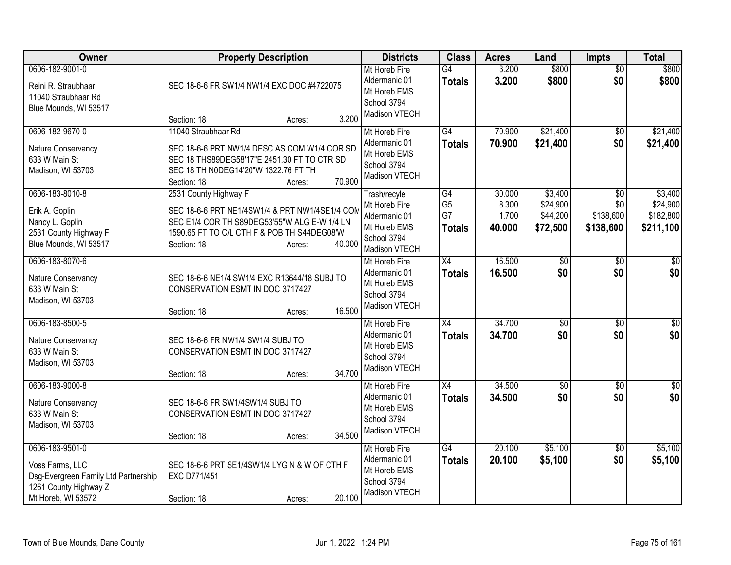| Owner | Property Description | Districts | Class | Acres | Land | Impts | Total |
|---|---|---|---|---|---|---|---|
| 0606-182-9001-0<br><br>Reini R. Straubhaar<br>11040 Straubhaar Rd<br>Blue Mounds, WI 53517 | SEC 18-6-6 FR SW1/4 NW1/4 EXC DOC #4722075<br><br>Section: 18 Acres: 3.200 | Mt Horeb Fire<br>Aldermanic 01<br>Mt Horeb EMS<br>School 3794<br>Madison VTECH | G4<br>**Totals** | 3.200<br>**3.200** | $800<br>**$800** | $0<br>**$0** | $800<br>**$800** |
| 0606-182-9670-0<br><br>Nature Conservancy<br>633 W Main St<br>Madison, WI 53703 | 11040 Straubhaar Rd<br><br>SEC 18-6-6 PRT NW1/4 DESC AS COM W1/4 COR SD SEC 18 THS89DEG58'17"E 2451.30 FT TO CTR SD SEC 18 TH N0DEG14'20"W 1322.76 FT TH<br>Section: 18 Acres: 70.900 | Mt Horeb Fire<br>Aldermanic 01<br>Mt Horeb EMS<br>School 3794<br>Madison VTECH | G4<br>**Totals** | 70.900<br>**70.900** | $21,400<br>**$21,400** | $0<br>**$0** | $21,400<br>**$21,400** |
| 0606-183-8010-8<br><br>Erik A. Goplin<br>Nancy L. Goplin<br>2531 County Highway F<br>Blue Mounds, WI 53517 | 2531 County Highway F<br><br>SEC 18-6-6 PRT NE1/4SW1/4 & PRT NW1/4SE1/4 COM SEC E1/4 COR TH S89DEG53'55"W ALG E-W 1/4 LN 1590.65 FT TO C/L CTH F & POB TH S44DEG08'W<br>Section: 18 Acres: 40.000 | Trash/recyle<br>Mt Horeb Fire<br>Aldermanic 01<br>Mt Horeb EMS<br>School 3794<br>Madison VTECH | G4<br>G5<br>G7<br>**Totals** | 30.000<br>8.300<br>1.700<br>**40.000** | $3,400<br>$24,900<br>$44,200<br>**$72,500** | $0<br>$0<br>$138,600<br>**$138,600** | $3,400<br>$24,900<br>$182,800<br>**$211,100** |
| 0606-183-8070-6<br><br>Nature Conservancy<br>633 W Main St<br>Madison, WI 53703 | SEC 18-6-6 NE1/4 SW1/4 EXC R13644/18 SUBJ TO CONSERVATION ESMT IN DOC 3717427<br><br>Section: 18 Acres: 16.500 | Mt Horeb Fire<br>Aldermanic 01<br>Mt Horeb EMS<br>School 3794<br>Madison VTECH | X4<br>**Totals** | 16.500<br>**16.500** | $0<br>**$0** | $0<br>**$0** | $0<br>**$0** |
| 0606-183-8500-5<br><br>Nature Conservancy<br>633 W Main St<br>Madison, WI 53703 | SEC 18-6-6 FR NW1/4 SW1/4 SUBJ TO CONSERVATION ESMT IN DOC 3717427<br><br>Section: 18 Acres: 34.700 | Mt Horeb Fire<br>Aldermanic 01<br>Mt Horeb EMS<br>School 3794<br>Madison VTECH | X4<br>**Totals** | 34.700<br>**34.700** | $0<br>**$0** | $0<br>**$0** | $0<br>**$0** |
| 0606-183-9000-8<br><br>Nature Conservancy<br>633 W Main St<br>Madison, WI 53703 | SEC 18-6-6 FR SW1/4SW1/4 SUBJ TO CONSERVATION ESMT IN DOC 3717427<br><br>Section: 18 Acres: 34.500 | Mt Horeb Fire<br>Aldermanic 01<br>Mt Horeb EMS<br>School 3794<br>Madison VTECH | X4<br>**Totals** | 34.500<br>**34.500** | $0<br>**$0** | $0<br>**$0** | $0<br>**$0** |
| 0606-183-9501-0<br><br>Voss Farms, LLC<br>Dsg-Evergreen Family Ltd Partnership<br>1261 County Highway Z<br>Mt Horeb, WI 53572 | SEC 18-6-6 PRT SE1/4SW1/4 LYG N & W OF CTH F EXC D771/451<br><br>Section: 18 Acres: 20.100 | Mt Horeb Fire<br>Aldermanic 01<br>Mt Horeb EMS<br>School 3794<br>Madison VTECH | G4<br>**Totals** | 20.100<br>**20.100** | $5,100<br>**$5,100** | $0<br>**$0** | $5,100<br>**$5,100** |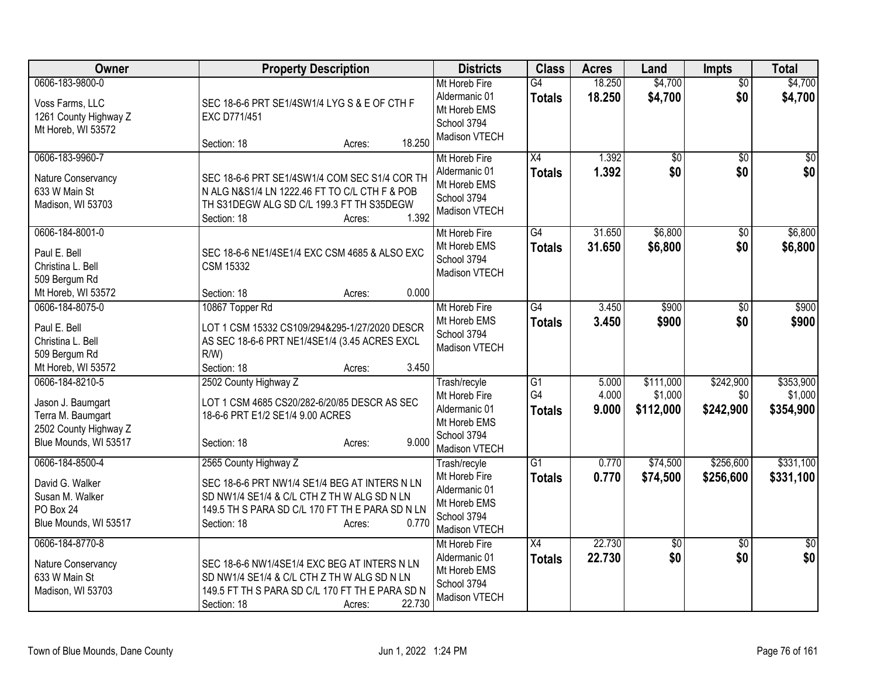| Owner | Property Description | Districts | Class | Acres | Land | Impts | Total |
|---|---|---|---|---|---|---|---|
| 0606-183-9800-0<br>Voss Farms, LLC<br>1261 County Highway Z<br>Mt Horeb, WI 53572 | SEC 18-6-6 PRT SE1/4SW1/4 LYG S & E OF CTH F EXC D771/451<br>Section: 18 Acres: 18.250 | Mt Horeb Fire<br>Aldermanic 01<br>Mt Horeb EMS<br>School 3794<br>Madison VTECH | G4<br>**Totals** | 18.250<br>**18.250** | $4,700<br>**$4,700** | $0<br>**$0** | $4,700<br>**$4,700** |
| 0606-183-9960-7<br>Nature Conservancy<br>633 W Main St<br>Madison, WI 53703 | SEC 18-6-6 PRT SE1/4SW1/4 COM SEC S1/4 COR TH N ALG N&S1/4 LN 1222.46 FT TO C/L CTH F & POB TH S31DEGW ALG SD C/L 199.3 FT TH S35DEGW<br>Section: 18 Acres: 1.392 | Mt Horeb Fire<br>Aldermanic 01<br>Mt Horeb EMS<br>School 3794<br>Madison VTECH | X4<br>**Totals** | 1.392<br>**1.392** | $0<br>**$0** | $0<br>**$0** | $0<br>**$0** |
| 0606-184-8001-0<br>Paul E. Bell<br>Christina L. Bell<br>509 Bergum Rd<br>Mt Horeb, WI 53572 | SEC 18-6-6 NE1/4SE1/4 EXC CSM 4685 & ALSO EXC CSM 15332<br>Section: 18 Acres: 0.000 | Mt Horeb Fire<br>Mt Horeb EMS<br>School 3794<br>Madison VTECH | G4<br>**Totals** | 31.650<br>**31.650** | $6,800<br>**$6,800** | $0<br>**$0** | $6,800<br>**$6,800** |
| 0606-184-8075-0<br>Paul E. Bell<br>Christina L. Bell<br>509 Bergum Rd<br>Mt Horeb, WI 53572 | 10867 Topper Rd<br>LOT 1 CSM 15332 CS109/294&295-1/27/2020 DESCR AS SEC 18-6-6 PRT NE1/4SE1/4 (3.45 ACRES EXCL R/W)<br>Section: 18 Acres: 3.450 | Mt Horeb Fire<br>Mt Horeb EMS<br>School 3794<br>Madison VTECH | G4<br>**Totals** | 3.450<br>**3.450** | $900<br>**$900** | $0<br>**$0** | $900<br>**$900** |
| 0606-184-8210-5<br>Jason J. Baumgart<br>Terra M. Baumgart<br>2502 County Highway Z<br>Blue Mounds, WI 53517 | 2502 County Highway Z<br>LOT 1 CSM 4685 CS20/282-6/20/85 DESCR AS SEC 18-6-6 PRT E1/2 SE1/4 9.00 ACRES<br>Section: 18 Acres: 9.000 | Trash/recyle<br>Mt Horeb Fire<br>Aldermanic 01<br>Mt Horeb EMS<br>School 3794<br>Madison VTECH | G1<br>G4<br>**Totals** | 5.000<br>4.000<br>**9.000** | $111,000<br>$1,000<br>**$112,000** | $242,900<br>$0<br>**$242,900** | $353,900<br>$1,000<br>**$354,900** |
| 0606-184-8500-4<br>David G. Walker<br>Susan M. Walker<br>PO Box 24<br>Blue Mounds, WI 53517 | 2565 County Highway Z<br>SEC 18-6-6 PRT NW1/4 SE1/4 BEG AT INTERS N LN SD NW1/4 SE1/4 & C/L CTH Z TH W ALG SD N LN 149.5 TH S PARA SD C/L 170 FT TH E PARA SD N LN<br>Section: 18 Acres: 0.770 | Trash/recyle<br>Mt Horeb Fire<br>Aldermanic 01<br>Mt Horeb EMS<br>School 3794<br>Madison VTECH | G1<br>**Totals** | 0.770<br>**0.770** | $74,500<br>**$74,500** | $256,600<br>**$256,600** | $331,100<br>**$331,100** |
| 0606-184-8770-8<br>Nature Conservancy<br>633 W Main St<br>Madison, WI 53703 | SEC 18-6-6 NW1/4SE1/4 EXC BEG AT INTERS N LN SD NW1/4 SE1/4 & C/L CTH Z TH W ALG SD N LN 149.5 FT TH S PARA SD C/L 170 FT TH E PARA SD N<br>Section: 18 Acres: 22.730 | Mt Horeb Fire<br>Aldermanic 01<br>Mt Horeb EMS<br>School 3794<br>Madison VTECH | X4<br>**Totals** | 22.730<br>**22.730** | $0<br>**$0** | $0<br>**$0** | $0<br>**$0** |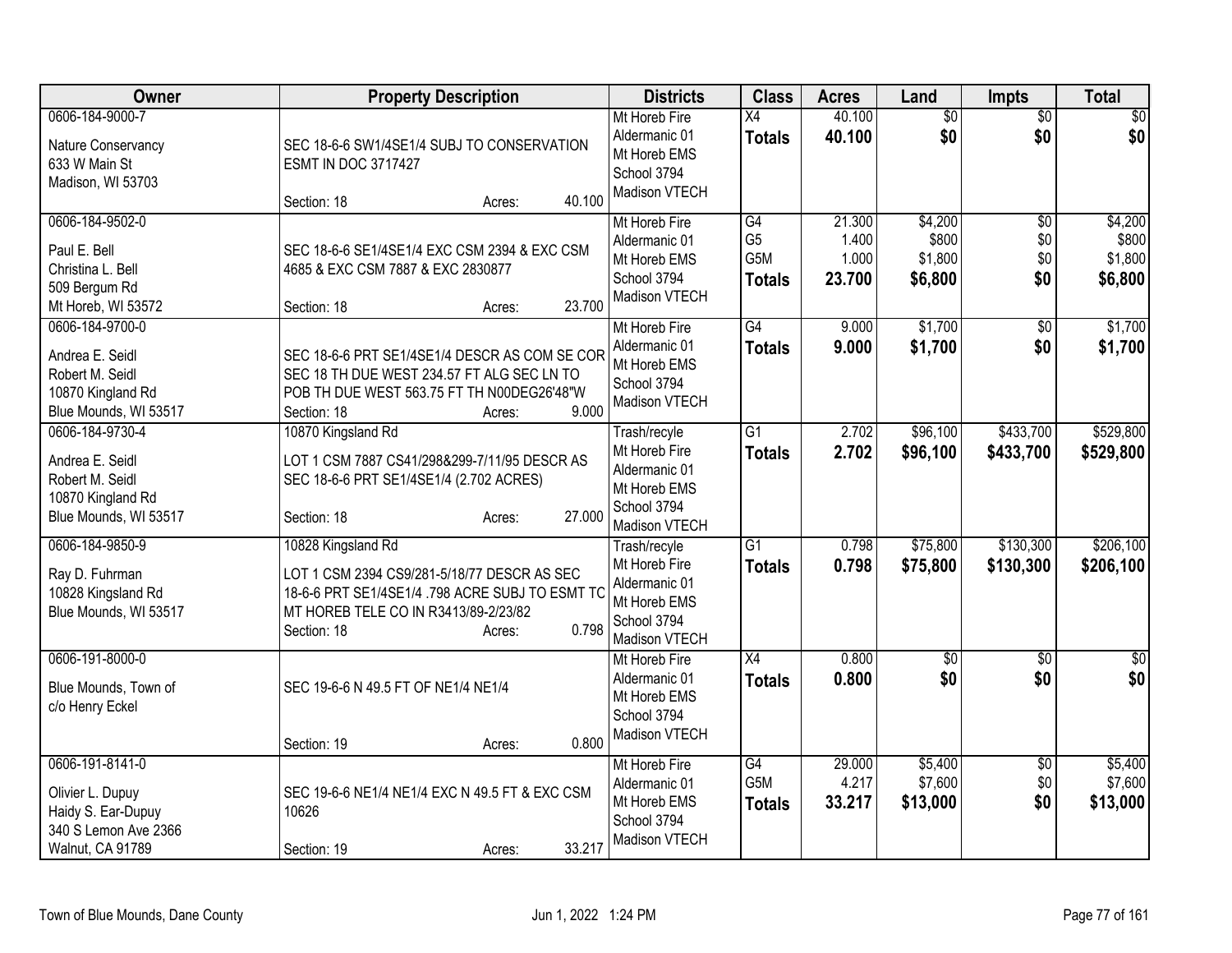| Owner | Property Description | Districts | Class | Acres | Land | Impts | Total |
|---|---|---|---|---|---|---|---|
| 0606-184-9000-7<br>Nature Conservancy<br>633 W Main St<br>Madison, WI 53703 | SEC 18-6-6 SW1/4SE1/4 SUBJ TO CONSERVATION ESMT IN DOC 3717427<br>Section: 18 Acres: 40.100 | Mt Horeb Fire<br>Aldermanic 01<br>Mt Horeb EMS<br>School 3794<br>Madison VTECH | X4<br>**Totals** | 40.100<br>**40.100** | $0<br>**$0** | $0<br>**$0** | $0<br>**$0** |
| 0606-184-9502-0<br>Paul E. Bell<br>Christina L. Bell<br>509 Bergum Rd<br>Mt Horeb, WI 53572 | SEC 18-6-6 SE1/4SE1/4 EXC CSM 2394 & EXC CSM 4685 & EXC CSM 7887 & EXC 2830877<br>Section: 18 Acres: 23.700 | Mt Horeb Fire<br>Aldermanic 01<br>Mt Horeb EMS<br>School 3794<br>Madison VTECH | G4<br>G5<br>G5M<br>**Totals** | 21.300<br>1.400<br>1.000<br>**23.700** | $4,200<br>$800<br>$1,800<br>**$6,800** | $0<br>$0<br>$0<br>**$0** | $4,200<br>$800<br>$1,800<br>**$6,800** |
| 0606-184-9700-0<br>Andrea E. Seidl<br>Robert M. Seidl<br>10870 Kingland Rd<br>Blue Mounds, WI 53517 | SEC 18-6-6 PRT SE1/4SE1/4 DESCR AS COM SE COR SEC 18 TH DUE WEST 234.57 FT ALG SEC LN TO POB TH DUE WEST 563.75 FT TH N00DEG26'48"W<br>Section: 18 Acres: 9.000 | Mt Horeb Fire<br>Aldermanic 01<br>Mt Horeb EMS<br>School 3794<br>Madison VTECH | G4<br>**Totals** | 9.000<br>**9.000** | $1,700<br>**$1,700** | $0<br>**$0** | $1,700<br>**$1,700** |
| 0606-184-9730-4<br>Andrea E. Seidl<br>Robert M. Seidl<br>10870 Kingland Rd<br>Blue Mounds, WI 53517 | 10870 Kingsland Rd<br>LOT 1 CSM 7887 CS41/298&299-7/11/95 DESCR AS SEC 18-6-6 PRT SE1/4SE1/4 (2.702 ACRES)<br>Section: 18 Acres: 27.000 | Trash/recyle<br>Mt Horeb Fire<br>Aldermanic 01<br>Mt Horeb EMS<br>School 3794<br>Madison VTECH | G1<br>**Totals** | 2.702<br>**2.702** | $96,100<br>**$96,100** | $433,700<br>**$433,700** | $529,800<br>**$529,800** |
| 0606-184-9850-9<br>Ray D. Fuhrman<br>10828 Kingsland Rd<br>Blue Mounds, WI 53517 | 10828 Kingsland Rd<br>LOT 1 CSM 2394 CS9/281-5/18/77 DESCR AS SEC 18-6-6 PRT SE1/4SE1/4 .798 ACRE SUBJ TO ESMT TC MT HOREB TELE CO IN R3413/89-2/23/82<br>Section: 18 Acres: 0.798 | Trash/recyle<br>Mt Horeb Fire<br>Aldermanic 01<br>Mt Horeb EMS<br>School 3794<br>Madison VTECH | G1<br>**Totals** | 0.798<br>**0.798** | $75,800<br>**$75,800** | $130,300<br>**$130,300** | $206,100<br>**$206,100** |
| 0606-191-8000-0<br>Blue Mounds, Town of<br>c/o Henry Eckel | SEC 19-6-6 N 49.5 FT OF NE1/4 NE1/4<br>Section: 19 Acres: 0.800 | Mt Horeb Fire<br>Aldermanic 01<br>Mt Horeb EMS<br>School 3794<br>Madison VTECH | X4<br>**Totals** | 0.800<br>**0.800** | $0<br>**$0** | $0<br>**$0** | $0<br>**$0** |
| 0606-191-8141-0<br>Olivier L. Dupuy<br>Haidy S. Ear-Dupuy<br>340 S Lemon Ave 2366<br>Walnut, CA 91789 | SEC 19-6-6 NE1/4 NE1/4 EXC N 49.5 FT & EXC CSM 10626<br>Section: 19 Acres: 33.217 | Mt Horeb Fire<br>Aldermanic 01<br>Mt Horeb EMS<br>School 3794<br>Madison VTECH | G4<br>G5M<br>**Totals** | 29.000<br>4.217<br>**33.217** | $5,400<br>$7,600<br>**$13,000** | $0<br>$0<br>**$0** | $5,400<br>$7,600<br>**$13,000** |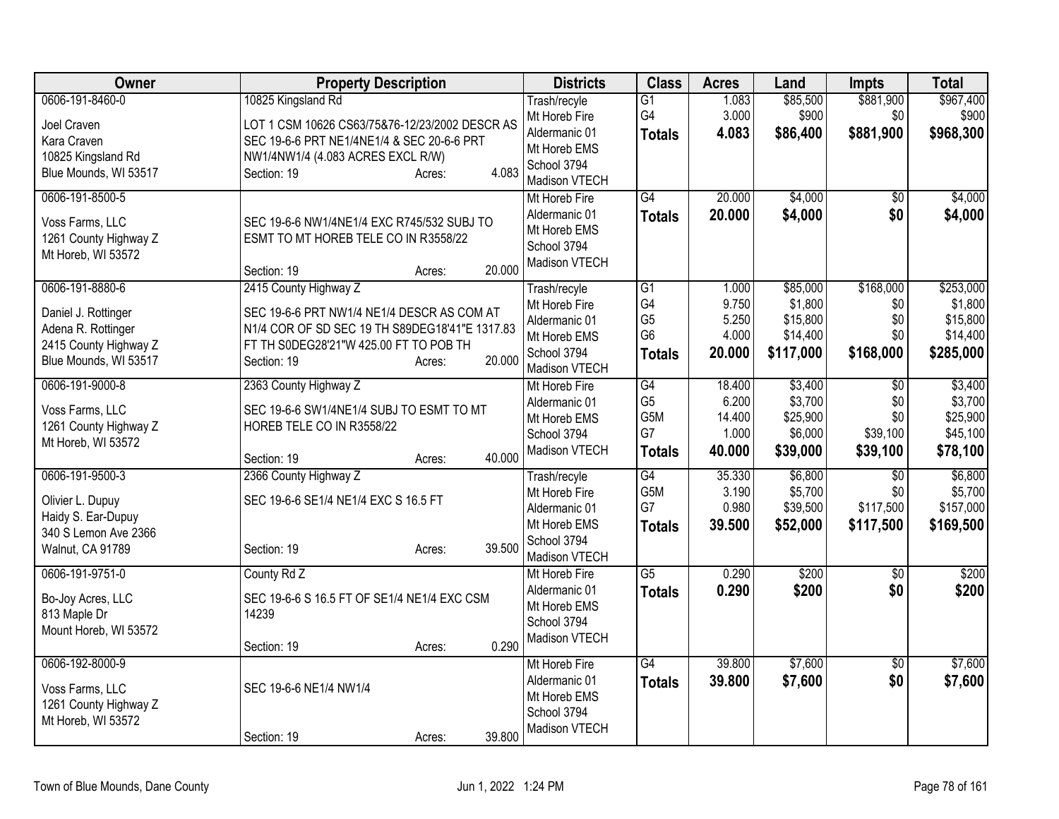| Owner | Property Description | Districts | Class | Acres | Land | Impts | Total |
|---|---|---|---|---|---|---|---|
| 0606-191-8460-0<br>Joel Craven<br>Kara Craven<br>10825 Kingsland Rd<br>Blue Mounds, WI 53517 | 10825 Kingsland Rd<br>LOT 1 CSM 10626 CS63/75&76-12/23/2002 DESCR AS SEC 19-6-6 PRT NE1/4NE1/4 & SEC 20-6-6 PRT NW1/4NW1/4 (4.083 ACRES EXCL R/W)<br>Section: 19 Acres: 4.083 | Trash/recycle<br>Mt Horeb Fire<br>Aldermanic 01<br>Mt Horeb EMS<br>School 3794<br>Madison VTECH | G1<br>G4<br>**Totals** | 1.083<br>3.000<br>**4.083** | $85,500<br>$900<br>**$86,400** | $881,900<br>$0<br>**$881,900** | $967,400<br>$900<br>**$968,300** |
| 0606-191-8500-5<br>Voss Farms, LLC<br>1261 County Highway Z<br>Mt Horeb, WI 53572 | SEC 19-6-6 NW1/4NE1/4 EXC R745/532 SUBJ TO ESMT TO MT HOREB TELE CO IN R3558/22<br>Section: 19 Acres: 20.000 | Mt Horeb Fire<br>Aldermanic 01<br>Mt Horeb EMS<br>School 3794<br>Madison VTECH | G4<br>**Totals** | 20.000<br>**20.000** | $4,000<br>**$4,000** | $0<br>**$0** | $4,000<br>**$4,000** |
| 0606-191-8880-6<br>Daniel J. Rottinger<br>Adena R. Rottinger<br>2415 County Highway Z<br>Blue Mounds, WI 53517 | 2415 County Highway Z<br>SEC 19-6-6 PRT NW1/4 NE1/4 DESCR AS COM AT N1/4 COR OF SD SEC 19 TH S89DEG18'41"E 1317.83 FT TH S0DEG28'21"W 425.00 FT TO POB TH<br>Section: 19 Acres: 20.000 | Trash/recycle<br>Mt Horeb Fire<br>Aldermanic 01<br>Mt Horeb EMS<br>School 3794<br>Madison VTECH | G1<br>G4<br>G5<br>G6<br>**Totals** | 1.000<br>9.750<br>5.250<br>4.000<br>**20.000** | $85,000<br>$1,800<br>$15,800<br>$14,400<br>**$117,000** | $168,000<br>$0<br>$0<br>$0<br>**$168,000** | $253,000<br>$1,800<br>$15,800<br>$14,400<br>**$285,000** |
| 0606-191-9000-8<br>Voss Farms, LLC<br>1261 County Highway Z<br>Mt Horeb, WI 53572 | 2363 County Highway Z<br>SEC 19-6-6 SW1/4NE1/4 SUBJ TO ESMT TO MT HOREB TELE CO IN R3558/22<br>Section: 19 Acres: 40.000 | Mt Horeb Fire<br>Aldermanic 01<br>Mt Horeb EMS<br>School 3794<br>Madison VTECH | G4<br>G5<br>G5M<br>G7<br>**Totals** | 18.400<br>6.200<br>14.400<br>1.000<br>**40.000** | $3,400<br>$3,700<br>$25,900<br>$6,000<br>**$39,000** | $0<br>$0<br>$0<br>$39,100<br>**$39,100** | $3,400<br>$3,700<br>$25,900<br>$45,100<br>**$78,100** |
| 0606-191-9500-3<br>Olivier L. Dupuy<br>Haidy S. Ear-Dupuy<br>340 S Lemon Ave 2366<br>Walnut, CA 91789 | 2366 County Highway Z<br>SEC 19-6-6 SE1/4 NE1/4 EXC S 16.5 FT<br>Section: 19 Acres: 39.500 | Trash/recycle<br>Mt Horeb Fire<br>Aldermanic 01<br>Mt Horeb EMS<br>School 3794<br>Madison VTECH | G4<br>G5M<br>G7<br>**Totals** | 35.330<br>3.190<br>0.980<br>**39.500** | $6,800<br>$5,700<br>$39,500<br>**$52,000** | $0<br>$0<br>$117,500<br>**$117,500** | $6,800<br>$5,700<br>$157,000<br>**$169,500** |
| 0606-191-9751-0<br>Bo-Joy Acres, LLC<br>813 Maple Dr<br>Mount Horeb, WI 53572 | County Rd Z<br>SEC 19-6-6 S 16.5 FT OF SE1/4 NE1/4 EXC CSM 14239<br>Section: 19 Acres: 0.290 | Mt Horeb Fire<br>Aldermanic 01<br>Mt Horeb EMS<br>School 3794<br>Madison VTECH | G5<br>**Totals** | 0.290<br>**0.290** | $200<br>**$200** | $0<br>**$0** | $200<br>**$200** |
| 0606-192-8000-9<br>Voss Farms, LLC<br>1261 County Highway Z<br>Mt Horeb, WI 53572 | SEC 19-6-6 NE1/4 NW1/4<br>Section: 19 Acres: 39.800 | Mt Horeb Fire<br>Aldermanic 01<br>Mt Horeb EMS<br>School 3794<br>Madison VTECH | G4<br>**Totals** | 39.800<br>**39.800** | $7,600<br>**$7,600** | $0<br>**$0** | $7,600<br>**$7,600** |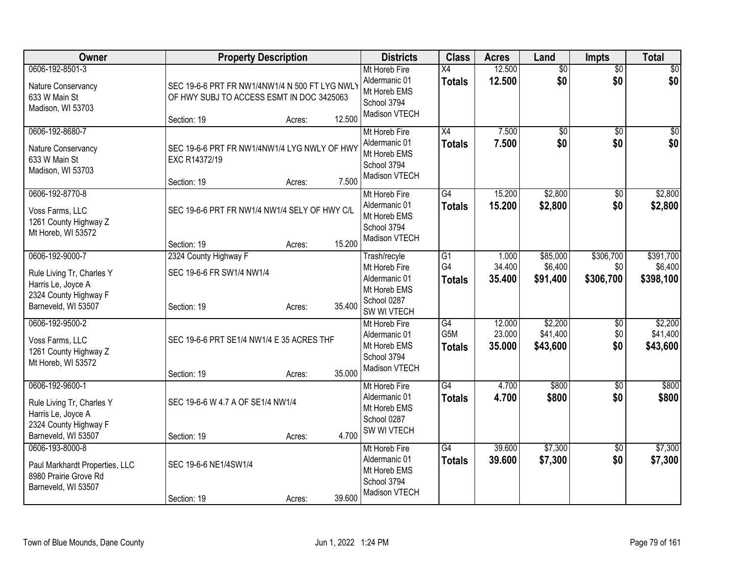| Owner | Property Description | | | Districts | Class | Acres | Land | Impts | Total |
|---|---|---|---|---|---|---|---|---|---|
| 0606-192-8501-3<br>Nature Conservancy<br>633 W Main St<br>Madison, WI 53703 | SEC 19-6-6 PRT FR NW1/4NW1/4 N 500 FT LYG NWLY OF HWY SUBJ TO ACCESS ESMT IN DOC 3425063<br>Section: 19 | Acres: | 12.500 | Mt Horeb Fire<br>Aldermanic 01<br>Mt Horeb EMS<br>School 3794<br>Madison VTECH | X4<br>**Totals** | 12.500<br>**12.500** | $0<br>**$0** | $0<br>**$0** | $0<br>**$0** |
| 0606-192-8680-7<br>Nature Conservancy<br>633 W Main St<br>Madison, WI 53703 | SEC 19-6-6 PRT FR NW1/4NW1/4 LYG NWLY OF HWY EXC R14372/19<br>Section: 19 | Acres: | 7.500 | Mt Horeb Fire<br>Aldermanic 01<br>Mt Horeb EMS<br>School 3794<br>Madison VTECH | X4<br>**Totals** | 7.500<br>**7.500** | $0<br>**$0** | $0<br>**$0** | $0<br>**$0** |
| 0606-192-8770-8<br>Voss Farms, LLC<br>1261 County Highway Z<br>Mt Horeb, WI 53572 | SEC 19-6-6 PRT FR NW1/4 NW1/4 SELY OF HWY C/L<br>Section: 19 | Acres: | 15.200 | Mt Horeb Fire<br>Aldermanic 01<br>Mt Horeb EMS<br>School 3794<br>Madison VTECH | G4<br>**Totals** | 15.200<br>**15.200** | $2,800<br>**$2,800** | $0<br>**$0** | $2,800<br>**$2,800** |
| 0606-192-9000-7<br>Rule Living Tr, Charles Y<br>Harris Le, Joyce A<br>2324 County Highway F<br>Barneveld, WI 53507 | 2324 County Highway F<br>SEC 19-6-6 FR SW1/4 NW1/4<br>Section: 19 | Acres: | 35.400 | Trash/recyle<br>Mt Horeb Fire<br>Aldermanic 01<br>Mt Horeb EMS<br>School 0287<br>SW WI VTECH | G1<br>G4<br>**Totals** | 1.000<br>34.400<br>**35.400** | $85,000<br>$6,400<br>**$91,400** | $306,700<br>$0<br>**$306,700** | $391,700<br>$6,400<br>**$398,100** |
| 0606-192-9500-2<br>Voss Farms, LLC<br>1261 County Highway Z<br>Mt Horeb, WI 53572 | SEC 19-6-6 PRT SE1/4 NW1/4 E 35 ACRES THF<br>Section: 19 | Acres: | 35.000 | Mt Horeb Fire<br>Aldermanic 01<br>Mt Horeb EMS<br>School 3794<br>Madison VTECH | G4<br>G5M<br>**Totals** | 12.000<br>23.000<br>**35.000** | $2,200<br>$41,400<br>**$43,600** | $0<br>$0<br>**$0** | $2,200<br>$41,400<br>**$43,600** |
| 0606-192-9600-1<br>Rule Living Tr, Charles Y<br>Harris Le, Joyce A<br>2324 County Highway F<br>Barneveld, WI 53507 | SEC 19-6-6 W 4.7 A OF SE1/4 NW1/4<br>Section: 19 | Acres: | 4.700 | Mt Horeb Fire<br>Aldermanic 01<br>Mt Horeb EMS<br>School 0287<br>SW WI VTECH | G4<br>**Totals** | 4.700<br>**4.700** | $800<br>**$800** | $0<br>**$0** | $800<br>**$800** |
| 0606-193-8000-8<br>Paul Markhardt Properties, LLC<br>8980 Prairie Grove Rd<br>Barneveld, WI 53507 | SEC 19-6-6 NE1/4SW1/4<br>Section: 19 | Acres: | 39.600 | Mt Horeb Fire<br>Aldermanic 01<br>Mt Horeb EMS<br>School 3794<br>Madison VTECH | G4<br>**Totals** | 39.600<br>**39.600** | $7,300<br>**$7,300** | $0<br>**$0** | $7,300<br>**$7,300** |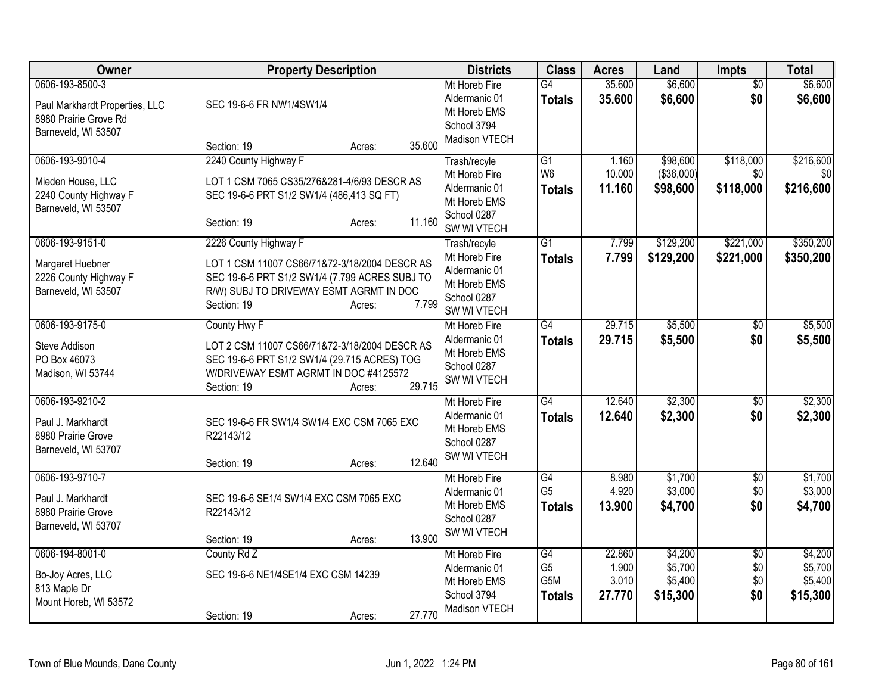| Owner | Property Description | Districts | Class | Acres | Land | Impts | Total |
|---|---|---|---|---|---|---|---|
| 0606-193-8500-3<br>Paul Markhardt Properties, LLC<br>8980 Prairie Grove Rd<br>Barneveld, WI 53507 | SEC 19-6-6 FR NW1/4SW1/4<br>Section: 19 Acres: 35.600 | Mt Horeb Fire<br>Aldermanic 01<br>Mt Horeb EMS<br>School 3794<br>Madison VTECH | G4<br>**Totals** | 35.600<br>**35.600** | $6,600<br>**$6,600** | $0<br>**$0** | $6,600<br>**$6,600** |
| 0606-193-9010-4<br>Mieden House, LLC<br>2240 County Highway F<br>Barneveld, WI 53507 | 2240 County Highway F<br>LOT 1 CSM 7065 CS35/276&281-4/6/93 DESCR AS SEC 19-6-6 PRT S1/2 SW1/4 (486,413 SQ FT)<br>Section: 19 Acres: 11.160 | Trash/recyle<br>Mt Horeb Fire<br>Aldermanic 01<br>Mt Horeb EMS<br>School 0287<br>SW WI VTECH | G1<br>W6<br>**Totals** | 1.160<br>10.000<br>**11.160** | $98,600<br>($36,000)<br>**$98,600** | $118,000<br>$0<br>**$118,000** | $216,600<br>$0<br>**$216,600** |
| 0606-193-9151-0<br>Margaret Huebner<br>2226 County Highway F<br>Barneveld, WI 53507 | 2226 County Highway F<br>LOT 1 CSM 11007 CS66/71&72-3/18/2004 DESCR AS SEC 19-6-6 PRT S1/2 SW1/4 (7.799 ACRES SUBJ TO R/W) SUBJ TO DRIVEWAY ESMT AGRMT IN DOC<br>Section: 19 Acres: 7.799 | Trash/recyle<br>Mt Horeb Fire<br>Aldermanic 01<br>Mt Horeb EMS<br>School 0287<br>SW WI VTECH | G1<br>**Totals** | 7.799<br>**7.799** | $129,200<br>**$129,200** | $221,000<br>**$221,000** | $350,200<br>**$350,200** |
| 0606-193-9175-0<br>Steve Addison<br>PO Box 46073<br>Madison, WI 53744 | County Hwy F<br>LOT 2 CSM 11007 CS66/71&72-3/18/2004 DESCR AS SEC 19-6-6 PRT S1/2 SW1/4 (29.715 ACRES) TOG W/DRIVEWAY ESMT AGRMT IN DOC #4125572<br>Section: 19 Acres: 29.715 | Mt Horeb Fire<br>Aldermanic 01<br>Mt Horeb EMS<br>School 0287<br>SW WI VTECH | G4<br>**Totals** | 29.715<br>**29.715** | $5,500<br>**$5,500** | $0<br>**$0** | $5,500<br>**$5,500** |
| 0606-193-9210-2<br>Paul J. Markhardt<br>8980 Prairie Grove<br>Barneveld, WI 53707 | SEC 19-6-6 FR SW1/4 SW1/4 EXC CSM 7065 EXC R22143/12<br>Section: 19 Acres: 12.640 | Mt Horeb Fire<br>Aldermanic 01<br>Mt Horeb EMS<br>School 0287<br>SW WI VTECH | G4<br>**Totals** | 12.640<br>**12.640** | $2,300<br>**$2,300** | $0<br>**$0** | $2,300<br>**$2,300** |
| 0606-193-9710-7<br>Paul J. Markhardt<br>8980 Prairie Grove<br>Barneveld, WI 53707 | SEC 19-6-6 SE1/4 SW1/4 EXC CSM 7065 EXC R22143/12<br>Section: 19 Acres: 13.900 | Mt Horeb Fire<br>Aldermanic 01<br>Mt Horeb EMS<br>School 0287<br>SW WI VTECH | G4<br>G5<br>**Totals** | 8.980<br>4.920<br>**13.900** | $1,700<br>$3,000<br>**$4,700** | $0<br>$0<br>**$0** | $1,700<br>$3,000<br>**$4,700** |
| 0606-194-8001-0<br>Bo-Joy Acres, LLC<br>813 Maple Dr<br>Mount Horeb, WI 53572 | County Rd Z<br>SEC 19-6-6 NE1/4SE1/4 EXC CSM 14239<br>Section: 19 Acres: 27.770 | Mt Horeb Fire<br>Aldermanic 01<br>Mt Horeb EMS<br>School 3794<br>Madison VTECH | G4<br>G5<br>G5M<br>**Totals** | 22.860<br>1.900<br>3.010<br>**27.770** | $4,200<br>$5,700<br>$5,400<br>**$15,300** | $0<br>$0<br>$0<br>**$0** | $4,200<br>$5,700<br>$5,400<br>**$15,300** |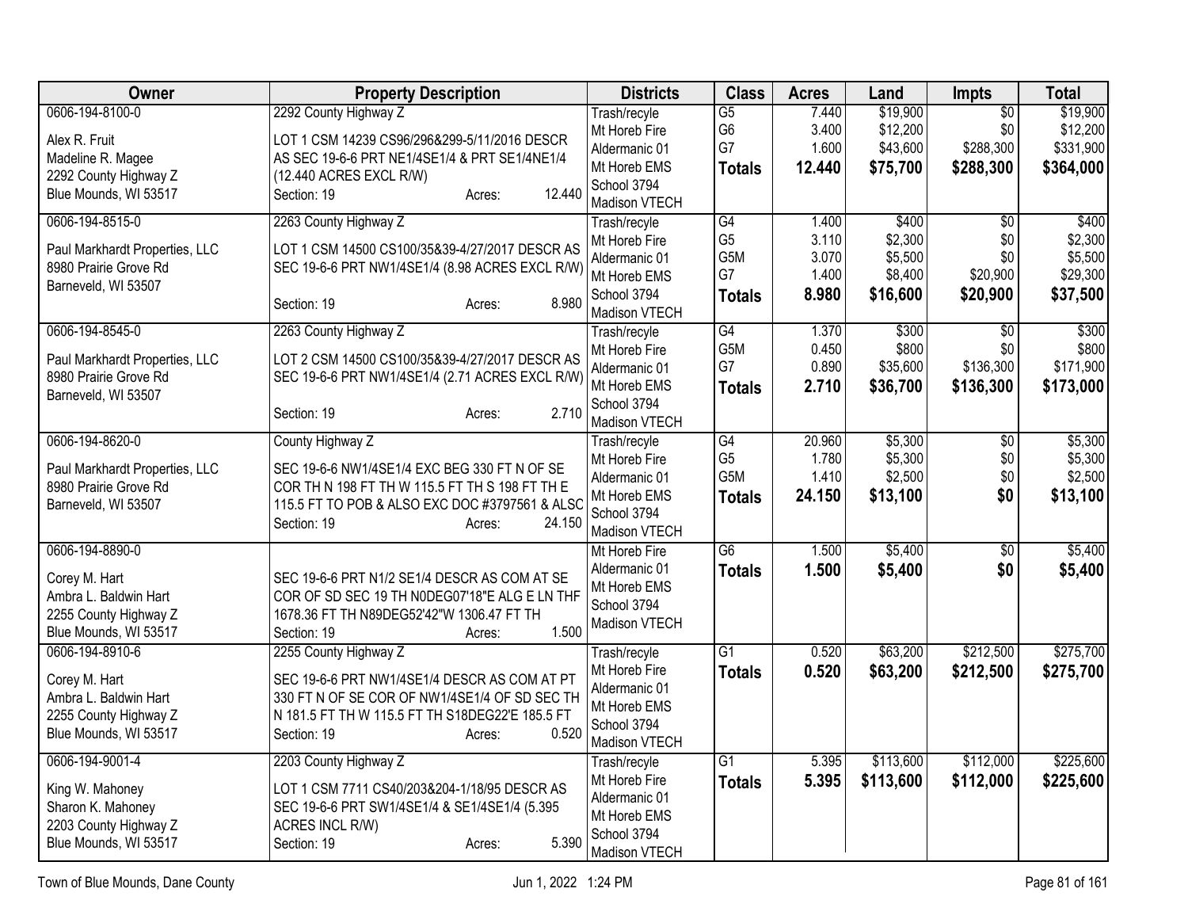| Owner | Property Description | Districts | Class | Acres | Land | Impts | Total |
|---|---|---|---|---|---|---|---|
| 0606-194-8100-0<br><br>Alex R. Fruit<br>Madeline R. Magee<br>2292 County Highway Z<br>Blue Mounds, WI 53517 | 2292 County Highway Z<br><br>LOT 1 CSM 14239 CS96/296&299-5/11/2016 DESCR AS SEC 19-6-6 PRT NE1/4SE1/4 & PRT SE1/4NE1/4 (12.440 ACRES EXCL R/W)<br>Section: 19 Acres: 12.440 | Trash/recyle<br>Mt Horeb Fire<br>Aldermanic 01<br>Mt Horeb EMS<br>School 3794<br>Madison VTECH | G5<br>G6<br>G7<br>**Totals** | 7.440<br>3.400<br>1.600<br>**12.440** | $19,900<br>$12,200<br>$43,600<br>**$75,700** | $0<br>$0<br>$288,300<br>**$288,300** | $19,900<br>$12,200<br>$331,900<br>**$364,000** |
| 0606-194-8515-0<br><br>Paul Markhardt Properties, LLC<br>8980 Prairie Grove Rd<br>Barneveld, WI 53507 | 2263 County Highway Z<br><br>LOT 1 CSM 14500 CS100/35&39-4/27/2017 DESCR AS SEC 19-6-6 PRT NW1/4SE1/4 (8.98 ACRES EXCL R/W)<br>Section: 19 Acres: 8.980 | Trash/recyle<br>Mt Horeb Fire<br>Aldermanic 01<br>Mt Horeb EMS<br>School 3794<br>Madison VTECH | G4<br>G5<br>G5M<br>G7<br>**Totals** | 1.400<br>3.110<br>3.070<br>1.400<br>**8.980** | $400<br>$2,300<br>$5,500<br>$8,400<br>**$16,600** | $0<br>$0<br>$0<br>$20,900<br>**$20,900** | $400<br>$2,300<br>$5,500<br>$29,300<br>**$37,500** |
| 0606-194-8545-0<br><br>Paul Markhardt Properties, LLC<br>8980 Prairie Grove Rd<br>Barneveld, WI 53507 | 2263 County Highway Z<br><br>LOT 2 CSM 14500 CS100/35&39-4/27/2017 DESCR AS SEC 19-6-6 PRT NW1/4SE1/4 (2.71 ACRES EXCL R/W)<br>Section: 19 Acres: 2.710 | Trash/recyle<br>Mt Horeb Fire<br>Aldermanic 01<br>Mt Horeb EMS<br>School 3794<br>Madison VTECH | G4<br>G5M<br>G7<br>**Totals** | 1.370<br>0.450<br>0.890<br>**2.710** | $300<br>$800<br>$35,600<br>**$36,700** | $0<br>$0<br>$136,300<br>**$136,300** | $300<br>$800<br>$171,900<br>**$173,000** |
| 0606-194-8620-0<br><br>Paul Markhardt Properties, LLC<br>8980 Prairie Grove Rd<br>Barneveld, WI 53507 | County Highway Z<br><br>SEC 19-6-6 NW1/4SE1/4 EXC BEG 330 FT N OF SE COR TH N 198 FT TH W 115.5 FT TH S 198 FT TH E 115.5 FT TO POB & ALSO EXC DOC #3797561 & ALSC<br>Section: 19 Acres: 24.150 | Trash/recyle<br>Mt Horeb Fire<br>Aldermanic 01<br>Mt Horeb EMS<br>School 3794<br>Madison VTECH | G4<br>G5<br>G5M<br>**Totals** | 20.960<br>1.780<br>1.410<br>**24.150** | $5,300<br>$5,300<br>$2,500<br>**$13,100** | $0<br>$0<br>$0<br>**$0** | $5,300<br>$5,300<br>$2,500<br>**$13,100** |
| 0606-194-8890-0<br><br>Corey M. Hart<br>Ambra L. Baldwin Hart<br>2255 County Highway Z<br>Blue Mounds, WI 53517 | SEC 19-6-6 PRT N1/2 SE1/4 DESCR AS COM AT SE COR OF SD SEC 19 TH N0DEG07'18"E ALG E LN THF 1678.36 FT TH N89DEG52'42"W 1306.47 FT TH<br>Section: 19 Acres: 1.500 | Mt Horeb Fire<br>Aldermanic 01<br>Mt Horeb EMS<br>School 3794<br>Madison VTECH | G6<br>**Totals** | 1.500<br>**1.500** | $5,400<br>**$5,400** | $0<br>**$0** | $5,400<br>**$5,400** |
| 0606-194-8910-6<br><br>Corey M. Hart<br>Ambra L. Baldwin Hart<br>2255 County Highway Z<br>Blue Mounds, WI 53517 | 2255 County Highway Z<br><br>SEC 19-6-6 PRT NW1/4SE1/4 DESCR AS COM AT PT 330 FT N OF SE COR OF NW1/4SE1/4 OF SD SEC TH N 181.5 FT TH W 115.5 FT TH S18DEG22'E 185.5 FT<br>Section: 19 Acres: 0.520 | Trash/recyle<br>Mt Horeb Fire<br>Aldermanic 01<br>Mt Horeb EMS<br>School 3794<br>Madison VTECH | G1<br>**Totals** | 0.520<br>**0.520** | $63,200<br>**$63,200** | $212,500<br>**$212,500** | $275,700<br>**$275,700** |
| 0606-194-9001-4<br><br>King W. Mahoney<br>Sharon K. Mahoney<br>2203 County Highway Z<br>Blue Mounds, WI 53517 | 2203 County Highway Z<br><br>LOT 1 CSM 7711 CS40/203&204-1/18/95 DESCR AS SEC 19-6-6 PRT SW1/4SE1/4 & SE1/4SE1/4 (5.395 ACRES INCL R/W)<br>Section: 19 Acres: 5.390 | Trash/recyle<br>Mt Horeb Fire<br>Aldermanic 01<br>Mt Horeb EMS<br>School 3794<br>Madison VTECH | G1<br>**Totals** | 5.395<br>**5.395** | $113,600<br>**$113,600** | $112,000<br>**$112,000** | $225,600<br>**$225,600** |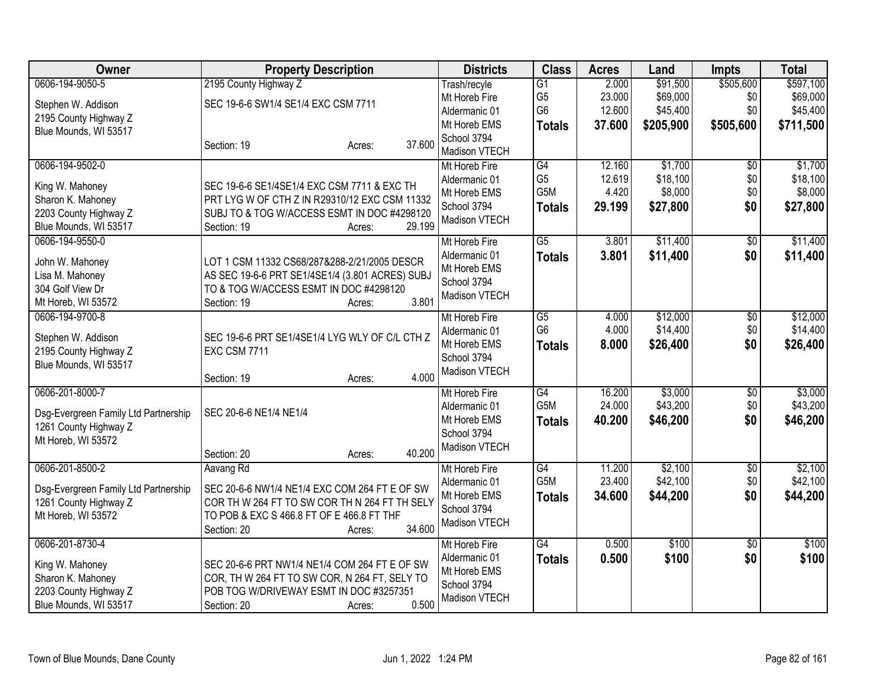| Owner | Property Description | Districts | Class | Acres | Land | Impts | Total |
|---|---|---|---|---|---|---|---|
| 0606-194-9050-5<br>Stephen W. Addison<br>2195 County Highway Z<br>Blue Mounds, WI 53517 | 2195 County Highway Z<br>SEC 19-6-6 SW1/4 SE1/4 EXC CSM 7711<br>Section: 19 Acres: 37.600 | Trash/recyle<br>Mt Horeb Fire<br>Aldermanic 01<br>Mt Horeb EMS<br>School 3794<br>Madison VTECH | G1<br>G5<br>G6<br>**Totals** | 2.000<br>23.000<br>12.600<br>**37.600** | $91,500<br>$69,000<br>$45,400<br>**$205,900** | $505,600<br>$0<br>$0<br>**$505,600** | $597,100<br>$69,000<br>$45,400<br>**$711,500** |
| 0606-194-9502-0<br>King W. Mahoney<br>Sharon K. Mahoney<br>2203 County Highway Z<br>Blue Mounds, WI 53517 | SEC 19-6-6 SE1/4SE1/4 EXC CSM 7711 & EXC TH PRT LYG W OF CTH Z IN R29310/12 EXC CSM 11332 SUBJ TO & TOG W/ACCESS ESMT IN DOC #4298120<br>Section: 19 Acres: 29.199 | Mt Horeb Fire<br>Aldermanic 01<br>Mt Horeb EMS<br>School 3794<br>Madison VTECH | G4<br>G5<br>G5M<br>**Totals** | 12.160<br>12.619<br>4.420<br>**29.199** | $1,700<br>$18,100<br>$8,000<br>**$27,800** | $0<br>$0<br>$0<br>**$0** | $1,700<br>$18,100<br>$8,000<br>**$27,800** |
| 0606-194-9550-0<br>John W. Mahoney<br>Lisa M. Mahoney<br>304 Golf View Dr<br>Mt Horeb, WI 53572 | LOT 1 CSM 11332 CS68/287&288-2/21/2005 DESCR AS SEC 19-6-6 PRT SE1/4SE1/4 (3.801 ACRES) SUBJ TO & TOG W/ACCESS ESMT IN DOC #4298120<br>Section: 19 Acres: 3.801 | Mt Horeb Fire<br>Aldermanic 01<br>Mt Horeb EMS<br>School 3794<br>Madison VTECH | G5<br>**Totals** | 3.801<br>**3.801** | $11,400<br>**$11,400** | $0<br>**$0** | $11,400<br>**$11,400** |
| 0606-194-9700-8<br>Stephen W. Addison<br>2195 County Highway Z<br>Blue Mounds, WI 53517 | SEC 19-6-6 PRT SE1/4SE1/4 LYG WLY OF C/L CTH Z EXC CSM 7711<br>Section: 19 Acres: 4.000 | Mt Horeb Fire<br>Aldermanic 01<br>Mt Horeb EMS<br>School 3794<br>Madison VTECH | G5<br>G6<br>**Totals** | 4.000<br>4.000<br>**8.000** | $12,000<br>$14,400<br>**$26,400** | $0<br>$0<br>**$0** | $12,000<br>$14,400<br>**$26,400** |
| 0606-201-8000-7<br>Dsg-Evergreen Family Ltd Partnership<br>1261 County Highway Z<br>Mt Horeb, WI 53572 | SEC 20-6-6 NE1/4 NE1/4<br>Section: 20 Acres: 40.200 | Mt Horeb Fire<br>Aldermanic 01<br>Mt Horeb EMS<br>School 3794<br>Madison VTECH | G4<br>G5M<br>**Totals** | 16.200<br>24.000<br>**40.200** | $3,000<br>$43,200<br>**$46,200** | $0<br>$0<br>**$0** | $3,000<br>$43,200<br>**$46,200** |
| 0606-201-8500-2<br>Dsg-Evergreen Family Ltd Partnership<br>1261 County Highway Z<br>Mt Horeb, WI 53572 | Aavang Rd<br>SEC 20-6-6 NW1/4 NE1/4 EXC COM 264 FT E OF SW COR TH W 264 FT TO SW COR TH N 264 FT TH SELY TO POB & EXC S 466.8 FT OF E 466.8 FT THF<br>Section: 20 Acres: 34.600 | Mt Horeb Fire<br>Aldermanic 01<br>Mt Horeb EMS<br>School 3794<br>Madison VTECH | G4<br>G5M<br>**Totals** | 11.200<br>23.400<br>**34.600** | $2,100<br>$42,100<br>**$44,200** | $0<br>$0<br>**$0** | $2,100<br>$42,100<br>**$44,200** |
| 0606-201-8730-4<br>King W. Mahoney<br>Sharon K. Mahoney<br>2203 County Highway Z<br>Blue Mounds, WI 53517 | SEC 20-6-6 PRT NW1/4 NE1/4 COM 264 FT E OF SW COR, TH W 264 FT TO SW COR, N 264 FT, SELY TO POB TOG W/DRIVEWAY ESMT IN DOC #3257351<br>Section: 20 Acres: 0.500 | Mt Horeb Fire<br>Aldermanic 01<br>Mt Horeb EMS<br>School 3794<br>Madison VTECH | G4<br>**Totals** | 0.500<br>**0.500** | $100<br>**$100** | $0<br>**$0** | $100<br>**$100** |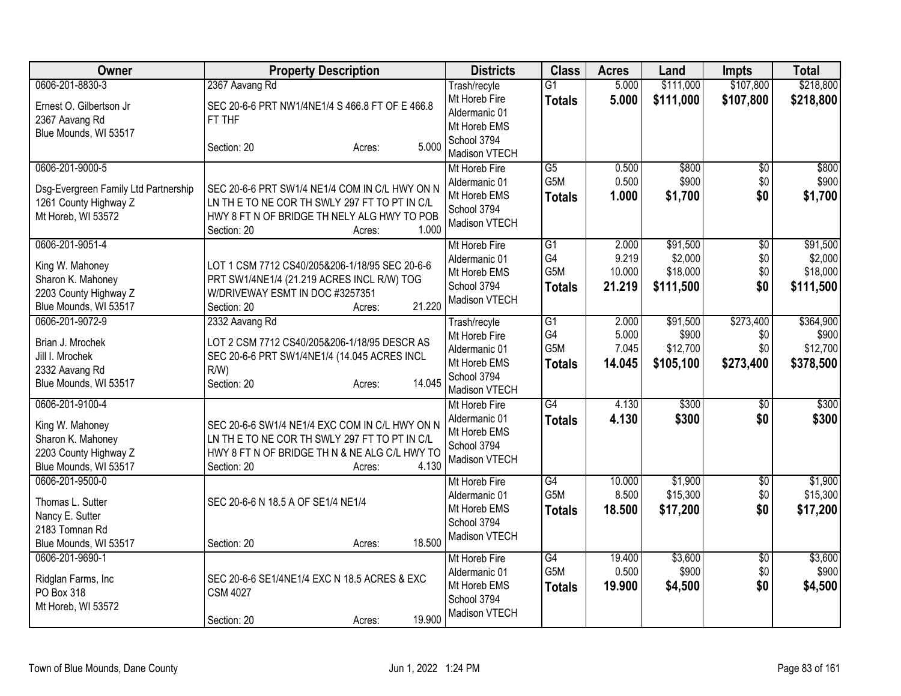| Owner | Property Description | Districts | Class | Acres | Land | Impts | Total |
|---|---|---|---|---|---|---|---|
| 0606-201-8830-3<br>Ernest O. Gilbertson Jr<br>2367 Aavang Rd<br>Blue Mounds, WI 53517 | 2367 Aavang Rd<br>SEC 20-6-6 PRT NW1/4NE1/4 S 466.8 FT OF E 466.8 FT THF<br>Section: 20 Acres: 5.000 | Trash/recyle<br>Mt Horeb Fire<br>Aldermanic 01<br>Mt Horeb EMS<br>School 3794<br>Madison VTECH | G1<br>**Totals** | 5.000<br>**5.000** | $111,000<br>**$111,000** | $107,800<br>**$107,800** | $218,800<br>**$218,800** |
| 0606-201-9000-5<br>Dsg-Evergreen Family Ltd Partnership<br>1261 County Highway Z<br>Mt Horeb, WI 53572 | SEC 20-6-6 PRT SW1/4 NE1/4 COM IN C/L HWY ON N LN TH E TO NE COR TH SWLY 297 FT TO PT IN C/L HWY 8 FT N OF BRIDGE TH NELY ALG HWY TO POB<br>Section: 20 Acres: 1.000 | Mt Horeb Fire<br>Aldermanic 01<br>Mt Horeb EMS<br>School 3794<br>Madison VTECH | G5<br>G5M<br>**Totals** | 0.500<br>0.500<br>**1.000** | $800<br>$900<br>**$1,700** | $0<br>$0<br>**$0** | $800<br>$900<br>**$1,700** |
| 0606-201-9051-4<br>King W. Mahoney<br>Sharon K. Mahoney<br>2203 County Highway Z<br>Blue Mounds, WI 53517 | LOT 1 CSM 7712 CS40/205&206-1/18/95 SEC 20-6-6 PRT SW1/4NE1/4 (21.219 ACRES INCL R/W) TOG W/DRIVEWAY ESMT IN DOC #3257351<br>Section: 20 Acres: 21.220 | Mt Horeb Fire<br>Aldermanic 01<br>Mt Horeb EMS<br>School 3794<br>Madison VTECH | G1<br>G4<br>G5M<br>**Totals** | 2.000<br>9.219<br>10.000<br>**21.219** | $91,500<br>$2,000<br>$18,000<br>**$111,500** | $0<br>$0<br>$0<br>**$0** | $91,500<br>$2,000<br>$18,000<br>**$111,500** |
| 0606-201-9072-9<br>Brian J. Mrochek<br>Jill I. Mrochek<br>2332 Aavang Rd<br>Blue Mounds, WI 53517 | 2332 Aavang Rd<br>LOT 2 CSM 7712 CS40/205&206-1/18/95 DESCR AS SEC 20-6-6 PRT SW1/4NE1/4 (14.045 ACRES INCL R/W)<br>Section: 20 Acres: 14.045 | Trash/recyle<br>Mt Horeb Fire<br>Aldermanic 01<br>Mt Horeb EMS<br>School 3794<br>Madison VTECH | G1<br>G4<br>G5M<br>**Totals** | 2.000<br>5.000<br>7.045<br>**14.045** | $91,500<br>$900<br>$12,700<br>**$105,100** | $273,400<br>$0<br>$0<br>**$273,400** | $364,900<br>$900<br>$12,700<br>**$378,500** |
| 0606-201-9100-4<br>King W. Mahoney<br>Sharon K. Mahoney<br>2203 County Highway Z<br>Blue Mounds, WI 53517 | SEC 20-6-6 SW1/4 NE1/4 EXC COM IN C/L HWY ON N LN TH E TO NE COR TH SWLY 297 FT TO PT IN C/L HWY 8 FT N OF BRIDGE TH N & NE ALG C/L HWY TO<br>Section: 20 Acres: 4.130 | Mt Horeb Fire<br>Aldermanic 01<br>Mt Horeb EMS<br>School 3794<br>Madison VTECH | G4<br>**Totals** | 4.130<br>**4.130** | $300<br>**$300** | $0<br>**$0** | $300<br>**$300** |
| 0606-201-9500-0<br>Thomas L. Sutter<br>Nancy E. Sutter<br>2183 Tomnan Rd<br>Blue Mounds, WI 53517 | SEC 20-6-6 N 18.5 A OF SE1/4 NE1/4<br>Section: 20 Acres: 18.500 | Mt Horeb Fire<br>Aldermanic 01<br>Mt Horeb EMS<br>School 3794<br>Madison VTECH | G4<br>G5M<br>**Totals** | 10.000<br>8.500<br>**18.500** | $1,900<br>$15,300<br>**$17,200** | $0<br>$0<br>**$0** | $1,900<br>$15,300<br>**$17,200** |
| 0606-201-9690-1<br>Ridglan Farms, Inc<br>PO Box 318<br>Mt Horeb, WI 53572 | SEC 20-6-6 SE1/4NE1/4 EXC N 18.5 ACRES & EXC CSM 4027<br>Section: 20 Acres: 19.900 | Mt Horeb Fire<br>Aldermanic 01<br>Mt Horeb EMS<br>School 3794<br>Madison VTECH | G4<br>G5M<br>**Totals** | 19.400<br>0.500<br>**19.900** | $3,600<br>$900<br>**$4,500** | $0<br>$0<br>**$0** | $3,600<br>$900<br>**$4,500** |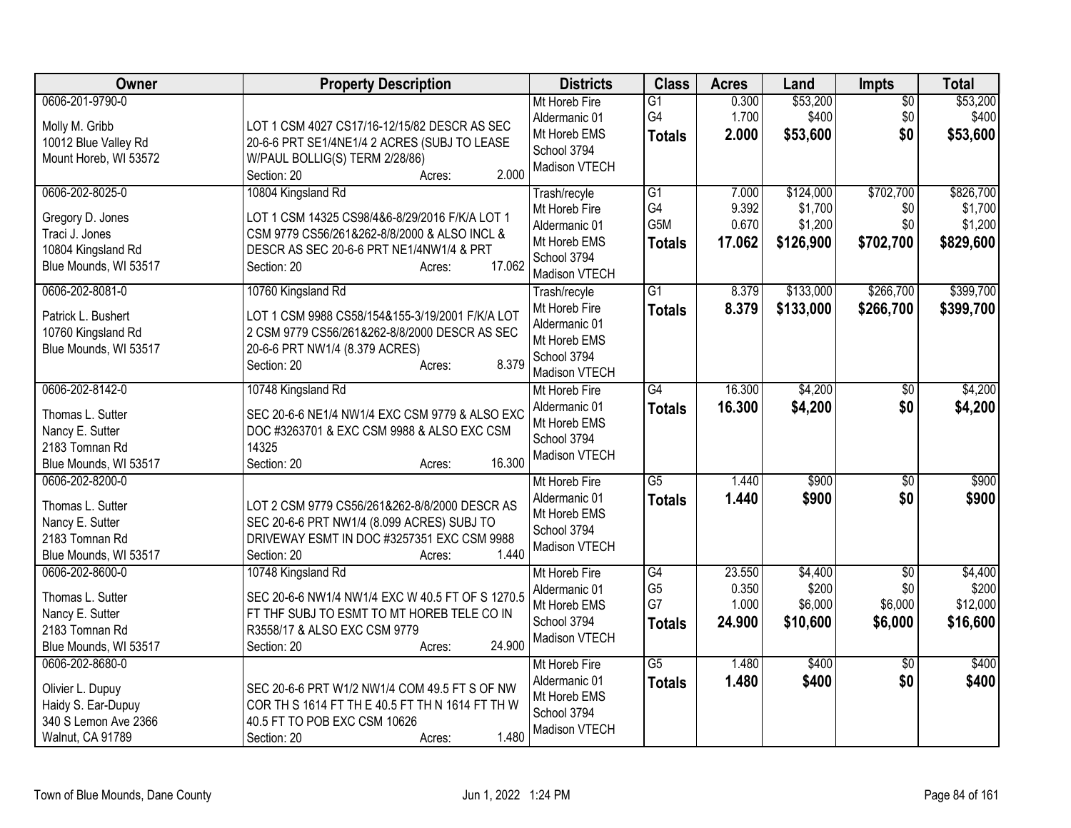| Owner | Property Description | Districts | Class | Acres | Land | Impts | Total |
|---|---|---|---|---|---|---|---|
| 0606-201-9790-0<br><br>Molly M. Gribb<br>10012 Blue Valley Rd<br>Mount Horeb, WI 53572 | LOT 1 CSM 4027 CS17/16-12/15/82 DESCR AS SEC 20-6-6 PRT SE1/4NE1/4 2 ACRES (SUBJ TO LEASE W/PAUL BOLLIG(S) TERM 2/28/86)<br>Section: 20 Acres: 2.000 | Mt Horeb Fire<br>Aldermanic 01<br>Mt Horeb EMS<br>School 3794<br>Madison VTECH | G1<br>G4<br>**Totals** | 0.300<br>1.700<br>**2.000** | $53,200<br>$400<br>**$53,600** | $0<br>$0<br>**$0** | $53,200<br>$400<br>**$53,600** |
| 0606-202-8025-0<br><br>Gregory D. Jones<br>Traci J. Jones<br>10804 Kingsland Rd<br>Blue Mounds, WI 53517 | 10804 Kingsland Rd<br>LOT 1 CSM 14325 CS98/4&6-8/29/2016 F/K/A LOT 1 CSM 9779 CS56/261&262-8/8/2000 & ALSO INCL & DESCR AS SEC 20-6-6 PRT NE1/4NW1/4 & PRT<br>Section: 20 Acres: 17.062 | Trash/recyle<br>Mt Horeb Fire<br>Aldermanic 01<br>Mt Horeb EMS<br>School 3794<br>Madison VTECH | G1<br>G4<br>G5M<br>**Totals** | 7.000<br>9.392<br>0.670<br>**17.062** | $124,000<br>$1,700<br>$1,200<br>**$126,900** | $702,700<br>$0<br>$0<br>**$702,700** | $826,700<br>$1,700<br>$1,200<br>**$829,600** |
| 0606-202-8081-0<br><br>Patrick L. Bushert<br>10760 Kingsland Rd<br>Blue Mounds, WI 53517 | 10760 Kingsland Rd<br>LOT 1 CSM 9988 CS58/154&155-3/19/2001 F/K/A LOT 2 CSM 9779 CS56/261&262-8/8/2000 DESCR AS SEC 20-6-6 PRT NW1/4 (8.379 ACRES)<br>Section: 20 Acres: 8.379 | Trash/recyle<br>Mt Horeb Fire<br>Aldermanic 01<br>Mt Horeb EMS<br>School 3794<br>Madison VTECH | G1<br>**Totals** | 8.379<br>**8.379** | $133,000<br>**$133,000** | $266,700<br>**$266,700** | $399,700<br>**$399,700** |
| 0606-202-8142-0<br><br>Thomas L. Sutter<br>Nancy E. Sutter<br>2183 Tomnan Rd<br>Blue Mounds, WI 53517 | 10748 Kingsland Rd<br>SEC 20-6-6 NE1/4 NW1/4 EXC CSM 9779 & ALSO EXC DOC #3263701 & EXC CSM 9988 & ALSO EXC CSM 14325<br>Section: 20 Acres: 16.300 | Mt Horeb Fire<br>Aldermanic 01<br>Mt Horeb EMS<br>School 3794<br>Madison VTECH | G4<br>**Totals** | 16.300<br>**16.300** | $4,200<br>**$4,200** | $0<br>**$0** | $4,200<br>**$4,200** |
| 0606-202-8200-0<br><br>Thomas L. Sutter<br>Nancy E. Sutter<br>2183 Tomnan Rd<br>Blue Mounds, WI 53517 | LOT 2 CSM 9779 CS56/261&262-8/8/2000 DESCR AS SEC 20-6-6 PRT NW1/4 (8.099 ACRES) SUBJ TO DRIVEWAY ESMT IN DOC #3257351 EXC CSM 9988<br>Section: 20 Acres: 1.440 | Mt Horeb Fire<br>Aldermanic 01<br>Mt Horeb EMS<br>School 3794<br>Madison VTECH | G5<br>**Totals** | 1.440<br>**1.440** | $900<br>**$900** | $0<br>**$0** | $900<br>**$900** |
| 0606-202-8600-0<br><br>Thomas L. Sutter<br>Nancy E. Sutter<br>2183 Tomnan Rd<br>Blue Mounds, WI 53517 | 10748 Kingsland Rd<br>SEC 20-6-6 NW1/4 NW1/4 EXC W 40.5 FT OF S 1270.5 FT THF SUBJ TO ESMT TO MT HOREB TELE CO IN R3558/17 & ALSO EXC CSM 9779<br>Section: 20 Acres: 24.900 | Mt Horeb Fire<br>Aldermanic 01<br>Mt Horeb EMS<br>School 3794<br>Madison VTECH | G4<br>G5<br>G7<br>**Totals** | 23.550<br>0.350<br>1.000<br>**24.900** | $4,400<br>$200<br>$6,000<br>**$10,600** | $0<br>$0<br>$6,000<br>**$6,000** | $4,400<br>$200<br>$12,000<br>**$16,600** |
| 0606-202-8680-0<br><br>Olivier L. Dupuy<br>Haidy S. Ear-Dupuy<br>340 S Lemon Ave 2366<br>Walnut, CA 91789 | SEC 20-6-6 PRT W1/2 NW1/4 COM 49.5 FT S OF NW COR TH S 1614 FT TH E 40.5 FT TH N 1614 FT TH W 40.5 FT TO POB EXC CSM 10626<br>Section: 20 Acres: 1.480 | Mt Horeb Fire<br>Aldermanic 01<br>Mt Horeb EMS<br>School 3794<br>Madison VTECH | G5<br>**Totals** | 1.480<br>**1.480** | $400<br>**$400** | $0<br>**$0** | $400<br>**$400** |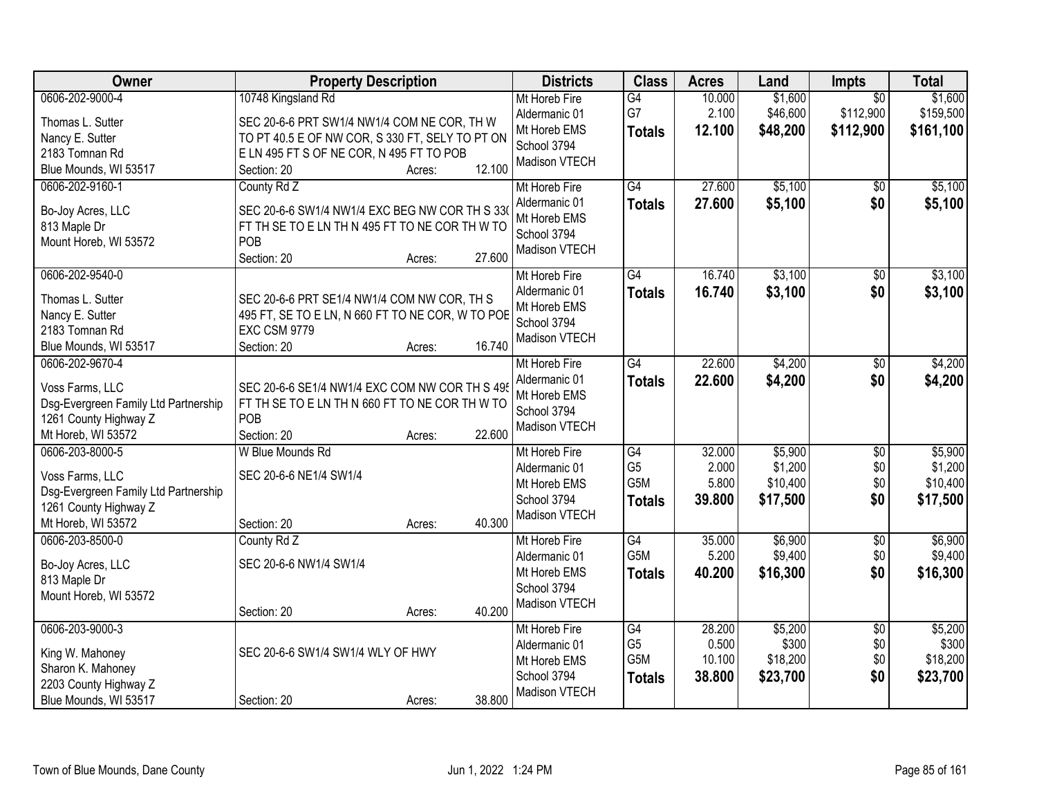| Owner | Property Description | Districts | Class | Acres | Land | Impts | Total |
|---|---|---|---|---|---|---|---|
| 0606-202-9000-4<br>Thomas L. Sutter<br>Nancy E. Sutter<br>2183 Tomnan Rd<br>Blue Mounds, WI 53517 | 10748 Kingsland Rd<br>SEC 20-6-6 PRT SW1/4 NW1/4 COM NE COR, TH W TO PT 40.5 E OF NW COR, S 330 FT, SELY TO PT ON E LN 495 FT S OF NE COR, N 495 FT TO POB<br>Section: 20 Acres: 12.100 | Mt Horeb Fire<br>Aldermanic 01<br>Mt Horeb EMS<br>School 3794<br>Madison VTECH | G4<br>G7<br>**Totals** | 10.000<br>2.100<br>**12.100** | $1,600<br>$46,600<br>**$48,200** | $0<br>$112,900<br>**$112,900** | $1,600<br>$159,500<br>**$161,100** |
| 0606-202-9160-1<br>Bo-Joy Acres, LLC<br>813 Maple Dr<br>Mount Horeb, WI 53572 | County Rd Z<br>SEC 20-6-6 SW1/4 NW1/4 EXC BEG NW COR TH S 330 FT TH SE TO E LN TH N 495 FT TO NE COR TH W TO POB<br>Section: 20 Acres: 27.600 | Mt Horeb Fire<br>Aldermanic 01<br>Mt Horeb EMS<br>School 3794<br>Madison VTECH | G4<br>**Totals** | 27.600<br>**27.600** | $5,100<br>**$5,100** | $0<br>**$0** | $5,100<br>**$5,100** |
| 0606-202-9540-0<br>Thomas L. Sutter<br>Nancy E. Sutter<br>2183 Tomnan Rd<br>Blue Mounds, WI 53517 | SEC 20-6-6 PRT SE1/4 NW1/4 COM NW COR, TH S 495 FT, SE TO E LN, N 660 FT TO NE COR, W TO POB EXC CSM 9779<br>Section: 20 Acres: 16.740 | Mt Horeb Fire<br>Aldermanic 01<br>Mt Horeb EMS<br>School 3794<br>Madison VTECH | G4<br>**Totals** | 16.740<br>**16.740** | $3,100<br>**$3,100** | $0<br>**$0** | $3,100<br>**$3,100** |
| 0606-202-9670-4<br>Voss Farms, LLC<br>Dsg-Evergreen Family Ltd Partnership<br>1261 County Highway Z<br>Mt Horeb, WI 53572 | SEC 20-6-6 SE1/4 NW1/4 EXC COM NW COR TH S 495 FT TH SE TO E LN TH N 660 FT TO NE COR TH W TO POB<br>Section: 20 Acres: 22.600 | Mt Horeb Fire<br>Aldermanic 01<br>Mt Horeb EMS<br>School 3794<br>Madison VTECH | G4<br>**Totals** | 22.600<br>**22.600** | $4,200<br>**$4,200** | $0<br>**$0** | $4,200<br>**$4,200** |
| 0606-203-8000-5<br>Voss Farms, LLC<br>Dsg-Evergreen Family Ltd Partnership<br>1261 County Highway Z<br>Mt Horeb, WI 53572 | W Blue Mounds Rd<br>SEC 20-6-6 NE1/4 SW1/4<br>Section: 20 Acres: 40.300 | Mt Horeb Fire<br>Aldermanic 01<br>Mt Horeb EMS<br>School 3794<br>Madison VTECH | G4<br>G5<br>G5M<br>**Totals** | 32.000<br>2.000<br>5.800<br>**39.800** | $5,900<br>$1,200<br>$10,400<br>**$17,500** | $0<br>$0<br>$0<br>**$0** | $5,900<br>$1,200<br>$10,400<br>**$17,500** |
| 0606-203-8500-0<br>Bo-Joy Acres, LLC<br>813 Maple Dr<br>Mount Horeb, WI 53572 | County Rd Z<br>SEC 20-6-6 NW1/4 SW1/4<br>Section: 20 Acres: 40.200 | Mt Horeb Fire<br>Aldermanic 01<br>Mt Horeb EMS<br>School 3794<br>Madison VTECH | G4<br>G5M<br>**Totals** | 35.000<br>5.200<br>**40.200** | $6,900<br>$9,400<br>**$16,300** | $0<br>$0<br>**$0** | $6,900<br>$9,400<br>**$16,300** |
| 0606-203-9000-3<br>King W. Mahoney<br>Sharon K. Mahoney<br>2203 County Highway Z<br>Blue Mounds, WI 53517 | SEC 20-6-6 SW1/4 SW1/4 WLY OF HWY<br>Section: 20 Acres: 38.800 | Mt Horeb Fire<br>Aldermanic 01<br>Mt Horeb EMS<br>School 3794<br>Madison VTECH | G4<br>G5<br>G5M<br>**Totals** | 28.200<br>0.500<br>10.100<br>**38.800** | $5,200<br>$300<br>$18,200<br>**$23,700** | $0<br>$0<br>$0<br>**$0** | $5,200<br>$300<br>$18,200<br>**$23,700** |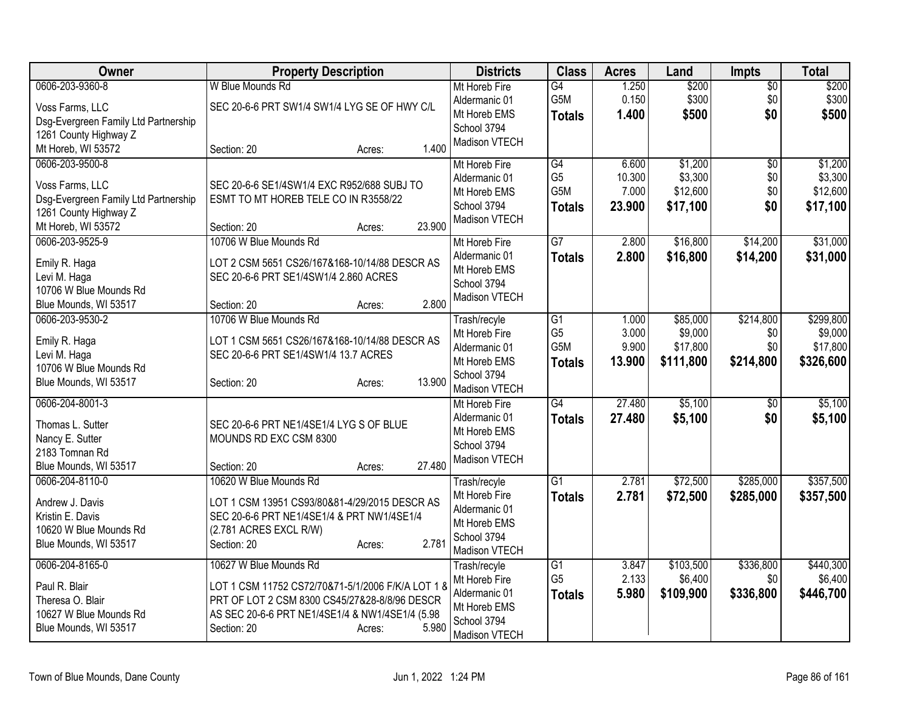| Owner | Property Description | Districts | Class | Acres | Land | Impts | Total |
|---|---|---|---|---|---|---|---|
| 0606-203-9360-8<br>Voss Farms, LLC<br>Dsg-Evergreen Family Ltd Partnership<br>1261 County Highway Z<br>Mt Horeb, WI 53572 | W Blue Mounds Rd<br>SEC 20-6-6 PRT SW1/4 SW1/4 LYG SE OF HWY C/L<br>Section: 20 Acres: 1.400 | Mt Horeb Fire<br>Aldermanic 01<br>Mt Horeb EMS<br>School 3794<br>Madison VTECH | G4<br>G5M<br>**Totals** | 1.250<br>0.150<br>**1.400** | $200<br>$300<br>**$500** | $0<br>$0<br>**$0** | $200<br>$300<br>**$500** |
| 0606-203-9500-8<br>Voss Farms, LLC<br>Dsg-Evergreen Family Ltd Partnership<br>1261 County Highway Z<br>Mt Horeb, WI 53572 | SEC 20-6-6 SE1/4SW1/4 EXC R952/688 SUBJ TO ESMT TO MT HOREB TELE CO IN R3558/22<br>Section: 20 Acres: 23.900 | Mt Horeb Fire<br>Aldermanic 01<br>Mt Horeb EMS<br>School 3794<br>Madison VTECH | G4<br>G5<br>G5M<br>**Totals** | 6.600<br>10.300<br>7.000<br>**23.900** | $1,200<br>$3,300<br>$12,600<br>**$17,100** | $0<br>$0<br>$0<br>**$0** | $1,200<br>$3,300<br>$12,600<br>**$17,100** |
| 0606-203-9525-9<br>Emily R. Haga<br>Levi M. Haga<br>10706 W Blue Mounds Rd<br>Blue Mounds, WI 53517 | 10706 W Blue Mounds Rd<br>LOT 2 CSM 5651 CS26/167&168-10/14/88 DESCR AS SEC 20-6-6 PRT SE1/4SW1/4 2.860 ACRES<br>Section: 20 Acres: 2.800 | Mt Horeb Fire<br>Aldermanic 01<br>Mt Horeb EMS<br>School 3794<br>Madison VTECH | G7<br>**Totals** | 2.800<br>**2.800** | $16,800<br>**$16,800** | $14,200<br>**$14,200** | $31,000<br>**$31,000** |
| 0606-203-9530-2<br>Emily R. Haga<br>Levi M. Haga<br>10706 W Blue Mounds Rd<br>Blue Mounds, WI 53517 | 10706 W Blue Mounds Rd<br>LOT 1 CSM 5651 CS26/167&168-10/14/88 DESCR AS SEC 20-6-6 PRT SE1/4SW1/4 13.7 ACRES<br>Section: 20 Acres: 13.900 | Trash/recyle<br>Mt Horeb Fire<br>Aldermanic 01<br>Mt Horeb EMS<br>School 3794<br>Madison VTECH | G1<br>G5<br>G5M<br>**Totals** | 1.000<br>3.000<br>9.900<br>**13.900** | $85,000<br>$9,000<br>$17,800<br>**$111,800** | $214,800<br>$0<br>$0<br>**$214,800** | $299,800<br>$9,000<br>$17,800<br>**$326,600** |
| 0606-204-8001-3<br>Thomas L. Sutter<br>Nancy E. Sutter<br>2183 Tomnan Rd<br>Blue Mounds, WI 53517 | SEC 20-6-6 PRT NE1/4SE1/4 LYG S OF BLUE MOUNDS RD EXC CSM 8300<br>Section: 20 Acres: 27.480 | Mt Horeb Fire<br>Aldermanic 01<br>Mt Horeb EMS<br>School 3794<br>Madison VTECH | G4<br>**Totals** | 27.480<br>**27.480** | $5,100<br>**$5,100** | $0<br>**$0** | $5,100<br>**$5,100** |
| 0606-204-8110-0<br>Andrew J. Davis<br>Kristin E. Davis<br>10620 W Blue Mounds Rd<br>Blue Mounds, WI 53517 | 10620 W Blue Mounds Rd<br>LOT 1 CSM 13951 CS93/80&81-4/29/2015 DESCR AS SEC 20-6-6 PRT NE1/4SE1/4 & PRT NW1/4SE1/4 (2.781 ACRES EXCL R/W)<br>Section: 20 Acres: 2.781 | Trash/recyle<br>Mt Horeb Fire<br>Aldermanic 01<br>Mt Horeb EMS<br>School 3794<br>Madison VTECH | G1<br>**Totals** | 2.781<br>**2.781** | $72,500<br>**$72,500** | $285,000<br>**$285,000** | $357,500<br>**$357,500** |
| 0606-204-8165-0<br>Paul R. Blair<br>Theresa O. Blair<br>10627 W Blue Mounds Rd<br>Blue Mounds, WI 53517 | 10627 W Blue Mounds Rd<br>LOT 1 CSM 11752 CS72/70&71-5/1/2006 F/K/A LOT 1 & PRT OF LOT 2 CSM 8300 CS45/27&28-8/8/96 DESCR AS SEC 20-6-6 PRT NE1/4SE1/4 & NW1/4SE1/4 (5.98<br>Section: 20 Acres: 5.980 | Trash/recyle<br>Mt Horeb Fire<br>Aldermanic 01<br>Mt Horeb EMS<br>School 3794<br>Madison VTECH | G1<br>G5<br>**Totals** | 3.847<br>2.133<br>**5.980** | $103,500<br>$6,400<br>**$109,900** | $336,800<br>$0<br>**$336,800** | $440,300<br>$6,400<br>**$446,700** |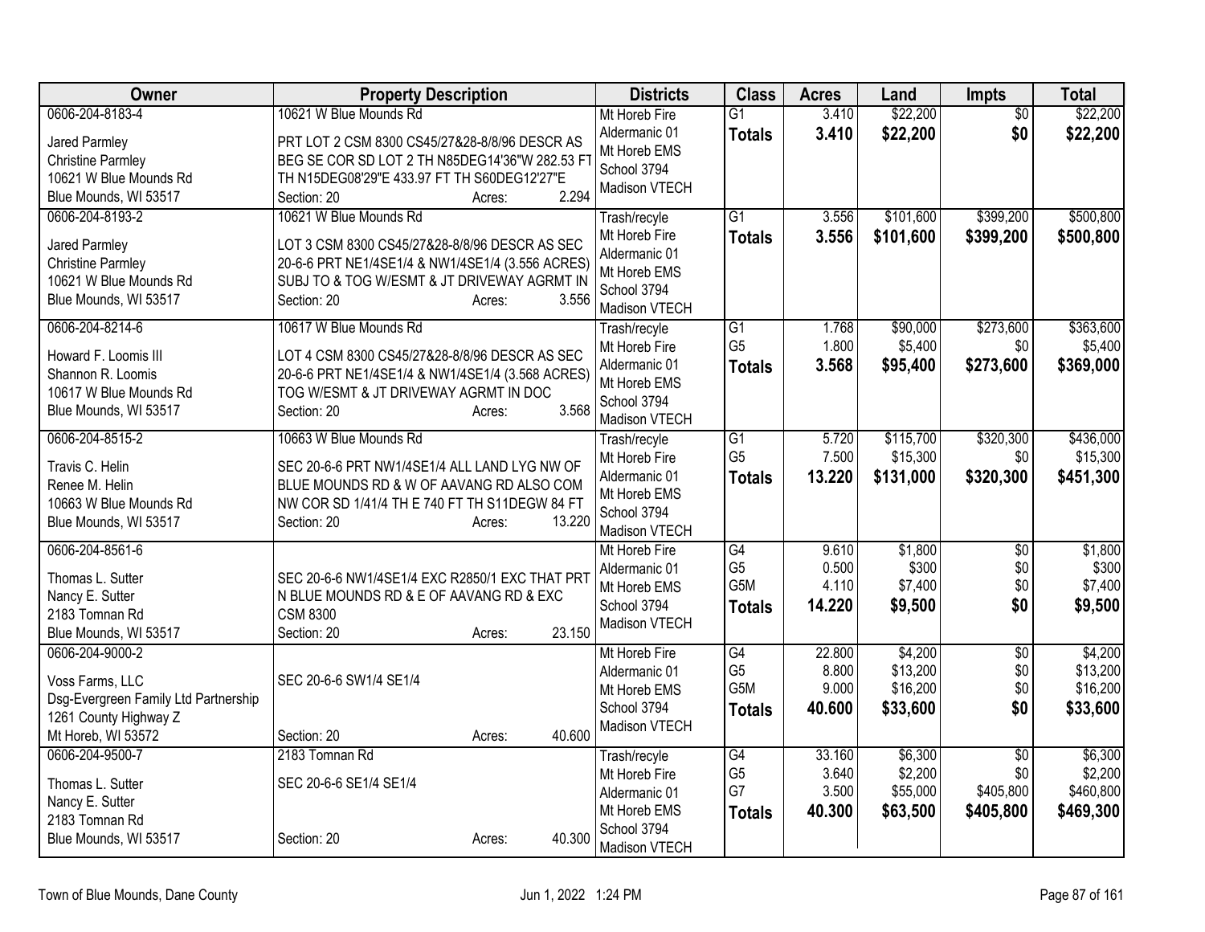| Owner | Property Description | Districts | Class | Acres | Land | Impts | Total |
|---|---|---|---|---|---|---|---|
| 0606-204-8183-4<br>Jared Parmley<br>Christine Parmley<br>10621 W Blue Mounds Rd<br>Blue Mounds, WI 53517 | 10621 W Blue Mounds Rd<br>PRT LOT 2 CSM 8300 CS45/27&28-8/8/96 DESCR AS BEG SE COR SD LOT 2 TH N85DEG14'36"W 282.53 FT TH N15DEG08'29"E 433.97 FT TH S60DEG12'27"E<br>Section: 20 Acres: 2.294 | Mt Horeb Fire<br>Aldermanic 01<br>Mt Horeb EMS<br>School 3794<br>Madison VTECH | G1<br>**Totals** | 3.410<br>**3.410** | $22,200<br>**$22,200** | $0<br>**$0** | $22,200<br>**$22,200** |
| 0606-204-8193-2<br>Jared Parmley<br>Christine Parmley<br>10621 W Blue Mounds Rd<br>Blue Mounds, WI 53517 | 10621 W Blue Mounds Rd<br>LOT 3 CSM 8300 CS45/27&28-8/8/96 DESCR AS SEC 20-6-6 PRT NE1/4SE1/4 & NW1/4SE1/4 (3.556 ACRES) SUBJ TO & TOG W/ESMT & JT DRIVEWAY AGRMT IN<br>Section: 20 Acres: 3.556 | Trash/recyle<br>Mt Horeb Fire<br>Aldermanic 01<br>Mt Horeb EMS<br>School 3794<br>Madison VTECH | G1<br>**Totals** | 3.556<br>**3.556** | $101,600<br>**$101,600** | $399,200<br>**$399,200** | $500,800<br>**$500,800** |
| 0606-204-8214-6<br>Howard F. Loomis III<br>Shannon R. Loomis<br>10617 W Blue Mounds Rd<br>Blue Mounds, WI 53517 | 10617 W Blue Mounds Rd<br>LOT 4 CSM 8300 CS45/27&28-8/8/96 DESCR AS SEC 20-6-6 PRT NE1/4SE1/4 & NW1/4SE1/4 (3.568 ACRES) TOG W/ESMT & JT DRIVEWAY AGRMT IN DOC<br>Section: 20 Acres: 3.568 | Trash/recyle<br>Mt Horeb Fire<br>Aldermanic 01<br>Mt Horeb EMS<br>School 3794<br>Madison VTECH | G1<br>G5<br>**Totals** | 1.768<br>1.800<br>**3.568** | $90,000<br>$5,400<br>**$95,400** | $273,600<br>$0<br>**$273,600** | $363,600<br>$5,400<br>**$369,000** |
| 0606-204-8515-2<br>Travis C. Helin<br>Renee M. Helin<br>10663 W Blue Mounds Rd<br>Blue Mounds, WI 53517 | 10663 W Blue Mounds Rd<br>SEC 20-6-6 PRT NW1/4SE1/4 ALL LAND LYG NW OF BLUE MOUNDS RD & W OF AAVANG RD ALSO COM NW COR SD 1/41/4 TH E 740 FT TH S11DEGW 84 FT<br>Section: 20 Acres: 13.220 | Trash/recyle<br>Mt Horeb Fire<br>Aldermanic 01<br>Mt Horeb EMS<br>School 3794<br>Madison VTECH | G1<br>G5<br>**Totals** | 5.720<br>7.500<br>**13.220** | $115,700<br>$15,300<br>**$131,000** | $320,300<br>$0<br>**$320,300** | $436,000<br>$15,300<br>**$451,300** |
| 0606-204-8561-6<br>Thomas L. Sutter<br>Nancy E. Sutter<br>2183 Tomnan Rd<br>Blue Mounds, WI 53517 | SEC 20-6-6 NW1/4SE1/4 EXC R2850/1 EXC THAT PRT N BLUE MOUNDS RD & E OF AAVANG RD & EXC CSM 8300<br>Section: 20 Acres: 23.150 | Mt Horeb Fire<br>Aldermanic 01<br>Mt Horeb EMS<br>School 3794<br>Madison VTECH | G4<br>G5<br>G5M<br>**Totals** | 9.610<br>0.500<br>4.110<br>**14.220** | $1,800<br>$300<br>$7,400<br>**$9,500** | $0<br>$0<br>$0<br>**$0** | $1,800<br>$300<br>$7,400<br>**$9,500** |
| 0606-204-9000-2<br>Voss Farms, LLC<br>Dsg-Evergreen Family Ltd Partnership<br>1261 County Highway Z<br>Mt Horeb, WI 53572 | SEC 20-6-6 SW1/4 SE1/4<br>Section: 20 Acres: 40.600 | Mt Horeb Fire<br>Aldermanic 01<br>Mt Horeb EMS<br>School 3794<br>Madison VTECH | G4<br>G5<br>G5M<br>**Totals** | 22.800<br>8.800<br>9.000<br>**40.600** | $4,200<br>$13,200<br>$16,200<br>**$33,600** | $0<br>$0<br>$0<br>**$0** | $4,200<br>$13,200<br>$16,200<br>**$33,600** |
| 0606-204-9500-7<br>Thomas L. Sutter<br>Nancy E. Sutter<br>2183 Tomnan Rd<br>Blue Mounds, WI 53517 | 2183 Tomnan Rd<br>SEC 20-6-6 SE1/4 SE1/4<br>Section: 20 Acres: 40.300 | Trash/recyle<br>Mt Horeb Fire<br>Aldermanic 01<br>Mt Horeb EMS<br>School 3794<br>Madison VTECH | G4<br>G5<br>G7<br>**Totals** | 33.160<br>3.640<br>3.500<br>**40.300** | $6,300<br>$2,200<br>$55,000<br>**$63,500** | $0<br>$0<br>$405,800<br>**$405,800** | $6,300<br>$2,200<br>$460,800<br>**$469,300** |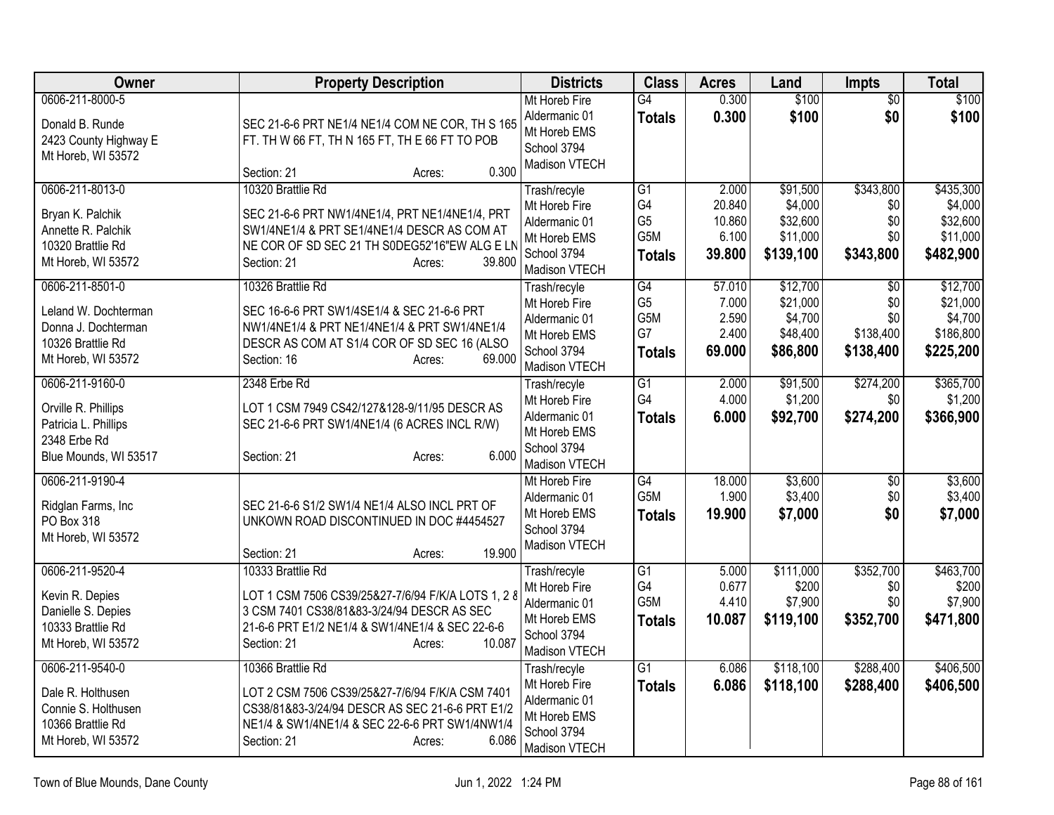| Owner | Property Description | Districts | Class | Acres | Land | Impts | Total |
|---|---|---|---|---|---|---|---|
| 0606-211-8000-5<br><br>Donald B. Runde<br>2423 County Highway E<br>Mt Horeb, WI 53572 | SEC 21-6-6 PRT NE1/4 NE1/4 COM NE COR, TH S 165 FT. TH W 66 FT, TH N 165 FT, TH E 66 FT TO POB<br><br>Section: 21 Acres: 0.300 | Mt Horeb Fire<br>Aldermanic 01<br>Mt Horeb EMS<br>School 3794<br>Madison VTECH | G4<br>**Totals** | 0.300<br>**0.300** | $100<br>**$100** | $0<br>**$0** | $100<br>**$100** |
| 0606-211-8013-0<br><br>Bryan K. Palchik<br>Annette R. Palchik<br>10320 Brattlie Rd<br>Mt Horeb, WI 53572 | 10320 Brattlie Rd<br><br>SEC 21-6-6 PRT NW1/4NE1/4, PRT NE1/4NE1/4, PRT SW1/4NE1/4 & PRT SE1/4NE1/4 DESCR AS COM AT NE COR OF SD SEC 21 TH S0DEG52'16"EW ALG E LN<br>Section: 21 Acres: 39.800 | Trash/recyle<br>Mt Horeb Fire<br>Aldermanic 01<br>Mt Horeb EMS<br>School 3794<br>Madison VTECH | G1<br>G4<br>G5<br>G5M<br>**Totals** | 2.000<br>20.840<br>10.860<br>6.100<br>**39.800** | $91,500<br>$4,000<br>$32,600<br>$11,000<br>**$139,100** | $343,800<br>$0<br>$0<br>$0<br>**$343,800** | $435,300<br>$4,000<br>$32,600<br>$11,000<br>**$482,900** |
| 0606-211-8501-0<br><br>Leland W. Dochterman<br>Donna J. Dochterman<br>10326 Brattlie Rd<br>Mt Horeb, WI 53572 | 10326 Brattlie Rd<br><br>SEC 16-6-6 PRT SW1/4SE1/4 & SEC 21-6-6 PRT NW1/4NE1/4 & PRT NE1/4NE1/4 & PRT SW1/4NE1/4 DESCR AS COM AT S1/4 COR OF SD SEC 16 (ALSO<br>Section: 16 Acres: 69.000 | Trash/recyle<br>Mt Horeb Fire<br>Aldermanic 01<br>Mt Horeb EMS<br>School 3794<br>Madison VTECH | G4<br>G5<br>G5M<br>G7<br>**Totals** | 57.010<br>7.000<br>2.590<br>2.400<br>**69.000** | $12,700<br>$21,000<br>$4,700<br>$48,400<br>**$86,800** | $0<br>$0<br>$0<br>$138,400<br>**$138,400** | $12,700<br>$21,000<br>$4,700<br>$186,800<br>**$225,200** |
| 0606-211-9160-0<br><br>Orville R. Phillips<br>Patricia L. Phillips<br>2348 Erbe Rd<br>Blue Mounds, WI 53517 | 2348 Erbe Rd<br><br>LOT 1 CSM 7949 CS42/127&128-9/11/95 DESCR AS SEC 21-6-6 PRT SW1/4NE1/4 (6 ACRES INCL R/W)<br><br>Section: 21 Acres: 6.000 | Trash/recyle<br>Mt Horeb Fire<br>Aldermanic 01<br>Mt Horeb EMS<br>School 3794<br>Madison VTECH | G1<br>G4<br>**Totals** | 2.000<br>4.000<br>**6.000** | $91,500<br>$1,200<br>**$92,700** | $274,200<br>$0<br>**$274,200** | $365,700<br>$1,200<br>**$366,900** |
| 0606-211-9190-4<br><br>Ridglan Farms, Inc<br>PO Box 318<br>Mt Horeb, WI 53572 | SEC 21-6-6 S1/2 SW1/4 NE1/4 ALSO INCL PRT OF UNKOWN ROAD DISCONTINUED IN DOC #4454527<br><br>Section: 21 Acres: 19.900 | Mt Horeb Fire<br>Aldermanic 01<br>Mt Horeb EMS<br>School 3794<br>Madison VTECH | G4<br>G5M<br>**Totals** | 18.000<br>1.900<br>**19.900** | $3,600<br>$3,400<br>**$7,000** | $0<br>$0<br>**$0** | $3,600<br>$3,400<br>**$7,000** |
| 0606-211-9520-4<br><br>Kevin R. Depies<br>Danielle S. Depies<br>10333 Brattlie Rd<br>Mt Horeb, WI 53572 | 10333 Brattlie Rd<br><br>LOT 1 CSM 7506 CS39/25&27-7/6/94 F/K/A LOTS 1, 2 & 3 CSM 7401 CS38/81&83-3/24/94 DESCR AS SEC 21-6-6 PRT E1/2 NE1/4 & SW1/4NE1/4 & SEC 22-6-6<br>Section: 21 Acres: 10.087 | Trash/recyle<br>Mt Horeb Fire<br>Aldermanic 01<br>Mt Horeb EMS<br>School 3794<br>Madison VTECH | G1<br>G4<br>G5M<br>**Totals** | 5.000<br>0.677<br>4.410<br>**10.087** | $111,000<br>$200<br>$7,900<br>**$119,100** | $352,700<br>$0<br>$0<br>**$352,700** | $463,700<br>$200<br>$7,900<br>**$471,800** |
| 0606-211-9540-0<br><br>Dale R. Holthusen<br>Connie S. Holthusen<br>10366 Brattlie Rd<br>Mt Horeb, WI 53572 | 10366 Brattlie Rd<br><br>LOT 2 CSM 7506 CS39/25&27-7/6/94 F/K/A CSM 7401 CS38/81&83-3/24/94 DESCR AS SEC 21-6-6 PRT E1/2 NE1/4 & SW1/4NE1/4 & SEC 22-6-6 PRT SW1/4NW1/4<br>Section: 21 Acres: 6.086 | Trash/recyle<br>Mt Horeb Fire<br>Aldermanic 01<br>Mt Horeb EMS<br>School 3794<br>Madison VTECH | G1<br>**Totals** | 6.086<br>**6.086** | $118,100<br>**$118,100** | $288,400<br>**$288,400** | $406,500<br>**$406,500** |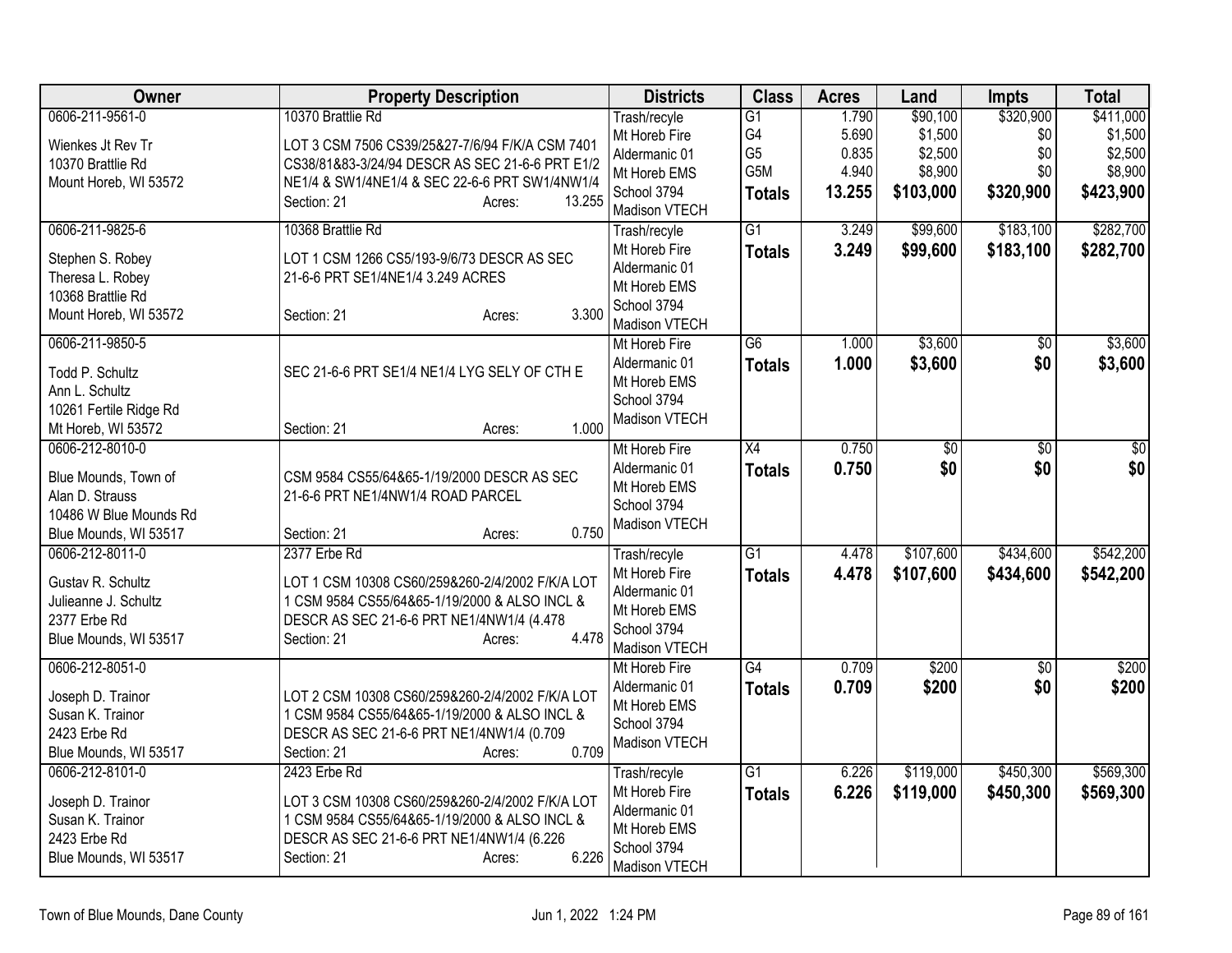| Owner | Property Description | Districts | Class | Acres | Land | Impts | Total |
|---|---|---|---|---|---|---|---|
| 0606-211-9561-0<br><br>Wienkes Jt Rev Tr<br>10370 Brattlie Rd<br>Mount Horeb, WI 53572 | 10370 Brattlie Rd<br><br>LOT 3 CSM 7506 CS39/25&27-7/6/94 F/K/A CSM 7401 CS38/81&83-3/24/94 DESCR AS SEC 21-6-6 PRT E1/2 NE1/4 & SW1/4NE1/4 & SEC 22-6-6 PRT SW1/4NW1/4<br>Section: 21 Acres: 13.255 | Trash/recycle<br>Mt Horeb Fire<br>Aldermanic 01<br>Mt Horeb EMS<br>School 3794<br>Madison VTECH | G1<br>G4<br>G5<br>G5M<br>**Totals** | 1.790<br>5.690<br>0.835<br>4.940<br>**13.255** | $90,100<br>$1,500<br>$2,500<br>$8,900<br>**$103,000** | $320,900<br>$0<br>$0<br>$0<br>**$320,900** | $411,000<br>$1,500<br>$2,500<br>$8,900<br>**$423,900** |
| 0606-211-9825-6<br><br>Stephen S. Robey<br>Theresa L. Robey<br>10368 Brattlie Rd<br>Mount Horeb, WI 53572 | 10368 Brattlie Rd<br><br>LOT 1 CSM 1266 CS5/193-9/6/73 DESCR AS SEC 21-6-6 PRT SE1/4NE1/4 3.249 ACRES<br><br>Section: 21 Acres: 3.300 | Trash/recycle<br>Mt Horeb Fire<br>Aldermanic 01<br>Mt Horeb EMS<br>School 3794<br>Madison VTECH | G1<br>**Totals** | 3.249<br>**3.249** | $99,600<br>**$99,600** | $183,100<br>**$183,100** | $282,700<br>**$282,700** |
| 0606-211-9850-5<br><br>Todd P. Schultz<br>Ann L. Schultz<br>10261 Fertile Ridge Rd<br>Mt Horeb, WI 53572 | SEC 21-6-6 PRT SE1/4 NE1/4 LYG SELY OF CTH E<br><br>Section: 21 Acres: 1.000 | Mt Horeb Fire<br>Aldermanic 01<br>Mt Horeb EMS<br>School 3794<br>Madison VTECH | G6<br>**Totals** | 1.000<br>**1.000** | $3,600<br>**$3,600** | $0<br>**$0** | $3,600<br>**$3,600** |
| 0606-212-8010-0<br><br>Blue Mounds, Town of<br>Alan D. Strauss<br>10486 W Blue Mounds Rd<br>Blue Mounds, WI 53517 | CSM 9584 CS55/64&65-1/19/2000 DESCR AS SEC 21-6-6 PRT NE1/4NW1/4 ROAD PARCEL<br><br>Section: 21 Acres: 0.750 | Mt Horeb Fire<br>Aldermanic 01<br>Mt Horeb EMS<br>School 3794<br>Madison VTECH | X4<br>**Totals** | 0.750<br>**0.750** | $0<br>**$0** | $0<br>**$0** | $0<br>**$0** |
| 0606-212-8011-0<br><br>Gustav R. Schultz<br>Julieanne J. Schultz<br>2377 Erbe Rd<br>Blue Mounds, WI 53517 | 2377 Erbe Rd<br><br>LOT 1 CSM 10308 CS60/259&260-2/4/2002 F/K/A LOT 1 CSM 9584 CS55/64&65-1/19/2000 & ALSO INCL & DESCR AS SEC 21-6-6 PRT NE1/4NW1/4 (4.478<br>Section: 21 Acres: 4.478 | Trash/recycle<br>Mt Horeb Fire<br>Aldermanic 01<br>Mt Horeb EMS<br>School 3794<br>Madison VTECH | G1<br>**Totals** | 4.478<br>**4.478** | $107,600<br>**$107,600** | $434,600<br>**$434,600** | $542,200<br>**$542,200** |
| 0606-212-8051-0<br><br>Joseph D. Trainor<br>Susan K. Trainor<br>2423 Erbe Rd<br>Blue Mounds, WI 53517 | LOT 2 CSM 10308 CS60/259&260-2/4/2002 F/K/A LOT 1 CSM 9584 CS55/64&65-1/19/2000 & ALSO INCL & DESCR AS SEC 21-6-6 PRT NE1/4NW1/4 (0.709<br>Section: 21 Acres: 0.709 | Mt Horeb Fire<br>Aldermanic 01<br>Mt Horeb EMS<br>School 3794<br>Madison VTECH | G4<br>**Totals** | 0.709<br>**0.709** | $200<br>**$200** | $0<br>**$0** | $200<br>**$200** |
| 0606-212-8101-0<br><br>Joseph D. Trainor<br>Susan K. Trainor<br>2423 Erbe Rd<br>Blue Mounds, WI 53517 | 2423 Erbe Rd<br><br>LOT 3 CSM 10308 CS60/259&260-2/4/2002 F/K/A LOT 1 CSM 9584 CS55/64&65-1/19/2000 & ALSO INCL & DESCR AS SEC 21-6-6 PRT NE1/4NW1/4 (6.226<br>Section: 21 Acres: 6.226 | Trash/recycle<br>Mt Horeb Fire<br>Aldermanic 01<br>Mt Horeb EMS<br>School 3794<br>Madison VTECH | G1<br>**Totals** | 6.226<br>**6.226** | $119,000<br>**$119,000** | $450,300<br>**$450,300** | $569,300<br>**$569,300** |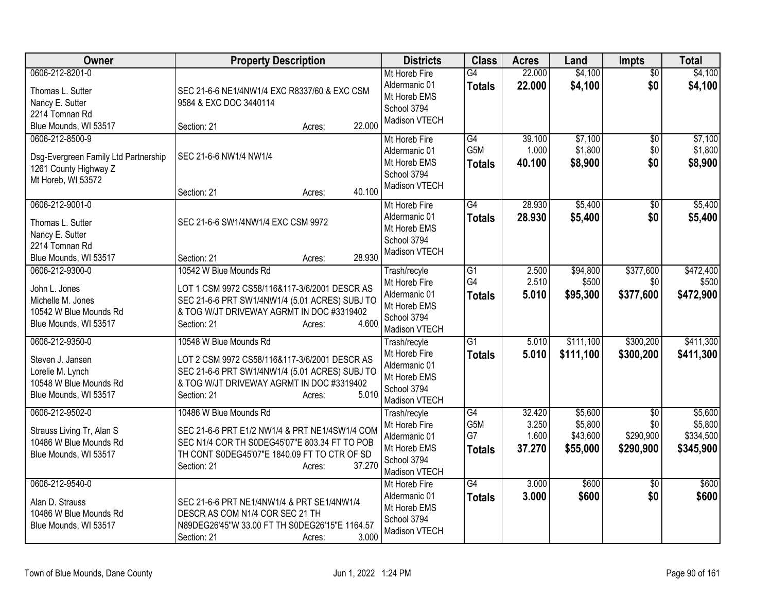| Owner | Property Description | Districts | Class | Acres | Land | Impts | Total |
|---|---|---|---|---|---|---|---|
| 0606-212-8201-0<br>Thomas L. Sutter<br>Nancy E. Sutter<br>2214 Tomnan Rd<br>Blue Mounds, WI 53517 | SEC 21-6-6 NE1/4NW1/4 EXC R8337/60 & EXC CSM 9584 & EXC DOC 3440114<br>Section: 21 Acres: 22.000 | Mt Horeb Fire<br>Aldermanic 01<br>Mt Horeb EMS<br>School 3794<br>Madison VTECH | G4<br>**Totals** | 22.000<br>**22.000** | $4,100<br>**$4,100** | $0<br>**$0** | $4,100<br>**$4,100** |
| 0606-212-8500-9<br>Dsg-Evergreen Family Ltd Partnership<br>1261 County Highway Z<br>Mt Horeb, WI 53572 | SEC 21-6-6 NW1/4 NW1/4<br>Section: 21 Acres: 40.100 | Mt Horeb Fire<br>Aldermanic 01<br>Mt Horeb EMS<br>School 3794<br>Madison VTECH | G4<br>G5M<br>**Totals** | 39.100<br>1.000<br>**40.100** | $7,100<br>$1,800<br>**$8,900** | $0<br>$0<br>**$0** | $7,100<br>$1,800<br>**$8,900** |
| 0606-212-9001-0<br>Thomas L. Sutter<br>Nancy E. Sutter<br>2214 Tomnan Rd<br>Blue Mounds, WI 53517 | SEC 21-6-6 SW1/4NW1/4 EXC CSM 9972<br>Section: 21 Acres: 28.930 | Mt Horeb Fire<br>Aldermanic 01<br>Mt Horeb EMS<br>School 3794<br>Madison VTECH | G4<br>**Totals** | 28.930<br>**28.930** | $5,400<br>**$5,400** | $0<br>**$0** | $5,400<br>**$5,400** |
| 0606-212-9300-0<br>John L. Jones<br>Michelle M. Jones<br>10542 W Blue Mounds Rd<br>Blue Mounds, WI 53517 | 10542 W Blue Mounds Rd<br>LOT 1 CSM 9972 CS58/116&117-3/6/2001 DESCR AS SEC 21-6-6 PRT SW1/4NW1/4 (5.01 ACRES) SUBJ TO & TOG W/JT DRIVEWAY AGRMT IN DOC #3319402<br>Section: 21 Acres: 4.600 | Trash/recyle<br>Mt Horeb Fire<br>Aldermanic 01<br>Mt Horeb EMS<br>School 3794<br>Madison VTECH | G1<br>G4<br>**Totals** | 2.500<br>2.510<br>**5.010** | $94,800<br>$500<br>**$95,300** | $377,600<br>$0<br>**$377,600** | $472,400<br>$500<br>**$472,900** |
| 0606-212-9350-0<br>Steven J. Jansen<br>Lorelie M. Lynch<br>10548 W Blue Mounds Rd<br>Blue Mounds, WI 53517 | 10548 W Blue Mounds Rd<br>LOT 2 CSM 9972 CS58/116&117-3/6/2001 DESCR AS SEC 21-6-6 PRT SW1/4NW1/4 (5.01 ACRES) SUBJ TO & TOG W/JT DRIVEWAY AGRMT IN DOC #3319402<br>Section: 21 Acres: 5.010 | Trash/recyle<br>Mt Horeb Fire<br>Aldermanic 01<br>Mt Horeb EMS<br>School 3794<br>Madison VTECH | G1<br>**Totals** | 5.010<br>**5.010** | $111,100<br>**$111,100** | $300,200<br>**$300,200** | $411,300<br>**$411,300** |
| 0606-212-9502-0<br>Strauss Living Tr, Alan S<br>10486 W Blue Mounds Rd<br>Blue Mounds, WI 53517 | 10486 W Blue Mounds Rd<br>SEC 21-6-6 PRT E1/2 NW1/4 & PRT NE1/4SW1/4 COM SEC N1/4 COR TH S0DEG45'07"E 803.34 FT TO POB TH CONT S0DEG45'07"E 1840.09 FT TO CTR OF SD<br>Section: 21 Acres: 37.270 | Trash/recyle<br>Mt Horeb Fire<br>Aldermanic 01<br>Mt Horeb EMS<br>School 3794<br>Madison VTECH | G4<br>G5M<br>G7<br>**Totals** | 32.420<br>3.250<br>1.600<br>**37.270** | $5,600<br>$5,800<br>$43,600<br>**$55,000** | $0<br>$0<br>$290,900<br>**$290,900** | $5,600<br>$5,800<br>$334,500<br>**$345,900** |
| 0606-212-9540-0<br>Alan D. Strauss<br>10486 W Blue Mounds Rd<br>Blue Mounds, WI 53517 | SEC 21-6-6 PRT NE1/4NW1/4 & PRT SE1/4NW1/4 DESCR AS COM N1/4 COR SEC 21 TH N89DEG26'45"W 33.00 FT TH S0DEG26'15"E 1164.57<br>Section: 21 Acres: 3.000 | Mt Horeb Fire<br>Aldermanic 01<br>Mt Horeb EMS<br>School 3794<br>Madison VTECH | G4<br>**Totals** | 3.000<br>**3.000** | $600<br>**$600** | $0<br>**$0** | $600<br>**$600** |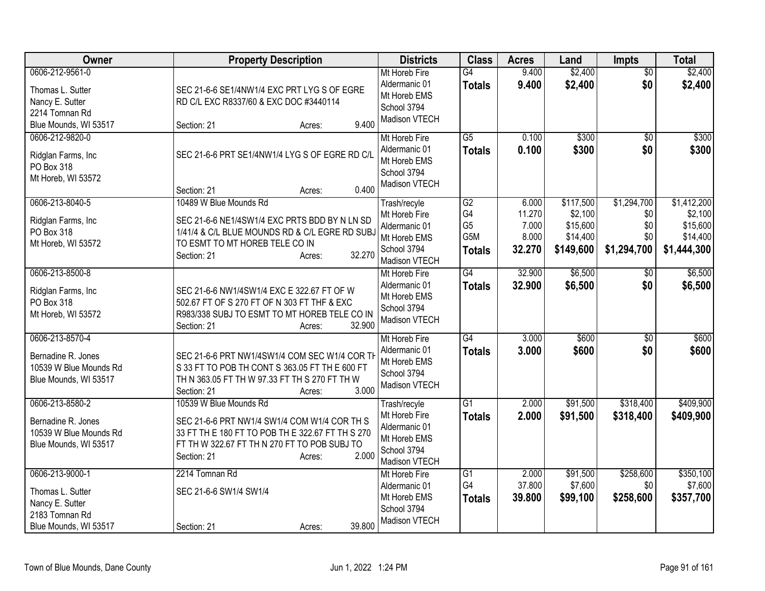| Owner | Property Description | Districts | Class | Acres | Land | Impts | Total |
|---|---|---|---|---|---|---|---|
| 0606-212-9561-0<br>Thomas L. Sutter<br>Nancy E. Sutter<br>2214 Tomnan Rd<br>Blue Mounds, WI 53517 | SEC 21-6-6 SE1/4NW1/4 EXC PRT LYG S OF EGRE RD C/L EXC R8337/60 & EXC DOC #3440114<br>Section: 21 Acres: 9.400 | Mt Horeb Fire<br>Aldermanic 01<br>Mt Horeb EMS<br>School 3794<br>Madison VTECH | G4<br>**Totals** | 9.400<br>**9.400** | $2,400<br>**$2,400** | $0<br>**$0** | $2,400<br>**$2,400** |
| 0606-212-9820-0<br>Ridglan Farms, Inc<br>PO Box 318<br>Mt Horeb, WI 53572 | SEC 21-6-6 PRT SE1/4NW1/4 LYG S OF EGRE RD C/L<br>Section: 21 Acres: 0.400 | Mt Horeb Fire<br>Aldermanic 01<br>Mt Horeb EMS<br>School 3794<br>Madison VTECH | G5<br>**Totals** | 0.100<br>**0.100** | $300<br>**$300** | $0<br>**$0** | $300<br>**$300** |
| 0606-213-8040-5<br>Ridglan Farms, Inc<br>PO Box 318<br>Mt Horeb, WI 53572 | 10489 W Blue Mounds Rd<br>SEC 21-6-6 NE1/4SW1/4 EXC PRTS BDD BY N LN SD 1/41/4 & C/L BLUE MOUNDS RD & C/L EGRE RD SUBJ TO ESMT TO MT HOREB TELE CO IN<br>Section: 21 Acres: 32.270 | Trash/recyle<br>Mt Horeb Fire<br>Aldermanic 01<br>Mt Horeb EMS<br>School 3794<br>Madison VTECH | G2<br>G4<br>G5<br>G5M<br>**Totals** | 6.000<br>11.270<br>7.000<br>8.000<br>**32.270** | $117,500<br>$2,100<br>$15,600<br>$14,400<br>**$149,600** | $1,294,700<br>$0<br>$0<br>$0<br>**$1,294,700** | $1,412,200<br>$2,100<br>$15,600<br>$14,400<br>**$1,444,300** |
| 0606-213-8500-8<br>Ridglan Farms, Inc<br>PO Box 318<br>Mt Horeb, WI 53572 | SEC 21-6-6 NW1/4SW1/4 EXC E 322.67 FT OF W 502.67 FT OF S 270 FT OF N 303 FT THF & EXC R983/338 SUBJ TO ESMT TO MT HOREB TELE CO IN<br>Section: 21 Acres: 32.900 | Mt Horeb Fire<br>Aldermanic 01<br>Mt Horeb EMS<br>School 3794<br>Madison VTECH | G4<br>**Totals** | 32.900<br>**32.900** | $6,500<br>**$6,500** | $0<br>**$0** | $6,500<br>**$6,500** |
| 0606-213-8570-4<br>Bernadine R. Jones<br>10539 W Blue Mounds Rd<br>Blue Mounds, WI 53517 | SEC 21-6-6 PRT NW1/4SW1/4 COM SEC W1/4 COR TH S 33 FT TO POB TH CONT S 363.05 FT TH E 600 FT TH N 363.05 FT TH W 97.33 FT TH S 270 FT TH W<br>Section: 21 Acres: 3.000 | Mt Horeb Fire<br>Aldermanic 01<br>Mt Horeb EMS<br>School 3794<br>Madison VTECH | G4<br>**Totals** | 3.000<br>**3.000** | $600<br>**$600** | $0<br>**$0** | $600<br>**$600** |
| 0606-213-8580-2<br>Bernadine R. Jones<br>10539 W Blue Mounds Rd<br>Blue Mounds, WI 53517 | 10539 W Blue Mounds Rd<br>SEC 21-6-6 PRT NW1/4 SW1/4 COM W1/4 COR TH S 33 FT TH E 180 FT TO POB TH E 322.67 FT TH S 270 FT TH W 322.67 FT TH N 270 FT TO POB SUBJ TO<br>Section: 21 Acres: 2.000 | Trash/recyle<br>Mt Horeb Fire<br>Aldermanic 01<br>Mt Horeb EMS<br>School 3794<br>Madison VTECH | G1<br>**Totals** | 2.000<br>**2.000** | $91,500<br>**$91,500** | $318,400<br>**$318,400** | $409,900<br>**$409,900** |
| 0606-213-9000-1<br>Thomas L. Sutter<br>Nancy E. Sutter<br>2183 Tomnan Rd<br>Blue Mounds, WI 53517 | 2214 Tomnan Rd<br>SEC 21-6-6 SW1/4 SW1/4<br>Section: 21 Acres: 39.800 | Mt Horeb Fire<br>Aldermanic 01<br>Mt Horeb EMS<br>School 3794<br>Madison VTECH | G1<br>G4<br>**Totals** | 2.000<br>37.800<br>**39.800** | $91,500<br>$7,600<br>**$99,100** | $258,600<br>$0<br>**$258,600** | $350,100<br>$7,600<br>**$357,700** |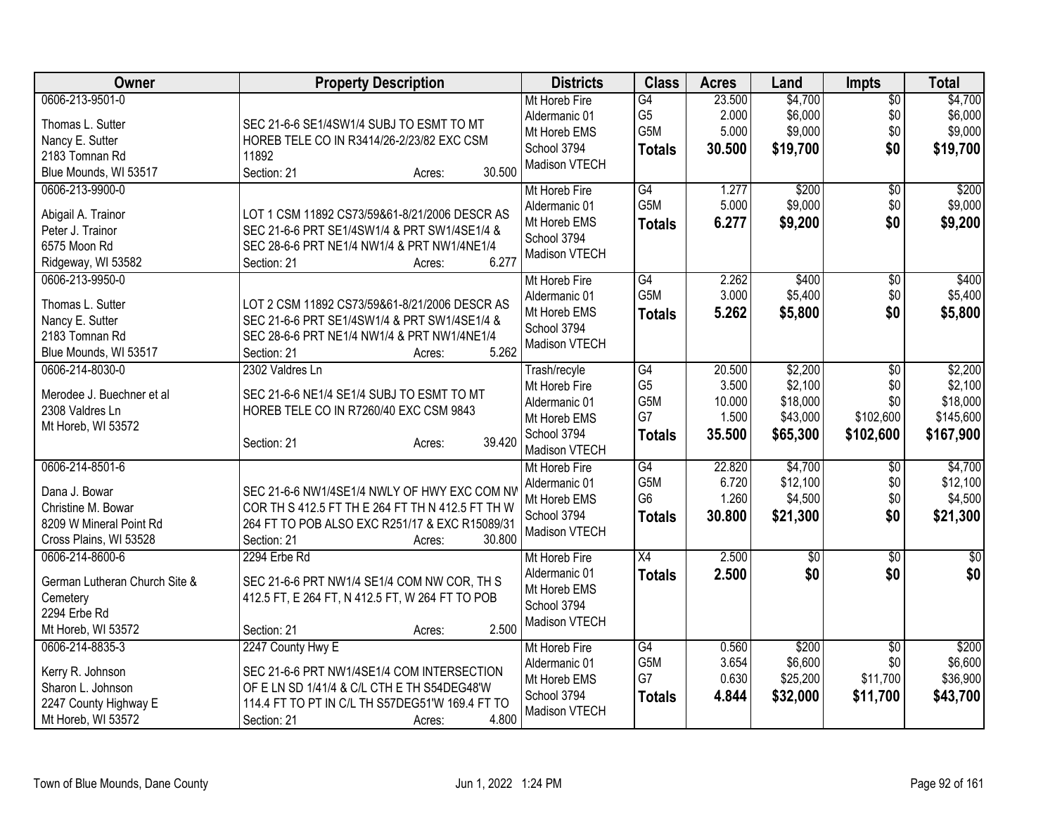| Owner | Property Description | Districts | Class | Acres | Land | Impts | Total |
|---|---|---|---|---|---|---|---|
| 0606-213-9501-0<br>Thomas L. Sutter<br>Nancy E. Sutter<br>2183 Tomnan Rd<br>Blue Mounds, WI 53517 | SEC 21-6-6 SE1/4SW1/4 SUBJ TO ESMT TO MT HOREB TELE CO IN R3414/26-2/23/82 EXC CSM 11892<br>Section: 21 Acres: 30.500 | Mt Horeb Fire<br>Aldermanic 01<br>Mt Horeb EMS<br>School 3794<br>Madison VTECH | G4<br>G5<br>G5M<br>**Totals** | 23.500<br>2.000<br>5.000<br>**30.500** | $4,700<br>$6,000<br>$9,000<br>**$19,700** | $0<br>$0<br>$0<br>**$0** | $4,700<br>$6,000<br>$9,000<br>**$19,700** |
| 0606-213-9900-0<br>Abigail A. Trainor<br>Peter J. Trainor<br>6575 Moon Rd<br>Ridgeway, WI 53582 | LOT 1 CSM 11892 CS73/59&61-8/21/2006 DESCR AS SEC 21-6-6 PRT SE1/4SW1/4 & PRT SW1/4SE1/4 & SEC 28-6-6 PRT NE1/4 NW1/4 & PRT NW1/4NE1/4<br>Section: 21 Acres: 6.277 | Mt Horeb Fire<br>Aldermanic 01<br>Mt Horeb EMS<br>School 3794<br>Madison VTECH | G4<br>G5M<br>**Totals** | 1.277<br>5.000<br>**6.277** | $200<br>$9,000<br>**$9,200** | $0<br>$0<br>**$0** | $200<br>$9,000<br>**$9,200** |
| 0606-213-9950-0<br>Thomas L. Sutter<br>Nancy E. Sutter<br>2183 Tomnan Rd<br>Blue Mounds, WI 53517 | LOT 2 CSM 11892 CS73/59&61-8/21/2006 DESCR AS SEC 21-6-6 PRT SE1/4SW1/4 & PRT SW1/4SE1/4 & SEC 28-6-6 PRT NE1/4 NW1/4 & PRT NW1/4NE1/4<br>Section: 21 Acres: 5.262 | Mt Horeb Fire<br>Aldermanic 01<br>Mt Horeb EMS<br>School 3794<br>Madison VTECH | G4<br>G5M<br>**Totals** | 2.262<br>3.000<br>**5.262** | $400<br>$5,400<br>**$5,800** | $0<br>$0<br>**$0** | $400<br>$5,400<br>**$5,800** |
| 0606-214-8030-0<br>Merodee J. Buechner et al<br>2308 Valdres Ln<br>Mt Horeb, WI 53572 | 2302 Valdres Ln<br>SEC 21-6-6 NE1/4 SE1/4 SUBJ TO ESMT TO MT HOREB TELE CO IN R7260/40 EXC CSM 9843<br>Section: 21 Acres: 39.420 | Trash/recyle<br>Mt Horeb Fire<br>Aldermanic 01<br>Mt Horeb EMS<br>School 3794<br>Madison VTECH | G4<br>G5<br>G5M<br>G7<br>**Totals** | 20.500<br>3.500<br>10.000<br>1.500<br>**35.500** | $2,200<br>$2,100<br>$18,000<br>$43,000<br>**$65,300** | $0<br>$0<br>$0<br>$102,600<br>**$102,600** | $2,200<br>$2,100<br>$18,000<br>$145,600<br>**$167,900** |
| 0606-214-8501-6<br>Dana J. Bowar<br>Christine M. Bowar<br>8209 W Mineral Point Rd<br>Cross Plains, WI 53528 | SEC 21-6-6 NW1/4SE1/4 NWLY OF HWY EXC COM NW COR TH S 412.5 FT TH E 264 FT TH N 412.5 FT TH W 264 FT TO POB ALSO EXC R251/17 & EXC R15089/31<br>Section: 21 Acres: 30.800 | Mt Horeb Fire<br>Aldermanic 01<br>Mt Horeb EMS<br>School 3794<br>Madison VTECH | G4<br>G5M<br>G6<br>**Totals** | 22.820<br>6.720<br>1.260<br>**30.800** | $4,700<br>$12,100<br>$4,500<br>**$21,300** | $0<br>$0<br>$0<br>**$0** | $4,700<br>$12,100<br>$4,500<br>**$21,300** |
| 0606-214-8600-6<br>German Lutheran Church Site & Cemetery<br>2294 Erbe Rd<br>Mt Horeb, WI 53572 | 2294 Erbe Rd<br>SEC 21-6-6 PRT NW1/4 SE1/4 COM NW COR, TH S 412.5 FT, E 264 FT, N 412.5 FT, W 264 FT TO POB<br>Section: 21 Acres: 2.500 | Mt Horeb Fire<br>Aldermanic 01<br>Mt Horeb EMS<br>School 3794<br>Madison VTECH | X4<br>**Totals** | 2.500<br>**2.500** | $0<br>**$0** | $0<br>**$0** | $0<br>**$0** |
| 0606-214-8835-3<br>Kerry R. Johnson<br>Sharon L. Johnson<br>2247 County Highway E<br>Mt Horeb, WI 53572 | 2247 County Hwy E<br>SEC 21-6-6 PRT NW1/4SE1/4 COM INTERSECTION OF E LN SD 1/41/4 & C/L CTH E TH S54DEG48'W 114.4 FT TO PT IN C/L TH S57DEG51'W 169.4 FT TO<br>Section: 21 Acres: 4.800 | Mt Horeb Fire<br>Aldermanic 01<br>Mt Horeb EMS<br>School 3794<br>Madison VTECH | G4<br>G5M<br>G7<br>**Totals** | 0.560<br>3.654<br>0.630<br>**4.844** | $200<br>$6,600<br>$25,200<br>**$32,000** | $0<br>$0<br>$11,700<br>**$11,700** | $200<br>$6,600<br>$36,900<br>**$43,700** |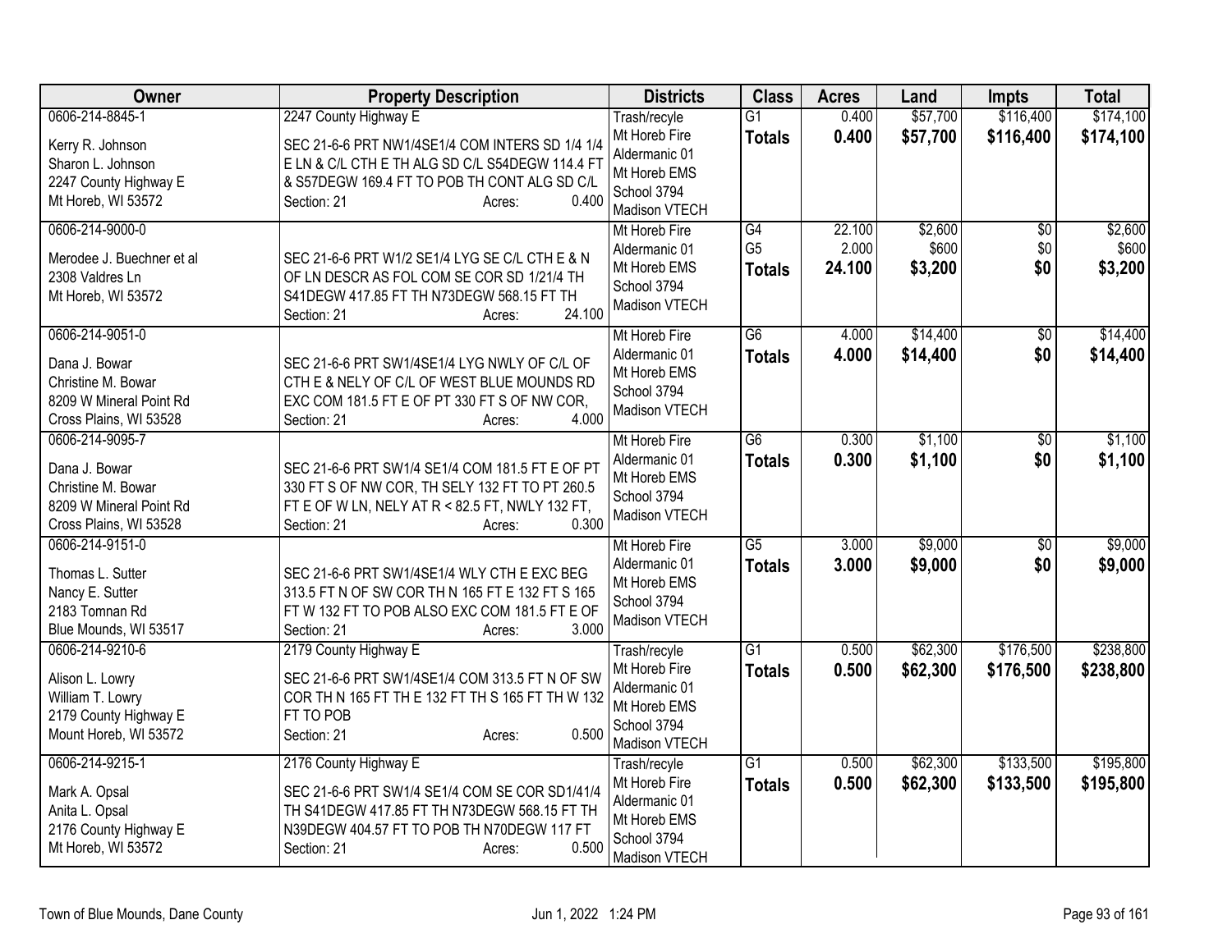| Owner | Property Description | Districts | Class | Acres | Land | Impts | Total |
|---|---|---|---|---|---|---|---|
| 0606-214-8845-1<br>Kerry R. Johnson<br>Sharon L. Johnson<br>2247 County Highway E<br>Mt Horeb, WI 53572 | 2247 County Highway E<br>SEC 21-6-6 PRT NW1/4SE1/4 COM INTERS SD 1/4 1/4 E LN & C/L CTH E TH ALG SD C/L S54DEGW 114.4 FT & S57DEGW 169.4 FT TO POB TH CONT ALG SD C/L<br>Section: 21 Acres: 0.400 | Trash/recyle<br>Mt Horeb Fire<br>Aldermanic 01<br>Mt Horeb EMS<br>School 3794<br>Madison VTECH | G1<br>**Totals** | 0.400<br>**0.400** | $57,700<br>**$57,700** | $116,400<br>**$116,400** | $174,100<br>**$174,100** |
| 0606-214-9000-0<br>Merodee J. Buechner et al<br>2308 Valdres Ln<br>Mt Horeb, WI 53572 | SEC 21-6-6 PRT W1/2 SE1/4 LYG SE C/L CTH E & N OF LN DESCR AS FOL COM SE COR SD 1/21/4 TH S41DEGW 417.85 FT TH N73DEGW 568.15 FT TH<br>Section: 21 Acres: 24.100 | Mt Horeb Fire<br>Aldermanic 01<br>Mt Horeb EMS<br>School 3794<br>Madison VTECH | G4<br>G5<br>**Totals** | 22.100<br>2.000<br>**24.100** | $2,600<br>$600<br>**$3,200** | $0<br>$0<br>**$0** | $2,600<br>$600<br>**$3,200** |
| 0606-214-9051-0<br>Dana J. Bowar<br>Christine M. Bowar<br>8209 W Mineral Point Rd<br>Cross Plains, WI 53528 | SEC 21-6-6 PRT SW1/4SE1/4 LYG NWLY OF C/L OF CTH E & NELY OF C/L OF WEST BLUE MOUNDS RD EXC COM 181.5 FT E OF PT 330 FT S OF NW COR,<br>Section: 21 Acres: 4.000 | Mt Horeb Fire<br>Aldermanic 01<br>Mt Horeb EMS<br>School 3794<br>Madison VTECH | G6<br>**Totals** | 4.000<br>**4.000** | $14,400<br>**$14,400** | $0<br>**$0** | $14,400<br>**$14,400** |
| 0606-214-9095-7<br>Dana J. Bowar<br>Christine M. Bowar<br>8209 W Mineral Point Rd<br>Cross Plains, WI 53528 | SEC 21-6-6 PRT SW1/4 SE1/4 COM 181.5 FT E OF PT 330 FT S OF NW COR, TH SELY 132 FT TO PT 260.5 FT E OF W LN, NELY AT R < 82.5 FT, NWLY 132 FT,<br>Section: 21 Acres: 0.300 | Mt Horeb Fire<br>Aldermanic 01<br>Mt Horeb EMS<br>School 3794<br>Madison VTECH | G6<br>**Totals** | 0.300<br>**0.300** | $1,100<br>**$1,100** | $0<br>**$0** | $1,100<br>**$1,100** |
| 0606-214-9151-0<br>Thomas L. Sutter<br>Nancy E. Sutter<br>2183 Tomnan Rd<br>Blue Mounds, WI 53517 | SEC 21-6-6 PRT SW1/4SE1/4 WLY CTH E EXC BEG 313.5 FT N OF SW COR TH N 165 FT E 132 FT S 165 FT W 132 FT TO POB ALSO EXC COM 181.5 FT E OF<br>Section: 21 Acres: 3.000 | Mt Horeb Fire<br>Aldermanic 01<br>Mt Horeb EMS<br>School 3794<br>Madison VTECH | G5<br>**Totals** | 3.000<br>**3.000** | $9,000<br>**$9,000** | $0<br>**$0** | $9,000<br>**$9,000** |
| 0606-214-9210-6<br>Alison L. Lowry<br>William T. Lowry<br>2179 County Highway E<br>Mount Horeb, WI 53572 | 2179 County Highway E<br>SEC 21-6-6 PRT SW1/4SE1/4 COM 313.5 FT N OF SW COR TH N 165 FT TH E 132 FT TH S 165 FT TH W 132 FT TO POB<br>Section: 21 Acres: 0.500 | Trash/recyle<br>Mt Horeb Fire<br>Aldermanic 01<br>Mt Horeb EMS<br>School 3794<br>Madison VTECH | G1<br>**Totals** | 0.500<br>**0.500** | $62,300<br>**$62,300** | $176,500<br>**$176,500** | $238,800<br>**$238,800** |
| 0606-214-9215-1<br>Mark A. Opsal<br>Anita L. Opsal<br>2176 County Highway E<br>Mt Horeb, WI 53572 | 2176 County Highway E<br>SEC 21-6-6 PRT SW1/4 SE1/4 COM SE COR SD1/41/4 TH S41DEGW 417.85 FT TH N73DEGW 568.15 FT TH N39DEGW 404.57 FT TO POB TH N70DEGW 117 FT<br>Section: 21 Acres: 0.500 | Trash/recyle<br>Mt Horeb Fire<br>Aldermanic 01<br>Mt Horeb EMS<br>School 3794<br>Madison VTECH | G1<br>**Totals** | 0.500<br>**0.500** | $62,300<br>**$62,300** | $133,500<br>**$133,500** | $195,800<br>**$195,800** |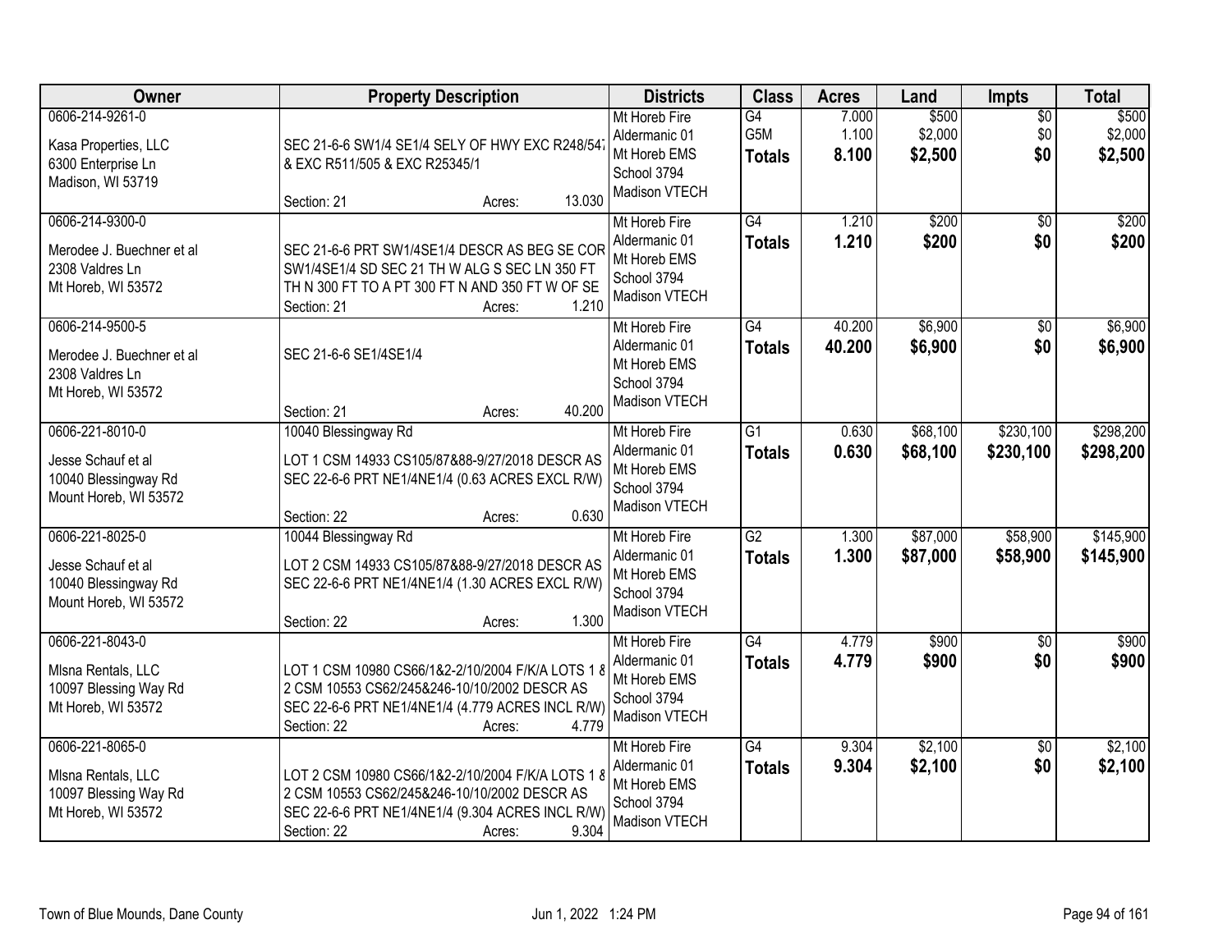| Owner | Property Description | Districts | Class | Acres | Land | Impts | Total |
|---|---|---|---|---|---|---|---|
| 0606-214-9261-0<br>Kasa Properties, LLC<br>6300 Enterprise Ln<br>Madison, WI 53719 | SEC 21-6-6 SW1/4 SE1/4 SELY OF HWY EXC R248/547 & EXC R511/505 & EXC R25345/1<br>Section: 21 Acres: 13.030 | Mt Horeb Fire<br>Aldermanic 01<br>Mt Horeb EMS<br>School 3794<br>Madison VTECH | G4<br>G5M<br>**Totals** | 7.000<br>1.100<br>**8.100** | $500<br>$2,000<br>**$2,500** | $0<br>$0<br>**$0** | $500<br>$2,000<br>**$2,500** |
| 0606-214-9300-0<br>Merodee J. Buechner et al<br>2308 Valdres Ln<br>Mt Horeb, WI 53572 | SEC 21-6-6 PRT SW1/4SE1/4 DESCR AS BEG SE COR SW1/4SE1/4 SD SEC 21 TH W ALG S SEC LN 350 FT TH N 300 FT TO A PT 300 FT N AND 350 FT W OF SE<br>Section: 21 Acres: 1.210 | Mt Horeb Fire<br>Aldermanic 01<br>Mt Horeb EMS<br>School 3794<br>Madison VTECH | G4<br>**Totals** | 1.210<br>**1.210** | $200<br>**$200** | $0<br>**$0** | $200<br>**$200** |
| 0606-214-9500-5<br>Merodee J. Buechner et al<br>2308 Valdres Ln<br>Mt Horeb, WI 53572 | SEC 21-6-6 SE1/4SE1/4<br>Section: 21 Acres: 40.200 | Mt Horeb Fire<br>Aldermanic 01<br>Mt Horeb EMS<br>School 3794<br>Madison VTECH | G4<br>**Totals** | 40.200<br>**40.200** | $6,900<br>**$6,900** | $0<br>**$0** | $6,900<br>**$6,900** |
| 0606-221-8010-0<br>Jesse Schauf et al<br>10040 Blessingway Rd<br>Mount Horeb, WI 53572 | 10040 Blessingway Rd<br>LOT 1 CSM 14933 CS105/87&88-9/27/2018 DESCR AS SEC 22-6-6 PRT NE1/4NE1/4 (0.63 ACRES EXCL R/W)<br>Section: 22 Acres: 0.630 | Mt Horeb Fire<br>Aldermanic 01<br>Mt Horeb EMS<br>School 3794<br>Madison VTECH | G1<br>**Totals** | 0.630<br>**0.630** | $68,100<br>**$68,100** | $230,100<br>**$230,100** | $298,200<br>**$298,200** |
| 0606-221-8025-0<br>Jesse Schauf et al<br>10040 Blessingway Rd<br>Mount Horeb, WI 53572 | 10044 Blessingway Rd<br>LOT 2 CSM 14933 CS105/87&88-9/27/2018 DESCR AS SEC 22-6-6 PRT NE1/4NE1/4 (1.30 ACRES EXCL R/W)<br>Section: 22 Acres: 1.300 | Mt Horeb Fire<br>Aldermanic 01<br>Mt Horeb EMS<br>School 3794<br>Madison VTECH | G2<br>**Totals** | 1.300<br>**1.300** | $87,000<br>**$87,000** | $58,900<br>**$58,900** | $145,900<br>**$145,900** |
| 0606-221-8043-0<br>Mlsna Rentals, LLC<br>10097 Blessing Way Rd<br>Mt Horeb, WI 53572 | LOT 1 CSM 10980 CS66/1&2-2/10/2004 F/K/A LOTS 1 & 2 CSM 10553 CS62/245&246-10/10/2002 DESCR AS SEC 22-6-6 PRT NE1/4NE1/4 (4.779 ACRES INCL R/W)<br>Section: 22 Acres: 4.779 | Mt Horeb Fire<br>Aldermanic 01<br>Mt Horeb EMS<br>School 3794<br>Madison VTECH | G4<br>**Totals** | 4.779<br>**4.779** | $900<br>**$900** | $0<br>**$0** | $900<br>**$900** |
| 0606-221-8065-0<br>Mlsna Rentals, LLC<br>10097 Blessing Way Rd<br>Mt Horeb, WI 53572 | LOT 2 CSM 10980 CS66/1&2-2/10/2004 F/K/A LOTS 1 & 2 CSM 10553 CS62/245&246-10/10/2002 DESCR AS SEC 22-6-6 PRT NE1/4NE1/4 (9.304 ACRES INCL R/W)<br>Section: 22 Acres: 9.304 | Mt Horeb Fire<br>Aldermanic 01<br>Mt Horeb EMS<br>School 3794<br>Madison VTECH | G4<br>**Totals** | 9.304<br>**9.304** | $2,100<br>**$2,100** | $0<br>**$0** | $2,100<br>**$2,100** |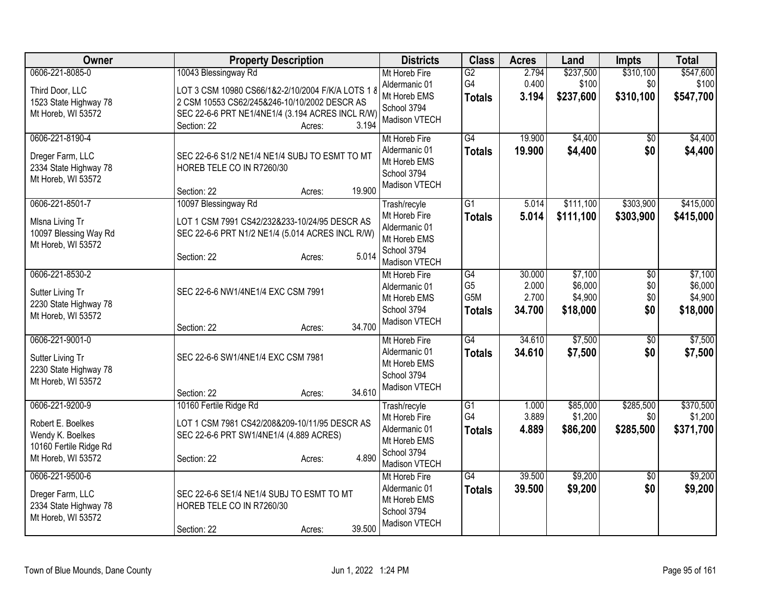| Owner | Property Description | Districts | Class | Acres | Land | Impts | Total |
|---|---|---|---|---|---|---|---|
| 0606-221-8085-0<br>Third Door, LLC<br>1523 State Highway 78<br>Mt Horeb, WI 53572 | 10043 Blessingway Rd<br>LOT 3 CSM 10980 CS66/1&2-2/10/2004 F/K/A LOTS 1 & 2 CSM 10553 CS62/245&246-10/10/2002 DESCR AS SEC 22-6-6 PRT NE1/4NE1/4 (3.194 ACRES INCL R/W)<br>Section: 22 Acres: 3.194 | Mt Horeb Fire<br>Aldermanic 01<br>Mt Horeb EMS<br>School 3794<br>Madison VTECH | G2<br>G4<br>**Totals** | 2.794<br>0.400<br>**3.194** | $237,500<br>$100<br>**$237,600** | $310,100<br>$0<br>**$310,100** | $547,600<br>$100<br>**$547,700** |
| 0606-221-8190-4<br>Dreger Farm, LLC<br>2334 State Highway 78<br>Mt Horeb, WI 53572 | SEC 22-6-6 S1/2 NE1/4 NE1/4 SUBJ TO ESMT TO MT HOREB TELE CO IN R7260/30<br>Section: 22 Acres: 19.900 | Mt Horeb Fire<br>Aldermanic 01<br>Mt Horeb EMS<br>School 3794<br>Madison VTECH | G4<br>**Totals** | 19.900<br>**19.900** | $4,400<br>**$4,400** | $0<br>**$0** | $4,400<br>**$4,400** |
| 0606-221-8501-7<br>Mlsna Living Tr<br>10097 Blessing Way Rd<br>Mt Horeb, WI 53572 | 10097 Blessingway Rd<br>LOT 1 CSM 7991 CS42/232&233-10/24/95 DESCR AS SEC 22-6-6 PRT N1/2 NE1/4 (5.014 ACRES INCL R/W)<br>Section: 22 Acres: 5.014 | Trash/recyle<br>Mt Horeb Fire<br>Aldermanic 01<br>Mt Horeb EMS<br>School 3794<br>Madison VTECH | G1<br>**Totals** | 5.014<br>**5.014** | $111,100<br>**$111,100** | $303,900<br>**$303,900** | $415,000<br>**$415,000** |
| 0606-221-8530-2<br>Sutter Living Tr<br>2230 State Highway 78<br>Mt Horeb, WI 53572 | SEC 22-6-6 NW1/4NE1/4 EXC CSM 7991<br>Section: 22 Acres: 34.700 | Mt Horeb Fire<br>Aldermanic 01<br>Mt Horeb EMS<br>School 3794<br>Madison VTECH | G4<br>G5<br>G5M<br>**Totals** | 30.000<br>2.000<br>2.700<br>**34.700** | $7,100<br>$6,000<br>$4,900<br>**$18,000** | $0<br>$0<br>$0<br>**$0** | $7,100<br>$6,000<br>$4,900<br>**$18,000** |
| 0606-221-9001-0<br>Sutter Living Tr<br>2230 State Highway 78<br>Mt Horeb, WI 53572 | SEC 22-6-6 SW1/4NE1/4 EXC CSM 7981<br>Section: 22 Acres: 34.610 | Mt Horeb Fire<br>Aldermanic 01<br>Mt Horeb EMS<br>School 3794<br>Madison VTECH | G4<br>**Totals** | 34.610<br>**34.610** | $7,500<br>**$7,500** | $0<br>**$0** | $7,500<br>**$7,500** |
| 0606-221-9200-9<br>Robert E. Boelkes<br>Wendy K. Boelkes<br>10160 Fertile Ridge Rd<br>Mt Horeb, WI 53572 | 10160 Fertile Ridge Rd<br>LOT 1 CSM 7981 CS42/208&209-10/11/95 DESCR AS SEC 22-6-6 PRT SW1/4NE1/4 (4.889 ACRES)<br>Section: 22 Acres: 4.890 | Trash/recyle<br>Mt Horeb Fire<br>Aldermanic 01<br>Mt Horeb EMS<br>School 3794<br>Madison VTECH | G1<br>G4<br>**Totals** | 1.000<br>3.889<br>**4.889** | $85,000<br>$1,200<br>**$86,200** | $285,500<br>$0<br>**$285,500** | $370,500<br>$1,200<br>**$371,700** |
| 0606-221-9500-6<br>Dreger Farm, LLC<br>2334 State Highway 78<br>Mt Horeb, WI 53572 | SEC 22-6-6 SE1/4 NE1/4 SUBJ TO ESMT TO MT HOREB TELE CO IN R7260/30<br>Section: 22 Acres: 39.500 | Mt Horeb Fire<br>Aldermanic 01<br>Mt Horeb EMS<br>School 3794<br>Madison VTECH | G4<br>**Totals** | 39.500<br>**39.500** | $9,200<br>**$9,200** | $0<br>**$0** | $9,200<br>**$9,200** |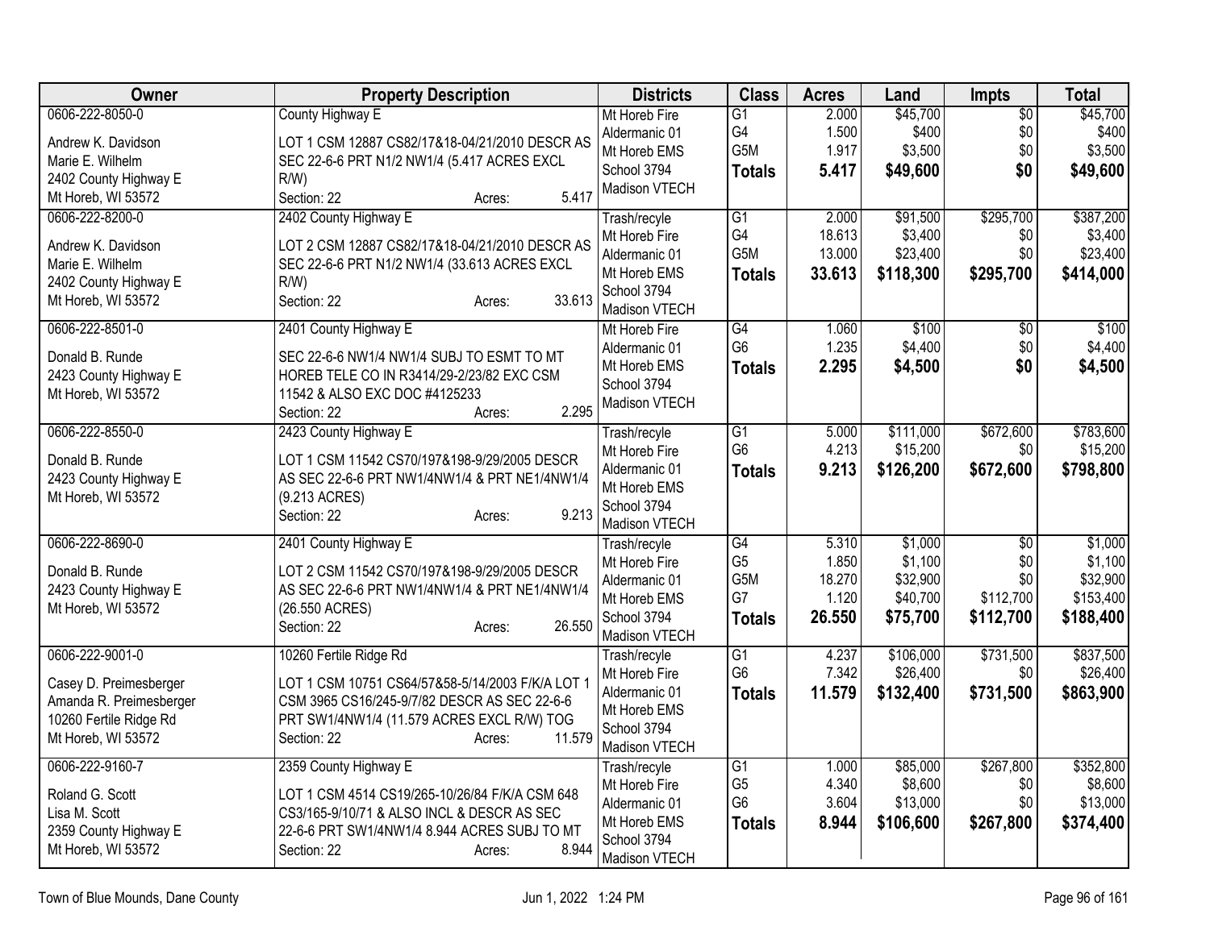| Owner | Property Description | Districts | Class | Acres | Land | Impts | Total |
|---|---|---|---|---|---|---|---|
| 0606-222-8050-0<br><br>Andrew K. Davidson<br>Marie E. Wilhelm<br>2402 County Highway E<br>Mt Horeb, WI 53572 | County Highway E<br><br>LOT 1 CSM 12887 CS82/17&18-04/21/2010 DESCR AS SEC 22-6-6 PRT N1/2 NW1/4 (5.417 ACRES EXCL R/W)<br>Section: 22 Acres: 5.417 | Mt Horeb Fire<br>Aldermanic 01<br>Mt Horeb EMS<br>School 3794<br>Madison VTECH | G1<br>G4<br>G5M<br>**Totals** | 2.000<br>1.500<br>1.917<br>**5.417** | $45,700<br>$400<br>$3,500<br>**$49,600** | $0<br>$0<br>$0<br>**$0** | $45,700<br>$400<br>$3,500<br>**$49,600** |
| 0606-222-8200-0<br><br>Andrew K. Davidson<br>Marie E. Wilhelm<br>2402 County Highway E<br>Mt Horeb, WI 53572 | 2402 County Highway E<br><br>LOT 2 CSM 12887 CS82/17&18-04/21/2010 DESCR AS SEC 22-6-6 PRT N1/2 NW1/4 (33.613 ACRES EXCL R/W)<br>Section: 22 Acres: 33.613 | Trash/recyle<br>Mt Horeb Fire<br>Aldermanic 01<br>Mt Horeb EMS<br>School 3794<br>Madison VTECH | G1<br>G4<br>G5M<br>**Totals** | 2.000<br>18.613<br>13.000<br>**33.613** | $91,500<br>$3,400<br>$23,400<br>**$118,300** | $295,700<br>$0<br>$0<br>**$295,700** | $387,200<br>$3,400<br>$23,400<br>**$414,000** |
| 0606-222-8501-0<br><br>Donald B. Runde<br>2423 County Highway E<br>Mt Horeb, WI 53572 | 2401 County Highway E<br><br>SEC 22-6-6 NW1/4 NW1/4 SUBJ TO ESMT TO MT HOREB TELE CO IN R3414/29-2/23/82 EXC CSM 11542 & ALSO EXC DOC #4125233<br>Section: 22 Acres: 2.295 | Mt Horeb Fire<br>Aldermanic 01<br>Mt Horeb EMS<br>School 3794<br>Madison VTECH | G4<br>G6<br>**Totals** | 1.060<br>1.235<br>**2.295** | $100<br>$4,400<br>**$4,500** | $0<br>$0<br>**$0** | $100<br>$4,400<br>**$4,500** |
| 0606-222-8550-0<br><br>Donald B. Runde<br>2423 County Highway E<br>Mt Horeb, WI 53572 | 2423 County Highway E<br><br>LOT 1 CSM 11542 CS70/197&198-9/29/2005 DESCR AS SEC 22-6-6 PRT NW1/4NW1/4 & PRT NE1/4NW1/4 (9.213 ACRES)<br>Section: 22 Acres: 9.213 | Trash/recyle<br>Mt Horeb Fire<br>Aldermanic 01<br>Mt Horeb EMS<br>School 3794<br>Madison VTECH | G1<br>G6<br>**Totals** | 5.000<br>4.213<br>**9.213** | $111,000<br>$15,200<br>**$126,200** | $672,600<br>$0<br>**$672,600** | $783,600<br>$15,200<br>**$798,800** |
| 0606-222-8690-0<br><br>Donald B. Runde<br>2423 County Highway E<br>Mt Horeb, WI 53572 | 2401 County Highway E<br><br>LOT 2 CSM 11542 CS70/197&198-9/29/2005 DESCR AS SEC 22-6-6 PRT NW1/4NW1/4 & PRT NE1/4NW1/4 (26.550 ACRES)<br>Section: 22 Acres: 26.550 | Trash/recyle<br>Mt Horeb Fire<br>Aldermanic 01<br>Mt Horeb EMS<br>School 3794<br>Madison VTECH | G4<br>G5<br>G5M<br>G7<br>**Totals** | 5.310<br>1.850<br>18.270<br>1.120<br>**26.550** | $1,000<br>$1,100<br>$32,900<br>$40,700<br>**$75,700** | $0<br>$0<br>$0<br>$112,700<br>**$112,700** | $1,000<br>$1,100<br>$32,900<br>$153,400<br>**$188,400** |
| 0606-222-9001-0<br><br>Casey D. Preimesberger<br>Amanda R. Preimesberger<br>10260 Fertile Ridge Rd<br>Mt Horeb, WI 53572 | 10260 Fertile Ridge Rd<br><br>LOT 1 CSM 10751 CS64/57&58-5/14/2003 F/K/A LOT 1 CSM 3965 CS16/245-9/7/82 DESCR AS SEC 22-6-6 PRT SW1/4NW1/4 (11.579 ACRES EXCL R/W) TOG<br>Section: 22 Acres: 11.579 | Trash/recyle<br>Mt Horeb Fire<br>Aldermanic 01<br>Mt Horeb EMS<br>School 3794<br>Madison VTECH | G1<br>G6<br>**Totals** | 4.237<br>7.342<br>**11.579** | $106,000<br>$26,400<br>**$132,400** | $731,500<br>$0<br>**$731,500** | $837,500<br>$26,400<br>**$863,900** |
| 0606-222-9160-7<br><br>Roland G. Scott<br>Lisa M. Scott<br>2359 County Highway E<br>Mt Horeb, WI 53572 | 2359 County Highway E<br><br>LOT 1 CSM 4514 CS19/265-10/26/84 F/K/A CSM 648 CS3/165-9/10/71 & ALSO INCL & DESCR AS SEC 22-6-6 PRT SW1/4NW1/4 8.944 ACRES SUBJ TO MT<br>Section: 22 Acres: 8.944 | Trash/recyle<br>Mt Horeb Fire<br>Aldermanic 01<br>Mt Horeb EMS<br>School 3794<br>Madison VTECH | G1<br>G5<br>G6<br>**Totals** | 1.000<br>4.340<br>3.604<br>**8.944** | $85,000<br>$8,600<br>$13,000<br>**$106,600** | $267,800<br>$0<br>$0<br>**$267,800** | $352,800<br>$8,600<br>$13,000<br>**$374,400** |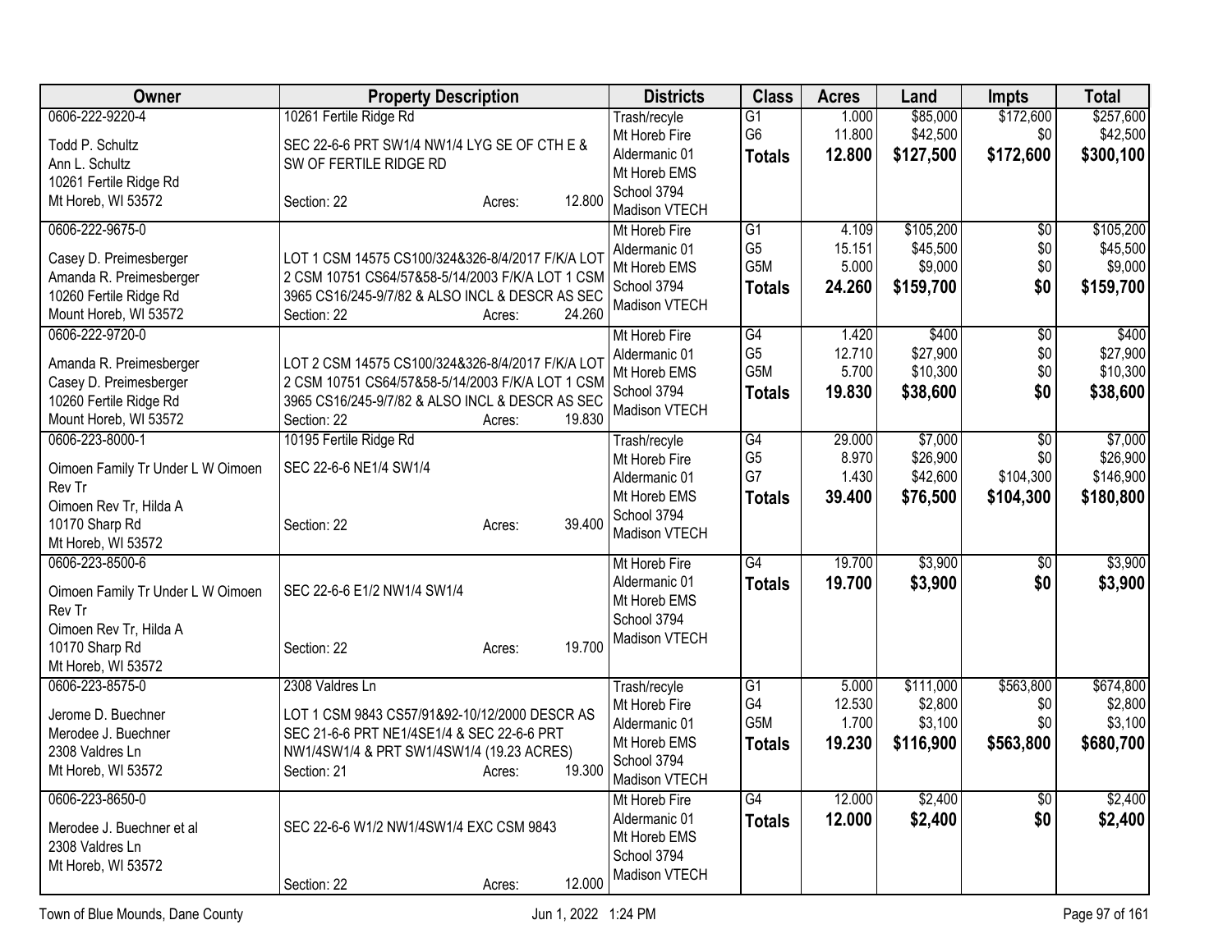| Owner | Property Description | Districts | Class | Acres | Land | Impts | Total |
|---|---|---|---|---|---|---|---|
| 0606-222-9220-4<br>Todd P. Schultz<br>Ann L. Schultz<br>10261 Fertile Ridge Rd<br>Mt Horeb, WI 53572 | 10261 Fertile Ridge Rd<br>SEC 22-6-6 PRT SW1/4 NW1/4 LYG SE OF CTH E & SW OF FERTILE RIDGE RD<br>Section: 22 Acres: 12.800 | Trash/recyle<br>Mt Horeb Fire<br>Aldermanic 01<br>Mt Horeb EMS<br>School 3794<br>Madison VTECH | G1<br>G6<br>**Totals** | 1.000<br>11.800<br>**12.800** | $85,000<br>$42,500<br>**$127,500** | $172,600<br>$0<br>**$172,600** | $257,600<br>$42,500<br>**$300,100** |
| 0606-222-9675-0<br>Casey D. Preimesberger<br>Amanda R. Preimesberger<br>10260 Fertile Ridge Rd<br>Mount Horeb, WI 53572 | LOT 1 CSM 14575 CS100/324&326-8/4/2017 F/K/A LOT 2 CSM 10751 CS64/57&58-5/14/2003 F/K/A LOT 1 CSM 3965 CS16/245-9/7/82 & ALSO INCL & DESCR AS SEC<br>Section: 22 Acres: 24.260 | Mt Horeb Fire<br>Aldermanic 01<br>Mt Horeb EMS<br>School 3794<br>Madison VTECH | G1<br>G5<br>G5M<br>**Totals** | 4.109<br>15.151<br>5.000<br>**24.260** | $105,200<br>$45,500<br>$9,000<br>**$159,700** | $0<br>$0<br>$0<br>**$0** | $105,200<br>$45,500<br>$9,000<br>**$159,700** |
| 0606-222-9720-0<br>Amanda R. Preimesberger<br>Casey D. Preimesberger<br>10260 Fertile Ridge Rd<br>Mount Horeb, WI 53572 | LOT 2 CSM 14575 CS100/324&326-8/4/2017 F/K/A LOT 2 CSM 10751 CS64/57&58-5/14/2003 F/K/A LOT 1 CSM 3965 CS16/245-9/7/82 & ALSO INCL & DESCR AS SEC<br>Section: 22 Acres: 19.830 | Mt Horeb Fire<br>Aldermanic 01<br>Mt Horeb EMS<br>School 3794<br>Madison VTECH | G4<br>G5<br>G5M<br>**Totals** | 1.420<br>12.710<br>5.700<br>**19.830** | $400<br>$27,900<br>$10,300<br>**$38,600** | $0<br>$0<br>$0<br>**$0** | $400<br>$27,900<br>$10,300<br>**$38,600** |
| 0606-223-8000-1<br>Oimoen Family Tr Under L W Oimoen Rev Tr<br>Oimoen Rev Tr, Hilda A<br>10170 Sharp Rd<br>Mt Horeb, WI 53572 | 10195 Fertile Ridge Rd<br>SEC 22-6-6 NE1/4 SW1/4<br>Section: 22 Acres: 39.400 | Trash/recyle<br>Mt Horeb Fire<br>Aldermanic 01<br>Mt Horeb EMS<br>School 3794<br>Madison VTECH | G4<br>G5<br>G7<br>**Totals** | 29.000<br>8.970<br>1.430<br>**39.400** | $7,000<br>$26,900<br>$42,600<br>**$76,500** | $0<br>$0<br>$104,300<br>**$104,300** | $7,000<br>$26,900<br>$146,900<br>**$180,800** |
| 0606-223-8500-6<br>Oimoen Family Tr Under L W Oimoen Rev Tr<br>Oimoen Rev Tr, Hilda A<br>10170 Sharp Rd<br>Mt Horeb, WI 53572 | SEC 22-6-6 E1/2 NW1/4 SW1/4<br>Section: 22 Acres: 19.700 | Mt Horeb Fire<br>Aldermanic 01<br>Mt Horeb EMS<br>School 3794<br>Madison VTECH | G4<br>**Totals** | 19.700<br>**19.700** | $3,900<br>**$3,900** | $0<br>**$0** | $3,900<br>**$3,900** |
| 0606-223-8575-0<br>Jerome D. Buechner<br>Merodee J. Buechner<br>2308 Valdres Ln<br>Mt Horeb, WI 53572 | 2308 Valdres Ln<br>LOT 1 CSM 9843 CS57/91&92-10/12/2000 DESCR AS SEC 21-6-6 PRT NE1/4SE1/4 & SEC 22-6-6 PRT NW1/4SW1/4 & PRT SW1/4SW1/4 (19.23 ACRES)<br>Section: 21 Acres: 19.300 | Trash/recyle<br>Mt Horeb Fire<br>Aldermanic 01<br>Mt Horeb EMS<br>School 3794<br>Madison VTECH | G1<br>G4<br>G5M<br>**Totals** | 5.000<br>12.530<br>1.700<br>**19.230** | $111,000<br>$2,800<br>$3,100<br>**$116,900** | $563,800<br>$0<br>$0<br>**$563,800** | $674,800<br>$2,800<br>$3,100<br>**$680,700** |
| 0606-223-8650-0<br>Merodee J. Buechner et al<br>2308 Valdres Ln<br>Mt Horeb, WI 53572 | SEC 22-6-6 W1/2 NW1/4SW1/4 EXC CSM 9843<br>Section: 22 Acres: 12.000 | Mt Horeb Fire<br>Aldermanic 01<br>Mt Horeb EMS<br>School 3794<br>Madison VTECH | G4<br>**Totals** | 12.000<br>**12.000** | $2,400<br>**$2,400** | $0<br>**$0** | $2,400<br>**$2,400** |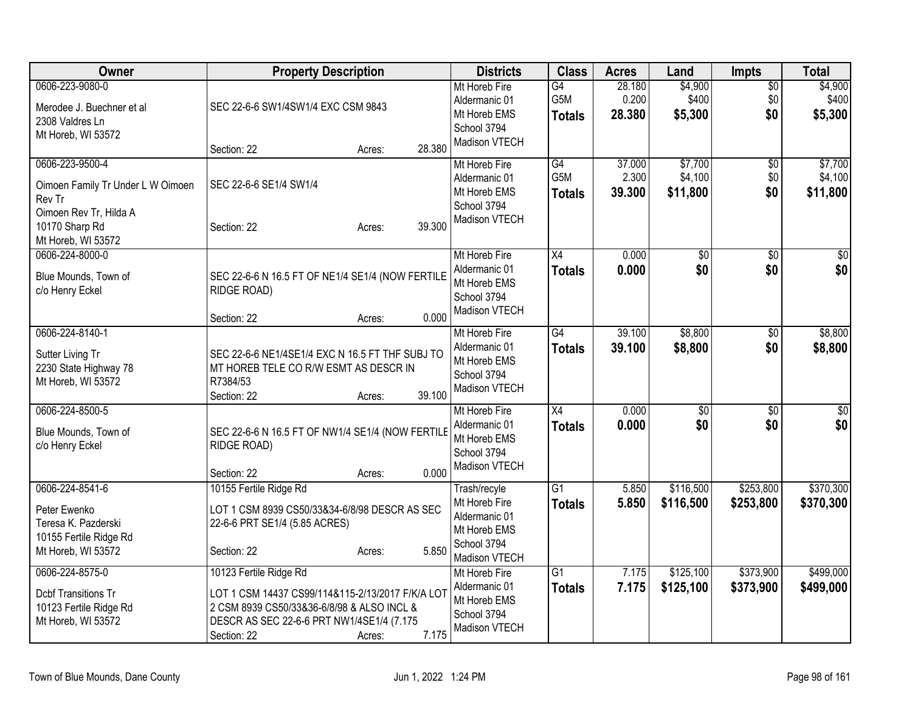| Owner | Property Description | Districts | Class | Acres | Land | Impts | Total |
|---|---|---|---|---|---|---|---|
| 0606-223-9080-0<br><br>Merodee J. Buechner et al<br>2308 Valdres Ln<br>Mt Horeb, WI 53572 | SEC 22-6-6 SW1/4SW1/4 EXC CSM 9843<br><br>Section: 22 Acres: 28.380 | Mt Horeb Fire<br>Aldermanic 01<br>Mt Horeb EMS<br>School 3794<br>Madison VTECH | G4<br>G5M<br>**Totals** | 28.180<br>0.200<br>**28.380** | $4,900<br>$400<br>**$5,300** | $0<br>$0<br>**$0** | $4,900<br>$400<br>**$5,300** |
| 0606-223-9500-4<br><br>Oimoen Family Tr Under L W Oimoen Rev Tr<br>Oimoen Rev Tr, Hilda A<br>10170 Sharp Rd<br>Mt Horeb, WI 53572 | SEC 22-6-6 SE1/4 SW1/4<br><br>Section: 22 Acres: 39.300 | Mt Horeb Fire<br>Aldermanic 01<br>Mt Horeb EMS<br>School 3794<br>Madison VTECH | G4<br>G5M<br>**Totals** | 37.000<br>2.300<br>**39.300** | $7,700<br>$4,100<br>**$11,800** | $0<br>$0<br>**$0** | $7,700<br>$4,100<br>**$11,800** |
| 0606-224-8000-0<br><br>Blue Mounds, Town of<br>c/o Henry Eckel | SEC 22-6-6 N 16.5 FT OF NE1/4 SE1/4 (NOW FERTILE RIDGE ROAD)<br><br>Section: 22 Acres: 0.000 | Mt Horeb Fire<br>Aldermanic 01<br>Mt Horeb EMS<br>School 3794<br>Madison VTECH | X4<br>**Totals** | 0.000<br>**0.000** | $0<br>**$0** | $0<br>**$0** | $0<br>**$0** |
| 0606-224-8140-1<br><br>Sutter Living Tr<br>2230 State Highway 78<br>Mt Horeb, WI 53572 | SEC 22-6-6 NE1/4SE1/4 EXC N 16.5 FT THF SUBJ TO MT HOREB TELE CO R/W ESMT AS DESCR IN R7384/53<br>Section: 22 Acres: 39.100 | Mt Horeb Fire<br>Aldermanic 01<br>Mt Horeb EMS<br>School 3794<br>Madison VTECH | G4<br>**Totals** | 39.100<br>**39.100** | $8,800<br>**$8,800** | $0<br>**$0** | $8,800<br>**$8,800** |
| 0606-224-8500-5<br><br>Blue Mounds, Town of<br>c/o Henry Eckel | SEC 22-6-6 N 16.5 FT OF NW1/4 SE1/4 (NOW FERTILE RIDGE ROAD)<br><br>Section: 22 Acres: 0.000 | Mt Horeb Fire<br>Aldermanic 01<br>Mt Horeb EMS<br>School 3794<br>Madison VTECH | X4<br>**Totals** | 0.000<br>**0.000** | $0<br>**$0** | $0<br>**$0** | $0<br>**$0** |
| 0606-224-8541-6<br><br>Peter Ewenko<br>Teresa K. Pazderski<br>10155 Fertile Ridge Rd<br>Mt Horeb, WI 53572 | 10155 Fertile Ridge Rd<br>LOT 1 CSM 8939 CS50/33&34-6/8/98 DESCR AS SEC 22-6-6 PRT SE1/4 (5.85 ACRES)<br><br>Section: 22 Acres: 5.850 | Trash/recyle<br>Mt Horeb Fire<br>Aldermanic 01<br>Mt Horeb EMS<br>School 3794<br>Madison VTECH | G1<br>**Totals** | 5.850<br>**5.850** | $116,500<br>**$116,500** | $253,800<br>**$253,800** | $370,300<br>**$370,300** |
| 0606-224-8575-0<br><br>Dcbf Transitions Tr<br>10123 Fertile Ridge Rd<br>Mt Horeb, WI 53572 | 10123 Fertile Ridge Rd<br>LOT 1 CSM 14437 CS99/114&115-2/13/2017 F/K/A LOT 2 CSM 8939 CS50/33&36-6/8/98 & ALSO INCL & DESCR AS SEC 22-6-6 PRT NW1/4SE1/4 (7.175<br>Section: 22 Acres: 7.175 | Mt Horeb Fire<br>Aldermanic 01<br>Mt Horeb EMS<br>School 3794<br>Madison VTECH | G1<br>**Totals** | 7.175<br>**7.175** | $125,100<br>**$125,100** | $373,900<br>**$373,900** | $499,000<br>**$499,000** |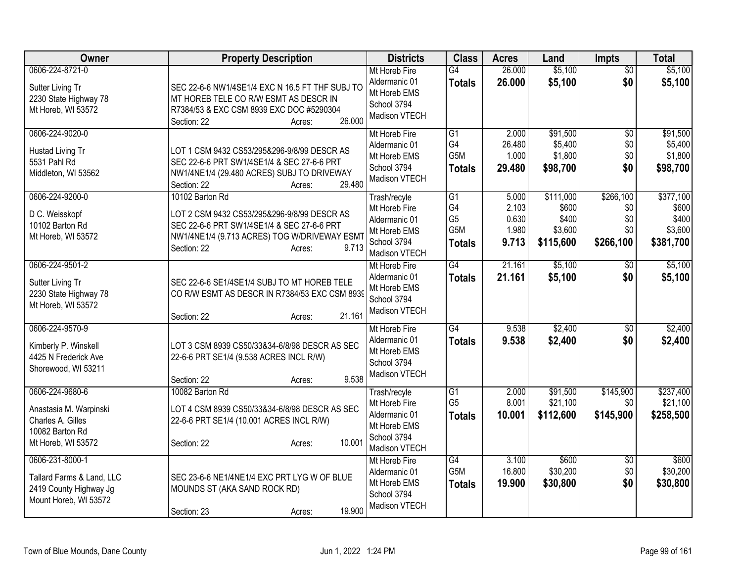| Owner | Property Description | Districts | Class | Acres | Land | Impts | Total |
|---|---|---|---|---|---|---|---|
| 0606-224-8721-0<br><br>Sutter Living Tr<br>2230 State Highway 78<br>Mt Horeb, WI 53572 | SEC 22-6-6 NW1/4SE1/4 EXC N 16.5 FT THF SUBJ TO MT HOREB TELE CO R/W ESMT AS DESCR IN R7384/53 & EXC CSM 8939 EXC DOC #5290304<br>Section: 22 Acres: 26.000 | Mt Horeb Fire<br>Aldermanic 01<br>Mt Horeb EMS<br>School 3794<br>Madison VTECH | G4<br>**Totals** | 26.000<br>**26.000** | $5,100<br>**$5,100** | $0<br>**$0** | $5,100<br>**$5,100** |
| 0606-224-9020-0<br><br>Hustad Living Tr<br>5531 Pahl Rd<br>Middleton, WI 53562 | LOT 1 CSM 9432 CS53/295&296-9/8/99 DESCR AS SEC 22-6-6 PRT SW1/4SE1/4 & SEC 27-6-6 PRT NW1/4NE1/4 (29.480 ACRES) SUBJ TO DRIVEWAY<br>Section: 22 Acres: 29.480 | Mt Horeb Fire<br>Aldermanic 01<br>Mt Horeb EMS<br>School 3794<br>Madison VTECH | G1<br>G4<br>G5M<br>**Totals** | 2.000<br>26.480<br>1.000<br>**29.480** | $91,500<br>$5,400<br>$1,800<br>**$98,700** | $0<br>$0<br>$0<br>**$0** | $91,500<br>$5,400<br>$1,800<br>**$98,700** |
| 0606-224-9200-0<br><br>D C. Weisskopf<br>10102 Barton Rd<br>Mt Horeb, WI 53572 | 10102 Barton Rd<br>LOT 2 CSM 9432 CS53/295&296-9/8/99 DESCR AS SEC 22-6-6 PRT SW1/4SE1/4 & SEC 27-6-6 PRT NW1/4NE1/4 (9.713 ACRES) TOG W/DRIVEWAY ESMT<br>Section: 22 Acres: 9.713 | Trash/recyle<br>Mt Horeb Fire<br>Aldermanic 01<br>Mt Horeb EMS<br>School 3794<br>Madison VTECH | G1<br>G4<br>G5<br>G5M<br>**Totals** | 5.000<br>2.103<br>0.630<br>1.980<br>**9.713** | $111,000<br>$600<br>$400<br>$3,600<br>**$115,600** | $266,100<br>$0<br>$0<br>$0<br>**$266,100** | $377,100<br>$600<br>$400<br>$3,600<br>**$381,700** |
| 0606-224-9501-2<br><br>Sutter Living Tr<br>2230 State Highway 78<br>Mt Horeb, WI 53572 | SEC 22-6-6 SE1/4SE1/4 SUBJ TO MT HOREB TELE CO R/W ESMT AS DESCR IN R7384/53 EXC CSM 8939<br>Section: 22 Acres: 21.161 | Mt Horeb Fire<br>Aldermanic 01<br>Mt Horeb EMS<br>School 3794<br>Madison VTECH | G4<br>**Totals** | 21.161<br>**21.161** | $5,100<br>**$5,100** | $0<br>**$0** | $5,100<br>**$5,100** |
| 0606-224-9570-9<br><br>Kimberly P. Winskell<br>4425 N Frederick Ave<br>Shorewood, WI 53211 | LOT 3 CSM 8939 CS50/33&34-6/8/98 DESCR AS SEC 22-6-6 PRT SE1/4 (9.538 ACRES INCL R/W)<br>Section: 22 Acres: 9.538 | Mt Horeb Fire<br>Aldermanic 01<br>Mt Horeb EMS<br>School 3794<br>Madison VTECH | G4<br>**Totals** | 9.538<br>**9.538** | $2,400<br>**$2,400** | $0<br>**$0** | $2,400<br>**$2,400** |
| 0606-224-9680-6<br><br>Anastasia M. Warpinski<br>Charles A. Gilles<br>10082 Barton Rd<br>Mt Horeb, WI 53572 | 10082 Barton Rd<br>LOT 4 CSM 8939 CS50/33&34-6/8/98 DESCR AS SEC 22-6-6 PRT SE1/4 (10.001 ACRES INCL R/W)<br>Section: 22 Acres: 10.001 | Trash/recyle<br>Mt Horeb Fire<br>Aldermanic 01<br>Mt Horeb EMS<br>School 3794<br>Madison VTECH | G1<br>G5<br>**Totals** | 2.000<br>8.001<br>**10.001** | $91,500<br>$21,100<br>**$112,600** | $145,900<br>$0<br>**$145,900** | $237,400<br>$21,100<br>**$258,500** |
| 0606-231-8000-1<br><br>Tallard Farms & Land, LLC<br>2419 County Highway Jg<br>Mount Horeb, WI 53572 | SEC 23-6-6 NE1/4NE1/4 EXC PRT LYG W OF BLUE MOUNDS ST (AKA SAND ROCK RD)<br>Section: 23 Acres: 19.900 | Mt Horeb Fire<br>Aldermanic 01<br>Mt Horeb EMS<br>School 3794<br>Madison VTECH | G4<br>G5M<br>**Totals** | 3.100<br>16.800<br>**19.900** | $600<br>$30,200<br>**$30,800** | $0<br>$0<br>**$0** | $600<br>$30,200<br>**$30,800** |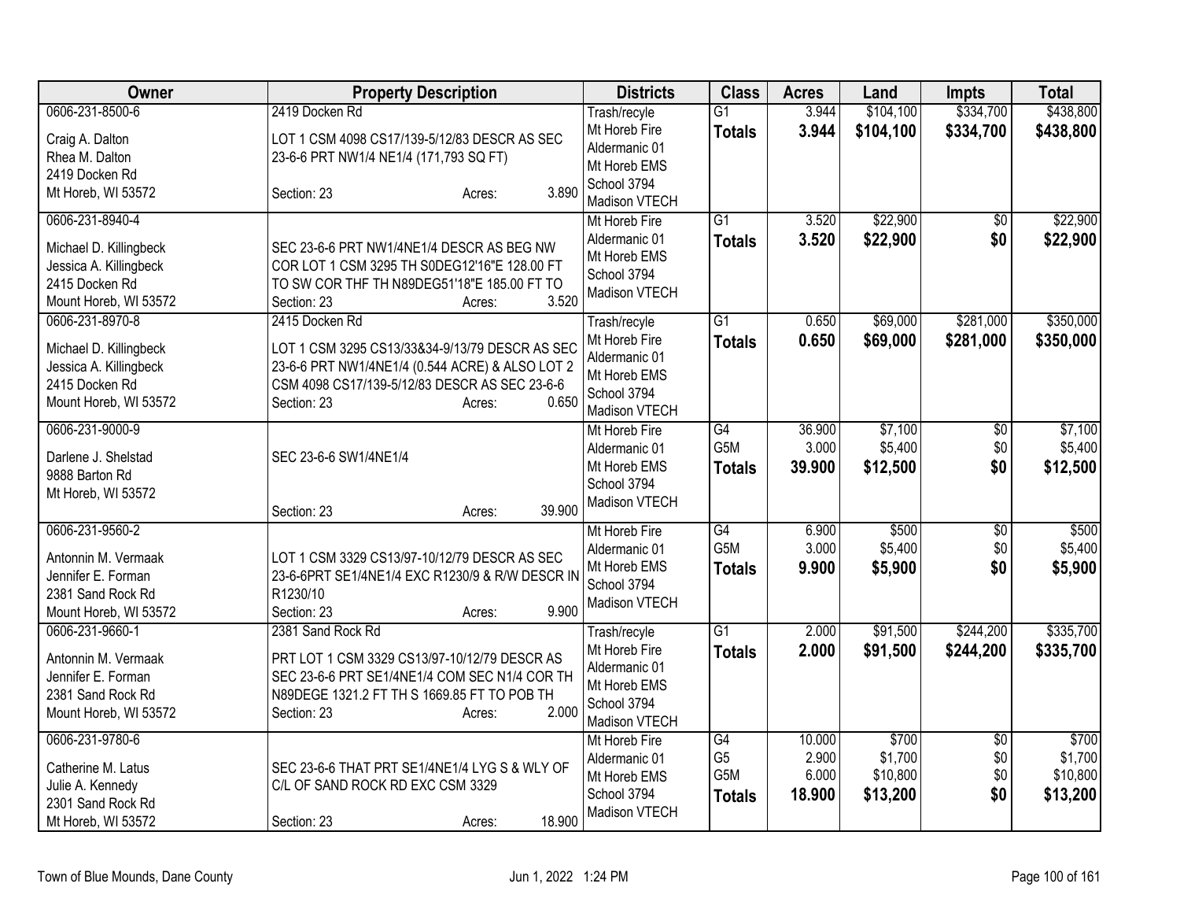| Owner | Property Description | Districts | Class | Acres | Land | Impts | Total |
|---|---|---|---|---|---|---|---|
| 0606-231-8500-6<br><br>Craig A. Dalton<br>Rhea M. Dalton<br>2419 Docken Rd<br>Mt Horeb, WI 53572 | 2419 Docken Rd<br><br>LOT 1 CSM 4098 CS17/139-5/12/83 DESCR AS SEC 23-6-6 PRT NW1/4 NE1/4 (171,793 SQ FT)<br><br>Section: 23 Acres: 3.890 | Trash/recyle<br>Mt Horeb Fire<br>Aldermanic 01<br>Mt Horeb EMS<br>School 3794<br>Madison VTECH | G1<br>**Totals** | 3.944<br>**3.944** | $104,100<br>**$104,100** | $334,700<br>**$334,700** | $438,800<br>**$438,800** |
| 0606-231-8940-4<br><br>Michael D. Killingbeck<br>Jessica A. Killingbeck<br>2415 Docken Rd<br>Mount Horeb, WI 53572 | SEC 23-6-6 PRT NW1/4NE1/4 DESCR AS BEG NW COR LOT 1 CSM 3295 TH S0DEG12'16"E 128.00 FT TO SW COR THF TH N89DEG51'18"E 185.00 FT TO<br>Section: 23 Acres: 3.520 | Mt Horeb Fire<br>Aldermanic 01<br>Mt Horeb EMS<br>School 3794<br>Madison VTECH | G1<br>**Totals** | 3.520<br>**3.520** | $22,900<br>**$22,900** | $0<br>**$0** | $22,900<br>**$22,900** |
| 0606-231-8970-8<br><br>Michael D. Killingbeck<br>Jessica A. Killingbeck<br>2415 Docken Rd<br>Mount Horeb, WI 53572 | 2415 Docken Rd<br><br>LOT 1 CSM 3295 CS13/33&34-9/13/79 DESCR AS SEC 23-6-6 PRT NW1/4NE1/4 (0.544 ACRE) & ALSO LOT 2 CSM 4098 CS17/139-5/12/83 DESCR AS SEC 23-6-6<br>Section: 23 Acres: 0.650 | Trash/recyle<br>Mt Horeb Fire<br>Aldermanic 01<br>Mt Horeb EMS<br>School 3794<br>Madison VTECH | G1<br>**Totals** | 0.650<br>**0.650** | $69,000<br>**$69,000** | $281,000<br>**$281,000** | $350,000<br>**$350,000** |
| 0606-231-9000-9<br><br>Darlene J. Shelstad<br>9888 Barton Rd<br>Mt Horeb, WI 53572 | SEC 23-6-6 SW1/4NE1/4<br><br>Section: 23 Acres: 39.900 | Mt Horeb Fire<br>Aldermanic 01<br>Mt Horeb EMS<br>School 3794<br>Madison VTECH | G4<br>G5M<br>**Totals** | 36.900<br>3.000<br>**39.900** | $7,100<br>$5,400<br>**$12,500** | $0<br>$0<br>**$0** | $7,100<br>$5,400<br>**$12,500** |
| 0606-231-9560-2<br><br>Antonnin M. Vermaak<br>Jennifer E. Forman<br>2381 Sand Rock Rd<br>Mount Horeb, WI 53572 | LOT 1 CSM 3329 CS13/97-10/12/79 DESCR AS SEC 23-6-6PRT SE1/4NE1/4 EXC R1230/9 & R/W DESCR IN R1230/10<br>Section: 23 Acres: 9.900 | Mt Horeb Fire<br>Aldermanic 01<br>Mt Horeb EMS<br>School 3794<br>Madison VTECH | G4<br>G5M<br>**Totals** | 6.900<br>3.000<br>**9.900** | $500<br>$5,400<br>**$5,900** | $0<br>$0<br>**$0** | $500<br>$5,400<br>**$5,900** |
| 0606-231-9660-1<br><br>Antonnin M. Vermaak<br>Jennifer E. Forman<br>2381 Sand Rock Rd<br>Mount Horeb, WI 53572 | 2381 Sand Rock Rd<br><br>PRT LOT 1 CSM 3329 CS13/97-10/12/79 DESCR AS SEC 23-6-6 PRT SE1/4NE1/4 COM SEC N1/4 COR TH N89DEGE 1321.2 FT TH S 1669.85 FT TO POB TH<br>Section: 23 Acres: 2.000 | Trash/recyle<br>Mt Horeb Fire<br>Aldermanic 01<br>Mt Horeb EMS<br>School 3794<br>Madison VTECH | G1<br>**Totals** | 2.000<br>**2.000** | $91,500<br>**$91,500** | $244,200<br>**$244,200** | $335,700<br>**$335,700** |
| 0606-231-9780-6<br><br>Catherine M. Latus<br>Julie A. Kennedy<br>2301 Sand Rock Rd<br>Mt Horeb, WI 53572 | SEC 23-6-6 THAT PRT SE1/4NE1/4 LYG S & WLY OF C/L OF SAND ROCK RD EXC CSM 3329<br><br>Section: 23 Acres: 18.900 | Mt Horeb Fire<br>Aldermanic 01<br>Mt Horeb EMS<br>School 3794<br>Madison VTECH | G4<br>G5<br>G5M<br>**Totals** | 10.000<br>2.900<br>6.000<br>**18.900** | $700<br>$1,700<br>$10,800<br>**$13,200** | $0<br>$0<br>$0<br>**$0** | $700<br>$1,700<br>$10,800<br>**$13,200** |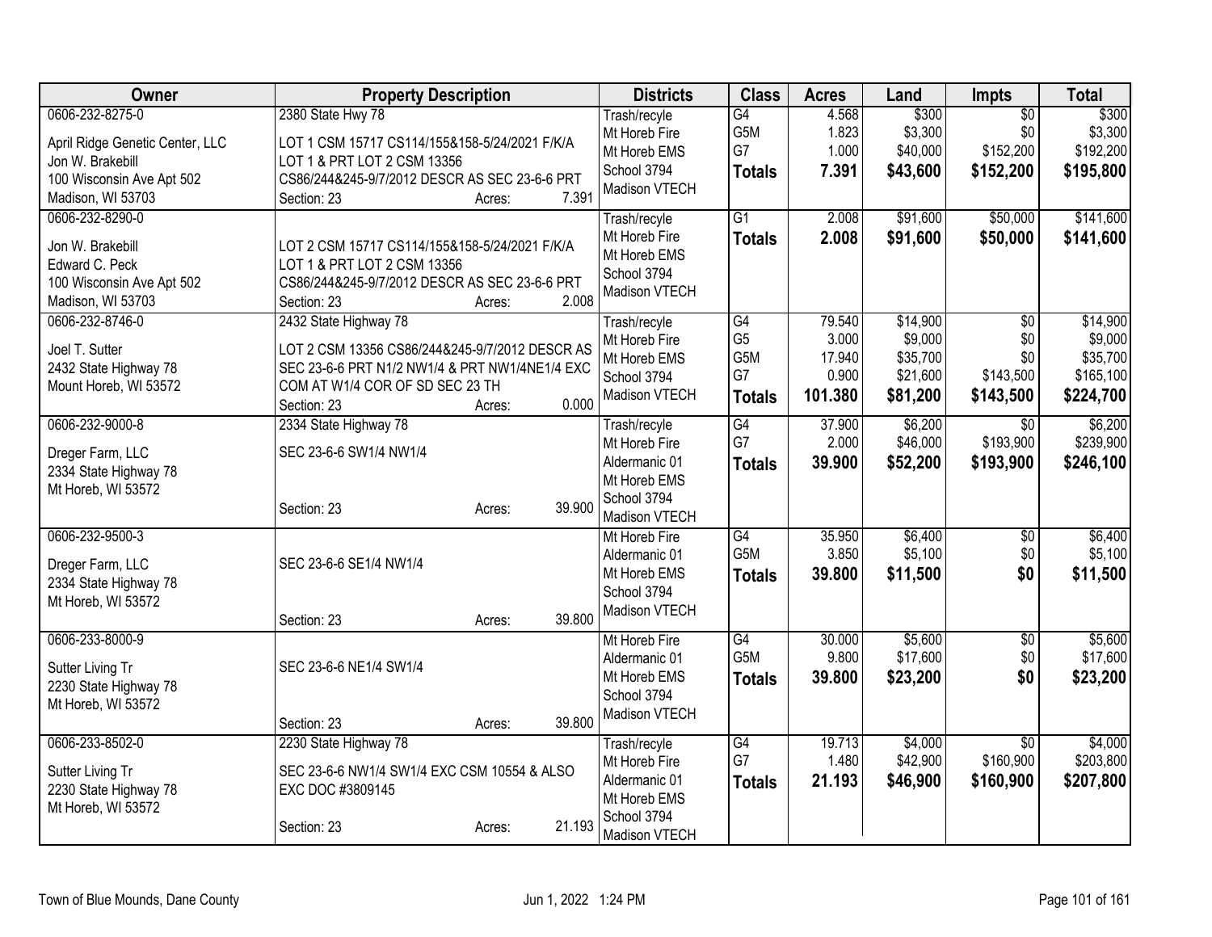| Owner | Property Description | Districts | Class | Acres | Land | Impts | Total |
|---|---|---|---|---|---|---|---|
| 0606-232-8275-0<br>April Ridge Genetic Center, LLC<br>Jon W. Brakebill<br>100 Wisconsin Ave Apt 502<br>Madison, WI 53703 | 2380 State Hwy 78<br>LOT 1 CSM 15717 CS114/155&158-5/24/2021 F/K/A LOT 1 & PRT LOT 2 CSM 13356 CS86/244&245-9/7/2012 DESCR AS SEC 23-6-6 PRT<br>Section: 23 Acres: 7.391 | Trash/recyle<br>Mt Horeb Fire<br>Mt Horeb EMS<br>School 3794<br>Madison VTECH | G4<br>G5M<br>G7<br>**Totals** | 4.568<br>1.823<br>1.000<br>**7.391** | $300<br>$3,300<br>$40,000<br>**$43,600** | $0<br>$0<br>$152,200<br>**$152,200** | $300<br>$3,300<br>$192,200<br>**$195,800** |
| 0606-232-8290-0<br>Jon W. Brakebill<br>Edward C. Peck<br>100 Wisconsin Ave Apt 502<br>Madison, WI 53703 | LOT 2 CSM 15717 CS114/155&158-5/24/2021 F/K/A LOT 1 & PRT LOT 2 CSM 13356 CS86/244&245-9/7/2012 DESCR AS SEC 23-6-6 PRT<br>Section: 23 Acres: 2.008 | Trash/recyle<br>Mt Horeb Fire<br>Mt Horeb EMS<br>School 3794<br>Madison VTECH | G1<br>**Totals** | 2.008<br>**2.008** | $91,600<br>**$91,600** | $50,000<br>**$50,000** | $141,600<br>**$141,600** |
| 0606-232-8746-0<br>Joel T. Sutter<br>2432 State Highway 78<br>Mount Horeb, WI 53572 | 2432 State Highway 78<br>LOT 2 CSM 13356 CS86/244&245-9/7/2012 DESCR AS SEC 23-6-6 PRT N1/2 NW1/4 & PRT NW1/4NE1/4 EXC COM AT W1/4 COR OF SD SEC 23 TH<br>Section: 23 Acres: 0.000 | Trash/recyle<br>Mt Horeb Fire<br>Mt Horeb EMS<br>School 3794<br>Madison VTECH | G4<br>G5<br>G5M<br>G7<br>**Totals** | 79.540<br>3.000<br>17.940<br>0.900<br>**101.380** | $14,900<br>$9,000<br>$35,700<br>$21,600<br>**$81,200** | $0<br>$0<br>$0<br>$143,500<br>**$143,500** | $14,900<br>$9,000<br>$35,700<br>$165,100<br>**$224,700** |
| 0606-232-9000-8<br>Dreger Farm, LLC<br>2334 State Highway 78<br>Mt Horeb, WI 53572 | 2334 State Highway 78<br>SEC 23-6-6 SW1/4 NW1/4<br>Section: 23 Acres: 39.900 | Trash/recyle<br>Mt Horeb Fire<br>Aldermanic 01<br>Mt Horeb EMS<br>School 3794<br>Madison VTECH | G4<br>G7<br>**Totals** | 37.900<br>2.000<br>**39.900** | $6,200<br>$46,000<br>**$52,200** | $0<br>$193,900<br>**$193,900** | $6,200<br>$239,900<br>**$246,100** |
| 0606-232-9500-3<br>Dreger Farm, LLC<br>2334 State Highway 78<br>Mt Horeb, WI 53572 | SEC 23-6-6 SE1/4 NW1/4<br>Section: 23 Acres: 39.800 | Mt Horeb Fire<br>Aldermanic 01<br>Mt Horeb EMS<br>School 3794<br>Madison VTECH | G4<br>G5M<br>**Totals** | 35.950<br>3.850<br>**39.800** | $6,400<br>$5,100<br>**$11,500** | $0<br>$0<br>**$0** | $6,400<br>$5,100<br>**$11,500** |
| 0606-233-8000-9<br>Sutter Living Tr<br>2230 State Highway 78<br>Mt Horeb, WI 53572 | SEC 23-6-6 NE1/4 SW1/4<br>Section: 23 Acres: 39.800 | Mt Horeb Fire<br>Aldermanic 01<br>Mt Horeb EMS<br>School 3794<br>Madison VTECH | G4<br>G5M<br>**Totals** | 30.000<br>9.800<br>**39.800** | $5,600<br>$17,600<br>**$23,200** | $0<br>$0<br>**$0** | $5,600<br>$17,600<br>**$23,200** |
| 0606-233-8502-0<br>Sutter Living Tr<br>2230 State Highway 78<br>Mt Horeb, WI 53572 | 2230 State Highway 78<br>SEC 23-6-6 NW1/4 SW1/4 EXC CSM 10554 & ALSO EXC DOC #3809145<br>Section: 23 Acres: 21.193 | Trash/recyle<br>Mt Horeb Fire<br>Aldermanic 01<br>Mt Horeb EMS<br>School 3794<br>Madison VTECH | G4<br>G7<br>**Totals** | 19.713<br>1.480<br>**21.193** | $4,000<br>$42,900<br>**$46,900** | $0<br>$160,900<br>**$160,900** | $4,000<br>$203,800<br>**$207,800** |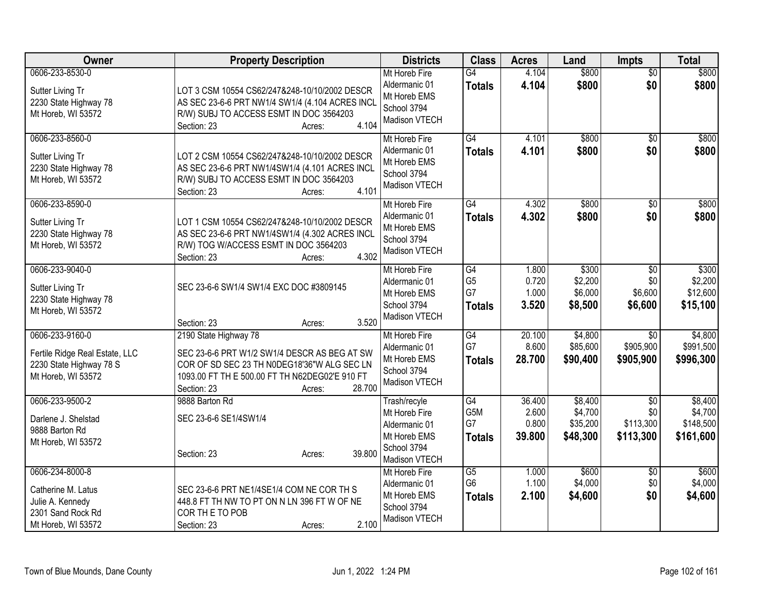| Owner | Property Description | Districts | Class | Acres | Land | Impts | Total |
|---|---|---|---|---|---|---|---|
| 0606-233-8530-0<br><br>Sutter Living Tr<br>2230 State Highway 78<br>Mt Horeb, WI 53572 | LOT 3 CSM 10554 CS62/247&248-10/10/2002 DESCR AS SEC 23-6-6 PRT NW1/4 SW1/4 (4.104 ACRES INCL R/W) SUBJ TO ACCESS ESMT IN DOC 3564203<br>Section: 23 Acres: 4.104 | Mt Horeb Fire<br>Aldermanic 01<br>Mt Horeb EMS<br>School 3794<br>Madison VTECH | G4<br>**Totals** | 4.104<br>**4.104** | \$800<br>**\$800** | \$0<br>**\$0** | \$800<br>**\$800** |
| 0606-233-8560-0<br><br>Sutter Living Tr<br>2230 State Highway 78<br>Mt Horeb, WI 53572 | LOT 2 CSM 10554 CS62/247&248-10/10/2002 DESCR AS SEC 23-6-6 PRT NW1/4SW1/4 (4.101 ACRES INCL R/W) SUBJ TO ACCESS ESMT IN DOC 3564203<br>Section: 23 Acres: 4.101 | Mt Horeb Fire<br>Aldermanic 01<br>Mt Horeb EMS<br>School 3794<br>Madison VTECH | G4<br>**Totals** | 4.101<br>**4.101** | \$800<br>**\$800** | \$0<br>**\$0** | \$800<br>**\$800** |
| 0606-233-8590-0<br><br>Sutter Living Tr<br>2230 State Highway 78<br>Mt Horeb, WI 53572 | LOT 1 CSM 10554 CS62/247&248-10/10/2002 DESCR AS SEC 23-6-6 PRT NW1/4SW1/4 (4.302 ACRES INCL R/W) TOG W/ACCESS ESMT IN DOC 3564203<br>Section: 23 Acres: 4.302 | Mt Horeb Fire<br>Aldermanic 01<br>Mt Horeb EMS<br>School 3794<br>Madison VTECH | G4<br>**Totals** | 4.302<br>**4.302** | \$800<br>**\$800** | \$0<br>**\$0** | \$800<br>**\$800** |
| 0606-233-9040-0<br><br>Sutter Living Tr<br>2230 State Highway 78<br>Mt Horeb, WI 53572 | SEC 23-6-6 SW1/4 SW1/4 EXC DOC #3809145<br>Section: 23 Acres: 3.520 | Mt Horeb Fire<br>Aldermanic 01<br>Mt Horeb EMS<br>School 3794<br>Madison VTECH | G4<br>G5<br>G7<br>**Totals** | 1.800<br>0.720<br>1.000<br>**3.520** | \$300<br>\$2,200<br>\$6,000<br>**\$8,500** | \$0<br>\$0<br>\$6,600<br>**\$6,600** | \$300<br>\$2,200<br>\$12,600<br>**\$15,100** |
| 0606-233-9160-0<br><br>Fertile Ridge Real Estate, LLC<br>2230 State Highway 78 S<br>Mt Horeb, WI 53572 | 2190 State Highway 78<br><br>SEC 23-6-6 PRT W1/2 SW1/4 DESCR AS BEG AT SW COR OF SD SEC 23 TH N0DEG18'36"W ALG SEC LN 1093.00 FT TH E 500.00 FT TH N62DEG02'E 910 FT<br>Section: 23 Acres: 28.700 | Mt Horeb Fire<br>Aldermanic 01<br>Mt Horeb EMS<br>School 3794<br>Madison VTECH | G4<br>G7<br>**Totals** | 20.100<br>8.600<br>**28.700** | \$4,800<br>\$85,600<br>**\$90,400** | \$0<br>\$905,900<br>**\$905,900** | \$4,800<br>\$991,500<br>**\$996,300** |
| 0606-233-9500-2<br><br>Darlene J. Shelstad<br>9888 Barton Rd<br>Mt Horeb, WI 53572 | 9888 Barton Rd<br><br>SEC 23-6-6 SE1/4SW1/4<br><br>Section: 23 Acres: 39.800 | Trash/recyle<br>Mt Horeb Fire<br>Aldermanic 01<br>Mt Horeb EMS<br>School 3794<br>Madison VTECH | G4<br>G5M<br>G7<br>**Totals** | 36.400<br>2.600<br>0.800<br>**39.800** | \$8,400<br>\$4,700<br>\$35,200<br>**\$48,300** | \$0<br>\$0<br>\$113,300<br>**\$113,300** | \$8,400<br>\$4,700<br>\$148,500<br>**\$161,600** |
| 0606-234-8000-8<br><br>Catherine M. Latus<br>Julie A. Kennedy<br>2301 Sand Rock Rd<br>Mt Horeb, WI 53572 | SEC 23-6-6 PRT NE1/4SE1/4 COM NE COR TH S 448.8 FT TH NW TO PT ON N LN 396 FT W OF NE COR TH E TO POB<br>Section: 23 Acres: 2.100 | Mt Horeb Fire<br>Aldermanic 01<br>Mt Horeb EMS<br>School 3794<br>Madison VTECH | G5<br>G6<br>**Totals** | 1.000<br>1.100<br>**2.100** | \$600<br>\$4,000<br>**\$4,600** | \$0<br>\$0<br>**\$0** | \$600<br>\$4,000<br>**\$4,600** |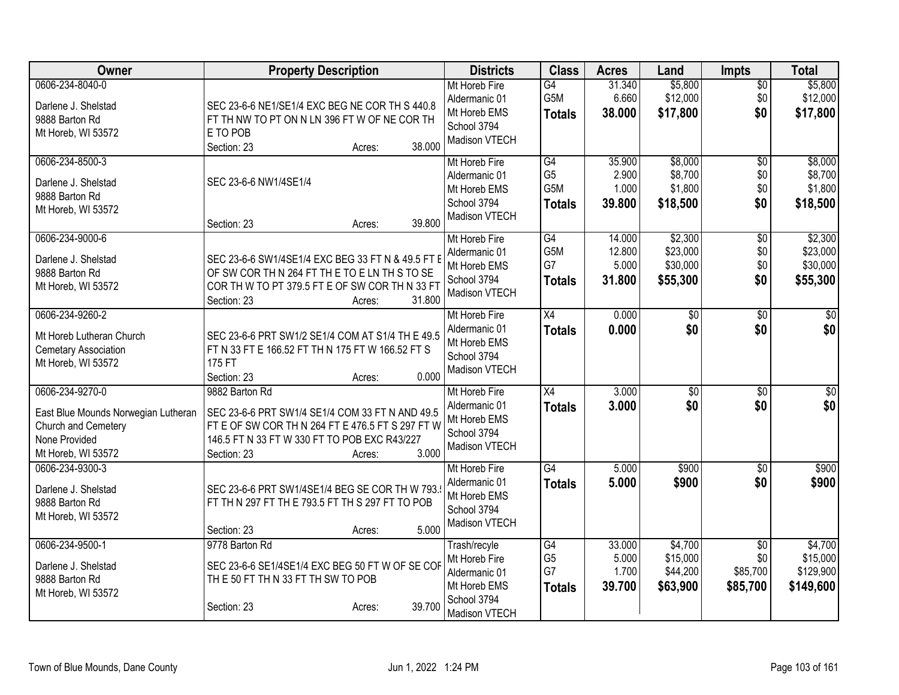| Owner | Property Description | Districts | Class | Acres | Land | Impts | Total |
|---|---|---|---|---|---|---|---|
| 0606-234-8040-0<br>Darlene J. Shelstad<br>9888 Barton Rd<br>Mt Horeb, WI 53572 | SEC 23-6-6 NE1/SE1/4 EXC BEG NE COR TH S 440.8 FT TH NW TO PT ON N LN 396 FT W OF NE COR TH E TO POB<br>Section: 23 Acres: 38.000 | Mt Horeb Fire<br>Aldermanic 01<br>Mt Horeb EMS<br>School 3794<br>Madison VTECH | G4<br>G5M<br>**Totals** | 31.340<br>6.660<br>**38.000** | $5,800<br>$12,000<br>**$17,800** | $0<br>$0<br>**$0** | $5,800<br>$12,000<br>**$17,800** |
| 0606-234-8500-3<br>Darlene J. Shelstad<br>9888 Barton Rd<br>Mt Horeb, WI 53572 | SEC 23-6-6 NW1/4SE1/4<br>Section: 23 Acres: 39.800 | Mt Horeb Fire<br>Aldermanic 01<br>Mt Horeb EMS<br>School 3794<br>Madison VTECH | G4<br>G5<br>G5M<br>**Totals** | 35.900<br>2.900<br>1.000<br>**39.800** | $8,000<br>$8,700<br>$1,800<br>**$18,500** | $0<br>$0<br>$0<br>**$0** | $8,000<br>$8,700<br>$1,800<br>**$18,500** |
| 0606-234-9000-6<br>Darlene J. Shelstad<br>9888 Barton Rd<br>Mt Horeb, WI 53572 | SEC 23-6-6 SW1/4SE1/4 EXC BEG 33 FT N & 49.5 FT E OF SW COR TH N 264 FT TH E TO E LN TH S TO SE COR TH W TO PT 379.5 FT E OF SW COR TH N 33 FT<br>Section: 23 Acres: 31.800 | Mt Horeb Fire<br>Aldermanic 01<br>Mt Horeb EMS<br>School 3794<br>Madison VTECH | G4<br>G5M<br>G7<br>**Totals** | 14.000<br>12.800<br>5.000<br>**31.800** | $2,300<br>$23,000<br>$30,000<br>**$55,300** | $0<br>$0<br>$0<br>**$0** | $2,300<br>$23,000<br>$30,000<br>**$55,300** |
| 0606-234-9260-2<br>Mt Horeb Lutheran Church<br>Cemetary Association<br>Mt Horeb, WI 53572 | SEC 23-6-6 PRT SW1/2 SE1/4 COM AT S1/4 TH E 49.5 FT N 33 FT E 166.52 FT TH N 175 FT W 166.52 FT S 175 FT<br>Section: 23 Acres: 0.000 | Mt Horeb Fire<br>Aldermanic 01<br>Mt Horeb EMS<br>School 3794<br>Madison VTECH | X4<br>**Totals** | 0.000<br>**0.000** | $0<br>**$0** | $0<br>**$0** | $0<br>**$0** |
| 0606-234-9270-0<br>East Blue Mounds Norwegian Lutheran<br>Church and Cemetery<br>None Provided<br>Mt Horeb, WI 53572 | 9882 Barton Rd<br>SEC 23-6-6 PRT SW1/4 SE1/4 COM 33 FT N AND 49.5 FT E OF SW COR TH N 264 FT E 476.5 FT S 297 FT W 146.5 FT N 33 FT W 330 FT TO POB EXC R43/227<br>Section: 23 Acres: 3.000 | Mt Horeb Fire<br>Aldermanic 01<br>Mt Horeb EMS<br>School 3794<br>Madison VTECH | X4<br>**Totals** | 3.000<br>**3.000** | $0<br>**$0** | $0<br>**$0** | $0<br>**$0** |
| 0606-234-9300-3<br>Darlene J. Shelstad<br>9888 Barton Rd<br>Mt Horeb, WI 53572 | SEC 23-6-6 PRT SW1/4SE1/4 BEG SE COR TH W 793.5 FT TH N 297 FT TH E 793.5 FT TH S 297 FT TO POB<br>Section: 23 Acres: 5.000 | Mt Horeb Fire<br>Aldermanic 01<br>Mt Horeb EMS<br>School 3794<br>Madison VTECH | G4<br>**Totals** | 5.000<br>**5.000** | $900<br>**$900** | $0<br>**$0** | $900<br>**$900** |
| 0606-234-9500-1<br>Darlene J. Shelstad<br>9888 Barton Rd<br>Mt Horeb, WI 53572 | 9778 Barton Rd<br>SEC 23-6-6 SE1/4SE1/4 EXC BEG 50 FT W OF SE COR TH E 50 FT TH N 33 FT TH SW TO POB<br>Section: 23 Acres: 39.700 | Trash/recyle<br>Mt Horeb Fire<br>Aldermanic 01<br>Mt Horeb EMS<br>School 3794<br>Madison VTECH | G4<br>G5<br>G7<br>**Totals** | 33.000<br>5.000<br>1.700<br>**39.700** | $4,700<br>$15,000<br>$44,200<br>**$63,900** | $0<br>$0<br>$85,700<br>**$85,700** | $4,700<br>$15,000<br>$129,900<br>**$149,600** |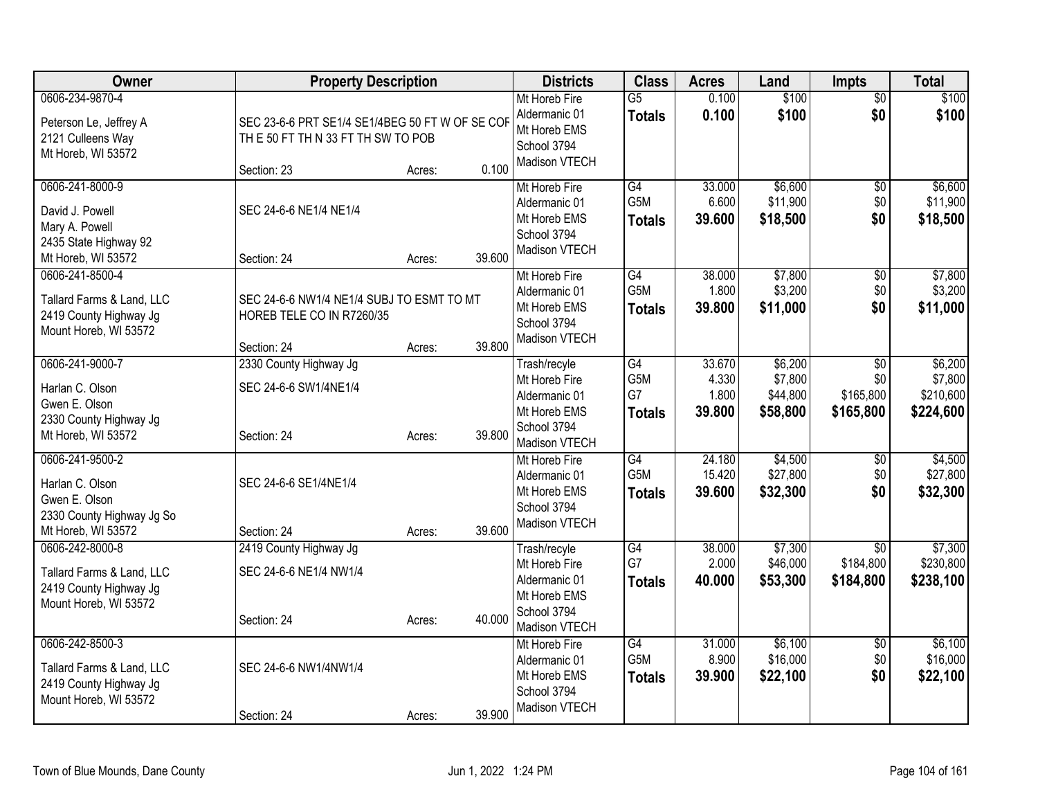| Owner | Property Description | | | Districts | Class | Acres | Land | Impts | Total |
|---|---|---|---|---|---|---|---|---|---|
| 0606-234-9870-4<br><br>Peterson Le, Jeffrey A<br>2121 Culleens Way<br>Mt Horeb, WI 53572 | SEC 23-6-6 PRT SE1/4 SE1/4BEG 50 FT W OF SE COR TH E 50 FT TH N 33 FT TH SW TO POB<br><br>Section: 23 | Acres: | 0.100 | Mt Horeb Fire<br>Aldermanic 01<br>Mt Horeb EMS<br>School 3794<br>Madison VTECH | G5<br>**Totals** | 0.100<br>**0.100** | $100<br>**$100** | $0<br>**$0** | $100<br>**$100** |
| 0606-241-8000-9<br><br>David J. Powell<br>Mary A. Powell<br>2435 State Highway 92<br>Mt Horeb, WI 53572 | SEC 24-6-6 NE1/4 NE1/4<br><br>Section: 24 | Acres: | 39.600 | Mt Horeb Fire<br>Aldermanic 01<br>Mt Horeb EMS<br>School 3794<br>Madison VTECH | G4<br>G5M<br>**Totals** | 33.000<br>6.600<br>**39.600** | $6,600<br>$11,900<br>**$18,500** | $0<br>$0<br>**$0** | $6,600<br>$11,900<br>**$18,500** |
| 0606-241-8500-4<br><br>Tallard Farms & Land, LLC<br>2419 County Highway Jg<br>Mount Horeb, WI 53572 | SEC 24-6-6 NW1/4 NE1/4 SUBJ TO ESMT TO MT HOREB TELE CO IN R7260/35<br><br>Section: 24 | Acres: | 39.800 | Mt Horeb Fire<br>Aldermanic 01<br>Mt Horeb EMS<br>School 3794<br>Madison VTECH | G4<br>G5M<br>**Totals** | 38.000<br>1.800<br>**39.800** | $7,800<br>$3,200<br>**$11,000** | $0<br>$0<br>**$0** | $7,800<br>$3,200<br>**$11,000** |
| 0606-241-9000-7<br><br>Harlan C. Olson<br>Gwen E. Olson<br>2330 County Highway Jg<br>Mt Horeb, WI 53572 | 2330 County Highway Jg<br><br>SEC 24-6-6 SW1/4NE1/4<br><br>Section: 24 | Acres: | 39.800 | Trash/recyle<br>Mt Horeb Fire<br>Aldermanic 01<br>Mt Horeb EMS<br>School 3794<br>Madison VTECH | G4<br>G5M<br>G7<br>**Totals** | 33.670<br>4.330<br>1.800<br>**39.800** | $6,200<br>$7,800<br>$44,800<br>**$58,800** | $0<br>$0<br>$165,800<br>**$165,800** | $6,200<br>$7,800<br>$210,600<br>**$224,600** |
| 0606-241-9500-2<br><br>Harlan C. Olson<br>Gwen E. Olson<br>2330 County Highway Jg So<br>Mt Horeb, WI 53572 | SEC 24-6-6 SE1/4NE1/4<br><br>Section: 24 | Acres: | 39.600 | Mt Horeb Fire<br>Aldermanic 01<br>Mt Horeb EMS<br>School 3794<br>Madison VTECH | G4<br>G5M<br>**Totals** | 24.180<br>15.420<br>**39.600** | $4,500<br>$27,800<br>**$32,300** | $0<br>$0<br>**$0** | $4,500<br>$27,800<br>**$32,300** |
| 0606-242-8000-8<br><br>Tallard Farms & Land, LLC<br>2419 County Highway Jg<br>Mount Horeb, WI 53572 | 2419 County Highway Jg<br><br>SEC 24-6-6 NE1/4 NW1/4<br><br>Section: 24 | Acres: | 40.000 | Trash/recyle<br>Mt Horeb Fire<br>Aldermanic 01<br>Mt Horeb EMS<br>School 3794<br>Madison VTECH | G4<br>G7<br>**Totals** | 38.000<br>2.000<br>**40.000** | $7,300<br>$46,000<br>**$53,300** | $0<br>$184,800<br>**$184,800** | $7,300<br>$230,800<br>**$238,100** |
| 0606-242-8500-3<br><br>Tallard Farms & Land, LLC<br>2419 County Highway Jg<br>Mount Horeb, WI 53572 | SEC 24-6-6 NW1/4NW1/4<br><br>Section: 24 | Acres: | 39.900 | Mt Horeb Fire<br>Aldermanic 01<br>Mt Horeb EMS<br>School 3794<br>Madison VTECH | G4<br>G5M<br>**Totals** | 31.000<br>8.900<br>**39.900** | $6,100<br>$16,000<br>**$22,100** | $0<br>$0<br>**$0** | $6,100<br>$16,000<br>**$22,100** |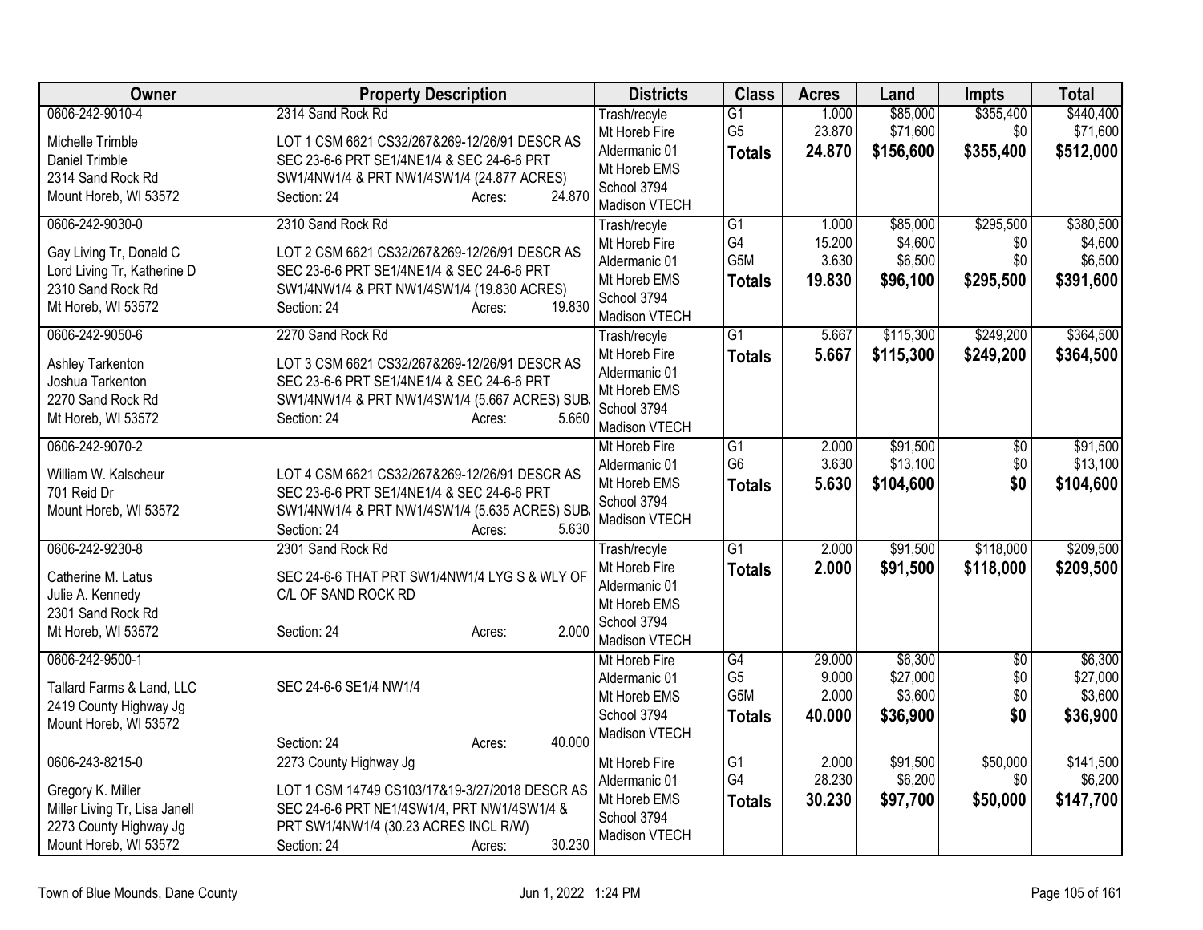| Owner | Property Description | Districts | Class | Acres | Land | Impts | Total |
|---|---|---|---|---|---|---|---|
| 0606-242-9010-4<br>Michelle Trimble<br>Daniel Trimble<br>2314 Sand Rock Rd<br>Mount Horeb, WI 53572 | 2314 Sand Rock Rd<br>LOT 1 CSM 6621 CS32/267&269-12/26/91 DESCR AS SEC 23-6-6 PRT SE1/4NE1/4 & SEC 24-6-6 PRT SW1/4NW1/4 & PRT NW1/4SW1/4 (24.877 ACRES)<br>Section: 24 Acres: 24.870 | Trash/recyle<br>Mt Horeb Fire<br>Aldermanic 01<br>Mt Horeb EMS<br>School 3794<br>Madison VTECH | G1<br>G5<br>**Totals** | 1.000<br>23.870<br>**24.870** | \$85,000<br>\$71,600<br>**\$156,600** | \$355,400<br>\$0<br>**\$355,400** | \$440,400<br>\$71,600<br>**\$512,000** |
| 0606-242-9030-0<br>Gay Living Tr, Donald C<br>Lord Living Tr, Katherine D<br>2310 Sand Rock Rd<br>Mt Horeb, WI 53572 | 2310 Sand Rock Rd<br>LOT 2 CSM 6621 CS32/267&269-12/26/91 DESCR AS SEC 23-6-6 PRT SE1/4NE1/4 & SEC 24-6-6 PRT SW1/4NW1/4 & PRT NW1/4SW1/4 (19.830 ACRES)<br>Section: 24 Acres: 19.830 | Trash/recyle<br>Mt Horeb Fire<br>Aldermanic 01<br>Mt Horeb EMS<br>School 3794<br>Madison VTECH | G1<br>G4<br>G5M<br>**Totals** | 1.000<br>15.200<br>3.630<br>**19.830** | \$85,000<br>\$4,600<br>\$6,500<br>**\$96,100** | \$295,500<br>\$0<br>\$0<br>**\$295,500** | \$380,500<br>\$4,600<br>\$6,500<br>**\$391,600** |
| 0606-242-9050-6<br>Ashley Tarkenton<br>Joshua Tarkenton<br>2270 Sand Rock Rd<br>Mt Horeb, WI 53572 | 2270 Sand Rock Rd<br>LOT 3 CSM 6621 CS32/267&269-12/26/91 DESCR AS SEC 23-6-6 PRT SE1/4NE1/4 & SEC 24-6-6 PRT SW1/4NW1/4 & PRT NW1/4SW1/4 (5.667 ACRES) SUB.<br>Section: 24 Acres: 5.660 | Trash/recyle<br>Mt Horeb Fire<br>Aldermanic 01<br>Mt Horeb EMS<br>School 3794<br>Madison VTECH | G1<br>**Totals** | 5.667<br>**5.667** | \$115,300<br>**\$115,300** | \$249,200<br>**\$249,200** | \$364,500<br>**\$364,500** |
| 0606-242-9070-2<br>William W. Kalscheur<br>701 Reid Dr<br>Mount Horeb, WI 53572 | LOT 4 CSM 6621 CS32/267&269-12/26/91 DESCR AS SEC 23-6-6 PRT SE1/4NE1/4 & SEC 24-6-6 PRT SW1/4NW1/4 & PRT NW1/4SW1/4 (5.635 ACRES) SUB.<br>Section: 24 Acres: 5.630 | Mt Horeb Fire<br>Aldermanic 01<br>Mt Horeb EMS<br>School 3794<br>Madison VTECH | G1<br>G6<br>**Totals** | 2.000<br>3.630<br>**5.630** | \$91,500<br>\$13,100<br>**\$104,600** | \$0<br>\$0<br>**\$0** | \$91,500<br>\$13,100<br>**\$104,600** |
| 0606-242-9230-8<br>Catherine M. Latus<br>Julie A. Kennedy<br>2301 Sand Rock Rd<br>Mt Horeb, WI 53572 | 2301 Sand Rock Rd<br>SEC 24-6-6 THAT PRT SW1/4NW1/4 LYG S & WLY OF C/L OF SAND ROCK RD<br>Section: 24 Acres: 2.000 | Trash/recyle<br>Mt Horeb Fire<br>Aldermanic 01<br>Mt Horeb EMS<br>School 3794<br>Madison VTECH | G1<br>**Totals** | 2.000<br>**2.000** | \$91,500<br>**\$91,500** | \$118,000<br>**\$118,000** | \$209,500<br>**\$209,500** |
| 0606-242-9500-1<br>Tallard Farms & Land, LLC<br>2419 County Highway Jg<br>Mount Horeb, WI 53572 | SEC 24-6-6 SE1/4 NW1/4<br>Section: 24 Acres: 40.000 | Mt Horeb Fire<br>Aldermanic 01<br>Mt Horeb EMS<br>School 3794<br>Madison VTECH | G4<br>G5<br>G5M<br>**Totals** | 29.000<br>9.000<br>2.000<br>**40.000** | \$6,300<br>\$27,000<br>\$3,600<br>**\$36,900** | \$0<br>\$0<br>\$0<br>**\$0** | \$6,300<br>\$27,000<br>\$3,600<br>**\$36,900** |
| 0606-243-8215-0<br>Gregory K. Miller<br>Miller Living Tr, Lisa Janell<br>2273 County Highway Jg<br>Mount Horeb, WI 53572 | 2273 County Highway Jg<br>LOT 1 CSM 14749 CS103/17&19-3/27/2018 DESCR AS SEC 24-6-6 PRT NE1/4SW1/4, PRT NW1/4SW1/4 & PRT SW1/4NW1/4 (30.23 ACRES INCL R/W)<br>Section: 24 Acres: 30.230 | Mt Horeb Fire<br>Aldermanic 01<br>Mt Horeb EMS<br>School 3794<br>Madison VTECH | G1<br>G4<br>**Totals** | 2.000<br>28.230<br>**30.230** | \$91,500<br>\$6,200<br>**\$97,700** | \$50,000<br>\$0<br>**\$50,000** | \$141,500<br>\$6,200<br>**\$147,700** |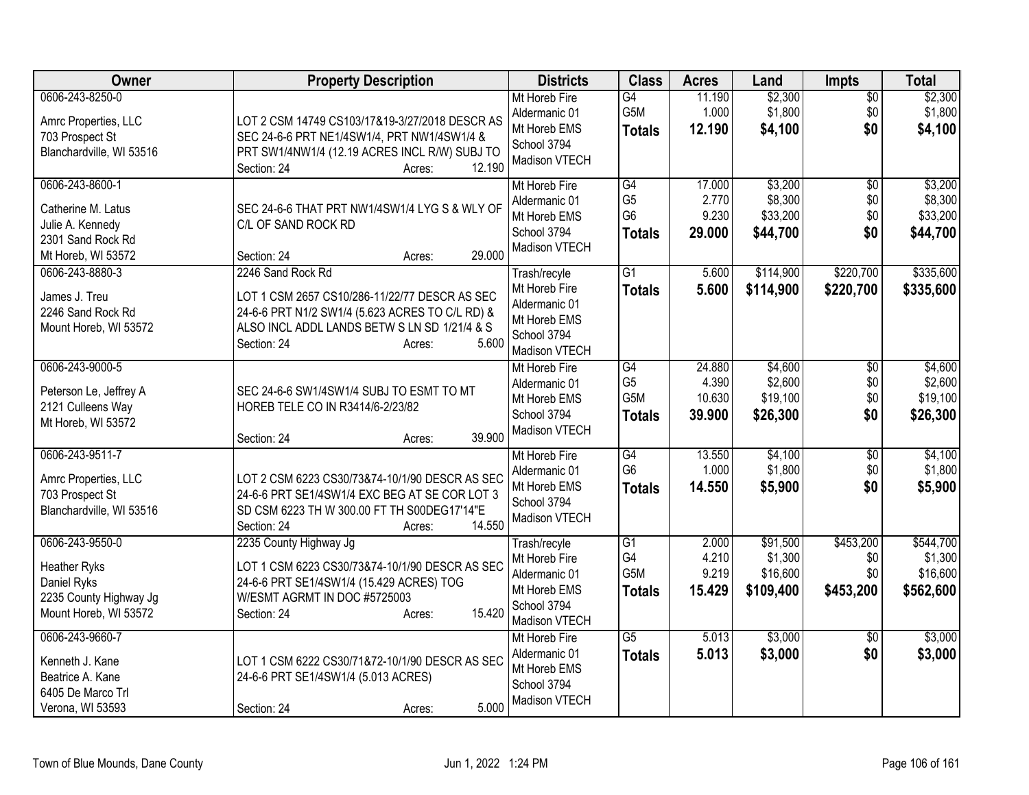| Owner | Property Description | Districts | Class | Acres | Land | Impts | Total |
|---|---|---|---|---|---|---|---|
| 0606-243-8250-0<br>Amrc Properties, LLC<br>703 Prospect St<br>Blanchardville, WI 53516 | LOT 2 CSM 14749 CS103/17&19-3/27/2018 DESCR AS SEC 24-6-6 PRT NE1/4SW1/4, PRT NW1/4SW1/4 & PRT SW1/4NW1/4 (12.19 ACRES INCL R/W) SUBJ TO<br>Section: 24 Acres: 12.190 | Mt Horeb Fire<br>Aldermanic 01<br>Mt Horeb EMS<br>School 3794<br>Madison VTECH | G4<br>G5M<br>**Totals** | 11.190<br>1.000<br>**12.190** | $2,300<br>$1,800<br>**$4,100** | $0<br>$0<br>**$0** | $2,300<br>$1,800<br>**$4,100** |
| 0606-243-8600-1<br>Catherine M. Latus<br>Julie A. Kennedy<br>2301 Sand Rock Rd<br>Mt Horeb, WI 53572 | SEC 24-6-6 THAT PRT NW1/4SW1/4 LYG S & WLY OF C/L OF SAND ROCK RD<br>Section: 24 Acres: 29.000 | Mt Horeb Fire<br>Aldermanic 01<br>Mt Horeb EMS<br>School 3794<br>Madison VTECH | G4<br>G5<br>G6<br>**Totals** | 17.000<br>2.770<br>9.230<br>**29.000** | $3,200<br>$8,300<br>$33,200<br>**$44,700** | $0<br>$0<br>$0<br>**$0** | $3,200<br>$8,300<br>$33,200<br>**$44,700** |
| 0606-243-8880-3<br>James J. Treu<br>2246 Sand Rock Rd<br>Mount Horeb, WI 53572 | 2246 Sand Rock Rd<br>LOT 1 CSM 2657 CS10/286-11/22/77 DESCR AS SEC 24-6-6 PRT N1/2 SW1/4 (5.623 ACRES TO C/L RD) & ALSO INCL ADDL LANDS BETW S LN SD 1/21/4 & S<br>Section: 24 Acres: 5.600 | Trash/recyle<br>Mt Horeb Fire<br>Aldermanic 01<br>Mt Horeb EMS<br>School 3794<br>Madison VTECH | G1<br>**Totals** | 5.600<br>**5.600** | $114,900<br>**$114,900** | $220,700<br>**$220,700** | $335,600<br>**$335,600** |
| 0606-243-9000-5<br>Peterson Le, Jeffrey A<br>2121 Culleens Way<br>Mt Horeb, WI 53572 | SEC 24-6-6 SW1/4SW1/4 SUBJ TO ESMT TO MT HOREB TELE CO IN R3414/6-2/23/82<br>Section: 24 Acres: 39.900 | Mt Horeb Fire<br>Aldermanic 01<br>Mt Horeb EMS<br>School 3794<br>Madison VTECH | G4<br>G5<br>G5M<br>**Totals** | 24.880<br>4.390<br>10.630<br>**39.900** | $4,600<br>$2,600<br>$19,100<br>**$26,300** | $0<br>$0<br>$0<br>**$0** | $4,600<br>$2,600<br>$19,100<br>**$26,300** |
| 0606-243-9511-7<br>Amrc Properties, LLC<br>703 Prospect St<br>Blanchardville, WI 53516 | LOT 2 CSM 6223 CS30/73&74-10/1/90 DESCR AS SEC 24-6-6 PRT SE1/4SW1/4 EXC BEG AT SE COR LOT 3 SD CSM 6223 TH W 300.00 FT TH S00DEG17'14"E<br>Section: 24 Acres: 14.550 | Mt Horeb Fire<br>Aldermanic 01<br>Mt Horeb EMS<br>School 3794<br>Madison VTECH | G4<br>G6<br>**Totals** | 13.550<br>1.000<br>**14.550** | $4,100<br>$1,800<br>**$5,900** | $0<br>$0<br>**$0** | $4,100<br>$1,800<br>**$5,900** |
| 0606-243-9550-0<br>Heather Ryks<br>Daniel Ryks<br>2235 County Highway Jg<br>Mount Horeb, WI 53572 | 2235 County Highway Jg<br>LOT 1 CSM 6223 CS30/73&74-10/1/90 DESCR AS SEC 24-6-6 PRT SE1/4SW1/4 (15.429 ACRES) TOG W/ESMT AGRMT IN DOC #5725003<br>Section: 24 Acres: 15.420 | Trash/recyle<br>Mt Horeb Fire<br>Aldermanic 01<br>Mt Horeb EMS<br>School 3794<br>Madison VTECH | G1<br>G4<br>G5M<br>**Totals** | 2.000<br>4.210<br>9.219<br>**15.429** | $91,500<br>$1,300<br>$16,600<br>**$109,400** | $453,200<br>$0<br>$0<br>**$453,200** | $544,700<br>$1,300<br>$16,600<br>**$562,600** |
| 0606-243-9660-7<br>Kenneth J. Kane<br>Beatrice A. Kane<br>6405 De Marco Trl<br>Verona, WI 53593 | LOT 1 CSM 6222 CS30/71&72-10/1/90 DESCR AS SEC 24-6-6 PRT SE1/4SW1/4 (5.013 ACRES)<br>Section: 24 Acres: 5.000 | Mt Horeb Fire<br>Aldermanic 01<br>Mt Horeb EMS<br>School 3794<br>Madison VTECH | G5<br>**Totals** | 5.013<br>**5.013** | $3,000<br>**$3,000** | $0<br>**$0** | $3,000<br>**$3,000** |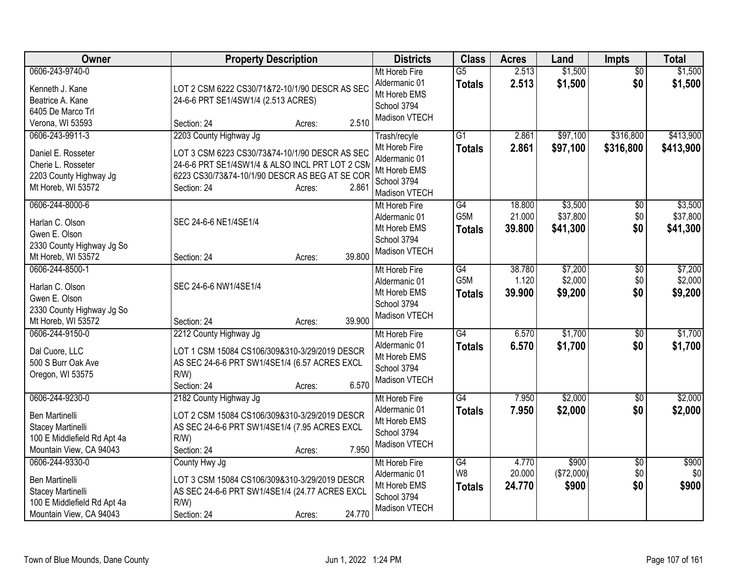| Owner | Property Description | Districts | Class | Acres | Land | Impts | Total |
|---|---|---|---|---|---|---|---|
| 0606-243-9740-0<br>Kenneth J. Kane<br>Beatrice A. Kane<br>6405 De Marco Trl<br>Verona, WI 53593 | LOT 2 CSM 6222 CS30/71&72-10/1/90 DESCR AS SEC 24-6-6 PRT SE1/4SW1/4 (2.513 ACRES)<br>Section: 24 Acres: 2.510 | Mt Horeb Fire<br>Aldermanic 01<br>Mt Horeb EMS<br>School 3794<br>Madison VTECH | G5<br>**Totals** | 2.513<br>**2.513** | $1,500<br>**$1,500** | $0<br>**$0** | $1,500<br>**$1,500** |
| 0606-243-9911-3<br>Daniel E. Rosseter<br>Cherie L. Rosseter<br>2203 County Highway Jg<br>Mt Horeb, WI 53572 | 2203 County Highway Jg<br>LOT 3 CSM 6223 CS30/73&74-10/1/90 DESCR AS SEC 24-6-6 PRT SE1/4SW1/4 & ALSO INCL PRT LOT 2 CSM 6223 CS30/73&74-10/1/90 DESCR AS BEG AT SE COR<br>Section: 24 Acres: 2.861 | Trash/recyle<br>Mt Horeb Fire<br>Aldermanic 01<br>Mt Horeb EMS<br>School 3794<br>Madison VTECH | G1<br>**Totals** | 2.861<br>**2.861** | $97,100<br>**$97,100** | $316,800<br>**$316,800** | $413,900<br>**$413,900** |
| 0606-244-8000-6<br>Harlan C. Olson<br>Gwen E. Olson<br>2330 County Highway Jg So<br>Mt Horeb, WI 53572 | SEC 24-6-6 NE1/4SE1/4<br>Section: 24 Acres: 39.800 | Mt Horeb Fire<br>Aldermanic 01<br>Mt Horeb EMS<br>School 3794<br>Madison VTECH | G4<br>G5M<br>**Totals** | 18.800<br>21.000<br>**39.800** | $3,500<br>$37,800<br>**$41,300** | $0<br>$0<br>**$0** | $3,500<br>$37,800<br>**$41,300** |
| 0606-244-8500-1<br>Harlan C. Olson<br>Gwen E. Olson<br>2330 County Highway Jg So<br>Mt Horeb, WI 53572 | SEC 24-6-6 NW1/4SE1/4<br>Section: 24 Acres: 39.900 | Mt Horeb Fire<br>Aldermanic 01<br>Mt Horeb EMS<br>School 3794<br>Madison VTECH | G4<br>G5M<br>**Totals** | 38.780<br>1.120<br>**39.900** | $7,200<br>$2,000<br>**$9,200** | $0<br>$0<br>**$0** | $7,200<br>$2,000<br>**$9,200** |
| 0606-244-9150-0<br>Dal Cuore, LLC<br>500 S Burr Oak Ave<br>Oregon, WI 53575 | 2212 County Highway Jg<br>LOT 1 CSM 15084 CS106/309&310-3/29/2019 DESCR AS SEC 24-6-6 PRT SW1/4SE1/4 (6.57 ACRES EXCL R/W)<br>Section: 24 Acres: 6.570 | Mt Horeb Fire<br>Aldermanic 01<br>Mt Horeb EMS<br>School 3794<br>Madison VTECH | G4<br>**Totals** | 6.570<br>**6.570** | $1,700<br>**$1,700** | $0<br>**$0** | $1,700<br>**$1,700** |
| 0606-244-9230-0<br>Ben Martinelli<br>Stacey Martinelli<br>100 E Middlefield Rd Apt 4a<br>Mountain View, CA 94043 | 2182 County Highway Jg<br>LOT 2 CSM 15084 CS106/309&310-3/29/2019 DESCR AS SEC 24-6-6 PRT SW1/4SE1/4 (7.95 ACRES EXCL R/W)<br>Section: 24 Acres: 7.950 | Mt Horeb Fire<br>Aldermanic 01<br>Mt Horeb EMS<br>School 3794<br>Madison VTECH | G4<br>**Totals** | 7.950<br>**7.950** | $2,000<br>**$2,000** | $0<br>**$0** | $2,000<br>**$2,000** |
| 0606-244-9330-0<br>Ben Martinelli<br>Stacey Martinelli<br>100 E Middlefield Rd Apt 4a<br>Mountain View, CA 94043 | County Hwy Jg<br>LOT 3 CSM 15084 CS106/309&310-3/29/2019 DESCR AS SEC 24-6-6 PRT SW1/4SE1/4 (24.77 ACRES EXCL R/W)<br>Section: 24 Acres: 24.770 | Mt Horeb Fire<br>Aldermanic 01<br>Mt Horeb EMS<br>School 3794<br>Madison VTECH | G4<br>W8<br>**Totals** | 4.770<br>20.000<br>**24.770** | $900<br>($72,000)<br>**$900** | $0<br>$0<br>**$0** | $900<br>$0<br>**$900** |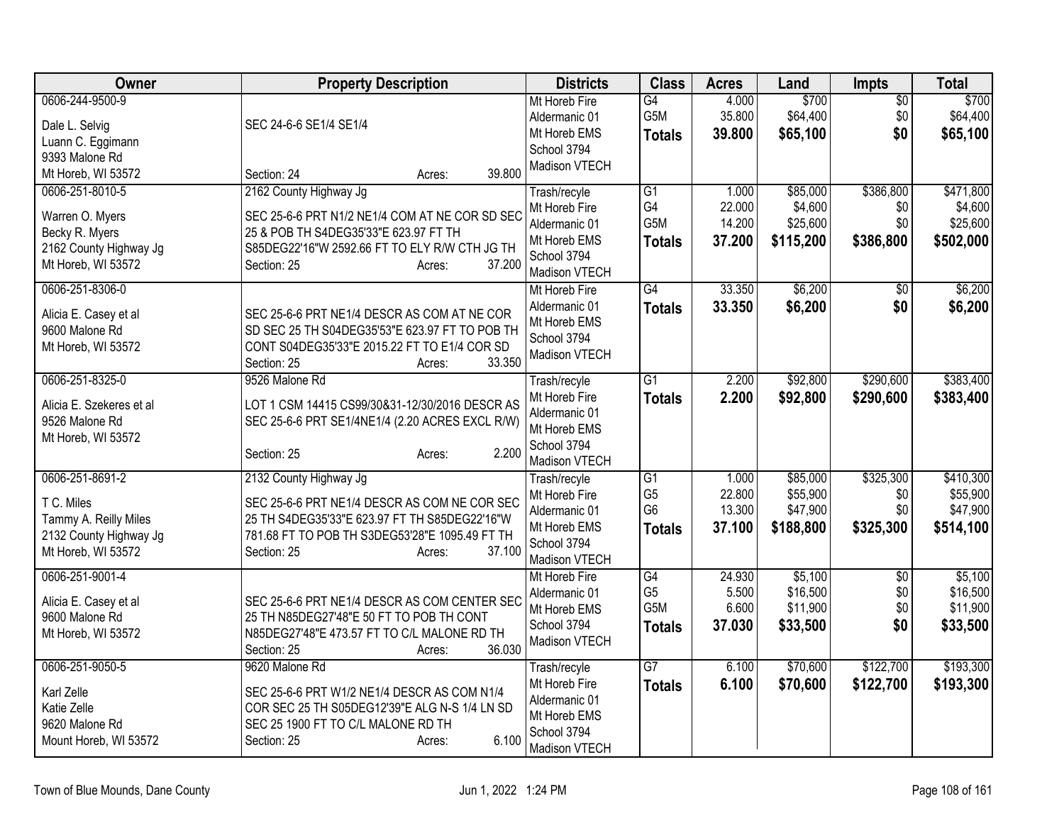| Owner | Property Description | Districts | Class | Acres | Land | Impts | Total |
|---|---|---|---|---|---|---|---|
| 0606-244-9500-9<br><br>Dale L. Selvig<br>Luann C. Eggimann<br>9393 Malone Rd<br>Mt Horeb, WI 53572 | SEC 24-6-6 SE1/4 SE1/4<br><br>Section: 24 Acres: 39.800 | Mt Horeb Fire<br>Aldermanic 01<br>Mt Horeb EMS<br>School 3794<br>Madison VTECH | G4<br>G5M<br>**Totals** | 4.000<br>35.800<br>**39.800** | $700<br>$64,400<br>**$65,100** | $0<br>$0<br>**$0** | $700<br>$64,400<br>**$65,100** |
| 0606-251-8010-5<br><br>Warren O. Myers<br>Becky R. Myers<br>2162 County Highway Jg<br>Mt Horeb, WI 53572 | 2162 County Highway Jg<br><br>SEC 25-6-6 PRT N1/2 NE1/4 COM AT NE COR SD SEC 25 & POB TH S4DEG35'33"E 623.97 FT TH S85DEG22'16"W 2592.66 FT TO ELY R/W CTH JG TH<br>Section: 25 Acres: 37.200 | Trash/recyle<br>Mt Horeb Fire<br>Aldermanic 01<br>Mt Horeb EMS<br>School 3794<br>Madison VTECH | G1<br>G4<br>G5M<br>**Totals** | 1.000<br>22.000<br>14.200<br>**37.200** | $85,000<br>$4,600<br>$25,600<br>**$115,200** | $386,800<br>$0<br>$0<br>**$386,800** | $471,800<br>$4,600<br>$25,600<br>**$502,000** |
| 0606-251-8306-0<br><br>Alicia E. Casey et al<br>9600 Malone Rd<br>Mt Horeb, WI 53572 | SEC 25-6-6 PRT NE1/4 DESCR AS COM AT NE COR SD SEC 25 TH S04DEG35'53"E 623.97 FT TO POB TH CONT S04DEG35'33"E 2015.22 FT TO E1/4 COR SD<br>Section: 25 Acres: 33.350 | Mt Horeb Fire<br>Aldermanic 01<br>Mt Horeb EMS<br>School 3794<br>Madison VTECH | G4<br>**Totals** | 33.350<br>**33.350** | $6,200<br>**$6,200** | $0<br>**$0** | $6,200<br>**$6,200** |
| 0606-251-8325-0<br><br>Alicia E. Szekeres et al<br>9526 Malone Rd<br>Mt Horeb, WI 53572 | 9526 Malone Rd<br><br>LOT 1 CSM 14415 CS99/30&31-12/30/2016 DESCR AS SEC 25-6-6 PRT SE1/4NE1/4 (2.20 ACRES EXCL R/W)<br><br>Section: 25 Acres: 2.200 | Trash/recyle<br>Mt Horeb Fire<br>Aldermanic 01<br>Mt Horeb EMS<br>School 3794<br>Madison VTECH | G1<br>**Totals** | 2.200<br>**2.200** | $92,800<br>**$92,800** | $290,600<br>**$290,600** | $383,400<br>**$383,400** |
| 0606-251-8691-2<br><br>T C. Miles<br>Tammy A. Reilly Miles<br>2132 County Highway Jg<br>Mt Horeb, WI 53572 | 2132 County Highway Jg<br><br>SEC 25-6-6 PRT NE1/4 DESCR AS COM NE COR SEC 25 TH S4DEG35'33"E 623.97 FT TH S85DEG22'16"W 781.68 FT TO POB TH S3DEG53'28"E 1095.49 FT TH<br>Section: 25 Acres: 37.100 | Trash/recyle<br>Mt Horeb Fire<br>Aldermanic 01<br>Mt Horeb EMS<br>School 3794<br>Madison VTECH | G1<br>G5<br>G6<br>**Totals** | 1.000<br>22.800<br>13.300<br>**37.100** | $85,000<br>$55,900<br>$47,900<br>**$188,800** | $325,300<br>$0<br>$0<br>**$325,300** | $410,300<br>$55,900<br>$47,900<br>**$514,100** |
| 0606-251-9001-4<br><br>Alicia E. Casey et al<br>9600 Malone Rd<br>Mt Horeb, WI 53572 | SEC 25-6-6 PRT NE1/4 DESCR AS COM CENTER SEC 25 TH N85DEG27'48"E 50 FT TO POB TH CONT N85DEG27'48"E 473.57 FT TO C/L MALONE RD TH<br>Section: 25 Acres: 36.030 | Mt Horeb Fire<br>Aldermanic 01<br>Mt Horeb EMS<br>School 3794<br>Madison VTECH | G4<br>G5<br>G5M<br>**Totals** | 24.930<br>5.500<br>6.600<br>**37.030** | $5,100<br>$16,500<br>$11,900<br>**$33,500** | $0<br>$0<br>$0<br>**$0** | $5,100<br>$16,500<br>$11,900<br>**$33,500** |
| 0606-251-9050-5<br><br>Karl Zelle<br>Katie Zelle<br>9620 Malone Rd<br>Mount Horeb, WI 53572 | 9620 Malone Rd<br><br>SEC 25-6-6 PRT W1/2 NE1/4 DESCR AS COM N1/4 COR SEC 25 TH S05DEG12'39"E ALG N-S 1/4 LN SD SEC 25 1900 FT TO C/L MALONE RD TH<br>Section: 25 Acres: 6.100 | Trash/recyle<br>Mt Horeb Fire<br>Aldermanic 01<br>Mt Horeb EMS<br>School 3794<br>Madison VTECH | G7<br>**Totals** | 6.100<br>**6.100** | $70,600<br>**$70,600** | $122,700<br>**$122,700** | $193,300<br>**$193,300** |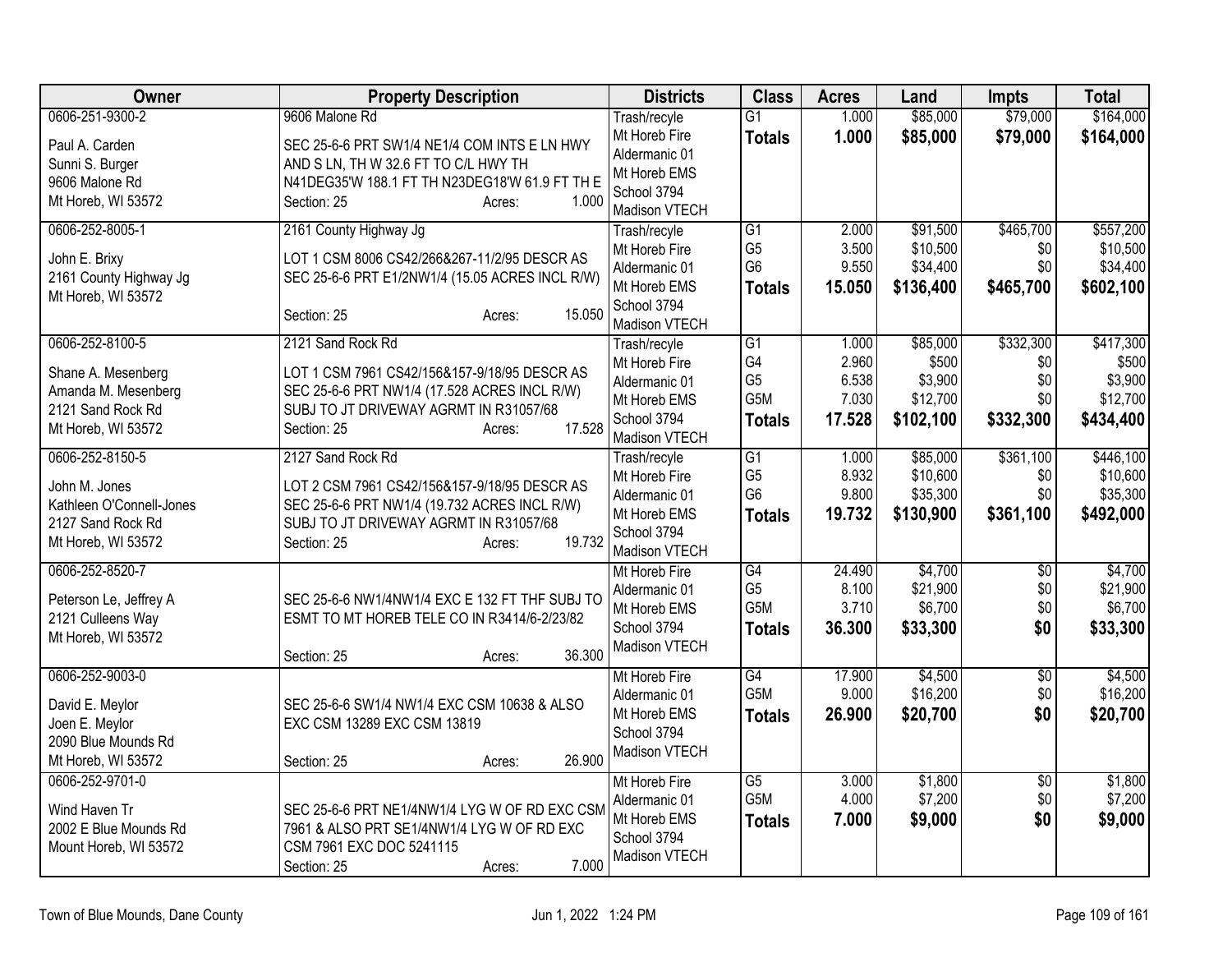| Owner | Property Description | Districts | Class | Acres | Land | Impts | Total |
|---|---|---|---|---|---|---|---|
| 0606-251-9300-2<br><br>Paul A. Carden<br>Sunni S. Burger<br>9606 Malone Rd<br>Mt Horeb, WI 53572 | 9606 Malone Rd<br><br>SEC 25-6-6 PRT SW1/4 NE1/4 COM INTS E LN HWY AND S LN, TH W 32.6 FT TO C/L HWY TH N41DEG35'W 188.1 FT TH N23DEG18'W 61.9 FT TH E<br>Section: 25 Acres: 1.000 | Trash/recyle<br>Mt Horeb Fire<br>Aldermanic 01<br>Mt Horeb EMS<br>School 3794<br>Madison VTECH | G1<br>**Totals** | 1.000<br>**1.000** | \$85,000<br>**\$85,000** | \$79,000<br>**\$79,000** | \$164,000<br>**\$164,000** |
| 0606-252-8005-1<br><br>John E. Brixy<br>2161 County Highway Jg<br>Mt Horeb, WI 53572 | 2161 County Highway Jg<br><br>LOT 1 CSM 8006 CS42/266&267-11/2/95 DESCR AS SEC 25-6-6 PRT E1/2NW1/4 (15.05 ACRES INCL R/W)<br><br>Section: 25 Acres: 15.050 | Trash/recyle<br>Mt Horeb Fire<br>Aldermanic 01<br>Mt Horeb EMS<br>School 3794<br>Madison VTECH | G1<br>G5<br>G6<br>**Totals** | 2.000<br>3.500<br>9.550<br>**15.050** | \$91,500<br>\$10,500<br>\$34,400<br>**\$136,400** | \$465,700<br>\$0<br>\$0<br>**\$465,700** | \$557,200<br>\$10,500<br>\$34,400<br>**\$602,100** |
| 0606-252-8100-5<br><br>Shane A. Mesenberg<br>Amanda M. Mesenberg<br>2121 Sand Rock Rd<br>Mt Horeb, WI 53572 | 2121 Sand Rock Rd<br><br>LOT 1 CSM 7961 CS42/156&157-9/18/95 DESCR AS SEC 25-6-6 PRT NW1/4 (17.528 ACRES INCL R/W) SUBJ TO JT DRIVEWAY AGRMT IN R31057/68<br>Section: 25 Acres: 17.528 | Trash/recyle<br>Mt Horeb Fire<br>Aldermanic 01<br>Mt Horeb EMS<br>School 3794<br>Madison VTECH | G1<br>G4<br>G5<br>G5M<br>**Totals** | 1.000<br>2.960<br>6.538<br>7.030<br>**17.528** | \$85,000<br>\$500<br>\$3,900<br>\$12,700<br>**\$102,100** | \$332,300<br>\$0<br>\$0<br>\$0<br>**\$332,300** | \$417,300<br>\$500<br>\$3,900<br>\$12,700<br>**\$434,400** |
| 0606-252-8150-5<br><br>John M. Jones<br>Kathleen O'Connell-Jones<br>2127 Sand Rock Rd<br>Mt Horeb, WI 53572 | 2127 Sand Rock Rd<br><br>LOT 2 CSM 7961 CS42/156&157-9/18/95 DESCR AS SEC 25-6-6 PRT NW1/4 (19.732 ACRES INCL R/W) SUBJ TO JT DRIVEWAY AGRMT IN R31057/68<br>Section: 25 Acres: 19.732 | Trash/recyle<br>Mt Horeb Fire<br>Aldermanic 01<br>Mt Horeb EMS<br>School 3794<br>Madison VTECH | G1<br>G5<br>G6<br>**Totals** | 1.000<br>8.932<br>9.800<br>**19.732** | \$85,000<br>\$10,600<br>\$35,300<br>**\$130,900** | \$361,100<br>\$0<br>\$0<br>**\$361,100** | \$446,100<br>\$10,600<br>\$35,300<br>**\$492,000** |
| 0606-252-8520-7<br><br>Peterson Le, Jeffrey A<br>2121 Culleens Way<br>Mt Horeb, WI 53572 | <br><br>SEC 25-6-6 NW1/4NW1/4 EXC E 132 FT THF SUBJ TO ESMT TO MT HOREB TELE CO IN R3414/6-2/23/82<br><br>Section: 25 Acres: 36.300 | Mt Horeb Fire<br>Aldermanic 01<br>Mt Horeb EMS<br>School 3794<br>Madison VTECH | G4<br>G5<br>G5M<br>**Totals** | 24.490<br>8.100<br>3.710<br>**36.300** | \$4,700<br>\$21,900<br>\$6,700<br>**\$33,300** | \$0<br>\$0<br>\$0<br>**\$0** | \$4,700<br>\$21,900<br>\$6,700<br>**\$33,300** |
| 0606-252-9003-0<br><br>David E. Meylor<br>Joen E. Meylor<br>2090 Blue Mounds Rd<br>Mt Horeb, WI 53572 | <br><br>SEC 25-6-6 SW1/4 NW1/4 EXC CSM 10638 & ALSO EXC CSM 13289 EXC CSM 13819<br><br>Section: 25 Acres: 26.900 | Mt Horeb Fire<br>Aldermanic 01<br>Mt Horeb EMS<br>School 3794<br>Madison VTECH | G4<br>G5M<br>**Totals** | 17.900<br>9.000<br>**26.900** | \$4,500<br>\$16,200<br>**\$20,700** | \$0<br>\$0<br>**\$0** | \$4,500<br>\$16,200<br>**\$20,700** |
| 0606-252-9701-0<br><br>Wind Haven Tr<br>2002 E Blue Mounds Rd<br>Mount Horeb, WI 53572 | <br><br>SEC 25-6-6 PRT NE1/4NW1/4 LYG W OF RD EXC CSM 7961 & ALSO PRT SE1/4NW1/4 LYG W OF RD EXC CSM 7961 EXC DOC 5241115<br>Section: 25 Acres: 7.000 | Mt Horeb Fire<br>Aldermanic 01<br>Mt Horeb EMS<br>School 3794<br>Madison VTECH | G5<br>G5M<br>**Totals** | 3.000<br>4.000<br>**7.000** | \$1,800<br>\$7,200<br>**\$9,000** | \$0<br>\$0<br>**\$0** | \$1,800<br>\$7,200<br>**\$9,000** |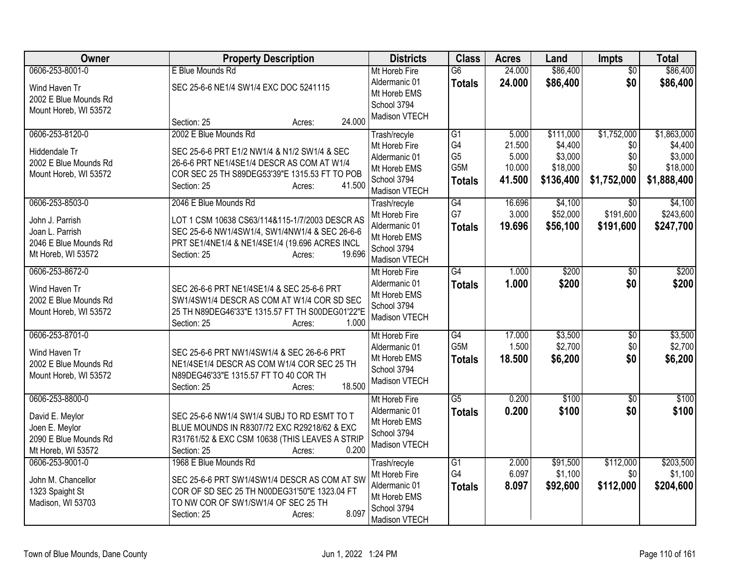| Owner | Property Description | Districts | Class | Acres | Land | Impts | Total |
|---|---|---|---|---|---|---|---|
| 0606-253-8001-0<br>Wind Haven Tr<br>2002 E Blue Mounds Rd<br>Mount Horeb, WI 53572 | E Blue Mounds Rd<br>SEC 25-6-6 NE1/4 SW1/4 EXC DOC 5241115<br>Section: 25 Acres: 24.000 | Mt Horeb Fire<br>Aldermanic 01<br>Mt Horeb EMS<br>School 3794<br>Madison VTECH | G6<br>**Totals** | 24.000<br>**24.000** | $86,400<br>**$86,400** | $0<br>**$0** | $86,400<br>**$86,400** |
| 0606-253-8120-0<br>Hiddendale Tr<br>2002 E Blue Mounds Rd<br>Mount Horeb, WI 53572 | 2002 E Blue Mounds Rd<br>SEC 25-6-6 PRT E1/2 NW1/4 & N1/2 SW1/4 & SEC 26-6-6 PRT NE1/4SE1/4 DESCR AS COM AT W1/4 COR SEC 25 TH S89DEG53'39"E 1315.53 FT TO POB<br>Section: 25 Acres: 41.500 | Trash/recyle<br>Mt Horeb Fire<br>Aldermanic 01<br>Mt Horeb EMS<br>School 3794<br>Madison VTECH | G1<br>G4<br>G5<br>G5M<br>**Totals** | 5.000<br>21.500<br>5.000<br>10.000<br>**41.500** | $111,000<br>$4,400<br>$3,000<br>$18,000<br>**$136,400** | $1,752,000<br>$0<br>$0<br>$0<br>**$1,752,000** | $1,863,000<br>$4,400<br>$3,000<br>$18,000<br>**$1,888,400** |
| 0606-253-8503-0<br>John J. Parrish<br>Joan L. Parrish<br>2046 E Blue Mounds Rd<br>Mt Horeb, WI 53572 | 2046 E Blue Mounds Rd<br>LOT 1 CSM 10638 CS63/114&115-1/7/2003 DESCR AS SEC 25-6-6 NW1/4SW1/4, SW1/4NW1/4 & SEC 26-6-6 PRT SE1/4NE1/4 & NE1/4SE1/4 (19.696 ACRES INCL<br>Section: 25 Acres: 19.696 | Trash/recyle<br>Mt Horeb Fire<br>Aldermanic 01<br>Mt Horeb EMS<br>School 3794<br>Madison VTECH | G4<br>G7<br>**Totals** | 16.696<br>3.000<br>**19.696** | $4,100<br>$52,000<br>**$56,100** | $0<br>$191,600<br>**$191,600** | $4,100<br>$243,600<br>**$247,700** |
| 0606-253-8672-0<br>Wind Haven Tr<br>2002 E Blue Mounds Rd<br>Mount Horeb, WI 53572 | SEC 26-6-6 PRT NE1/4SE1/4 & SEC 25-6-6 PRT SW1/4SW1/4 DESCR AS COM AT W1/4 COR SD SEC 25 TH N89DEG46'33"E 1315.57 FT TH S00DEG01'22"E<br>Section: 25 Acres: 1.000 | Mt Horeb Fire<br>Aldermanic 01<br>Mt Horeb EMS<br>School 3794<br>Madison VTECH | G4<br>**Totals** | 1.000<br>**1.000** | $200<br>**$200** | $0<br>**$0** | $200<br>**$200** |
| 0606-253-8701-0<br>Wind Haven Tr<br>2002 E Blue Mounds Rd<br>Mount Horeb, WI 53572 | SEC 25-6-6 PRT NW1/4SW1/4 & SEC 26-6-6 PRT NE1/4SE1/4 DESCR AS COM W1/4 COR SEC 25 TH N89DEG46'33"E 1315.57 FT TO 40 COR TH<br>Section: 25 Acres: 18.500 | Mt Horeb Fire<br>Aldermanic 01<br>Mt Horeb EMS<br>School 3794<br>Madison VTECH | G4<br>G5M<br>**Totals** | 17.000<br>1.500<br>**18.500** | $3,500<br>$2,700<br>**$6,200** | $0<br>$0<br>**$0** | $3,500<br>$2,700<br>**$6,200** |
| 0606-253-8800-0<br>David E. Meylor<br>Joen E. Meylor<br>2090 E Blue Mounds Rd<br>Mt Horeb, WI 53572 | SEC 25-6-6 NW1/4 SW1/4 SUBJ TO RD ESMT TO T BLUE MOUNDS IN R8307/72 EXC R29218/62 & EXC R31761/52 & EXC CSM 10638 (THIS LEAVES A STRIP<br>Section: 25 Acres: 0.200 | Mt Horeb Fire<br>Aldermanic 01<br>Mt Horeb EMS<br>School 3794<br>Madison VTECH | G5<br>**Totals** | 0.200<br>**0.200** | $100<br>**$100** | $0<br>**$0** | $100<br>**$100** |
| 0606-253-9001-0<br>John M. Chancellor<br>1323 Spaight St<br>Madison, WI 53703 | 1968 E Blue Mounds Rd<br>SEC 25-6-6 PRT SW1/4SW1/4 DESCR AS COM AT SW COR OF SD SEC 25 TH N00DEG31'50"E 1323.04 FT TO NW COR OF SW1/SW1/4 OF SEC 25 TH<br>Section: 25 Acres: 8.097 | Trash/recyle<br>Mt Horeb Fire<br>Aldermanic 01<br>Mt Horeb EMS<br>School 3794<br>Madison VTECH | G1<br>G4<br>**Totals** | 2.000<br>6.097<br>**8.097** | $91,500<br>$1,100<br>**$92,600** | $112,000<br>$0<br>**$112,000** | $203,500<br>$1,100<br>**$204,600** |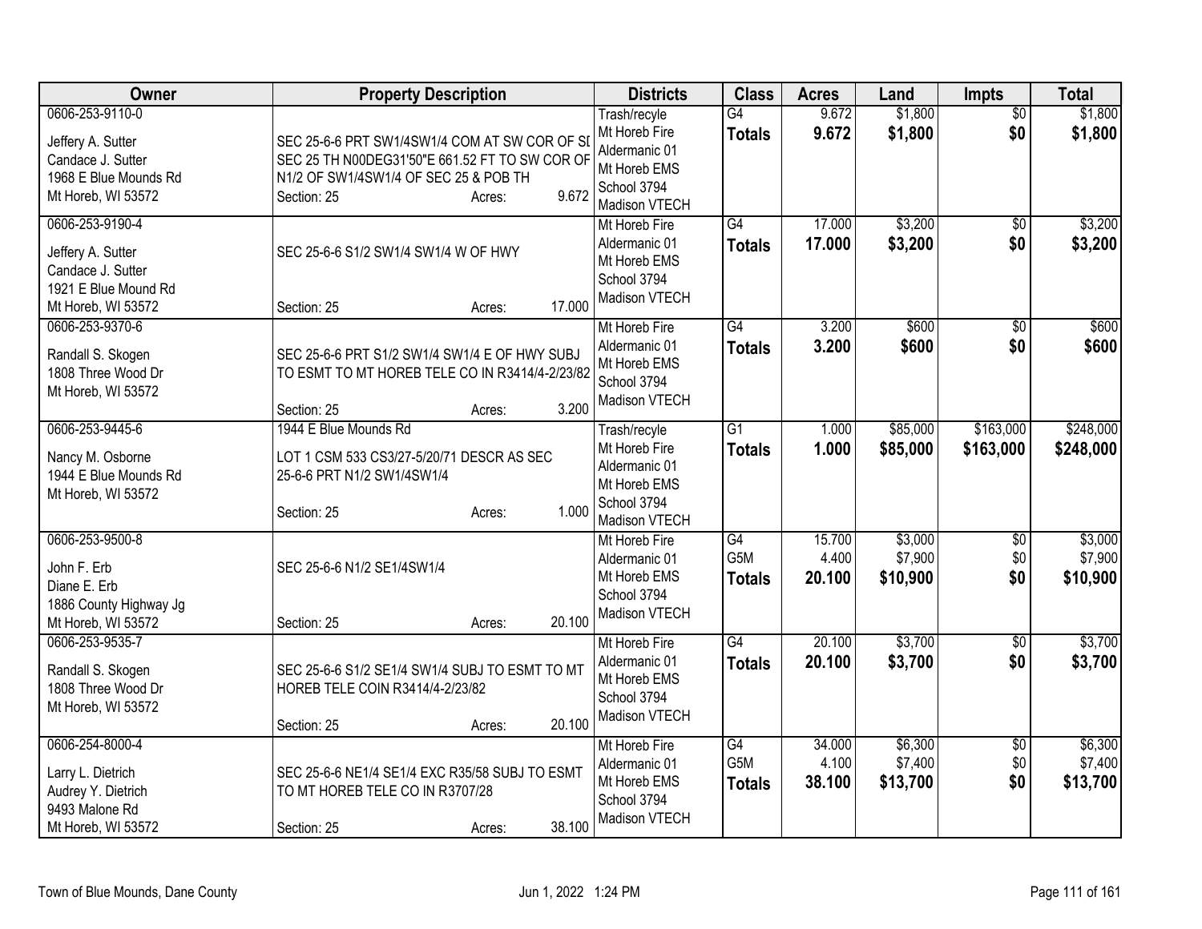| Owner | Property Description | Districts | Class | Acres | Land | Impts | Total |
|---|---|---|---|---|---|---|---|
| 0606-253-9110-0<br>Jeffery A. Sutter<br>Candace J. Sutter<br>1968 E Blue Mounds Rd<br>Mt Horeb, WI 53572 | SEC 25-6-6 PRT SW1/4SW1/4 COM AT SW COR OF SI<br>SEC 25 TH N00DEG31'50"E 661.52 FT TO SW COR OF<br>N1/2 OF SW1/4SW1/4 OF SEC 25 & POB TH<br>Section: 25 Acres: 9.672 | Trash/recyle<br>Mt Horeb Fire<br>Aldermanic 01<br>Mt Horeb EMS<br>School 3794<br>Madison VTECH | G4<br>**Totals** | 9.672<br>**9.672** | $1,800<br>**$1,800** | $0<br>**$0** | $1,800<br>**$1,800** |
| 0606-253-9190-4<br>Jeffery A. Sutter<br>Candace J. Sutter<br>1921 E Blue Mound Rd<br>Mt Horeb, WI 53572 | SEC 25-6-6 S1/2 SW1/4 SW1/4 W OF HWY<br>Section: 25 Acres: 17.000 | Mt Horeb Fire<br>Aldermanic 01<br>Mt Horeb EMS<br>School 3794<br>Madison VTECH | G4<br>**Totals** | 17.000<br>**17.000** | $3,200<br>**$3,200** | $0<br>**$0** | $3,200<br>**$3,200** |
| 0606-253-9370-6<br>Randall S. Skogen<br>1808 Three Wood Dr<br>Mt Horeb, WI 53572 | SEC 25-6-6 PRT S1/2 SW1/4 SW1/4 E OF HWY SUBJ<br>TO ESMT TO MT HOREB TELE CO IN R3414/4-2/23/82<br>Section: 25 Acres: 3.200 | Mt Horeb Fire<br>Aldermanic 01<br>Mt Horeb EMS<br>School 3794<br>Madison VTECH | G4<br>**Totals** | 3.200<br>**3.200** | $600<br>**$600** | $0<br>**$0** | $600<br>**$600** |
| 0606-253-9445-6<br>Nancy M. Osborne<br>1944 E Blue Mounds Rd<br>Mt Horeb, WI 53572 | 1944 E Blue Mounds Rd<br>LOT 1 CSM 533 CS3/27-5/20/71 DESCR AS SEC<br>25-6-6 PRT N1/2 SW1/4SW1/4<br>Section: 25 Acres: 1.000 | Trash/recyle<br>Mt Horeb Fire<br>Aldermanic 01<br>Mt Horeb EMS<br>School 3794<br>Madison VTECH | G1<br>**Totals** | 1.000<br>**1.000** | $85,000<br>**$85,000** | $163,000<br>**$163,000** | $248,000<br>**$248,000** |
| 0606-253-9500-8<br>John F. Erb<br>Diane E. Erb<br>1886 County Highway Jg<br>Mt Horeb, WI 53572 | SEC 25-6-6 N1/2 SE1/4SW1/4<br>Section: 25 Acres: 20.100 | Mt Horeb Fire<br>Aldermanic 01<br>Mt Horeb EMS<br>School 3794<br>Madison VTECH | G4<br>G5M<br>**Totals** | 15.700<br>4.400<br>**20.100** | $3,000<br>$7,900<br>**$10,900** | $0<br>$0<br>**$0** | $3,000<br>$7,900<br>**$10,900** |
| 0606-253-9535-7<br>Randall S. Skogen<br>1808 Three Wood Dr<br>Mt Horeb, WI 53572 | SEC 25-6-6 S1/2 SE1/4 SW1/4 SUBJ TO ESMT TO MT<br>HOREB TELE COIN R3414/4-2/23/82<br>Section: 25 Acres: 20.100 | Mt Horeb Fire<br>Aldermanic 01<br>Mt Horeb EMS<br>School 3794<br>Madison VTECH | G4<br>**Totals** | 20.100<br>**20.100** | $3,700<br>**$3,700** | $0<br>**$0** | $3,700<br>**$3,700** |
| 0606-254-8000-4<br>Larry L. Dietrich<br>Audrey Y. Dietrich<br>9493 Malone Rd<br>Mt Horeb, WI 53572 | SEC 25-6-6 NE1/4 SE1/4 EXC R35/58 SUBJ TO ESMT<br>TO MT HOREB TELE CO IN R3707/28<br>Section: 25 Acres: 38.100 | Mt Horeb Fire<br>Aldermanic 01<br>Mt Horeb EMS<br>School 3794<br>Madison VTECH | G4<br>G5M<br>**Totals** | 34.000<br>4.100<br>**38.100** | $6,300<br>$7,400<br>**$13,700** | $0<br>$0<br>**$0** | $6,300<br>$7,400<br>**$13,700** |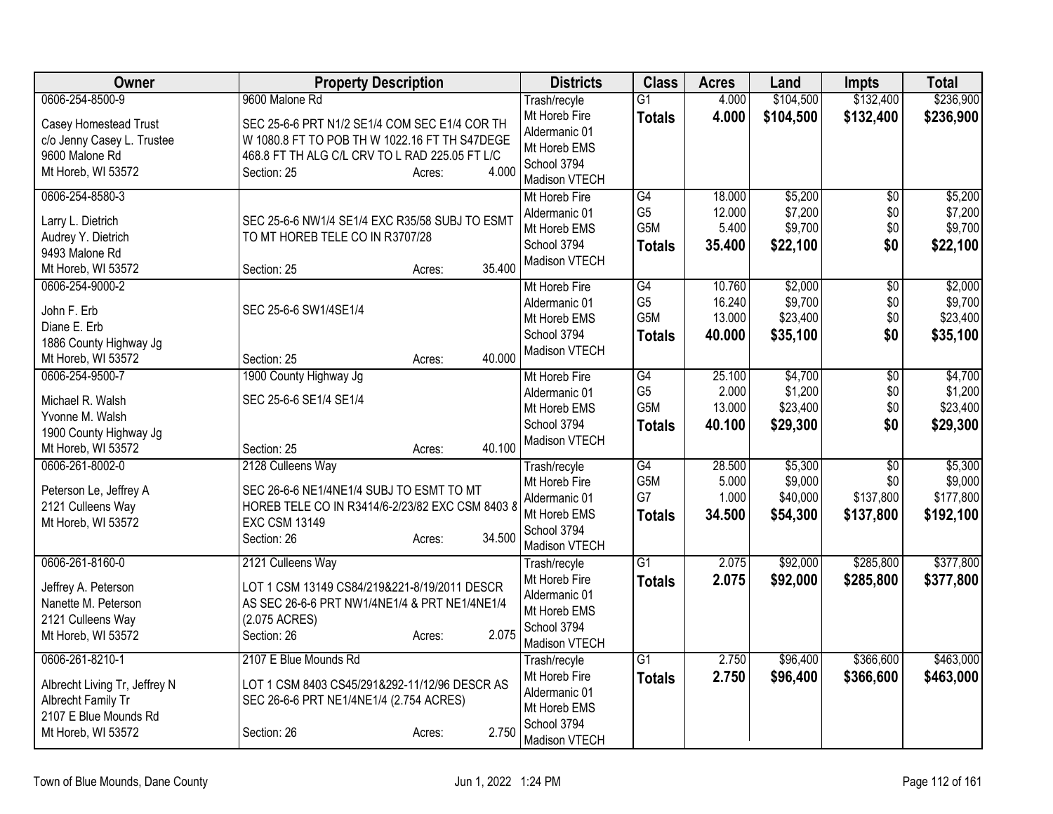| Owner | Property Description | Districts | Class | Acres | Land | Impts | Total |
|---|---|---|---|---|---|---|---|
| 0606-254-8500-9<br>Casey Homestead Trust<br>c/o Jenny Casey L. Trustee<br>9600 Malone Rd<br>Mt Horeb, WI 53572 | 9600 Malone Rd<br>SEC 25-6-6 PRT N1/2 SE1/4 COM SEC E1/4 COR TH W 1080.8 FT TO POB TH W 1022.16 FT TH S47DEGE 468.8 FT TH ALG C/L CRV TO L RAD 225.05 FT L/C<br>Section: 25 Acres: 4.000 | Trash/recycle<br>Mt Horeb Fire<br>Aldermanic 01<br>Mt Horeb EMS<br>School 3794<br>Madison VTECH | G1<br>**Totals** | 4.000<br>**4.000** | $104,500<br>**$104,500** | $132,400<br>**$132,400** | $236,900<br>**$236,900** |
| 0606-254-8580-3<br>Larry L. Dietrich<br>Audrey Y. Dietrich<br>9493 Malone Rd<br>Mt Horeb, WI 53572 | SEC 25-6-6 NW1/4 SE1/4 EXC R35/58 SUBJ TO ESMT TO MT HOREB TELE CO IN R3707/28<br>Section: 25 Acres: 35.400 | Mt Horeb Fire<br>Aldermanic 01<br>Mt Horeb EMS<br>School 3794<br>Madison VTECH | G4<br>G5<br>G5M<br>**Totals** | 18.000<br>12.000<br>5.400<br>**35.400** | $5,200<br>$7,200<br>$9,700<br>**$22,100** | $0<br>$0<br>$0<br>**$0** | $5,200<br>$7,200<br>$9,700<br>**$22,100** |
| 0606-254-9000-2<br>John F. Erb<br>Diane E. Erb<br>1886 County Highway Jg<br>Mt Horeb, WI 53572 | SEC 25-6-6 SW1/4SE1/4<br>Section: 25 Acres: 40.000 | Mt Horeb Fire<br>Aldermanic 01<br>Mt Horeb EMS<br>School 3794<br>Madison VTECH | G4<br>G5<br>G5M<br>**Totals** | 10.760<br>16.240<br>13.000<br>**40.000** | $2,000<br>$9,700<br>$23,400<br>**$35,100** | $0<br>$0<br>$0<br>**$0** | $2,000<br>$9,700<br>$23,400<br>**$35,100** |
| 0606-254-9500-7<br>Michael R. Walsh<br>Yvonne M. Walsh<br>1900 County Highway Jg<br>Mt Horeb, WI 53572 | 1900 County Highway Jg<br>SEC 25-6-6 SE1/4 SE1/4<br>Section: 25 Acres: 40.100 | Mt Horeb Fire<br>Aldermanic 01<br>Mt Horeb EMS<br>School 3794<br>Madison VTECH | G4<br>G5<br>G5M<br>**Totals** | 25.100<br>2.000<br>13.000<br>**40.100** | $4,700<br>$1,200<br>$23,400<br>**$29,300** | $0<br>$0<br>$0<br>**$0** | $4,700<br>$1,200<br>$23,400<br>**$29,300** |
| 0606-261-8002-0<br>Peterson Le, Jeffrey A<br>2121 Culleens Way<br>Mt Horeb, WI 53572 | 2128 Culleens Way<br>SEC 26-6-6 NE1/4NE1/4 SUBJ TO ESMT TO MT HOREB TELE CO IN R3414/6-2/23/82 EXC CSM 8403 & EXC CSM 13149<br>Section: 26 Acres: 34.500 | Trash/recycle<br>Mt Horeb Fire<br>Aldermanic 01<br>Mt Horeb EMS<br>School 3794<br>Madison VTECH | G4<br>G5M<br>G7<br>**Totals** | 28.500<br>5.000<br>1.000<br>**34.500** | $5,300<br>$9,000<br>$40,000<br>**$54,300** | $0<br>$0<br>$137,800<br>**$137,800** | $5,300<br>$9,000<br>$177,800<br>**$192,100** |
| 0606-261-8160-0<br>Jeffrey A. Peterson<br>Nanette M. Peterson<br>2121 Culleens Way<br>Mt Horeb, WI 53572 | 2121 Culleens Way<br>LOT 1 CSM 13149 CS84/219&221-8/19/2011 DESCR AS SEC 26-6-6 PRT NW1/4NE1/4 & PRT NE1/4NE1/4 (2.075 ACRES)<br>Section: 26 Acres: 2.075 | Trash/recycle<br>Mt Horeb Fire<br>Aldermanic 01<br>Mt Horeb EMS<br>School 3794<br>Madison VTECH | G1<br>**Totals** | 2.075<br>**2.075** | $92,000<br>**$92,000** | $285,800<br>**$285,800** | $377,800<br>**$377,800** |
| 0606-261-8210-1<br>Albrecht Living Tr, Jeffrey N<br>Albrecht Family Tr<br>2107 E Blue Mounds Rd<br>Mt Horeb, WI 53572 | 2107 E Blue Mounds Rd<br>LOT 1 CSM 8403 CS45/291&292-11/12/96 DESCR AS SEC 26-6-6 PRT NE1/4NE1/4 (2.754 ACRES)<br>Section: 26 Acres: 2.750 | Trash/recycle<br>Mt Horeb Fire<br>Aldermanic 01<br>Mt Horeb EMS<br>School 3794<br>Madison VTECH | G1<br>**Totals** | 2.750<br>**2.750** | $96,400<br>**$96,400** | $366,600<br>**$366,600** | $463,000<br>**$463,000** |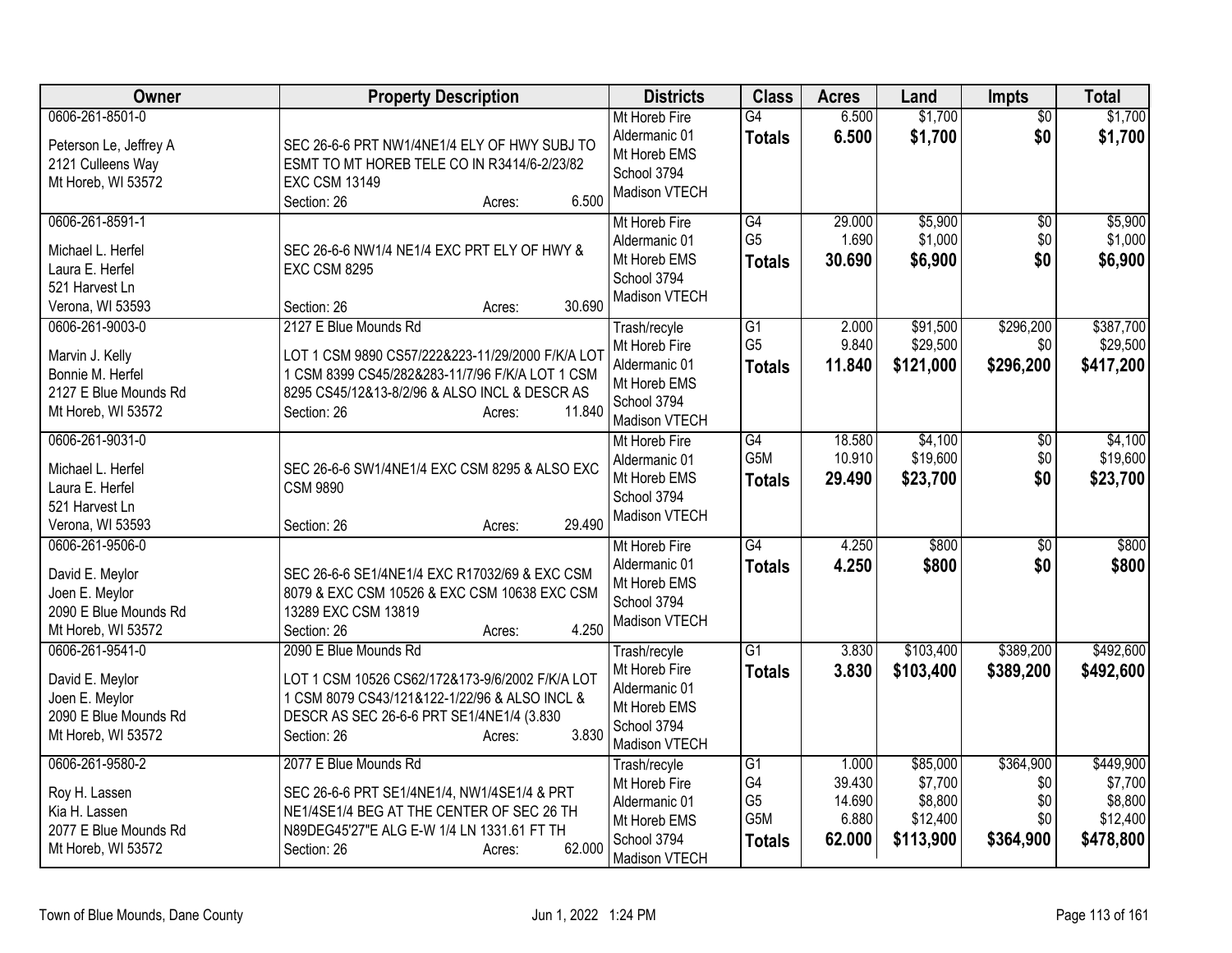| Owner | Property Description | Districts | Class | Acres | Land | Impts | Total |
|---|---|---|---|---|---|---|---|
| 0606-261-8501-0<br><br>Peterson Le, Jeffrey A<br>2121 Culleens Way<br>Mt Horeb, WI 53572 | SEC 26-6-6 PRT NW1/4NE1/4 ELY OF HWY SUBJ TO ESMT TO MT HOREB TELE CO IN R3414/6-2/23/82 EXC CSM 13149<br>Section: 26 Acres: 6.500 | Mt Horeb Fire<br>Aldermanic 01<br>Mt Horeb EMS<br>School 3794<br>Madison VTECH | G4<br>**Totals** | 6.500<br>**6.500** | $1,700<br>**$1,700** | $0<br>**$0** | $1,700<br>**$1,700** |
| 0606-261-8591-1<br><br>Michael L. Herfel<br>Laura E. Herfel<br>521 Harvest Ln<br>Verona, WI 53593 | SEC 26-6-6 NW1/4 NE1/4 EXC PRT ELY OF HWY & EXC CSM 8295<br>Section: 26 Acres: 30.690 | Mt Horeb Fire<br>Aldermanic 01<br>Mt Horeb EMS<br>School 3794<br>Madison VTECH | G4<br>G5<br>**Totals** | 29.000<br>1.690<br>**30.690** | $5,900<br>$1,000<br>**$6,900** | $0<br>$0<br>**$0** | $5,900<br>$1,000<br>**$6,900** |
| 0606-261-9003-0<br><br>Marvin J. Kelly<br>Bonnie M. Herfel<br>2127 E Blue Mounds Rd<br>Mt Horeb, WI 53572 | 2127 E Blue Mounds Rd<br>LOT 1 CSM 9890 CS57/222&223-11/29/2000 F/K/A LOT 1 CSM 8399 CS45/282&283-11/7/96 F/K/A LOT 1 CSM 8295 CS45/12&13-8/2/96 & ALSO INCL & DESCR AS<br>Section: 26 Acres: 11.840 | Trash/recyle<br>Mt Horeb Fire<br>Aldermanic 01<br>Mt Horeb EMS<br>School 3794<br>Madison VTECH | G1<br>G5<br>**Totals** | 2.000<br>9.840<br>**11.840** | $91,500<br>$29,500<br>**$121,000** | $296,200<br>$0<br>**$296,200** | $387,700<br>$29,500<br>**$417,200** |
| 0606-261-9031-0<br><br>Michael L. Herfel<br>Laura E. Herfel<br>521 Harvest Ln<br>Verona, WI 53593 | SEC 26-6-6 SW1/4NE1/4 EXC CSM 8295 & ALSO EXC CSM 9890<br>Section: 26 Acres: 29.490 | Mt Horeb Fire<br>Aldermanic 01<br>Mt Horeb EMS<br>School 3794<br>Madison VTECH | G4<br>G5M<br>**Totals** | 18.580<br>10.910<br>**29.490** | $4,100<br>$19,600<br>**$23,700** | $0<br>$0<br>**$0** | $4,100<br>$19,600<br>**$23,700** |
| 0606-261-9506-0<br><br>David E. Meylor<br>Joen E. Meylor<br>2090 E Blue Mounds Rd<br>Mt Horeb, WI 53572 | SEC 26-6-6 SE1/4NE1/4 EXC R17032/69 & EXC CSM 8079 & EXC CSM 10526 & EXC CSM 10638 EXC CSM 13289 EXC CSM 13819<br>Section: 26 Acres: 4.250 | Mt Horeb Fire<br>Aldermanic 01<br>Mt Horeb EMS<br>School 3794<br>Madison VTECH | G4<br>**Totals** | 4.250<br>**4.250** | $800<br>**$800** | $0<br>**$0** | $800<br>**$800** |
| 0606-261-9541-0<br><br>David E. Meylor<br>Joen E. Meylor<br>2090 E Blue Mounds Rd<br>Mt Horeb, WI 53572 | 2090 E Blue Mounds Rd<br>LOT 1 CSM 10526 CS62/172&173-9/6/2002 F/K/A LOT 1 CSM 8079 CS43/121&122-1/22/96 & ALSO INCL & DESCR AS SEC 26-6-6 PRT SE1/4NE1/4 (3.830<br>Section: 26 Acres: 3.830 | Trash/recyle<br>Mt Horeb Fire<br>Aldermanic 01<br>Mt Horeb EMS<br>School 3794<br>Madison VTECH | G1<br>**Totals** | 3.830<br>**3.830** | $103,400<br>**$103,400** | $389,200<br>**$389,200** | $492,600<br>**$492,600** |
| 0606-261-9580-2<br><br>Roy H. Lassen<br>Kia H. Lassen<br>2077 E Blue Mounds Rd<br>Mt Horeb, WI 53572 | 2077 E Blue Mounds Rd<br>SEC 26-6-6 PRT SE1/4NE1/4, NW1/4SE1/4 & PRT NE1/4SE1/4 BEG AT THE CENTER OF SEC 26 TH N89DEG45'27"E ALG E-W 1/4 LN 1331.61 FT TH<br>Section: 26 Acres: 62.000 | Trash/recyle<br>Mt Horeb Fire<br>Aldermanic 01<br>Mt Horeb EMS<br>School 3794<br>Madison VTECH | G1<br>G4<br>G5<br>G5M<br>**Totals** | 1.000<br>39.430<br>14.690<br>6.880<br>**62.000** | $85,000<br>$7,700<br>$8,800<br>$12,400<br>**$113,900** | $364,900<br>$0<br>$0<br>$0<br>**$364,900** | $449,900<br>$7,700<br>$8,800<br>$12,400<br>**$478,800** |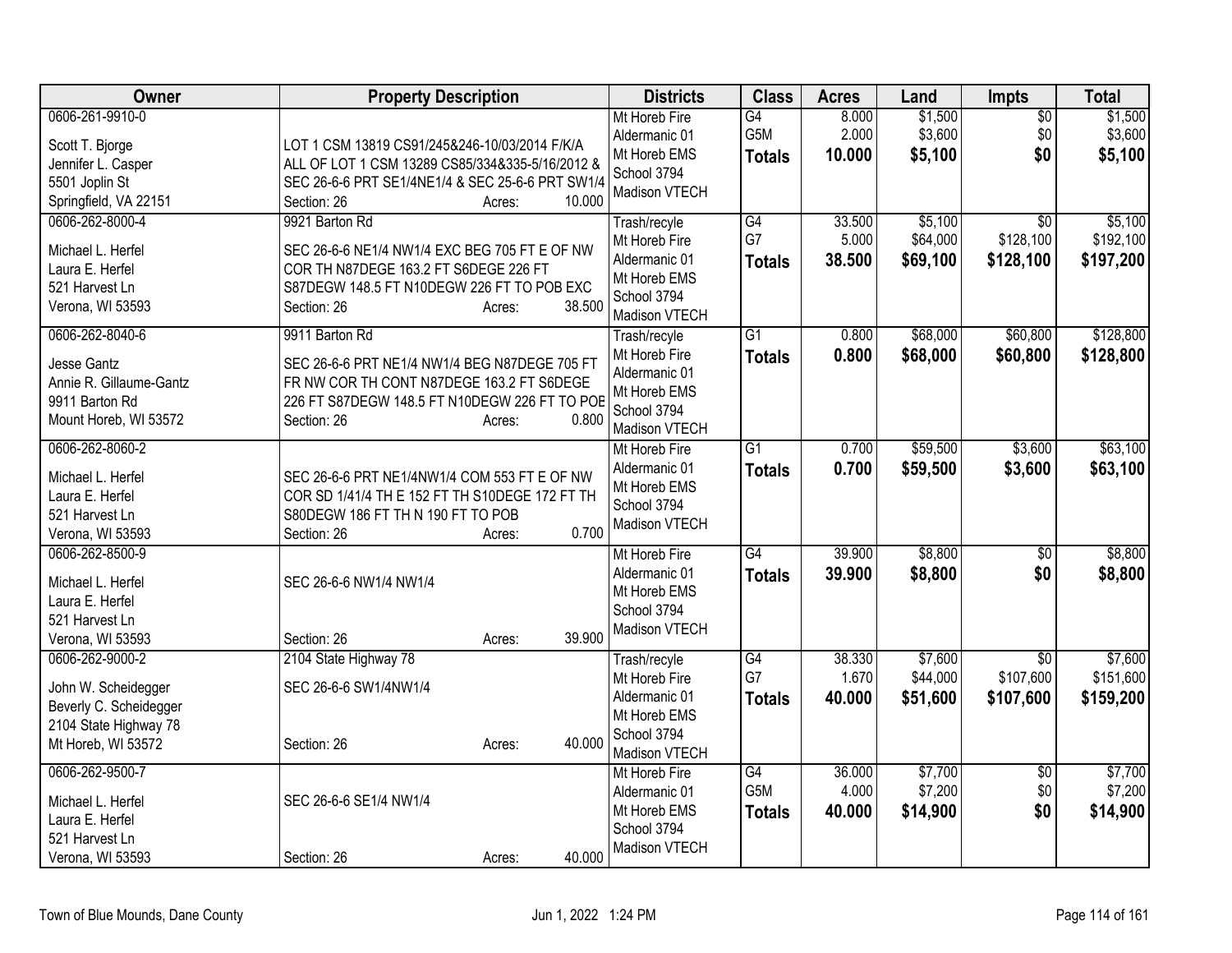| Owner | Property Description | Districts | Class | Acres | Land | Impts | Total |
|---|---|---|---|---|---|---|---|
| 0606-261-9910-0<br><br>Scott T. Bjorge<br>Jennifer L. Casper<br>5501 Joplin St<br>Springfield, VA 22151 | LOT 1 CSM 13819 CS91/245&246-10/03/2014 F/K/A ALL OF LOT 1 CSM 13289 CS85/334&335-5/16/2012 & SEC 26-6-6 PRT SE1/4NE1/4 & SEC 25-6-6 PRT SW1/4<br>Section: 26 Acres: 10.000 | Mt Horeb Fire<br>Aldermanic 01<br>Mt Horeb EMS<br>School 3794<br>Madison VTECH | G4<br>G5M<br>**Totals** | 8.000<br>2.000<br>**10.000** | $1,500<br>$3,600<br>**$5,100** | $0<br>$0<br>**$0** | $1,500<br>$3,600<br>**$5,100** |
| 0606-262-8000-4<br><br>Michael L. Herfel<br>Laura E. Herfel<br>521 Harvest Ln<br>Verona, WI 53593 | 9921 Barton Rd<br><br>SEC 26-6-6 NE1/4 NW1/4 EXC BEG 705 FT E OF NW COR TH N87DEGE 163.2 FT S6DEGE 226 FT S87DEGW 148.5 FT N10DEGW 226 FT TO POB EXC<br>Section: 26 Acres: 38.500 | Trash/recyle<br>Mt Horeb Fire<br>Aldermanic 01<br>Mt Horeb EMS<br>School 3794<br>Madison VTECH | G4<br>G7<br>**Totals** | 33.500<br>5.000<br>**38.500** | $5,100<br>$64,000<br>**$69,100** | $0<br>$128,100<br>**$128,100** | $5,100<br>$192,100<br>**$197,200** |
| 0606-262-8040-6<br><br>Jesse Gantz<br>Annie R. Gillaume-Gantz<br>9911 Barton Rd<br>Mount Horeb, WI 53572 | 9911 Barton Rd<br><br>SEC 26-6-6 PRT NE1/4 NW1/4 BEG N87DEGE 705 FT FR NW COR TH CONT N87DEGE 163.2 FT S6DEGE 226 FT S87DEGW 148.5 FT N10DEGW 226 FT TO POB<br>Section: 26 Acres: 0.800 | Trash/recyle<br>Mt Horeb Fire<br>Aldermanic 01<br>Mt Horeb EMS<br>School 3794<br>Madison VTECH | G1<br>**Totals** | 0.800<br>**0.800** | $68,000<br>**$68,000** | $60,800<br>**$60,800** | $128,800<br>**$128,800** |
| 0606-262-8060-2<br><br>Michael L. Herfel<br>Laura E. Herfel<br>521 Harvest Ln<br>Verona, WI 53593 | SEC 26-6-6 PRT NE1/4NW1/4 COM 553 FT E OF NW COR SD 1/41/4 TH E 152 FT TH S10DEGE 172 FT TH S80DEGW 186 FT TH N 190 FT TO POB<br>Section: 26 Acres: 0.700 | Mt Horeb Fire<br>Aldermanic 01<br>Mt Horeb EMS<br>School 3794<br>Madison VTECH | G1<br>**Totals** | 0.700<br>**0.700** | $59,500<br>**$59,500** | $3,600<br>**$3,600** | $63,100<br>**$63,100** |
| 0606-262-8500-9<br><br>Michael L. Herfel<br>Laura E. Herfel<br>521 Harvest Ln<br>Verona, WI 53593 | SEC 26-6-6 NW1/4 NW1/4<br>Section: 26 Acres: 39.900 | Mt Horeb Fire<br>Aldermanic 01<br>Mt Horeb EMS<br>School 3794<br>Madison VTECH | G4<br>**Totals** | 39.900<br>**39.900** | $8,800<br>**$8,800** | $0<br>**$0** | $8,800<br>**$8,800** |
| 0606-262-9000-2<br><br>John W. Scheidegger<br>Beverly C. Scheidegger<br>2104 State Highway 78<br>Mt Horeb, WI 53572 | 2104 State Highway 78<br><br>SEC 26-6-6 SW1/4NW1/4<br>Section: 26 Acres: 40.000 | Trash/recyle<br>Mt Horeb Fire<br>Aldermanic 01<br>Mt Horeb EMS<br>School 3794<br>Madison VTECH | G4<br>G7<br>**Totals** | 38.330<br>1.670<br>**40.000** | $7,600<br>$44,000<br>**$51,600** | $0<br>$107,600<br>**$107,600** | $7,600<br>$151,600<br>**$159,200** |
| 0606-262-9500-7<br><br>Michael L. Herfel<br>Laura E. Herfel<br>521 Harvest Ln<br>Verona, WI 53593 | SEC 26-6-6 SE1/4 NW1/4<br>Section: 26 Acres: 40.000 | Mt Horeb Fire<br>Aldermanic 01<br>Mt Horeb EMS<br>School 3794<br>Madison VTECH | G4<br>G5M<br>**Totals** | 36.000<br>4.000<br>**40.000** | $7,700<br>$7,200<br>**$14,900** | $0<br>$0<br>**$0** | $7,700<br>$7,200<br>**$14,900** |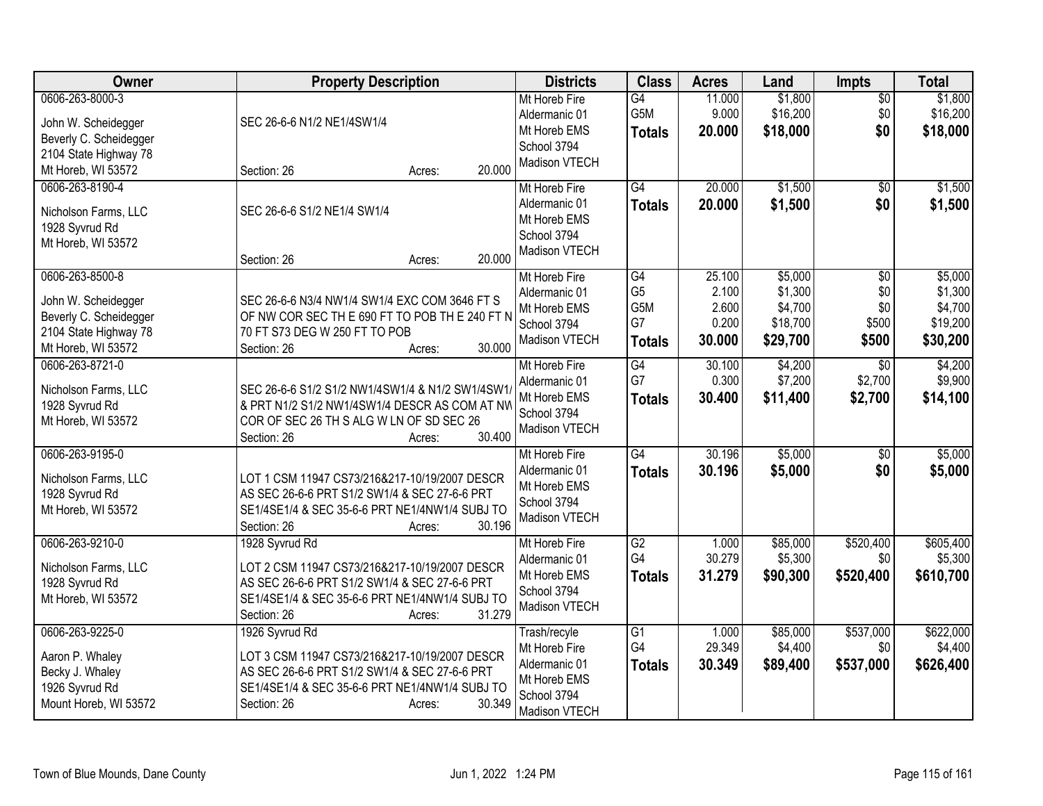| Owner | Property Description | Districts | Class | Acres | Land | Impts | Total |
|---|---|---|---|---|---|---|---|
| 0606-263-8000-3<br><br>John W. Scheidegger<br>Beverly C. Scheidegger<br>2104 State Highway 78<br>Mt Horeb, WI 53572 | SEC 26-6-6 N1/2 NE1/4SW1/4<br><br>Section: 26 Acres: 20.000 | Mt Horeb Fire<br>Aldermanic 01<br>Mt Horeb EMS<br>School 3794<br>Madison VTECH | G4<br>G5M<br>**Totals** | 11.000<br>9.000<br>**20.000** | $1,800<br>$16,200<br>**$18,000** | $0<br>$0<br>**$0** | $1,800<br>$16,200<br>**$18,000** |
| 0606-263-8190-4<br><br>Nicholson Farms, LLC<br>1928 Syvrud Rd<br>Mt Horeb, WI 53572 | SEC 26-6-6 S1/2 NE1/4 SW1/4<br><br>Section: 26 Acres: 20.000 | Mt Horeb Fire<br>Aldermanic 01<br>Mt Horeb EMS<br>School 3794<br>Madison VTECH | G4<br>**Totals** | 20.000<br>**20.000** | $1,500<br>**$1,500** | $0<br>**$0** | $1,500<br>**$1,500** |
| 0606-263-8500-8<br><br>John W. Scheidegger<br>Beverly C. Scheidegger<br>2104 State Highway 78<br>Mt Horeb, WI 53572 | SEC 26-6-6 N3/4 NW1/4 SW1/4 EXC COM 3646 FT S OF NW COR SEC TH E 690 FT TO POB TH E 240 FT N 70 FT S73 DEG W 250 FT TO POB<br>Section: 26 Acres: 30.000 | Mt Horeb Fire<br>Aldermanic 01<br>Mt Horeb EMS<br>School 3794<br>Madison VTECH | G4<br>G5<br>G5M<br>G7<br>**Totals** | 25.100<br>2.100<br>2.600<br>0.200<br>**30.000** | $5,000<br>$1,300<br>$4,700<br>$18,700<br>**$29,700** | $0<br>$0<br>$0<br>$500<br>**$500** | $5,000<br>$1,300<br>$4,700<br>$19,200<br>**$30,200** |
| 0606-263-8721-0<br><br>Nicholson Farms, LLC<br>1928 Syvrud Rd<br>Mt Horeb, WI 53572 | SEC 26-6-6 S1/2 S1/2 NW1/4SW1/4 & N1/2 SW1/4SW1/ & PRT N1/2 S1/2 NW1/4SW1/4 DESCR AS COM AT NW COR OF SEC 26 TH S ALG W LN OF SD SEC 26<br>Section: 26 Acres: 30.400 | Mt Horeb Fire<br>Aldermanic 01<br>Mt Horeb EMS<br>School 3794<br>Madison VTECH | G4<br>G7<br>**Totals** | 30.100<br>0.300<br>**30.400** | $4,200<br>$7,200<br>**$11,400** | $0<br>$2,700<br>**$2,700** | $4,200<br>$9,900<br>**$14,100** |
| 0606-263-9195-0<br><br>Nicholson Farms, LLC<br>1928 Syvrud Rd<br>Mt Horeb, WI 53572 | LOT 1 CSM 11947 CS73/216&217-10/19/2007 DESCR AS SEC 26-6-6 PRT S1/2 SW1/4 & SEC 27-6-6 PRT SE1/4SE1/4 & SEC 35-6-6 PRT NE1/4NW1/4 SUBJ TO<br>Section: 26 Acres: 30.196 | Mt Horeb Fire<br>Aldermanic 01<br>Mt Horeb EMS<br>School 3794<br>Madison VTECH | G4<br>**Totals** | 30.196<br>**30.196** | $5,000<br>**$5,000** | $0<br>**$0** | $5,000<br>**$5,000** |
| 0606-263-9210-0<br><br>Nicholson Farms, LLC<br>1928 Syvrud Rd<br>Mt Horeb, WI 53572 | 1928 Syvrud Rd<br>LOT 2 CSM 11947 CS73/216&217-10/19/2007 DESCR AS SEC 26-6-6 PRT S1/2 SW1/4 & SEC 27-6-6 PRT SE1/4SE1/4 & SEC 35-6-6 PRT NE1/4NW1/4 SUBJ TO<br>Section: 26 Acres: 31.279 | Mt Horeb Fire<br>Aldermanic 01<br>Mt Horeb EMS<br>School 3794<br>Madison VTECH | G2<br>G4<br>**Totals** | 1.000<br>30.279<br>**31.279** | $85,000<br>$5,300<br>**$90,300** | $520,400<br>$0<br>**$520,400** | $605,400<br>$5,300<br>**$610,700** |
| 0606-263-9225-0<br><br>Aaron P. Whaley<br>Becky J. Whaley<br>1926 Syvrud Rd<br>Mount Horeb, WI 53572 | 1926 Syvrud Rd<br>LOT 3 CSM 11947 CS73/216&217-10/19/2007 DESCR AS SEC 26-6-6 PRT S1/2 SW1/4 & SEC 27-6-6 PRT SE1/4SE1/4 & SEC 35-6-6 PRT NE1/4NW1/4 SUBJ TO<br>Section: 26 Acres: 30.349 | Trash/recyle<br>Mt Horeb Fire<br>Aldermanic 01<br>Mt Horeb EMS<br>School 3794<br>Madison VTECH | G1<br>G4<br>**Totals** | 1.000<br>29.349<br>**30.349** | $85,000<br>$4,400<br>**$89,400** | $537,000<br>$0<br>**$537,000** | $622,000<br>$4,400<br>**$626,400** |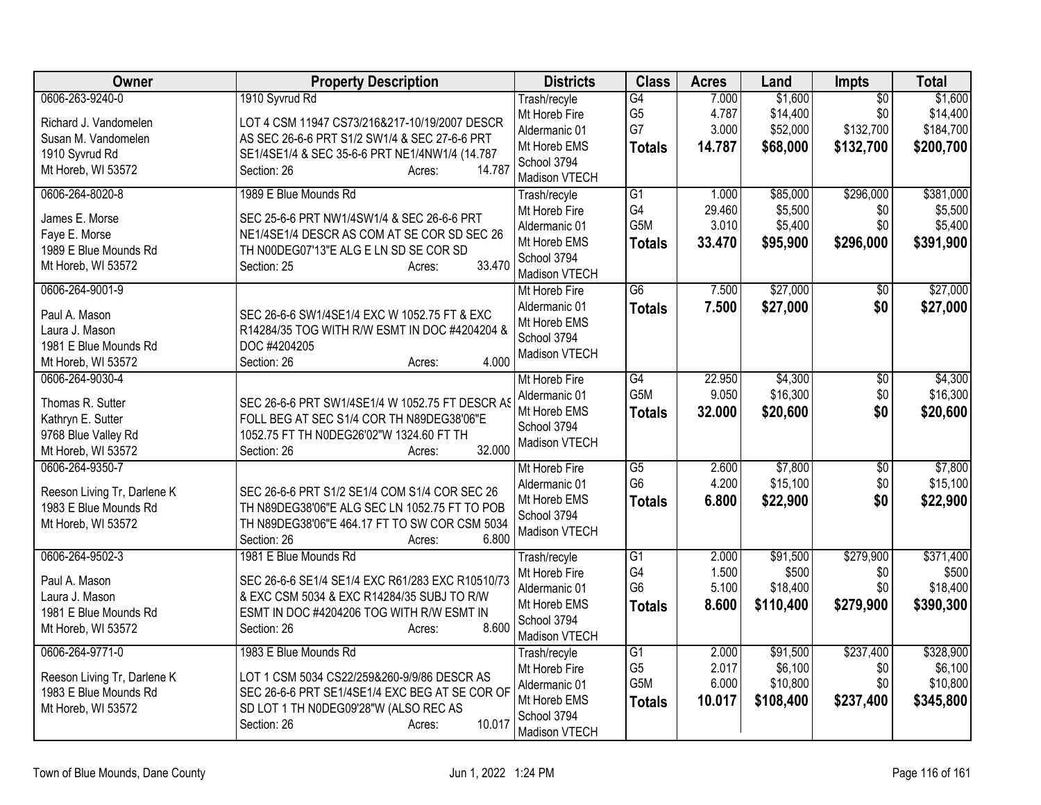| Owner | Property Description | Districts | Class | Acres | Land | Impts | Total |
|---|---|---|---|---|---|---|---|
| 0606-263-9240-0<br>Richard J. Vandomelen<br>Susan M. Vandomelen<br>1910 Syvrud Rd<br>Mt Horeb, WI 53572 | 1910 Syvrud Rd<br>LOT 4 CSM 11947 CS73/216&217-10/19/2007 DESCR AS SEC 26-6-6 PRT S1/2 SW1/4 & SEC 27-6-6 PRT SE1/4SE1/4 & SEC 35-6-6 PRT NE1/4NW1/4 (14.787<br>Section: 26 Acres: 14.787 | Trash/recyle<br>Mt Horeb Fire<br>Aldermanic 01<br>Mt Horeb EMS<br>School 3794<br>Madison VTECH | G4<br>G5<br>G7<br>**Totals** | 7.000<br>4.787<br>3.000<br>**14.787** | $1,600<br>$14,400<br>$52,000<br>**$68,000** | $0<br>$0<br>$132,700<br>**$132,700** | $1,600<br>$14,400<br>$184,700<br>**$200,700** |
| 0606-264-8020-8<br>James E. Morse<br>Faye E. Morse<br>1989 E Blue Mounds Rd<br>Mt Horeb, WI 53572 | 1989 E Blue Mounds Rd<br>SEC 25-6-6 PRT NW1/4SW1/4 & SEC 26-6-6 PRT NE1/4SE1/4 DESCR AS COM AT SE COR SD SEC 26 TH N00DEG07'13"E ALG E LN SD SE COR SD<br>Section: 25 Acres: 33.470 | Trash/recyle<br>Mt Horeb Fire<br>Aldermanic 01<br>Mt Horeb EMS<br>School 3794<br>Madison VTECH | G1<br>G4<br>G5M<br>**Totals** | 1.000<br>29.460<br>3.010<br>**33.470** | $85,000<br>$5,500<br>$5,400<br>**$95,900** | $296,000<br>$0<br>$0<br>**$296,000** | $381,000<br>$5,500<br>$5,400<br>**$391,900** |
| 0606-264-9001-9<br>Paul A. Mason<br>Laura J. Mason<br>1981 E Blue Mounds Rd<br>Mt Horeb, WI 53572 | SEC 26-6-6 SW1/4SE1/4 EXC W 1052.75 FT & EXC R14284/35 TOG WITH R/W ESMT IN DOC #4204204 & DOC #4204205<br>Section: 26 Acres: 4.000 | Mt Horeb Fire<br>Aldermanic 01<br>Mt Horeb EMS<br>School 3794<br>Madison VTECH | G6<br>**Totals** | 7.500<br>**7.500** | $27,000<br>**$27,000** | $0<br>**$0** | $27,000<br>**$27,000** |
| 0606-264-9030-4<br>Thomas R. Sutter<br>Kathryn E. Sutter<br>9768 Blue Valley Rd<br>Mt Horeb, WI 53572 | SEC 26-6-6 PRT SW1/4SE1/4 W 1052.75 FT DESCR AS FOLL BEG AT SEC S1/4 COR TH N89DEG38'06"E 1052.75 FT TH N0DEG26'02"W 1324.60 FT TH<br>Section: 26 Acres: 32.000 | Mt Horeb Fire<br>Aldermanic 01<br>Mt Horeb EMS<br>School 3794<br>Madison VTECH | G4<br>G5M<br>**Totals** | 22.950<br>9.050<br>**32.000** | $4,300<br>$16,300<br>**$20,600** | $0<br>$0<br>**$0** | $4,300<br>$16,300<br>**$20,600** |
| 0606-264-9350-7<br>Reeson Living Tr, Darlene K<br>1983 E Blue Mounds Rd<br>Mt Horeb, WI 53572 | SEC 26-6-6 PRT S1/2 SE1/4 COM S1/4 COR SEC 26 TH N89DEG38'06"E ALG SEC LN 1052.75 FT TO POB TH N89DEG38'06"E 464.17 FT TO SW COR CSM 5034<br>Section: 26 Acres: 6.800 | Mt Horeb Fire<br>Aldermanic 01<br>Mt Horeb EMS<br>School 3794<br>Madison VTECH | G5<br>G6<br>**Totals** | 2.600<br>4.200<br>**6.800** | $7,800<br>$15,100<br>**$22,900** | $0<br>$0<br>**$0** | $7,800<br>$15,100<br>**$22,900** |
| 0606-264-9502-3<br>Paul A. Mason<br>Laura J. Mason<br>1981 E Blue Mounds Rd<br>Mt Horeb, WI 53572 | 1981 E Blue Mounds Rd<br>SEC 26-6-6 SE1/4 SE1/4 EXC R61/283 EXC R10510/73 & EXC CSM 5034 & EXC R14284/35 SUBJ TO R/W ESMT IN DOC #4204206 TOG WITH R/W ESMT IN<br>Section: 26 Acres: 8.600 | Trash/recyle<br>Mt Horeb Fire<br>Aldermanic 01<br>Mt Horeb EMS<br>School 3794<br>Madison VTECH | G1<br>G4<br>G6<br>**Totals** | 2.000<br>1.500<br>5.100<br>**8.600** | $91,500<br>$500<br>$18,400<br>**$110,400** | $279,900<br>$0<br>$0<br>**$279,900** | $371,400<br>$500<br>$18,400<br>**$390,300** |
| 0606-264-9771-0<br>Reeson Living Tr, Darlene K<br>1983 E Blue Mounds Rd<br>Mt Horeb, WI 53572 | 1983 E Blue Mounds Rd<br>LOT 1 CSM 5034 CS22/259&260-9/9/86 DESCR AS SEC 26-6-6 PRT SE1/4SE1/4 EXC BEG AT SE COR OF SD LOT 1 TH N0DEG09'28"W (ALSO REC AS<br>Section: 26 Acres: 10.017 | Trash/recyle<br>Mt Horeb Fire<br>Aldermanic 01<br>Mt Horeb EMS<br>School 3794<br>Madison VTECH | G1<br>G5<br>G5M<br>**Totals** | 2.000<br>2.017<br>6.000<br>**10.017** | $91,500<br>$6,100<br>$10,800<br>**$108,400** | $237,400<br>$0<br>$0<br>**$237,400** | $328,900<br>$6,100<br>$10,800<br>**$345,800** |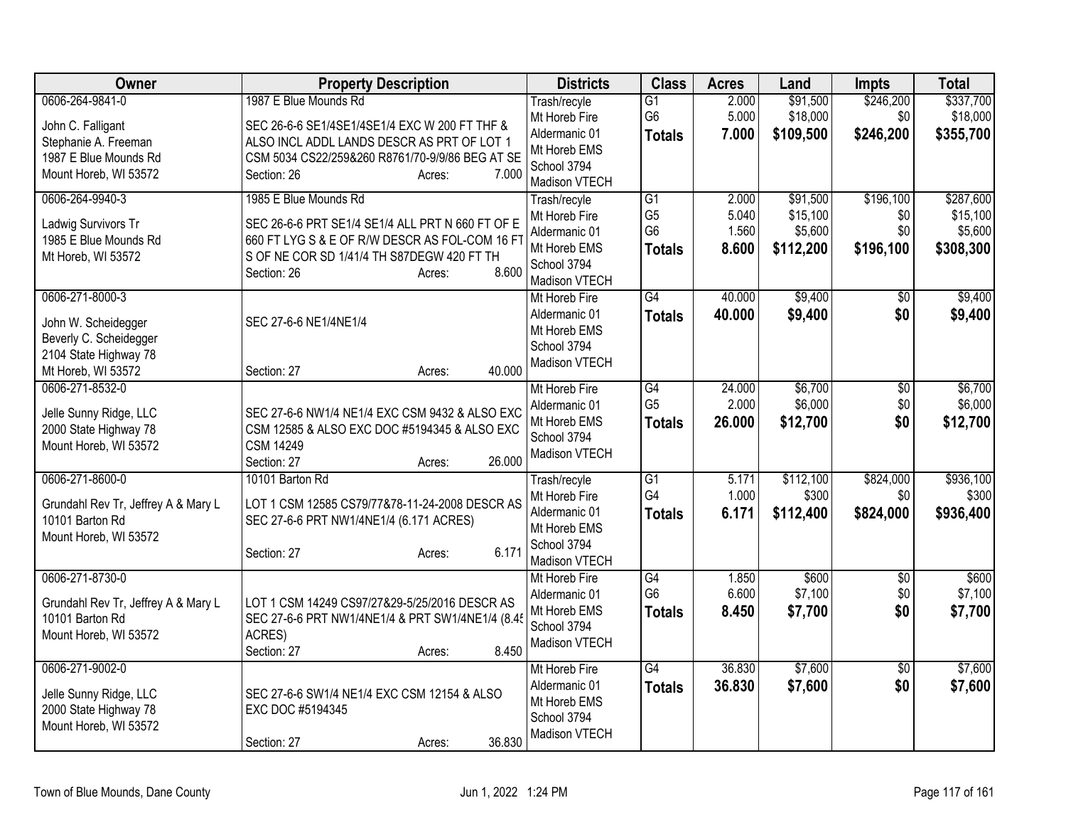| Owner | Property Description | Districts | Class | Acres | Land | Impts | Total |
|---|---|---|---|---|---|---|---|
| 0606-264-9841-0<br><br>John C. Falligant<br>Stephanie A. Freeman<br>1987 E Blue Mounds Rd<br>Mount Horeb, WI 53572 | 1987 E Blue Mounds Rd<br><br>SEC 26-6-6 SE1/4SE1/4SE1/4 EXC W 200 FT THF & ALSO INCL ADDL LANDS DESCR AS PRT OF LOT 1 CSM 5034 CS22/259&260 R8761/70-9/9/86 BEG AT SE<br>Section: 26 Acres: 7.000 | Trash/recyle<br>Mt Horeb Fire<br>Aldermanic 01<br>Mt Horeb EMS<br>School 3794<br>Madison VTECH | G1<br>G6<br>**Totals** | 2.000<br>5.000<br>**7.000** | $91,500<br>$18,000<br>**$109,500** | $246,200<br>$0<br>**$246,200** | $337,700<br>$18,000<br>**$355,700** |
| 0606-264-9940-3<br><br>Ladwig Survivors Tr<br>1985 E Blue Mounds Rd<br>Mt Horeb, WI 53572 | 1985 E Blue Mounds Rd<br><br>SEC 26-6-6 PRT SE1/4 SE1/4 ALL PRT N 660 FT OF E 660 FT LYG S & E OF R/W DESCR AS FOL-COM 16 FT S OF NE COR SD 1/41/4 TH S87DEGW 420 FT TH<br>Section: 26 Acres: 8.600 | Trash/recyle<br>Mt Horeb Fire<br>Aldermanic 01<br>Mt Horeb EMS<br>School 3794<br>Madison VTECH | G1<br>G5<br>G6<br>**Totals** | 2.000<br>5.040<br>1.560<br>**8.600** | $91,500<br>$15,100<br>$5,600<br>**$112,200** | $196,100<br>$0<br>$0<br>**$196,100** | $287,600<br>$15,100<br>$5,600<br>**$308,300** |
| 0606-271-8000-3<br><br>John W. Scheidegger<br>Beverly C. Scheidegger<br>2104 State Highway 78<br>Mt Horeb, WI 53572 | SEC 27-6-6 NE1/4NE1/4<br><br>Section: 27 Acres: 40.000 | Mt Horeb Fire<br>Aldermanic 01<br>Mt Horeb EMS<br>School 3794<br>Madison VTECH | G4<br>**Totals** | 40.000<br>**40.000** | $9,400<br>**$9,400** | $0<br>**$0** | $9,400<br>**$9,400** |
| 0606-271-8532-0<br><br>Jelle Sunny Ridge, LLC<br>2000 State Highway 78<br>Mount Horeb, WI 53572 | SEC 27-6-6 NW1/4 NE1/4 EXC CSM 9432 & ALSO EXC CSM 12585 & ALSO EXC DOC #5194345 & ALSO EXC CSM 14249<br>Section: 27 Acres: 26.000 | Mt Horeb Fire<br>Aldermanic 01<br>Mt Horeb EMS<br>School 3794<br>Madison VTECH | G4<br>G5<br>**Totals** | 24.000<br>2.000<br>**26.000** | $6,700<br>$6,000<br>**$12,700** | $0<br>$0<br>**$0** | $6,700<br>$6,000<br>**$12,700** |
| 0606-271-8600-0<br><br>Grundahl Rev Tr, Jeffrey A & Mary L<br>10101 Barton Rd<br>Mount Horeb, WI 53572 | 10101 Barton Rd<br><br>LOT 1 CSM 12585 CS79/77&78-11-24-2008 DESCR AS SEC 27-6-6 PRT NW1/4NE1/4 (6.171 ACRES)<br><br>Section: 27 Acres: 6.171 | Trash/recyle<br>Mt Horeb Fire<br>Aldermanic 01<br>Mt Horeb EMS<br>School 3794<br>Madison VTECH | G1<br>G4<br>**Totals** | 5.171<br>1.000<br>**6.171** | $112,100<br>$300<br>**$112,400** | $824,000<br>$0<br>**$824,000** | $936,100<br>$300<br>**$936,400** |
| 0606-271-8730-0<br><br>Grundahl Rev Tr, Jeffrey A & Mary L<br>10101 Barton Rd<br>Mount Horeb, WI 53572 | LOT 1 CSM 14249 CS97/27&29-5/25/2016 DESCR AS SEC 27-6-6 PRT NW1/4NE1/4 & PRT SW1/4NE1/4 (8.45 ACRES)<br>Section: 27 Acres: 8.450 | Mt Horeb Fire<br>Aldermanic 01<br>Mt Horeb EMS<br>School 3794<br>Madison VTECH | G4<br>G6<br>**Totals** | 1.850<br>6.600<br>**8.450** | $600<br>$7,100<br>**$7,700** | $0<br>$0<br>**$0** | $600<br>$7,100<br>**$7,700** |
| 0606-271-9002-0<br><br>Jelle Sunny Ridge, LLC<br>2000 State Highway 78<br>Mount Horeb, WI 53572 | SEC 27-6-6 SW1/4 NE1/4 EXC CSM 12154 & ALSO EXC DOC #5194345<br><br>Section: 27 Acres: 36.830 | Mt Horeb Fire<br>Aldermanic 01<br>Mt Horeb EMS<br>School 3794<br>Madison VTECH | G4<br>**Totals** | 36.830<br>**36.830** | $7,600<br>**$7,600** | $0<br>**$0** | $7,600<br>**$7,600** |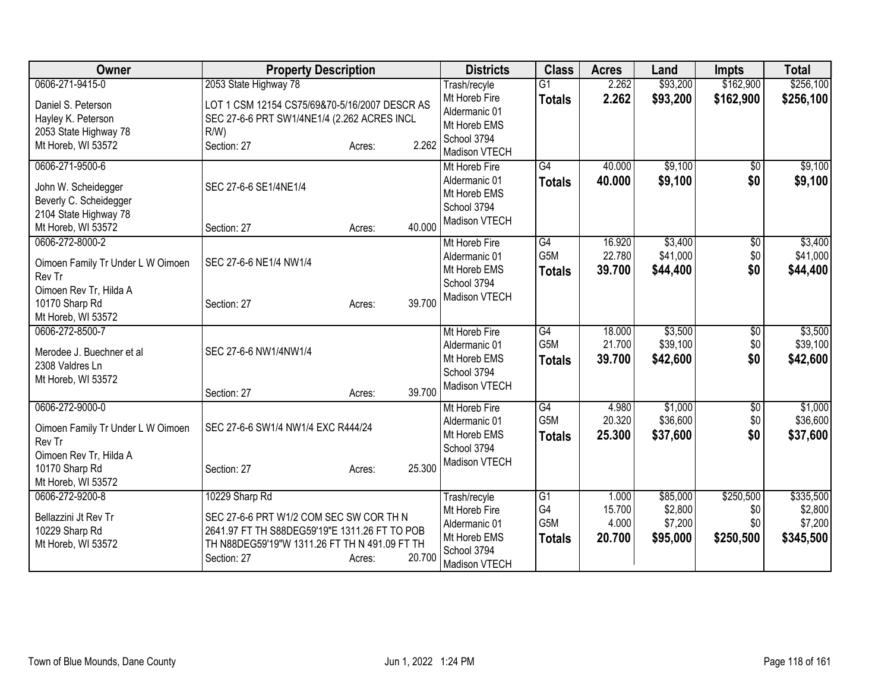| Owner | Property Description | Districts | Class | Acres | Land | Impts | Total |
|---|---|---|---|---|---|---|---|
| 0606-271-9415-0<br>Daniel S. Peterson<br>Hayley K. Peterson<br>2053 State Highway 78<br>Mt Horeb, WI 53572 | 2053 State Highway 78<br>LOT 1 CSM 12154 CS75/69&70-5/16/2007 DESCR AS SEC 27-6-6 PRT SW1/4NE1/4 (2.262 ACRES INCL R/W)<br>Section: 27 Acres: 2.262 | Trash/recyle<br>Mt Horeb Fire<br>Aldermanic 01<br>Mt Horeb EMS<br>School 3794<br>Madison VTECH | G1<br>**Totals** | 2.262<br>**2.262** | \$93,200<br>**\$93,200** | \$162,900<br>**\$162,900** | \$256,100<br>**\$256,100** |
| 0606-271-9500-6<br>John W. Scheidegger<br>Beverly C. Scheidegger<br>2104 State Highway 78<br>Mt Horeb, WI 53572 | SEC 27-6-6 SE1/4NE1/4<br>Section: 27 Acres: 40.000 | Mt Horeb Fire<br>Aldermanic 01<br>Mt Horeb EMS<br>School 3794<br>Madison VTECH | G4<br>**Totals** | 40.000<br>**40.000** | \$9,100<br>**\$9,100** | \$0<br>**\$0** | \$9,100<br>**\$9,100** |
| 0606-272-8000-2<br>Oimoen Family Tr Under L W Oimoen Rev Tr<br>Oimoen Rev Tr, Hilda A<br>10170 Sharp Rd<br>Mt Horeb, WI 53572 | SEC 27-6-6 NE1/4 NW1/4<br>Section: 27 Acres: 39.700 | Mt Horeb Fire<br>Aldermanic 01<br>Mt Horeb EMS<br>School 3794<br>Madison VTECH | G4<br>G5M<br>**Totals** | 16.920<br>22.780<br>**39.700** | \$3,400<br>\$41,000<br>**\$44,400** | \$0<br>\$0<br>**\$0** | \$3,400<br>\$41,000<br>**\$44,400** |
| 0606-272-8500-7<br>Merodee J. Buechner et al<br>2308 Valdres Ln<br>Mt Horeb, WI 53572 | SEC 27-6-6 NW1/4NW1/4<br>Section: 27 Acres: 39.700 | Mt Horeb Fire<br>Aldermanic 01<br>Mt Horeb EMS<br>School 3794<br>Madison VTECH | G4<br>G5M<br>**Totals** | 18.000<br>21.700<br>**39.700** | \$3,500<br>\$39,100<br>**\$42,600** | \$0<br>\$0<br>**\$0** | \$3,500<br>\$39,100<br>**\$42,600** |
| 0606-272-9000-0<br>Oimoen Family Tr Under L W Oimoen Rev Tr<br>Oimoen Rev Tr, Hilda A<br>10170 Sharp Rd<br>Mt Horeb, WI 53572 | SEC 27-6-6 SW1/4 NW1/4 EXC R444/24<br>Section: 27 Acres: 25.300 | Mt Horeb Fire<br>Aldermanic 01<br>Mt Horeb EMS<br>School 3794<br>Madison VTECH | G4<br>G5M<br>**Totals** | 4.980<br>20.320<br>**25.300** | \$1,000<br>\$36,600<br>**\$37,600** | \$0<br>\$0<br>**\$0** | \$1,000<br>\$36,600<br>**\$37,600** |
| 0606-272-9200-8<br>Bellazzini Jt Rev Tr<br>10229 Sharp Rd<br>Mt Horeb, WI 53572 | 10229 Sharp Rd<br>SEC 27-6-6 PRT W1/2 COM SEC SW COR TH N 2641.97 FT TH S88DEG59'19"E 1311.26 FT TO POB TH N88DEG59'19"W 1311.26 FT TH N 491.09 FT TH<br>Section: 27 Acres: 20.700 | Trash/recyle<br>Mt Horeb Fire<br>Aldermanic 01<br>Mt Horeb EMS<br>School 3794<br>Madison VTECH | G1<br>G4<br>G5M<br>**Totals** | 1.000<br>15.700<br>4.000<br>**20.700** | \$85,000<br>\$2,800<br>\$7,200<br>**\$95,000** | \$250,500<br>\$0<br>\$0<br>**\$250,500** | \$335,500<br>\$2,800<br>\$7,200<br>**\$345,500** |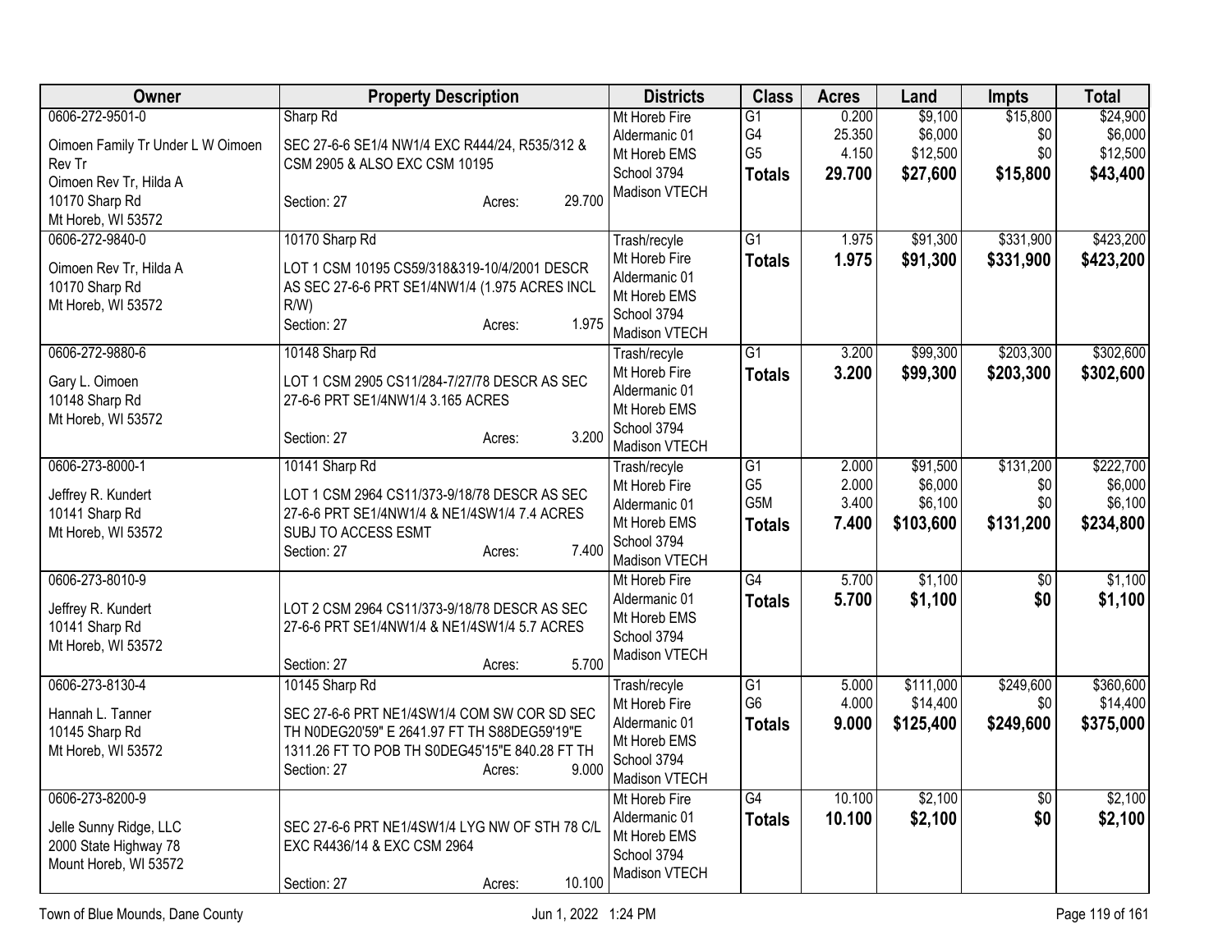| Owner | Property Description | Districts | Class | Acres | Land | Impts | Total |
|---|---|---|---|---|---|---|---|
| 0606-272-9501-0<br><br>Oimoen Family Tr Under L W Oimoen Rev Tr<br>Oimoen Rev Tr, Hilda A<br>10170 Sharp Rd<br>Mt Horeb, WI 53572 | Sharp Rd<br><br>SEC 27-6-6 SE1/4 NW1/4 EXC R444/24, R535/312 & CSM 2905 & ALSO EXC CSM 10195<br><br>Section: 27 Acres: 29.700 | Mt Horeb Fire<br>Aldermanic 01<br>Mt Horeb EMS<br>School 3794<br>Madison VTECH | G1<br>G4<br>G5<br>**Totals** | 0.200<br>25.350<br>4.150<br>**29.700** | $9,100<br>$6,000<br>$12,500<br>**$27,600** | $15,800<br>$0<br>$0<br>**$15,800** | $24,900<br>$6,000<br>$12,500<br>**$43,400** |
| 0606-272-9840-0<br><br>Oimoen Rev Tr, Hilda A<br>10170 Sharp Rd<br>Mt Horeb, WI 53572 | 10170 Sharp Rd<br><br>LOT 1 CSM 10195 CS59/318&319-10/4/2001 DESCR AS SEC 27-6-6 PRT SE1/4NW1/4 (1.975 ACRES INCL R/W)<br>Section: 27 Acres: 1.975 | Trash/recyle<br>Mt Horeb Fire<br>Aldermanic 01<br>Mt Horeb EMS<br>School 3794<br>Madison VTECH | G1<br>**Totals** | 1.975<br>**1.975** | $91,300<br>**$91,300** | $331,900<br>**$331,900** | $423,200<br>**$423,200** |
| 0606-272-9880-6<br><br>Gary L. Oimoen<br>10148 Sharp Rd<br>Mt Horeb, WI 53572 | 10148 Sharp Rd<br><br>LOT 1 CSM 2905 CS11/284-7/27/78 DESCR AS SEC 27-6-6 PRT SE1/4NW1/4 3.165 ACRES<br><br>Section: 27 Acres: 3.200 | Trash/recyle<br>Mt Horeb Fire<br>Aldermanic 01<br>Mt Horeb EMS<br>School 3794<br>Madison VTECH | G1<br>**Totals** | 3.200<br>**3.200** | $99,300<br>**$99,300** | $203,300<br>**$203,300** | $302,600<br>**$302,600** |
| 0606-273-8000-1<br><br>Jeffrey R. Kundert<br>10141 Sharp Rd<br>Mt Horeb, WI 53572 | 10141 Sharp Rd<br><br>LOT 1 CSM 2964 CS11/373-9/18/78 DESCR AS SEC 27-6-6 PRT SE1/4NW1/4 & NE1/4SW1/4 7.4 ACRES SUBJ TO ACCESS ESMT<br>Section: 27 Acres: 7.400 | Trash/recyle<br>Mt Horeb Fire<br>Aldermanic 01<br>Mt Horeb EMS<br>School 3794<br>Madison VTECH | G1<br>G5<br>G5M<br>**Totals** | 2.000<br>2.000<br>3.400<br>**7.400** | $91,500<br>$6,000<br>$6,100<br>**$103,600** | $131,200<br>$0<br>$0<br>**$131,200** | $222,700<br>$6,000<br>$6,100<br>**$234,800** |
| 0606-273-8010-9<br><br>Jeffrey R. Kundert<br>10141 Sharp Rd<br>Mt Horeb, WI 53572 | LOT 2 CSM 2964 CS11/373-9/18/78 DESCR AS SEC 27-6-6 PRT SE1/4NW1/4 & NE1/4SW1/4 5.7 ACRES<br><br>Section: 27 Acres: 5.700 | Mt Horeb Fire<br>Aldermanic 01<br>Mt Horeb EMS<br>School 3794<br>Madison VTECH | G4<br>**Totals** | 5.700<br>**5.700** | $1,100<br>**$1,100** | $0<br>**$0** | $1,100<br>**$1,100** |
| 0606-273-8130-4<br><br>Hannah L. Tanner<br>10145 Sharp Rd<br>Mt Horeb, WI 53572 | 10145 Sharp Rd<br><br>SEC 27-6-6 PRT NE1/4SW1/4 COM SW COR SD SEC TH N0DEG20'59" E 2641.97 FT TH S88DEG59'19"E 1311.26 FT TO POB TH S0DEG45'15"E 840.28 FT TH<br>Section: 27 Acres: 9.000 | Trash/recyle<br>Mt Horeb Fire<br>Aldermanic 01<br>Mt Horeb EMS<br>School 3794<br>Madison VTECH | G1<br>G6<br>**Totals** | 5.000<br>4.000<br>**9.000** | $111,000<br>$14,400<br>**$125,400** | $249,600<br>$0<br>**$249,600** | $360,600<br>$14,400<br>**$375,000** |
| 0606-273-8200-9<br><br>Jelle Sunny Ridge, LLC<br>2000 State Highway 78<br>Mount Horeb, WI 53572 | SEC 27-6-6 PRT NE1/4SW1/4 LYG NW OF STH 78 C/L EXC R4436/14 & EXC CSM 2964<br><br>Section: 27 Acres: 10.100 | Mt Horeb Fire<br>Aldermanic 01<br>Mt Horeb EMS<br>School 3794<br>Madison VTECH | G4<br>**Totals** | 10.100<br>**10.100** | $2,100<br>**$2,100** | $0<br>**$0** | $2,100<br>**$2,100** |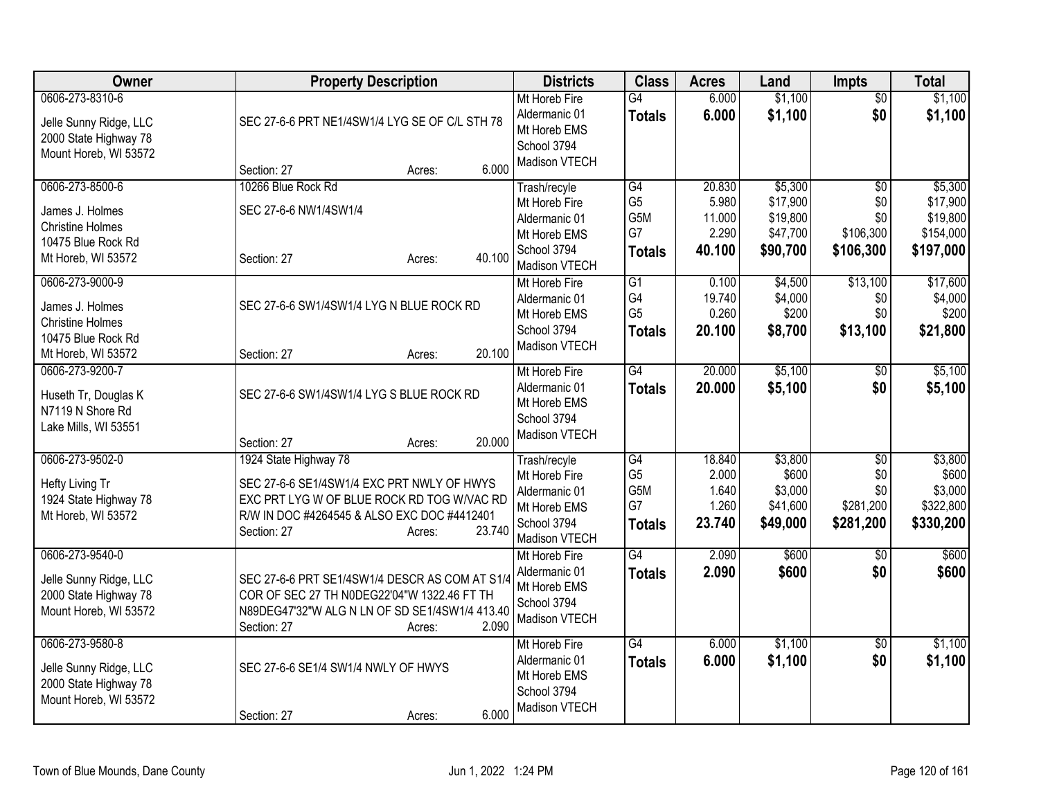| Owner | Property Description | Districts | Class | Acres | Land | Impts | Total |
|---|---|---|---|---|---|---|---|
| 0606-273-8310-6<br>Jelle Sunny Ridge, LLC<br>2000 State Highway 78<br>Mount Horeb, WI 53572 | SEC 27-6-6 PRT NE1/4SW1/4 LYG SE OF C/L STH 78<br>Section: 27 Acres: 6.000 | Mt Horeb Fire<br>Aldermanic 01<br>Mt Horeb EMS<br>School 3794<br>Madison VTECH | G4<br>**Totals** | 6.000<br>**6.000** | $1,100<br>**$1,100** | $0<br>**$0** | $1,100<br>**$1,100** |
| 0606-273-8500-6<br>James J. Holmes<br>Christine Holmes<br>10475 Blue Rock Rd<br>Mt Horeb, WI 53572 | 10266 Blue Rock Rd<br>SEC 27-6-6 NW1/4SW1/4<br>Section: 27 Acres: 40.100 | Trash/recyle<br>Mt Horeb Fire<br>Aldermanic 01<br>Mt Horeb EMS<br>School 3794<br>Madison VTECH | G4<br>G5<br>G5M<br>G7<br>**Totals** | 20.830<br>5.980<br>11.000<br>2.290<br>**40.100** | $5,300<br>$17,900<br>$19,800<br>$47,700<br>**$90,700** | $0<br>$0<br>$0<br>$106,300<br>**$106,300** | $5,300<br>$17,900<br>$19,800<br>$154,000<br>**$197,000** |
| 0606-273-9000-9<br>James J. Holmes<br>Christine Holmes<br>10475 Blue Rock Rd<br>Mt Horeb, WI 53572 | SEC 27-6-6 SW1/4SW1/4 LYG N BLUE ROCK RD<br>Section: 27 Acres: 20.100 | Mt Horeb Fire<br>Aldermanic 01<br>Mt Horeb EMS<br>School 3794<br>Madison VTECH | G1<br>G4<br>G5<br>**Totals** | 0.100<br>19.740<br>0.260<br>**20.100** | $4,500<br>$4,000<br>$200<br>**$8,700** | $13,100<br>$0<br>$0<br>**$13,100** | $17,600<br>$4,000<br>$200<br>**$21,800** |
| 0606-273-9200-7<br>Huseth Tr, Douglas K<br>N7119 N Shore Rd<br>Lake Mills, WI 53551 | SEC 27-6-6 SW1/4SW1/4 LYG S BLUE ROCK RD<br>Section: 27 Acres: 20.000 | Mt Horeb Fire<br>Aldermanic 01<br>Mt Horeb EMS<br>School 3794<br>Madison VTECH | G4<br>**Totals** | 20.000<br>**20.000** | $5,100<br>**$5,100** | $0<br>**$0** | $5,100<br>**$5,100** |
| 0606-273-9502-0<br>Hefty Living Tr<br>1924 State Highway 78<br>Mt Horeb, WI 53572 | 1924 State Highway 78<br>SEC 27-6-6 SE1/4SW1/4 EXC PRT NWLY OF HWYS EXC PRT LYG W OF BLUE ROCK RD TOG W/VAC RD R/W IN DOC #4264545 & ALSO EXC DOC #4412401<br>Section: 27 Acres: 23.740 | Trash/recyle<br>Mt Horeb Fire<br>Aldermanic 01<br>Mt Horeb EMS<br>School 3794<br>Madison VTECH | G4<br>G5<br>G5M<br>G7<br>**Totals** | 18.840<br>2.000<br>1.640<br>1.260<br>**23.740** | $3,800<br>$600<br>$3,000<br>$41,600<br>**$49,000** | $0<br>$0<br>$0<br>$281,200<br>**$281,200** | $3,800<br>$600<br>$3,000<br>$322,800<br>**$330,200** |
| 0606-273-9540-0<br>Jelle Sunny Ridge, LLC<br>2000 State Highway 78<br>Mount Horeb, WI 53572 | SEC 27-6-6 PRT SE1/4SW1/4 DESCR AS COM AT S1/4 COR OF SEC 27 TH N0DEG22'04"W 1322.46 FT TH N89DEG47'32"W ALG N LN OF SD SE1/4SW1/4 413.40<br>Section: 27 Acres: 2.090 | Mt Horeb Fire<br>Aldermanic 01<br>Mt Horeb EMS<br>School 3794<br>Madison VTECH | G4<br>**Totals** | 2.090<br>**2.090** | $600<br>**$600** | $0<br>**$0** | $600<br>**$600** |
| 0606-273-9580-8<br>Jelle Sunny Ridge, LLC<br>2000 State Highway 78<br>Mount Horeb, WI 53572 | SEC 27-6-6 SE1/4 SW1/4 NWLY OF HWYS<br>Section: 27 Acres: 6.000 | Mt Horeb Fire<br>Aldermanic 01<br>Mt Horeb EMS<br>School 3794<br>Madison VTECH | G4<br>**Totals** | 6.000<br>**6.000** | $1,100<br>**$1,100** | $0<br>**$0** | $1,100<br>**$1,100** |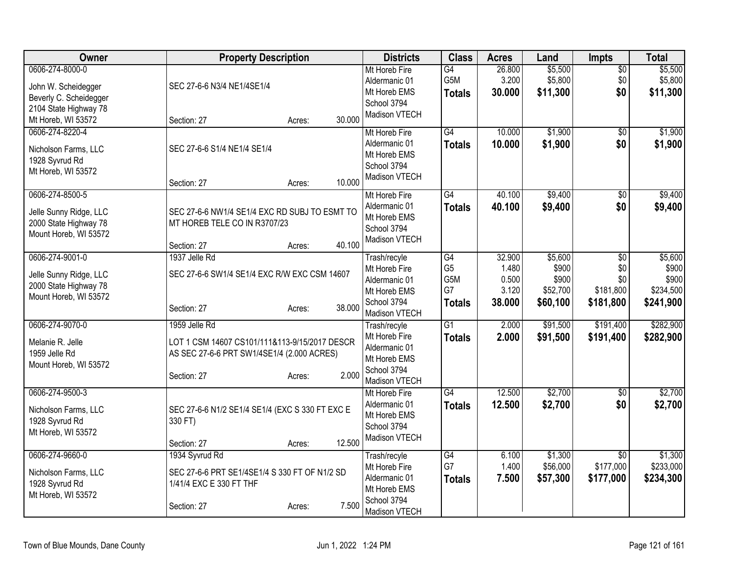| Owner | Property Description | | | Districts | Class | Acres | Land | Impts | Total |
|---|---|---|---|---|---|---|---|---|---|
| 0606-274-8000-0<br><br>John W. Scheidegger<br>Beverly C. Scheidegger<br>2104 State Highway 78<br>Mt Horeb, WI 53572 | SEC 27-6-6 N3/4 NE1/4SE1/4<br><br>Section: 27 | Acres: | 30.000 | Mt Horeb Fire<br>Aldermanic 01<br>Mt Horeb EMS<br>School 3794<br>Madison VTECH | G4<br>G5M<br>**Totals** | 26.800<br>3.200<br>**30.000** | $5,500<br>$5,800<br>**$11,300** | $0<br>$0<br>**$0** | $5,500<br>$5,800<br>**$11,300** |
| 0606-274-8220-4<br><br>Nicholson Farms, LLC<br>1928 Syvrud Rd<br>Mt Horeb, WI 53572 | SEC 27-6-6 S1/4 NE1/4 SE1/4<br><br>Section: 27 | Acres: | 10.000 | Mt Horeb Fire<br>Aldermanic 01<br>Mt Horeb EMS<br>School 3794<br>Madison VTECH | G4<br>**Totals** | 10.000<br>**10.000** | $1,900<br>**$1,900** | $0<br>**$0** | $1,900<br>**$1,900** |
| 0606-274-8500-5<br><br>Jelle Sunny Ridge, LLC<br>2000 State Highway 78<br>Mount Horeb, WI 53572 | SEC 27-6-6 NW1/4 SE1/4 EXC RD SUBJ TO ESMT TO MT HOREB TELE CO IN R3707/23<br><br>Section: 27 | Acres: | 40.100 | Mt Horeb Fire<br>Aldermanic 01<br>Mt Horeb EMS<br>School 3794<br>Madison VTECH | G4<br>**Totals** | 40.100<br>**40.100** | $9,400<br>**$9,400** | $0<br>**$0** | $9,400<br>**$9,400** |
| 0606-274-9001-0<br><br>Jelle Sunny Ridge, LLC<br>2000 State Highway 78<br>Mount Horeb, WI 53572 | 1937 Jelle Rd<br><br>SEC 27-6-6 SW1/4 SE1/4 EXC R/W EXC CSM 14607<br><br>Section: 27 | Acres: | 38.000 | Trash/recyle<br>Mt Horeb Fire<br>Aldermanic 01<br>Mt Horeb EMS<br>School 3794<br>Madison VTECH | G4<br>G5<br>G5M<br>G7<br>**Totals** | 32.900<br>1.480<br>0.500<br>3.120<br>**38.000** | $5,600<br>$900<br>$900<br>$52,700<br>**$60,100** | $0<br>$0<br>$0<br>$181,800<br>**$181,800** | $5,600<br>$900<br>$900<br>$234,500<br>**$241,900** |
| 0606-274-9070-0<br><br>Melanie R. Jelle<br>1959 Jelle Rd<br>Mount Horeb, WI 53572 | 1959 Jelle Rd<br><br>LOT 1 CSM 14607 CS101/111&113-9/15/2017 DESCR AS SEC 27-6-6 PRT SW1/4SE1/4 (2.000 ACRES)<br><br>Section: 27 | Acres: | 2.000 | Trash/recyle<br>Mt Horeb Fire<br>Aldermanic 01<br>Mt Horeb EMS<br>School 3794<br>Madison VTECH | G1<br>**Totals** | 2.000<br>**2.000** | $91,500<br>**$91,500** | $191,400<br>**$191,400** | $282,900<br>**$282,900** |
| 0606-274-9500-3<br><br>Nicholson Farms, LLC<br>1928 Syvrud Rd<br>Mt Horeb, WI 53572 | SEC 27-6-6 N1/2 SE1/4 SE1/4 (EXC S 330 FT EXC E 330 FT)<br><br>Section: 27 | Acres: | 12.500 | Mt Horeb Fire<br>Aldermanic 01<br>Mt Horeb EMS<br>School 3794<br>Madison VTECH | G4<br>**Totals** | 12.500<br>**12.500** | $2,700<br>**$2,700** | $0<br>**$0** | $2,700<br>**$2,700** |
| 0606-274-9660-0<br><br>Nicholson Farms, LLC<br>1928 Syvrud Rd<br>Mt Horeb, WI 53572 | 1934 Syvrud Rd<br><br>SEC 27-6-6 PRT SE1/4SE1/4 S 330 FT OF N1/2 SD 1/41/4 EXC E 330 FT THF<br><br>Section: 27 | Acres: | 7.500 | Trash/recyle<br>Mt Horeb Fire<br>Aldermanic 01<br>Mt Horeb EMS<br>School 3794<br>Madison VTECH | G4<br>G7<br>**Totals** | 6.100<br>1.400<br>**7.500** | $1,300<br>$56,000<br>**$57,300** | $0<br>$177,000<br>**$177,000** | $1,300<br>$233,000<br>**$234,300** |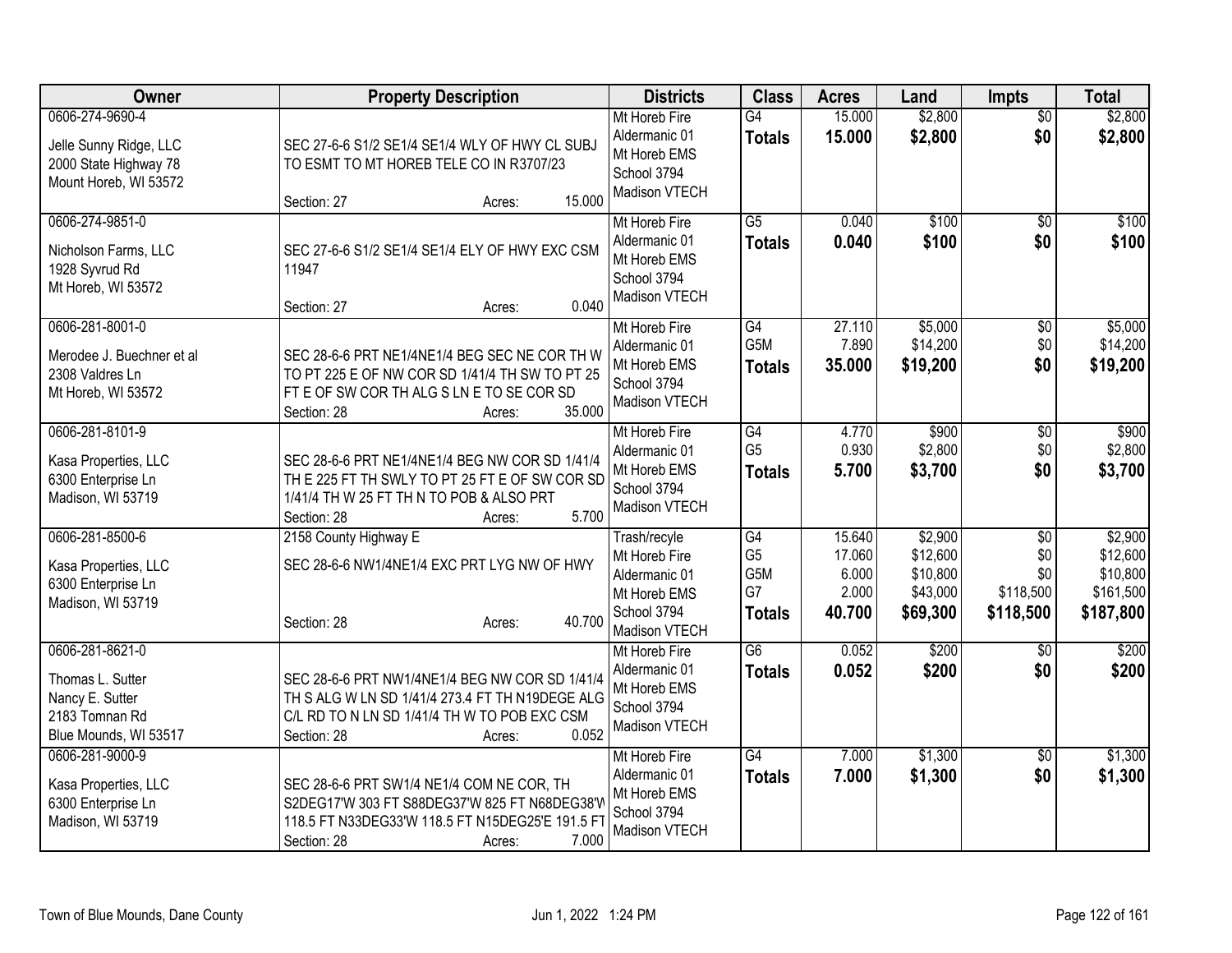| Owner | Property Description | Districts | Class | Acres | Land | Impts | Total |
|---|---|---|---|---|---|---|---|
| 0606-274-9690-4<br><br>Jelle Sunny Ridge, LLC<br>2000 State Highway 78<br>Mount Horeb, WI 53572 | SEC 27-6-6 S1/2 SE1/4 SE1/4 WLY OF HWY CL SUBJ TO ESMT TO MT HOREB TELE CO IN R3707/23<br><br>Section: 27 Acres: 15.000 | Mt Horeb Fire<br>Aldermanic 01<br>Mt Horeb EMS<br>School 3794<br>Madison VTECH | G4<br>**Totals** | 15.000<br>**15.000** | $2,800<br>**$2,800** | $0<br>**$0** | $2,800<br>**$2,800** |
| 0606-274-9851-0<br><br>Nicholson Farms, LLC<br>1928 Syvrud Rd<br>Mt Horeb, WI 53572 | SEC 27-6-6 S1/2 SE1/4 SE1/4 ELY OF HWY EXC CSM 11947<br><br>Section: 27 Acres: 0.040 | Mt Horeb Fire<br>Aldermanic 01<br>Mt Horeb EMS<br>School 3794<br>Madison VTECH | G5<br>**Totals** | 0.040<br>**0.040** | $100<br>**$100** | $0<br>**$0** | $100<br>**$100** |
| 0606-281-8001-0<br><br>Merodee J. Buechner et al<br>2308 Valdres Ln<br>Mt Horeb, WI 53572 | SEC 28-6-6 PRT NE1/4NE1/4 BEG SEC NE COR TH W TO PT 225 E OF NW COR SD 1/41/4 TH SW TO PT 25 FT E OF SW COR TH ALG S LN E TO SE COR SD<br>Section: 28 Acres: 35.000 | Mt Horeb Fire<br>Aldermanic 01<br>Mt Horeb EMS<br>School 3794<br>Madison VTECH | G4<br>G5M<br>**Totals** | 27.110<br>7.890<br>**35.000** | $5,000<br>$14,200<br>**$19,200** | $0<br>$0<br>**$0** | $5,000<br>$14,200<br>**$19,200** |
| 0606-281-8101-9<br><br>Kasa Properties, LLC<br>6300 Enterprise Ln<br>Madison, WI 53719 | SEC 28-6-6 PRT NE1/4NE1/4 BEG NW COR SD 1/41/4 TH E 225 FT TH SWLY TO PT 25 FT E OF SW COR SD 1/41/4 TH W 25 FT TH N TO POB & ALSO PRT<br>Section: 28 Acres: 5.700 | Mt Horeb Fire<br>Aldermanic 01<br>Mt Horeb EMS<br>School 3794<br>Madison VTECH | G4<br>G5<br>**Totals** | 4.770<br>0.930<br>**5.700** | $900<br>$2,800<br>**$3,700** | $0<br>$0<br>**$0** | $900<br>$2,800<br>**$3,700** |
| 0606-281-8500-6<br><br>Kasa Properties, LLC<br>6300 Enterprise Ln<br>Madison, WI 53719 | 2158 County Highway E<br>SEC 28-6-6 NW1/4NE1/4 EXC PRT LYG NW OF HWY<br><br>Section: 28 Acres: 40.700 | Trash/recyle<br>Mt Horeb Fire<br>Aldermanic 01<br>Mt Horeb EMS<br>School 3794<br>Madison VTECH | G4<br>G5<br>G5M<br>G7<br>**Totals** | 15.640<br>17.060<br>6.000<br>2.000<br>**40.700** | $2,900<br>$12,600<br>$10,800<br>$43,000<br>**$69,300** | $0<br>$0<br>$0<br>$118,500<br>**$118,500** | $2,900<br>$12,600<br>$10,800<br>$161,500<br>**$187,800** |
| 0606-281-8621-0<br><br>Thomas L. Sutter<br>Nancy E. Sutter<br>2183 Tomnan Rd<br>Blue Mounds, WI 53517 | SEC 28-6-6 PRT NW1/4NE1/4 BEG NW COR SD 1/41/4 TH S ALG W LN SD 1/41/4 273.4 FT TH N19DEGE ALG C/L RD TO N LN SD 1/41/4 TH W TO POB EXC CSM<br>Section: 28 Acres: 0.052 | Mt Horeb Fire<br>Aldermanic 01<br>Mt Horeb EMS<br>School 3794<br>Madison VTECH | G6<br>**Totals** | 0.052<br>**0.052** | $200<br>**$200** | $0<br>**$0** | $200<br>**$200** |
| 0606-281-9000-9<br><br>Kasa Properties, LLC<br>6300 Enterprise Ln<br>Madison, WI 53719 | SEC 28-6-6 PRT SW1/4 NE1/4 COM NE COR, TH S2DEG17'W 303 FT S88DEG37'W 825 FT N68DEG38'W 118.5 FT N33DEG33'W 118.5 FT N15DEG25'E 191.5 FT<br>Section: 28 Acres: 7.000 | Mt Horeb Fire<br>Aldermanic 01<br>Mt Horeb EMS<br>School 3794<br>Madison VTECH | G4<br>**Totals** | 7.000<br>**7.000** | $1,300<br>**$1,300** | $0<br>**$0** | $1,300<br>**$1,300** |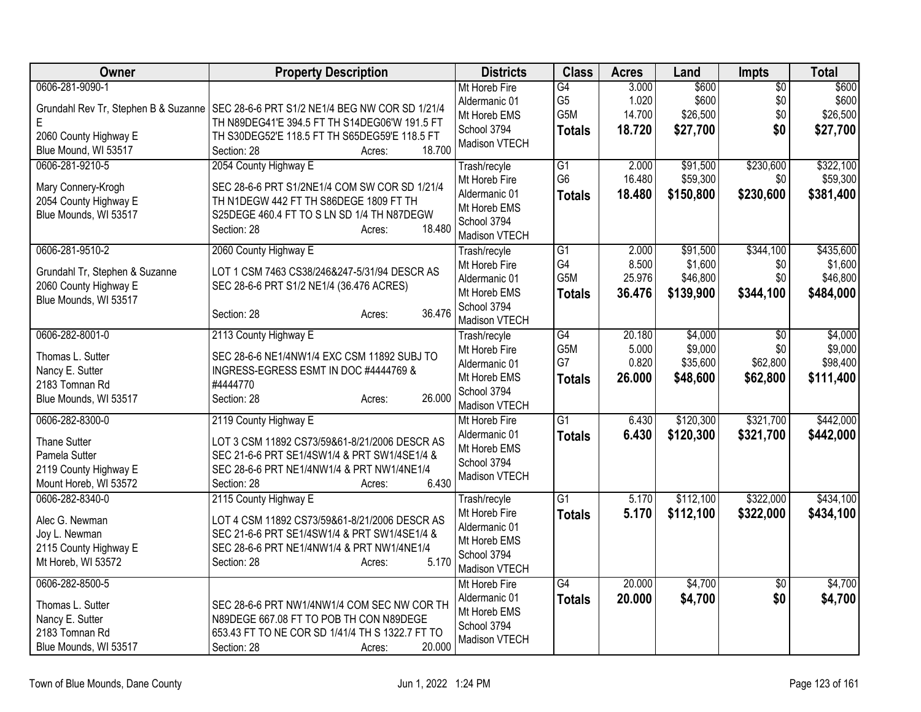| Owner | Property Description | Districts | Class | Acres | Land | Impts | Total |
|---|---|---|---|---|---|---|---|
| 0606-281-9090-1<br><br>Grundahl Rev Tr, Stephen B & Suzanne E<br>2060 County Highway E<br>Blue Mound, WI 53517 | SEC 28-6-6 PRT S1/2 NE1/4 BEG NW COR SD 1/21/4 TH N89DEG41'E 394.5 FT TH S14DEG06'W 191.5 FT TH S30DEG52'E 118.5 FT TH S65DEG59'E 118.5 FT<br>Section: 28 Acres: 18.700 | Mt Horeb Fire<br>Aldermanic 01<br>Mt Horeb EMS<br>School 3794<br>Madison VTECH | G4<br>G5<br>G5M<br>**Totals** | 3.000<br>1.020<br>14.700<br>**18.720** | $600<br>$600<br>$26,500<br>**$27,700** | $0<br>$0<br>$0<br>**$0** | $600<br>$600<br>$26,500<br>**$27,700** |
| 0606-281-9210-5<br><br>Mary Connery-Krogh<br>2054 County Highway E<br>Blue Mounds, WI 53517 | 2054 County Highway E<br><br>SEC 28-6-6 PRT S1/2NE1/4 COM SW COR SD 1/21/4 TH N1DEGW 442 FT TH S86DEGE 1809 FT TH S25DEGE 460.4 FT TO S LN SD 1/4 TH N87DEGW<br>Section: 28 Acres: 18.480 | Trash/recyle<br>Mt Horeb Fire<br>Aldermanic 01<br>Mt Horeb EMS<br>School 3794<br>Madison VTECH | G1<br>G6<br>**Totals** | 2.000<br>16.480<br>**18.480** | $91,500<br>$59,300<br>**$150,800** | $230,600<br>$0<br>**$230,600** | $322,100<br>$59,300<br>**$381,400** |
| 0606-281-9510-2<br><br>Grundahl Tr, Stephen & Suzanne<br>2060 County Highway E<br>Blue Mounds, WI 53517 | 2060 County Highway E<br><br>LOT 1 CSM 7463 CS38/246&247-5/31/94 DESCR AS SEC 28-6-6 PRT S1/2 NE1/4 (36.476 ACRES)<br><br>Section: 28 Acres: 36.476 | Trash/recyle<br>Mt Horeb Fire<br>Aldermanic 01<br>Mt Horeb EMS<br>School 3794<br>Madison VTECH | G1<br>G4<br>G5M<br>**Totals** | 2.000<br>8.500<br>25.976<br>**36.476** | $91,500<br>$1,600<br>$46,800<br>**$139,900** | $344,100<br>$0<br>$0<br>**$344,100** | $435,600<br>$1,600<br>$46,800<br>**$484,000** |
| 0606-282-8001-0<br><br>Thomas L. Sutter<br>Nancy E. Sutter<br>2183 Tomnan Rd<br>Blue Mounds, WI 53517 | 2113 County Highway E<br><br>SEC 28-6-6 NE1/4NW1/4 EXC CSM 11892 SUBJ TO INGRESS-EGRESS ESMT IN DOC #4444769 & #4444770<br>Section: 28 Acres: 26.000 | Trash/recyle<br>Mt Horeb Fire<br>Aldermanic 01<br>Mt Horeb EMS<br>School 3794<br>Madison VTECH | G4<br>G5M<br>G7<br>**Totals** | 20.180<br>5.000<br>0.820<br>**26.000** | $4,000<br>$9,000<br>$35,600<br>**$48,600** | $0<br>$0<br>$62,800<br>**$62,800** | $4,000<br>$9,000<br>$98,400<br>**$111,400** |
| 0606-282-8300-0<br><br>Thane Sutter<br>Pamela Sutter<br>2119 County Highway E<br>Mount Horeb, WI 53572 | 2119 County Highway E<br><br>LOT 3 CSM 11892 CS73/59&61-8/21/2006 DESCR AS SEC 21-6-6 PRT SE1/4SW1/4 & PRT SW1/4SE1/4 & SEC 28-6-6 PRT NE1/4NW1/4 & PRT NW1/4NE1/4<br>Section: 28 Acres: 6.430 | Mt Horeb Fire<br>Aldermanic 01<br>Mt Horeb EMS<br>School 3794<br>Madison VTECH | G1<br>**Totals** | 6.430<br>**6.430** | $120,300<br>**$120,300** | $321,700<br>**$321,700** | $442,000<br>**$442,000** |
| 0606-282-8340-0<br><br>Alec G. Newman<br>Joy L. Newman<br>2115 County Highway E<br>Mt Horeb, WI 53572 | 2115 County Highway E<br><br>LOT 4 CSM 11892 CS73/59&61-8/21/2006 DESCR AS SEC 21-6-6 PRT SE1/4SW1/4 & PRT SW1/4SE1/4 & SEC 28-6-6 PRT NE1/4NW1/4 & PRT NW1/4NE1/4<br>Section: 28 Acres: 5.170 | Trash/recyle<br>Mt Horeb Fire<br>Aldermanic 01<br>Mt Horeb EMS<br>School 3794<br>Madison VTECH | G1<br>**Totals** | 5.170<br>**5.170** | $112,100<br>**$112,100** | $322,000<br>**$322,000** | $434,100<br>**$434,100** |
| 0606-282-8500-5<br><br>Thomas L. Sutter<br>Nancy E. Sutter<br>2183 Tomnan Rd<br>Blue Mounds, WI 53517 | SEC 28-6-6 PRT NW1/4NW1/4 COM SEC NW COR TH N89DEGE 667.08 FT TO POB TH CON N89DEGE 653.43 FT TO NE COR SD 1/41/4 TH S 1322.7 FT TO<br>Section: 28 Acres: 20.000 | Mt Horeb Fire<br>Aldermanic 01<br>Mt Horeb EMS<br>School 3794<br>Madison VTECH | G4<br>**Totals** | 20.000<br>**20.000** | $4,700<br>**$4,700** | $0<br>**$0** | $4,700<br>**$4,700** |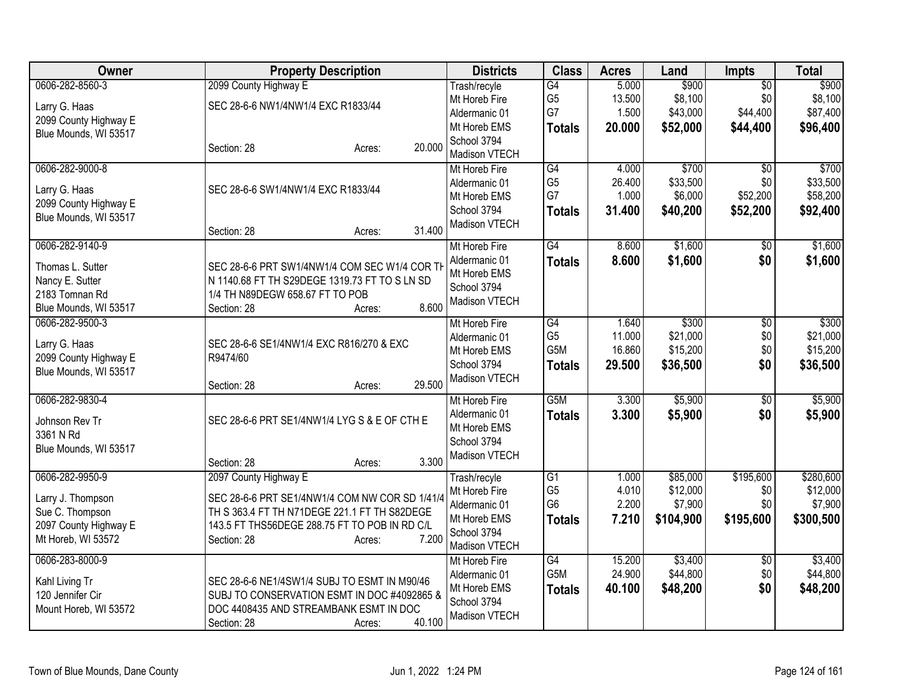| Owner | Property Description | Districts | Class | Acres | Land | Impts | Total |
|---|---|---|---|---|---|---|---|
| 0606-282-8560-3<br><br>Larry G. Haas<br>2099 County Highway E<br>Blue Mounds, WI 53517 | 2099 County Highway E<br><br>SEC 28-6-6 NW1/4NW1/4 EXC R1833/44<br><br>Section: 28 Acres: 20.000 | Trash/recyle<br>Mt Horeb Fire<br>Aldermanic 01<br>Mt Horeb EMS<br>School 3794<br>Madison VTECH | G4<br>G5<br>G7<br>**Totals** | 5.000<br>13.500<br>1.500<br>**20.000** | $900<br>$8,100<br>$43,000<br>**$52,000** | $0<br>$0<br>$44,400<br>**$44,400** | $900<br>$8,100<br>$87,400<br>**$96,400** |
| 0606-282-9000-8<br><br>Larry G. Haas<br>2099 County Highway E<br>Blue Mounds, WI 53517 | SEC 28-6-6 SW1/4NW1/4 EXC R1833/44<br><br>Section: 28 Acres: 31.400 | Mt Horeb Fire<br>Aldermanic 01<br>Mt Horeb EMS<br>School 3794<br>Madison VTECH | G4<br>G5<br>G7<br>**Totals** | 4.000<br>26.400<br>1.000<br>**31.400** | $700<br>$33,500<br>$6,000<br>**$40,200** | $0<br>$0<br>$52,200<br>**$52,200** | $700<br>$33,500<br>$58,200<br>**$92,400** |
| 0606-282-9140-9<br><br>Thomas L. Sutter<br>Nancy E. Sutter<br>2183 Tomnan Rd<br>Blue Mounds, WI 53517 | SEC 28-6-6 PRT SW1/4NW1/4 COM SEC W1/4 COR TH N 1140.68 FT TH S29DEGE 1319.73 FT TO S LN SD 1/4 TH N89DEGW 658.67 FT TO POB<br>Section: 28 Acres: 8.600 | Mt Horeb Fire<br>Aldermanic 01<br>Mt Horeb EMS<br>School 3794<br>Madison VTECH | G4<br>**Totals** | 8.600<br>**8.600** | $1,600<br>**$1,600** | $0<br>**$0** | $1,600<br>**$1,600** |
| 0606-282-9500-3<br><br>Larry G. Haas<br>2099 County Highway E<br>Blue Mounds, WI 53517 | SEC 28-6-6 SE1/4NW1/4 EXC R816/270 & EXC R9474/60<br><br>Section: 28 Acres: 29.500 | Mt Horeb Fire<br>Aldermanic 01<br>Mt Horeb EMS<br>School 3794<br>Madison VTECH | G4<br>G5<br>G5M<br>**Totals** | 1.640<br>11.000<br>16.860<br>**29.500** | $300<br>$21,000<br>$15,200<br>**$36,500** | $0<br>$0<br>$0<br>**$0** | $300<br>$21,000<br>$15,200<br>**$36,500** |
| 0606-282-9830-4<br><br>Johnson Rev Tr<br>3361 N Rd<br>Blue Mounds, WI 53517 | SEC 28-6-6 PRT SE1/4NW1/4 LYG S & E OF CTH E<br><br>Section: 28 Acres: 3.300 | Mt Horeb Fire<br>Aldermanic 01<br>Mt Horeb EMS<br>School 3794<br>Madison VTECH | G5M<br>**Totals** | 3.300<br>**3.300** | $5,900<br>**$5,900** | $0<br>**$0** | $5,900<br>**$5,900** |
| 0606-282-9950-9<br><br>Larry J. Thompson<br>Sue C. Thompson<br>2097 County Highway E<br>Mt Horeb, WI 53572 | 2097 County Highway E<br><br>SEC 28-6-6 PRT SE1/4NW1/4 COM NW COR SD 1/41/4 TH S 363.4 FT TH N71DEGE 221.1 FT TH S82DEGE 143.5 FT THS56DEGE 288.75 FT TO POB IN RD C/L<br>Section: 28 Acres: 7.200 | Trash/recyle<br>Mt Horeb Fire<br>Aldermanic 01<br>Mt Horeb EMS<br>School 3794<br>Madison VTECH | G1<br>G5<br>G6<br>**Totals** | 1.000<br>4.010<br>2.200<br>**7.210** | $85,000<br>$12,000<br>$7,900<br>**$104,900** | $195,600<br>$0<br>$0<br>**$195,600** | $280,600<br>$12,000<br>$7,900<br>**$300,500** |
| 0606-283-8000-9<br><br>Kahl Living Tr<br>120 Jennifer Cir<br>Mount Horeb, WI 53572 | SEC 28-6-6 NE1/4SW1/4 SUBJ TO ESMT IN M90/46 SUBJ TO CONSERVATION ESMT IN DOC #4092865 & DOC 4408435 AND STREAMBANK ESMT IN DOC<br>Section: 28 Acres: 40.100 | Mt Horeb Fire<br>Aldermanic 01<br>Mt Horeb EMS<br>School 3794<br>Madison VTECH | G4<br>G5M<br>**Totals** | 15.200<br>24.900<br>**40.100** | $3,400<br>$44,800<br>**$48,200** | $0<br>$0<br>**$0** | $3,400<br>$44,800<br>**$48,200** |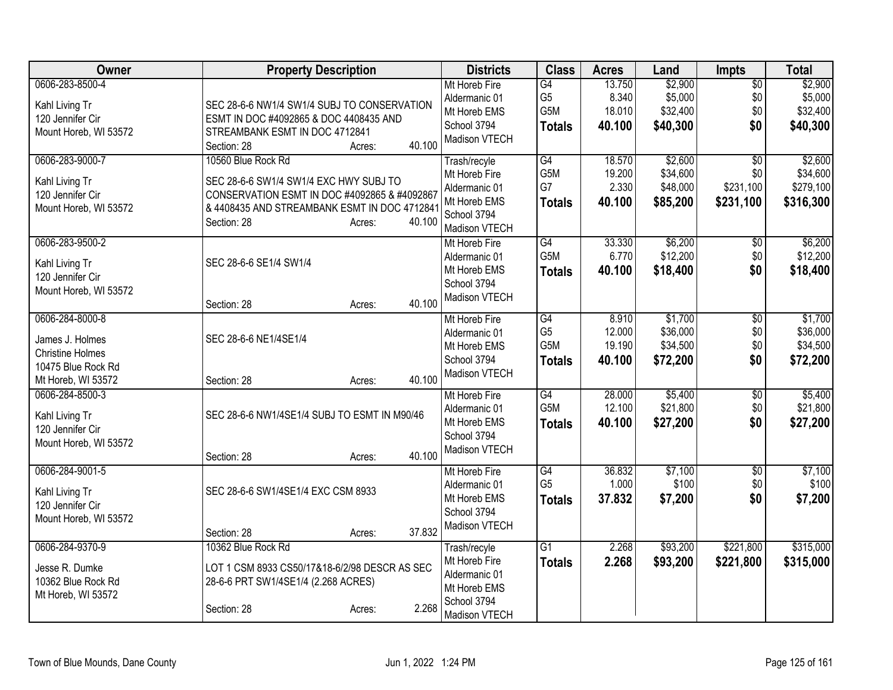| Owner | Property Description | Districts | Class | Acres | Land | Impts | Total |
|---|---|---|---|---|---|---|---|
| 0606-283-8500-4<br>Kahl Living Tr<br>120 Jennifer Cir<br>Mount Horeb, WI 53572 | SEC 28-6-6 NW1/4 SW1/4 SUBJ TO CONSERVATION ESMT IN DOC #4092865 & DOC 4408435 AND STREAMBANK ESMT IN DOC 4712841<br>Section: 28 Acres: 40.100 | Mt Horeb Fire<br>Aldermanic 01<br>Mt Horeb EMS<br>School 3794<br>Madison VTECH | G4<br>G5<br>G5M<br>**Totals** | 13.750<br>8.340<br>18.010<br>**40.100** | $2,900<br>$5,000<br>$32,400<br>**$40,300** | $0<br>$0<br>$0<br>**$0** | $2,900<br>$5,000<br>$32,400<br>**$40,300** |
| 0606-283-9000-7<br>Kahl Living Tr<br>120 Jennifer Cir<br>Mount Horeb, WI 53572 | 10560 Blue Rock Rd<br>SEC 28-6-6 SW1/4 SW1/4 EXC HWY SUBJ TO CONSERVATION ESMT IN DOC #4092865 & #4092867 & 4408435 AND STREAMBANK ESMT IN DOC 4712841<br>Section: 28 Acres: 40.100 | Trash/recyle<br>Mt Horeb Fire<br>Aldermanic 01<br>Mt Horeb EMS<br>School 3794<br>Madison VTECH | G4<br>G5M<br>G7<br>**Totals** | 18.570<br>19.200<br>2.330<br>**40.100** | $2,600<br>$34,600<br>$48,000<br>**$85,200** | $0<br>$0<br>$231,100<br>**$231,100** | $2,600<br>$34,600<br>$279,100<br>**$316,300** |
| 0606-283-9500-2<br>Kahl Living Tr<br>120 Jennifer Cir<br>Mount Horeb, WI 53572 | SEC 28-6-6 SE1/4 SW1/4<br>Section: 28 Acres: 40.100 | Mt Horeb Fire<br>Aldermanic 01<br>Mt Horeb EMS<br>School 3794<br>Madison VTECH | G4<br>G5M<br>**Totals** | 33.330<br>6.770<br>**40.100** | $6,200<br>$12,200<br>**$18,400** | $0<br>$0<br>**$0** | $6,200<br>$12,200<br>**$18,400** |
| 0606-284-8000-8<br>James J. Holmes<br>Christine Holmes<br>10475 Blue Rock Rd<br>Mt Horeb, WI 53572 | SEC 28-6-6 NE1/4SE1/4<br>Section: 28 Acres: 40.100 | Mt Horeb Fire<br>Aldermanic 01<br>Mt Horeb EMS<br>School 3794<br>Madison VTECH | G4<br>G5<br>G5M<br>**Totals** | 8.910<br>12.000<br>19.190<br>**40.100** | $1,700<br>$36,000<br>$34,500<br>**$72,200** | $0<br>$0<br>$0<br>**$0** | $1,700<br>$36,000<br>$34,500<br>**$72,200** |
| 0606-284-8500-3<br>Kahl Living Tr<br>120 Jennifer Cir<br>Mount Horeb, WI 53572 | SEC 28-6-6 NW1/4SE1/4 SUBJ TO ESMT IN M90/46<br>Section: 28 Acres: 40.100 | Mt Horeb Fire<br>Aldermanic 01<br>Mt Horeb EMS<br>School 3794<br>Madison VTECH | G4<br>G5M<br>**Totals** | 28.000<br>12.100<br>**40.100** | $5,400<br>$21,800<br>**$27,200** | $0<br>$0<br>**$0** | $5,400<br>$21,800<br>**$27,200** |
| 0606-284-9001-5<br>Kahl Living Tr<br>120 Jennifer Cir<br>Mount Horeb, WI 53572 | SEC 28-6-6 SW1/4SE1/4 EXC CSM 8933<br>Section: 28 Acres: 37.832 | Mt Horeb Fire<br>Aldermanic 01<br>Mt Horeb EMS<br>School 3794<br>Madison VTECH | G4<br>G5<br>**Totals** | 36.832<br>1.000<br>**37.832** | $7,100<br>$100<br>**$7,200** | $0<br>$0<br>**$0** | $7,100<br>$100<br>**$7,200** |
| 0606-284-9370-9<br>Jesse R. Dumke<br>10362 Blue Rock Rd<br>Mt Horeb, WI 53572 | 10362 Blue Rock Rd<br>LOT 1 CSM 8933 CS50/17&18-6/2/98 DESCR AS SEC 28-6-6 PRT SW1/4SE1/4 (2.268 ACRES)<br>Section: 28 Acres: 2.268 | Trash/recyle<br>Mt Horeb Fire<br>Aldermanic 01<br>Mt Horeb EMS<br>School 3794<br>Madison VTECH | G1<br>**Totals** | 2.268<br>**2.268** | $93,200<br>**$93,200** | $221,800<br>**$221,800** | $315,000<br>**$315,000** |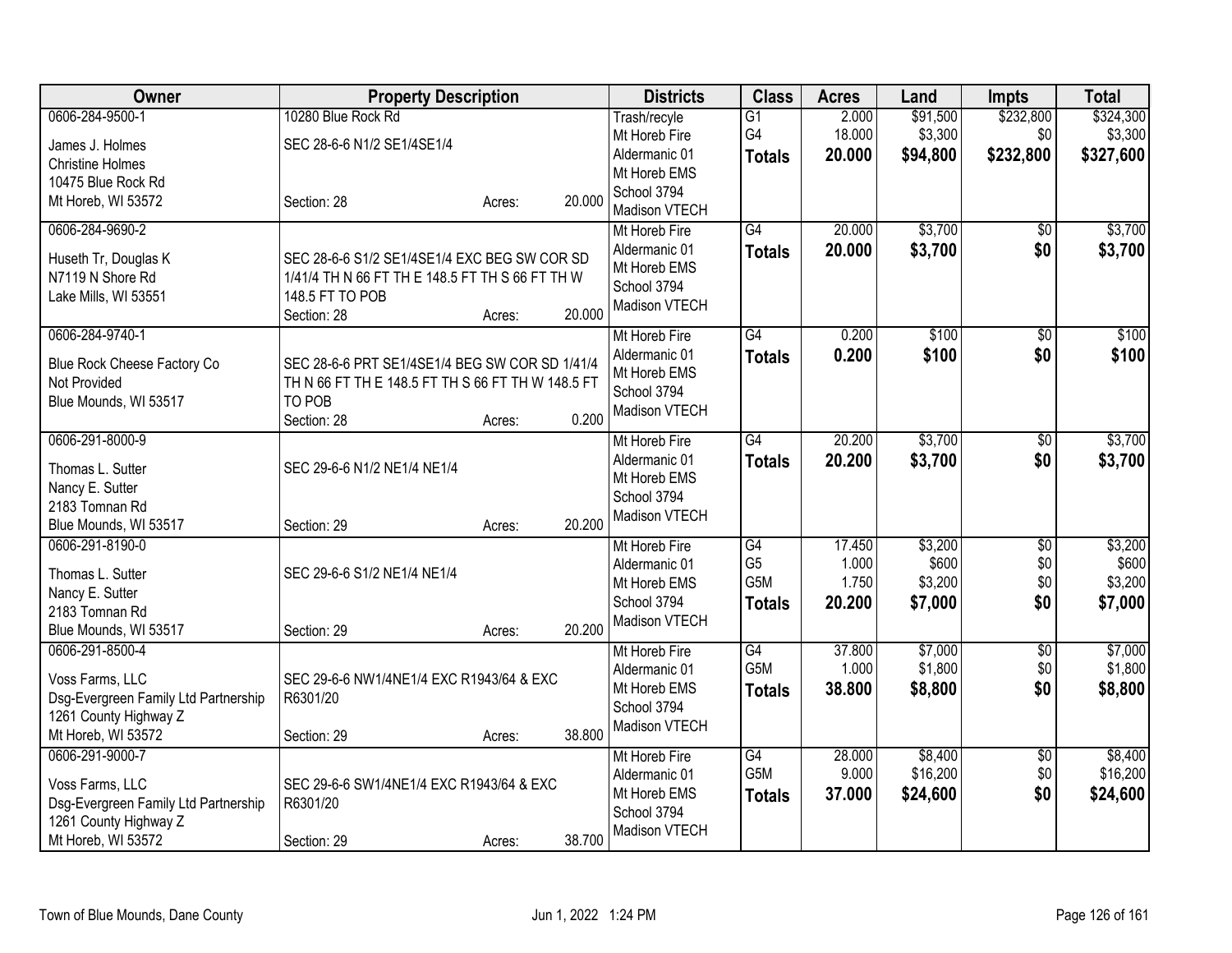| Owner | Property Description | Districts | Class | Acres | Land | Impts | Total |
|---|---|---|---|---|---|---|---|
| 0606-284-9500-1<br>James J. Holmes<br>Christine Holmes<br>10475 Blue Rock Rd<br>Mt Horeb, WI 53572 | 10280 Blue Rock Rd<br>SEC 28-6-6 N1/2 SE1/4SE1/4<br>Section: 28 Acres: 20.000 | Trash/recyle<br>Mt Horeb Fire<br>Aldermanic 01<br>Mt Horeb EMS<br>School 3794<br>Madison VTECH | G1<br>G4<br>**Totals** | 2.000<br>18.000<br>**20.000** | $91,500<br>$3,300<br>**$94,800** | $232,800<br>$0<br>**$232,800** | $324,300<br>$3,300<br>**$327,600** |
| 0606-284-9690-2<br>Huseth Tr, Douglas K<br>N7119 N Shore Rd<br>Lake Mills, WI 53551 | SEC 28-6-6 S1/2 SE1/4SE1/4 EXC BEG SW COR SD 1/41/4 TH N 66 FT TH E 148.5 FT TH S 66 FT TH W 148.5 FT TO POB<br>Section: 28 Acres: 20.000 | Mt Horeb Fire<br>Aldermanic 01<br>Mt Horeb EMS<br>School 3794<br>Madison VTECH | G4<br>**Totals** | 20.000<br>**20.000** | $3,700<br>**$3,700** | $0<br>**$0** | $3,700<br>**$3,700** |
| 0606-284-9740-1<br>Blue Rock Cheese Factory Co<br>Not Provided<br>Blue Mounds, WI 53517 | SEC 28-6-6 PRT SE1/4SE1/4 BEG SW COR SD 1/41/4 TH N 66 FT TH E 148.5 FT TH S 66 FT TH W 148.5 FT TO POB<br>Section: 28 Acres: 0.200 | Mt Horeb Fire<br>Aldermanic 01<br>Mt Horeb EMS<br>School 3794<br>Madison VTECH | G4<br>**Totals** | 0.200<br>**0.200** | $100<br>**$100** | $0<br>**$0** | $100<br>**$100** |
| 0606-291-8000-9<br>Thomas L. Sutter<br>Nancy E. Sutter<br>2183 Tomnan Rd<br>Blue Mounds, WI 53517 | SEC 29-6-6 N1/2 NE1/4 NE1/4<br>Section: 29 Acres: 20.200 | Mt Horeb Fire<br>Aldermanic 01<br>Mt Horeb EMS<br>School 3794<br>Madison VTECH | G4<br>**Totals** | 20.200<br>**20.200** | $3,700<br>**$3,700** | $0<br>**$0** | $3,700<br>**$3,700** |
| 0606-291-8190-0<br>Thomas L. Sutter<br>Nancy E. Sutter<br>2183 Tomnan Rd<br>Blue Mounds, WI 53517 | SEC 29-6-6 S1/2 NE1/4 NE1/4<br>Section: 29 Acres: 20.200 | Mt Horeb Fire<br>Aldermanic 01<br>Mt Horeb EMS<br>School 3794<br>Madison VTECH | G4<br>G5<br>G5M<br>**Totals** | 17.450<br>1.000<br>1.750<br>**20.200** | $3,200<br>$600<br>$3,200<br>**$7,000** | $0<br>$0<br>$0<br>**$0** | $3,200<br>$600<br>$3,200<br>**$7,000** |
| 0606-291-8500-4<br>Voss Farms, LLC<br>Dsg-Evergreen Family Ltd Partnership<br>1261 County Highway Z<br>Mt Horeb, WI 53572 | SEC 29-6-6 NW1/4NE1/4 EXC R1943/64 & EXC R6301/20<br>Section: 29 Acres: 38.800 | Mt Horeb Fire<br>Aldermanic 01<br>Mt Horeb EMS<br>School 3794<br>Madison VTECH | G4<br>G5M<br>**Totals** | 37.800<br>1.000<br>**38.800** | $7,000<br>$1,800<br>**$8,800** | $0<br>$0<br>**$0** | $7,000<br>$1,800<br>**$8,800** |
| 0606-291-9000-7<br>Voss Farms, LLC<br>Dsg-Evergreen Family Ltd Partnership<br>1261 County Highway Z<br>Mt Horeb, WI 53572 | SEC 29-6-6 SW1/4NE1/4 EXC R1943/64 & EXC R6301/20<br>Section: 29 Acres: 38.700 | Mt Horeb Fire<br>Aldermanic 01<br>Mt Horeb EMS<br>School 3794<br>Madison VTECH | G4<br>G5M<br>**Totals** | 28.000<br>9.000<br>**37.000** | $8,400<br>$16,200<br>**$24,600** | $0<br>$0<br>**$0** | $8,400<br>$16,200<br>**$24,600** |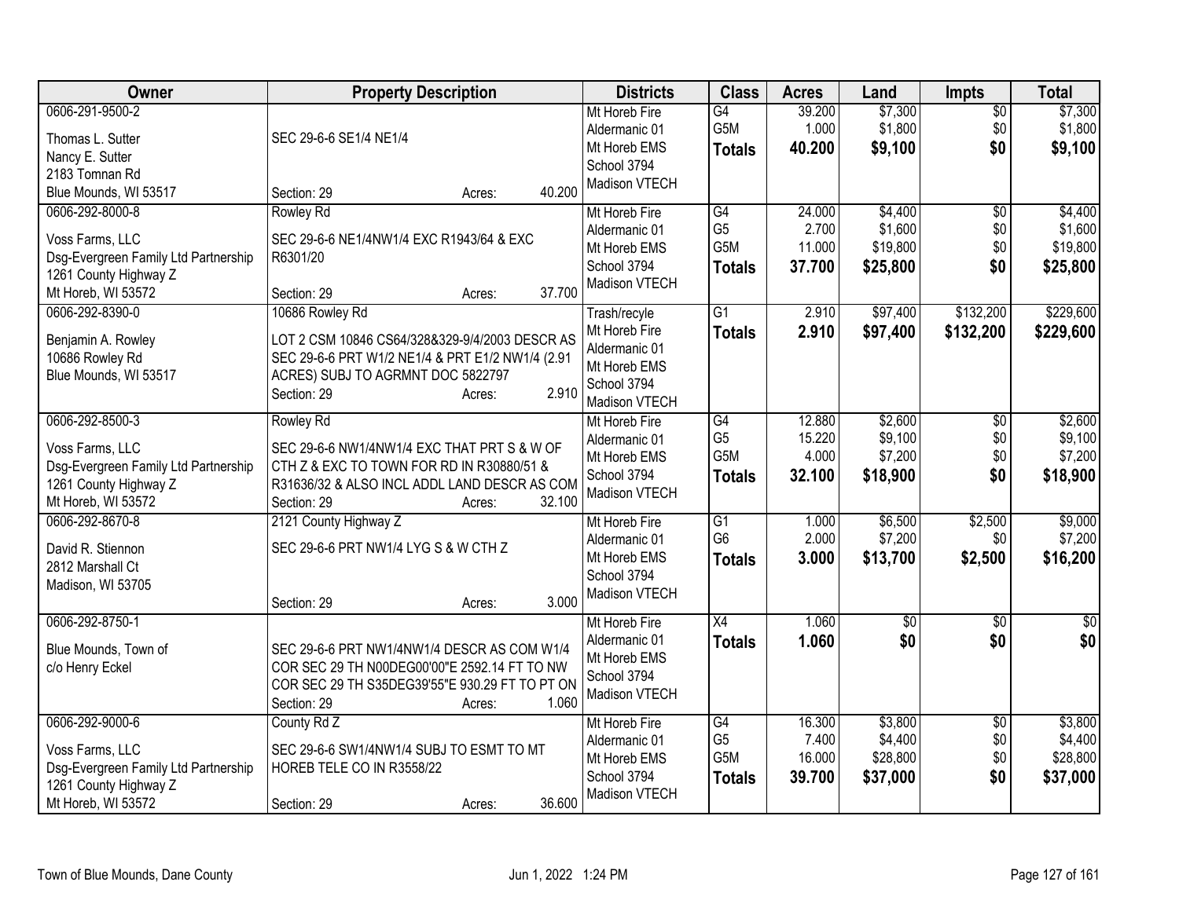| Owner | Property Description | Districts | Class | Acres | Land | Impts | Total |
|---|---|---|---|---|---|---|---|
| 0606-291-9500-2<br>Thomas L. Sutter<br>Nancy E. Sutter<br>2183 Tomnan Rd<br>Blue Mounds, WI 53517 | SEC 29-6-6 SE1/4 NE1/4<br>Section: 29 Acres: 40.200 | Mt Horeb Fire<br>Aldermanic 01<br>Mt Horeb EMS<br>School 3794<br>Madison VTECH | G4<br>G5M<br>**Totals** | 39.200<br>1.000<br>**40.200** | $7,300<br>$1,800<br>**$9,100** | $0<br>$0<br>**$0** | $7,300<br>$1,800<br>**$9,100** |
| 0606-292-8000-8<br>Voss Farms, LLC<br>Dsg-Evergreen Family Ltd Partnership<br>1261 County Highway Z<br>Mt Horeb, WI 53572 | Rowley Rd<br>SEC 29-6-6 NE1/4NW1/4 EXC R1943/64 & EXC R6301/20<br>Section: 29 Acres: 37.700 | Mt Horeb Fire<br>Aldermanic 01<br>Mt Horeb EMS<br>School 3794<br>Madison VTECH | G4<br>G5<br>G5M<br>**Totals** | 24.000<br>2.700<br>11.000<br>**37.700** | $4,400<br>$1,600<br>$19,800<br>**$25,800** | $0<br>$0<br>$0<br>**$0** | $4,400<br>$1,600<br>$19,800<br>**$25,800** |
| 0606-292-8390-0<br>Benjamin A. Rowley<br>10686 Rowley Rd<br>Blue Mounds, WI 53517 | 10686 Rowley Rd<br>LOT 2 CSM 10846 CS64/328&329-9/4/2003 DESCR AS SEC 29-6-6 PRT W1/2 NE1/4 & PRT E1/2 NW1/4 (2.91 ACRES) SUBJ TO AGRMNT DOC 5822797<br>Section: 29 Acres: 2.910 | Trash/recyle<br>Mt Horeb Fire<br>Aldermanic 01<br>Mt Horeb EMS<br>School 3794<br>Madison VTECH | G1<br>**Totals** | 2.910<br>**2.910** | $97,400<br>**$97,400** | $132,200<br>**$132,200** | $229,600<br>**$229,600** |
| 0606-292-8500-3<br>Voss Farms, LLC<br>Dsg-Evergreen Family Ltd Partnership<br>1261 County Highway Z<br>Mt Horeb, WI 53572 | Rowley Rd<br>SEC 29-6-6 NW1/4NW1/4 EXC THAT PRT S & W OF CTH Z & EXC TO TOWN FOR RD IN R30880/51 & R31636/32 & ALSO INCL ADDL LAND DESCR AS COM<br>Section: 29 Acres: 32.100 | Mt Horeb Fire<br>Aldermanic 01<br>Mt Horeb EMS<br>School 3794<br>Madison VTECH | G4<br>G5<br>G5M<br>**Totals** | 12.880<br>15.220<br>4.000<br>**32.100** | $2,600<br>$9,100<br>$7,200<br>**$18,900** | $0<br>$0<br>$0<br>**$0** | $2,600<br>$9,100<br>$7,200<br>**$18,900** |
| 0606-292-8670-8<br>David R. Stiennon<br>2812 Marshall Ct<br>Madison, WI 53705 | 2121 County Highway Z<br>SEC 29-6-6 PRT NW1/4 LYG S & W CTH Z<br>Section: 29 Acres: 3.000 | Mt Horeb Fire<br>Aldermanic 01<br>Mt Horeb EMS<br>School 3794<br>Madison VTECH | G1<br>G6<br>**Totals** | 1.000<br>2.000<br>**3.000** | $6,500<br>$7,200<br>**$13,700** | $2,500<br>$0<br>**$2,500** | $9,000<br>$7,200<br>**$16,200** |
| 0606-292-8750-1<br>Blue Mounds, Town of<br>c/o Henry Eckel | SEC 29-6-6 PRT NW1/4NW1/4 DESCR AS COM W1/4 COR SEC 29 TH N00DEG00'00"E 2592.14 FT TO NW COR SEC 29 TH S35DEG39'55"E 930.29 FT TO PT ON<br>Section: 29 Acres: 1.060 | Mt Horeb Fire<br>Aldermanic 01<br>Mt Horeb EMS<br>School 3794<br>Madison VTECH | X4<br>**Totals** | 1.060<br>**1.060** | $0<br>**$0** | $0<br>**$0** | $0<br>**$0** |
| 0606-292-9000-6<br>Voss Farms, LLC<br>Dsg-Evergreen Family Ltd Partnership<br>1261 County Highway Z<br>Mt Horeb, WI 53572 | County Rd Z<br>SEC 29-6-6 SW1/4NW1/4 SUBJ TO ESMT TO MT HOREB TELE CO IN R3558/22<br>Section: 29 Acres: 36.600 | Mt Horeb Fire<br>Aldermanic 01<br>Mt Horeb EMS<br>School 3794<br>Madison VTECH | G4<br>G5<br>G5M<br>**Totals** | 16.300<br>7.400<br>16.000<br>**39.700** | $3,800<br>$4,400<br>$28,800<br>**$37,000** | $0<br>$0<br>$0<br>**$0** | $3,800<br>$4,400<br>$28,800<br>**$37,000** |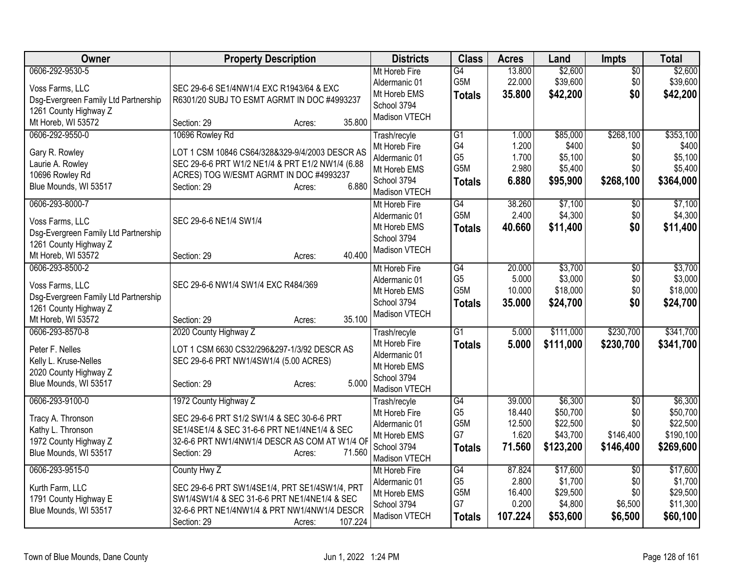| Owner | Property Description | Districts | Class | Acres | Land | Impts | Total |
|---|---|---|---|---|---|---|---|
| 0606-292-9530-5<br><br>Voss Farms, LLC<br>Dsg-Evergreen Family Ltd Partnership<br>1261 County Highway Z<br>Mt Horeb, WI 53572 | SEC 29-6-6 SE1/4NW1/4 EXC R1943/64 & EXC R6301/20 SUBJ TO ESMT AGRMT IN DOC #4993237<br>Section: 29 Acres: 35.800 | Mt Horeb Fire<br>Aldermanic 01<br>Mt Horeb EMS<br>School 3794<br>Madison VTECH | G4<br>G5M<br>**Totals** | 13.800<br>22.000<br>**35.800** | $2,600<br>$39,600<br>**$42,200** | $0<br>$0<br>**$0** | $2,600<br>$39,600<br>**$42,200** |
| 0606-292-9550-0<br><br>Gary R. Rowley<br>Laurie A. Rowley<br>10696 Rowley Rd<br>Blue Mounds, WI 53517 | 10696 Rowley Rd<br>LOT 1 CSM 10846 CS64/328&329-9/4/2003 DESCR AS SEC 29-6-6 PRT W1/2 NE1/4 & PRT E1/2 NW1/4 (6.88 ACRES) TOG W/ESMT AGRMT IN DOC #4993237<br>Section: 29 Acres: 6.880 | Trash/recyle<br>Mt Horeb Fire<br>Aldermanic 01<br>Mt Horeb EMS<br>School 3794<br>Madison VTECH | G1<br>G4<br>G5<br>G5M<br>**Totals** | 1.000<br>1.200<br>1.700<br>2.980<br>**6.880** | $85,000<br>$400<br>$5,100<br>$5,400<br>**$95,900** | $268,100<br>$0<br>$0<br>$0<br>**$268,100** | $353,100<br>$400<br>$5,100<br>$5,400<br>**$364,000** |
| 0606-293-8000-7<br><br>Voss Farms, LLC<br>Dsg-Evergreen Family Ltd Partnership<br>1261 County Highway Z<br>Mt Horeb, WI 53572 | SEC 29-6-6 NE1/4 SW1/4<br>Section: 29 Acres: 40.400 | Mt Horeb Fire<br>Aldermanic 01<br>Mt Horeb EMS<br>School 3794<br>Madison VTECH | G4<br>G5M<br>**Totals** | 38.260<br>2.400<br>**40.660** | $7,100<br>$4,300<br>**$11,400** | $0<br>$0<br>**$0** | $7,100<br>$4,300<br>**$11,400** |
| 0606-293-8500-2<br><br>Voss Farms, LLC<br>Dsg-Evergreen Family Ltd Partnership<br>1261 County Highway Z<br>Mt Horeb, WI 53572 | SEC 29-6-6 NW1/4 SW1/4 EXC R484/369<br>Section: 29 Acres: 35.100 | Mt Horeb Fire<br>Aldermanic 01<br>Mt Horeb EMS<br>School 3794<br>Madison VTECH | G4<br>G5<br>G5M<br>**Totals** | 20.000<br>5.000<br>10.000<br>**35.000** | $3,700<br>$3,000<br>$18,000<br>**$24,700** | $0<br>$0<br>$0<br>**$0** | $3,700<br>$3,000<br>$18,000<br>**$24,700** |
| 0606-293-8570-8<br><br>Peter F. Nelles<br>Kelly L. Kruse-Nelles<br>2020 County Highway Z<br>Blue Mounds, WI 53517 | 2020 County Highway Z<br>LOT 1 CSM 6630 CS32/296&297-1/3/92 DESCR AS SEC 29-6-6 PRT NW1/4SW1/4 (5.00 ACRES)<br>Section: 29 Acres: 5.000 | Trash/recyle<br>Mt Horeb Fire<br>Aldermanic 01<br>Mt Horeb EMS<br>School 3794<br>Madison VTECH | G1<br>**Totals** | 5.000<br>**5.000** | $111,000<br>**$111,000** | $230,700<br>**$230,700** | $341,700<br>**$341,700** |
| 0606-293-9100-0<br><br>Tracy A. Thronson<br>Kathy L. Thronson<br>1972 County Highway Z<br>Blue Mounds, WI 53517 | 1972 County Highway Z<br>SEC 29-6-6 PRT S1/2 SW1/4 & SEC 30-6-6 PRT SE1/4SE1/4 & SEC 31-6-6 PRT NE1/4NE1/4 & SEC 32-6-6 PRT NW1/4NW1/4 DESCR AS COM AT W1/4 OF<br>Section: 29 Acres: 71.560 | Trash/recyle<br>Mt Horeb Fire<br>Aldermanic 01<br>Mt Horeb EMS<br>School 3794<br>Madison VTECH | G4<br>G5<br>G5M<br>G7<br>**Totals** | 39.000<br>18.440<br>12.500<br>1.620<br>**71.560** | $6,300<br>$50,700<br>$22,500<br>$43,700<br>**$123,200** | $0<br>$0<br>$0<br>$146,400<br>**$146,400** | $6,300<br>$50,700<br>$22,500<br>$190,100<br>**$269,600** |
| 0606-293-9515-0<br><br>Kurth Farm, LLC<br>1791 County Highway E<br>Blue Mounds, WI 53517 | County Hwy Z<br>SEC 29-6-6 PRT SW1/4SE1/4, PRT SE1/4SW1/4, PRT SW1/4SW1/4 & SEC 31-6-6 PRT NE1/4NE1/4 & SEC 32-6-6 PRT NE1/4NW1/4 & PRT NW1/4NW1/4 DESCR<br>Section: 29 Acres: 107.224 | Mt Horeb Fire<br>Aldermanic 01<br>Mt Horeb EMS<br>School 3794<br>Madison VTECH | G4<br>G5<br>G5M<br>G7<br>**Totals** | 87.824<br>2.800<br>16.400<br>0.200<br>**107.224** | $17,600<br>$1,700<br>$29,500<br>$4,800<br>**$53,600** | $0<br>$0<br>$0<br>$6,500<br>**$6,500** | $17,600<br>$1,700<br>$29,500<br>$11,300<br>**$60,100** |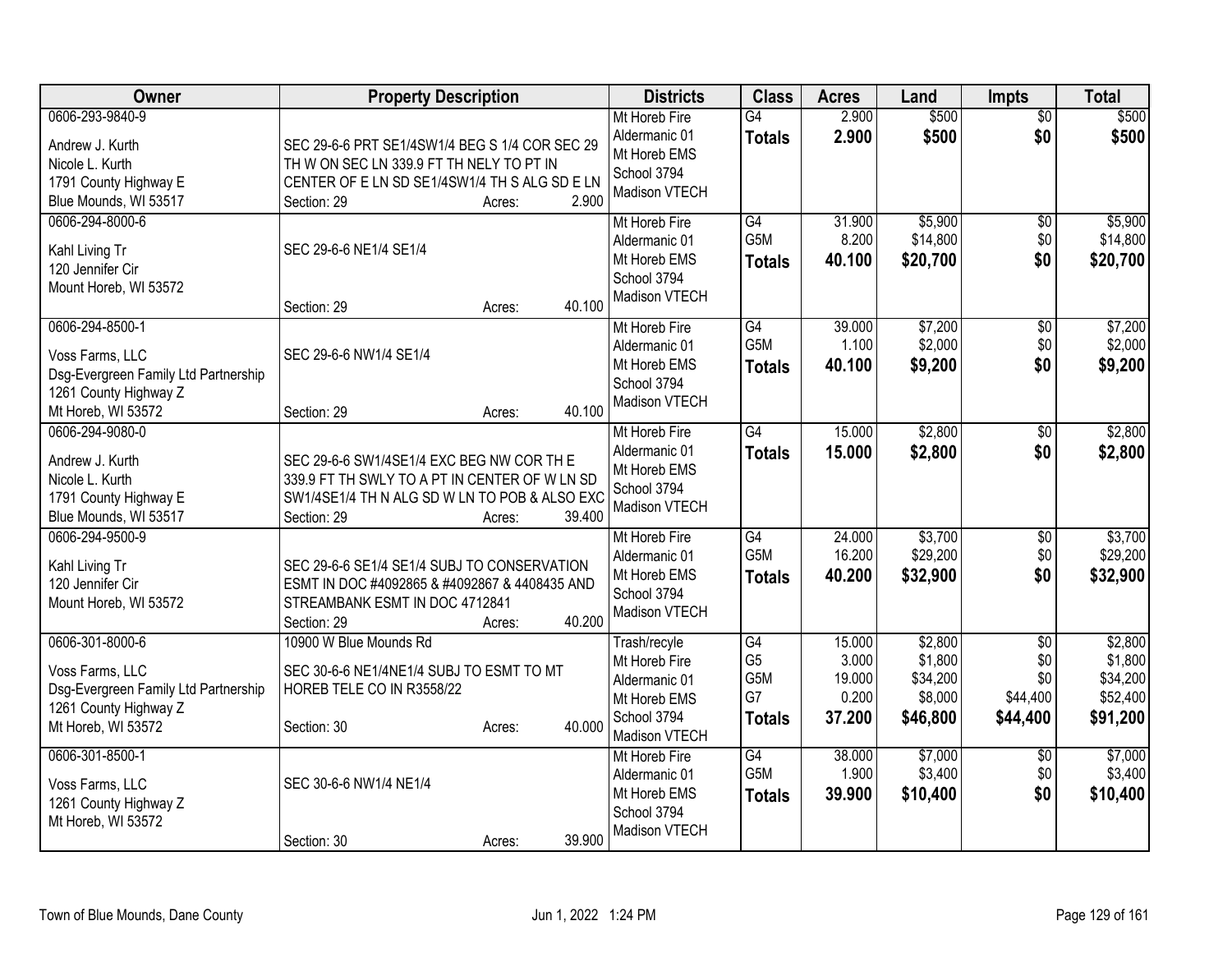| Owner | Property Description | Districts | Class | Acres | Land | Impts | Total |
|---|---|---|---|---|---|---|---|
| 0606-293-9840-9<br><br>Andrew J. Kurth<br>Nicole L. Kurth<br>1791 County Highway E<br>Blue Mounds, WI 53517 | SEC 29-6-6 PRT SE1/4SW1/4 BEG S 1/4 COR SEC 29 TH W ON SEC LN 339.9 FT TH NELY TO PT IN CENTER OF E LN SD SE1/4SW1/4 TH S ALG SD E LN<br>Section: 29 Acres: 2.900 | Mt Horeb Fire<br>Aldermanic 01<br>Mt Horeb EMS<br>School 3794<br>Madison VTECH | G4<br>**Totals** | 2.900<br>**2.900** | \$500<br>**\$500** | \$0<br>**\$0** | \$500<br>**\$500** |
| 0606-294-8000-6<br><br>Kahl Living Tr<br>120 Jennifer Cir<br>Mount Horeb, WI 53572 | SEC 29-6-6 NE1/4 SE1/4<br>Section: 29 Acres: 40.100 | Mt Horeb Fire<br>Aldermanic 01<br>Mt Horeb EMS<br>School 3794<br>Madison VTECH | G4<br>G5M<br>**Totals** | 31.900<br>8.200<br>**40.100** | \$5,900<br>\$14,800<br>**\$20,700** | \$0<br>\$0<br>**\$0** | \$5,900<br>\$14,800<br>**\$20,700** |
| 0606-294-8500-1<br><br>Voss Farms, LLC<br>Dsg-Evergreen Family Ltd Partnership<br>1261 County Highway Z<br>Mt Horeb, WI 53572 | SEC 29-6-6 NW1/4 SE1/4<br>Section: 29 Acres: 40.100 | Mt Horeb Fire<br>Aldermanic 01<br>Mt Horeb EMS<br>School 3794<br>Madison VTECH | G4<br>G5M<br>**Totals** | 39.000<br>1.100<br>**40.100** | \$7,200<br>\$2,000<br>**\$9,200** | \$0<br>\$0<br>**\$0** | \$7,200<br>\$2,000<br>**\$9,200** |
| 0606-294-9080-0<br><br>Andrew J. Kurth<br>Nicole L. Kurth<br>1791 County Highway E<br>Blue Mounds, WI 53517 | SEC 29-6-6 SW1/4SE1/4 EXC BEG NW COR TH E 339.9 FT TH SWLY TO A PT IN CENTER OF W LN SD SW1/4SE1/4 TH N ALG SD W LN TO POB & ALSO EXC<br>Section: 29 Acres: 39.400 | Mt Horeb Fire<br>Aldermanic 01<br>Mt Horeb EMS<br>School 3794<br>Madison VTECH | G4<br>**Totals** | 15.000<br>**15.000** | \$2,800<br>**\$2,800** | \$0<br>**\$0** | \$2,800<br>**\$2,800** |
| 0606-294-9500-9<br><br>Kahl Living Tr<br>120 Jennifer Cir<br>Mount Horeb, WI 53572 | SEC 29-6-6 SE1/4 SE1/4 SUBJ TO CONSERVATION ESMT IN DOC #4092865 & #4092867 & 4408435 AND STREAMBANK ESMT IN DOC 4712841<br>Section: 29 Acres: 40.200 | Mt Horeb Fire<br>Aldermanic 01<br>Mt Horeb EMS<br>School 3794<br>Madison VTECH | G4<br>G5M<br>**Totals** | 24.000<br>16.200<br>**40.200** | \$3,700<br>\$29,200<br>**\$32,900** | \$0<br>\$0<br>**\$0** | \$3,700<br>\$29,200<br>**\$32,900** |
| 0606-301-8000-6<br><br>Voss Farms, LLC<br>Dsg-Evergreen Family Ltd Partnership<br>1261 County Highway Z<br>Mt Horeb, WI 53572 | 10900 W Blue Mounds Rd<br>SEC 30-6-6 NE1/4NE1/4 SUBJ TO ESMT TO MT HOREB TELE CO IN R3558/22<br>Section: 30 Acres: 40.000 | Trash/recyle<br>Mt Horeb Fire<br>Aldermanic 01<br>Mt Horeb EMS<br>School 3794<br>Madison VTECH | G4<br>G5<br>G5M<br>G7<br>**Totals** | 15.000<br>3.000<br>19.000<br>0.200<br>**37.200** | \$2,800<br>\$1,800<br>\$34,200<br>\$8,000<br>**\$46,800** | \$0<br>\$0<br>\$0<br>\$44,400<br>**\$44,400** | \$2,800<br>\$1,800<br>\$34,200<br>\$52,400<br>**\$91,200** |
| 0606-301-8500-1<br><br>Voss Farms, LLC<br>1261 County Highway Z<br>Mt Horeb, WI 53572 | SEC 30-6-6 NW1/4 NE1/4<br>Section: 30 Acres: 39.900 | Mt Horeb Fire<br>Aldermanic 01<br>Mt Horeb EMS<br>School 3794<br>Madison VTECH | G4<br>G5M<br>**Totals** | 38.000<br>1.900<br>**39.900** | \$7,000<br>\$3,400<br>**\$10,400** | \$0<br>\$0<br>**\$0** | \$7,000<br>\$3,400<br>**\$10,400** |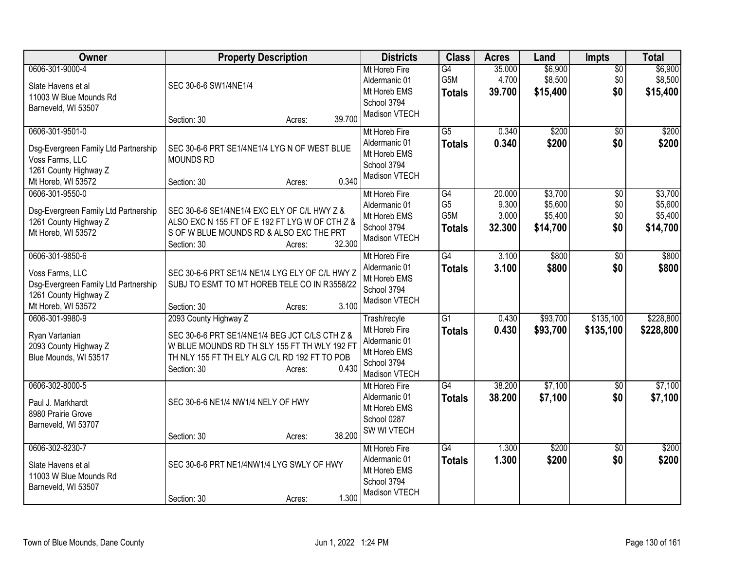| Owner | Property Description | Districts | Class | Acres | Land | Impts | Total |
|---|---|---|---|---|---|---|---|
| 0606-301-9000-4<br><br>Slate Havens et al<br>11003 W Blue Mounds Rd<br>Barneveld, WI 53507 | SEC 30-6-6 SW1/4NE1/4<br><br>Section: 30 Acres: 39.700 | Mt Horeb Fire<br>Aldermanic 01<br>Mt Horeb EMS<br>School 3794<br>Madison VTECH | G4<br>G5M<br>**Totals** | 35.000<br>4.700<br>**39.700** | $6,900<br>$8,500<br>**$15,400** | $0<br>$0<br>**$0** | $6,900<br>$8,500<br>**$15,400** |
| 0606-301-9501-0<br><br>Dsg-Evergreen Family Ltd Partnership<br>Voss Farms, LLC<br>1261 County Highway Z<br>Mt Horeb, WI 53572 | SEC 30-6-6 PRT SE1/4NE1/4 LYG N OF WEST BLUE MOUNDS RD<br><br>Section: 30 Acres: 0.340 | Mt Horeb Fire<br>Aldermanic 01<br>Mt Horeb EMS<br>School 3794<br>Madison VTECH | G5<br>**Totals** | 0.340<br>**0.340** | $200<br>**$200** | $0<br>**$0** | $200<br>**$200** |
| 0606-301-9550-0<br><br>Dsg-Evergreen Family Ltd Partnership<br>1261 County Highway Z<br>Mt Horeb, WI 53572 | SEC 30-6-6 SE1/4NE1/4 EXC ELY OF C/L HWY Z & ALSO EXC N 155 FT OF E 192 FT LYG W OF CTH Z & S OF W BLUE MOUNDS RD & ALSO EXC THE PRT<br>Section: 30 Acres: 32.300 | Mt Horeb Fire<br>Aldermanic 01<br>Mt Horeb EMS<br>School 3794<br>Madison VTECH | G4<br>G5<br>G5M<br>**Totals** | 20.000<br>9.300<br>3.000<br>**32.300** | $3,700<br>$5,600<br>$5,400<br>**$14,700** | $0<br>$0<br>$0<br>**$0** | $3,700<br>$5,600<br>$5,400<br>**$14,700** |
| 0606-301-9850-6<br><br>Voss Farms, LLC<br>Dsg-Evergreen Family Ltd Partnership<br>1261 County Highway Z<br>Mt Horeb, WI 53572 | SEC 30-6-6 PRT SE1/4 NE1/4 LYG ELY OF C/L HWY Z SUBJ TO ESMT TO MT HOREB TELE CO IN R3558/22<br><br>Section: 30 Acres: 3.100 | Mt Horeb Fire<br>Aldermanic 01<br>Mt Horeb EMS<br>School 3794<br>Madison VTECH | G4<br>**Totals** | 3.100<br>**3.100** | $800<br>**$800** | $0<br>**$0** | $800<br>**$800** |
| 0606-301-9980-9<br><br>Ryan Vartanian<br>2093 County Highway Z<br>Blue Mounds, WI 53517 | 2093 County Highway Z<br><br>SEC 30-6-6 PRT SE1/4NE1/4 BEG JCT C/LS CTH Z & W BLUE MOUNDS RD TH SLY 155 FT TH WLY 192 FT TH NLY 155 FT TH ELY ALG C/L RD 192 FT TO POB<br>Section: 30 Acres: 0.430 | Trash/recyle<br>Mt Horeb Fire<br>Aldermanic 01<br>Mt Horeb EMS<br>School 3794<br>Madison VTECH | G1<br>**Totals** | 0.430<br>**0.430** | $93,700<br>**$93,700** | $135,100<br>**$135,100** | $228,800<br>**$228,800** |
| 0606-302-8000-5<br><br>Paul J. Markhardt<br>8980 Prairie Grove<br>Barneveld, WI 53707 | SEC 30-6-6 NE1/4 NW1/4 NELY OF HWY<br><br>Section: 30 Acres: 38.200 | Mt Horeb Fire<br>Aldermanic 01<br>Mt Horeb EMS<br>School 0287<br>SW WI VTECH | G4<br>**Totals** | 38.200<br>**38.200** | $7,100<br>**$7,100** | $0<br>**$0** | $7,100<br>**$7,100** |
| 0606-302-8230-7<br><br>Slate Havens et al<br>11003 W Blue Mounds Rd<br>Barneveld, WI 53507 | SEC 30-6-6 PRT NE1/4NW1/4 LYG SWLY OF HWY<br><br>Section: 30 Acres: 1.300 | Mt Horeb Fire<br>Aldermanic 01<br>Mt Horeb EMS<br>School 3794<br>Madison VTECH | G4<br>**Totals** | 1.300<br>**1.300** | $200<br>**$200** | $0<br>**$0** | $200<br>**$200** |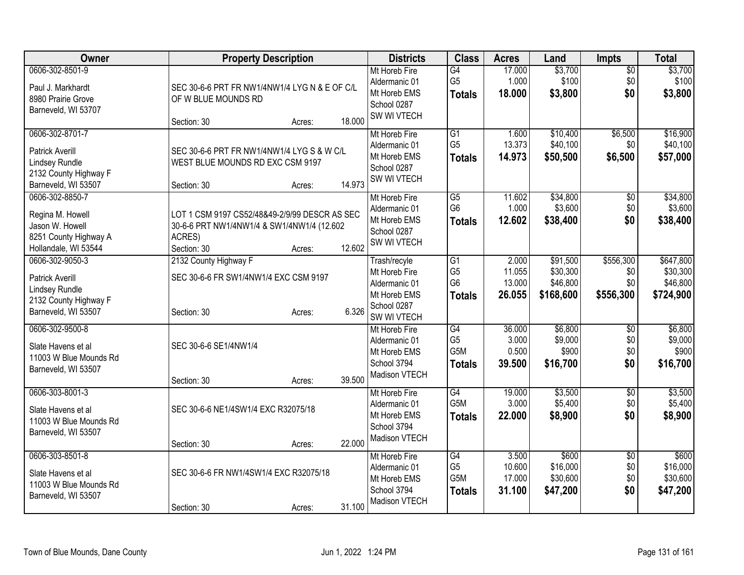| Owner | Property Description | Districts | Class | Acres | Land | Impts | Total |
|---|---|---|---|---|---|---|---|
| 0606-302-8501-9<br>Paul J. Markhardt<br>8980 Prairie Grove<br>Barneveld, WI 53707 | SEC 30-6-6 PRT FR NW1/4NW1/4 LYG N & E OF C/L OF W BLUE MOUNDS RD<br>Section: 30 Acres: 18.000 | Mt Horeb Fire<br>Aldermanic 01<br>Mt Horeb EMS<br>School 0287<br>SW WI VTECH | G4<br>G5<br>**Totals** | 17.000<br>1.000<br>**18.000** | $3,700<br>$100<br>**$3,800** | $0<br>$0<br>**$0** | $3,700<br>$100<br>**$3,800** |
| 0606-302-8701-7<br>Patrick Averill<br>Lindsey Rundle<br>2132 County Highway F<br>Barneveld, WI 53507 | SEC 30-6-6 PRT FR NW1/4NW1/4 LYG S & W C/L WEST BLUE MOUNDS RD EXC CSM 9197<br>Section: 30 Acres: 14.973 | Mt Horeb Fire<br>Aldermanic 01<br>Mt Horeb EMS<br>School 0287<br>SW WI VTECH | G1<br>G5<br>**Totals** | 1.600<br>13.373<br>**14.973** | $10,400<br>$40,100<br>**$50,500** | $6,500<br>$0<br>**$6,500** | $16,900<br>$40,100<br>**$57,000** |
| 0606-302-8850-7<br>Regina M. Howell<br>Jason W. Howell<br>8251 County Highway A<br>Hollandale, WI 53544 | LOT 1 CSM 9197 CS52/48&49-2/9/99 DESCR AS SEC 30-6-6 PRT NW1/4NW1/4 & SW1/4NW1/4 (12.602 ACRES)<br>Section: 30 Acres: 12.602 | Mt Horeb Fire<br>Aldermanic 01<br>Mt Horeb EMS<br>School 0287<br>SW WI VTECH | G5<br>G6<br>**Totals** | 11.602<br>1.000<br>**12.602** | $34,800<br>$3,600<br>**$38,400** | $0<br>$0<br>**$0** | $34,800<br>$3,600<br>**$38,400** |
| 0606-302-9050-3<br>Patrick Averill<br>Lindsey Rundle<br>2132 County Highway F<br>Barneveld, WI 53507 | 2132 County Highway F<br>SEC 30-6-6 FR SW1/4NW1/4 EXC CSM 9197<br>Section: 30 Acres: 6.326 | Trash/recyle<br>Mt Horeb Fire<br>Aldermanic 01<br>Mt Horeb EMS<br>School 0287<br>SW WI VTECH | G1<br>G5<br>G6<br>**Totals** | 2.000<br>11.055<br>13.000<br>**26.055** | $91,500<br>$30,300<br>$46,800<br>**$168,600** | $556,300<br>$0<br>$0<br>**$556,300** | $647,800<br>$30,300<br>$46,800<br>**$724,900** |
| 0606-302-9500-8<br>Slate Havens et al<br>11003 W Blue Mounds Rd<br>Barneveld, WI 53507 | SEC 30-6-6 SE1/4NW1/4<br>Section: 30 Acres: 39.500 | Mt Horeb Fire<br>Aldermanic 01<br>Mt Horeb EMS<br>School 3794<br>Madison VTECH | G4<br>G5<br>G5M<br>**Totals** | 36.000<br>3.000<br>0.500<br>**39.500** | $6,800<br>$9,000<br>$900<br>**$16,700** | $0<br>$0<br>$0<br>**$0** | $6,800<br>$9,000<br>$900<br>**$16,700** |
| 0606-303-8001-3<br>Slate Havens et al<br>11003 W Blue Mounds Rd<br>Barneveld, WI 53507 | SEC 30-6-6 NE1/4SW1/4 EXC R32075/18<br>Section: 30 Acres: 22.000 | Mt Horeb Fire<br>Aldermanic 01<br>Mt Horeb EMS<br>School 3794<br>Madison VTECH | G4<br>G5M<br>**Totals** | 19.000<br>3.000<br>**22.000** | $3,500<br>$5,400<br>**$8,900** | $0<br>$0<br>**$0** | $3,500<br>$5,400<br>**$8,900** |
| 0606-303-8501-8<br>Slate Havens et al<br>11003 W Blue Mounds Rd<br>Barneveld, WI 53507 | SEC 30-6-6 FR NW1/4SW1/4 EXC R32075/18<br>Section: 30 Acres: 31.100 | Mt Horeb Fire<br>Aldermanic 01<br>Mt Horeb EMS<br>School 3794<br>Madison VTECH | G4<br>G5<br>G5M<br>**Totals** | 3.500<br>10.600<br>17.000<br>**31.100** | $600<br>$16,000<br>$30,600<br>**$47,200** | $0<br>$0<br>$0<br>**$0** | $600<br>$16,000<br>$30,600<br>**$47,200** |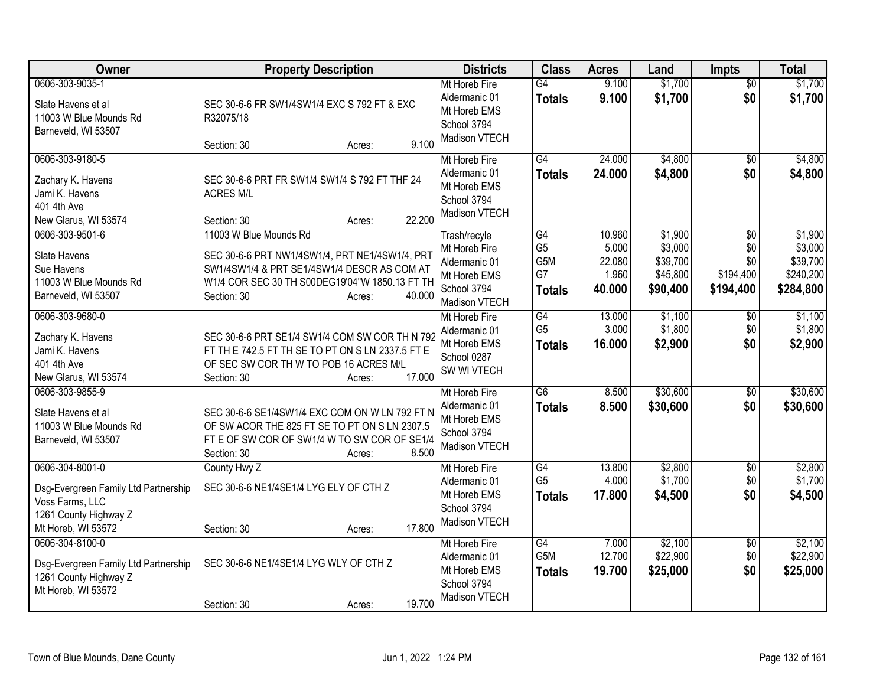| Owner | Property Description | Districts | Class | Acres | Land | Impts | Total |
|---|---|---|---|---|---|---|---|
| 0606-303-9035-1<br>Slate Havens et al<br>11003 W Blue Mounds Rd<br>Barneveld, WI 53507 | SEC 30-6-6 FR SW1/4SW1/4 EXC S 792 FT & EXC R32075/18<br>Section: 30 Acres: 9.100 | Mt Horeb Fire<br>Aldermanic 01<br>Mt Horeb EMS<br>School 3794<br>Madison VTECH | G4<br>**Totals** | 9.100<br>**9.100** | $1,700<br>**$1,700** | $0<br>**$0** | $1,700<br>**$1,700** |
| 0606-303-9180-5<br>Zachary K. Havens<br>Jami K. Havens<br>401 4th Ave<br>New Glarus, WI 53574 | SEC 30-6-6 PRT FR SW1/4 SW1/4 S 792 FT THF 24 ACRES M/L<br>Section: 30 Acres: 22.200 | Mt Horeb Fire<br>Aldermanic 01<br>Mt Horeb EMS<br>School 3794<br>Madison VTECH | G4<br>**Totals** | 24.000<br>**24.000** | $4,800<br>**$4,800** | $0<br>**$0** | $4,800<br>**$4,800** |
| 0606-303-9501-6<br>Slate Havens<br>Sue Havens<br>11003 W Blue Mounds Rd<br>Barneveld, WI 53507 | 11003 W Blue Mounds Rd<br>SEC 30-6-6 PRT NW1/4SW1/4, PRT NE1/4SW1/4, PRT SW1/4SW1/4 & PRT SE1/4SW1/4 DESCR AS COM AT W1/4 COR SEC 30 TH S00DEG19'04"W 1850.13 FT TH<br>Section: 30 Acres: 40.000 | Trash/recyle<br>Mt Horeb Fire<br>Aldermanic 01<br>Mt Horeb EMS<br>School 3794<br>Madison VTECH | G4<br>G5<br>G5M<br>G7<br>**Totals** | 10.960<br>5.000<br>22.080<br>1.960<br>**40.000** | $1,900<br>$3,000<br>$39,700<br>$45,800<br>**$90,400** | $0<br>$0<br>$0<br>$194,400<br>**$194,400** | $1,900<br>$3,000<br>$39,700<br>$240,200<br>**$284,800** |
| 0606-303-9680-0<br>Zachary K. Havens<br>Jami K. Havens<br>401 4th Ave<br>New Glarus, WI 53574 | SEC 30-6-6 PRT SE1/4 SW1/4 COM SW COR TH N 792 FT TH E 742.5 FT TH SE TO PT ON S LN 2337.5 FT E OF SEC SW COR TH W TO POB 16 ACRES M/L<br>Section: 30 Acres: 17.000 | Mt Horeb Fire<br>Aldermanic 01<br>Mt Horeb EMS<br>School 0287<br>SW WI VTECH | G4<br>G5<br>**Totals** | 13.000<br>3.000<br>**16.000** | $1,100<br>$1,800<br>**$2,900** | $0<br>$0<br>**$0** | $1,100<br>$1,800<br>**$2,900** |
| 0606-303-9855-9<br>Slate Havens et al<br>11003 W Blue Mounds Rd<br>Barneveld, WI 53507 | SEC 30-6-6 SE1/4SW1/4 EXC COM ON W LN 792 FT N OF SW ACOR THE 825 FT SE TO PT ON S LN 2307.5 FT E OF SW COR OF SW1/4 W TO SW COR OF SE1/4<br>Section: 30 Acres: 8.500 | Mt Horeb Fire<br>Aldermanic 01<br>Mt Horeb EMS<br>School 3794<br>Madison VTECH | G6<br>**Totals** | 8.500<br>**8.500** | $30,600<br>**$30,600** | $0<br>**$0** | $30,600<br>**$30,600** |
| 0606-304-8001-0<br>Dsg-Evergreen Family Ltd Partnership<br>Voss Farms, LLC<br>1261 County Highway Z<br>Mt Horeb, WI 53572 | County Hwy Z<br>SEC 30-6-6 NE1/4SE1/4 LYG ELY OF CTH Z<br>Section: 30 Acres: 17.800 | Mt Horeb Fire<br>Aldermanic 01<br>Mt Horeb EMS<br>School 3794<br>Madison VTECH | G4<br>G5<br>**Totals** | 13.800<br>4.000<br>**17.800** | $2,800<br>$1,700<br>**$4,500** | $0<br>$0<br>**$0** | $2,800<br>$1,700<br>**$4,500** |
| 0606-304-8100-0<br>Dsg-Evergreen Family Ltd Partnership<br>1261 County Highway Z<br>Mt Horeb, WI 53572 | SEC 30-6-6 NE1/4SE1/4 LYG WLY OF CTH Z<br>Section: 30 Acres: 19.700 | Mt Horeb Fire<br>Aldermanic 01<br>Mt Horeb EMS<br>School 3794<br>Madison VTECH | G4<br>G5M<br>**Totals** | 7.000<br>12.700<br>**19.700** | $2,100<br>$22,900<br>**$25,000** | $0<br>$0<br>**$0** | $2,100<br>$22,900<br>**$25,000** |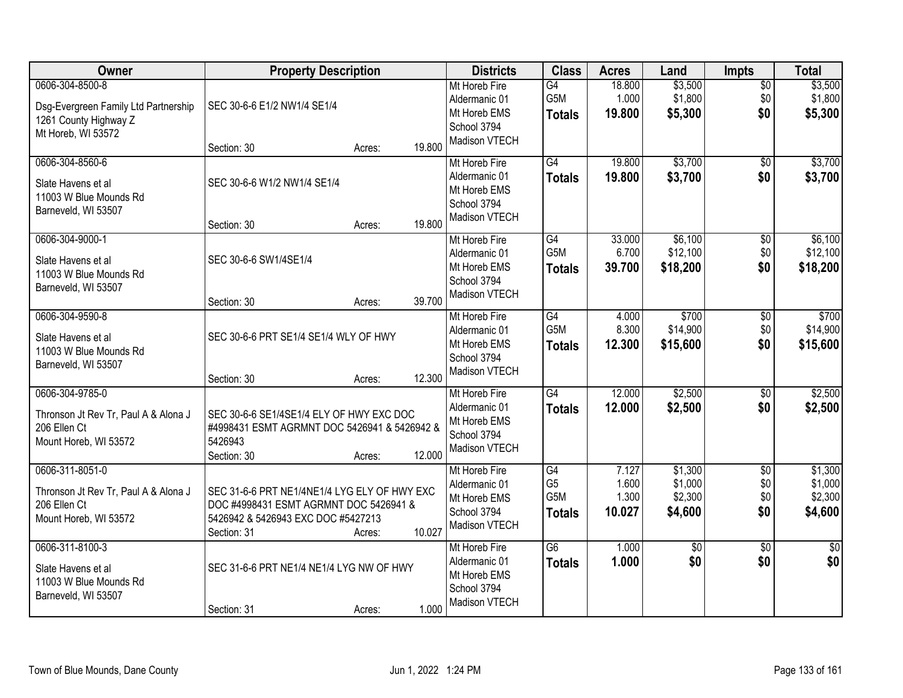| Owner | Property Description | Districts | Class | Acres | Land | Impts | Total |
|---|---|---|---|---|---|---|---|
| 0606-304-8500-8<br>Dsg-Evergreen Family Ltd Partnership<br>1261 County Highway Z<br>Mt Horeb, WI 53572 | SEC 30-6-6 E1/2 NW1/4 SE1/4<br>Section: 30 Acres: 19.800 | Mt Horeb Fire<br>Aldermanic 01<br>Mt Horeb EMS<br>School 3794<br>Madison VTECH | G4<br>G5M<br>**Totals** | 18.800<br>1.000<br>**19.800** | $3,500<br>$1,800<br>**$5,300** | $0<br>$0<br>**$0** | $3,500<br>$1,800<br>**$5,300** |
| 0606-304-8560-6<br>Slate Havens et al<br>11003 W Blue Mounds Rd<br>Barneveld, WI 53507 | SEC 30-6-6 W1/2 NW1/4 SE1/4<br>Section: 30 Acres: 19.800 | Mt Horeb Fire<br>Aldermanic 01<br>Mt Horeb EMS<br>School 3794<br>Madison VTECH | G4<br>**Totals** | 19.800<br>**19.800** | $3,700<br>**$3,700** | $0<br>**$0** | $3,700<br>**$3,700** |
| 0606-304-9000-1<br>Slate Havens et al<br>11003 W Blue Mounds Rd<br>Barneveld, WI 53507 | SEC 30-6-6 SW1/4SE1/4<br>Section: 30 Acres: 39.700 | Mt Horeb Fire<br>Aldermanic 01<br>Mt Horeb EMS<br>School 3794<br>Madison VTECH | G4<br>G5M<br>**Totals** | 33.000<br>6.700<br>**39.700** | $6,100<br>$12,100<br>**$18,200** | $0<br>$0<br>**$0** | $6,100<br>$12,100<br>**$18,200** |
| 0606-304-9590-8<br>Slate Havens et al<br>11003 W Blue Mounds Rd<br>Barneveld, WI 53507 | SEC 30-6-6 PRT SE1/4 SE1/4 WLY OF HWY<br>Section: 30 Acres: 12.300 | Mt Horeb Fire<br>Aldermanic 01<br>Mt Horeb EMS<br>School 3794<br>Madison VTECH | G4<br>G5M<br>**Totals** | 4.000<br>8.300<br>**12.300** | $700<br>$14,900<br>**$15,600** | $0<br>$0<br>**$0** | $700<br>$14,900<br>**$15,600** |
| 0606-304-9785-0<br>Thronson Jt Rev Tr, Paul A & Alona J<br>206 Ellen Ct<br>Mount Horeb, WI 53572 | SEC 30-6-6 SE1/4SE1/4 ELY OF HWY EXC DOC #4998431 ESMT AGRMNT DOC 5426941 & 5426942 & 5426943<br>Section: 30 Acres: 12.000 | Mt Horeb Fire<br>Aldermanic 01<br>Mt Horeb EMS<br>School 3794<br>Madison VTECH | G4<br>**Totals** | 12.000<br>**12.000** | $2,500<br>**$2,500** | $0<br>**$0** | $2,500<br>**$2,500** |
| 0606-311-8051-0<br>Thronson Jt Rev Tr, Paul A & Alona J<br>206 Ellen Ct<br>Mount Horeb, WI 53572 | SEC 31-6-6 PRT NE1/4NE1/4 LYG ELY OF HWY EXC DOC #4998431 ESMT AGRMNT DOC 5426941 & 5426942 & 5426943 EXC DOC #5427213<br>Section: 31 Acres: 10.027 | Mt Horeb Fire<br>Aldermanic 01<br>Mt Horeb EMS<br>School 3794<br>Madison VTECH | G4<br>G5<br>G5M<br>**Totals** | 7.127<br>1.600<br>1.300<br>**10.027** | $1,300<br>$1,000<br>$2,300<br>**$4,600** | $0<br>$0<br>$0<br>**$0** | $1,300<br>$1,000<br>$2,300<br>**$4,600** |
| 0606-311-8100-3<br>Slate Havens et al<br>11003 W Blue Mounds Rd<br>Barneveld, WI 53507 | SEC 31-6-6 PRT NE1/4 NE1/4 LYG NW OF HWY<br>Section: 31 Acres: 1.000 | Mt Horeb Fire<br>Aldermanic 01<br>Mt Horeb EMS<br>School 3794<br>Madison VTECH | G6<br>**Totals** | 1.000<br>**1.000** | $0<br>**$0** | $0<br>**$0** | $0<br>**$0** |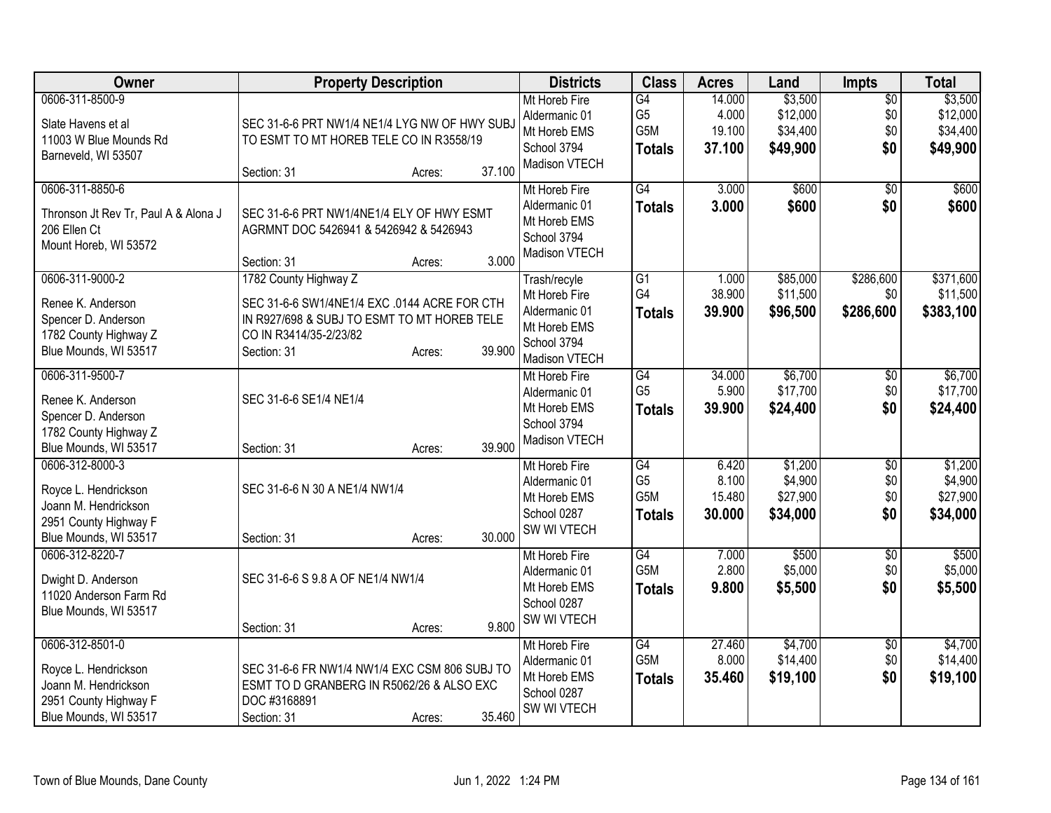| Owner | Property Description | Districts | Class | Acres | Land | Impts | Total |
|---|---|---|---|---|---|---|---|
| 0606-311-8500-9<br><br>Slate Havens et al<br>11003 W Blue Mounds Rd<br>Barneveld, WI 53507 | SEC 31-6-6 PRT NW1/4 NE1/4 LYG NW OF HWY SUBJ TO ESMT TO MT HOREB TELE CO IN R3558/19<br><br>Section: 31 Acres: 37.100 | Mt Horeb Fire<br>Aldermanic 01<br>Mt Horeb EMS<br>School 3794<br>Madison VTECH | G4<br>G5<br>G5M<br>**Totals** | 14.000<br>4.000<br>19.100<br>**37.100** | $3,500<br>$12,000<br>$34,400<br>**$49,900** | $0<br>$0<br>$0<br>**$0** | $3,500<br>$12,000<br>$34,400<br>**$49,900** |
| 0606-311-8850-6<br><br>Thronson Jt Rev Tr, Paul A & Alona J<br>206 Ellen Ct<br>Mount Horeb, WI 53572 | SEC 31-6-6 PRT NW1/4NE1/4 ELY OF HWY ESMT AGRMNT DOC 5426941 & 5426942 & 5426943<br><br>Section: 31 Acres: 3.000 | Mt Horeb Fire<br>Aldermanic 01<br>Mt Horeb EMS<br>School 3794<br>Madison VTECH | G4<br>**Totals** | 3.000<br>**3.000** | $600<br>**$600** | $0<br>**$0** | $600<br>**$600** |
| 0606-311-9000-2<br><br>Renee K. Anderson<br>Spencer D. Anderson<br>1782 County Highway Z<br>Blue Mounds, WI 53517 | 1782 County Highway Z<br><br>SEC 31-6-6 SW1/4NE1/4 EXC .0144 ACRE FOR CTH IN R927/698 & SUBJ TO ESMT TO MT HOREB TELE CO IN R3414/35-2/23/82<br>Section: 31 Acres: 39.900 | Trash/recyle<br>Mt Horeb Fire<br>Aldermanic 01<br>Mt Horeb EMS<br>School 3794<br>Madison VTECH | G1<br>G4<br>**Totals** | 1.000<br>38.900<br>**39.900** | $85,000<br>$11,500<br>**$96,500** | $286,600<br>$0<br>**$286,600** | $371,600<br>$11,500<br>**$383,100** |
| 0606-311-9500-7<br><br>Renee K. Anderson<br>Spencer D. Anderson<br>1782 County Highway Z<br>Blue Mounds, WI 53517 | SEC 31-6-6 SE1/4 NE1/4<br><br>Section: 31 Acres: 39.900 | Mt Horeb Fire<br>Aldermanic 01<br>Mt Horeb EMS<br>School 3794<br>Madison VTECH | G4<br>G5<br>**Totals** | 34.000<br>5.900<br>**39.900** | $6,700<br>$17,700<br>**$24,400** | $0<br>$0<br>**$0** | $6,700<br>$17,700<br>**$24,400** |
| 0606-312-8000-3<br><br>Royce L. Hendrickson<br>Joann M. Hendrickson<br>2951 County Highway F<br>Blue Mounds, WI 53517 | SEC 31-6-6 N 30 A NE1/4 NW1/4<br><br>Section: 31 Acres: 30.000 | Mt Horeb Fire<br>Aldermanic 01<br>Mt Horeb EMS<br>School 0287<br>SW WI VTECH | G4<br>G5<br>G5M<br>**Totals** | 6.420<br>8.100<br>15.480<br>**30.000** | $1,200<br>$4,900<br>$27,900<br>**$34,000** | $0<br>$0<br>$0<br>**$0** | $1,200<br>$4,900<br>$27,900<br>**$34,000** |
| 0606-312-8220-7<br><br>Dwight D. Anderson<br>11020 Anderson Farm Rd<br>Blue Mounds, WI 53517 | SEC 31-6-6 S 9.8 A OF NE1/4 NW1/4<br><br>Section: 31 Acres: 9.800 | Mt Horeb Fire<br>Aldermanic 01<br>Mt Horeb EMS<br>School 0287<br>SW WI VTECH | G4<br>G5M<br>**Totals** | 7.000<br>2.800<br>**9.800** | $500<br>$5,000<br>**$5,500** | $0<br>$0<br>**$0** | $500<br>$5,000<br>**$5,500** |
| 0606-312-8501-0<br><br>Royce L. Hendrickson<br>Joann M. Hendrickson<br>2951 County Highway F<br>Blue Mounds, WI 53517 | SEC 31-6-6 FR NW1/4 NW1/4 EXC CSM 806 SUBJ TO ESMT TO D GRANBERG IN R5062/26 & ALSO EXC DOC #3168891<br>Section: 31 Acres: 35.460 | Mt Horeb Fire<br>Aldermanic 01<br>Mt Horeb EMS<br>School 0287<br>SW WI VTECH | G4<br>G5M<br>**Totals** | 27.460<br>8.000<br>**35.460** | $4,700<br>$14,400<br>**$19,100** | $0<br>$0<br>**$0** | $4,700<br>$14,400<br>**$19,100** |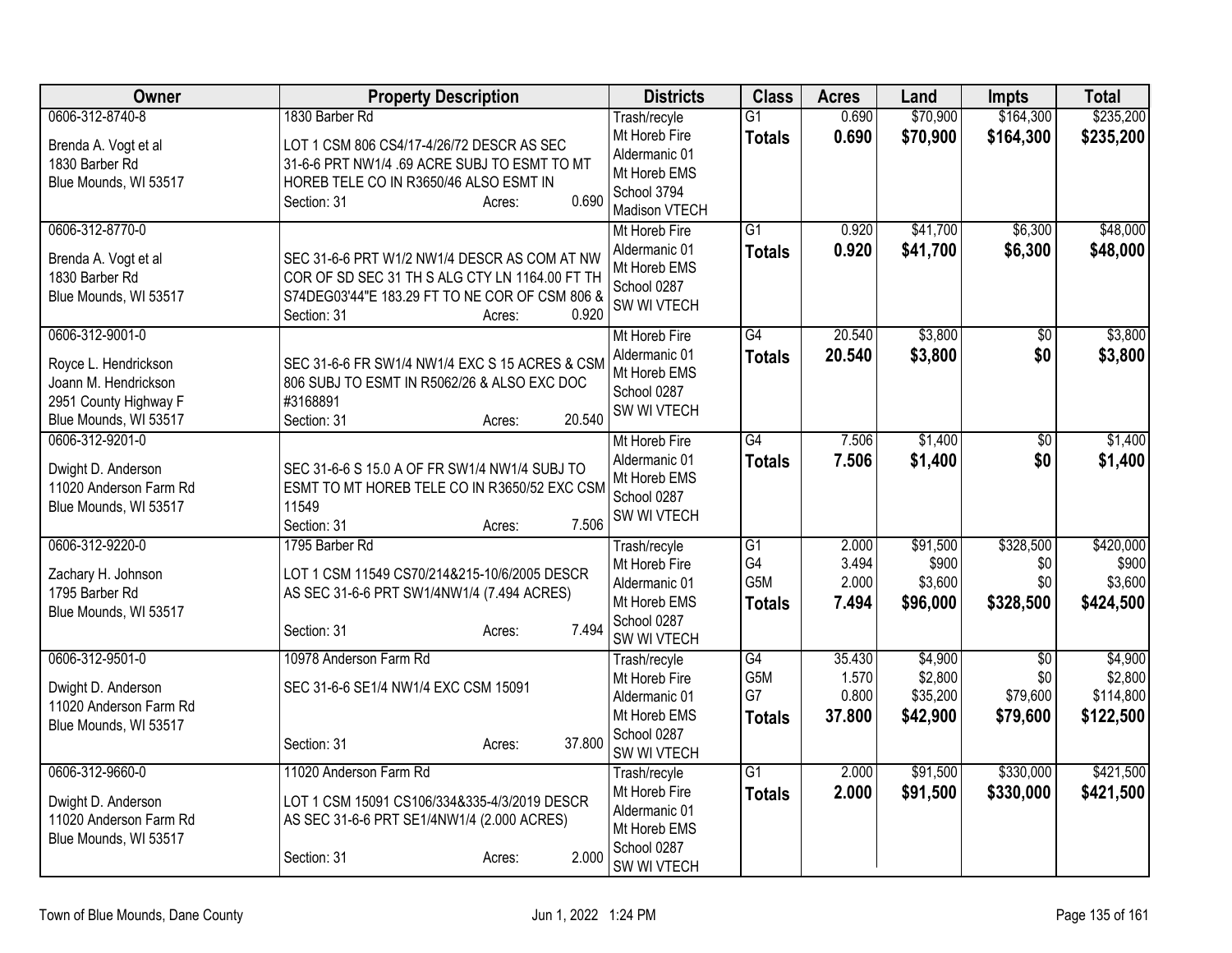| Owner | Property Description | Districts | Class | Acres | Land | Impts | Total |
|---|---|---|---|---|---|---|---|
| 0606-312-8740-8<br>Brenda A. Vogt et al<br>1830 Barber Rd<br>Blue Mounds, WI 53517 | 1830 Barber Rd<br>LOT 1 CSM 806 CS4/17-4/26/72 DESCR AS SEC 31-6-6 PRT NW1/4 .69 ACRE SUBJ TO ESMT TO MT HOREB TELE CO IN R3650/46 ALSO ESMT IN<br>Section: 31 Acres: 0.690 | Trash/recyle<br>Mt Horeb Fire<br>Aldermanic 01<br>Mt Horeb EMS<br>School 3794<br>Madison VTECH | G1<br>**Totals** | 0.690<br>**0.690** | $70,900<br>**$70,900** | $164,300<br>**$164,300** | $235,200<br>**$235,200** |
| 0606-312-8770-0<br>Brenda A. Vogt et al<br>1830 Barber Rd<br>Blue Mounds, WI 53517 | SEC 31-6-6 PRT W1/2 NW1/4 DESCR AS COM AT NW COR OF SD SEC 31 TH S ALG CTY LN 1164.00 FT TH S74DEG03'44"E 183.29 FT TO NE COR OF CSM 806 &<br>Section: 31 Acres: 0.920 | Mt Horeb Fire<br>Aldermanic 01<br>Mt Horeb EMS<br>School 0287<br>SW WI VTECH | G1<br>**Totals** | 0.920<br>**0.920** | $41,700<br>**$41,700** | $6,300<br>**$6,300** | $48,000<br>**$48,000** |
| 0606-312-9001-0<br>Royce L. Hendrickson<br>Joann M. Hendrickson<br>2951 County Highway F<br>Blue Mounds, WI 53517 | SEC 31-6-6 FR SW1/4 NW1/4 EXC S 15 ACRES & CSM 806 SUBJ TO ESMT IN R5062/26 & ALSO EXC DOC #3168891<br>Section: 31 Acres: 20.540 | Mt Horeb Fire<br>Aldermanic 01<br>Mt Horeb EMS<br>School 0287<br>SW WI VTECH | G4<br>**Totals** | 20.540<br>**20.540** | $3,800<br>**$3,800** | $0<br>**$0** | $3,800<br>**$3,800** |
| 0606-312-9201-0<br>Dwight D. Anderson<br>11020 Anderson Farm Rd<br>Blue Mounds, WI 53517 | SEC 31-6-6 S 15.0 A OF FR SW1/4 NW1/4 SUBJ TO ESMT TO MT HOREB TELE CO IN R3650/52 EXC CSM 11549<br>Section: 31 Acres: 7.506 | Mt Horeb Fire<br>Aldermanic 01<br>Mt Horeb EMS<br>School 0287<br>SW WI VTECH | G4<br>**Totals** | 7.506<br>**7.506** | $1,400<br>**$1,400** | $0<br>**$0** | $1,400<br>**$1,400** |
| 0606-312-9220-0<br>Zachary H. Johnson<br>1795 Barber Rd<br>Blue Mounds, WI 53517 | 1795 Barber Rd<br>LOT 1 CSM 11549 CS70/214&215-10/6/2005 DESCR AS SEC 31-6-6 PRT SW1/4NW1/4 (7.494 ACRES)<br>Section: 31 Acres: 7.494 | Trash/recyle<br>Mt Horeb Fire<br>Aldermanic 01<br>Mt Horeb EMS<br>School 0287<br>SW WI VTECH | G1<br>G4<br>G5M<br>**Totals** | 2.000<br>3.494<br>2.000<br>**7.494** | $91,500<br>$900<br>$3,600<br>**$96,000** | $328,500<br>$0<br>$0<br>**$328,500** | $420,000<br>$900<br>$3,600<br>**$424,500** |
| 0606-312-9501-0<br>Dwight D. Anderson<br>11020 Anderson Farm Rd<br>Blue Mounds, WI 53517 | 10978 Anderson Farm Rd<br>SEC 31-6-6 SE1/4 NW1/4 EXC CSM 15091<br>Section: 31 Acres: 37.800 | Trash/recyle<br>Mt Horeb Fire<br>Aldermanic 01<br>Mt Horeb EMS<br>School 0287<br>SW WI VTECH | G4<br>G5M<br>G7<br>**Totals** | 35.430<br>1.570<br>0.800<br>**37.800** | $4,900<br>$2,800<br>$35,200<br>**$42,900** | $0<br>$0<br>$79,600<br>**$79,600** | $4,900<br>$2,800<br>$114,800<br>**$122,500** |
| 0606-312-9660-0<br>Dwight D. Anderson<br>11020 Anderson Farm Rd<br>Blue Mounds, WI 53517 | 11020 Anderson Farm Rd<br>LOT 1 CSM 15091 CS106/334&335-4/3/2019 DESCR AS SEC 31-6-6 PRT SE1/4NW1/4 (2.000 ACRES)<br>Section: 31 Acres: 2.000 | Trash/recyle<br>Mt Horeb Fire<br>Aldermanic 01<br>Mt Horeb EMS<br>School 0287<br>SW WI VTECH | G1<br>**Totals** | 2.000<br>**2.000** | $91,500<br>**$91,500** | $330,000<br>**$330,000** | $421,500<br>**$421,500** |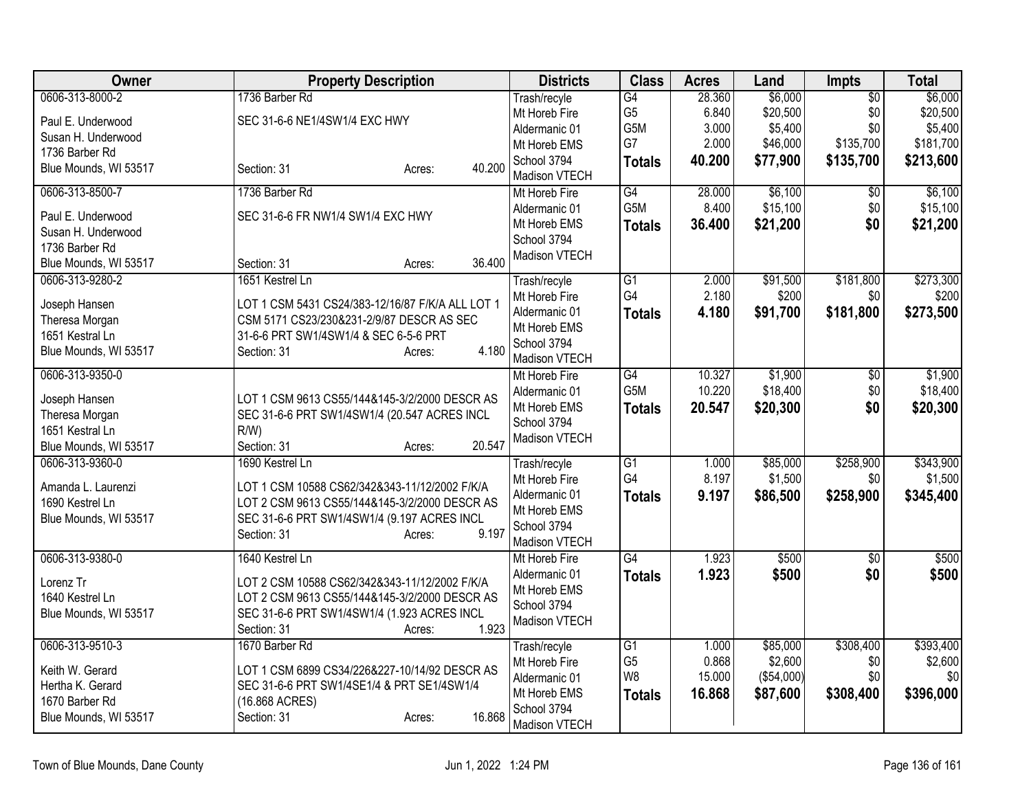| Owner | Property Description | Districts | Class | Acres | Land | Impts | Total |
|---|---|---|---|---|---|---|---|
| 0606-313-8000-2<br>Paul E. Underwood<br>Susan H. Underwood<br>1736 Barber Rd<br>Blue Mounds, WI 53517 | 1736 Barber Rd<br>SEC 31-6-6 NE1/4SW1/4 EXC HWY<br>Section: 31 Acres: 40.200 | Trash/recycle<br>Mt Horeb Fire<br>Aldermanic 01<br>Mt Horeb EMS<br>School 3794<br>Madison VTECH | G4<br>G5<br>G5M<br>G7<br>**Totals** | 28.360<br>6.840<br>3.000<br>2.000<br>**40.200** | $6,000<br>$20,500<br>$5,400<br>$46,000<br>**$77,900** | $0<br>$0<br>$0<br>$135,700<br>**$135,700** | $6,000<br>$20,500<br>$5,400<br>$181,700<br>**$213,600** |
| 0606-313-8500-7<br>Paul E. Underwood<br>Susan H. Underwood<br>1736 Barber Rd<br>Blue Mounds, WI 53517 | 1736 Barber Rd<br>SEC 31-6-6 FR NW1/4 SW1/4 EXC HWY<br>Section: 31 Acres: 36.400 | Mt Horeb Fire<br>Aldermanic 01<br>Mt Horeb EMS<br>School 3794<br>Madison VTECH | G4<br>G5M<br>**Totals** | 28.000<br>8.400<br>**36.400** | $6,100<br>$15,100<br>**$21,200** | $0<br>$0<br>**$0** | $6,100<br>$15,100<br>**$21,200** |
| 0606-313-9280-2<br>Joseph Hansen<br>Theresa Morgan<br>1651 Kestral Ln<br>Blue Mounds, WI 53517 | 1651 Kestrel Ln<br>LOT 1 CSM 5431 CS24/383-12/16/87 F/K/A ALL LOT 1 CSM 5171 CS23/230&231-2/9/87 DESCR AS SEC 31-6-6 PRT SW1/4SW1/4 & SEC 6-5-6 PRT<br>Section: 31 Acres: 4.180 | Trash/recycle<br>Mt Horeb Fire<br>Aldermanic 01<br>Mt Horeb EMS<br>School 3794<br>Madison VTECH | G1<br>G4<br>**Totals** | 2.000<br>2.180<br>**4.180** | $91,500<br>$200<br>**$91,700** | $181,800<br>$0<br>**$181,800** | $273,300<br>$200<br>**$273,500** |
| 0606-313-9350-0<br>Joseph Hansen<br>Theresa Morgan<br>1651 Kestral Ln<br>Blue Mounds, WI 53517 | LOT 1 CSM 9613 CS55/144&145-3/2/2000 DESCR AS SEC 31-6-6 PRT SW1/4SW1/4 (20.547 ACRES INCL R/W)<br>Section: 31 Acres: 20.547 | Mt Horeb Fire<br>Aldermanic 01<br>Mt Horeb EMS<br>School 3794<br>Madison VTECH | G4<br>G5M<br>**Totals** | 10.327<br>10.220<br>**20.547** | $1,900<br>$18,400<br>**$20,300** | $0<br>$0<br>**$0** | $1,900<br>$18,400<br>**$20,300** |
| 0606-313-9360-0<br>Amanda L. Laurenzi<br>1690 Kestrel Ln<br>Blue Mounds, WI 53517 | 1690 Kestrel Ln<br>LOT 1 CSM 10588 CS62/342&343-11/12/2002 F/K/A LOT 2 CSM 9613 CS55/144&145-3/2/2000 DESCR AS SEC 31-6-6 PRT SW1/4SW1/4 (9.197 ACRES INCL<br>Section: 31 Acres: 9.197 | Trash/recycle<br>Mt Horeb Fire<br>Aldermanic 01<br>Mt Horeb EMS<br>School 3794<br>Madison VTECH | G1<br>G4<br>**Totals** | 1.000<br>8.197<br>**9.197** | $85,000<br>$1,500<br>**$86,500** | $258,900<br>$0<br>**$258,900** | $343,900<br>$1,500<br>**$345,400** |
| 0606-313-9380-0<br>Lorenz Tr<br>1640 Kestrel Ln<br>Blue Mounds, WI 53517 | 1640 Kestrel Ln<br>LOT 2 CSM 10588 CS62/342&343-11/12/2002 F/K/A LOT 2 CSM 9613 CS55/144&145-3/2/2000 DESCR AS SEC 31-6-6 PRT SW1/4SW1/4 (1.923 ACRES INCL<br>Section: 31 Acres: 1.923 | Mt Horeb Fire<br>Aldermanic 01<br>Mt Horeb EMS<br>School 3794<br>Madison VTECH | G4<br>**Totals** | 1.923<br>**1.923** | $500<br>**$500** | $0<br>**$0** | $500<br>**$500** |
| 0606-313-9510-3<br>Keith W. Gerard<br>Hertha K. Gerard<br>1670 Barber Rd<br>Blue Mounds, WI 53517 | 1670 Barber Rd<br>LOT 1 CSM 6899 CS34/226&227-10/14/92 DESCR AS SEC 31-6-6 PRT SW1/4SE1/4 & PRT SE1/4SW1/4 (16.868 ACRES)<br>Section: 31 Acres: 16.868 | Trash/recycle<br>Mt Horeb Fire<br>Aldermanic 01<br>Mt Horeb EMS<br>School 3794<br>Madison VTECH | G1<br>G5<br>W8<br>**Totals** | 1.000<br>0.868<br>15.000<br>**16.868** | $85,000<br>$2,600<br>($54,000)<br>**$87,600** | $308,400<br>$0<br>$0<br>**$308,400** | $393,400<br>$2,600<br>$0<br>**$396,000** |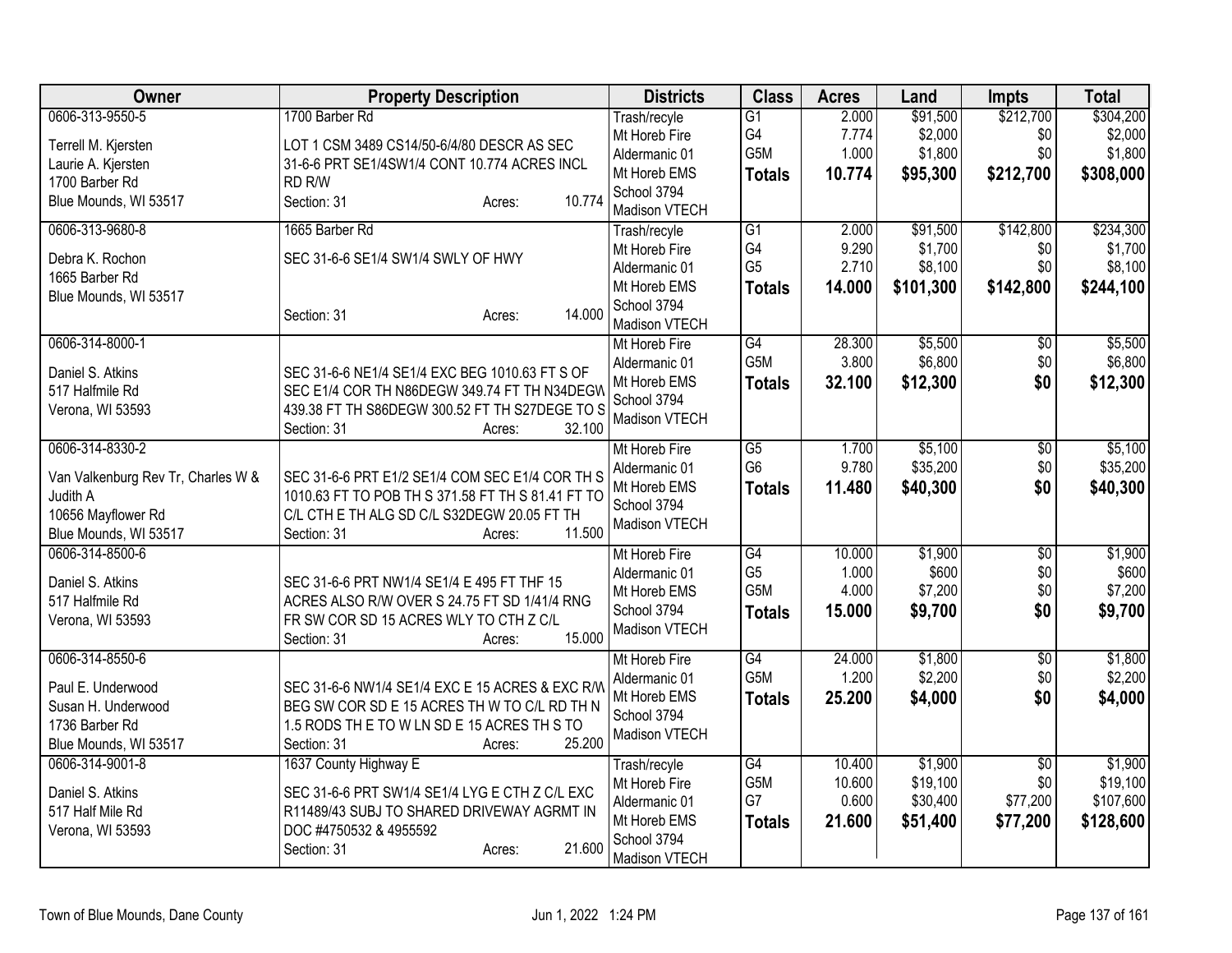| Owner | Property Description | Districts | Class | Acres | Land | Impts | Total |
|---|---|---|---|---|---|---|---|
| 0606-313-9550-5<br>Terrell M. Kjersten<br>Laurie A. Kjersten<br>1700 Barber Rd<br>Blue Mounds, WI 53517 | 1700 Barber Rd<br>LOT 1 CSM 3489 CS14/50-6/4/80 DESCR AS SEC 31-6-6 PRT SE1/4SW1/4 CONT 10.774 ACRES INCL RD R/W<br>Section: 31 Acres: 10.774 | Trash/recyle<br>Mt Horeb Fire<br>Aldermanic 01<br>Mt Horeb EMS<br>School 3794<br>Madison VTECH | G1<br>G4<br>G5M<br>**Totals** | 2.000<br>7.774<br>1.000<br>**10.774** | $91,500<br>$2,000<br>$1,800<br>**$95,300** | $212,700<br>$0<br>$0<br>**$212,700** | $304,200<br>$2,000<br>$1,800<br>**$308,000** |
| 0606-313-9680-8<br>Debra K. Rochon<br>1665 Barber Rd<br>Blue Mounds, WI 53517 | 1665 Barber Rd<br>SEC 31-6-6 SE1/4 SW1/4 SWLY OF HWY<br>Section: 31 Acres: 14.000 | Trash/recyle<br>Mt Horeb Fire<br>Aldermanic 01<br>Mt Horeb EMS<br>School 3794<br>Madison VTECH | G1<br>G4<br>G5<br>**Totals** | 2.000<br>9.290<br>2.710<br>**14.000** | $91,500<br>$1,700<br>$8,100<br>**$101,300** | $142,800<br>$0<br>$0<br>**$142,800** | $234,300<br>$1,700<br>$8,100<br>**$244,100** |
| 0606-314-8000-1<br>Daniel S. Atkins<br>517 Halfmile Rd<br>Verona, WI 53593 | SEC 31-6-6 NE1/4 SE1/4 EXC BEG 1010.63 FT S OF SEC E1/4 COR TH N86DEGW 349.74 FT TH N34DEGW 439.38 FT TH S86DEGW 300.52 FT TH S27DEGE TO S<br>Section: 31 Acres: 32.100 | Mt Horeb Fire<br>Aldermanic 01<br>Mt Horeb EMS<br>School 3794<br>Madison VTECH | G4<br>G5M<br>**Totals** | 28.300<br>3.800<br>**32.100** | $5,500<br>$6,800<br>**$12,300** | $0<br>$0<br>**$0** | $5,500<br>$6,800<br>**$12,300** |
| 0606-314-8330-2<br>Van Valkenburg Rev Tr, Charles W & Judith A<br>10656 Mayflower Rd<br>Blue Mounds, WI 53517 | SEC 31-6-6 PRT E1/2 SE1/4 COM SEC E1/4 COR TH S 1010.63 FT TO POB TH S 371.58 FT TH S 81.41 FT TO C/L CTH E TH ALG SD C/L S32DEGW 20.05 FT TH<br>Section: 31 Acres: 11.500 | Mt Horeb Fire<br>Aldermanic 01<br>Mt Horeb EMS<br>School 3794<br>Madison VTECH | G5<br>G6<br>**Totals** | 1.700<br>9.780<br>**11.480** | $5,100<br>$35,200<br>**$40,300** | $0<br>$0<br>**$0** | $5,100<br>$35,200<br>**$40,300** |
| 0606-314-8500-6<br>Daniel S. Atkins<br>517 Halfmile Rd<br>Verona, WI 53593 | SEC 31-6-6 PRT NW1/4 SE1/4 E 495 FT THF 15 ACRES ALSO R/W OVER S 24.75 FT SD 1/41/4 RNG FR SW COR SD 15 ACRES WLY TO CTH Z C/L<br>Section: 31 Acres: 15.000 | Mt Horeb Fire<br>Aldermanic 01<br>Mt Horeb EMS<br>School 3794<br>Madison VTECH | G4<br>G5<br>G5M<br>**Totals** | 10.000<br>1.000<br>4.000<br>**15.000** | $1,900<br>$600<br>$7,200<br>**$9,700** | $0<br>$0<br>$0<br>**$0** | $1,900<br>$600<br>$7,200<br>**$9,700** |
| 0606-314-8550-6<br>Paul E. Underwood<br>Susan H. Underwood<br>1736 Barber Rd<br>Blue Mounds, WI 53517 | SEC 31-6-6 NW1/4 SE1/4 EXC E 15 ACRES & EXC R/W BEG SW COR SD E 15 ACRES TH W TO C/L RD TH N 1.5 RODS TH E TO W LN SD E 15 ACRES TH S TO<br>Section: 31 Acres: 25.200 | Mt Horeb Fire<br>Aldermanic 01<br>Mt Horeb EMS<br>School 3794<br>Madison VTECH | G4<br>G5M<br>**Totals** | 24.000<br>1.200<br>**25.200** | $1,800<br>$2,200<br>**$4,000** | $0<br>$0<br>**$0** | $1,800<br>$2,200<br>**$4,000** |
| 0606-314-9001-8<br>Daniel S. Atkins<br>517 Half Mile Rd<br>Verona, WI 53593 | 1637 County Highway E<br>SEC 31-6-6 PRT SW1/4 SE1/4 LYG E CTH Z C/L EXC R11489/43 SUBJ TO SHARED DRIVEWAY AGRMT IN DOC #4750532 & 4955592<br>Section: 31 Acres: 21.600 | Trash/recyle<br>Mt Horeb Fire<br>Aldermanic 01<br>Mt Horeb EMS<br>School 3794<br>Madison VTECH | G4<br>G5M<br>G7<br>**Totals** | 10.400<br>10.600<br>0.600<br>**21.600** | $1,900<br>$19,100<br>$30,400<br>**$51,400** | $0<br>$0<br>$77,200<br>**$77,200** | $1,900<br>$19,100<br>$107,600<br>**$128,600** |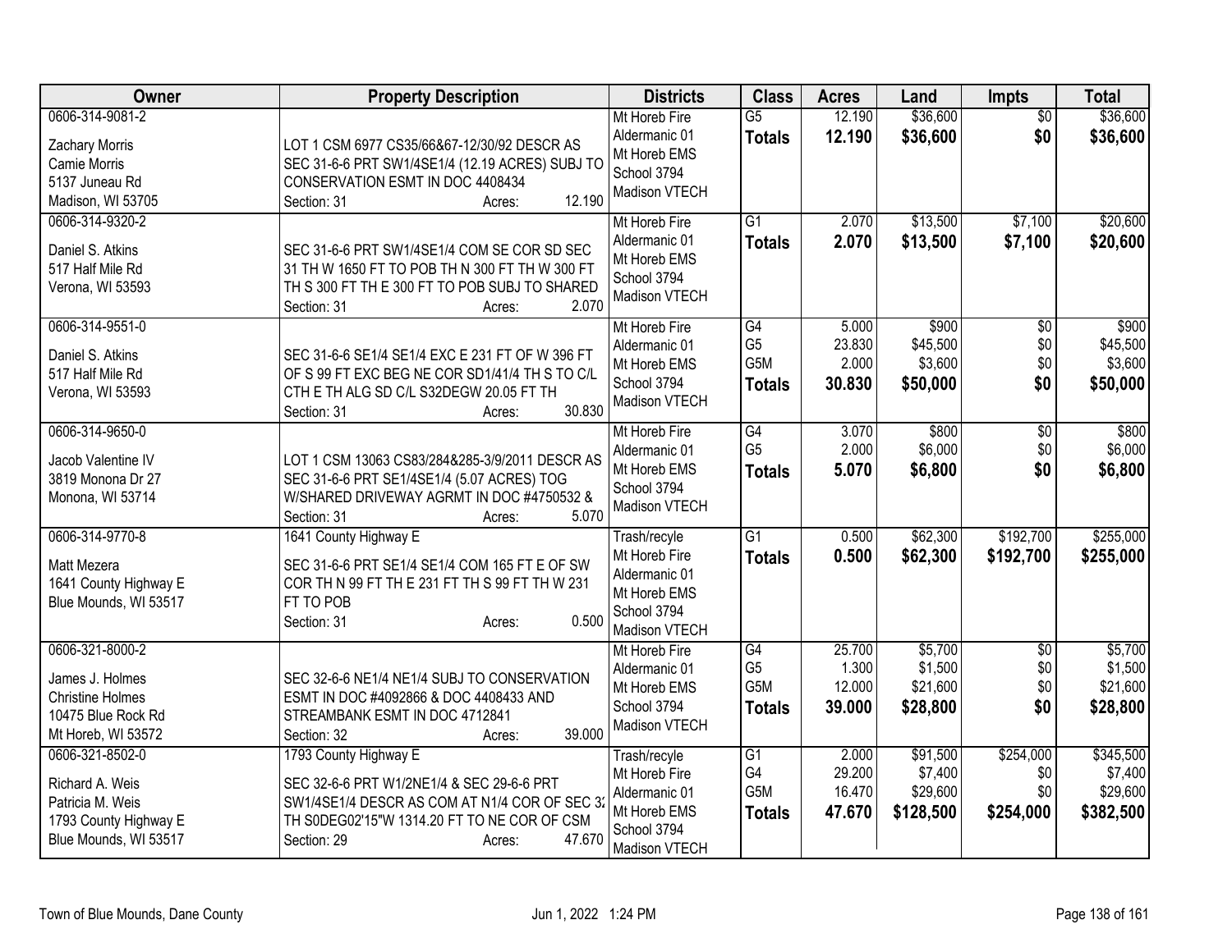| Owner | Property Description | Districts | Class | Acres | Land | Impts | Total |
|---|---|---|---|---|---|---|---|
| 0606-314-9081-2<br><br>Zachary Morris<br>Camie Morris<br>5137 Juneau Rd<br>Madison, WI 53705 | LOT 1 CSM 6977 CS35/66&67-12/30/92 DESCR AS SEC 31-6-6 PRT SW1/4SE1/4 (12.19 ACRES) SUBJ TO CONSERVATION ESMT IN DOC 4408434<br>Section: 31 Acres: 12.190 | Mt Horeb Fire<br>Aldermanic 01<br>Mt Horeb EMS<br>School 3794<br>Madison VTECH | G5<br>**Totals** | 12.190<br>**12.190** | $36,600<br>**$36,600** | $0<br>**$0** | $36,600<br>**$36,600** |
| 0606-314-9320-2<br><br>Daniel S. Atkins<br>517 Half Mile Rd<br>Verona, WI 53593 | SEC 31-6-6 PRT SW1/4SE1/4 COM SE COR SD SEC 31 TH W 1650 FT TO POB TH N 300 FT TH W 300 FT TH S 300 FT TH E 300 FT TO POB SUBJ TO SHARED<br>Section: 31 Acres: 2.070 | Mt Horeb Fire<br>Aldermanic 01<br>Mt Horeb EMS<br>School 3794<br>Madison VTECH | G1<br>**Totals** | 2.070<br>**2.070** | $13,500<br>**$13,500** | $7,100<br>**$7,100** | $20,600<br>**$20,600** |
| 0606-314-9551-0<br><br>Daniel S. Atkins<br>517 Half Mile Rd<br>Verona, WI 53593 | SEC 31-6-6 SE1/4 SE1/4 EXC E 231 FT OF W 396 FT OF S 99 FT EXC BEG NE COR SD1/41/4 TH S TO C/L CTH E TH ALG SD C/L S32DEGW 20.05 FT TH<br>Section: 31 Acres: 30.830 | Mt Horeb Fire<br>Aldermanic 01<br>Mt Horeb EMS<br>School 3794<br>Madison VTECH | G4<br>G5<br>G5M<br>**Totals** | 5.000<br>23.830<br>2.000<br>**30.830** | $900<br>$45,500<br>$3,600<br>**$50,000** | $0<br>$0<br>$0<br>**$0** | $900<br>$45,500<br>$3,600<br>**$50,000** |
| 0606-314-9650-0<br><br>Jacob Valentine IV<br>3819 Monona Dr 27<br>Monona, WI 53714 | LOT 1 CSM 13063 CS83/284&285-3/9/2011 DESCR AS SEC 31-6-6 PRT SE1/4SE1/4 (5.07 ACRES) TOG W/SHARED DRIVEWAY AGRMT IN DOC #4750532 &<br>Section: 31 Acres: 5.070 | Mt Horeb Fire<br>Aldermanic 01<br>Mt Horeb EMS<br>School 3794<br>Madison VTECH | G4<br>G5<br>**Totals** | 3.070<br>2.000<br>**5.070** | $800<br>$6,000<br>**$6,800** | $0<br>$0<br>**$0** | $800<br>$6,000<br>**$6,800** |
| 0606-314-9770-8<br><br>Matt Mezera<br>1641 County Highway E<br>Blue Mounds, WI 53517 | 1641 County Highway E<br>SEC 31-6-6 PRT SE1/4 SE1/4 COM 165 FT E OF SW COR TH N 99 FT TH E 231 FT TH S 99 FT TH W 231 FT TO POB<br>Section: 31 Acres: 0.500 | Trash/recyle<br>Mt Horeb Fire<br>Aldermanic 01<br>Mt Horeb EMS<br>School 3794<br>Madison VTECH | G1<br>**Totals** | 0.500<br>**0.500** | $62,300<br>**$62,300** | $192,700<br>**$192,700** | $255,000<br>**$255,000** |
| 0606-321-8000-2<br><br>James J. Holmes<br>Christine Holmes<br>10475 Blue Rock Rd<br>Mt Horeb, WI 53572 | SEC 32-6-6 NE1/4 NE1/4 SUBJ TO CONSERVATION ESMT IN DOC #4092866 & DOC 4408433 AND STREAMBANK ESMT IN DOC 4712841<br>Section: 32 Acres: 39.000 | Mt Horeb Fire<br>Aldermanic 01<br>Mt Horeb EMS<br>School 3794<br>Madison VTECH | G4<br>G5<br>G5M<br>**Totals** | 25.700<br>1.300<br>12.000<br>**39.000** | $5,700<br>$1,500<br>$21,600<br>**$28,800** | $0<br>$0<br>$0<br>**$0** | $5,700<br>$1,500<br>$21,600<br>**$28,800** |
| 0606-321-8502-0<br><br>Richard A. Weis<br>Patricia M. Weis<br>1793 County Highway E<br>Blue Mounds, WI 53517 | 1793 County Highway E<br>SEC 32-6-6 PRT W1/2NE1/4 & SEC 29-6-6 PRT SW1/4SE1/4 DESCR AS COM AT N1/4 COR OF SEC 32 TH S0DEG02'15"W 1314.20 FT TO NE COR OF CSM<br>Section: 29 Acres: 47.670 | Trash/recyle<br>Mt Horeb Fire<br>Aldermanic 01<br>Mt Horeb EMS<br>School 3794<br>Madison VTECH | G1<br>G4<br>G5M<br>**Totals** | 2.000<br>29.200<br>16.470<br>**47.670** | $91,500<br>$7,400<br>$29,600<br>**$128,500** | $254,000<br>$0<br>$0<br>**$254,000** | $345,500<br>$7,400<br>$29,600<br>**$382,500** |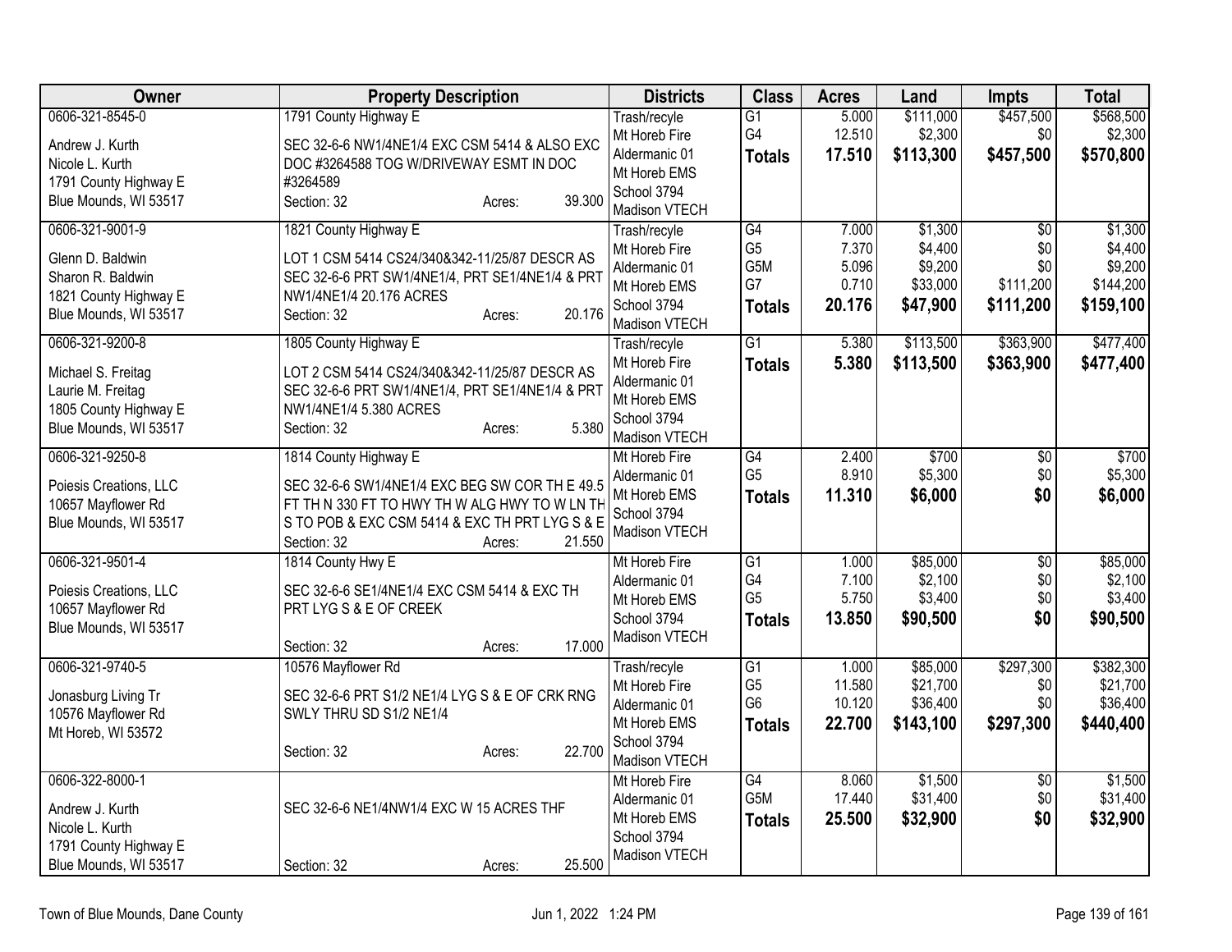| Owner | Property Description | Districts | Class | Acres | Land | Impts | Total |
|---|---|---|---|---|---|---|---|
| 0606-321-8545-0<br>Andrew J. Kurth<br>Nicole L. Kurth<br>1791 County Highway E<br>Blue Mounds, WI 53517 | 1791 County Highway E<br>SEC 32-6-6 NW1/4NE1/4 EXC CSM 5414 & ALSO EXC DOC #3264588 TOG W/DRIVEWAY ESMT IN DOC #3264589<br>Section: 32 Acres: 39.300 | Trash/recycle<br>Mt Horeb Fire<br>Aldermanic 01<br>Mt Horeb EMS<br>School 3794<br>Madison VTECH | G1<br>G4<br>**Totals** | 5.000<br>12.510<br>**17.510** | \$111,000<br>\$2,300<br>**\$113,300** | \$457,500<br>\$0<br>**\$457,500** | \$568,500<br>\$2,300<br>**\$570,800** |
| 0606-321-9001-9<br>Glenn D. Baldwin<br>Sharon R. Baldwin<br>1821 County Highway E<br>Blue Mounds, WI 53517 | 1821 County Highway E<br>LOT 1 CSM 5414 CS24/340&342-11/25/87 DESCR AS SEC 32-6-6 PRT SW1/4NE1/4, PRT SE1/4NE1/4 & PRT NW1/4NE1/4 20.176 ACRES<br>Section: 32 Acres: 20.176 | Trash/recycle<br>Mt Horeb Fire<br>Aldermanic 01<br>Mt Horeb EMS<br>School 3794<br>Madison VTECH | G4<br>G5<br>G5M<br>G7<br>**Totals** | 7.000<br>7.370<br>5.096<br>0.710<br>**20.176** | \$1,300<br>\$4,400<br>\$9,200<br>\$33,000<br>**\$47,900** | \$0<br>\$0<br>\$0<br>\$111,200<br>**\$111,200** | \$1,300<br>\$4,400<br>\$9,200<br>\$144,200<br>**\$159,100** |
| 0606-321-9200-8<br>Michael S. Freitag<br>Laurie M. Freitag<br>1805 County Highway E<br>Blue Mounds, WI 53517 | 1805 County Highway E<br>LOT 2 CSM 5414 CS24/340&342-11/25/87 DESCR AS SEC 32-6-6 PRT SW1/4NE1/4, PRT SE1/4NE1/4 & PRT NW1/4NE1/4 5.380 ACRES<br>Section: 32 Acres: 5.380 | Trash/recycle<br>Mt Horeb Fire<br>Aldermanic 01<br>Mt Horeb EMS<br>School 3794<br>Madison VTECH | G1<br>**Totals** | 5.380<br>**5.380** | \$113,500<br>**\$113,500** | \$363,900<br>**\$363,900** | \$477,400<br>**\$477,400** |
| 0606-321-9250-8<br>Poiesis Creations, LLC<br>10657 Mayflower Rd<br>Blue Mounds, WI 53517 | 1814 County Highway E<br>SEC 32-6-6 SW1/4NE1/4 EXC BEG SW COR TH E 49.5 FT TH N 330 FT TO HWY TH W ALG HWY TO W LN TH S TO POB & EXC CSM 5414 & EXC TH PRT LYG S & E<br>Section: 32 Acres: 21.550 | Mt Horeb Fire<br>Aldermanic 01<br>Mt Horeb EMS<br>School 3794<br>Madison VTECH | G4<br>G5<br>**Totals** | 2.400<br>8.910<br>**11.310** | \$700<br>\$5,300<br>**\$6,000** | \$0<br>\$0<br>**\$0** | \$700<br>\$5,300<br>**\$6,000** |
| 0606-321-9501-4<br>Poiesis Creations, LLC<br>10657 Mayflower Rd<br>Blue Mounds, WI 53517 | 1814 County Hwy E<br>SEC 32-6-6 SE1/4NE1/4 EXC CSM 5414 & EXC TH PRT LYG S & E OF CREEK<br>Section: 32 Acres: 17.000 | Mt Horeb Fire<br>Aldermanic 01<br>Mt Horeb EMS<br>School 3794<br>Madison VTECH | G1<br>G4<br>G5<br>**Totals** | 1.000<br>7.100<br>5.750<br>**13.850** | \$85,000<br>\$2,100<br>\$3,400<br>**\$90,500** | \$0<br>\$0<br>\$0<br>**\$0** | \$85,000<br>\$2,100<br>\$3,400<br>**\$90,500** |
| 0606-321-9740-5<br>Jonasburg Living Tr<br>10576 Mayflower Rd<br>Mt Horeb, WI 53572 | 10576 Mayflower Rd<br>SEC 32-6-6 PRT S1/2 NE1/4 LYG S & E OF CRK RNG SWLY THRU SD S1/2 NE1/4<br>Section: 32 Acres: 22.700 | Trash/recycle<br>Mt Horeb Fire<br>Aldermanic 01<br>Mt Horeb EMS<br>School 3794<br>Madison VTECH | G1<br>G5<br>G6<br>**Totals** | 1.000<br>11.580<br>10.120<br>**22.700** | \$85,000<br>\$21,700<br>\$36,400<br>**\$143,100** | \$297,300<br>\$0<br>\$0<br>**\$297,300** | \$382,300<br>\$21,700<br>\$36,400<br>**\$440,400** |
| 0606-322-8000-1<br>Andrew J. Kurth<br>Nicole L. Kurth<br>1791 County Highway E<br>Blue Mounds, WI 53517 | SEC 32-6-6 NE1/4NW1/4 EXC W 15 ACRES THF<br>Section: 32 Acres: 25.500 | Mt Horeb Fire<br>Aldermanic 01<br>Mt Horeb EMS<br>School 3794<br>Madison VTECH | G4<br>G5M<br>**Totals** | 8.060<br>17.440<br>**25.500** | \$1,500<br>\$31,400<br>**\$32,900** | \$0<br>\$0<br>**\$0** | \$1,500<br>\$31,400<br>**\$32,900** |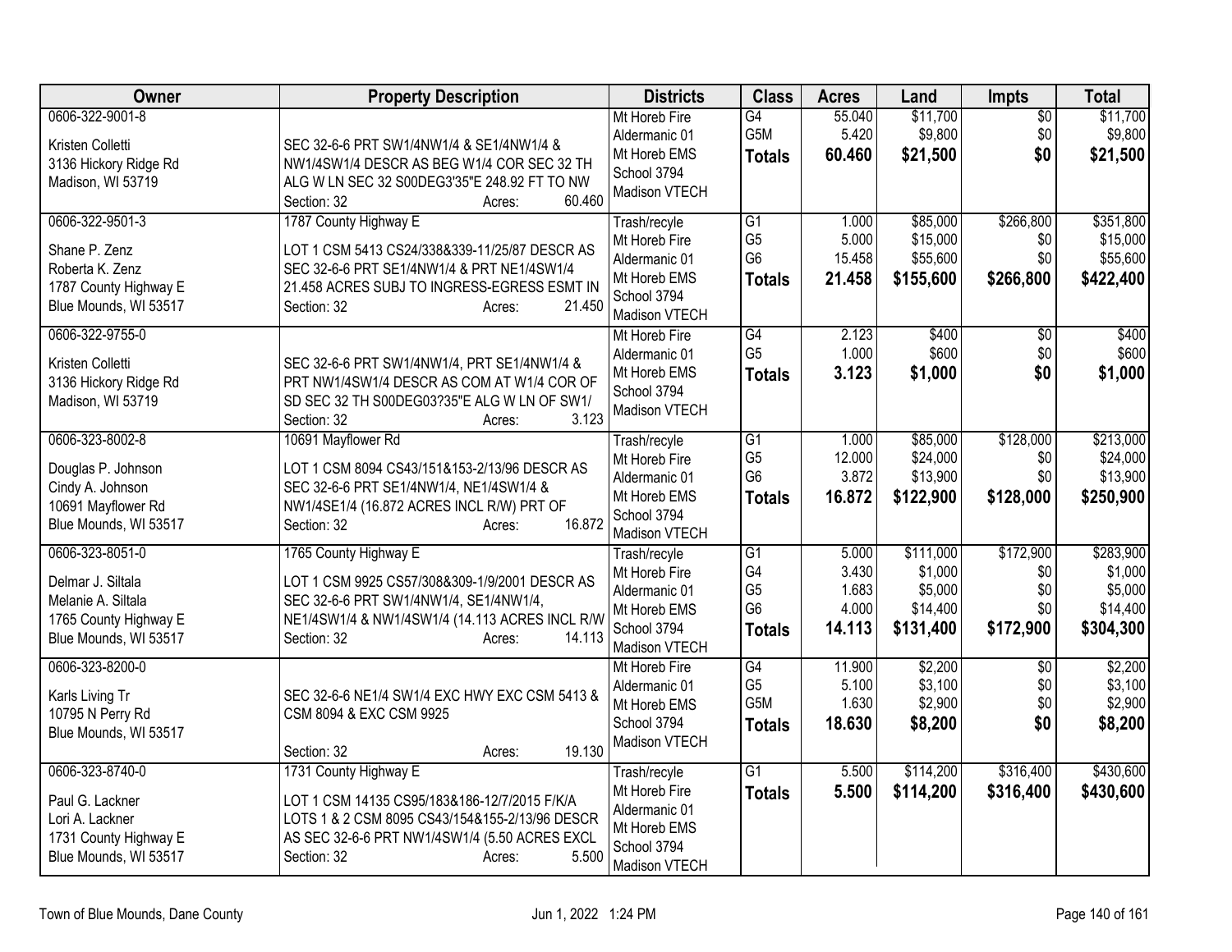| Owner | Property Description | Districts | Class | Acres | Land | Impts | Total |
|---|---|---|---|---|---|---|---|
| 0606-322-9001-8<br><br>Kristen Colletti<br>3136 Hickory Ridge Rd<br>Madison, WI 53719 | SEC 32-6-6 PRT SW1/4NW1/4 & SE1/4NW1/4 & NW1/4SW1/4 DESCR AS BEG W1/4 COR SEC 32 TH ALG W LN SEC 32 S00DEG3'35"E 248.92 FT TO NW<br>Section: 32 Acres: 60.460 | Mt Horeb Fire<br>Aldermanic 01<br>Mt Horeb EMS<br>School 3794<br>Madison VTECH | G4<br>G5M<br>**Totals** | 55.040<br>5.420<br>**60.460** | $11,700<br>$9,800<br>**$21,500** | $0<br>$0<br>**$0** | $11,700<br>$9,800<br>**$21,500** |
| 0606-322-9501-3<br><br>Shane P. Zenz<br>Roberta K. Zenz<br>1787 County Highway E<br>Blue Mounds, WI 53517 | 1787 County Highway E<br>LOT 1 CSM 5413 CS24/338&339-11/25/87 DESCR AS SEC 32-6-6 PRT SE1/4NW1/4 & PRT NE1/4SW1/4 21.458 ACRES SUBJ TO INGRESS-EGRESS ESMT IN<br>Section: 32 Acres: 21.450 | Trash/recyle<br>Mt Horeb Fire<br>Aldermanic 01<br>Mt Horeb EMS<br>School 3794<br>Madison VTECH | G1<br>G5<br>G6<br>**Totals** | 1.000<br>5.000<br>15.458<br>**21.458** | $85,000<br>$15,000<br>$55,600<br>**$155,600** | $266,800<br>$0<br>$0<br>**$266,800** | $351,800<br>$15,000<br>$55,600<br>**$422,400** |
| 0606-322-9755-0<br><br>Kristen Colletti<br>3136 Hickory Ridge Rd<br>Madison, WI 53719 | SEC 32-6-6 PRT SW1/4NW1/4, PRT SE1/4NW1/4 & PRT NW1/4SW1/4 DESCR AS COM AT W1/4 COR OF SD SEC 32 TH S00DEG03?35"E ALG W LN OF SW1/<br>Section: 32 Acres: 3.123 | Mt Horeb Fire<br>Aldermanic 01<br>Mt Horeb EMS<br>School 3794<br>Madison VTECH | G4<br>G5<br>**Totals** | 2.123<br>1.000<br>**3.123** | $400<br>$600<br>**$1,000** | $0<br>$0<br>**$0** | $400<br>$600<br>**$1,000** |
| 0606-323-8002-8<br><br>Douglas P. Johnson<br>Cindy A. Johnson<br>10691 Mayflower Rd<br>Blue Mounds, WI 53517 | 10691 Mayflower Rd<br>LOT 1 CSM 8094 CS43/151&153-2/13/96 DESCR AS SEC 32-6-6 PRT SE1/4NW1/4, NE1/4SW1/4 & NW1/4SE1/4 (16.872 ACRES INCL R/W) PRT OF<br>Section: 32 Acres: 16.872 | Trash/recyle<br>Mt Horeb Fire<br>Aldermanic 01<br>Mt Horeb EMS<br>School 3794<br>Madison VTECH | G1<br>G5<br>G6<br>**Totals** | 1.000<br>12.000<br>3.872<br>**16.872** | $85,000<br>$24,000<br>$13,900<br>**$122,900** | $128,000<br>$0<br>$0<br>**$128,000** | $213,000<br>$24,000<br>$13,900<br>**$250,900** |
| 0606-323-8051-0<br><br>Delmar J. Siltala<br>Melanie A. Siltala<br>1765 County Highway E<br>Blue Mounds, WI 53517 | 1765 County Highway E<br>LOT 1 CSM 9925 CS57/308&309-1/9/2001 DESCR AS SEC 32-6-6 PRT SW1/4NW1/4, SE1/4NW1/4, NE1/4SW1/4 & NW1/4SW1/4 (14.113 ACRES INCL R/W<br>Section: 32 Acres: 14.113 | Trash/recyle<br>Mt Horeb Fire<br>Aldermanic 01<br>Mt Horeb EMS<br>School 3794<br>Madison VTECH | G1<br>G4<br>G5<br>G6<br>**Totals** | 5.000<br>3.430<br>1.683<br>4.000<br>**14.113** | $111,000<br>$1,000<br>$5,000<br>$14,400<br>**$131,400** | $172,900<br>$0<br>$0<br>$0<br>**$172,900** | $283,900<br>$1,000<br>$5,000<br>$14,400<br>**$304,300** |
| 0606-323-8200-0<br><br>Karls Living Tr<br>10795 N Perry Rd<br>Blue Mounds, WI 53517 | SEC 32-6-6 NE1/4 SW1/4 EXC HWY EXC CSM 5413 & CSM 8094 & EXC CSM 9925<br>Section: 32 Acres: 19.130 | Mt Horeb Fire<br>Aldermanic 01<br>Mt Horeb EMS<br>School 3794<br>Madison VTECH | G4<br>G5<br>G5M<br>**Totals** | 11.900<br>5.100<br>1.630<br>**18.630** | $2,200<br>$3,100<br>$2,900<br>**$8,200** | $0<br>$0<br>$0<br>**$0** | $2,200<br>$3,100<br>$2,900<br>**$8,200** |
| 0606-323-8740-0<br><br>Paul G. Lackner<br>Lori A. Lackner<br>1731 County Highway E<br>Blue Mounds, WI 53517 | 1731 County Highway E<br>LOT 1 CSM 14135 CS95/183&186-12/7/2015 F/K/A LOTS 1 & 2 CSM 8095 CS43/154&155-2/13/96 DESCR AS SEC 32-6-6 PRT NW1/4SW1/4 (5.50 ACRES EXCL<br>Section: 32 Acres: 5.500 | Trash/recyle<br>Mt Horeb Fire<br>Aldermanic 01<br>Mt Horeb EMS<br>School 3794<br>Madison VTECH | G1<br>**Totals** | 5.500<br>**5.500** | $114,200<br>**$114,200** | $316,400<br>**$316,400** | $430,600<br>**$430,600** |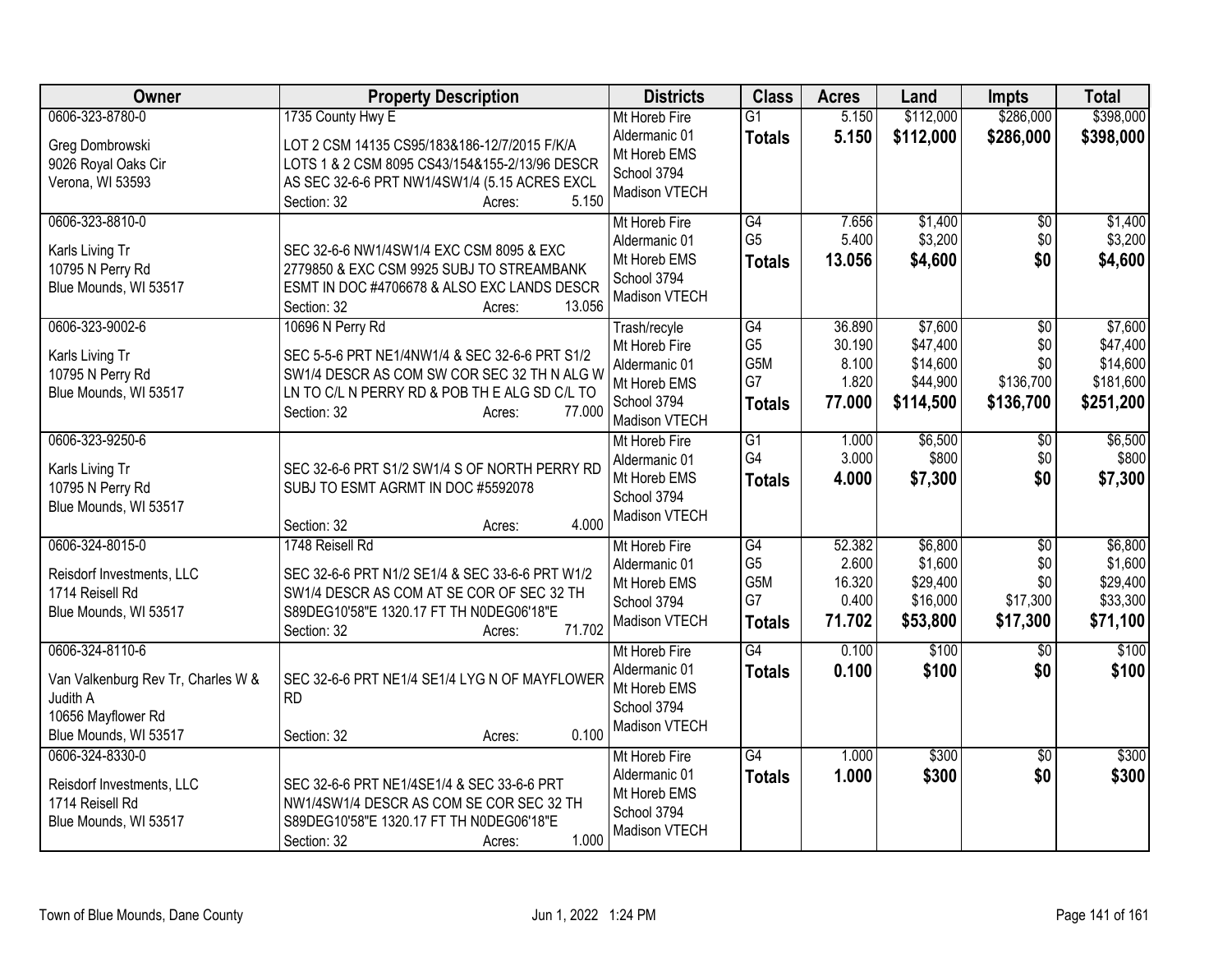| Owner | Property Description | Districts | Class | Acres | Land | Impts | Total |
|---|---|---|---|---|---|---|---|
| 0606-323-8780-0<br><br>Greg Dombrowski<br>9026 Royal Oaks Cir<br>Verona, WI 53593 | 1735 County Hwy E<br><br>LOT 2 CSM 14135 CS95/183&186-12/7/2015 F/K/A LOTS 1 & 2 CSM 8095 CS43/154&155-2/13/96 DESCR AS SEC 32-6-6 PRT NW1/4SW1/4 (5.15 ACRES EXCL<br>Section: 32 Acres: 5.150 | Mt Horeb Fire<br>Aldermanic 01<br>Mt Horeb EMS<br>School 3794<br>Madison VTECH | G1<br>**Totals** | 5.150<br>**5.150** | $112,000<br>**$112,000** | $286,000<br>**$286,000** | $398,000<br>**$398,000** |
| 0606-323-8810-0<br><br>Karls Living Tr<br>10795 N Perry Rd<br>Blue Mounds, WI 53517 | SEC 32-6-6 NW1/4SW1/4 EXC CSM 8095 & EXC 2779850 & EXC CSM 9925 SUBJ TO STREAMBANK ESMT IN DOC #4706678 & ALSO EXC LANDS DESCR<br>Section: 32 Acres: 13.056 | Mt Horeb Fire<br>Aldermanic 01<br>Mt Horeb EMS<br>School 3794<br>Madison VTECH | G4<br>G5<br>**Totals** | 7.656<br>5.400<br>**13.056** | $1,400<br>$3,200<br>**$4,600** | $0<br>$0<br>**$0** | $1,400<br>$3,200<br>**$4,600** |
| 0606-323-9002-6<br><br>Karls Living Tr<br>10795 N Perry Rd<br>Blue Mounds, WI 53517 | 10696 N Perry Rd<br><br>SEC 5-5-6 PRT NE1/4NW1/4 & SEC 32-6-6 PRT S1/2 SW1/4 DESCR AS COM SW COR SEC 32 TH N ALG W LN TO C/L N PERRY RD & POB TH E ALG SD C/L TO<br>Section: 32 Acres: 77.000 | Trash/recyle<br>Mt Horeb Fire<br>Aldermanic 01<br>Mt Horeb EMS<br>School 3794<br>Madison VTECH | G4<br>G5<br>G5M<br>G7<br>**Totals** | 36.890<br>30.190<br>8.100<br>1.820<br>**77.000** | $7,600<br>$47,400<br>$14,600<br>$44,900<br>**$114,500** | $0<br>$0<br>$0<br>$136,700<br>**$136,700** | $7,600<br>$47,400<br>$14,600<br>$181,600<br>**$251,200** |
| 0606-323-9250-6<br><br>Karls Living Tr<br>10795 N Perry Rd<br>Blue Mounds, WI 53517 | SEC 32-6-6 PRT S1/2 SW1/4 S OF NORTH PERRY RD SUBJ TO ESMT AGRMT IN DOC #5592078<br><br>Section: 32 Acres: 4.000 | Mt Horeb Fire<br>Aldermanic 01<br>Mt Horeb EMS<br>School 3794<br>Madison VTECH | G1<br>G4<br>**Totals** | 1.000<br>3.000<br>**4.000** | $6,500<br>$800<br>**$7,300** | $0<br>$0<br>**$0** | $6,500<br>$800<br>**$7,300** |
| 0606-324-8015-0<br><br>Reisdorf Investments, LLC<br>1714 Reisell Rd<br>Blue Mounds, WI 53517 | 1748 Reisell Rd<br><br>SEC 32-6-6 PRT N1/2 SE1/4 & SEC 33-6-6 PRT W1/2 SW1/4 DESCR AS COM AT SE COR OF SEC 32 TH S89DEG10'58"E 1320.17 FT TH N0DEG06'18"E<br>Section: 32 Acres: 71.702 | Mt Horeb Fire<br>Aldermanic 01<br>Mt Horeb EMS<br>School 3794<br>Madison VTECH | G4<br>G5<br>G5M<br>G7<br>**Totals** | 52.382<br>2.600<br>16.320<br>0.400<br>**71.702** | $6,800<br>$1,600<br>$29,400<br>$16,000<br>**$53,800** | $0<br>$0<br>$0<br>$17,300<br>**$17,300** | $6,800<br>$1,600<br>$29,400<br>$33,300<br>**$71,100** |
| 0606-324-8110-6<br><br>Van Valkenburg Rev Tr, Charles W & Judith A<br>10656 Mayflower Rd<br>Blue Mounds, WI 53517 | SEC 32-6-6 PRT NE1/4 SE1/4 LYG N OF MAYFLOWER RD<br><br>Section: 32 Acres: 0.100 | Mt Horeb Fire<br>Aldermanic 01<br>Mt Horeb EMS<br>School 3794<br>Madison VTECH | G4<br>**Totals** | 0.100<br>**0.100** | $100<br>**$100** | $0<br>**$0** | $100<br>**$100** |
| 0606-324-8330-0<br><br>Reisdorf Investments, LLC<br>1714 Reisell Rd<br>Blue Mounds, WI 53517 | SEC 32-6-6 PRT NE1/4SE1/4 & SEC 33-6-6 PRT NW1/4SW1/4 DESCR AS COM SE COR SEC 32 TH S89DEG10'58"E 1320.17 FT TH N0DEG06'18"E<br>Section: 32 Acres: 1.000 | Mt Horeb Fire<br>Aldermanic 01<br>Mt Horeb EMS<br>School 3794<br>Madison VTECH | G4<br>**Totals** | 1.000<br>**1.000** | $300<br>**$300** | $0<br>**$0** | $300<br>**$300** |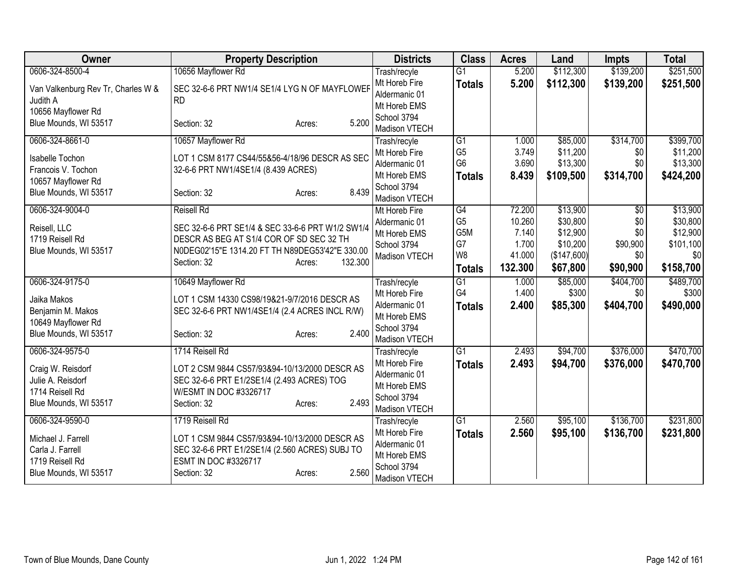| Owner | Property Description | Districts | Class | Acres | Land | Impts | Total |
|---|---|---|---|---|---|---|---|
| 0606-324-8500-4<br>Van Valkenburg Rev Tr, Charles W & Judith A<br>10656 Mayflower Rd<br>Blue Mounds, WI 53517 | 10656 Mayflower Rd<br>SEC 32-6-6 PRT NW1/4 SE1/4 LYG N OF MAYFLOWER RD<br>Section: 32 Acres: 5.200 | Trash/recyle<br>Mt Horeb Fire<br>Aldermanic 01<br>Mt Horeb EMS<br>School 3794<br>Madison VTECH | G1<br>**Totals** | 5.200<br>**5.200** | $112,300<br>**$112,300** | $139,200<br>**$139,200** | $251,500<br>**$251,500** |
| 0606-324-8661-0<br>Isabelle Tochon<br>Francois V. Tochon<br>10657 Mayflower Rd<br>Blue Mounds, WI 53517 | 10657 Mayflower Rd<br>LOT 1 CSM 8177 CS44/55&56-4/18/96 DESCR AS SEC 32-6-6 PRT NW1/4SE1/4 (8.439 ACRES)<br>Section: 32 Acres: 8.439 | Trash/recyle<br>Mt Horeb Fire<br>Aldermanic 01<br>Mt Horeb EMS<br>School 3794<br>Madison VTECH | G1<br>G5<br>G6<br>**Totals** | 1.000<br>3.749<br>3.690<br>**8.439** | $85,000<br>$11,200<br>$13,300<br>**$109,500** | $314,700<br>$0<br>$0<br>**$314,700** | $399,700<br>$11,200<br>$13,300<br>**$424,200** |
| 0606-324-9004-0<br>Reisell, LLC<br>1719 Reisell Rd<br>Blue Mounds, WI 53517 | Reisell Rd<br>SEC 32-6-6 PRT SE1/4 & SEC 33-6-6 PRT W1/2 SW1/4 DESCR AS BEG AT S1/4 COR OF SD SEC 32 TH N0DEG02'15"E 1314.20 FT TH N89DEG53'42"E 330.00<br>Section: 32 Acres: 132.300 | Mt Horeb Fire<br>Aldermanic 01<br>Mt Horeb EMS<br>School 3794<br>Madison VTECH | G4<br>G5<br>G5M<br>G7<br>W8<br>**Totals** | 72.200<br>10.260<br>7.140<br>1.700<br>41.000<br>**132.300** | $13,900<br>$30,800<br>$12,900<br>$10,200<br>($147,600)<br>**$67,800** | $0<br>$0<br>$0<br>$90,900<br>$0<br>**$90,900** | $13,900<br>$30,800<br>$12,900<br>$101,100<br>$0<br>**$158,700** |
| 0606-324-9175-0<br>Jaika Makos<br>Benjamin M. Makos<br>10649 Mayflower Rd<br>Blue Mounds, WI 53517 | 10649 Mayflower Rd<br>LOT 1 CSM 14330 CS98/19&21-9/7/2016 DESCR AS SEC 32-6-6 PRT NW1/4SE1/4 (2.4 ACRES INCL R/W)<br>Section: 32 Acres: 2.400 | Trash/recyle<br>Mt Horeb Fire<br>Aldermanic 01<br>Mt Horeb EMS<br>School 3794<br>Madison VTECH | G1<br>G4<br>**Totals** | 1.000<br>1.400<br>**2.400** | $85,000<br>$300<br>**$85,300** | $404,700<br>$0<br>**$404,700** | $489,700<br>$300<br>**$490,000** |
| 0606-324-9575-0<br>Craig W. Reisdorf<br>Julie A. Reisdorf<br>1714 Reisell Rd<br>Blue Mounds, WI 53517 | 1714 Reisell Rd<br>LOT 2 CSM 9844 CS57/93&94-10/13/2000 DESCR AS SEC 32-6-6 PRT E1/2SE1/4 (2.493 ACRES) TOG W/ESMT IN DOC #3326717<br>Section: 32 Acres: 2.493 | Trash/recyle<br>Mt Horeb Fire<br>Aldermanic 01<br>Mt Horeb EMS<br>School 3794<br>Madison VTECH | G1<br>**Totals** | 2.493<br>**2.493** | $94,700<br>**$94,700** | $376,000<br>**$376,000** | $470,700<br>**$470,700** |
| 0606-324-9590-0<br>Michael J. Farrell<br>Carla J. Farrell<br>1719 Reisell Rd<br>Blue Mounds, WI 53517 | 1719 Reisell Rd<br>LOT 1 CSM 9844 CS57/93&94-10/13/2000 DESCR AS SEC 32-6-6 PRT E1/2SE1/4 (2.560 ACRES) SUBJ TO ESMT IN DOC #3326717<br>Section: 32 Acres: 2.560 | Trash/recyle<br>Mt Horeb Fire<br>Aldermanic 01<br>Mt Horeb EMS<br>School 3794<br>Madison VTECH | G1<br>**Totals** | 2.560<br>**2.560** | $95,100<br>**$95,100** | $136,700<br>**$136,700** | $231,800<br>**$231,800** |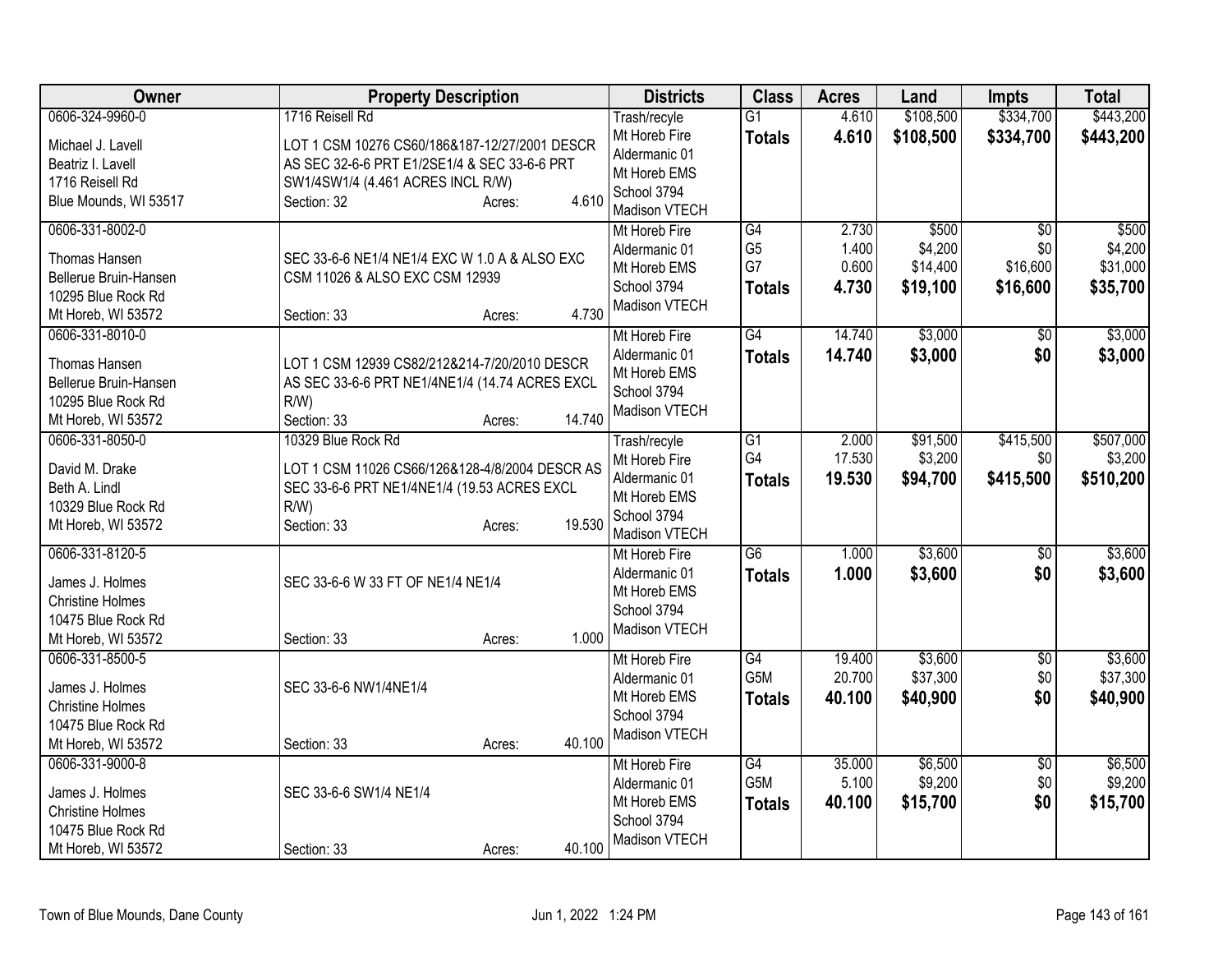| Owner | Property Description | Districts | Class | Acres | Land | Impts | Total |
|---|---|---|---|---|---|---|---|
| 0606-324-9960-0<br>Michael J. Lavell<br>Beatriz I. Lavell<br>1716 Reisell Rd<br>Blue Mounds, WI 53517 | 1716 Reisell Rd<br>LOT 1 CSM 10276 CS60/186&187-12/27/2001 DESCR AS SEC 32-6-6 PRT E1/2SE1/4 & SEC 33-6-6 PRT SW1/4SW1/4 (4.461 ACRES INCL R/W)<br>Section: 32 Acres: 4.610 | Trash/recyle<br>Mt Horeb Fire<br>Aldermanic 01<br>Mt Horeb EMS<br>School 3794<br>Madison VTECH | G1<br>**Totals** | 4.610<br>**4.610** | $108,500<br>**$108,500** | $334,700<br>**$334,700** | $443,200<br>**$443,200** |
| 0606-331-8002-0<br>Thomas Hansen<br>Bellerue Bruin-Hansen<br>10295 Blue Rock Rd<br>Mt Horeb, WI 53572 | SEC 33-6-6 NE1/4 NE1/4 EXC W 1.0 A & ALSO EXC CSM 11026 & ALSO EXC CSM 12939<br>Section: 33 Acres: 4.730 | Mt Horeb Fire<br>Aldermanic 01<br>Mt Horeb EMS<br>School 3794<br>Madison VTECH | G4<br>G5<br>G7<br>**Totals** | 2.730<br>1.400<br>0.600<br>**4.730** | $500<br>$4,200<br>$14,400<br>**$19,100** | $0<br>$0<br>$16,600<br>**$16,600** | $500<br>$4,200<br>$31,000<br>**$35,700** |
| 0606-331-8010-0<br>Thomas Hansen<br>Bellerue Bruin-Hansen<br>10295 Blue Rock Rd<br>Mt Horeb, WI 53572 | LOT 1 CSM 12939 CS82/212&214-7/20/2010 DESCR AS SEC 33-6-6 PRT NE1/4NE1/4 (14.74 ACRES EXCL R/W)<br>Section: 33 Acres: 14.740 | Mt Horeb Fire<br>Aldermanic 01<br>Mt Horeb EMS<br>School 3794<br>Madison VTECH | G4<br>**Totals** | 14.740<br>**14.740** | $3,000<br>**$3,000** | $0<br>**$0** | $3,000<br>**$3,000** |
| 0606-331-8050-0<br>David M. Drake<br>Beth A. Lindl<br>10329 Blue Rock Rd<br>Mt Horeb, WI 53572 | 10329 Blue Rock Rd<br>LOT 1 CSM 11026 CS66/126&128-4/8/2004 DESCR AS SEC 33-6-6 PRT NE1/4NE1/4 (19.53 ACRES EXCL R/W)<br>Section: 33 Acres: 19.530 | Trash/recyle<br>Mt Horeb Fire<br>Aldermanic 01<br>Mt Horeb EMS<br>School 3794<br>Madison VTECH | G1<br>G4<br>**Totals** | 2.000<br>17.530<br>**19.530** | $91,500<br>$3,200<br>**$94,700** | $415,500<br>$0<br>**$415,500** | $507,000<br>$3,200<br>**$510,200** |
| 0606-331-8120-5<br>James J. Holmes<br>Christine Holmes<br>10475 Blue Rock Rd<br>Mt Horeb, WI 53572 | SEC 33-6-6 W 33 FT OF NE1/4 NE1/4<br>Section: 33 Acres: 1.000 | Mt Horeb Fire<br>Aldermanic 01<br>Mt Horeb EMS<br>School 3794<br>Madison VTECH | G6<br>**Totals** | 1.000<br>**1.000** | $3,600<br>**$3,600** | $0<br>**$0** | $3,600<br>**$3,600** |
| 0606-331-8500-5<br>James J. Holmes<br>Christine Holmes<br>10475 Blue Rock Rd<br>Mt Horeb, WI 53572 | SEC 33-6-6 NW1/4NE1/4<br>Section: 33 Acres: 40.100 | Mt Horeb Fire<br>Aldermanic 01<br>Mt Horeb EMS<br>School 3794<br>Madison VTECH | G4<br>G5M<br>**Totals** | 19.400<br>20.700<br>**40.100** | $3,600<br>$37,300<br>**$40,900** | $0<br>$0<br>**$0** | $3,600<br>$37,300<br>**$40,900** |
| 0606-331-9000-8<br>James J. Holmes<br>Christine Holmes<br>10475 Blue Rock Rd<br>Mt Horeb, WI 53572 | SEC 33-6-6 SW1/4 NE1/4<br>Section: 33 Acres: 40.100 | Mt Horeb Fire<br>Aldermanic 01<br>Mt Horeb EMS<br>School 3794<br>Madison VTECH | G4<br>G5M<br>**Totals** | 35.000<br>5.100<br>**40.100** | $6,500<br>$9,200<br>**$15,700** | $0<br>$0<br>**$0** | $6,500<br>$9,200<br>**$15,700** |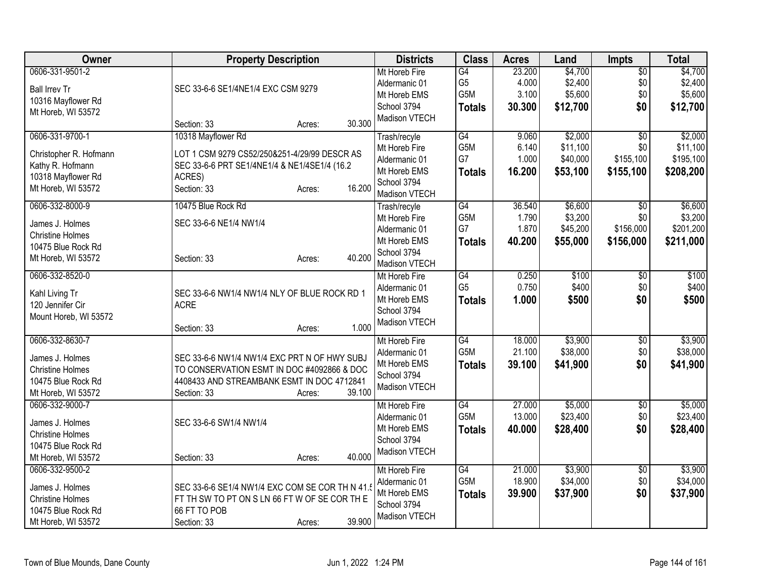| Owner | Property Description | Districts | Class | Acres | Land | Impts | Total |
|---|---|---|---|---|---|---|---|
| 0606-331-9501-2<br>Ball Irrev Tr<br>10316 Mayflower Rd<br>Mt Horeb, WI 53572 | SEC 33-6-6 SE1/4NE1/4 EXC CSM 9279<br>Section: 33 Acres: 30.300 | Mt Horeb Fire<br>Aldermanic 01<br>Mt Horeb EMS<br>School 3794<br>Madison VTECH | G4<br>G5<br>G5M<br>**Totals** | 23.200<br>4.000<br>3.100<br>**30.300** | $4,700<br>$2,400<br>$5,600<br>**$12,700** | $0<br>$0<br>$0<br>**$0** | $4,700<br>$2,400<br>$5,600<br>**$12,700** |
| 0606-331-9700-1<br>Christopher R. Hofmann<br>Kathy R. Hofmann<br>10318 Mayflower Rd<br>Mt Horeb, WI 53572 | 10318 Mayflower Rd<br>LOT 1 CSM 9279 CS52/250&251-4/29/99 DESCR AS SEC 33-6-6 PRT SE1/4NE1/4 & NE1/4SE1/4 (16.2 ACRES)<br>Section: 33 Acres: 16.200 | Trash/recyle<br>Mt Horeb Fire<br>Aldermanic 01<br>Mt Horeb EMS<br>School 3794<br>Madison VTECH | G4<br>G5M<br>G7<br>**Totals** | 9.060<br>6.140<br>1.000<br>**16.200** | $2,000<br>$11,100<br>$40,000<br>**$53,100** | $0<br>$0<br>$155,100<br>**$155,100** | $2,000<br>$11,100<br>$195,100<br>**$208,200** |
| 0606-332-8000-9<br>James J. Holmes<br>Christine Holmes<br>10475 Blue Rock Rd<br>Mt Horeb, WI 53572 | 10475 Blue Rock Rd<br>SEC 33-6-6 NE1/4 NW1/4<br>Section: 33 Acres: 40.200 | Trash/recyle<br>Mt Horeb Fire<br>Aldermanic 01<br>Mt Horeb EMS<br>School 3794<br>Madison VTECH | G4<br>G5M<br>G7<br>**Totals** | 36.540<br>1.790<br>1.870<br>**40.200** | $6,600<br>$3,200<br>$45,200<br>**$55,000** | $0<br>$0<br>$156,000<br>**$156,000** | $6,600<br>$3,200<br>$201,200<br>**$211,000** |
| 0606-332-8520-0<br>Kahl Living Tr<br>120 Jennifer Cir<br>Mount Horeb, WI 53572 | SEC 33-6-6 NW1/4 NW1/4 NLY OF BLUE ROCK RD 1 ACRE<br>Section: 33 Acres: 1.000 | Mt Horeb Fire<br>Aldermanic 01<br>Mt Horeb EMS<br>School 3794<br>Madison VTECH | G4<br>G5<br>**Totals** | 0.250<br>0.750<br>**1.000** | $100<br>$400<br>**$500** | $0<br>$0<br>**$0** | $100<br>$400<br>**$500** |
| 0606-332-8630-7<br>James J. Holmes<br>Christine Holmes<br>10475 Blue Rock Rd<br>Mt Horeb, WI 53572 | SEC 33-6-6 NW1/4 NW1/4 EXC PRT N OF HWY SUBJ TO CONSERVATION ESMT IN DOC #4092866 & DOC 4408433 AND STREAMBANK ESMT IN DOC 4712841<br>Section: 33 Acres: 39.100 | Mt Horeb Fire<br>Aldermanic 01<br>Mt Horeb EMS<br>School 3794<br>Madison VTECH | G4<br>G5M<br>**Totals** | 18.000<br>21.100<br>**39.100** | $3,900<br>$38,000<br>**$41,900** | $0<br>$0<br>**$0** | $3,900<br>$38,000<br>**$41,900** |
| 0606-332-9000-7<br>James J. Holmes<br>Christine Holmes<br>10475 Blue Rock Rd<br>Mt Horeb, WI 53572 | SEC 33-6-6 SW1/4 NW1/4<br>Section: 33 Acres: 40.000 | Mt Horeb Fire<br>Aldermanic 01<br>Mt Horeb EMS<br>School 3794<br>Madison VTECH | G4<br>G5M<br>**Totals** | 27.000<br>13.000<br>**40.000** | $5,000<br>$23,400<br>**$28,400** | $0<br>$0<br>**$0** | $5,000<br>$23,400<br>**$28,400** |
| 0606-332-9500-2<br>James J. Holmes<br>Christine Holmes<br>10475 Blue Rock Rd<br>Mt Horeb, WI 53572 | SEC 33-6-6 SE1/4 NW1/4 EXC COM SE COR TH N 41.5 FT TH SW TO PT ON S LN 66 FT W OF SE COR TH E 66 FT TO POB<br>Section: 33 Acres: 39.900 | Mt Horeb Fire<br>Aldermanic 01<br>Mt Horeb EMS<br>School 3794<br>Madison VTECH | G4<br>G5M<br>**Totals** | 21.000<br>18.900<br>**39.900** | $3,900<br>$34,000<br>**$37,900** | $0<br>$0<br>**$0** | $3,900<br>$34,000<br>**$37,900** |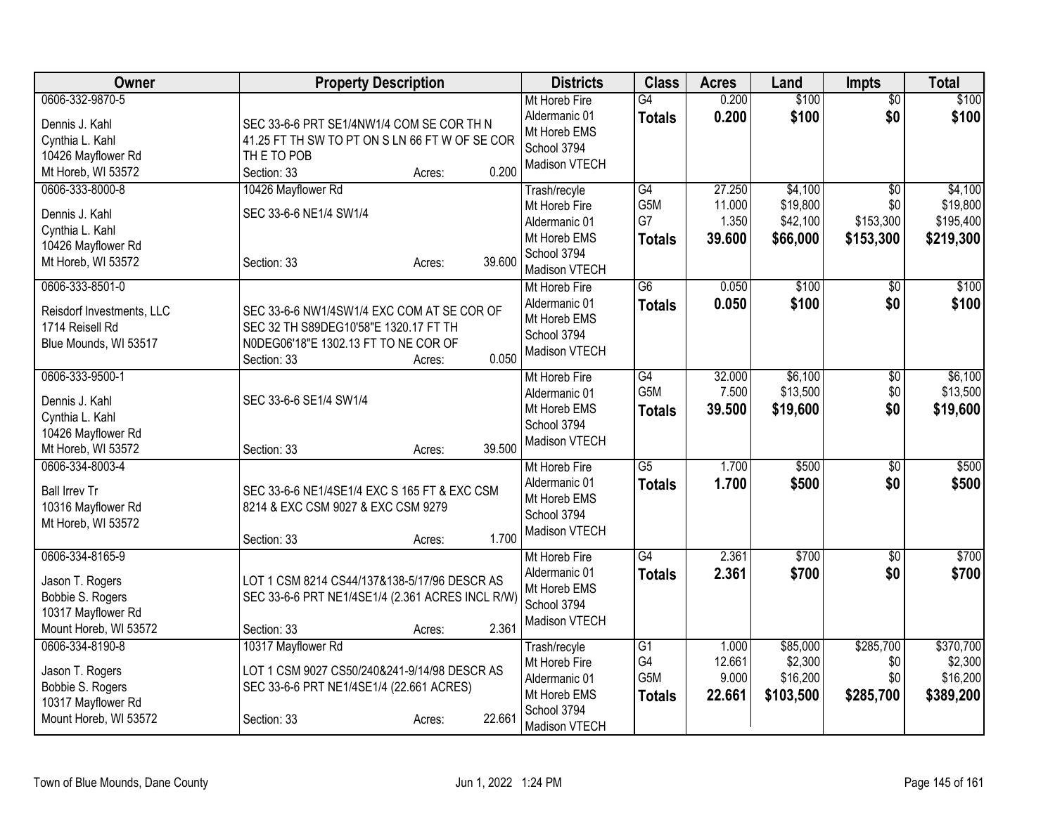| Owner | Property Description | Districts | Class | Acres | Land | Impts | Total |
|---|---|---|---|---|---|---|---|
| 0606-332-9870-5<br><br>Dennis J. Kahl<br>Cynthia L. Kahl<br>10426 Mayflower Rd<br>Mt Horeb, WI 53572 | SEC 33-6-6 PRT SE1/4NW1/4 COM SE COR TH N 41.25 FT TH SW TO PT ON S LN 66 FT W OF SE COR TH E TO POB<br>Section: 33 Acres: 0.200 | Mt Horeb Fire<br>Aldermanic 01<br>Mt Horeb EMS<br>School 3794<br>Madison VTECH | G4<br>**Totals** | 0.200<br>**0.200** | $100<br>**$100** | $0<br>**$0** | $100<br>**$100** |
| 0606-333-8000-8<br><br>Dennis J. Kahl<br>Cynthia L. Kahl<br>10426 Mayflower Rd<br>Mt Horeb, WI 53572 | 10426 Mayflower Rd<br><br>SEC 33-6-6 NE1/4 SW1/4<br>Section: 33 Acres: 39.600 | Trash/recyle<br>Mt Horeb Fire<br>Aldermanic 01<br>Mt Horeb EMS<br>School 3794<br>Madison VTECH | G4<br>G5M<br>G7<br>**Totals** | 27.250<br>11.000<br>1.350<br>**39.600** | $4,100<br>$19,800<br>$42,100<br>**$66,000** | $0<br>$0<br>$153,300<br>**$153,300** | $4,100<br>$19,800<br>$195,400<br>**$219,300** |
| 0606-333-8501-0<br><br>Reisdorf Investments, LLC<br>1714 Reisell Rd<br>Blue Mounds, WI 53517 | SEC 33-6-6 NW1/4SW1/4 EXC COM AT SE COR OF SEC 32 TH S89DEG10'58"E 1320.17 FT TH N0DEG06'18"E 1302.13 FT TO NE COR OF<br>Section: 33 Acres: 0.050 | Mt Horeb Fire<br>Aldermanic 01<br>Mt Horeb EMS<br>School 3794<br>Madison VTECH | G6<br>**Totals** | 0.050<br>**0.050** | $100<br>**$100** | $0<br>**$0** | $100<br>**$100** |
| 0606-333-9500-1<br><br>Dennis J. Kahl<br>Cynthia L. Kahl<br>10426 Mayflower Rd<br>Mt Horeb, WI 53572 | SEC 33-6-6 SE1/4 SW1/4<br>Section: 33 Acres: 39.500 | Mt Horeb Fire<br>Aldermanic 01<br>Mt Horeb EMS<br>School 3794<br>Madison VTECH | G4<br>G5M<br>**Totals** | 32.000<br>7.500<br>**39.500** | $6,100<br>$13,500<br>**$19,600** | $0<br>$0<br>**$0** | $6,100<br>$13,500<br>**$19,600** |
| 0606-334-8003-4<br><br>Ball Irrev Tr<br>10316 Mayflower Rd<br>Mt Horeb, WI 53572 | SEC 33-6-6 NE1/4SE1/4 EXC S 165 FT & EXC CSM 8214 & EXC CSM 9027 & EXC CSM 9279<br>Section: 33 Acres: 1.700 | Mt Horeb Fire<br>Aldermanic 01<br>Mt Horeb EMS<br>School 3794<br>Madison VTECH | G5<br>**Totals** | 1.700<br>**1.700** | $500<br>**$500** | $0<br>**$0** | $500<br>**$500** |
| 0606-334-8165-9<br><br>Jason T. Rogers<br>Bobbie S. Rogers<br>10317 Mayflower Rd<br>Mount Horeb, WI 53572 | LOT 1 CSM 8214 CS44/137&138-5/17/96 DESCR AS SEC 33-6-6 PRT NE1/4SE1/4 (2.361 ACRES INCL R/W)<br>Section: 33 Acres: 2.361 | Mt Horeb Fire<br>Aldermanic 01<br>Mt Horeb EMS<br>School 3794<br>Madison VTECH | G4<br>**Totals** | 2.361<br>**2.361** | $700<br>**$700** | $0<br>**$0** | $700<br>**$700** |
| 0606-334-8190-8<br><br>Jason T. Rogers<br>Bobbie S. Rogers<br>10317 Mayflower Rd<br>Mount Horeb, WI 53572 | 10317 Mayflower Rd<br><br>LOT 1 CSM 9027 CS50/240&241-9/14/98 DESCR AS SEC 33-6-6 PRT NE1/4SE1/4 (22.661 ACRES)<br>Section: 33 Acres: 22.661 | Trash/recyle<br>Mt Horeb Fire<br>Aldermanic 01<br>Mt Horeb EMS<br>School 3794<br>Madison VTECH | G1<br>G4<br>G5M<br>**Totals** | 1.000<br>12.661<br>9.000<br>**22.661** | $85,000<br>$2,300<br>$16,200<br>**$103,500** | $285,700<br>$0<br>$0<br>**$285,700** | $370,700<br>$2,300<br>$16,200<br>**$389,200** |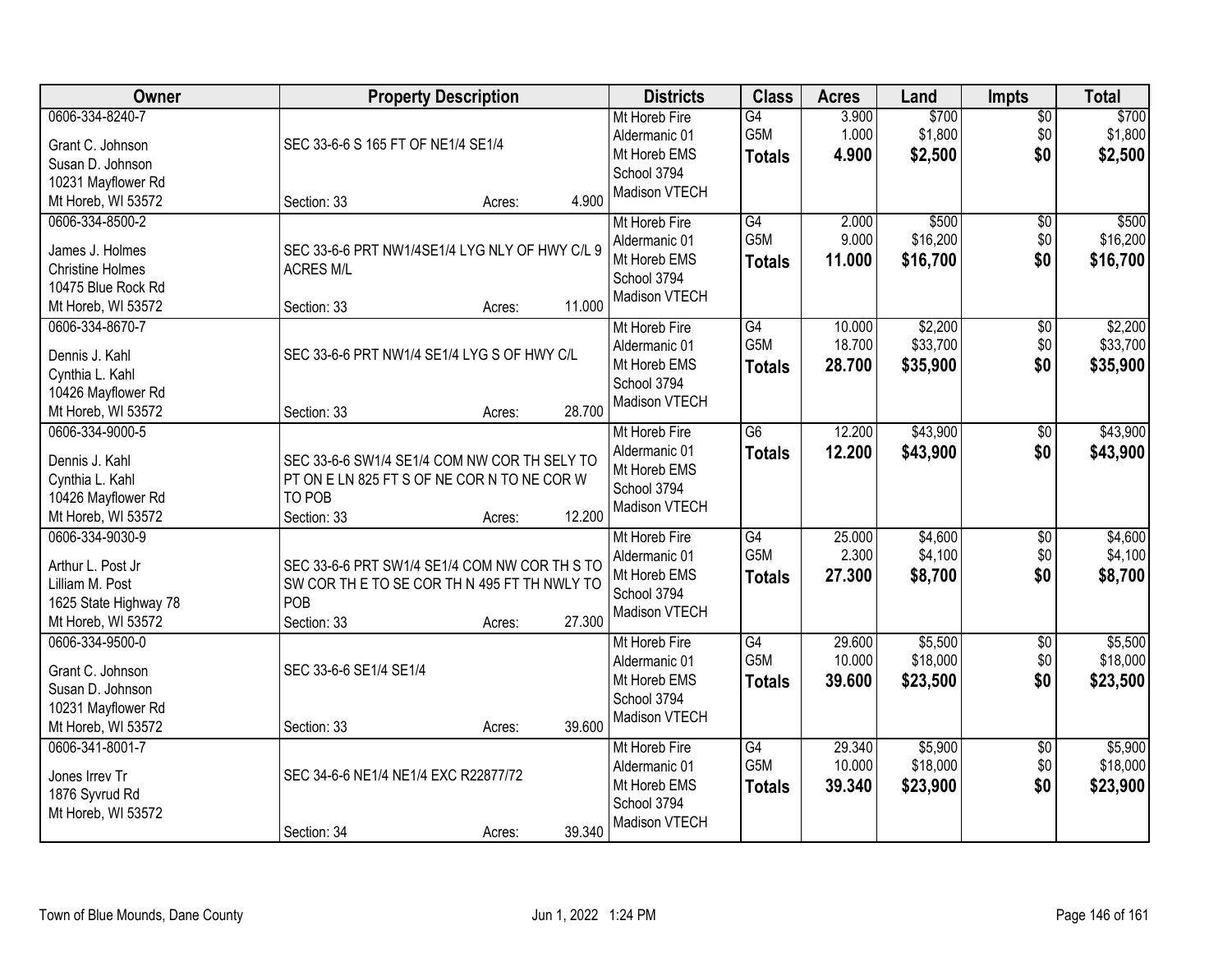| Owner | Property Description | Districts | Class | Acres | Land | Impts | Total |
|---|---|---|---|---|---|---|---|
| 0606-334-8240-7<br>Grant C. Johnson<br>Susan D. Johnson<br>10231 Mayflower Rd<br>Mt Horeb, WI 53572 | SEC 33-6-6 S 165 FT OF NE1/4 SE1/4<br>Section: 33 Acres: 4.900 | Mt Horeb Fire<br>Aldermanic 01<br>Mt Horeb EMS<br>School 3794<br>Madison VTECH | G4<br>G5M<br>**Totals** | 3.900<br>1.000<br>**4.900** | $700<br>$1,800<br>**$2,500** | $0<br>$0<br>**$0** | $700<br>$1,800<br>**$2,500** |
| 0606-334-8500-2<br>James J. Holmes<br>Christine Holmes<br>10475 Blue Rock Rd<br>Mt Horeb, WI 53572 | SEC 33-6-6 PRT NW1/4SE1/4 LYG NLY OF HWY C/L 9 ACRES M/L<br>Section: 33 Acres: 11.000 | Mt Horeb Fire<br>Aldermanic 01<br>Mt Horeb EMS<br>School 3794<br>Madison VTECH | G4<br>G5M<br>**Totals** | 2.000<br>9.000<br>**11.000** | $500<br>$16,200<br>**$16,700** | $0<br>$0<br>**$0** | $500<br>$16,200<br>**$16,700** |
| 0606-334-8670-7<br>Dennis J. Kahl<br>Cynthia L. Kahl<br>10426 Mayflower Rd<br>Mt Horeb, WI 53572 | SEC 33-6-6 PRT NW1/4 SE1/4 LYG S OF HWY C/L<br>Section: 33 Acres: 28.700 | Mt Horeb Fire<br>Aldermanic 01<br>Mt Horeb EMS<br>School 3794<br>Madison VTECH | G4<br>G5M<br>**Totals** | 10.000<br>18.700<br>**28.700** | $2,200<br>$33,700<br>**$35,900** | $0<br>$0<br>**$0** | $2,200<br>$33,700<br>**$35,900** |
| 0606-334-9000-5<br>Dennis J. Kahl<br>Cynthia L. Kahl<br>10426 Mayflower Rd<br>Mt Horeb, WI 53572 | SEC 33-6-6 SW1/4 SE1/4 COM NW COR TH SELY TO PT ON E LN 825 FT S OF NE COR N TO NE COR W TO POB<br>Section: 33 Acres: 12.200 | Mt Horeb Fire<br>Aldermanic 01<br>Mt Horeb EMS<br>School 3794<br>Madison VTECH | G6<br>**Totals** | 12.200<br>**12.200** | $43,900<br>**$43,900** | $0<br>**$0** | $43,900<br>**$43,900** |
| 0606-334-9030-9<br>Arthur L. Post Jr<br>Lilliam M. Post<br>1625 State Highway 78<br>Mt Horeb, WI 53572 | SEC 33-6-6 PRT SW1/4 SE1/4 COM NW COR TH S TO SW COR TH E TO SE COR TH N 495 FT TH NWLY TO POB<br>Section: 33 Acres: 27.300 | Mt Horeb Fire<br>Aldermanic 01<br>Mt Horeb EMS<br>School 3794<br>Madison VTECH | G4<br>G5M<br>**Totals** | 25.000<br>2.300<br>**27.300** | $4,600<br>$4,100<br>**$8,700** | $0<br>$0<br>**$0** | $4,600<br>$4,100<br>**$8,700** |
| 0606-334-9500-0<br>Grant C. Johnson<br>Susan D. Johnson<br>10231 Mayflower Rd<br>Mt Horeb, WI 53572 | SEC 33-6-6 SE1/4 SE1/4<br>Section: 33 Acres: 39.600 | Mt Horeb Fire<br>Aldermanic 01<br>Mt Horeb EMS<br>School 3794<br>Madison VTECH | G4<br>G5M<br>**Totals** | 29.600<br>10.000<br>**39.600** | $5,500<br>$18,000<br>**$23,500** | $0<br>$0<br>**$0** | $5,500<br>$18,000<br>**$23,500** |
| 0606-341-8001-7<br>Jones Irrev Tr<br>1876 Syvrud Rd<br>Mt Horeb, WI 53572 | SEC 34-6-6 NE1/4 NE1/4 EXC R22877/72<br>Section: 34 Acres: 39.340 | Mt Horeb Fire<br>Aldermanic 01<br>Mt Horeb EMS<br>School 3794<br>Madison VTECH | G4<br>G5M<br>**Totals** | 29.340<br>10.000<br>**39.340** | $5,900<br>$18,000<br>**$23,900** | $0<br>$0<br>**$0** | $5,900<br>$18,000<br>**$23,900** |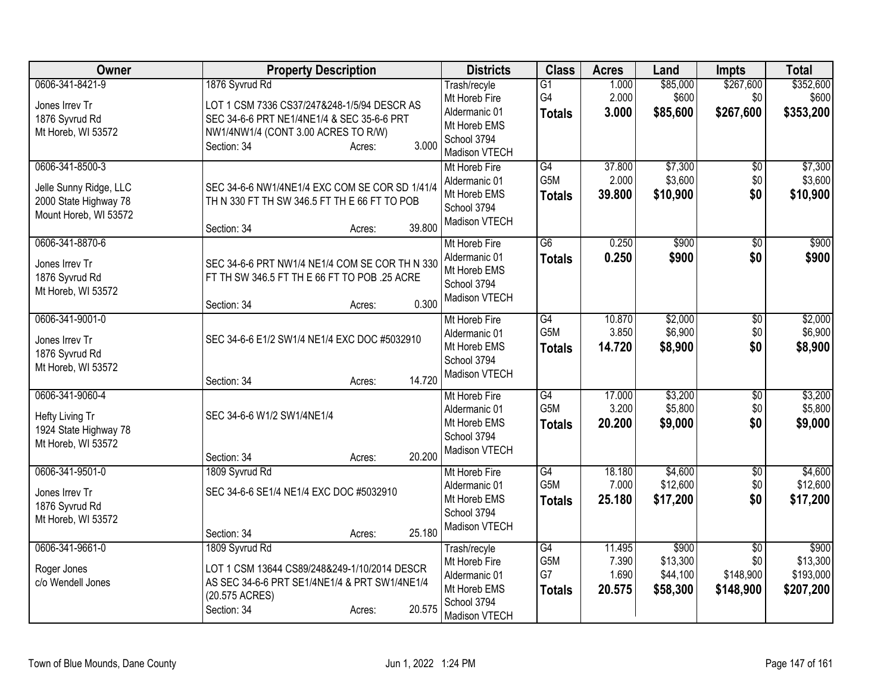| Owner | Property Description | Districts | Class | Acres | Land | Impts | Total |
|---|---|---|---|---|---|---|---|
| 0606-341-8421-9<br><br>Jones Irrev Tr<br>1876 Syvrud Rd<br>Mt Horeb, WI 53572 | 1876 Syvrud Rd<br><br>LOT 1 CSM 7336 CS37/247&248-1/5/94 DESCR AS SEC 34-6-6 PRT NE1/4NE1/4 & SEC 35-6-6 PRT NW1/4NW1/4 (CONT 3.00 ACRES TO R/W)<br>Section: 34 Acres: 3.000 | Trash/recyle<br>Mt Horeb Fire<br>Aldermanic 01<br>Mt Horeb EMS<br>School 3794<br>Madison VTECH | G1<br>G4<br>**Totals** | 1.000<br>2.000<br>**3.000** | $85,000<br>$600<br>**$85,600** | $267,600<br>$0<br>**$267,600** | $352,600<br>$600<br>**$353,200** |
| 0606-341-8500-3<br><br>Jelle Sunny Ridge, LLC<br>2000 State Highway 78<br>Mount Horeb, WI 53572 | SEC 34-6-6 NW1/4NE1/4 EXC COM SE COR SD 1/41/4 TH N 330 FT TH SW 346.5 FT TH E 66 FT TO POB<br>Section: 34 Acres: 39.800 | Mt Horeb Fire<br>Aldermanic 01<br>Mt Horeb EMS<br>School 3794<br>Madison VTECH | G4<br>G5M<br>**Totals** | 37.800<br>2.000<br>**39.800** | $7,300<br>$3,600<br>**$10,900** | $0<br>$0<br>**$0** | $7,300<br>$3,600<br>**$10,900** |
| 0606-341-8870-6<br><br>Jones Irrev Tr<br>1876 Syvrud Rd<br>Mt Horeb, WI 53572 | SEC 34-6-6 PRT NW1/4 NE1/4 COM SE COR TH N 330 FT TH SW 346.5 FT TH E 66 FT TO POB .25 ACRE<br>Section: 34 Acres: 0.300 | Mt Horeb Fire<br>Aldermanic 01<br>Mt Horeb EMS<br>School 3794<br>Madison VTECH | G6<br>**Totals** | 0.250<br>**0.250** | $900<br>**$900** | $0<br>**$0** | $900<br>**$900** |
| 0606-341-9001-0<br><br>Jones Irrev Tr<br>1876 Syvrud Rd<br>Mt Horeb, WI 53572 | SEC 34-6-6 E1/2 SW1/4 NE1/4 EXC DOC #5032910<br>Section: 34 Acres: 14.720 | Mt Horeb Fire<br>Aldermanic 01<br>Mt Horeb EMS<br>School 3794<br>Madison VTECH | G4<br>G5M<br>**Totals** | 10.870<br>3.850<br>**14.720** | $2,000<br>$6,900<br>**$8,900** | $0<br>$0<br>**$0** | $2,000<br>$6,900<br>**$8,900** |
| 0606-341-9060-4<br><br>Hefty Living Tr<br>1924 State Highway 78<br>Mt Horeb, WI 53572 | SEC 34-6-6 W1/2 SW1/4NE1/4<br>Section: 34 Acres: 20.200 | Mt Horeb Fire<br>Aldermanic 01<br>Mt Horeb EMS<br>School 3794<br>Madison VTECH | G4<br>G5M<br>**Totals** | 17.000<br>3.200<br>**20.200** | $3,200<br>$5,800<br>**$9,000** | $0<br>$0<br>**$0** | $3,200<br>$5,800<br>**$9,000** |
| 0606-341-9501-0<br><br>Jones Irrev Tr<br>1876 Syvrud Rd<br>Mt Horeb, WI 53572 | 1809 Syvrud Rd<br><br>SEC 34-6-6 SE1/4 NE1/4 EXC DOC #5032910<br>Section: 34 Acres: 25.180 | Mt Horeb Fire<br>Aldermanic 01<br>Mt Horeb EMS<br>School 3794<br>Madison VTECH | G4<br>G5M<br>**Totals** | 18.180<br>7.000<br>**25.180** | $4,600<br>$12,600<br>**$17,200** | $0<br>$0<br>**$0** | $4,600<br>$12,600<br>**$17,200** |
| 0606-341-9661-0<br><br>Roger Jones<br>c/o Wendell Jones | 1809 Syvrud Rd<br><br>LOT 1 CSM 13644 CS89/248&249-1/10/2014 DESCR AS SEC 34-6-6 PRT SE1/4NE1/4 & PRT SW1/4NE1/4 (20.575 ACRES)<br>Section: 34 Acres: 20.575 | Trash/recyle<br>Mt Horeb Fire<br>Aldermanic 01<br>Mt Horeb EMS<br>School 3794<br>Madison VTECH | G4<br>G5M<br>G7<br>**Totals** | 11.495<br>7.390<br>1.690<br>**20.575** | $900<br>$13,300<br>$44,100<br>**$58,300** | $0<br>$0<br>$148,900<br>**$148,900** | $900<br>$13,300<br>$193,000<br>**$207,200** |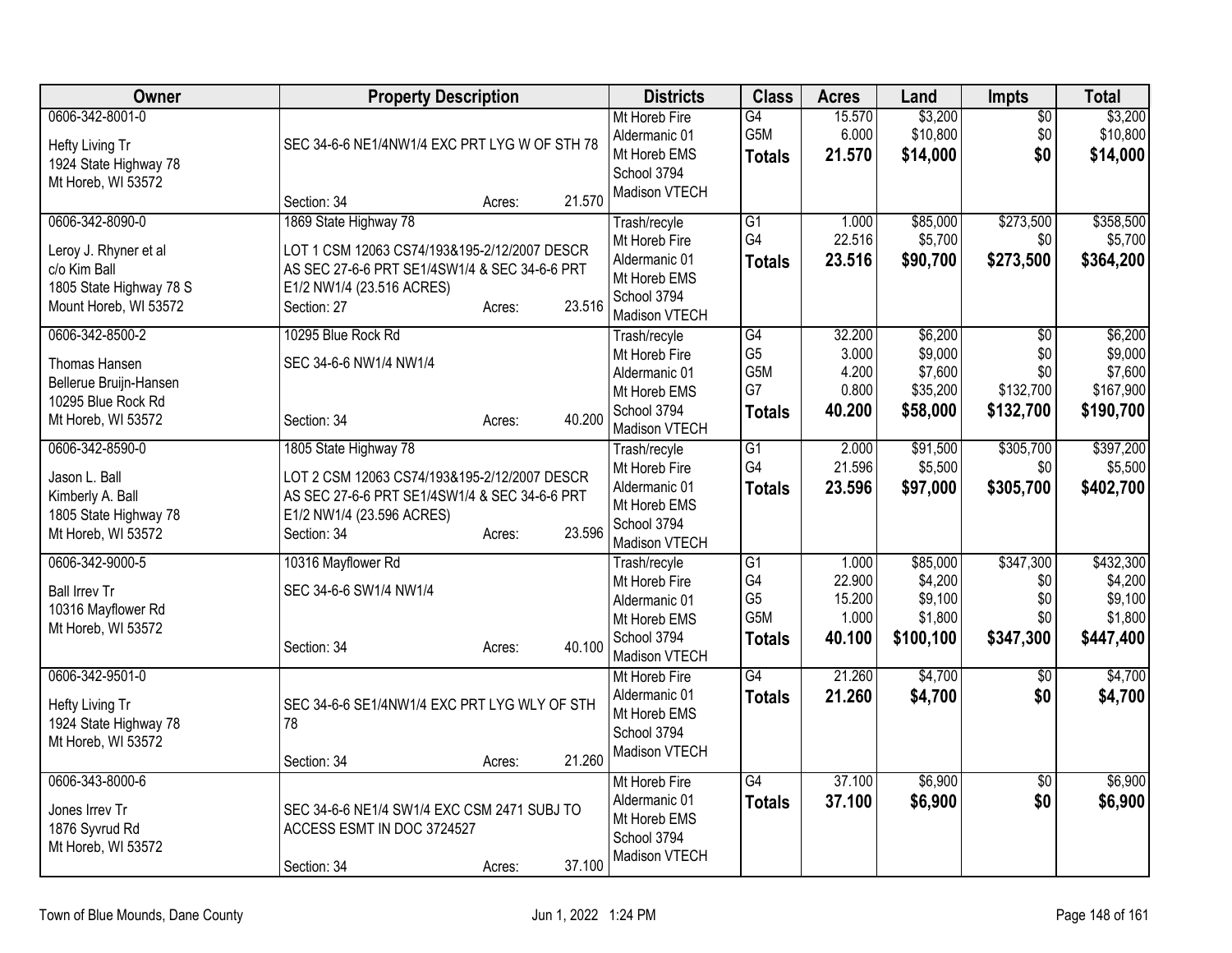| Owner | Property Description | Districts | Class | Acres | Land | Impts | Total |
|---|---|---|---|---|---|---|---|
| 0606-342-8001-0<br><br>Hefty Living Tr<br>1924 State Highway 78<br>Mt Horeb, WI 53572 | SEC 34-6-6 NE1/4NW1/4 EXC PRT LYG W OF STH 78<br><br>Section: 34 Acres: 21.570 | Mt Horeb Fire<br>Aldermanic 01<br>Mt Horeb EMS<br>School 3794<br>Madison VTECH | G4<br>G5M<br>**Totals** | 15.570<br>6.000<br>**21.570** | $3,200<br>$10,800<br>**$14,000** | $0<br>$0<br>**$0** | $3,200<br>$10,800<br>**$14,000** |
| 0606-342-8090-0<br><br>Leroy J. Rhyner et al<br>c/o Kim Ball<br>1805 State Highway 78 S<br>Mount Horeb, WI 53572 | 1869 State Highway 78<br><br>LOT 1 CSM 12063 CS74/193&195-2/12/2007 DESCR AS SEC 27-6-6 PRT SE1/4SW1/4 & SEC 34-6-6 PRT E1/2 NW1/4 (23.516 ACRES)<br>Section: 27 Acres: 23.516 | Trash/recyle<br>Mt Horeb Fire<br>Aldermanic 01<br>Mt Horeb EMS<br>School 3794<br>Madison VTECH | G1<br>G4<br>**Totals** | 1.000<br>22.516<br>**23.516** | $85,000<br>$5,700<br>**$90,700** | $273,500<br>$0<br>**$273,500** | $358,500<br>$5,700<br>**$364,200** |
| 0606-342-8500-2<br><br>Thomas Hansen<br>Bellerue Bruijn-Hansen<br>10295 Blue Rock Rd<br>Mt Horeb, WI 53572 | 10295 Blue Rock Rd<br><br>SEC 34-6-6 NW1/4 NW1/4<br><br>Section: 34 Acres: 40.200 | Trash/recyle<br>Mt Horeb Fire<br>Aldermanic 01<br>Mt Horeb EMS<br>School 3794<br>Madison VTECH | G4<br>G5<br>G5M<br>G7<br>**Totals** | 32.200<br>3.000<br>4.200<br>0.800<br>**40.200** | $6,200<br>$9,000<br>$7,600<br>$35,200<br>**$58,000** | $0<br>$0<br>$0<br>$132,700<br>**$132,700** | $6,200<br>$9,000<br>$7,600<br>$167,900<br>**$190,700** |
| 0606-342-8590-0<br><br>Jason L. Ball<br>Kimberly A. Ball<br>1805 State Highway 78<br>Mt Horeb, WI 53572 | 1805 State Highway 78<br><br>LOT 2 CSM 12063 CS74/193&195-2/12/2007 DESCR AS SEC 27-6-6 PRT SE1/4SW1/4 & SEC 34-6-6 PRT E1/2 NW1/4 (23.596 ACRES)<br>Section: 34 Acres: 23.596 | Trash/recyle<br>Mt Horeb Fire<br>Aldermanic 01<br>Mt Horeb EMS<br>School 3794<br>Madison VTECH | G1<br>G4<br>**Totals** | 2.000<br>21.596<br>**23.596** | $91,500<br>$5,500<br>**$97,000** | $305,700<br>$0<br>**$305,700** | $397,200<br>$5,500<br>**$402,700** |
| 0606-342-9000-5<br><br>Ball Irrev Tr<br>10316 Mayflower Rd<br>Mt Horeb, WI 53572 | 10316 Mayflower Rd<br><br>SEC 34-6-6 SW1/4 NW1/4<br><br>Section: 34 Acres: 40.100 | Trash/recyle<br>Mt Horeb Fire<br>Aldermanic 01<br>Mt Horeb EMS<br>School 3794<br>Madison VTECH | G1<br>G4<br>G5<br>G5M<br>**Totals** | 1.000<br>22.900<br>15.200<br>1.000<br>**40.100** | $85,000<br>$4,200<br>$9,100<br>$1,800<br>**$100,100** | $347,300<br>$0<br>$0<br>$0<br>**$347,300** | $432,300<br>$4,200<br>$9,100<br>$1,800<br>**$447,400** |
| 0606-342-9501-0<br><br>Hefty Living Tr<br>1924 State Highway 78<br>Mt Horeb, WI 53572 | SEC 34-6-6 SE1/4NW1/4 EXC PRT LYG WLY OF STH 78<br><br>Section: 34 Acres: 21.260 | Mt Horeb Fire<br>Aldermanic 01<br>Mt Horeb EMS<br>School 3794<br>Madison VTECH | G4<br>**Totals** | 21.260<br>**21.260** | $4,700<br>**$4,700** | $0<br>**$0** | $4,700<br>**$4,700** |
| 0606-343-8000-6<br><br>Jones Irrev Tr<br>1876 Syvrud Rd<br>Mt Horeb, WI 53572 | SEC 34-6-6 NE1/4 SW1/4 EXC CSM 2471 SUBJ TO ACCESS ESMT IN DOC 3724527<br><br>Section: 34 Acres: 37.100 | Mt Horeb Fire<br>Aldermanic 01<br>Mt Horeb EMS<br>School 3794<br>Madison VTECH | G4<br>**Totals** | 37.100<br>**37.100** | $6,900<br>**$6,900** | $0<br>**$0** | $6,900<br>**$6,900** |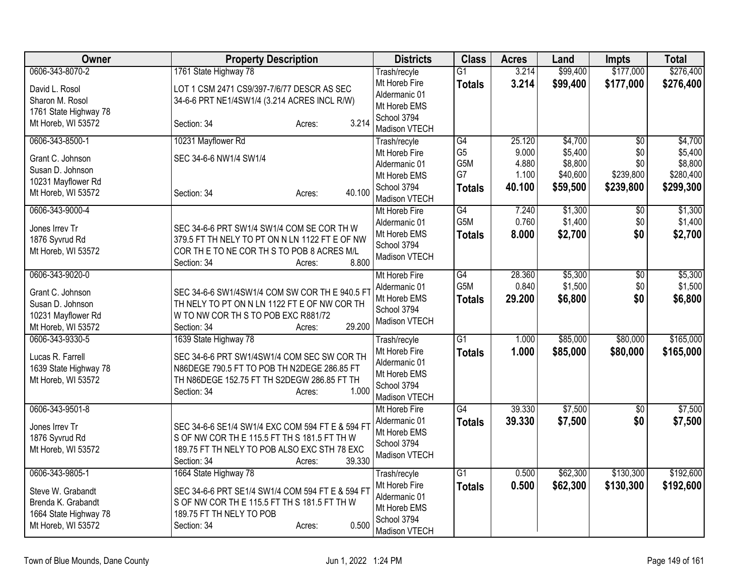| Owner | Property Description | Districts | Class | Acres | Land | Impts | Total |
|---|---|---|---|---|---|---|---|
| 0606-343-8070-2<br>David L. Rosol<br>Sharon M. Rosol<br>1761 State Highway 78<br>Mt Horeb, WI 53572 | 1761 State Highway 78<br>LOT 1 CSM 2471 CS9/397-7/6/77 DESCR AS SEC 34-6-6 PRT NE1/4SW1/4 (3.214 ACRES INCL R/W)<br>Section: 34 Acres: 3.214 | Trash/recyle<br>Mt Horeb Fire<br>Aldermanic 01<br>Mt Horeb EMS<br>School 3794<br>Madison VTECH | G1<br>**Totals** | 3.214<br>**3.214** | \$99,400<br>**\$99,400** | \$177,000<br>**\$177,000** | \$276,400<br>**\$276,400** |
| 0606-343-8500-1<br>Grant C. Johnson<br>Susan D. Johnson<br>10231 Mayflower Rd<br>Mt Horeb, WI 53572 | 10231 Mayflower Rd<br>SEC 34-6-6 NW1/4 SW1/4<br>Section: 34 Acres: 40.100 | Trash/recyle<br>Mt Horeb Fire<br>Aldermanic 01<br>Mt Horeb EMS<br>School 3794<br>Madison VTECH | G4<br>G5<br>G5M<br>G7<br>**Totals** | 25.120<br>9.000<br>4.880<br>1.100<br>**40.100** | \$4,700<br>\$5,400<br>\$8,800<br>\$40,600<br>**\$59,500** | \$0<br>\$0<br>\$0<br>\$239,800<br>**\$239,800** | \$4,700<br>\$5,400<br>\$8,800<br>\$280,400<br>**\$299,300** |
| 0606-343-9000-4<br>Jones Irrev Tr<br>1876 Syvrud Rd<br>Mt Horeb, WI 53572 | SEC 34-6-6 PRT SW1/4 SW1/4 COM SE COR TH W 379.5 FT TH NELY TO PT ON N LN 1122 FT E OF NW COR TH E TO NE COR TH S TO POB 8 ACRES M/L<br>Section: 34 Acres: 8.800 | Mt Horeb Fire<br>Aldermanic 01<br>Mt Horeb EMS<br>School 3794<br>Madison VTECH | G4<br>G5M<br>**Totals** | 7.240<br>0.760<br>**8.000** | \$1,300<br>\$1,400<br>**\$2,700** | \$0<br>\$0<br>**\$0** | \$1,300<br>\$1,400<br>**\$2,700** |
| 0606-343-9020-0<br>Grant C. Johnson<br>Susan D. Johnson<br>10231 Mayflower Rd<br>Mt Horeb, WI 53572 | SEC 34-6-6 SW1/4SW1/4 COM SW COR TH E 940.5 FT TH NELY TO PT ON N LN 1122 FT E OF NW COR TH W TO NW COR TH S TO POB EXC R881/72<br>Section: 34 Acres: 29.200 | Mt Horeb Fire<br>Aldermanic 01<br>Mt Horeb EMS<br>School 3794<br>Madison VTECH | G4<br>G5M<br>**Totals** | 28.360<br>0.840<br>**29.200** | \$5,300<br>\$1,500<br>**\$6,800** | \$0<br>\$0<br>**\$0** | \$5,300<br>\$1,500<br>**\$6,800** |
| 0606-343-9330-5<br>Lucas R. Farrell<br>1639 State Highway 78<br>Mt Horeb, WI 53572 | 1639 State Highway 78<br>SEC 34-6-6 PRT SW1/4SW1/4 COM SEC SW COR TH N86DEGE 790.5 FT TO POB TH N2DEGE 286.85 FT TH N86DEGE 152.75 FT TH S2DEGW 286.85 FT TH<br>Section: 34 Acres: 1.000 | Trash/recyle<br>Mt Horeb Fire<br>Aldermanic 01<br>Mt Horeb EMS<br>School 3794<br>Madison VTECH | G1<br>**Totals** | 1.000<br>**1.000** | \$85,000<br>**\$85,000** | \$80,000<br>**\$80,000** | \$165,000<br>**\$165,000** |
| 0606-343-9501-8<br>Jones Irrev Tr<br>1876 Syvrud Rd<br>Mt Horeb, WI 53572 | SEC 34-6-6 SE1/4 SW1/4 EXC COM 594 FT E & 594 FT S OF NW COR TH E 115.5 FT TH S 181.5 FT TH W 189.75 FT TH NELY TO POB ALSO EXC STH 78 EXC<br>Section: 34 Acres: 39.330 | Mt Horeb Fire<br>Aldermanic 01<br>Mt Horeb EMS<br>School 3794<br>Madison VTECH | G4<br>**Totals** | 39.330<br>**39.330** | \$7,500<br>**\$7,500** | \$0<br>**\$0** | \$7,500<br>**\$7,500** |
| 0606-343-9805-1<br>Steve W. Grabandt<br>Brenda K. Grabandt<br>1664 State Highway 78<br>Mt Horeb, WI 53572 | 1664 State Highway 78<br>SEC 34-6-6 PRT SE1/4 SW1/4 COM 594 FT E & 594 FT S OF NW COR TH E 115.5 FT TH S 181.5 FT TH W 189.75 FT TH NELY TO POB<br>Section: 34 Acres: 0.500 | Trash/recyle<br>Mt Horeb Fire<br>Aldermanic 01<br>Mt Horeb EMS<br>School 3794<br>Madison VTECH | G1<br>**Totals** | 0.500<br>**0.500** | \$62,300<br>**\$62,300** | \$130,300<br>**\$130,300** | \$192,600<br>**\$192,600** |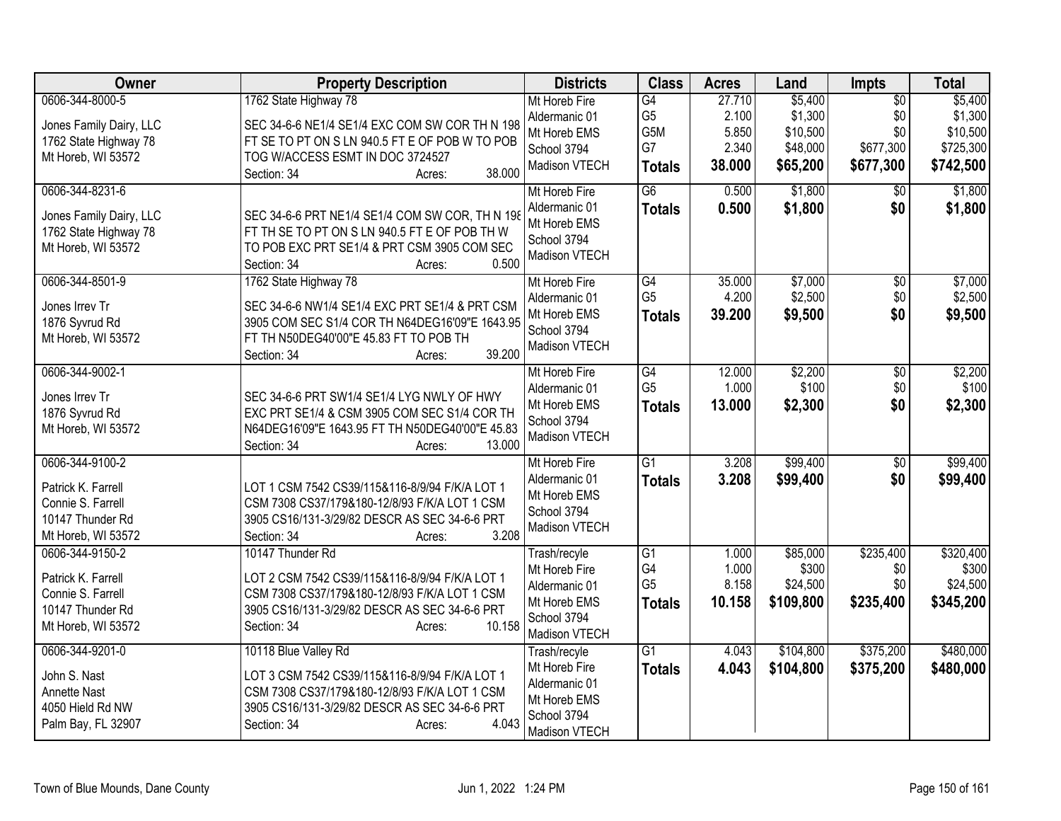| Owner | Property Description | Districts | Class | Acres | Land | Impts | Total |
|---|---|---|---|---|---|---|---|
| 0606-344-8000-5<br><br>Jones Family Dairy, LLC<br>1762 State Highway 78<br>Mt Horeb, WI 53572 | 1762 State Highway 78<br><br>SEC 34-6-6 NE1/4 SE1/4 EXC COM SW COR TH N 198 FT SE TO PT ON S LN 940.5 FT E OF POB W TO POB TOG W/ACCESS ESMT IN DOC 3724527<br>Section: 34 Acres: 38.000 | Mt Horeb Fire<br>Aldermanic 01<br>Mt Horeb EMS<br>School 3794<br>Madison VTECH | G4<br>G5<br>G5M<br>G7<br>**Totals** | 27.710<br>2.100<br>5.850<br>2.340<br>**38.000** | $5,400<br>$1,300<br>$10,500<br>$48,000<br>**$65,200** | $0<br>$0<br>$0<br>$677,300<br>**$677,300** | $5,400<br>$1,300<br>$10,500<br>$725,300<br>**$742,500** |
| 0606-344-8231-6<br><br>Jones Family Dairy, LLC<br>1762 State Highway 78<br>Mt Horeb, WI 53572 | SEC 34-6-6 PRT NE1/4 SE1/4 COM SW COR, TH N 198 FT TH SE TO PT ON S LN 940.5 FT E OF POB TH W TO POB EXC PRT SE1/4 & PRT CSM 3905 COM SEC<br>Section: 34 Acres: 0.500 | Mt Horeb Fire<br>Aldermanic 01<br>Mt Horeb EMS<br>School 3794<br>Madison VTECH | G6<br>**Totals** | 0.500<br>**0.500** | $1,800<br>**$1,800** | $0<br>**$0** | $1,800<br>**$1,800** |
| 0606-344-8501-9<br><br>Jones Irrev Tr<br>1876 Syvrud Rd<br>Mt Horeb, WI 53572 | 1762 State Highway 78<br><br>SEC 34-6-6 NW1/4 SE1/4 EXC PRT SE1/4 & PRT CSM 3905 COM SEC S1/4 COR TH N64DEG16'09"E 1643.95 FT TH N50DEG40'00"E 45.83 FT TO POB TH<br>Section: 34 Acres: 39.200 | Mt Horeb Fire<br>Aldermanic 01<br>Mt Horeb EMS<br>School 3794<br>Madison VTECH | G4<br>G5<br>**Totals** | 35.000<br>4.200<br>**39.200** | $7,000<br>$2,500<br>**$9,500** | $0<br>$0<br>**$0** | $7,000<br>$2,500<br>**$9,500** |
| 0606-344-9002-1<br><br>Jones Irrev Tr<br>1876 Syvrud Rd<br>Mt Horeb, WI 53572 | SEC 34-6-6 PRT SW1/4 SE1/4 LYG NWLY OF HWY EXC PRT SE1/4 & CSM 3905 COM SEC S1/4 COR TH N64DEG16'09"E 1643.95 FT TH N50DEG40'00"E 45.83<br>Section: 34 Acres: 13.000 | Mt Horeb Fire<br>Aldermanic 01<br>Mt Horeb EMS<br>School 3794<br>Madison VTECH | G4<br>G5<br>**Totals** | 12.000<br>1.000<br>**13.000** | $2,200<br>$100<br>**$2,300** | $0<br>$0<br>**$0** | $2,200<br>$100<br>**$2,300** |
| 0606-344-9100-2<br><br>Patrick K. Farrell<br>Connie S. Farrell<br>10147 Thunder Rd<br>Mt Horeb, WI 53572 | LOT 1 CSM 7542 CS39/115&116-8/9/94 F/K/A LOT 1 CSM 7308 CS37/179&180-12/8/93 F/K/A LOT 1 CSM 3905 CS16/131-3/29/82 DESCR AS SEC 34-6-6 PRT<br>Section: 34 Acres: 3.208 | Mt Horeb Fire<br>Aldermanic 01<br>Mt Horeb EMS<br>School 3794<br>Madison VTECH | G1<br>**Totals** | 3.208<br>**3.208** | $99,400<br>**$99,400** | $0<br>**$0** | $99,400<br>**$99,400** |
| 0606-344-9150-2<br><br>Patrick K. Farrell<br>Connie S. Farrell<br>10147 Thunder Rd<br>Mt Horeb, WI 53572 | 10147 Thunder Rd<br><br>LOT 2 CSM 7542 CS39/115&116-8/9/94 F/K/A LOT 1 CSM 7308 CS37/179&180-12/8/93 F/K/A LOT 1 CSM 3905 CS16/131-3/29/82 DESCR AS SEC 34-6-6 PRT<br>Section: 34 Acres: 10.158 | Trash/recyle<br>Mt Horeb Fire<br>Aldermanic 01<br>Mt Horeb EMS<br>School 3794<br>Madison VTECH | G1<br>G4<br>G5<br>**Totals** | 1.000<br>1.000<br>8.158<br>**10.158** | $85,000<br>$300<br>$24,500<br>**$109,800** | $235,400<br>$0<br>$0<br>**$235,400** | $320,400<br>$300<br>$24,500<br>**$345,200** |
| 0606-344-9201-0<br><br>John S. Nast<br>Annette Nast<br>4050 Hield Rd NW<br>Palm Bay, FL 32907 | 10118 Blue Valley Rd<br><br>LOT 3 CSM 7542 CS39/115&116-8/9/94 F/K/A LOT 1 CSM 7308 CS37/179&180-12/8/93 F/K/A LOT 1 CSM 3905 CS16/131-3/29/82 DESCR AS SEC 34-6-6 PRT<br>Section: 34 Acres: 4.043 | Trash/recyle<br>Mt Horeb Fire<br>Aldermanic 01<br>Mt Horeb EMS<br>School 3794<br>Madison VTECH | G1<br>**Totals** | 4.043<br>**4.043** | $104,800<br>**$104,800** | $375,200<br>**$375,200** | $480,000<br>**$480,000** |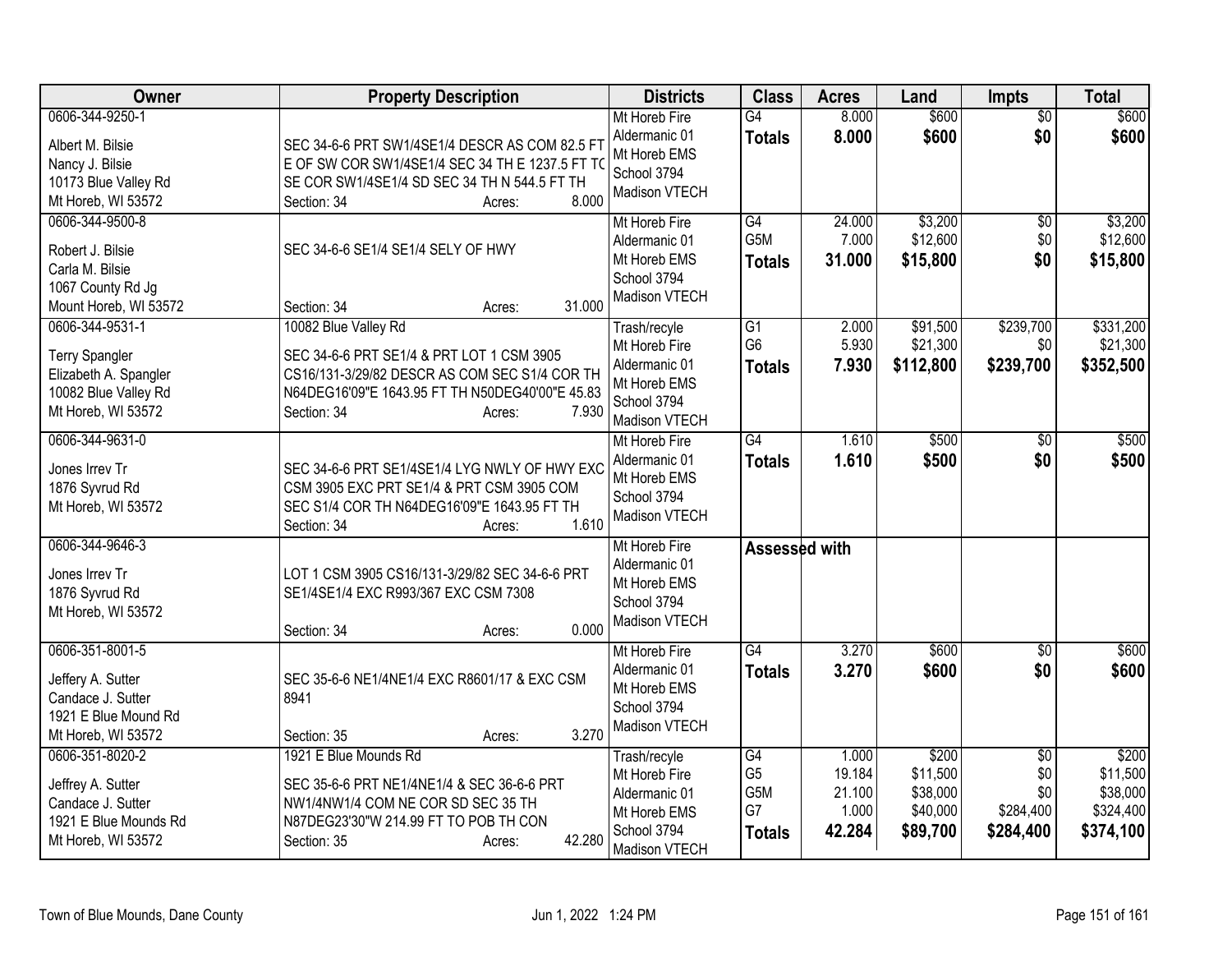| Owner | Property Description | Districts | Class | Acres | Land | Impts | Total |
|---|---|---|---|---|---|---|---|
| 0606-344-9250-1<br><br>Albert M. Bilsie<br>Nancy J. Bilsie<br>10173 Blue Valley Rd<br>Mt Horeb, WI 53572 | SEC 34-6-6 PRT SW1/4SE1/4 DESCR AS COM 82.5 FT E OF SW COR SW1/4SE1/4 SEC 34 TH E 1237.5 FT TO SE COR SW1/4SE1/4 SD SEC 34 TH N 544.5 FT TH<br>Section: 34 Acres: 8.000 | Mt Horeb Fire<br>Aldermanic 01<br>Mt Horeb EMS<br>School 3794<br>Madison VTECH | G4<br>**Totals** | 8.000<br>**8.000** | $600<br>**$600** | $0<br>**$0** | $600<br>**$600** |
| 0606-344-9500-8<br><br>Robert J. Bilsie<br>Carla M. Bilsie<br>1067 County Rd Jg<br>Mount Horeb, WI 53572 | SEC 34-6-6 SE1/4 SE1/4 SELY OF HWY<br>Section: 34 Acres: 31.000 | Mt Horeb Fire<br>Aldermanic 01<br>Mt Horeb EMS<br>School 3794<br>Madison VTECH | G4<br>G5M<br>**Totals** | 24.000<br>7.000<br>**31.000** | $3,200<br>$12,600<br>**$15,800** | $0<br>$0<br>**$0** | $3,200<br>$12,600<br>**$15,800** |
| 0606-344-9531-1<br><br>Terry Spangler<br>Elizabeth A. Spangler<br>10082 Blue Valley Rd<br>Mt Horeb, WI 53572 | 10082 Blue Valley Rd<br>SEC 34-6-6 PRT SE1/4 & PRT LOT 1 CSM 3905 CS16/131-3/29/82 DESCR AS COM SEC S1/4 COR TH N64DEG16'09"E 1643.95 FT TH N50DEG40'00"E 45.83<br>Section: 34 Acres: 7.930 | Trash/recyle<br>Mt Horeb Fire<br>Aldermanic 01<br>Mt Horeb EMS<br>School 3794<br>Madison VTECH | G1<br>G6<br>**Totals** | 2.000<br>5.930<br>**7.930** | $91,500<br>$21,300<br>**$112,800** | $239,700<br>$0<br>**$239,700** | $331,200<br>$21,300<br>**$352,500** |
| 0606-344-9631-0<br><br>Jones Irrev Tr<br>1876 Syvrud Rd<br>Mt Horeb, WI 53572 | SEC 34-6-6 PRT SE1/4SE1/4 LYG NWLY OF HWY EXC CSM 3905 EXC PRT SE1/4 & PRT CSM 3905 COM SEC S1/4 COR TH N64DEG16'09"E 1643.95 FT TH<br>Section: 34 Acres: 1.610 | Mt Horeb Fire<br>Aldermanic 01<br>Mt Horeb EMS<br>School 3794<br>Madison VTECH | G4<br>**Totals** | 1.610<br>**1.610** | $500<br>**$500** | $0<br>**$0** | $500<br>**$500** |
| 0606-344-9646-3<br><br>Jones Irrev Tr<br>1876 Syvrud Rd<br>Mt Horeb, WI 53572 | LOT 1 CSM 3905 CS16/131-3/29/82 SEC 34-6-6 PRT SE1/4SE1/4 EXC R993/367 EXC CSM 7308<br>Section: 34 Acres: 0.000 | Mt Horeb Fire<br>Aldermanic 01<br>Mt Horeb EMS<br>School 3794<br>Madison VTECH | **Assessed with** | | | | |
| 0606-351-8001-5<br><br>Jeffery A. Sutter<br>Candace J. Sutter<br>1921 E Blue Mound Rd<br>Mt Horeb, WI 53572 | SEC 35-6-6 NE1/4NE1/4 EXC R8601/17 & EXC CSM 8941<br>Section: 35 Acres: 3.270 | Mt Horeb Fire<br>Aldermanic 01<br>Mt Horeb EMS<br>School 3794<br>Madison VTECH | G4<br>**Totals** | 3.270<br>**3.270** | $600<br>**$600** | $0<br>**$0** | $600<br>**$600** |
| 0606-351-8020-2<br><br>Jeffrey A. Sutter<br>Candace J. Sutter<br>1921 E Blue Mounds Rd<br>Mt Horeb, WI 53572 | 1921 E Blue Mounds Rd<br>SEC 35-6-6 PRT NE1/4NE1/4 & SEC 36-6-6 PRT NW1/4NW1/4 COM NE COR SD SEC 35 TH N87DEG23'30"W 214.99 FT TO POB TH CON<br>Section: 35 Acres: 42.280 | Trash/recyle<br>Mt Horeb Fire<br>Aldermanic 01<br>Mt Horeb EMS<br>School 3794<br>Madison VTECH | G4<br>G5<br>G5M<br>G7<br>**Totals** | 1.000<br>19.184<br>21.100<br>1.000<br>**42.284** | $200<br>$11,500<br>$38,000<br>$40,000<br>**$89,700** | $0<br>$0<br>$0<br>$284,400<br>**$284,400** | $200<br>$11,500<br>$38,000<br>$324,400<br>**$374,100** |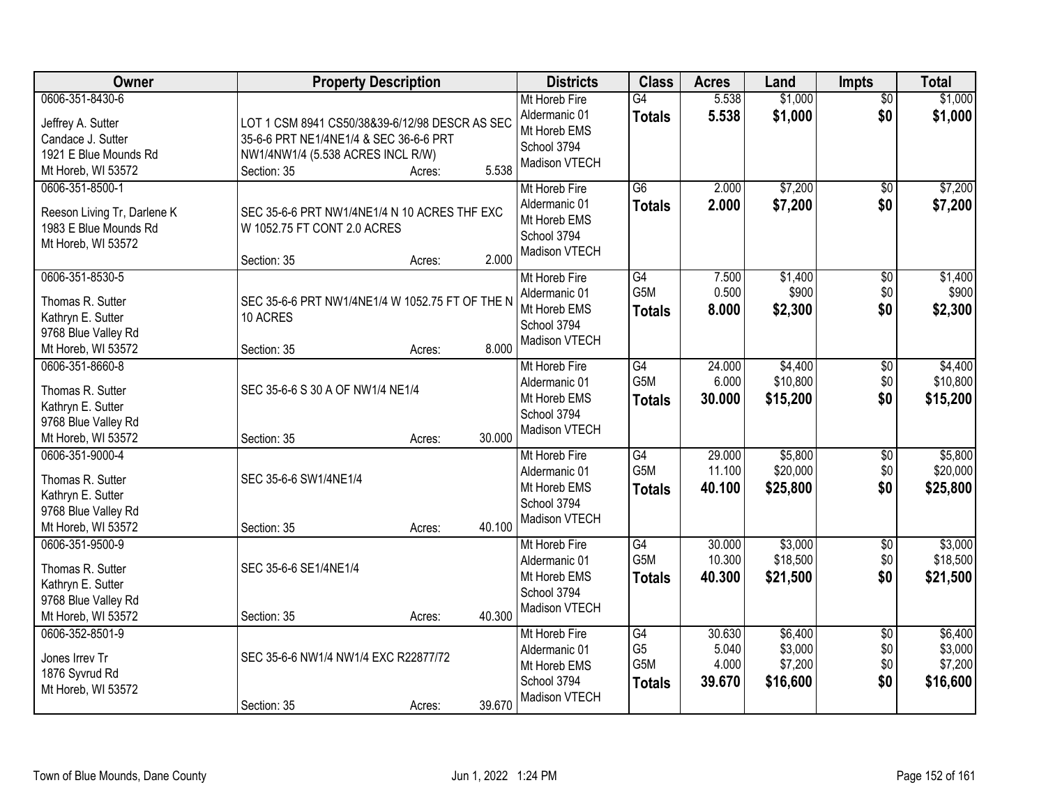| Owner | Property Description | Districts | Class | Acres | Land | Impts | Total |
|---|---|---|---|---|---|---|---|
| 0606-351-8430-6<br>Jeffrey A. Sutter<br>Candace J. Sutter<br>1921 E Blue Mounds Rd<br>Mt Horeb, WI 53572 | LOT 1 CSM 8941 CS50/38&39-6/12/98 DESCR AS SEC 35-6-6 PRT NE1/4NE1/4 & SEC 36-6-6 PRT NW1/4NW1/4 (5.538 ACRES INCL R/W)<br>Section: 35 Acres: 5.538 | Mt Horeb Fire<br>Aldermanic 01<br>Mt Horeb EMS<br>School 3794<br>Madison VTECH | G4<br>**Totals** | 5.538<br>**5.538** | $1,000<br>**$1,000** | $0<br>**$0** | $1,000<br>**$1,000** |
| 0606-351-8500-1<br>Reeson Living Tr, Darlene K<br>1983 E Blue Mounds Rd<br>Mt Horeb, WI 53572 | SEC 35-6-6 PRT NW1/4NE1/4 N 10 ACRES THF EXC W 1052.75 FT CONT 2.0 ACRES<br>Section: 35 Acres: 2.000 | Mt Horeb Fire<br>Aldermanic 01<br>Mt Horeb EMS<br>School 3794<br>Madison VTECH | G6<br>**Totals** | 2.000<br>**2.000** | $7,200<br>**$7,200** | $0<br>**$0** | $7,200<br>**$7,200** |
| 0606-351-8530-5<br>Thomas R. Sutter<br>Kathryn E. Sutter<br>9768 Blue Valley Rd<br>Mt Horeb, WI 53572 | SEC 35-6-6 PRT NW1/4NE1/4 W 1052.75 FT OF THE N 10 ACRES<br>Section: 35 Acres: 8.000 | Mt Horeb Fire<br>Aldermanic 01<br>Mt Horeb EMS<br>School 3794<br>Madison VTECH | G4<br>G5M<br>**Totals** | 7.500<br>0.500<br>**8.000** | $1,400<br>$900<br>**$2,300** | $0<br>$0<br>**$0** | $1,400<br>$900<br>**$2,300** |
| 0606-351-8660-8<br>Thomas R. Sutter<br>Kathryn E. Sutter<br>9768 Blue Valley Rd<br>Mt Horeb, WI 53572 | SEC 35-6-6 S 30 A OF NW1/4 NE1/4<br>Section: 35 Acres: 30.000 | Mt Horeb Fire<br>Aldermanic 01<br>Mt Horeb EMS<br>School 3794<br>Madison VTECH | G4<br>G5M<br>**Totals** | 24.000<br>6.000<br>**30.000** | $4,400<br>$10,800<br>**$15,200** | $0<br>$0<br>**$0** | $4,400<br>$10,800<br>**$15,200** |
| 0606-351-9000-4<br>Thomas R. Sutter<br>Kathryn E. Sutter<br>9768 Blue Valley Rd<br>Mt Horeb, WI 53572 | SEC 35-6-6 SW1/4NE1/4<br>Section: 35 Acres: 40.100 | Mt Horeb Fire<br>Aldermanic 01<br>Mt Horeb EMS<br>School 3794<br>Madison VTECH | G4<br>G5M<br>**Totals** | 29.000<br>11.100<br>**40.100** | $5,800<br>$20,000<br>**$25,800** | $0<br>$0<br>**$0** | $5,800<br>$20,000<br>**$25,800** |
| 0606-351-9500-9<br>Thomas R. Sutter<br>Kathryn E. Sutter<br>9768 Blue Valley Rd<br>Mt Horeb, WI 53572 | SEC 35-6-6 SE1/4NE1/4<br>Section: 35 Acres: 40.300 | Mt Horeb Fire<br>Aldermanic 01<br>Mt Horeb EMS<br>School 3794<br>Madison VTECH | G4<br>G5M<br>**Totals** | 30.000<br>10.300<br>**40.300** | $3,000<br>$18,500<br>**$21,500** | $0<br>$0<br>**$0** | $3,000<br>$18,500<br>**$21,500** |
| 0606-352-8501-9<br>Jones Irrev Tr<br>1876 Syvrud Rd<br>Mt Horeb, WI 53572 | SEC 35-6-6 NW1/4 NW1/4 EXC R22877/72<br>Section: 35 Acres: 39.670 | Mt Horeb Fire<br>Aldermanic 01<br>Mt Horeb EMS<br>School 3794<br>Madison VTECH | G4<br>G5<br>G5M<br>**Totals** | 30.630<br>5.040<br>4.000<br>**39.670** | $6,400<br>$3,000<br>$7,200<br>**$16,600** | $0<br>$0<br>$0<br>**$0** | $6,400<br>$3,000<br>$7,200<br>**$16,600** |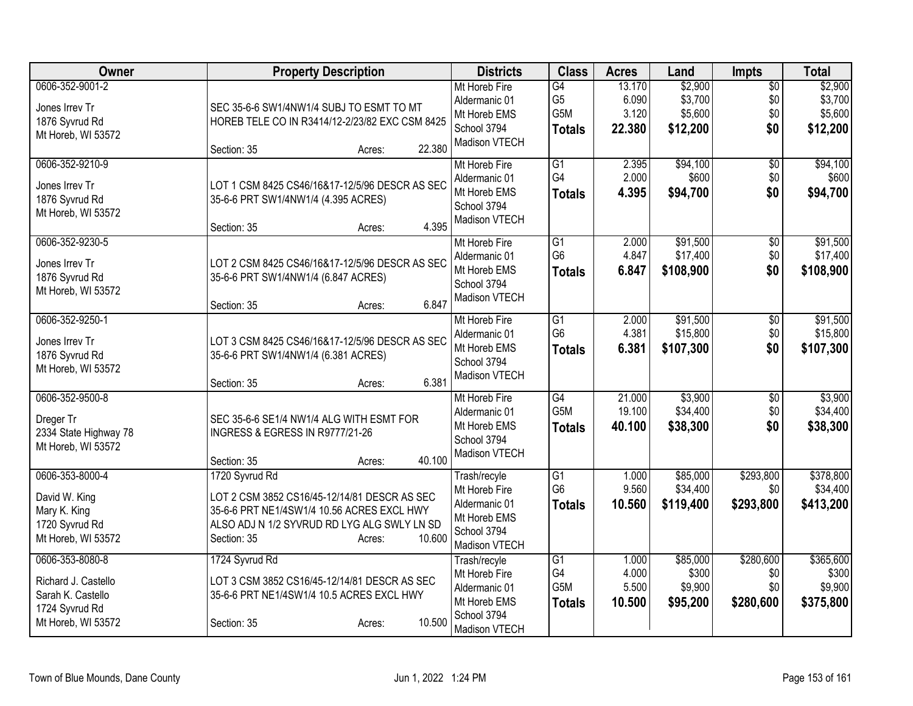| Owner | Property Description | Districts | Class | Acres | Land | Impts | Total |
|---|---|---|---|---|---|---|---|
| 0606-352-9001-2<br>Jones Irrev Tr<br>1876 Syvrud Rd<br>Mt Horeb, WI 53572 | SEC 35-6-6 SW1/4NW1/4 SUBJ TO ESMT TO MT HOREB TELE CO IN R3414/12-2/23/82 EXC CSM 8425<br>Section: 35 Acres: 22.380 | Mt Horeb Fire<br>Aldermanic 01<br>Mt Horeb EMS<br>School 3794<br>Madison VTECH | G4<br>G5<br>G5M<br>**Totals** | 13.170<br>6.090<br>3.120<br>**22.380** | $2,900<br>$3,700<br>$5,600<br>**$12,200** | $0<br>$0<br>$0<br>**$0** | $2,900<br>$3,700<br>$5,600<br>**$12,200** |
| 0606-352-9210-9<br>Jones Irrev Tr<br>1876 Syvrud Rd<br>Mt Horeb, WI 53572 | LOT 1 CSM 8425 CS46/16&17-12/5/96 DESCR AS SEC 35-6-6 PRT SW1/4NW1/4 (4.395 ACRES)<br>Section: 35 Acres: 4.395 | Mt Horeb Fire<br>Aldermanic 01<br>Mt Horeb EMS<br>School 3794<br>Madison VTECH | G1<br>G4<br>**Totals** | 2.395<br>2.000<br>**4.395** | $94,100<br>$600<br>**$94,700** | $0<br>$0<br>**$0** | $94,100<br>$600<br>**$94,700** |
| 0606-352-9230-5<br>Jones Irrev Tr<br>1876 Syvrud Rd<br>Mt Horeb, WI 53572 | LOT 2 CSM 8425 CS46/16&17-12/5/96 DESCR AS SEC 35-6-6 PRT SW1/4NW1/4 (6.847 ACRES)<br>Section: 35 Acres: 6.847 | Mt Horeb Fire<br>Aldermanic 01<br>Mt Horeb EMS<br>School 3794<br>Madison VTECH | G1<br>G6<br>**Totals** | 2.000<br>4.847<br>**6.847** | $91,500<br>$17,400<br>**$108,900** | $0<br>$0<br>**$0** | $91,500<br>$17,400<br>**$108,900** |
| 0606-352-9250-1<br>Jones Irrev Tr<br>1876 Syvrud Rd<br>Mt Horeb, WI 53572 | LOT 3 CSM 8425 CS46/16&17-12/5/96 DESCR AS SEC 35-6-6 PRT SW1/4NW1/4 (6.381 ACRES)<br>Section: 35 Acres: 6.381 | Mt Horeb Fire<br>Aldermanic 01<br>Mt Horeb EMS<br>School 3794<br>Madison VTECH | G1<br>G6<br>**Totals** | 2.000<br>4.381<br>**6.381** | $91,500<br>$15,800<br>**$107,300** | $0<br>$0<br>**$0** | $91,500<br>$15,800<br>**$107,300** |
| 0606-352-9500-8<br>Dreger Tr<br>2334 State Highway 78<br>Mt Horeb, WI 53572 | SEC 35-6-6 SE1/4 NW1/4 ALG WITH ESMT FOR INGRESS & EGRESS IN R9777/21-26<br>Section: 35 Acres: 40.100 | Mt Horeb Fire<br>Aldermanic 01<br>Mt Horeb EMS<br>School 3794<br>Madison VTECH | G4<br>G5M<br>**Totals** | 21.000<br>19.100<br>**40.100** | $3,900<br>$34,400<br>**$38,300** | $0<br>$0<br>**$0** | $3,900<br>$34,400<br>**$38,300** |
| 0606-353-8000-4<br>David W. King<br>Mary K. King<br>1720 Syvrud Rd<br>Mt Horeb, WI 53572 | 1720 Syvrud Rd<br>LOT 2 CSM 3852 CS16/45-12/14/81 DESCR AS SEC 35-6-6 PRT NE1/4SW1/4 10.56 ACRES EXCL HWY ALSO ADJ N 1/2 SYVRUD RD LYG ALG SWLY LN SD<br>Section: 35 Acres: 10.600 | Trash/recyle<br>Mt Horeb Fire<br>Aldermanic 01<br>Mt Horeb EMS<br>School 3794<br>Madison VTECH | G1<br>G6<br>**Totals** | 1.000<br>9.560<br>**10.560** | $85,000<br>$34,400<br>**$119,400** | $293,800<br>$0<br>**$293,800** | $378,800<br>$34,400<br>**$413,200** |
| 0606-353-8080-8<br>Richard J. Castello<br>Sarah K. Castello<br>1724 Syvrud Rd<br>Mt Horeb, WI 53572 | 1724 Syvrud Rd<br>LOT 3 CSM 3852 CS16/45-12/14/81 DESCR AS SEC 35-6-6 PRT NE1/4SW1/4 10.5 ACRES EXCL HWY<br>Section: 35 Acres: 10.500 | Trash/recyle<br>Mt Horeb Fire<br>Aldermanic 01<br>Mt Horeb EMS<br>School 3794<br>Madison VTECH | G1<br>G4<br>G5M<br>**Totals** | 1.000<br>4.000<br>5.500<br>**10.500** | $85,000<br>$300<br>$9,900<br>**$95,200** | $280,600<br>$0<br>$0<br>**$280,600** | $365,600<br>$300<br>$9,900<br>**$375,800** |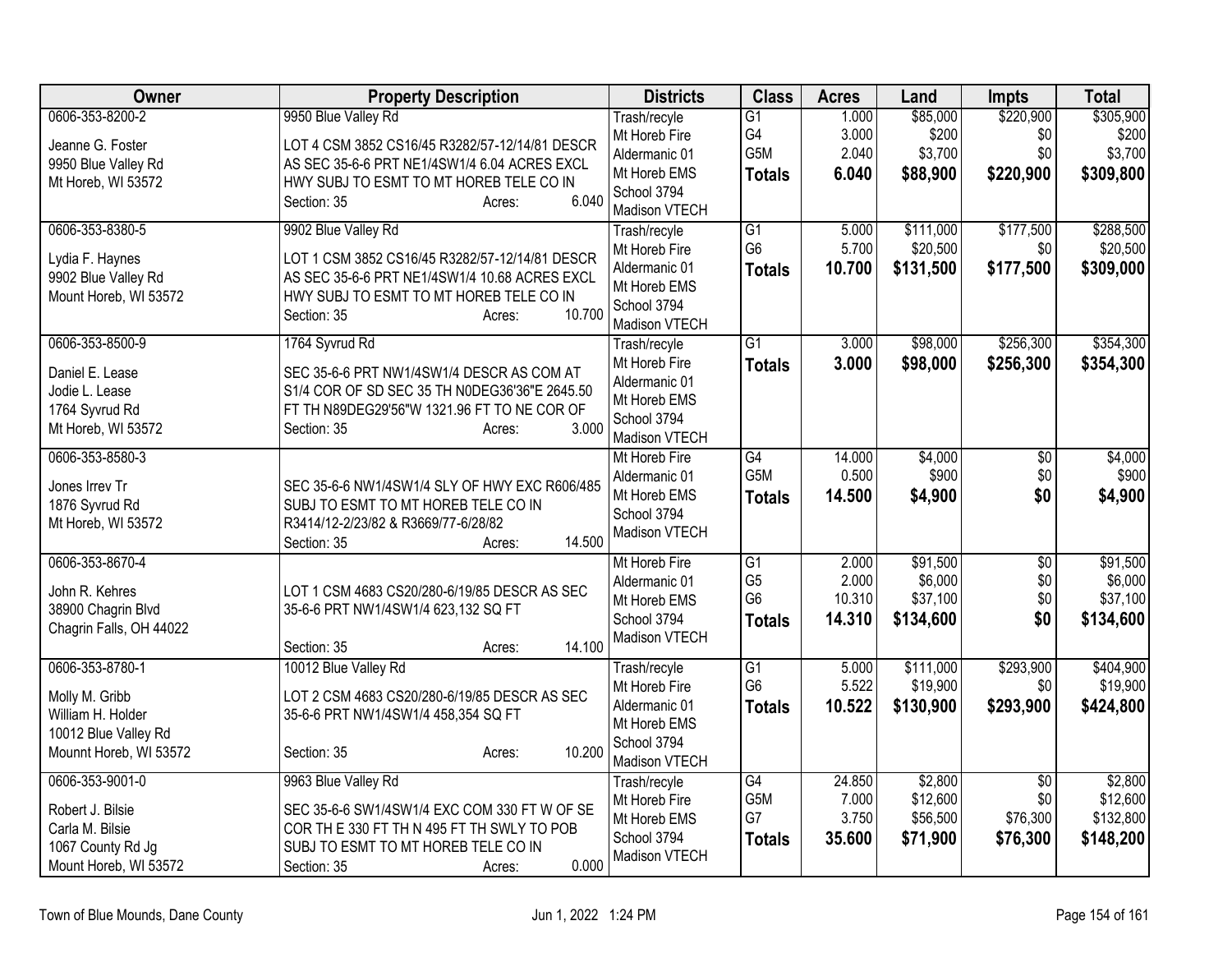| Owner | Property Description | Districts | Class | Acres | Land | Impts | Total |
|---|---|---|---|---|---|---|---|
| 0606-353-8200-2<br><br>Jeanne G. Foster<br>9950 Blue Valley Rd<br>Mt Horeb, WI 53572 | 9950 Blue Valley Rd<br><br>LOT 4 CSM 3852 CS16/45 R3282/57-12/14/81 DESCR AS SEC 35-6-6 PRT NE1/4SW1/4 6.04 ACRES EXCL HWY SUBJ TO ESMT TO MT HOREB TELE CO IN<br>Section: 35 Acres: 6.040 | Trash/recycle<br>Mt Horeb Fire<br>Aldermanic 01<br>Mt Horeb EMS<br>School 3794<br>Madison VTECH | G1<br>G4<br>G5M<br>**Totals** | 1.000<br>3.000<br>2.040<br>**6.040** | $85,000<br>$200<br>$3,700<br>**$88,900** | $220,900<br>$0<br>$0<br>**$220,900** | $305,900<br>$200<br>$3,700<br>**$309,800** |
| 0606-353-8380-5<br><br>Lydia F. Haynes<br>9902 Blue Valley Rd<br>Mount Horeb, WI 53572 | 9902 Blue Valley Rd<br><br>LOT 1 CSM 3852 CS16/45 R3282/57-12/14/81 DESCR AS SEC 35-6-6 PRT NE1/4SW1/4 10.68 ACRES EXCL HWY SUBJ TO ESMT TO MT HOREB TELE CO IN<br>Section: 35 Acres: 10.700 | Trash/recycle<br>Mt Horeb Fire<br>Aldermanic 01<br>Mt Horeb EMS<br>School 3794<br>Madison VTECH | G1<br>G6<br>**Totals** | 5.000<br>5.700<br>**10.700** | $111,000<br>$20,500<br>**$131,500** | $177,500<br>$0<br>**$177,500** | $288,500<br>$20,500<br>**$309,000** |
| 0606-353-8500-9<br><br>Daniel E. Lease<br>Jodie L. Lease<br>1764 Syvrud Rd<br>Mt Horeb, WI 53572 | 1764 Syvrud Rd<br><br>SEC 35-6-6 PRT NW1/4SW1/4 DESCR AS COM AT S1/4 COR OF SD SEC 35 TH N0DEG36'36"E 2645.50 FT TH N89DEG29'56"W 1321.96 FT TO NE COR OF<br>Section: 35 Acres: 3.000 | Trash/recycle<br>Mt Horeb Fire<br>Aldermanic 01<br>Mt Horeb EMS<br>School 3794<br>Madison VTECH | G1<br>**Totals** | 3.000<br>**3.000** | $98,000<br>**$98,000** | $256,300<br>**$256,300** | $354,300<br>**$354,300** |
| 0606-353-8580-3<br><br>Jones Irrev Tr<br>1876 Syvrud Rd<br>Mt Horeb, WI 53572 | SEC 35-6-6 NW1/4SW1/4 SLY OF HWY EXC R606/485 SUBJ TO ESMT TO MT HOREB TELE CO IN R3414/12-2/23/82 & R3669/77-6/28/82<br>Section: 35 Acres: 14.500 | Mt Horeb Fire<br>Aldermanic 01<br>Mt Horeb EMS<br>School 3794<br>Madison VTECH | G4<br>G5M<br>**Totals** | 14.000<br>0.500<br>**14.500** | $4,000<br>$900<br>**$4,900** | $0<br>$0<br>**$0** | $4,000<br>$900<br>**$4,900** |
| 0606-353-8670-4<br><br>John R. Kehres<br>38900 Chagrin Blvd<br>Chagrin Falls, OH 44022 | LOT 1 CSM 4683 CS20/280-6/19/85 DESCR AS SEC 35-6-6 PRT NW1/4SW1/4 623,132 SQ FT<br>Section: 35 Acres: 14.100 | Mt Horeb Fire<br>Aldermanic 01<br>Mt Horeb EMS<br>School 3794<br>Madison VTECH | G1<br>G5<br>G6<br>**Totals** | 2.000<br>2.000<br>10.310<br>**14.310** | $91,500<br>$6,000<br>$37,100<br>**$134,600** | $0<br>$0<br>$0<br>**$0** | $91,500<br>$6,000<br>$37,100<br>**$134,600** |
| 0606-353-8780-1<br><br>Molly M. Gribb<br>William H. Holder<br>10012 Blue Valley Rd<br>Mounnt Horeb, WI 53572 | 10012 Blue Valley Rd<br><br>LOT 2 CSM 4683 CS20/280-6/19/85 DESCR AS SEC 35-6-6 PRT NW1/4SW1/4 458,354 SQ FT<br>Section: 35 Acres: 10.200 | Trash/recycle<br>Mt Horeb Fire<br>Aldermanic 01<br>Mt Horeb EMS<br>School 3794<br>Madison VTECH | G1<br>G6<br>**Totals** | 5.000<br>5.522<br>**10.522** | $111,000<br>$19,900<br>**$130,900** | $293,900<br>$0<br>**$293,900** | $404,900<br>$19,900<br>**$424,800** |
| 0606-353-9001-0<br><br>Robert J. Bilsie<br>Carla M. Bilsie<br>1067 County Rd Jg<br>Mount Horeb, WI 53572 | 9963 Blue Valley Rd<br><br>SEC 35-6-6 SW1/4SW1/4 EXC COM 330 FT W OF SE COR TH E 330 FT TH N 495 FT TH SWLY TO POB SUBJ TO ESMT TO MT HOREB TELE CO IN<br>Section: 35 Acres: 0.000 | Trash/recycle<br>Mt Horeb Fire<br>Mt Horeb EMS<br>School 3794<br>Madison VTECH | G4<br>G5M<br>G7<br>**Totals** | 24.850<br>7.000<br>3.750<br>**35.600** | $2,800<br>$12,600<br>$56,500<br>**$71,900** | $0<br>$0<br>$76,300<br>**$76,300** | $2,800<br>$12,600<br>$132,800<br>**$148,200** |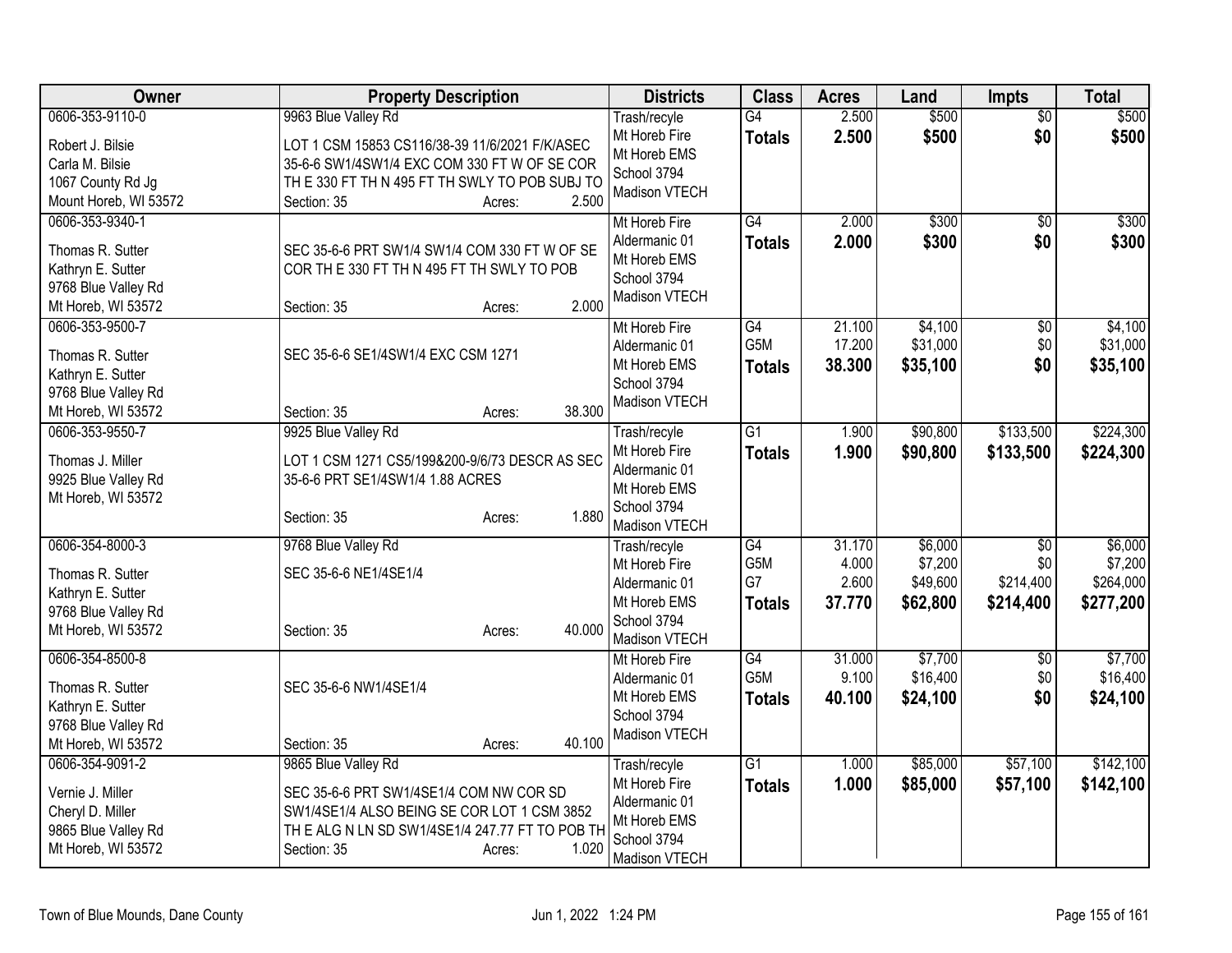| Owner | Property Description | Districts | Class | Acres | Land | Impts | Total |
|---|---|---|---|---|---|---|---|
| 0606-353-9110-0<br>Robert J. Bilsie<br>Carla M. Bilsie<br>1067 County Rd Jg<br>Mount Horeb, WI 53572 | 9963 Blue Valley Rd<br>LOT 1 CSM 15853 CS116/38-39 11/6/2021 F/K/ASEC 35-6-6 SW1/4SW1/4 EXC COM 330 FT W OF SE COR TH E 330 FT TH N 495 FT TH SWLY TO POB SUBJ TO<br>Section: 35 Acres: 2.500 | Trash/recyle<br>Mt Horeb Fire<br>Mt Horeb EMS<br>School 3794<br>Madison VTECH | G4<br>**Totals** | 2.500<br>**2.500** | $500<br>**$500** | $0<br>**$0** | $500<br>**$500** |
| 0606-353-9340-1<br>Thomas R. Sutter<br>Kathryn E. Sutter<br>9768 Blue Valley Rd<br>Mt Horeb, WI 53572 | SEC 35-6-6 PRT SW1/4 SW1/4 COM 330 FT W OF SE COR TH E 330 FT TH N 495 FT TH SWLY TO POB<br>Section: 35 Acres: 2.000 | Mt Horeb Fire<br>Aldermanic 01<br>Mt Horeb EMS<br>School 3794<br>Madison VTECH | G4<br>**Totals** | 2.000<br>**2.000** | $300<br>**$300** | $0<br>**$0** | $300<br>**$300** |
| 0606-353-9500-7<br>Thomas R. Sutter<br>Kathryn E. Sutter<br>9768 Blue Valley Rd<br>Mt Horeb, WI 53572 | SEC 35-6-6 SE1/4SW1/4 EXC CSM 1271<br>Section: 35 Acres: 38.300 | Mt Horeb Fire<br>Aldermanic 01<br>Mt Horeb EMS<br>School 3794<br>Madison VTECH | G4<br>G5M<br>**Totals** | 21.100<br>17.200<br>**38.300** | $4,100<br>$31,000<br>**$35,100** | $0<br>$0<br>**$0** | $4,100<br>$31,000<br>**$35,100** |
| 0606-353-9550-7<br>Thomas J. Miller<br>9925 Blue Valley Rd<br>Mt Horeb, WI 53572 | 9925 Blue Valley Rd<br>LOT 1 CSM 1271 CS5/199&200-9/6/73 DESCR AS SEC 35-6-6 PRT SE1/4SW1/4 1.88 ACRES<br>Section: 35 Acres: 1.880 | Trash/recyle<br>Mt Horeb Fire<br>Aldermanic 01<br>Mt Horeb EMS<br>School 3794<br>Madison VTECH | G1<br>**Totals** | 1.900<br>**1.900** | $90,800<br>**$90,800** | $133,500<br>**$133,500** | $224,300<br>**$224,300** |
| 0606-354-8000-3<br>Thomas R. Sutter<br>Kathryn E. Sutter<br>9768 Blue Valley Rd<br>Mt Horeb, WI 53572 | 9768 Blue Valley Rd<br>SEC 35-6-6 NE1/4SE1/4<br>Section: 35 Acres: 40.000 | Trash/recyle<br>Mt Horeb Fire<br>Aldermanic 01<br>Mt Horeb EMS<br>School 3794<br>Madison VTECH | G4<br>G5M<br>G7<br>**Totals** | 31.170<br>4.000<br>2.600<br>**37.770** | $6,000<br>$7,200<br>$49,600<br>**$62,800** | $0<br>$0<br>$214,400<br>**$214,400** | $6,000<br>$7,200<br>$264,000<br>**$277,200** |
| 0606-354-8500-8<br>Thomas R. Sutter<br>Kathryn E. Sutter<br>9768 Blue Valley Rd<br>Mt Horeb, WI 53572 | SEC 35-6-6 NW1/4SE1/4<br>Section: 35 Acres: 40.100 | Mt Horeb Fire<br>Aldermanic 01<br>Mt Horeb EMS<br>School 3794<br>Madison VTECH | G4<br>G5M<br>**Totals** | 31.000<br>9.100<br>**40.100** | $7,700<br>$16,400<br>**$24,100** | $0<br>$0<br>**$0** | $7,700<br>$16,400<br>**$24,100** |
| 0606-354-9091-2<br>Vernie J. Miller<br>Cheryl D. Miller<br>9865 Blue Valley Rd<br>Mt Horeb, WI 53572 | 9865 Blue Valley Rd<br>SEC 35-6-6 PRT SW1/4SE1/4 COM NW COR SD SW1/4SE1/4 ALSO BEING SE COR LOT 1 CSM 3852 TH E ALG N LN SD SW1/4SE1/4 247.77 FT TO POB TH<br>Section: 35 Acres: 1.020 | Trash/recyle<br>Mt Horeb Fire<br>Aldermanic 01<br>Mt Horeb EMS<br>School 3794<br>Madison VTECH | G1<br>**Totals** | 1.000<br>**1.000** | $85,000<br>**$85,000** | $57,100<br>**$57,100** | $142,100<br>**$142,100** |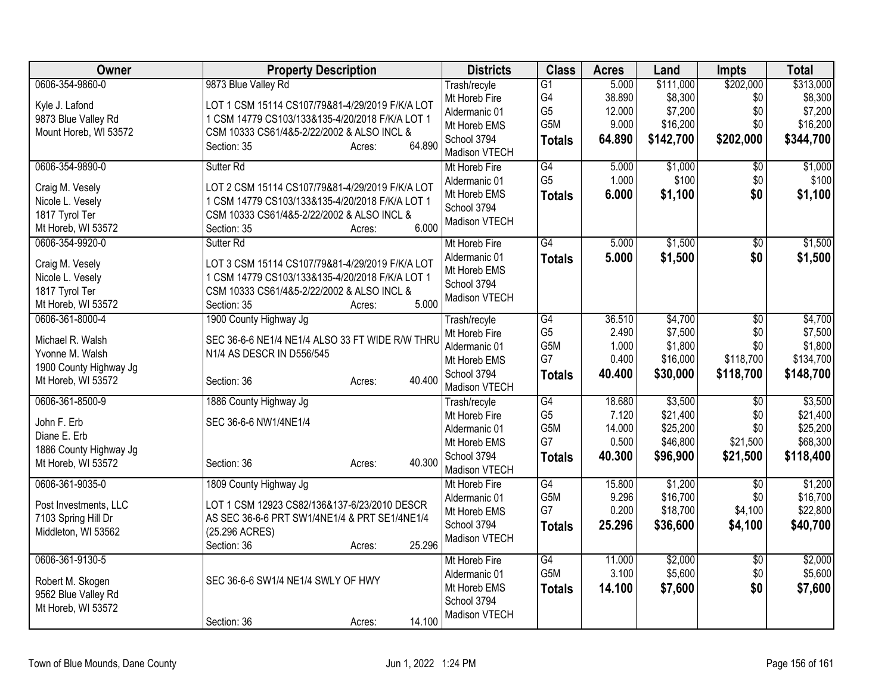| Owner | Property Description | Districts | Class | Acres | Land | Impts | Total |
|---|---|---|---|---|---|---|---|
| 0606-354-9860-0<br>Kyle J. Lafond<br>9873 Blue Valley Rd<br>Mount Horeb, WI 53572 | 9873 Blue Valley Rd<br>LOT 1 CSM 15114 CS107/79&81-4/29/2019 F/K/A LOT 1 CSM 14779 CS103/133&135-4/20/2018 F/K/A LOT 1 CSM 10333 CS61/4&5-2/22/2002 & ALSO INCL &<br>Section: 35 Acres: 64.890 | Trash/recyle<br>Mt Horeb Fire<br>Aldermanic 01<br>Mt Horeb EMS<br>School 3794<br>Madison VTECH | G1<br>G4<br>G5<br>G5M<br>**Totals** | 5.000<br>38.890<br>12.000<br>9.000<br>**64.890** | $111,000<br>$8,300<br>$7,200<br>$16,200<br>**$142,700** | $202,000<br>$0<br>$0<br>$0<br>**$202,000** | $313,000<br>$8,300<br>$7,200<br>$16,200<br>**$344,700** |
| 0606-354-9890-0<br>Craig M. Vesely<br>Nicole L. Vesely<br>1817 Tyrol Ter<br>Mt Horeb, WI 53572 | Sutter Rd<br>LOT 2 CSM 15114 CS107/79&81-4/29/2019 F/K/A LOT 1 CSM 14779 CS103/133&135-4/20/2018 F/K/A LOT 1 CSM 10333 CS61/4&5-2/22/2002 & ALSO INCL &<br>Section: 35 Acres: 6.000 | Mt Horeb Fire<br>Aldermanic 01<br>Mt Horeb EMS<br>School 3794<br>Madison VTECH | G4<br>G5<br>**Totals** | 5.000<br>1.000<br>**6.000** | $1,000<br>$100<br>**$1,100** | $0<br>$0<br>**$0** | $1,000<br>$100<br>**$1,100** |
| 0606-354-9920-0<br>Craig M. Vesely<br>Nicole L. Vesely<br>1817 Tyrol Ter<br>Mt Horeb, WI 53572 | Sutter Rd<br>LOT 3 CSM 15114 CS107/79&81-4/29/2019 F/K/A LOT 1 CSM 14779 CS103/133&135-4/20/2018 F/K/A LOT 1 CSM 10333 CS61/4&5-2/22/2002 & ALSO INCL &<br>Section: 35 Acres: 5.000 | Mt Horeb Fire<br>Aldermanic 01<br>Mt Horeb EMS<br>School 3794<br>Madison VTECH | G4<br>**Totals** | 5.000<br>**5.000** | $1,500<br>**$1,500** | $0<br>**$0** | $1,500<br>**$1,500** |
| 0606-361-8000-4<br>Michael R. Walsh<br>Yvonne M. Walsh<br>1900 County Highway Jg<br>Mt Horeb, WI 53572 | 1900 County Highway Jg<br>SEC 36-6-6 NE1/4 NE1/4 ALSO 33 FT WIDE R/W THRU N1/4 AS DESCR IN D556/545<br>Section: 36 Acres: 40.400 | Trash/recyle<br>Mt Horeb Fire<br>Aldermanic 01<br>Mt Horeb EMS<br>School 3794<br>Madison VTECH | G4<br>G5<br>G5M<br>G7<br>**Totals** | 36.510<br>2.490<br>1.000<br>0.400<br>**40.400** | $4,700<br>$7,500<br>$1,800<br>$16,000<br>**$30,000** | $0<br>$0<br>$0<br>$118,700<br>**$118,700** | $4,700<br>$7,500<br>$1,800<br>$134,700<br>**$148,700** |
| 0606-361-8500-9<br>John F. Erb<br>Diane E. Erb<br>1886 County Highway Jg<br>Mt Horeb, WI 53572 | 1886 County Highway Jg<br>SEC 36-6-6 NW1/4NE1/4<br>Section: 36 Acres: 40.300 | Trash/recyle<br>Mt Horeb Fire<br>Aldermanic 01<br>Mt Horeb EMS<br>School 3794<br>Madison VTECH | G4<br>G5<br>G5M<br>G7<br>**Totals** | 18.680<br>7.120<br>14.000<br>0.500<br>**40.300** | $3,500<br>$21,400<br>$25,200<br>$46,800<br>**$96,900** | $0<br>$0<br>$0<br>$21,500<br>**$21,500** | $3,500<br>$21,400<br>$25,200<br>$68,300<br>**$118,400** |
| 0606-361-9035-0<br>Post Investments, LLC<br>7103 Spring Hill Dr<br>Middleton, WI 53562 | 1809 County Highway Jg<br>LOT 1 CSM 12923 CS82/136&137-6/23/2010 DESCR AS SEC 36-6-6 PRT SW1/4NE1/4 & PRT SE1/4NE1/4 (25.296 ACRES)<br>Section: 36 Acres: 25.296 | Mt Horeb Fire<br>Aldermanic 01<br>Mt Horeb EMS<br>School 3794<br>Madison VTECH | G4<br>G5M<br>G7<br>**Totals** | 15.800<br>9.296<br>0.200<br>**25.296** | $1,200<br>$16,700<br>$18,700<br>**$36,600** | $0<br>$0<br>$4,100<br>**$4,100** | $1,200<br>$16,700<br>$22,800<br>**$40,700** |
| 0606-361-9130-5<br>Robert M. Skogen<br>9562 Blue Valley Rd<br>Mt Horeb, WI 53572 | SEC 36-6-6 SW1/4 NE1/4 SWLY OF HWY<br>Section: 36 Acres: 14.100 | Mt Horeb Fire<br>Aldermanic 01<br>Mt Horeb EMS<br>School 3794<br>Madison VTECH | G4<br>G5M<br>**Totals** | 11.000<br>3.100<br>**14.100** | $2,000<br>$5,600<br>**$7,600** | $0<br>$0<br>**$0** | $2,000<br>$5,600<br>**$7,600** |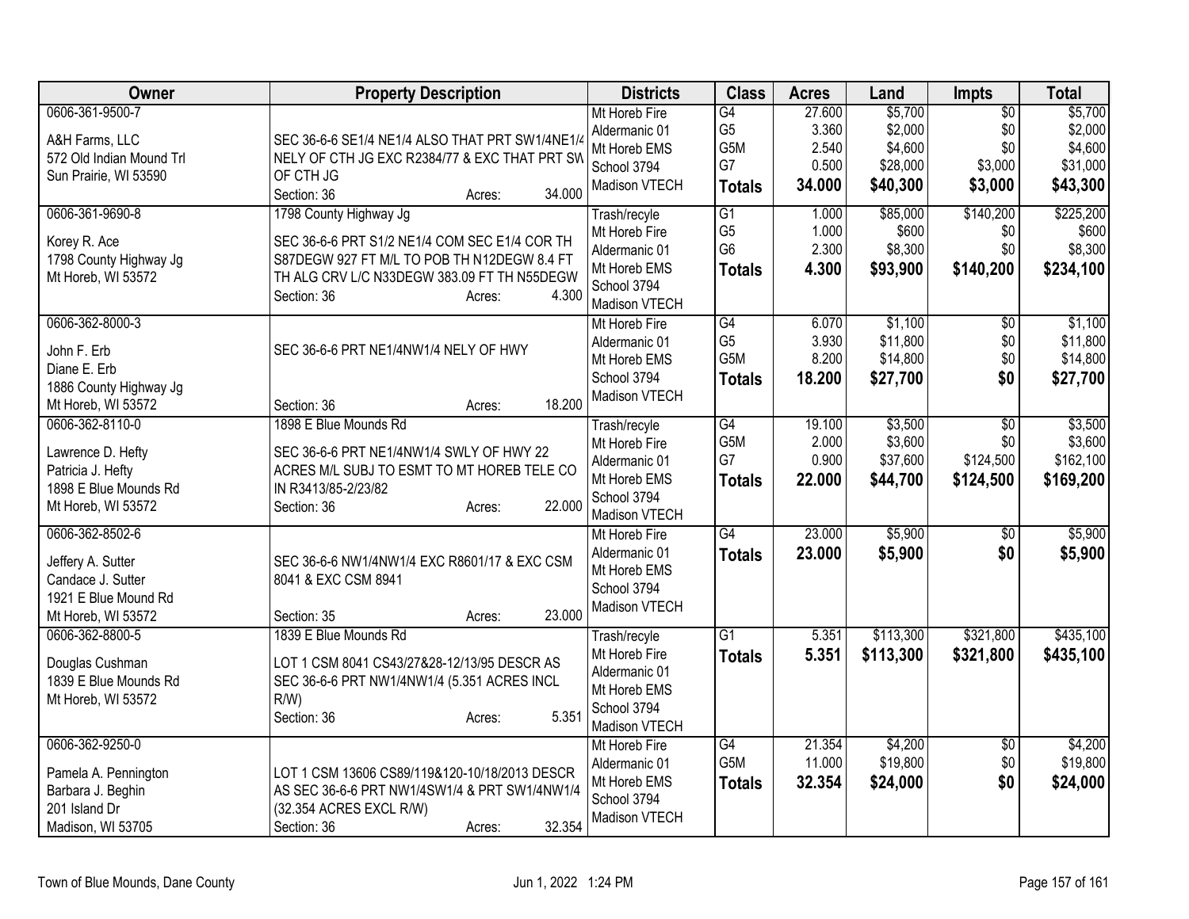| Owner | Property Description | Districts | Class | Acres | Land | Impts | Total |
|---|---|---|---|---|---|---|---|
| 0606-361-9500-7<br>A&H Farms, LLC<br>572 Old Indian Mound Trl<br>Sun Prairie, WI 53590 | SEC 36-6-6 SE1/4 NE1/4 ALSO THAT PRT SW1/4NE1/4 NELY OF CTH JG EXC R2384/77 & EXC THAT PRT SW OF CTH JG<br>Section: 36 Acres: 34.000 | Mt Horeb Fire<br>Aldermanic 01<br>Mt Horeb EMS<br>School 3794<br>Madison VTECH | G4<br>G5<br>G5M<br>G7<br>**Totals** | 27.600<br>3.360<br>2.540<br>0.500<br>**34.000** | $5,700<br>$2,000<br>$4,600<br>$28,000<br>**$40,300** | $0<br>$0<br>$0<br>$3,000<br>**$3,000** | $5,700<br>$2,000<br>$4,600<br>$31,000<br>**$43,300** |
| 0606-361-9690-8<br>Korey R. Ace<br>1798 County Highway Jg<br>Mt Horeb, WI 53572 | 1798 County Highway Jg<br>SEC 36-6-6 PRT S1/2 NE1/4 COM SEC E1/4 COR TH S87DEGW 927 FT M/L TO POB TH N12DEGW 8.4 FT TH ALG CRV L/C N33DEGW 383.09 FT TH N55DEGW<br>Section: 36 Acres: 4.300 | Trash/recyle<br>Mt Horeb Fire<br>Aldermanic 01<br>Mt Horeb EMS<br>School 3794<br>Madison VTECH | G1<br>G5<br>G6<br>**Totals** | 1.000<br>1.000<br>2.300<br>**4.300** | $85,000<br>$600<br>$8,300<br>**$93,900** | $140,200<br>$0<br>$0<br>**$140,200** | $225,200<br>$600<br>$8,300<br>**$234,100** |
| 0606-362-8000-3<br>John F. Erb<br>Diane E. Erb<br>1886 County Highway Jg<br>Mt Horeb, WI 53572 | SEC 36-6-6 PRT NE1/4NW1/4 NELY OF HWY<br>Section: 36 Acres: 18.200 | Mt Horeb Fire<br>Aldermanic 01<br>Mt Horeb EMS<br>School 3794<br>Madison VTECH | G4<br>G5<br>G5M<br>**Totals** | 6.070<br>3.930<br>8.200<br>**18.200** | $1,100<br>$11,800<br>$14,800<br>**$27,700** | $0<br>$0<br>$0<br>**$0** | $1,100<br>$11,800<br>$14,800<br>**$27,700** |
| 0606-362-8110-0<br>Lawrence D. Hefty<br>Patricia J. Hefty<br>1898 E Blue Mounds Rd<br>Mt Horeb, WI 53572 | 1898 E Blue Mounds Rd<br>SEC 36-6-6 PRT NE1/4NW1/4 SWLY OF HWY 22 ACRES M/L SUBJ TO ESMT TO MT HOREB TELE CO IN R3413/85-2/23/82<br>Section: 36 Acres: 22.000 | Trash/recyle<br>Mt Horeb Fire<br>Aldermanic 01<br>Mt Horeb EMS<br>School 3794<br>Madison VTECH | G4<br>G5M<br>G7<br>**Totals** | 19.100<br>2.000<br>0.900<br>**22.000** | $3,500<br>$3,600<br>$37,600<br>**$44,700** | $0<br>$0<br>$124,500<br>**$124,500** | $3,500<br>$3,600<br>$162,100<br>**$169,200** |
| 0606-362-8502-6<br>Jeffery A. Sutter<br>Candace J. Sutter<br>1921 E Blue Mound Rd<br>Mt Horeb, WI 53572 | SEC 36-6-6 NW1/4NW1/4 EXC R8601/17 & EXC CSM 8041 & EXC CSM 8941<br>Section: 35 Acres: 23.000 | Mt Horeb Fire<br>Aldermanic 01<br>Mt Horeb EMS<br>School 3794<br>Madison VTECH | G4<br>**Totals** | 23.000<br>**23.000** | $5,900<br>**$5,900** | $0<br>**$0** | $5,900<br>**$5,900** |
| 0606-362-8800-5<br>Douglas Cushman<br>1839 E Blue Mounds Rd<br>Mt Horeb, WI 53572 | 1839 E Blue Mounds Rd<br>LOT 1 CSM 8041 CS43/27&28-12/13/95 DESCR AS SEC 36-6-6 PRT NW1/4NW1/4 (5.351 ACRES INCL R/W)<br>Section: 36 Acres: 5.351 | Trash/recyle<br>Mt Horeb Fire<br>Aldermanic 01<br>Mt Horeb EMS<br>School 3794<br>Madison VTECH | G1<br>**Totals** | 5.351<br>**5.351** | $113,300<br>**$113,300** | $321,800<br>**$321,800** | $435,100<br>**$435,100** |
| 0606-362-9250-0<br>Pamela A. Pennington<br>Barbara J. Beghin<br>201 Island Dr<br>Madison, WI 53705 | LOT 1 CSM 13606 CS89/119&120-10/18/2013 DESCR AS SEC 36-6-6 PRT NW1/4SW1/4 & PRT SW1/4NW1/4 (32.354 ACRES EXCL R/W)<br>Section: 36 Acres: 32.354 | Mt Horeb Fire<br>Aldermanic 01<br>Mt Horeb EMS<br>School 3794<br>Madison VTECH | G4<br>G5M<br>**Totals** | 21.354<br>11.000<br>**32.354** | $4,200<br>$19,800<br>**$24,000** | $0<br>$0<br>**$0** | $4,200<br>$19,800<br>**$24,000** |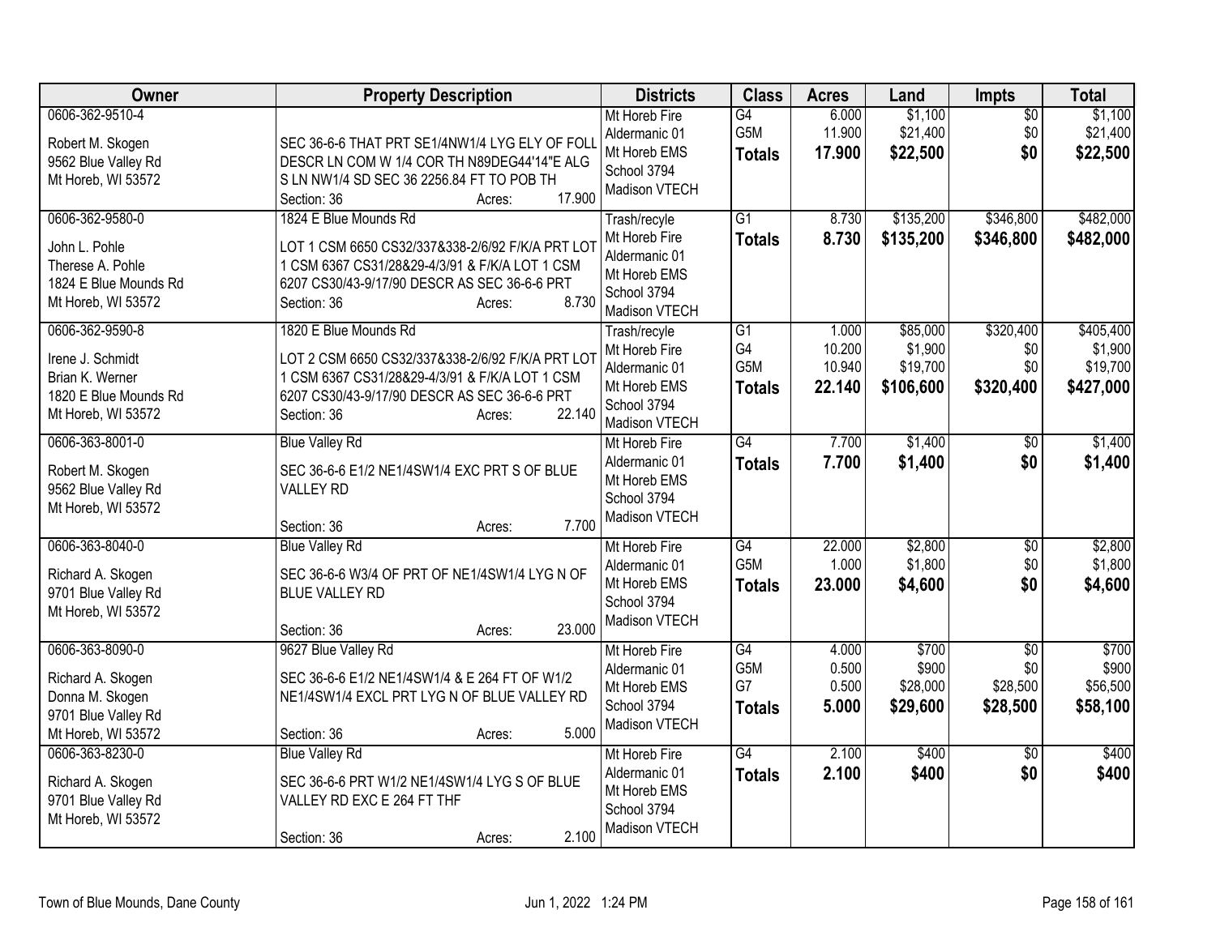| Owner | Property Description | Districts | Class | Acres | Land | Impts | Total |
|---|---|---|---|---|---|---|---|
| 0606-362-9510-4<br><br>Robert M. Skogen<br>9562 Blue Valley Rd<br>Mt Horeb, WI 53572 | SEC 36-6-6 THAT PRT SE1/4NW1/4 LYG ELY OF FOLL DESCR LN COM W 1/4 COR TH N89DEG44'14"E ALG S LN NW1/4 SD SEC 36 2256.84 FT TO POB TH<br>Section: 36 Acres: 17.900 | Mt Horeb Fire<br>Aldermanic 01<br>Mt Horeb EMS<br>School 3794<br>Madison VTECH | G4<br>G5M<br>**Totals** | 6.000<br>11.900<br>**17.900** | $1,100<br>$21,400<br>**$22,500** | $0<br>$0<br>**$0** | $1,100<br>$21,400<br>**$22,500** |
| 0606-362-9580-0<br><br>John L. Pohle<br>Therese A. Pohle<br>1824 E Blue Mounds Rd<br>Mt Horeb, WI 53572 | 1824 E Blue Mounds Rd<br>LOT 1 CSM 6650 CS32/337&338-2/6/92 F/K/A PRT LOT 1 CSM 6367 CS31/28&29-4/3/91 & F/K/A LOT 1 CSM 6207 CS30/43-9/17/90 DESCR AS SEC 36-6-6 PRT<br>Section: 36 Acres: 8.730 | Trash/recyle<br>Mt Horeb Fire<br>Aldermanic 01<br>Mt Horeb EMS<br>School 3794<br>Madison VTECH | G1<br>**Totals** | 8.730<br>**8.730** | $135,200<br>**$135,200** | $346,800<br>**$346,800** | $482,000<br>**$482,000** |
| 0606-362-9590-8<br><br>Irene J. Schmidt<br>Brian K. Werner<br>1820 E Blue Mounds Rd<br>Mt Horeb, WI 53572 | 1820 E Blue Mounds Rd<br>LOT 2 CSM 6650 CS32/337&338-2/6/92 F/K/A PRT LOT 1 CSM 6367 CS31/28&29-4/3/91 & F/K/A LOT 1 CSM 6207 CS30/43-9/17/90 DESCR AS SEC 36-6-6 PRT<br>Section: 36 Acres: 22.140 | Trash/recyle<br>Mt Horeb Fire<br>Aldermanic 01<br>Mt Horeb EMS<br>School 3794<br>Madison VTECH | G1<br>G4<br>G5M<br>**Totals** | 1.000<br>10.200<br>10.940<br>**22.140** | $85,000<br>$1,900<br>$19,700<br>**$106,600** | $320,400<br>$0<br>$0<br>**$320,400** | $405,400<br>$1,900<br>$19,700<br>**$427,000** |
| 0606-363-8001-0<br><br>Robert M. Skogen<br>9562 Blue Valley Rd<br>Mt Horeb, WI 53572 | Blue Valley Rd<br>SEC 36-6-6 E1/2 NE1/4SW1/4 EXC PRT S OF BLUE VALLEY RD<br>Section: 36 Acres: 7.700 | Mt Horeb Fire<br>Aldermanic 01<br>Mt Horeb EMS<br>School 3794<br>Madison VTECH | G4<br>**Totals** | 7.700<br>**7.700** | $1,400<br>**$1,400** | $0<br>**$0** | $1,400<br>**$1,400** |
| 0606-363-8040-0<br><br>Richard A. Skogen<br>9701 Blue Valley Rd<br>Mt Horeb, WI 53572 | Blue Valley Rd<br>SEC 36-6-6 W3/4 OF PRT OF NE1/4SW1/4 LYG N OF BLUE VALLEY RD<br>Section: 36 Acres: 23.000 | Mt Horeb Fire<br>Aldermanic 01<br>Mt Horeb EMS<br>School 3794<br>Madison VTECH | G4<br>G5M<br>**Totals** | 22.000<br>1.000<br>**23.000** | $2,800<br>$1,800<br>**$4,600** | $0<br>$0<br>**$0** | $2,800<br>$1,800<br>**$4,600** |
| 0606-363-8090-0<br><br>Richard A. Skogen<br>Donna M. Skogen<br>9701 Blue Valley Rd<br>Mt Horeb, WI 53572 | 9627 Blue Valley Rd<br>SEC 36-6-6 E1/2 NE1/4SW1/4 & E 264 FT OF W1/2 NE1/4SW1/4 EXCL PRT LYG N OF BLUE VALLEY RD<br>Section: 36 Acres: 5.000 | Mt Horeb Fire<br>Aldermanic 01<br>Mt Horeb EMS<br>School 3794<br>Madison VTECH | G4<br>G5M<br>G7<br>**Totals** | 4.000<br>0.500<br>0.500<br>**5.000** | $700<br>$900<br>$28,000<br>**$29,600** | $0<br>$0<br>$28,500<br>**$28,500** | $700<br>$900<br>$56,500<br>**$58,100** |
| 0606-363-8230-0<br><br>Richard A. Skogen<br>9701 Blue Valley Rd<br>Mt Horeb, WI 53572 | Blue Valley Rd<br>SEC 36-6-6 PRT W1/2 NE1/4SW1/4 LYG S OF BLUE VALLEY RD EXC E 264 FT THF<br>Section: 36 Acres: 2.100 | Mt Horeb Fire<br>Aldermanic 01<br>Mt Horeb EMS<br>School 3794<br>Madison VTECH | G4<br>**Totals** | 2.100<br>**2.100** | $400<br>**$400** | $0<br>**$0** | $400<br>**$400** |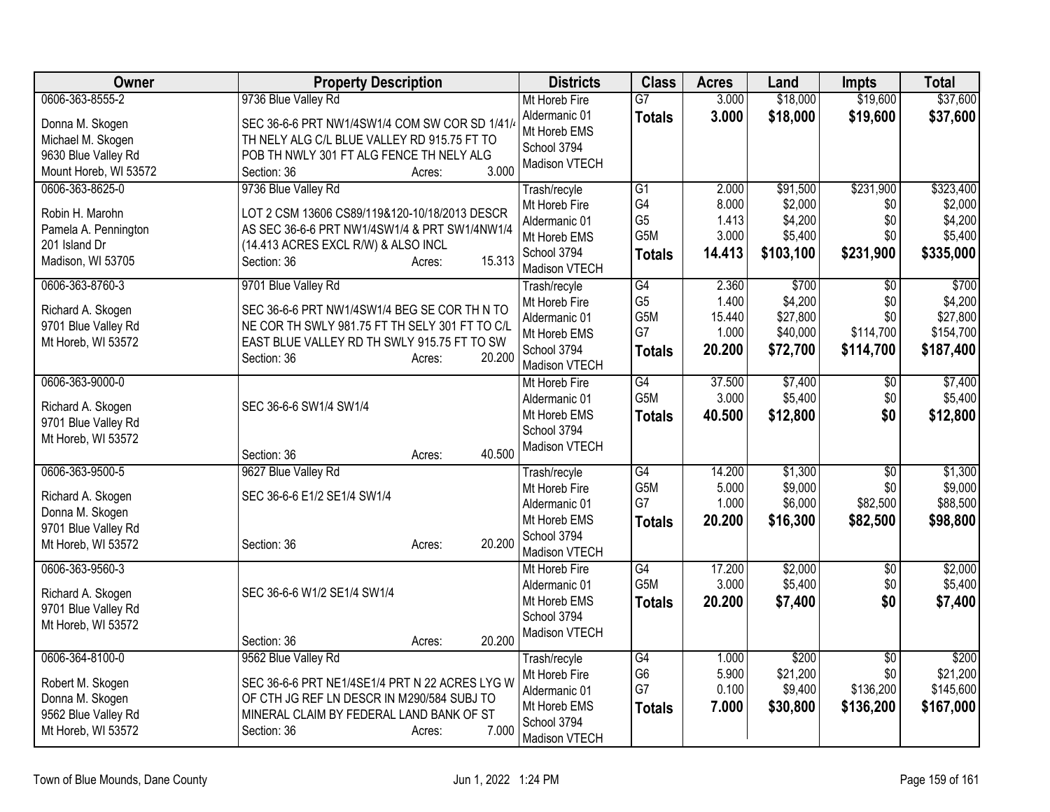| Owner | Property Description | Districts | Class | Acres | Land | Impts | Total |
|---|---|---|---|---|---|---|---|
| 0606-363-8555-2<br><br>Donna M. Skogen<br>Michael M. Skogen<br>9630 Blue Valley Rd<br>Mount Horeb, WI 53572 | 9736 Blue Valley Rd<br><br>SEC 36-6-6 PRT NW1/4SW1/4 COM SW COR SD 1/41/4 TH NELY ALG C/L BLUE VALLEY RD 915.75 FT TO POB TH NWLY 301 FT ALG FENCE TH NELY ALG<br>Section: 36 Acres: 3.000 | Mt Horeb Fire<br>Aldermanic 01<br>Mt Horeb EMS<br>School 3794<br>Madison VTECH | G7<br>**Totals** | 3.000<br>**3.000** | $18,000<br>**$18,000** | $19,600<br>**$19,600** | $37,600<br>**$37,600** |
| 0606-363-8625-0<br><br>Robin H. Marohn<br>Pamela A. Pennington<br>201 Island Dr<br>Madison, WI 53705 | 9736 Blue Valley Rd<br><br>LOT 2 CSM 13606 CS89/119&120-10/18/2013 DESCR AS SEC 36-6-6 PRT NW1/4SW1/4 & PRT SW1/4NW1/4 (14.413 ACRES EXCL R/W) & ALSO INCL<br>Section: 36 Acres: 15.313 | Trash/recyle<br>Mt Horeb Fire<br>Aldermanic 01<br>Mt Horeb EMS<br>School 3794<br>Madison VTECH | G1<br>G4<br>G5<br>G5M<br>**Totals** | 2.000<br>8.000<br>1.413<br>3.000<br>**14.413** | $91,500<br>$2,000<br>$4,200<br>$5,400<br>**$103,100** | $231,900<br>$0<br>$0<br>$0<br>**$231,900** | $323,400<br>$2,000<br>$4,200<br>$5,400<br>**$335,000** |
| 0606-363-8760-3<br><br>Richard A. Skogen<br>9701 Blue Valley Rd<br>Mt Horeb, WI 53572 | 9701 Blue Valley Rd<br><br>SEC 36-6-6 PRT NW1/4SW1/4 BEG SE COR TH N TO NE COR TH SWLY 981.75 FT TH SELY 301 FT TO C/L EAST BLUE VALLEY RD TH SWLY 915.75 FT TO SW<br>Section: 36 Acres: 20.200 | Trash/recyle<br>Mt Horeb Fire<br>Aldermanic 01<br>Mt Horeb EMS<br>School 3794<br>Madison VTECH | G4<br>G5<br>G5M<br>G7<br>**Totals** | 2.360<br>1.400<br>15.440<br>1.000<br>**20.200** | $700<br>$4,200<br>$27,800<br>$40,000<br>**$72,700** | $0<br>$0<br>$0<br>$114,700<br>**$114,700** | $700<br>$4,200<br>$27,800<br>$154,700<br>**$187,400** |
| 0606-363-9000-0<br><br>Richard A. Skogen<br>9701 Blue Valley Rd<br>Mt Horeb, WI 53572 | SEC 36-6-6 SW1/4 SW1/4<br><br>Section: 36 Acres: 40.500 | Mt Horeb Fire<br>Aldermanic 01<br>Mt Horeb EMS<br>School 3794<br>Madison VTECH | G4<br>G5M<br>**Totals** | 37.500<br>3.000<br>**40.500** | $7,400<br>$5,400<br>**$12,800** | $0<br>$0<br>**$0** | $7,400<br>$5,400<br>**$12,800** |
| 0606-363-9500-5<br><br>Richard A. Skogen<br>Donna M. Skogen<br>9701 Blue Valley Rd<br>Mt Horeb, WI 53572 | 9627 Blue Valley Rd<br><br>SEC 36-6-6 E1/2 SE1/4 SW1/4<br><br>Section: 36 Acres: 20.200 | Trash/recyle<br>Mt Horeb Fire<br>Aldermanic 01<br>Mt Horeb EMS<br>School 3794<br>Madison VTECH | G4<br>G5M<br>G7<br>**Totals** | 14.200<br>5.000<br>1.000<br>**20.200** | $1,300<br>$9,000<br>$6,000<br>**$16,300** | $0<br>$0<br>$82,500<br>**$82,500** | $1,300<br>$9,000<br>$88,500<br>**$98,800** |
| 0606-363-9560-3<br><br>Richard A. Skogen<br>9701 Blue Valley Rd<br>Mt Horeb, WI 53572 | SEC 36-6-6 W1/2 SE1/4 SW1/4<br><br>Section: 36 Acres: 20.200 | Mt Horeb Fire<br>Aldermanic 01<br>Mt Horeb EMS<br>School 3794<br>Madison VTECH | G4<br>G5M<br>**Totals** | 17.200<br>3.000<br>**20.200** | $2,000<br>$5,400<br>**$7,400** | $0<br>$0<br>**$0** | $2,000<br>$5,400<br>**$7,400** |
| 0606-364-8100-0<br><br>Robert M. Skogen<br>Donna M. Skogen<br>9562 Blue Valley Rd<br>Mt Horeb, WI 53572 | 9562 Blue Valley Rd<br><br>SEC 36-6-6 PRT NE1/4SE1/4 PRT N 22 ACRES LYG W OF CTH JG REF LN DESCR IN M290/584 SUBJ TO MINERAL CLAIM BY FEDERAL LAND BANK OF ST<br>Section: 36 Acres: 7.000 | Trash/recyle<br>Mt Horeb Fire<br>Aldermanic 01<br>Mt Horeb EMS<br>School 3794<br>Madison VTECH | G4<br>G6<br>G7<br>**Totals** | 1.000<br>5.900<br>0.100<br>**7.000** | $200<br>$21,200<br>$9,400<br>**$30,800** | $0<br>$0<br>$136,200<br>**$136,200** | $200<br>$21,200<br>$145,600<br>**$167,000** |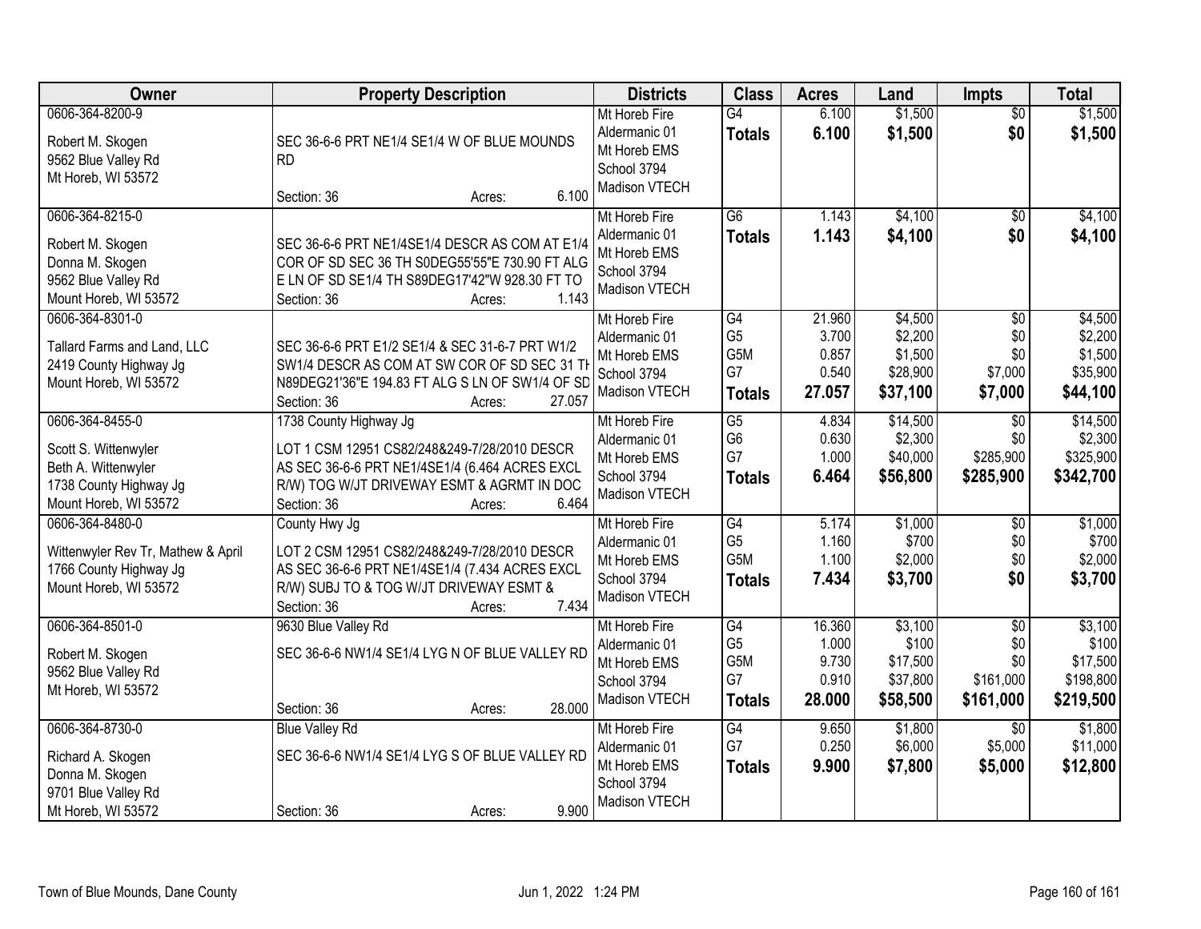| Owner | Property Description | Districts | Class | Acres | Land | Impts | Total |
|---|---|---|---|---|---|---|---|
| 0606-364-8200-9<br><br>Robert M. Skogen<br>9562 Blue Valley Rd<br>Mt Horeb, WI 53572 | SEC 36-6-6 PRT NE1/4 SE1/4 W OF BLUE MOUNDS RD<br><br>Section: 36 Acres: 6.100 | Mt Horeb Fire<br>Aldermanic 01<br>Mt Horeb EMS<br>School 3794<br>Madison VTECH | G4<br>**Totals** | 6.100<br>**6.100** | $1,500<br>**$1,500** | $0<br>**$0** | $1,500<br>**$1,500** |
| 0606-364-8215-0<br><br>Robert M. Skogen<br>Donna M. Skogen<br>9562 Blue Valley Rd<br>Mount Horeb, WI 53572 | SEC 36-6-6 PRT NE1/4SE1/4 DESCR AS COM AT E1/4 COR OF SD SEC 36 TH S0DEG55'55"E 730.90 FT ALG E LN OF SD SE1/4 TH S89DEG17'42"W 928.30 FT TO<br>Section: 36 Acres: 1.143 | Mt Horeb Fire<br>Aldermanic 01<br>Mt Horeb EMS<br>School 3794<br>Madison VTECH | G6<br>**Totals** | 1.143<br>**1.143** | $4,100<br>**$4,100** | $0<br>**$0** | $4,100<br>**$4,100** |
| 0606-364-8301-0<br><br>Tallard Farms and Land, LLC<br>2419 County Highway Jg<br>Mount Horeb, WI 53572 | SEC 36-6-6 PRT E1/2 SE1/4 & SEC 31-6-7 PRT W1/2 SW1/4 DESCR AS COM AT SW COR OF SD SEC 31 TH N89DEG21'36"E 194.83 FT ALG S LN OF SW1/4 OF SD<br>Section: 36 Acres: 27.057 | Mt Horeb Fire<br>Aldermanic 01<br>Mt Horeb EMS<br>School 3794<br>Madison VTECH | G4<br>G5<br>G5M<br>G7<br>**Totals** | 21.960<br>3.700<br>0.857<br>0.540<br>**27.057** | $4,500<br>$2,200<br>$1,500<br>$28,900<br>**$37,100** | $0<br>$0<br>$0<br>$7,000<br>**$7,000** | $4,500<br>$2,200<br>$1,500<br>$35,900<br>**$44,100** |
| 0606-364-8455-0<br><br>Scott S. Wittenwyler<br>Beth A. Wittenwyler<br>1738 County Highway Jg<br>Mount Horeb, WI 53572 | 1738 County Highway Jg<br>LOT 1 CSM 12951 CS82/248&249-7/28/2010 DESCR AS SEC 36-6-6 PRT NE1/4SE1/4 (6.464 ACRES EXCL R/W) TOG W/JT DRIVEWAY ESMT & AGRMT IN DOC<br>Section: 36 Acres: 6.464 | Mt Horeb Fire<br>Aldermanic 01<br>Mt Horeb EMS<br>School 3794<br>Madison VTECH | G5<br>G6<br>G7<br>**Totals** | 4.834<br>0.630<br>1.000<br>**6.464** | $14,500<br>$2,300<br>$40,000<br>**$56,800** | $0<br>$0<br>$285,900<br>**$285,900** | $14,500<br>$2,300<br>$325,900<br>**$342,700** |
| 0606-364-8480-0<br><br>Wittenwyler Rev Tr, Mathew & April<br>1766 County Highway Jg<br>Mount Horeb, WI 53572 | County Hwy Jg<br>LOT 2 CSM 12951 CS82/248&249-7/28/2010 DESCR AS SEC 36-6-6 PRT NE1/4SE1/4 (7.434 ACRES EXCL R/W) SUBJ TO & TOG W/JT DRIVEWAY ESMT &<br>Section: 36 Acres: 7.434 | Mt Horeb Fire<br>Aldermanic 01<br>Mt Horeb EMS<br>School 3794<br>Madison VTECH | G4<br>G5<br>G5M<br>**Totals** | 5.174<br>1.160<br>1.100<br>**7.434** | $1,000<br>$700<br>$2,000<br>**$3,700** | $0<br>$0<br>$0<br>**$0** | $1,000<br>$700<br>$2,000<br>**$3,700** |
| 0606-364-8501-0<br><br>Robert M. Skogen<br>9562 Blue Valley Rd<br>Mt Horeb, WI 53572 | 9630 Blue Valley Rd<br>SEC 36-6-6 NW1/4 SE1/4 LYG N OF BLUE VALLEY RD<br><br>Section: 36 Acres: 28.000 | Mt Horeb Fire<br>Aldermanic 01<br>Mt Horeb EMS<br>School 3794<br>Madison VTECH | G4<br>G5<br>G5M<br>G7<br>**Totals** | 16.360<br>1.000<br>9.730<br>0.910<br>**28.000** | $3,100<br>$100<br>$17,500<br>$37,800<br>**$58,500** | $0<br>$0<br>$0<br>$161,000<br>**$161,000** | $3,100<br>$100<br>$17,500<br>$198,800<br>**$219,500** |
| 0606-364-8730-0<br><br>Richard A. Skogen<br>Donna M. Skogen<br>9701 Blue Valley Rd<br>Mt Horeb, WI 53572 | Blue Valley Rd<br>SEC 36-6-6 NW1/4 SE1/4 LYG S OF BLUE VALLEY RD<br><br>Section: 36 Acres: 9.900 | Mt Horeb Fire<br>Aldermanic 01<br>Mt Horeb EMS<br>School 3794<br>Madison VTECH | G4<br>G7<br>**Totals** | 9.650<br>0.250<br>**9.900** | $1,800<br>$6,000<br>**$7,800** | $0<br>$5,000<br>**$5,000** | $1,800<br>$11,000<br>**$12,800** |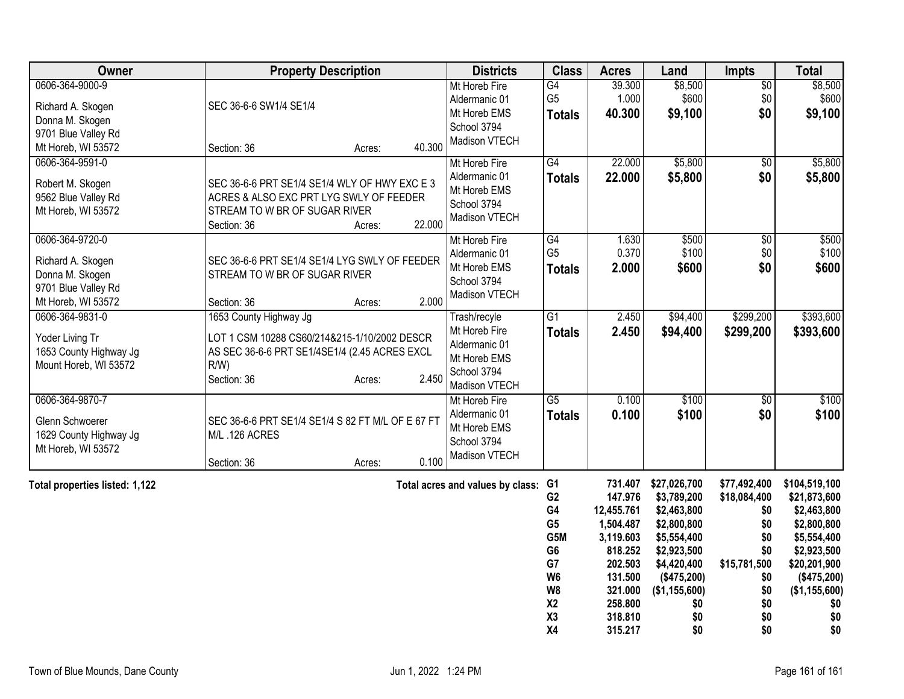| Owner | Property Description | Districts | Class | Acres | Land | Impts | Total |
|---|---|---|---|---|---|---|---|
| 0606-364-9000-9<br>Richard A. Skogen<br>Donna M. Skogen<br>9701 Blue Valley Rd<br>Mt Horeb, WI 53572 | SEC 36-6-6 SW1/4 SE1/4<br>Section: 36 Acres: 40.300 | Mt Horeb Fire<br>Aldermanic 01<br>Mt Horeb EMS<br>School 3794<br>Madison VTECH | G4<br>G5<br>**Totals** | 39.300<br>1.000<br>**40.300** | $8,500<br>$600<br>**$9,100** | $0<br>$0<br>**$0** | $8,500<br>$600<br>**$9,100** |
| 0606-364-9591-0<br>Robert M. Skogen<br>9562 Blue Valley Rd<br>Mt Horeb, WI 53572 | SEC 36-6-6 PRT SE1/4 SE1/4 WLY OF HWY EXC E 3 ACRES & ALSO EXC PRT LYG SWLY OF FEEDER STREAM TO W BR OF SUGAR RIVER<br>Section: 36 Acres: 22.000 | Mt Horeb Fire<br>Aldermanic 01<br>Mt Horeb EMS<br>School 3794<br>Madison VTECH | G4<br>**Totals** | 22.000<br>**22.000** | $5,800<br>**$5,800** | $0<br>**$0** | $5,800<br>**$5,800** |
| 0606-364-9720-0<br>Richard A. Skogen<br>Donna M. Skogen<br>9701 Blue Valley Rd<br>Mt Horeb, WI 53572 | SEC 36-6-6 PRT SE1/4 SE1/4 LYG SWLY OF FEEDER STREAM TO W BR OF SUGAR RIVER<br>Section: 36 Acres: 2.000 | Mt Horeb Fire<br>Aldermanic 01<br>Mt Horeb EMS<br>School 3794<br>Madison VTECH | G4<br>G5<br>**Totals** | 1.630<br>0.370<br>**2.000** | $500<br>$100<br>**$600** | $0<br>$0<br>**$0** | $500<br>$100<br>**$600** |
| 0606-364-9831-0<br>Yoder Living Tr<br>1653 County Highway Jg<br>Mount Horeb, WI 53572 | 1653 County Highway Jg<br>LOT 1 CSM 10288 CS60/214&215-1/10/2002 DESCR AS SEC 36-6-6 PRT SE1/4SE1/4 (2.45 ACRES EXCL R/W)<br>Section: 36 Acres: 2.450 | Trash/recyle<br>Mt Horeb Fire<br>Aldermanic 01<br>Mt Horeb EMS<br>School 3794<br>Madison VTECH | G1<br>**Totals** | 2.450<br>**2.450** | $94,400<br>**$94,400** | $299,200<br>**$299,200** | $393,600<br>**$393,600** |
| 0606-364-9870-7<br>Glenn Schwoerer<br>1629 County Highway Jg<br>Mt Horeb, WI 53572 | SEC 36-6-6 PRT SE1/4 SE1/4 S 82 FT M/L OF E 67 FT M/L .126 ACRES<br>Section: 36 Acres: 0.100 | Mt Horeb Fire<br>Aldermanic 01<br>Mt Horeb EMS<br>School 3794<br>Madison VTECH | G5<br>**Totals** | 0.100<br>**0.100** | $100<br>**$100** | $0<br>**$0** | $100<br>**$100** |

**Total properties listed: 1,122**

**Total acres and values by class:**

| Class | Acres | Land | Impts | Total |
|---|---|---|---|---|
| G1 | 731.407 | $27,026,700 | $77,492,400 | $104,519,100 |
| G2 | 147.976 | $3,789,200 | $18,084,400 | $21,873,600 |
| G4 | 12,455.761 | $2,463,800 | $0 | $2,463,800 |
| G5 | 1,504.487 | $2,800,800 | $0 | $2,800,800 |
| G5M | 3,119.603 | $5,554,400 | $0 | $5,554,400 |
| G6 | 818.252 | $2,923,500 | $0 | $2,923,500 |
| G7 | 202.503 | $4,420,400 | $15,781,500 | $20,201,900 |
| W6 | 131.500 | ($475,200) | $0 | ($475,200) |
| W8 | 321.000 | ($1,155,600) | $0 | ($1,155,600) |
| X2 | 258.800 | $0 | $0 | $0 |
| X3 | 318.810 | $0 | $0 | $0 |
| X4 | 315.217 | $0 | $0 | $0 |